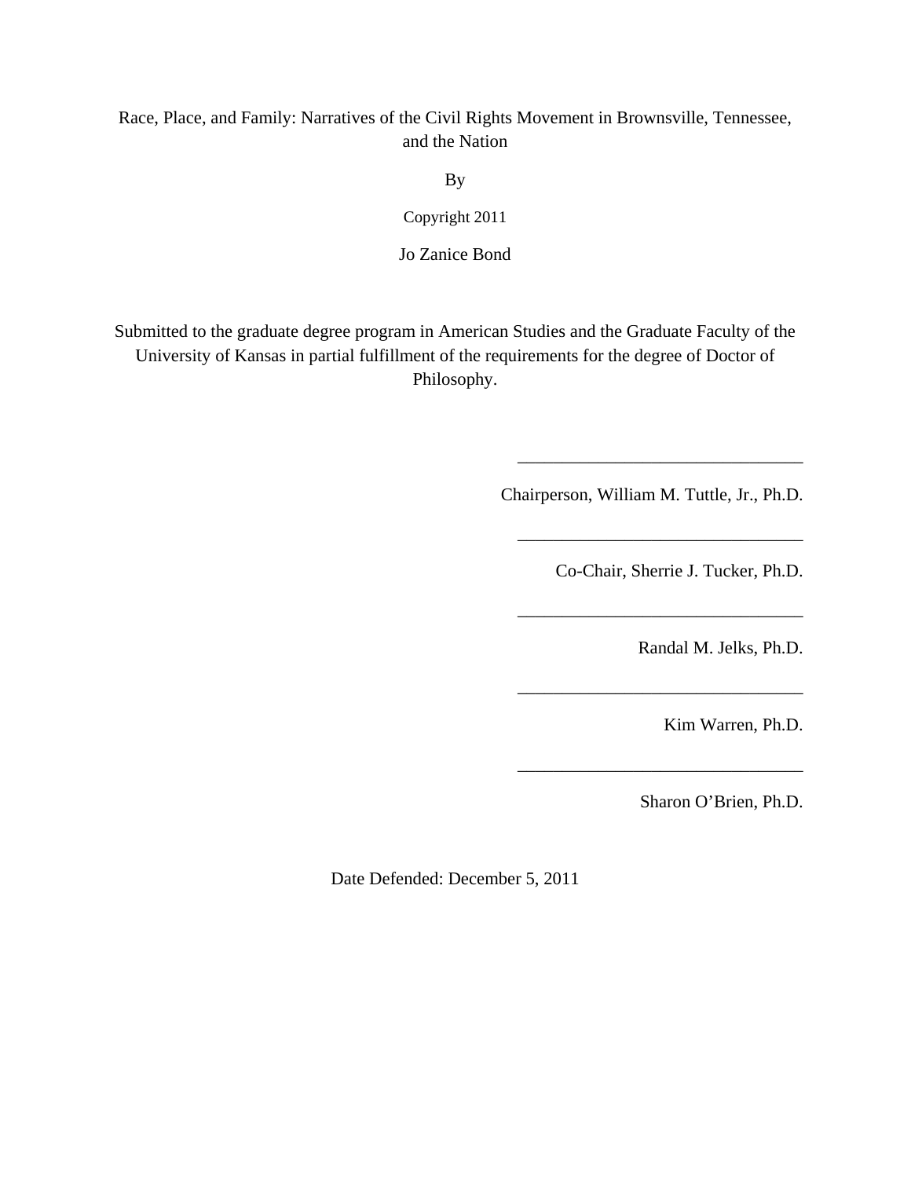Race, Place, and Family: Narratives of the Civil Rights Movement in Brownsville, Tennessee, and the Nation

By

Copyright 2011

Jo Zanice Bond

Submitted to the graduate degree program in American Studies and the Graduate Faculty of the University of Kansas in partial fulfillment of the requirements for the degree of Doctor of Philosophy.

________________________________

Chairperson, William M. Tuttle, Jr., Ph.D.

________________________________

Co-Chair, Sherrie J. Tucker, Ph.D.

________________________________

Randal M. Jelks, Ph.D.

________________________________

Kim Warren, Ph.D.

________________________________

Sharon O'Brien, Ph.D.

Date Defended: December 5, 2011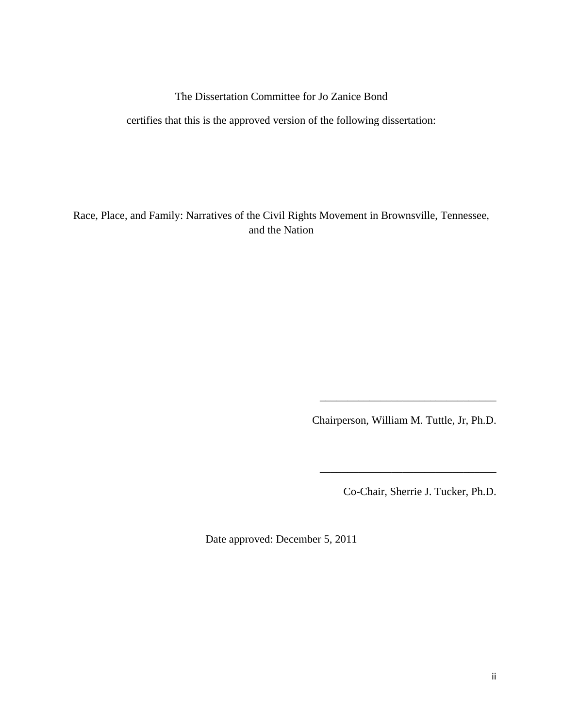The Dissertation Committee for Jo Zanice Bond

certifies that this is the approved version of the following dissertation:

Race, Place, and Family: Narratives of the Civil Rights Movement in Brownsville, Tennessee, and the Nation

\_\_\_\_\_\_\_\_\_\_\_\_\_\_\_\_\_\_\_\_\_\_\_\_\_\_\_\_\_\_\_\_

Chairperson, William M. Tuttle, Jr, Ph.D.

\_\_\_\_\_\_\_\_\_\_\_\_\_\_\_\_\_\_\_\_\_\_\_\_\_\_\_\_\_\_\_\_

Co-Chair, Sherrie J. Tucker, Ph.D.

Date approved: December 5, 2011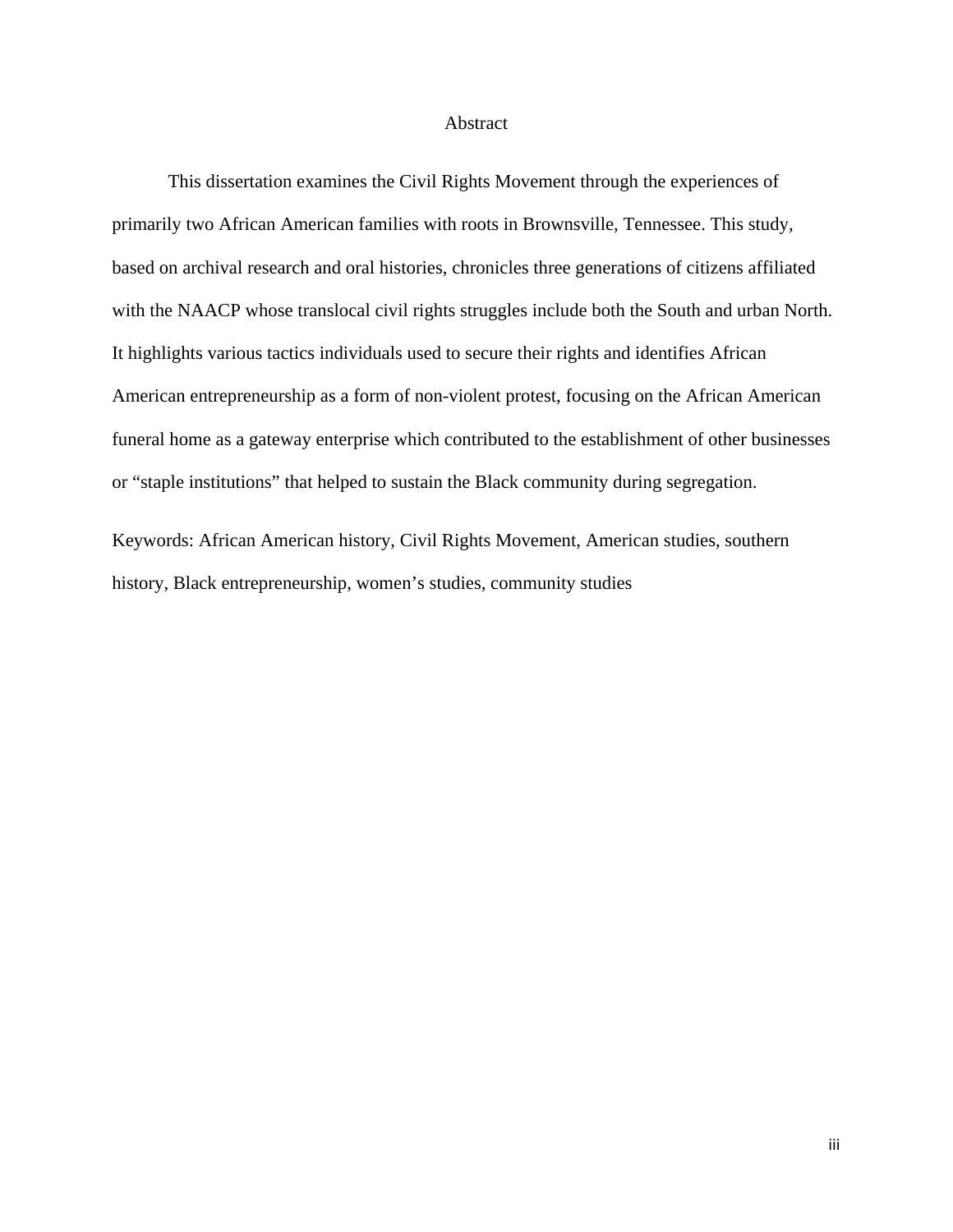# Abstract

This dissertation examines the Civil Rights Movement through the experiences of primarily two African American families with roots in Brownsville, Tennessee. This study, based on archival research and oral histories, chronicles three generations of citizens affiliated with the NAACP whose translocal civil rights struggles include both the South and urban North. It highlights various tactics individuals used to secure their rights and identifies African American entrepreneurship as a form of non-violent protest, focusing on the African American funeral home as a gateway enterprise which contributed to the establishment of other businesses or "staple institutions" that helped to sustain the Black community during segregation.

Keywords: African American history, Civil Rights Movement, American studies, southern history, Black entrepreneurship, women's studies, community studies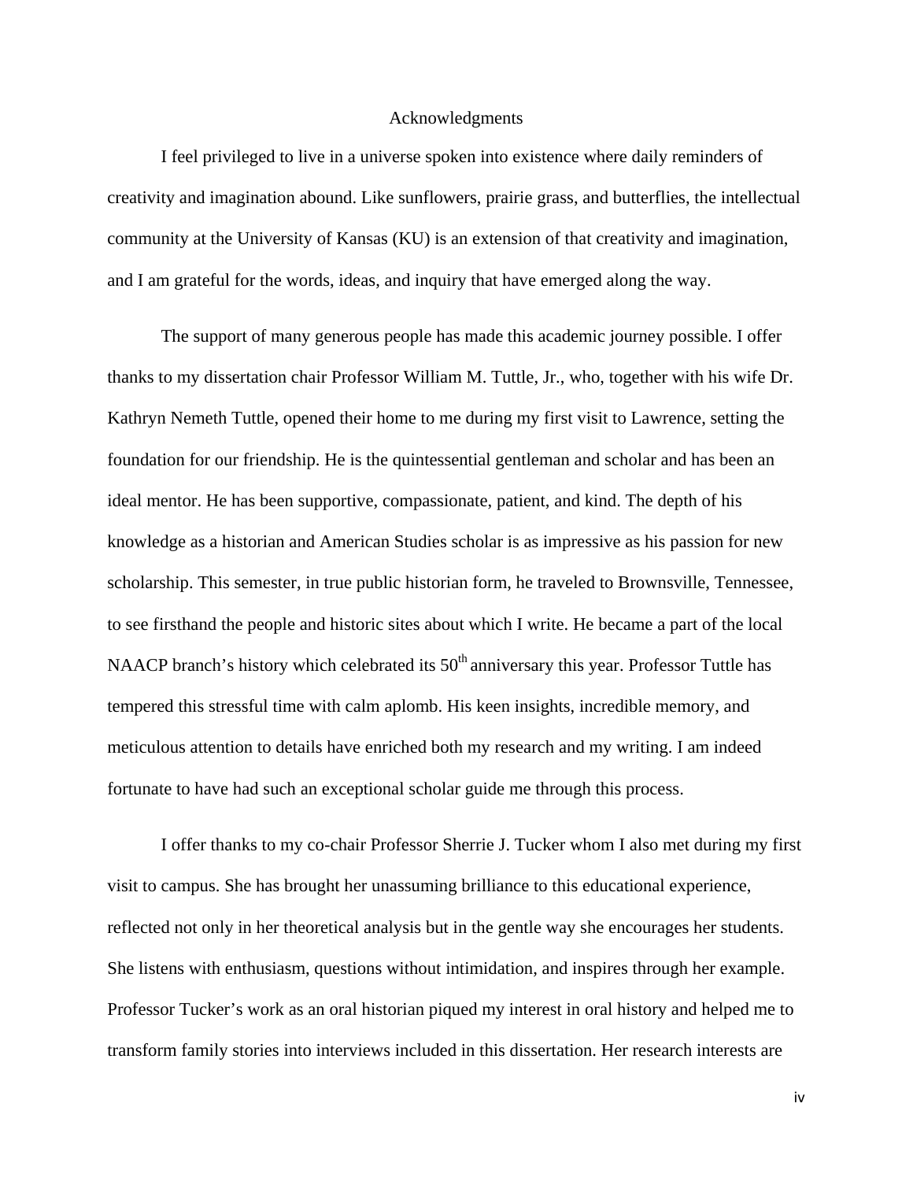# Acknowledgments

I feel privileged to live in a universe spoken into existence where daily reminders of creativity and imagination abound. Like sunflowers, prairie grass, and butterflies, the intellectual community at the University of Kansas (KU) is an extension of that creativity and imagination, and I am grateful for the words, ideas, and inquiry that have emerged along the way.

The support of many generous people has made this academic journey possible. I offer thanks to my dissertation chair Professor William M. Tuttle, Jr., who, together with his wife Dr. Kathryn Nemeth Tuttle, opened their home to me during my first visit to Lawrence, setting the foundation for our friendship. He is the quintessential gentleman and scholar and has been an ideal mentor. He has been supportive, compassionate, patient, and kind. The depth of his knowledge as a historian and American Studies scholar is as impressive as his passion for new scholarship. This semester, in true public historian form, he traveled to Brownsville, Tennessee, to see firsthand the people and historic sites about which I write. He became a part of the local NAACP branch's history which celebrated its 50th anniversary this year. Professor Tuttle has tempered this stressful time with calm aplomb. His keen insights, incredible memory, and meticulous attention to details have enriched both my research and my writing. I am indeed fortunate to have had such an exceptional scholar guide me through this process.

I offer thanks to my co-chair Professor Sherrie J. Tucker whom I also met during my first visit to campus. She has brought her unassuming brilliance to this educational experience, reflected not only in her theoretical analysis but in the gentle way she encourages her students. She listens with enthusiasm, questions without intimidation, and inspires through her example. Professor Tucker's work as an oral historian piqued my interest in oral history and helped me to transform family stories into interviews included in this dissertation. Her research interests are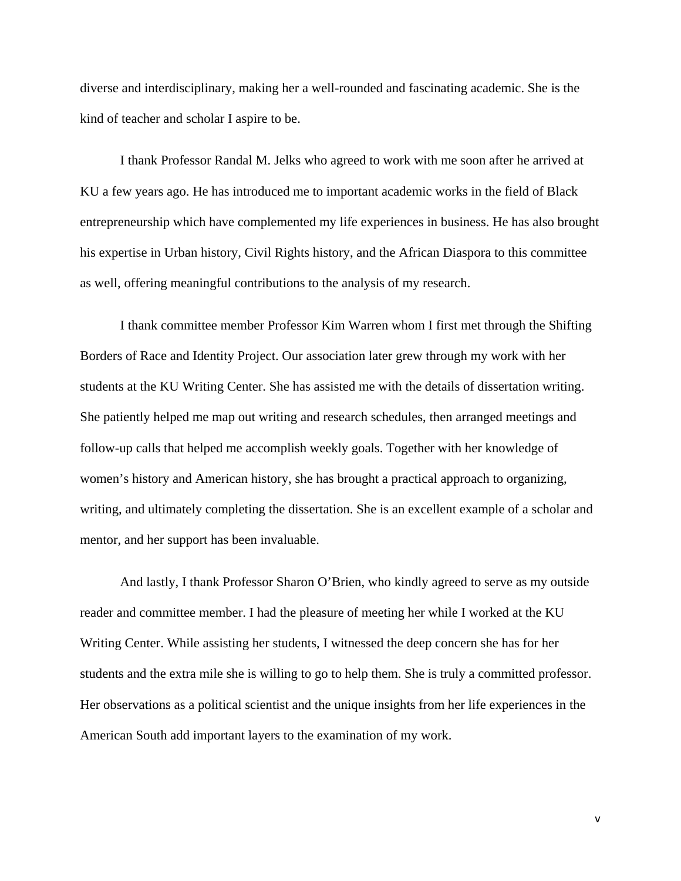diverse and interdisciplinary, making her a well-rounded and fascinating academic. She is the kind of teacher and scholar I aspire to be.

I thank Professor Randal M. Jelks who agreed to work with me soon after he arrived at KU a few years ago. He has introduced me to important academic works in the field of Black entrepreneurship which have complemented my life experiences in business. He has also brought his expertise in Urban history, Civil Rights history, and the African Diaspora to this committee as well, offering meaningful contributions to the analysis of my research.

I thank committee member Professor Kim Warren whom I first met through the Shifting Borders of Race and Identity Project. Our association later grew through my work with her students at the KU Writing Center. She has assisted me with the details of dissertation writing. She patiently helped me map out writing and research schedules, then arranged meetings and follow-up calls that helped me accomplish weekly goals. Together with her knowledge of women's history and American history, she has brought a practical approach to organizing, writing, and ultimately completing the dissertation. She is an excellent example of a scholar and mentor, and her support has been invaluable.

And lastly, I thank Professor Sharon O'Brien, who kindly agreed to serve as my outside reader and committee member. I had the pleasure of meeting her while I worked at the KU Writing Center. While assisting her students, I witnessed the deep concern she has for her students and the extra mile she is willing to go to help them. She is truly a committed professor. Her observations as a political scientist and the unique insights from her life experiences in the American South add important layers to the examination of my work.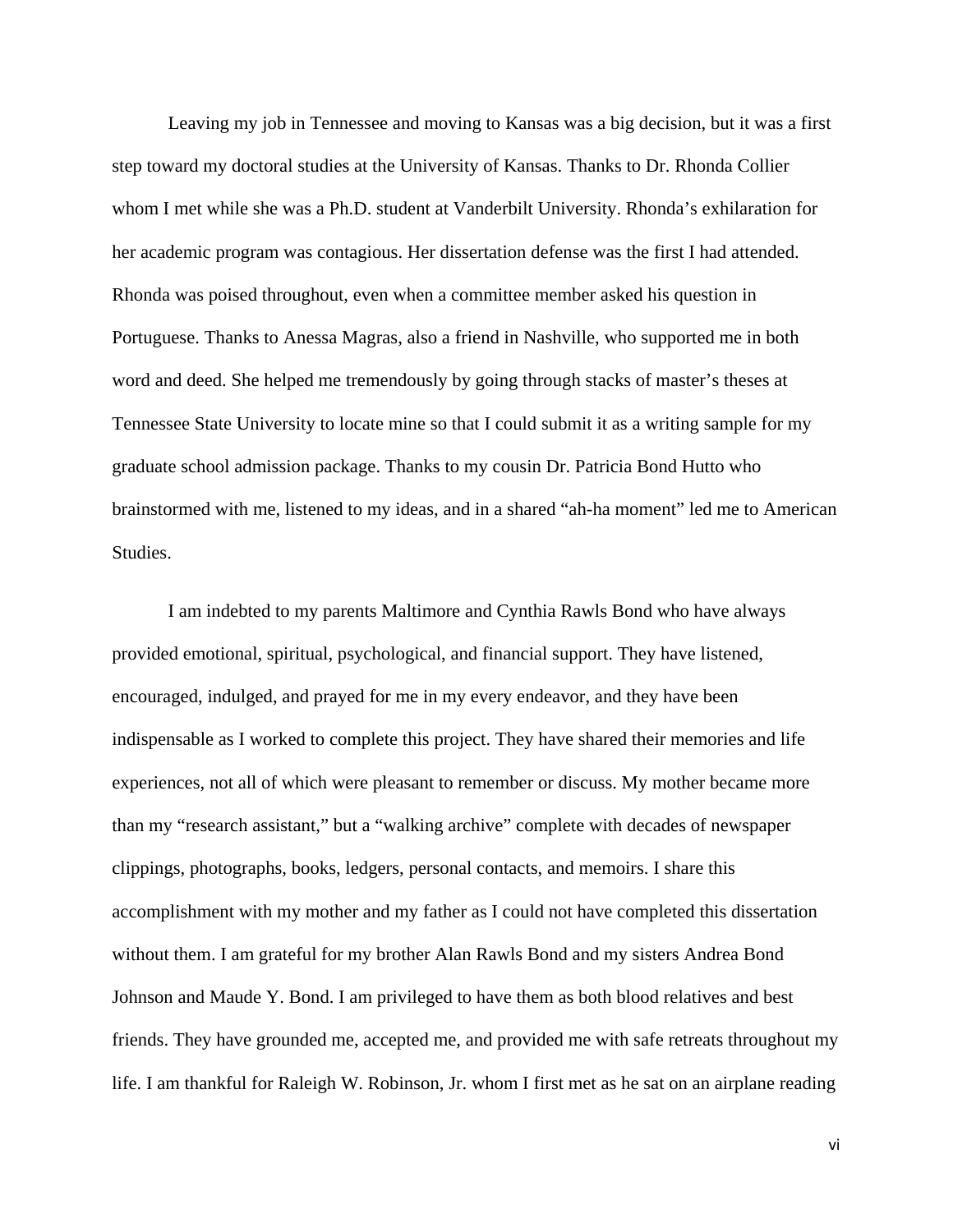Leaving my job in Tennessee and moving to Kansas was a big decision, but it was a first step toward my doctoral studies at the University of Kansas. Thanks to Dr. Rhonda Collier whom I met while she was a Ph.D. student at Vanderbilt University. Rhonda's exhilaration for her academic program was contagious. Her dissertation defense was the first I had attended. Rhonda was poised throughout, even when a committee member asked his question in Portuguese. Thanks to Anessa Magras, also a friend in Nashville, who supported me in both word and deed. She helped me tremendously by going through stacks of master's theses at Tennessee State University to locate mine so that I could submit it as a writing sample for my graduate school admission package. Thanks to my cousin Dr. Patricia Bond Hutto who brainstormed with me, listened to my ideas, and in a shared "ah-ha moment" led me to American Studies.

I am indebted to my parents Maltimore and Cynthia Rawls Bond who have always provided emotional, spiritual, psychological, and financial support. They have listened, encouraged, indulged, and prayed for me in my every endeavor, and they have been indispensable as I worked to complete this project. They have shared their memories and life experiences, not all of which were pleasant to remember or discuss. My mother became more than my "research assistant," but a "walking archive" complete with decades of newspaper clippings, photographs, books, ledgers, personal contacts, and memoirs. I share this accomplishment with my mother and my father as I could not have completed this dissertation without them. I am grateful for my brother Alan Rawls Bond and my sisters Andrea Bond Johnson and Maude Y. Bond. I am privileged to have them as both blood relatives and best friends. They have grounded me, accepted me, and provided me with safe retreats throughout my life. I am thankful for Raleigh W. Robinson, Jr. whom I first met as he sat on an airplane reading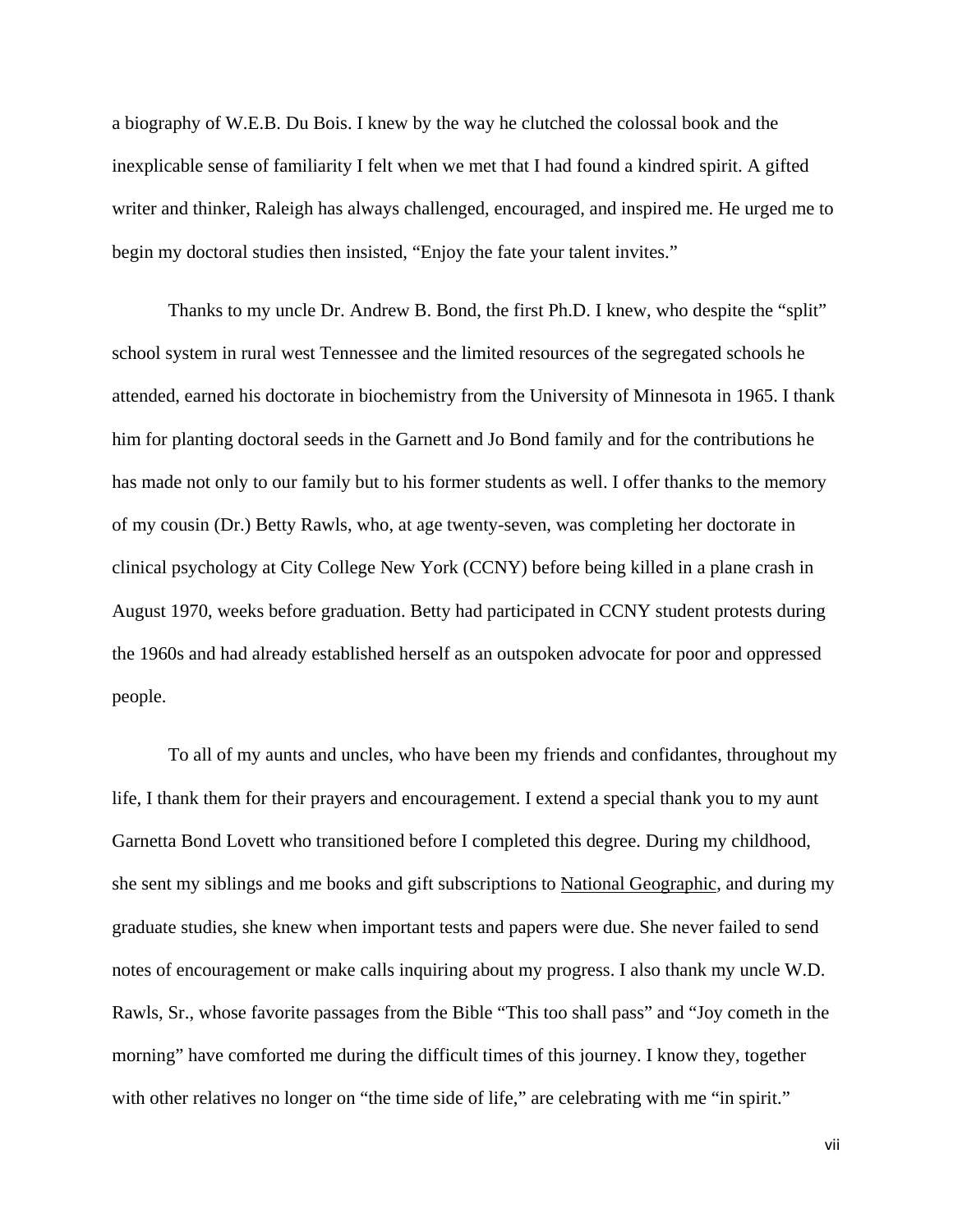a biography of W.E.B. Du Bois. I knew by the way he clutched the colossal book and the inexplicable sense of familiarity I felt when we met that I had found a kindred spirit. A gifted writer and thinker, Raleigh has always challenged, encouraged, and inspired me. He urged me to begin my doctoral studies then insisted, "Enjoy the fate your talent invites."

Thanks to my uncle Dr. Andrew B. Bond, the first Ph.D. I knew, who despite the "split" school system in rural west Tennessee and the limited resources of the segregated schools he attended, earned his doctorate in biochemistry from the University of Minnesota in 1965. I thank him for planting doctoral seeds in the Garnett and Jo Bond family and for the contributions he has made not only to our family but to his former students as well. I offer thanks to the memory of my cousin (Dr.) Betty Rawls, who, at age twenty-seven, was completing her doctorate in clinical psychology at City College New York (CCNY) before being killed in a plane crash in August 1970, weeks before graduation. Betty had participated in CCNY student protests during the 1960s and had already established herself as an outspoken advocate for poor and oppressed people.

To all of my aunts and uncles, who have been my friends and confidantes, throughout my life, I thank them for their prayers and encouragement. I extend a special thank you to my aunt Garnetta Bond Lovett who transitioned before I completed this degree. During my childhood, she sent my siblings and me books and gift subscriptions to National Geographic, and during my graduate studies, she knew when important tests and papers were due. She never failed to send notes of encouragement or make calls inquiring about my progress. I also thank my uncle W.D. Rawls, Sr., whose favorite passages from the Bible "This too shall pass" and "Joy cometh in the morning" have comforted me during the difficult times of this journey. I know they, together with other relatives no longer on "the time side of life," are celebrating with me "in spirit."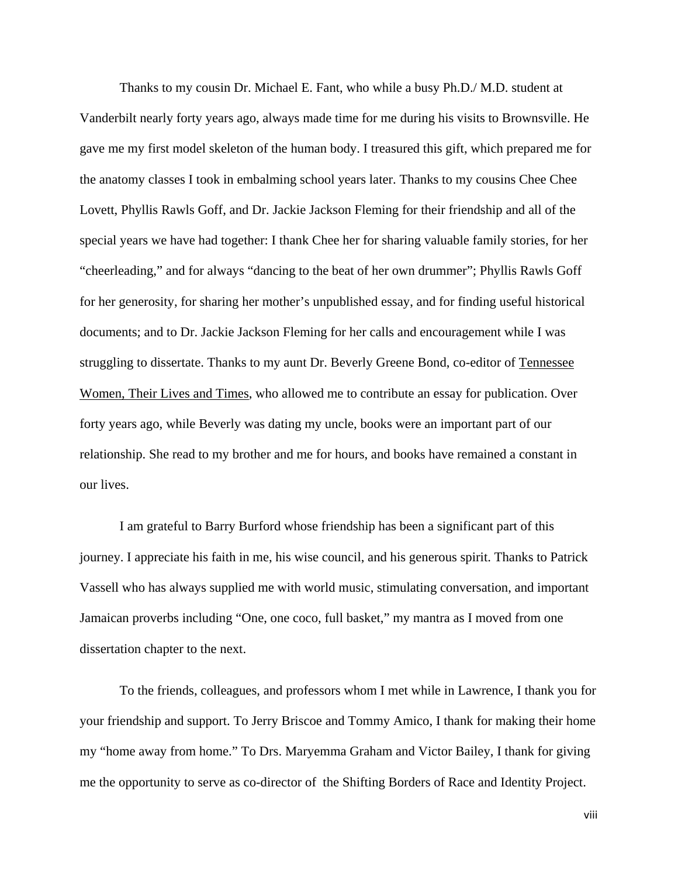Thanks to my cousin Dr. Michael E. Fant, who while a busy Ph.D./ M.D. student at Vanderbilt nearly forty years ago, always made time for me during his visits to Brownsville. He gave me my first model skeleton of the human body. I treasured this gift, which prepared me for the anatomy classes I took in embalming school years later. Thanks to my cousins Chee Chee Lovett, Phyllis Rawls Goff, and Dr. Jackie Jackson Fleming for their friendship and all of the special years we have had together: I thank Chee her for sharing valuable family stories, for her "cheerleading," and for always "dancing to the beat of her own drummer"; Phyllis Rawls Goff for her generosity, for sharing her mother's unpublished essay, and for finding useful historical documents; and to Dr. Jackie Jackson Fleming for her calls and encouragement while I was struggling to dissertate. Thanks to my aunt Dr. Beverly Greene Bond, co-editor of Tennessee Women, Their Lives and Times, who allowed me to contribute an essay for publication. Over forty years ago, while Beverly was dating my uncle, books were an important part of our relationship. She read to my brother and me for hours, and books have remained a constant in our lives.

I am grateful to Barry Burford whose friendship has been a significant part of this journey. I appreciate his faith in me, his wise council, and his generous spirit. Thanks to Patrick Vassell who has always supplied me with world music, stimulating conversation, and important Jamaican proverbs including "One, one coco, full basket," my mantra as I moved from one dissertation chapter to the next.

To the friends, colleagues, and professors whom I met while in Lawrence, I thank you for your friendship and support. To Jerry Briscoe and Tommy Amico, I thank for making their home my "home away from home." To Drs. Maryemma Graham and Victor Bailey, I thank for giving me the opportunity to serve as co-director of the Shifting Borders of Race and Identity Project.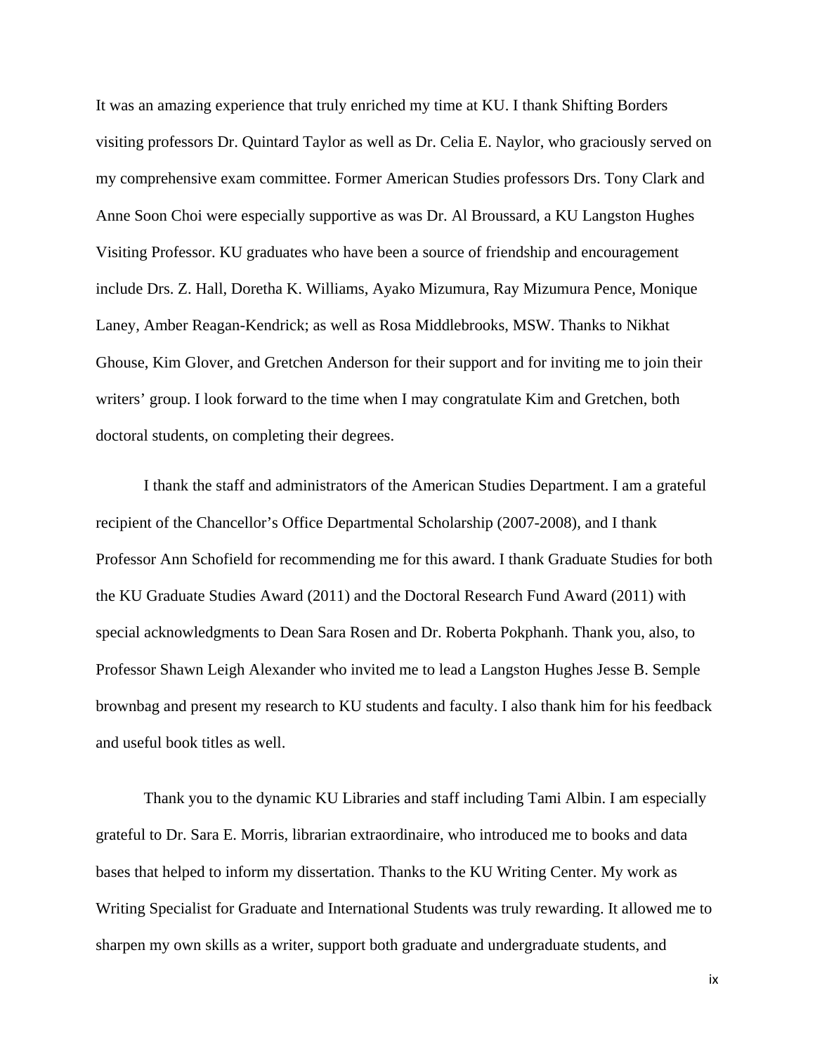It was an amazing experience that truly enriched my time at KU. I thank Shifting Borders visiting professors Dr. Quintard Taylor as well as Dr. Celia E. Naylor, who graciously served on my comprehensive exam committee. Former American Studies professors Drs. Tony Clark and Anne Soon Choi were especially supportive as was Dr. Al Broussard, a KU Langston Hughes Visiting Professor. KU graduates who have been a source of friendship and encouragement include Drs. Z. Hall, Doretha K. Williams, Ayako Mizumura, Ray Mizumura Pence, Monique Laney, Amber Reagan-Kendrick; as well as Rosa Middlebrooks, MSW. Thanks to Nikhat Ghouse, Kim Glover, and Gretchen Anderson for their support and for inviting me to join their writers' group. I look forward to the time when I may congratulate Kim and Gretchen, both doctoral students, on completing their degrees.

I thank the staff and administrators of the American Studies Department. I am a grateful recipient of the Chancellor's Office Departmental Scholarship (2007-2008), and I thank Professor Ann Schofield for recommending me for this award. I thank Graduate Studies for both the KU Graduate Studies Award (2011) and the Doctoral Research Fund Award (2011) with special acknowledgments to Dean Sara Rosen and Dr. Roberta Pokphanh. Thank you, also, to Professor Shawn Leigh Alexander who invited me to lead a Langston Hughes Jesse B. Semple brownbag and present my research to KU students and faculty. I also thank him for his feedback and useful book titles as well.

Thank you to the dynamic KU Libraries and staff including Tami Albin. I am especially grateful to Dr. Sara E. Morris, librarian extraordinaire, who introduced me to books and data bases that helped to inform my dissertation. Thanks to the KU Writing Center. My work as Writing Specialist for Graduate and International Students was truly rewarding. It allowed me to sharpen my own skills as a writer, support both graduate and undergraduate students, and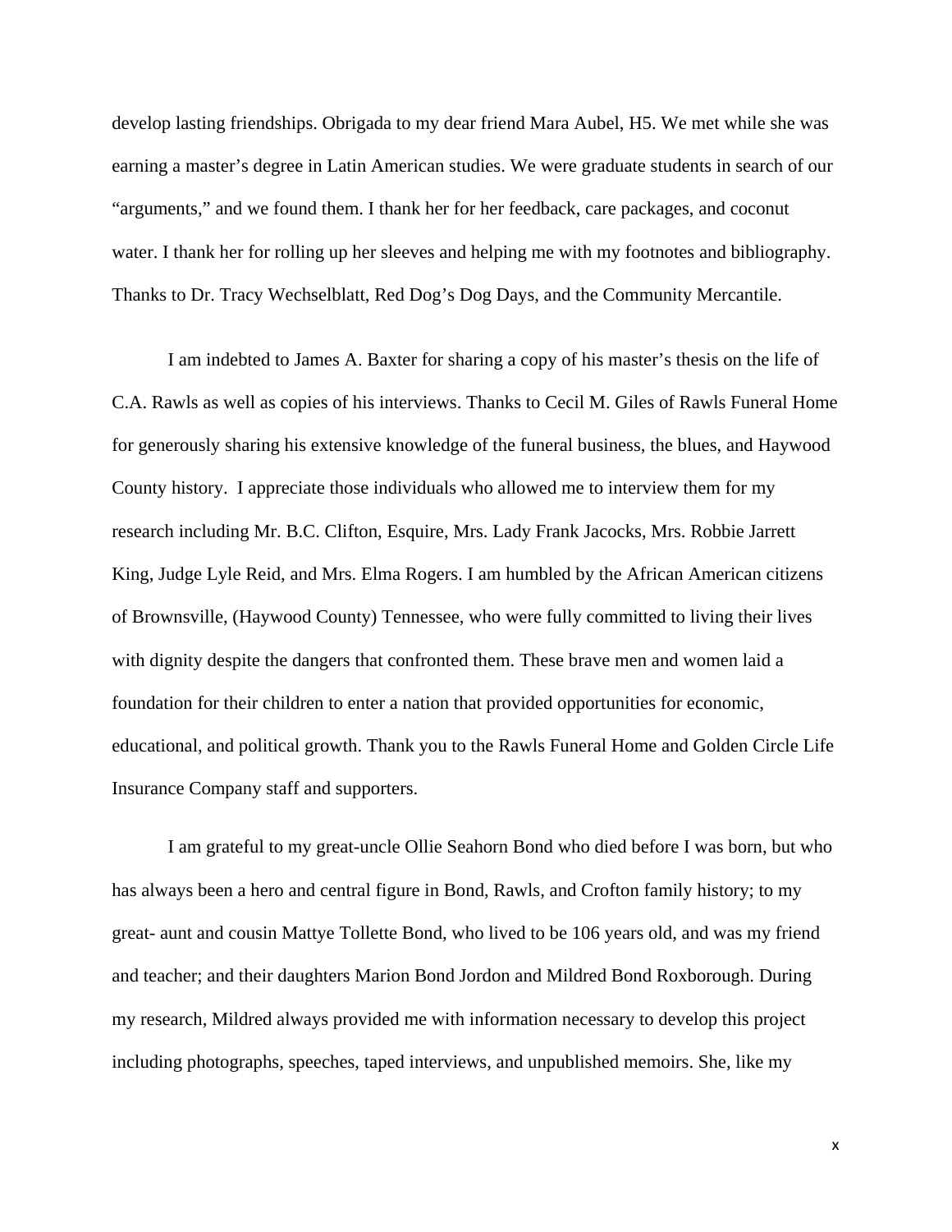develop lasting friendships. Obrigada to my dear friend Mara Aubel, H5. We met while she was earning a master's degree in Latin American studies. We were graduate students in search of our "arguments," and we found them. I thank her for her feedback, care packages, and coconut water. I thank her for rolling up her sleeves and helping me with my footnotes and bibliography. Thanks to Dr. Tracy Wechselblatt, Red Dog's Dog Days, and the Community Mercantile.

I am indebted to James A. Baxter for sharing a copy of his master's thesis on the life of C.A. Rawls as well as copies of his interviews. Thanks to Cecil M. Giles of Rawls Funeral Home for generously sharing his extensive knowledge of the funeral business, the blues, and Haywood County history. I appreciate those individuals who allowed me to interview them for my research including Mr. B.C. Clifton, Esquire, Mrs. Lady Frank Jacocks, Mrs. Robbie Jarrett King, Judge Lyle Reid, and Mrs. Elma Rogers. I am humbled by the African American citizens of Brownsville, (Haywood County) Tennessee, who were fully committed to living their lives with dignity despite the dangers that confronted them. These brave men and women laid a foundation for their children to enter a nation that provided opportunities for economic, educational, and political growth. Thank you to the Rawls Funeral Home and Golden Circle Life Insurance Company staff and supporters.

I am grateful to my great-uncle Ollie Seahorn Bond who died before I was born, but who has always been a hero and central figure in Bond, Rawls, and Crofton family history; to my great- aunt and cousin Mattye Tollette Bond, who lived to be 106 years old, and was my friend and teacher; and their daughters Marion Bond Jordon and Mildred Bond Roxborough. During my research, Mildred always provided me with information necessary to develop this project including photographs, speeches, taped interviews, and unpublished memoirs. She, like my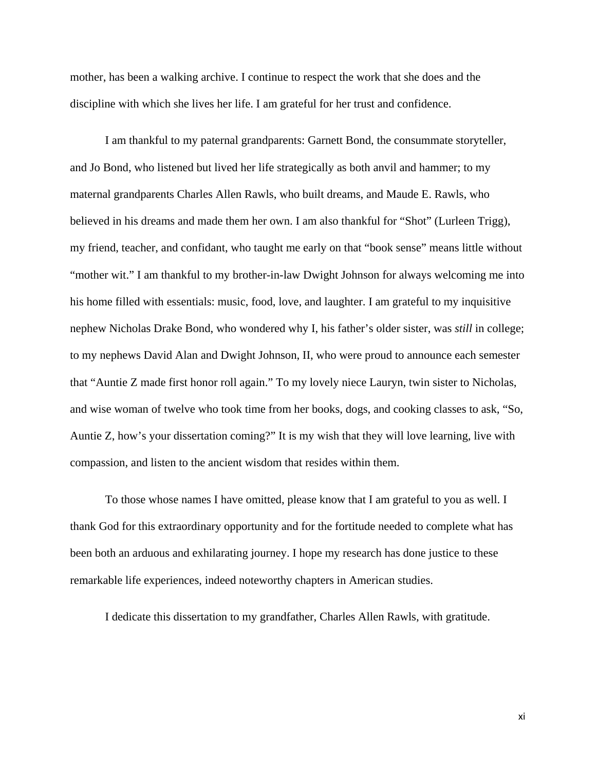mother, has been a walking archive. I continue to respect the work that she does and the discipline with which she lives her life. I am grateful for her trust and confidence.

I am thankful to my paternal grandparents: Garnett Bond, the consummate storyteller, and Jo Bond, who listened but lived her life strategically as both anvil and hammer; to my maternal grandparents Charles Allen Rawls, who built dreams, and Maude E. Rawls, who believed in his dreams and made them her own. I am also thankful for "Shot" (Lurleen Trigg), my friend, teacher, and confidant, who taught me early on that "book sense" means little without "mother wit." I am thankful to my brother-in-law Dwight Johnson for always welcoming me into his home filled with essentials: music, food, love, and laughter. I am grateful to my inquisitive nephew Nicholas Drake Bond, who wondered why I, his father's older sister, was *still* in college; to my nephews David Alan and Dwight Johnson, II, who were proud to announce each semester that "Auntie Z made first honor roll again." To my lovely niece Lauryn, twin sister to Nicholas, and wise woman of twelve who took time from her books, dogs, and cooking classes to ask, "So, Auntie Z, how's your dissertation coming?" It is my wish that they will love learning, live with compassion, and listen to the ancient wisdom that resides within them.

To those whose names I have omitted, please know that I am grateful to you as well. I thank God for this extraordinary opportunity and for the fortitude needed to complete what has been both an arduous and exhilarating journey. I hope my research has done justice to these remarkable life experiences, indeed noteworthy chapters in American studies.

I dedicate this dissertation to my grandfather, Charles Allen Rawls, with gratitude.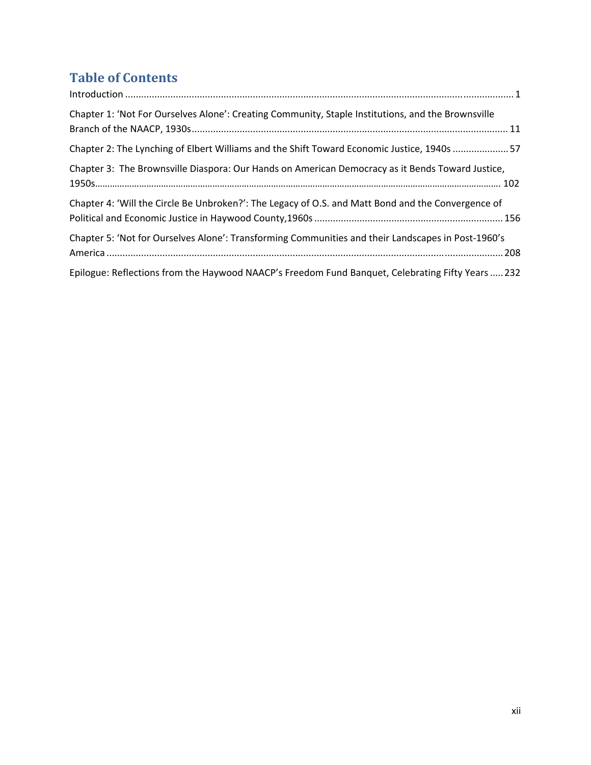# Table of Contents

Introduction ... 1

Chapter 1: 'Not For Ourselves Alone': Creating Community, Staple Institutions, and the Brownsville Branch of the NAACP, 1930s ... 11

Chapter 2: The Lynching of Elbert Williams and the Shift Toward Economic Justice, 1940s ... 57

Chapter 3: The Brownsville Diaspora: Our Hands on American Democracy as it Bends Toward Justice, 1950s ... 102

Chapter 4: 'Will the Circle Be Unbroken?': The Legacy of O.S. and Matt Bond and the Convergence of Political and Economic Justice in Haywood County,1960s ... 156

Chapter 5: 'Not for Ourselves Alone': Transforming Communities and their Landscapes in Post-1960's America ... 208

Epilogue: Reflections from the Haywood NAACP's Freedom Fund Banquet, Celebrating Fifty Years ... 232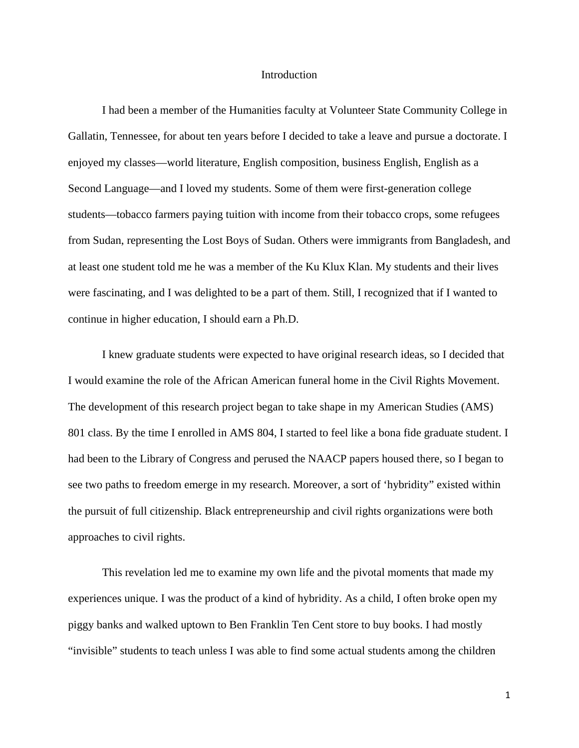# Introduction

I had been a member of the Humanities faculty at Volunteer State Community College in Gallatin, Tennessee, for about ten years before I decided to take a leave and pursue a doctorate. I enjoyed my classes—world literature, English composition, business English, English as a Second Language—and I loved my students. Some of them were first-generation college students—tobacco farmers paying tuition with income from their tobacco crops, some refugees from Sudan, representing the Lost Boys of Sudan. Others were immigrants from Bangladesh, and at least one student told me he was a member of the Ku Klux Klan. My students and their lives were fascinating, and I was delighted to be a part of them. Still, I recognized that if I wanted to continue in higher education, I should earn a Ph.D.

I knew graduate students were expected to have original research ideas, so I decided that I would examine the role of the African American funeral home in the Civil Rights Movement. The development of this research project began to take shape in my American Studies (AMS) 801 class. By the time I enrolled in AMS 804, I started to feel like a bona fide graduate student. I had been to the Library of Congress and perused the NAACP papers housed there, so I began to see two paths to freedom emerge in my research. Moreover, a sort of 'hybridity" existed within the pursuit of full citizenship. Black entrepreneurship and civil rights organizations were both approaches to civil rights.

This revelation led me to examine my own life and the pivotal moments that made my experiences unique. I was the product of a kind of hybridity. As a child, I often broke open my piggy banks and walked uptown to Ben Franklin Ten Cent store to buy books. I had mostly "invisible" students to teach unless I was able to find some actual students among the children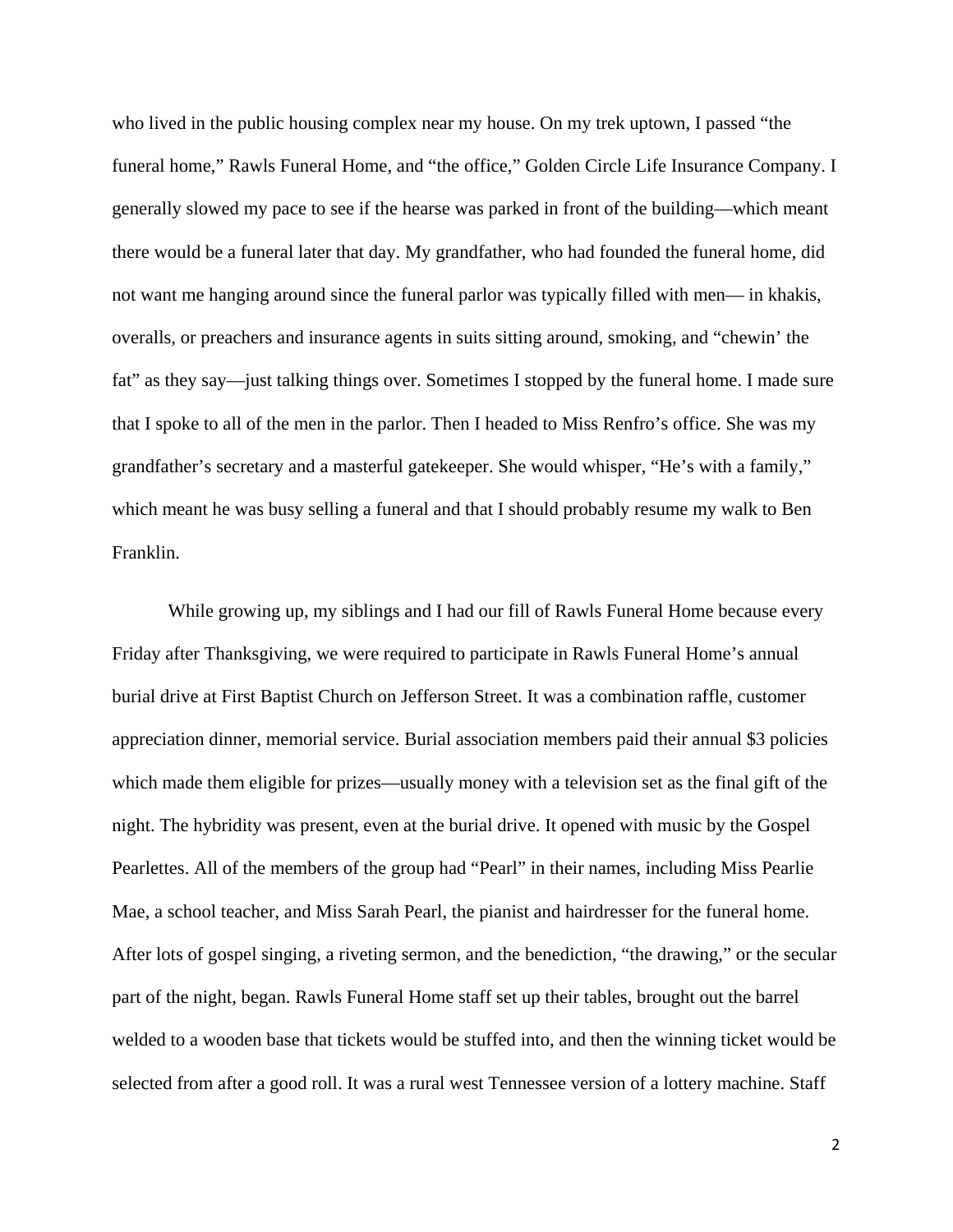who lived in the public housing complex near my house. On my trek uptown, I passed "the funeral home," Rawls Funeral Home, and "the office," Golden Circle Life Insurance Company. I generally slowed my pace to see if the hearse was parked in front of the building—which meant there would be a funeral later that day. My grandfather, who had founded the funeral home, did not want me hanging around since the funeral parlor was typically filled with men— in khakis, overalls, or preachers and insurance agents in suits sitting around, smoking, and "chewin' the fat" as they say—just talking things over. Sometimes I stopped by the funeral home. I made sure that I spoke to all of the men in the parlor. Then I headed to Miss Renfro's office. She was my grandfather's secretary and a masterful gatekeeper. She would whisper, "He's with a family," which meant he was busy selling a funeral and that I should probably resume my walk to Ben Franklin.

While growing up, my siblings and I had our fill of Rawls Funeral Home because every Friday after Thanksgiving, we were required to participate in Rawls Funeral Home's annual burial drive at First Baptist Church on Jefferson Street. It was a combination raffle, customer appreciation dinner, memorial service. Burial association members paid their annual $3 policies which made them eligible for prizes—usually money with a television set as the final gift of the night. The hybridity was present, even at the burial drive. It opened with music by the Gospel Pearlettes. All of the members of the group had "Pearl" in their names, including Miss Pearlie Mae, a school teacher, and Miss Sarah Pearl, the pianist and hairdresser for the funeral home. After lots of gospel singing, a riveting sermon, and the benediction, "the drawing," or the secular part of the night, began. Rawls Funeral Home staff set up their tables, brought out the barrel welded to a wooden base that tickets would be stuffed into, and then the winning ticket would be selected from after a good roll. It was a rural west Tennessee version of a lottery machine. Staff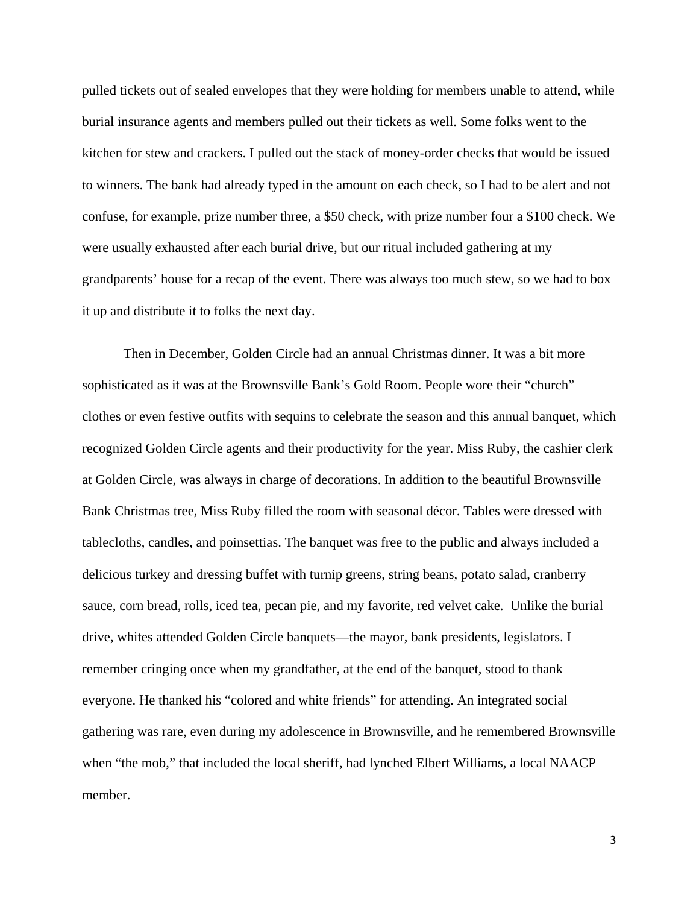pulled tickets out of sealed envelopes that they were holding for members unable to attend, while burial insurance agents and members pulled out their tickets as well. Some folks went to the kitchen for stew and crackers. I pulled out the stack of money-order checks that would be issued to winners. The bank had already typed in the amount on each check, so I had to be alert and not confuse, for example, prize number three, a $50 check, with prize number four a $100 check. We were usually exhausted after each burial drive, but our ritual included gathering at my grandparents' house for a recap of the event. There was always too much stew, so we had to box it up and distribute it to folks the next day.

Then in December, Golden Circle had an annual Christmas dinner. It was a bit more sophisticated as it was at the Brownsville Bank's Gold Room. People wore their "church" clothes or even festive outfits with sequins to celebrate the season and this annual banquet, which recognized Golden Circle agents and their productivity for the year. Miss Ruby, the cashier clerk at Golden Circle, was always in charge of decorations. In addition to the beautiful Brownsville Bank Christmas tree, Miss Ruby filled the room with seasonal décor. Tables were dressed with tablecloths, candles, and poinsettias. The banquet was free to the public and always included a delicious turkey and dressing buffet with turnip greens, string beans, potato salad, cranberry sauce, corn bread, rolls, iced tea, pecan pie, and my favorite, red velvet cake. Unlike the burial drive, whites attended Golden Circle banquets—the mayor, bank presidents, legislators. I remember cringing once when my grandfather, at the end of the banquet, stood to thank everyone. He thanked his "colored and white friends" for attending. An integrated social gathering was rare, even during my adolescence in Brownsville, and he remembered Brownsville when "the mob," that included the local sheriff, had lynched Elbert Williams, a local NAACP member.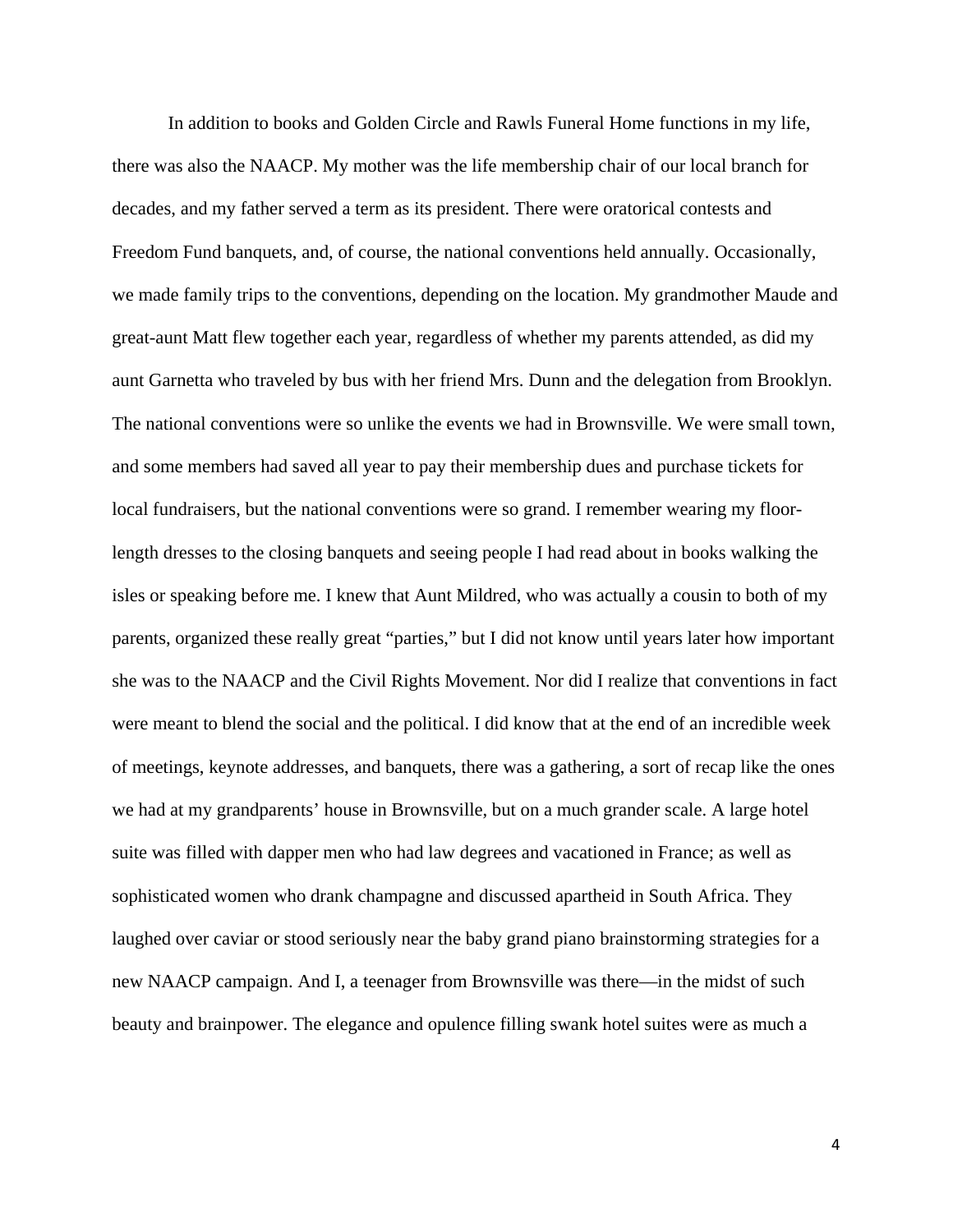In addition to books and Golden Circle and Rawls Funeral Home functions in my life, there was also the NAACP. My mother was the life membership chair of our local branch for decades, and my father served a term as its president. There were oratorical contests and Freedom Fund banquets, and, of course, the national conventions held annually. Occasionally, we made family trips to the conventions, depending on the location. My grandmother Maude and great-aunt Matt flew together each year, regardless of whether my parents attended, as did my aunt Garnetta who traveled by bus with her friend Mrs. Dunn and the delegation from Brooklyn. The national conventions were so unlike the events we had in Brownsville. We were small town, and some members had saved all year to pay their membership dues and purchase tickets for local fundraisers, but the national conventions were so grand. I remember wearing my floor-length dresses to the closing banquets and seeing people I had read about in books walking the isles or speaking before me. I knew that Aunt Mildred, who was actually a cousin to both of my parents, organized these really great "parties," but I did not know until years later how important she was to the NAACP and the Civil Rights Movement. Nor did I realize that conventions in fact were meant to blend the social and the political. I did know that at the end of an incredible week of meetings, keynote addresses, and banquets, there was a gathering, a sort of recap like the ones we had at my grandparents' house in Brownsville, but on a much grander scale. A large hotel suite was filled with dapper men who had law degrees and vacationed in France; as well as sophisticated women who drank champagne and discussed apartheid in South Africa. They laughed over caviar or stood seriously near the baby grand piano brainstorming strategies for a new NAACP campaign. And I, a teenager from Brownsville was there—in the midst of such beauty and brainpower. The elegance and opulence filling swank hotel suites were as much a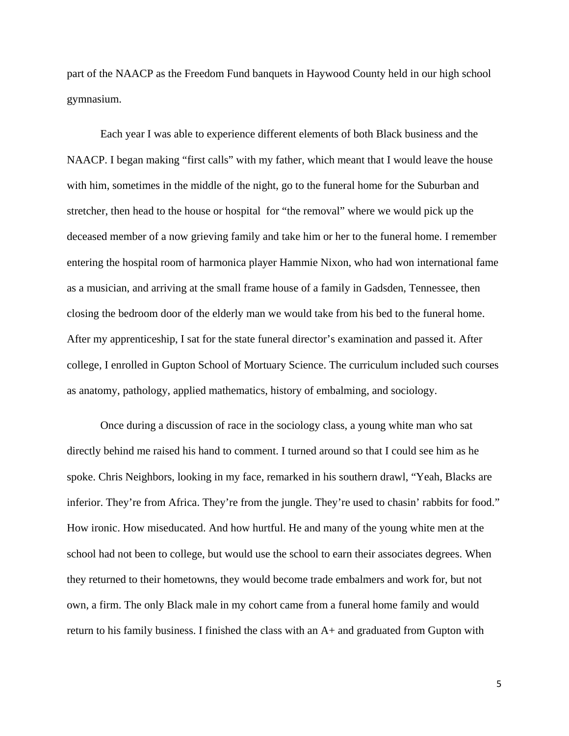part of the NAACP as the Freedom Fund banquets in Haywood County held in our high school gymnasium.

Each year I was able to experience different elements of both Black business and the NAACP. I began making "first calls" with my father, which meant that I would leave the house with him, sometimes in the middle of the night, go to the funeral home for the Suburban and stretcher, then head to the house or hospital for "the removal" where we would pick up the deceased member of a now grieving family and take him or her to the funeral home. I remember entering the hospital room of harmonica player Hammie Nixon, who had won international fame as a musician, and arriving at the small frame house of a family in Gadsden, Tennessee, then closing the bedroom door of the elderly man we would take from his bed to the funeral home. After my apprenticeship, I sat for the state funeral director's examination and passed it. After college, I enrolled in Gupton School of Mortuary Science. The curriculum included such courses as anatomy, pathology, applied mathematics, history of embalming, and sociology.

Once during a discussion of race in the sociology class, a young white man who sat directly behind me raised his hand to comment. I turned around so that I could see him as he spoke. Chris Neighbors, looking in my face, remarked in his southern drawl, "Yeah, Blacks are inferior. They're from Africa. They're from the jungle. They're used to chasin' rabbits for food." How ironic. How miseducated. And how hurtful. He and many of the young white men at the school had not been to college, but would use the school to earn their associates degrees. When they returned to their hometowns, they would become trade embalmers and work for, but not own, a firm. The only Black male in my cohort came from a funeral home family and would return to his family business. I finished the class with an A+ and graduated from Gupton with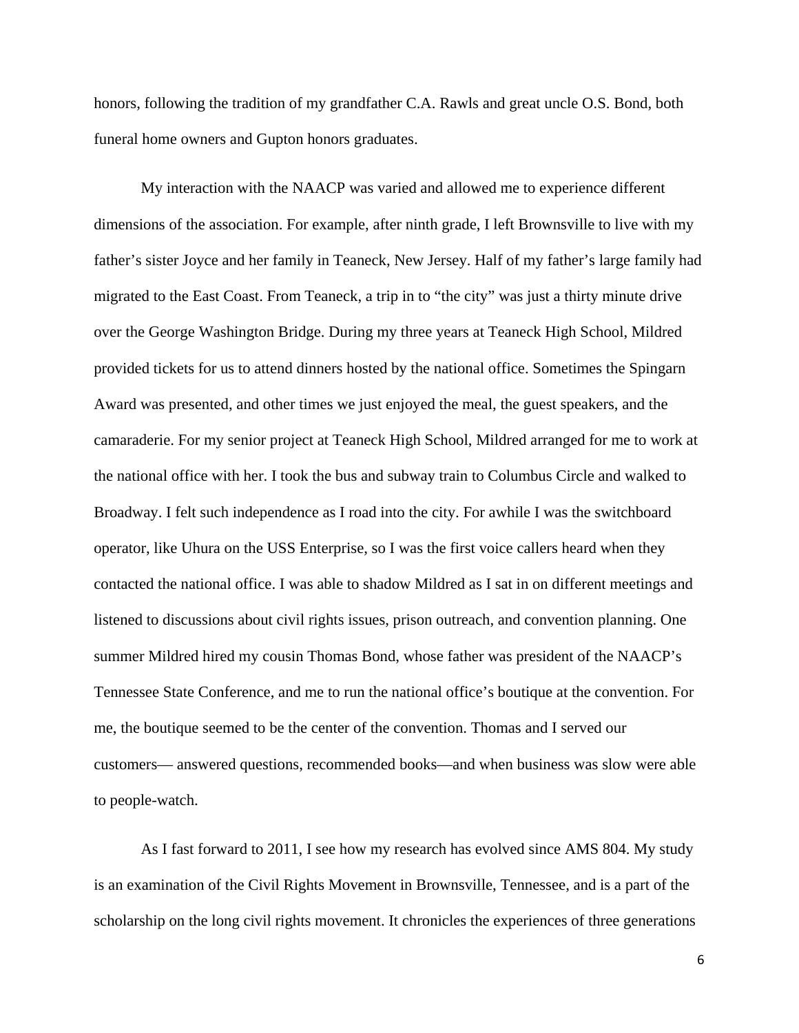honors, following the tradition of my grandfather C.A. Rawls and great uncle O.S. Bond, both funeral home owners and Gupton honors graduates.

My interaction with the NAACP was varied and allowed me to experience different dimensions of the association. For example, after ninth grade, I left Brownsville to live with my father's sister Joyce and her family in Teaneck, New Jersey. Half of my father's large family had migrated to the East Coast. From Teaneck, a trip in to "the city" was just a thirty minute drive over the George Washington Bridge. During my three years at Teaneck High School, Mildred provided tickets for us to attend dinners hosted by the national office. Sometimes the Spingarn Award was presented, and other times we just enjoyed the meal, the guest speakers, and the camaraderie. For my senior project at Teaneck High School, Mildred arranged for me to work at the national office with her. I took the bus and subway train to Columbus Circle and walked to Broadway. I felt such independence as I road into the city. For awhile I was the switchboard operator, like Uhura on the USS Enterprise, so I was the first voice callers heard when they contacted the national office. I was able to shadow Mildred as I sat in on different meetings and listened to discussions about civil rights issues, prison outreach, and convention planning. One summer Mildred hired my cousin Thomas Bond, whose father was president of the NAACP's Tennessee State Conference, and me to run the national office's boutique at the convention. For me, the boutique seemed to be the center of the convention. Thomas and I served our customers— answered questions, recommended books—and when business was slow were able to people-watch.

As I fast forward to 2011, I see how my research has evolved since AMS 804. My study is an examination of the Civil Rights Movement in Brownsville, Tennessee, and is a part of the scholarship on the long civil rights movement. It chronicles the experiences of three generations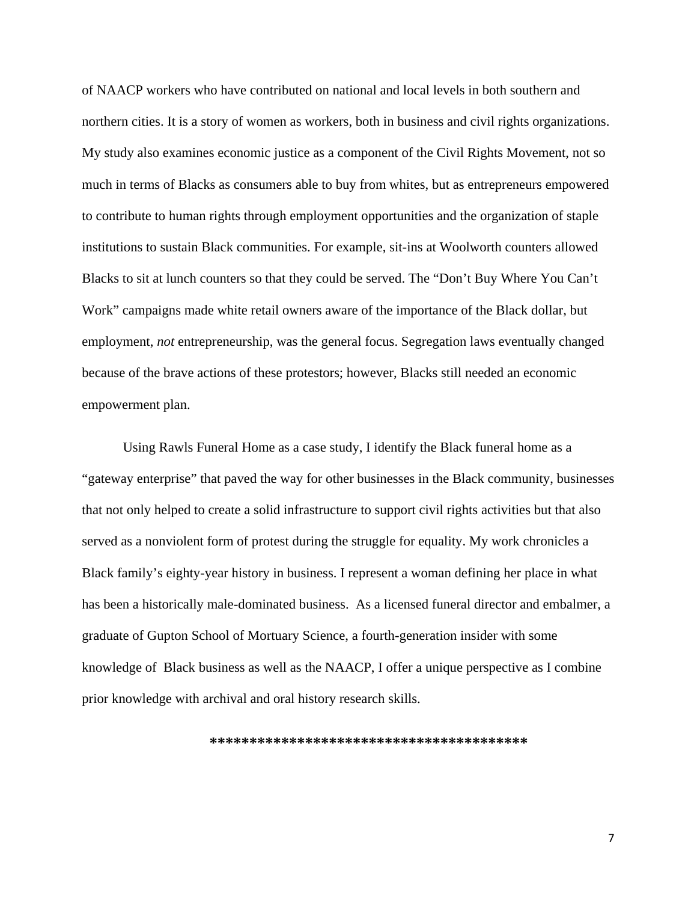of NAACP workers who have contributed on national and local levels in both southern and northern cities. It is a story of women as workers, both in business and civil rights organizations. My study also examines economic justice as a component of the Civil Rights Movement, not so much in terms of Blacks as consumers able to buy from whites, but as entrepreneurs empowered to contribute to human rights through employment opportunities and the organization of staple institutions to sustain Black communities. For example, sit-ins at Woolworth counters allowed Blacks to sit at lunch counters so that they could be served. The "Don't Buy Where You Can't Work" campaigns made white retail owners aware of the importance of the Black dollar, but employment, *not* entrepreneurship, was the general focus. Segregation laws eventually changed because of the brave actions of these protestors; however, Blacks still needed an economic empowerment plan.

Using Rawls Funeral Home as a case study, I identify the Black funeral home as a "gateway enterprise" that paved the way for other businesses in the Black community, businesses that not only helped to create a solid infrastructure to support civil rights activities but that also served as a nonviolent form of protest during the struggle for equality. My work chronicles a Black family's eighty-year history in business. I represent a woman defining her place in what has been a historically male-dominated business. As a licensed funeral director and embalmer, a graduate of Gupton School of Mortuary Science, a fourth-generation insider with some knowledge of Black business as well as the NAACP, I offer a unique perspective as I combine prior knowledge with archival and oral history research skills.

****************************************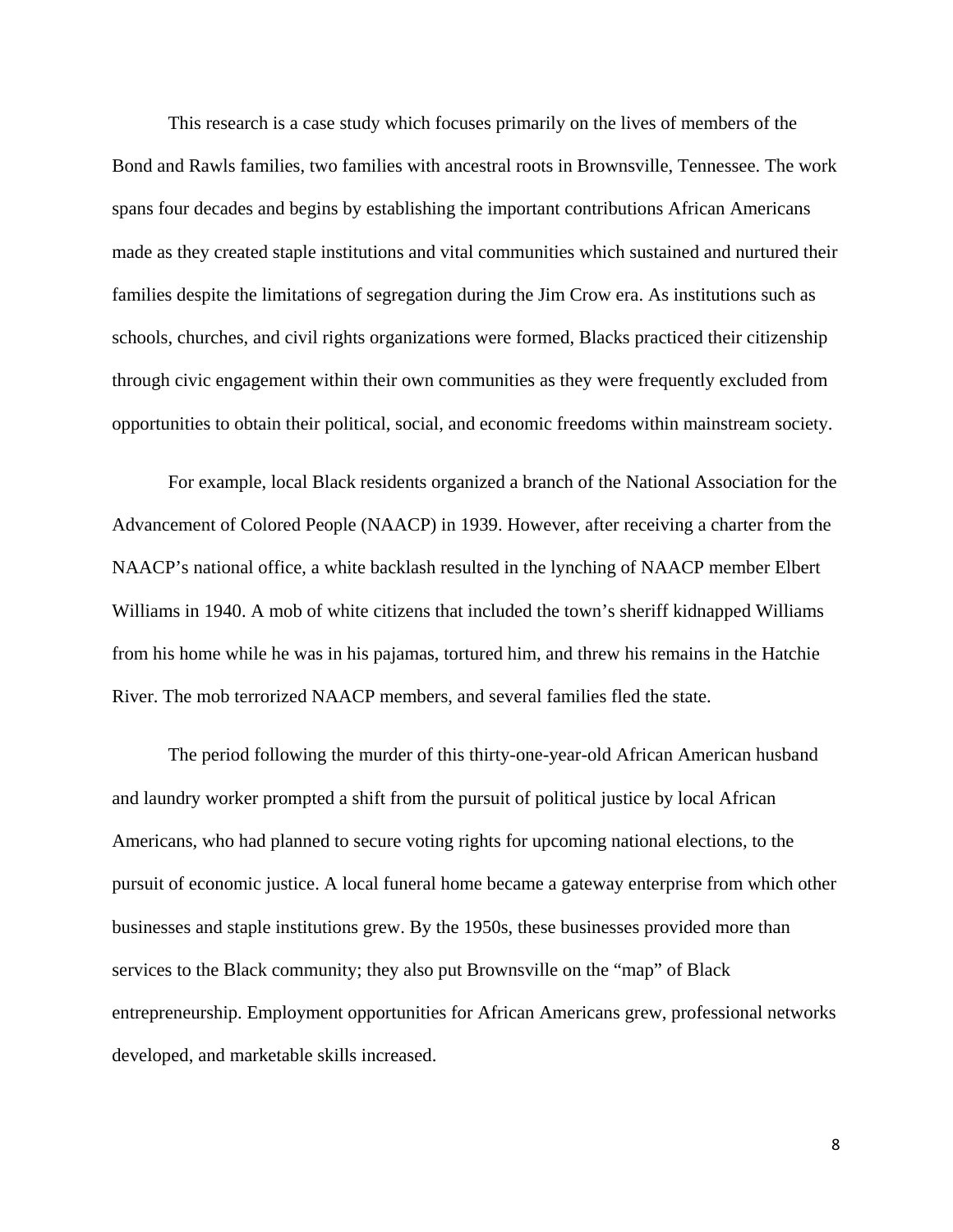This research is a case study which focuses primarily on the lives of members of the Bond and Rawls families, two families with ancestral roots in Brownsville, Tennessee. The work spans four decades and begins by establishing the important contributions African Americans made as they created staple institutions and vital communities which sustained and nurtured their families despite the limitations of segregation during the Jim Crow era. As institutions such as schools, churches, and civil rights organizations were formed, Blacks practiced their citizenship through civic engagement within their own communities as they were frequently excluded from opportunities to obtain their political, social, and economic freedoms within mainstream society.

For example, local Black residents organized a branch of the National Association for the Advancement of Colored People (NAACP) in 1939. However, after receiving a charter from the NAACP's national office, a white backlash resulted in the lynching of NAACP member Elbert Williams in 1940. A mob of white citizens that included the town's sheriff kidnapped Williams from his home while he was in his pajamas, tortured him, and threw his remains in the Hatchie River. The mob terrorized NAACP members, and several families fled the state.

The period following the murder of this thirty-one-year-old African American husband and laundry worker prompted a shift from the pursuit of political justice by local African Americans, who had planned to secure voting rights for upcoming national elections, to the pursuit of economic justice. A local funeral home became a gateway enterprise from which other businesses and staple institutions grew. By the 1950s, these businesses provided more than services to the Black community; they also put Brownsville on the "map" of Black entrepreneurship. Employment opportunities for African Americans grew, professional networks developed, and marketable skills increased.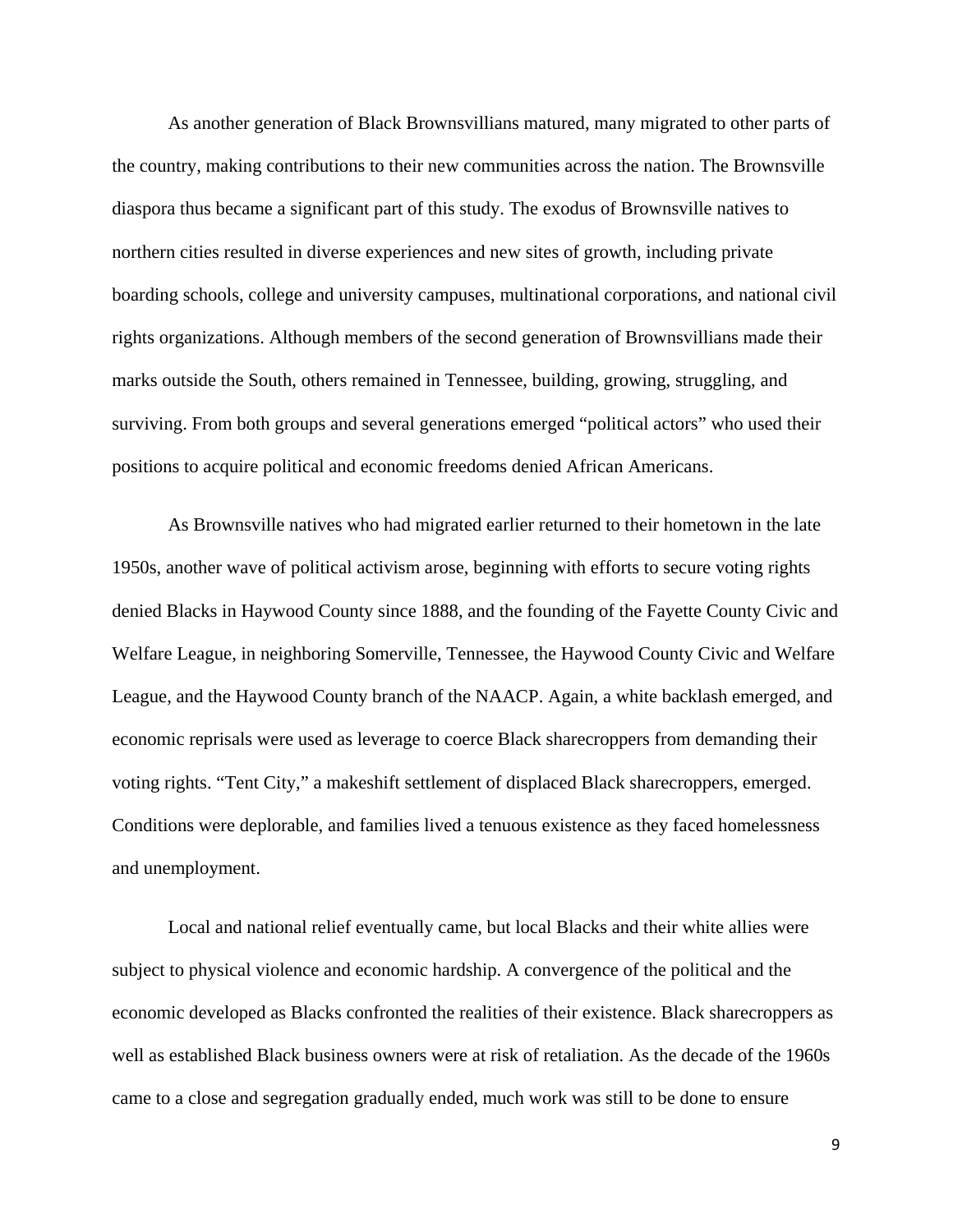As another generation of Black Brownsvillians matured, many migrated to other parts of the country, making contributions to their new communities across the nation. The Brownsville diaspora thus became a significant part of this study. The exodus of Brownsville natives to northern cities resulted in diverse experiences and new sites of growth, including private boarding schools, college and university campuses, multinational corporations, and national civil rights organizations. Although members of the second generation of Brownsvillians made their marks outside the South, others remained in Tennessee, building, growing, struggling, and surviving. From both groups and several generations emerged "political actors" who used their positions to acquire political and economic freedoms denied African Americans.

As Brownsville natives who had migrated earlier returned to their hometown in the late 1950s, another wave of political activism arose, beginning with efforts to secure voting rights denied Blacks in Haywood County since 1888, and the founding of the Fayette County Civic and Welfare League, in neighboring Somerville, Tennessee, the Haywood County Civic and Welfare League, and the Haywood County branch of the NAACP. Again, a white backlash emerged, and economic reprisals were used as leverage to coerce Black sharecroppers from demanding their voting rights. "Tent City," a makeshift settlement of displaced Black sharecroppers, emerged. Conditions were deplorable, and families lived a tenuous existence as they faced homelessness and unemployment.

Local and national relief eventually came, but local Blacks and their white allies were subject to physical violence and economic hardship. A convergence of the political and the economic developed as Blacks confronted the realities of their existence. Black sharecroppers as well as established Black business owners were at risk of retaliation. As the decade of the 1960s came to a close and segregation gradually ended, much work was still to be done to ensure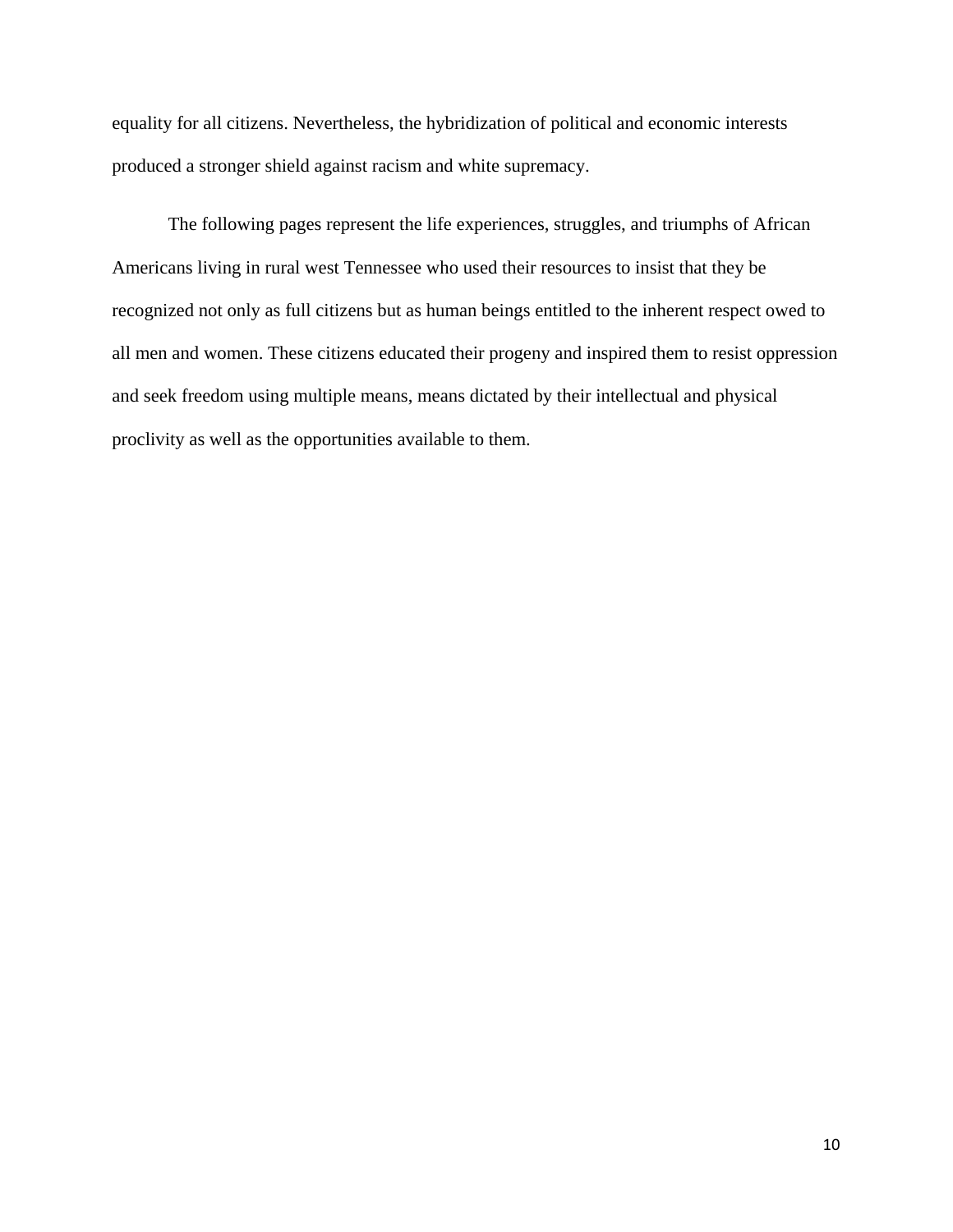equality for all citizens. Nevertheless, the hybridization of political and economic interests produced a stronger shield against racism and white supremacy.

The following pages represent the life experiences, struggles, and triumphs of African Americans living in rural west Tennessee who used their resources to insist that they be recognized not only as full citizens but as human beings entitled to the inherent respect owed to all men and women. These citizens educated their progeny and inspired them to resist oppression and seek freedom using multiple means, means dictated by their intellectual and physical proclivity as well as the opportunities available to them.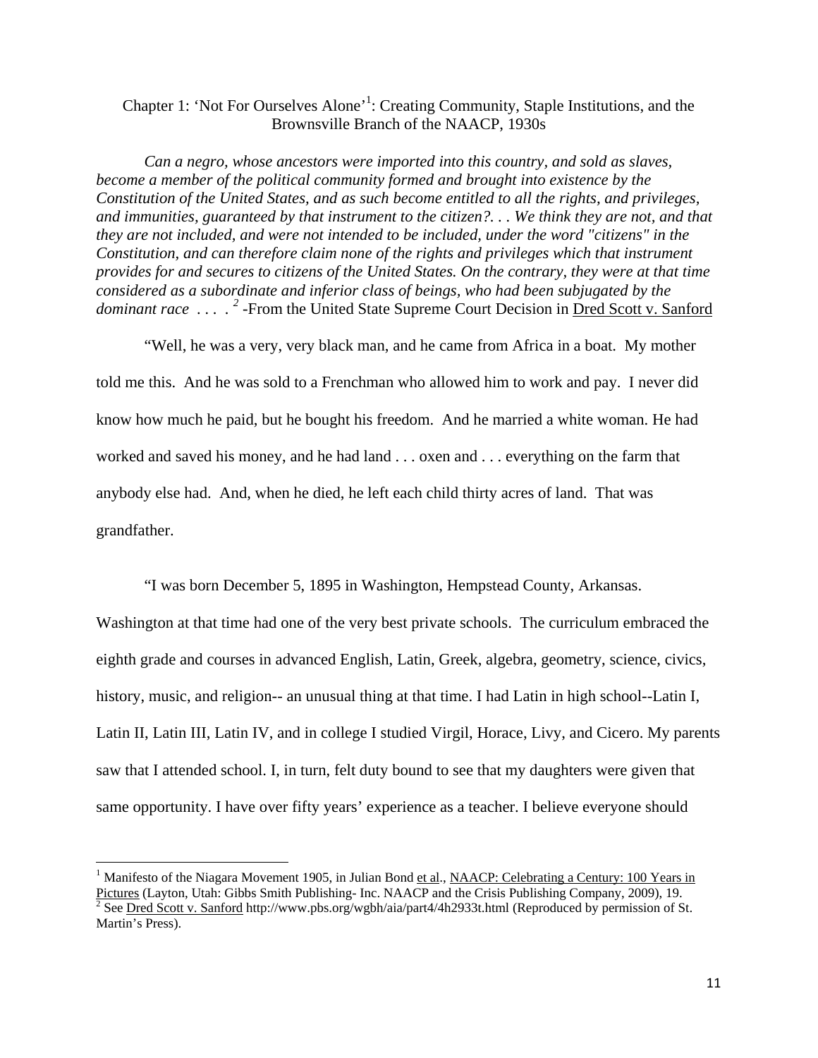## Chapter 1: 'Not For Ourselves Alone'[1]: Creating Community, Staple Institutions, and the Brownsville Branch of the NAACP, 1930s

*Can a negro, whose ancestors were imported into this country, and sold as slaves, become a member of the political community formed and brought into existence by the Constitution of the United States, and as such become entitled to all the rights, and privileges, and immunities, guaranteed by that instrument to the citizen?. . . We think they are not, and that they are not included, and were not intended to be included, under the word "citizens" in the Constitution, and can therefore claim none of the rights and privileges which that instrument provides for and secures to citizens of the United States. On the contrary, they were at that time considered as a subordinate and inferior class of beings, who had been subjugated by the dominant race . . . .* [2] -From the United State Supreme Court Decision in Dred Scott v. Sanford

"Well, he was a very, very black man, and he came from Africa in a boat. My mother told me this. And he was sold to a Frenchman who allowed him to work and pay. I never did know how much he paid, but he bought his freedom. And he married a white woman. He had worked and saved his money, and he had land . . . oxen and . . . everything on the farm that anybody else had. And, when he died, he left each child thirty acres of land. That was grandfather.

"I was born December 5, 1895 in Washington, Hempstead County, Arkansas. Washington at that time had one of the very best private schools. The curriculum embraced the eighth grade and courses in advanced English, Latin, Greek, algebra, geometry, science, civics, history, music, and religion-- an unusual thing at that time. I had Latin in high school--Latin I, Latin II, Latin III, Latin IV, and in college I studied Virgil, Horace, Livy, and Cicero. My parents saw that I attended school. I, in turn, felt duty bound to see that my daughters were given that same opportunity. I have over fifty years' experience as a teacher. I believe everyone should

---

[1] Manifesto of the Niagara Movement 1905, in Julian Bond et al., NAACP: Celebrating a Century: 100 Years in Pictures (Layton, Utah: Gibbs Smith Publishing- Inc. NAACP and the Crisis Publishing Company, 2009), 19.

[2] See Dred Scott v. Sanford http://www.pbs.org/wgbh/aia/part4/4h2933t.html (Reproduced by permission of St. Martin's Press).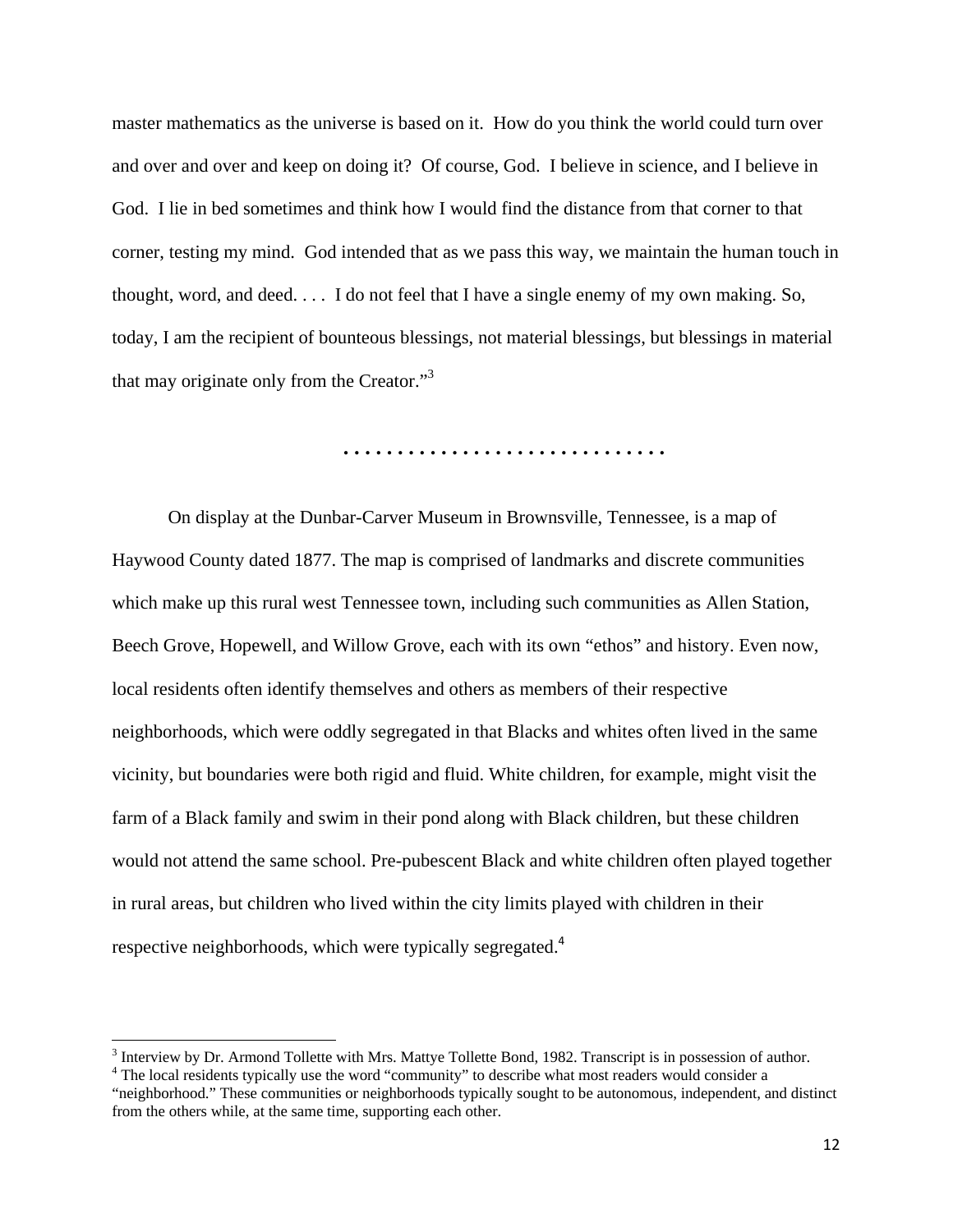master mathematics as the universe is based on it. How do you think the world could turn over and over and over and keep on doing it? Of course, God. I believe in science, and I believe in God. I lie in bed sometimes and think how I would find the distance from that corner to that corner, testing my mind. God intended that as we pass this way, we maintain the human touch in thought, word, and deed. . . . I do not feel that I have a single enemy of my own making. So, today, I am the recipient of bounteous blessings, not material blessings, but blessings in material that may originate only from the Creator."[3]

. . . . . . . . . . . . . . . . . . . . . . . . . . . . .

On display at the Dunbar-Carver Museum in Brownsville, Tennessee, is a map of Haywood County dated 1877. The map is comprised of landmarks and discrete communities which make up this rural west Tennessee town, including such communities as Allen Station, Beech Grove, Hopewell, and Willow Grove, each with its own "ethos" and history. Even now, local residents often identify themselves and others as members of their respective neighborhoods, which were oddly segregated in that Blacks and whites often lived in the same vicinity, but boundaries were both rigid and fluid. White children, for example, might visit the farm of a Black family and swim in their pond along with Black children, but these children would not attend the same school. Pre-pubescent Black and white children often played together in rural areas, but children who lived within the city limits played with children in their respective neighborhoods, which were typically segregated.[4]

---

[3] Interview by Dr. Armond Tollette with Mrs. Mattye Tollette Bond, 1982. Transcript is in possession of author.

[4] The local residents typically use the word "community" to describe what most readers would consider a "neighborhood." These communities or neighborhoods typically sought to be autonomous, independent, and distinct from the others while, at the same time, supporting each other.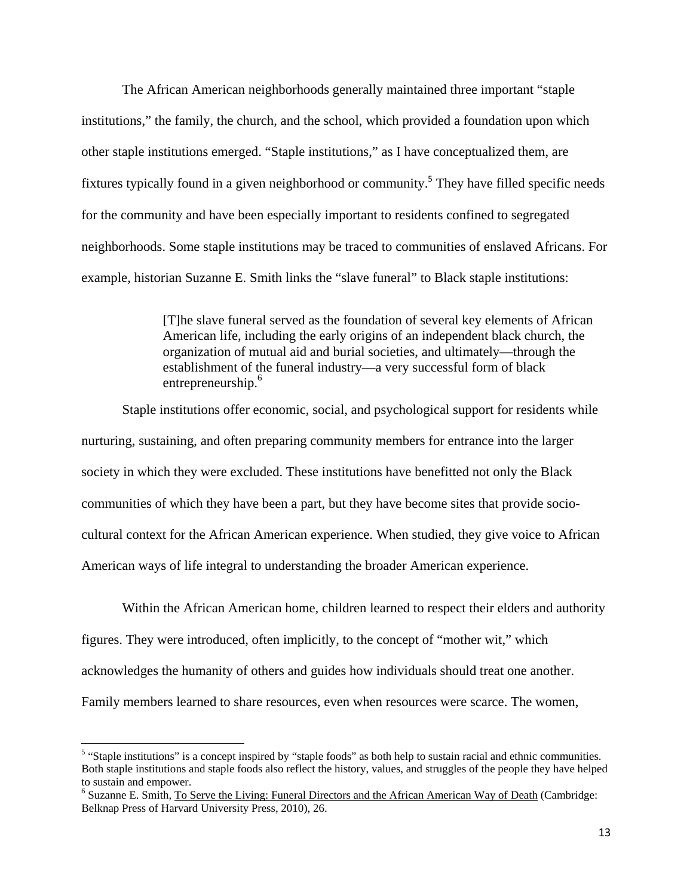The African American neighborhoods generally maintained three important "staple institutions," the family, the church, and the school, which provided a foundation upon which other staple institutions emerged. "Staple institutions," as I have conceptualized them, are fixtures typically found in a given neighborhood or community.[5] They have filled specific needs for the community and have been especially important to residents confined to segregated neighborhoods. Some staple institutions may be traced to communities of enslaved Africans. For example, historian Suzanne E. Smith links the "slave funeral" to Black staple institutions:

> [T]he slave funeral served as the foundation of several key elements of African American life, including the early origins of an independent black church, the organization of mutual aid and burial societies, and ultimately—through the establishment of the funeral industry—a very successful form of black entrepreneurship.[6]

Staple institutions offer economic, social, and psychological support for residents while nurturing, sustaining, and often preparing community members for entrance into the larger society in which they were excluded. These institutions have benefitted not only the Black communities of which they have been a part, but they have become sites that provide socio-cultural context for the African American experience. When studied, they give voice to African American ways of life integral to understanding the broader American experience.

Within the African American home, children learned to respect their elders and authority figures. They were introduced, often implicitly, to the concept of "mother wit," which acknowledges the humanity of others and guides how individuals should treat one another. Family members learned to share resources, even when resources were scarce. The women,

---

[5] "Staple institutions" is a concept inspired by "staple foods" as both help to sustain racial and ethnic communities. Both staple institutions and staple foods also reflect the history, values, and struggles of the people they have helped to sustain and empower.

[6] Suzanne E. Smith, To Serve the Living: Funeral Directors and the African American Way of Death (Cambridge: Belknap Press of Harvard University Press, 2010), 26.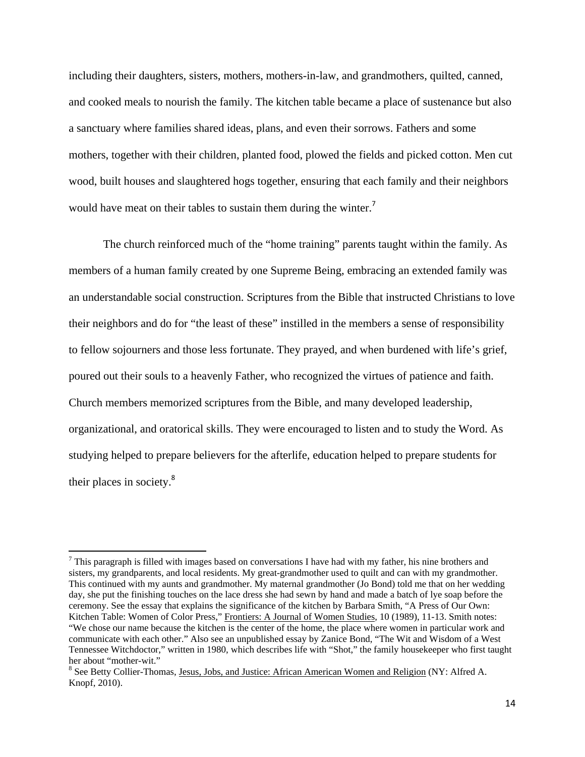including their daughters, sisters, mothers, mothers-in-law, and grandmothers, quilted, canned, and cooked meals to nourish the family. The kitchen table became a place of sustenance but also a sanctuary where families shared ideas, plans, and even their sorrows. Fathers and some mothers, together with their children, planted food, plowed the fields and picked cotton. Men cut wood, built houses and slaughtered hogs together, ensuring that each family and their neighbors would have meat on their tables to sustain them during the winter.[7]

The church reinforced much of the "home training" parents taught within the family. As members of a human family created by one Supreme Being, embracing an extended family was an understandable social construction. Scriptures from the Bible that instructed Christians to love their neighbors and do for "the least of these" instilled in the members a sense of responsibility to fellow sojourners and those less fortunate. They prayed, and when burdened with life's grief, poured out their souls to a heavenly Father, who recognized the virtues of patience and faith. Church members memorized scriptures from the Bible, and many developed leadership, organizational, and oratorical skills. They were encouraged to listen and to study the Word. As studying helped to prepare believers for the afterlife, education helped to prepare students for their places in society.[8]

---

[7] This paragraph is filled with images based on conversations I have had with my father, his nine brothers and sisters, my grandparents, and local residents. My great-grandmother used to quilt and can with my grandmother. This continued with my aunts and grandmother. My maternal grandmother (Jo Bond) told me that on her wedding day, she put the finishing touches on the lace dress she had sewn by hand and made a batch of lye soap before the ceremony. See the essay that explains the significance of the kitchen by Barbara Smith, "A Press of Our Own: Kitchen Table: Women of Color Press," Frontiers: A Journal of Women Studies, 10 (1989), 11-13. Smith notes: "We chose our name because the kitchen is the center of the home, the place where women in particular work and communicate with each other." Also see an unpublished essay by Zanice Bond, "The Wit and Wisdom of a West Tennessee Witchdoctor," written in 1980, which describes life with "Shot," the family housekeeper who first taught her about "mother-wit."

[8] See Betty Collier-Thomas, Jesus, Jobs, and Justice: African American Women and Religion (NY: Alfred A. Knopf, 2010).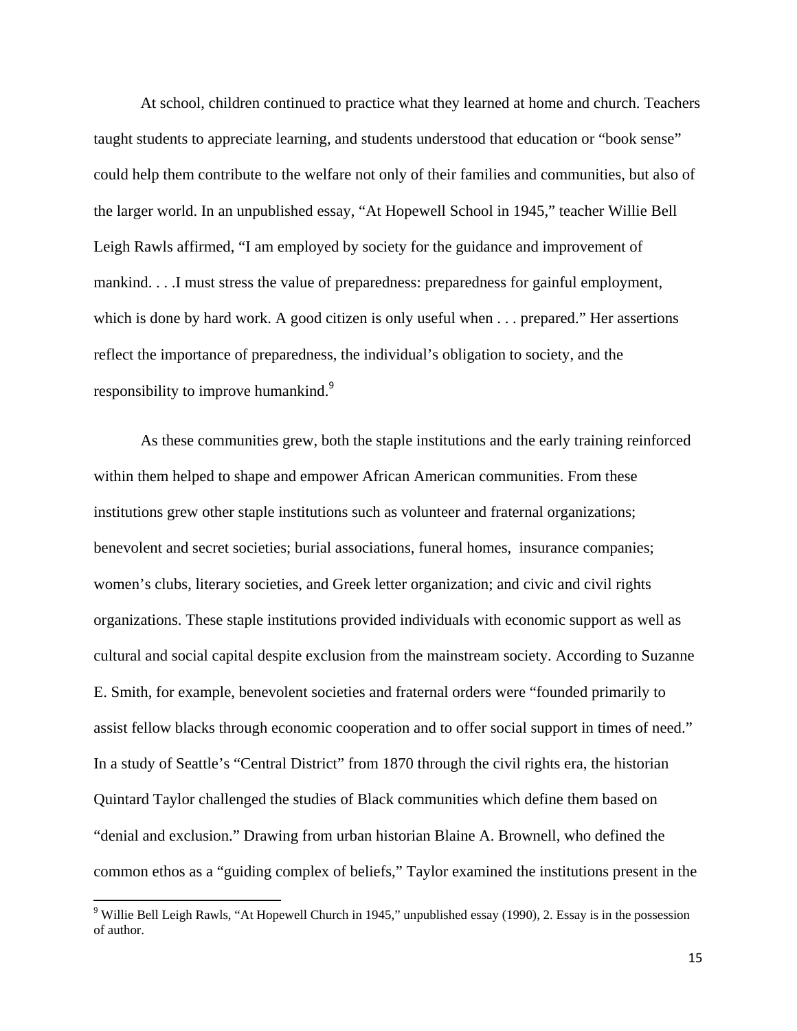At school, children continued to practice what they learned at home and church. Teachers taught students to appreciate learning, and students understood that education or "book sense" could help them contribute to the welfare not only of their families and communities, but also of the larger world. In an unpublished essay, "At Hopewell School in 1945," teacher Willie Bell Leigh Rawls affirmed, "I am employed by society for the guidance and improvement of mankind. . . .I must stress the value of preparedness: preparedness for gainful employment, which is done by hard work. A good citizen is only useful when . . . prepared." Her assertions reflect the importance of preparedness, the individual's obligation to society, and the responsibility to improve humankind.[9]

As these communities grew, both the staple institutions and the early training reinforced within them helped to shape and empower African American communities. From these institutions grew other staple institutions such as volunteer and fraternal organizations; benevolent and secret societies; burial associations, funeral homes, insurance companies; women's clubs, literary societies, and Greek letter organization; and civic and civil rights organizations. These staple institutions provided individuals with economic support as well as cultural and social capital despite exclusion from the mainstream society. According to Suzanne E. Smith, for example, benevolent societies and fraternal orders were "founded primarily to assist fellow blacks through economic cooperation and to offer social support in times of need." In a study of Seattle's "Central District" from 1870 through the civil rights era, the historian Quintard Taylor challenged the studies of Black communities which define them based on "denial and exclusion." Drawing from urban historian Blaine A. Brownell, who defined the common ethos as a "guiding complex of beliefs," Taylor examined the institutions present in the

---

[9] Willie Bell Leigh Rawls, "At Hopewell Church in 1945," unpublished essay (1990), 2. Essay is in the possession of author.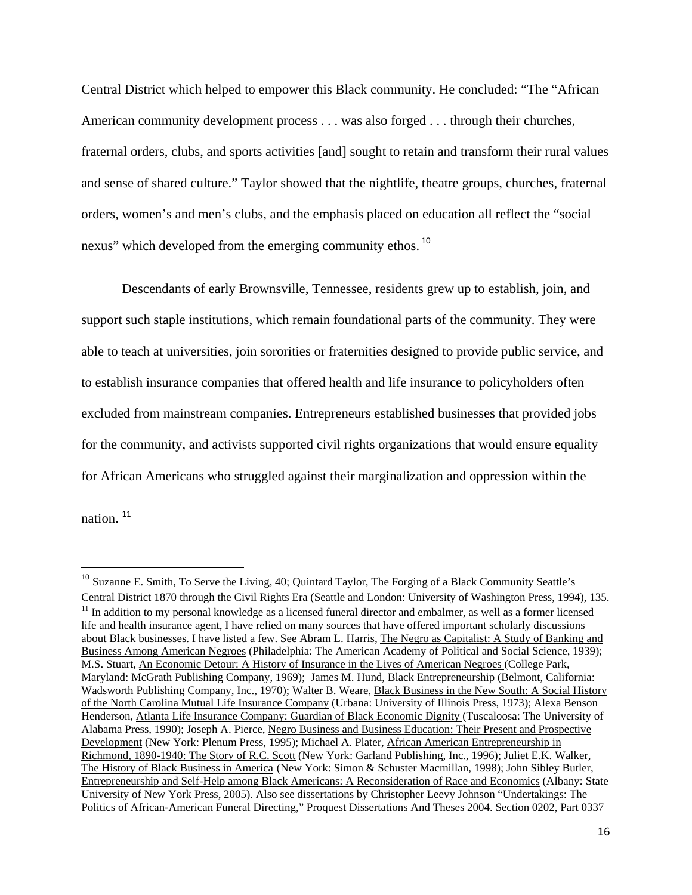Central District which helped to empower this Black community. He concluded: "The "African American community development process . . . was also forged . . . through their churches, fraternal orders, clubs, and sports activities [and] sought to retain and transform their rural values and sense of shared culture." Taylor showed that the nightlife, theatre groups, churches, fraternal orders, women's and men's clubs, and the emphasis placed on education all reflect the "social nexus" which developed from the emerging community ethos. [10]

Descendants of early Brownsville, Tennessee, residents grew up to establish, join, and support such staple institutions, which remain foundational parts of the community. They were able to teach at universities, join sororities or fraternities designed to provide public service, and to establish insurance companies that offered health and life insurance to policyholders often excluded from mainstream companies. Entrepreneurs established businesses that provided jobs for the community, and activists supported civil rights organizations that would ensure equality for African Americans who struggled against their marginalization and oppression within the nation. [11]

---

[10] Suzanne E. Smith, To Serve the Living, 40; Quintard Taylor, The Forging of a Black Community Seattle's Central District 1870 through the Civil Rights Era (Seattle and London: University of Washington Press, 1994), 135.

[11] In addition to my personal knowledge as a licensed funeral director and embalmer, as well as a former licensed life and health insurance agent, I have relied on many sources that have offered important scholarly discussions about Black businesses. I have listed a few. See Abram L. Harris, The Negro as Capitalist: A Study of Banking and Business Among American Negroes (Philadelphia: The American Academy of Political and Social Science, 1939); M.S. Stuart, An Economic Detour: A History of Insurance in the Lives of American Negroes (College Park, Maryland: McGrath Publishing Company, 1969); James M. Hund, Black Entrepreneurship (Belmont, California: Wadsworth Publishing Company, Inc., 1970); Walter B. Weare, Black Business in the New South: A Social History of the North Carolina Mutual Life Insurance Company (Urbana: University of Illinois Press, 1973); Alexa Benson Henderson, Atlanta Life Insurance Company: Guardian of Black Economic Dignity (Tuscaloosa: The University of Alabama Press, 1990); Joseph A. Pierce, Negro Business and Business Education: Their Present and Prospective Development (New York: Plenum Press, 1995); Michael A. Plater, African American Entrepreneurship in Richmond, 1890-1940: The Story of R.C. Scott (New York: Garland Publishing, Inc., 1996); Juliet E.K. Walker, The History of Black Business in America (New York: Simon & Schuster Macmillan, 1998); John Sibley Butler, Entrepreneurship and Self-Help among Black Americans: A Reconsideration of Race and Economics (Albany: State University of New York Press, 2005). Also see dissertations by Christopher Leevy Johnson "Undertakings: The Politics of African-American Funeral Directing," Proquest Dissertations And Theses 2004. Section 0202, Part 0337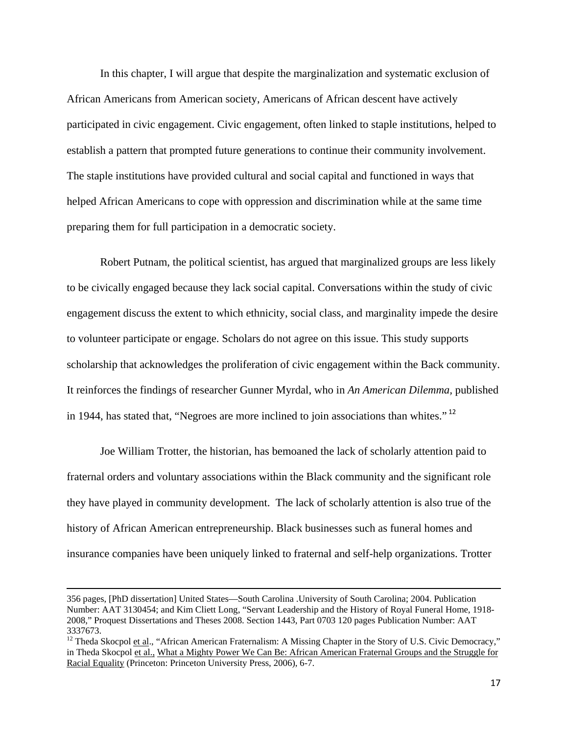In this chapter, I will argue that despite the marginalization and systematic exclusion of African Americans from American society, Americans of African descent have actively participated in civic engagement. Civic engagement, often linked to staple institutions, helped to establish a pattern that prompted future generations to continue their community involvement. The staple institutions have provided cultural and social capital and functioned in ways that helped African Americans to cope with oppression and discrimination while at the same time preparing them for full participation in a democratic society.

Robert Putnam, the political scientist, has argued that marginalized groups are less likely to be civically engaged because they lack social capital. Conversations within the study of civic engagement discuss the extent to which ethnicity, social class, and marginality impede the desire to volunteer participate or engage. Scholars do not agree on this issue. This study supports scholarship that acknowledges the proliferation of civic engagement within the Back community. It reinforces the findings of researcher Gunner Myrdal, who in *An American Dilemma,* published in 1944, has stated that, "Negroes are more inclined to join associations than whites."[12]

Joe William Trotter, the historian, has bemoaned the lack of scholarly attention paid to fraternal orders and voluntary associations within the Black community and the significant role they have played in community development. The lack of scholarly attention is also true of the history of African American entrepreneurship. Black businesses such as funeral homes and insurance companies have been uniquely linked to fraternal and self-help organizations. Trotter

---

356 pages, [PhD dissertation] United States—South Carolina .University of South Carolina; 2004. Publication Number: AAT 3130454; and Kim Cliett Long, "Servant Leadership and the History of Royal Funeral Home, 1918-2008," Proquest Dissertations and Theses 2008. Section 1443, Part 0703 120 pages Publication Number: AAT 3337673.

[12] Theda Skocpol et al., "African American Fraternalism: A Missing Chapter in the Story of U.S. Civic Democracy," in Theda Skocpol et al., What a Mighty Power We Can Be: African American Fraternal Groups and the Struggle for Racial Equality (Princeton: Princeton University Press, 2006), 6-7.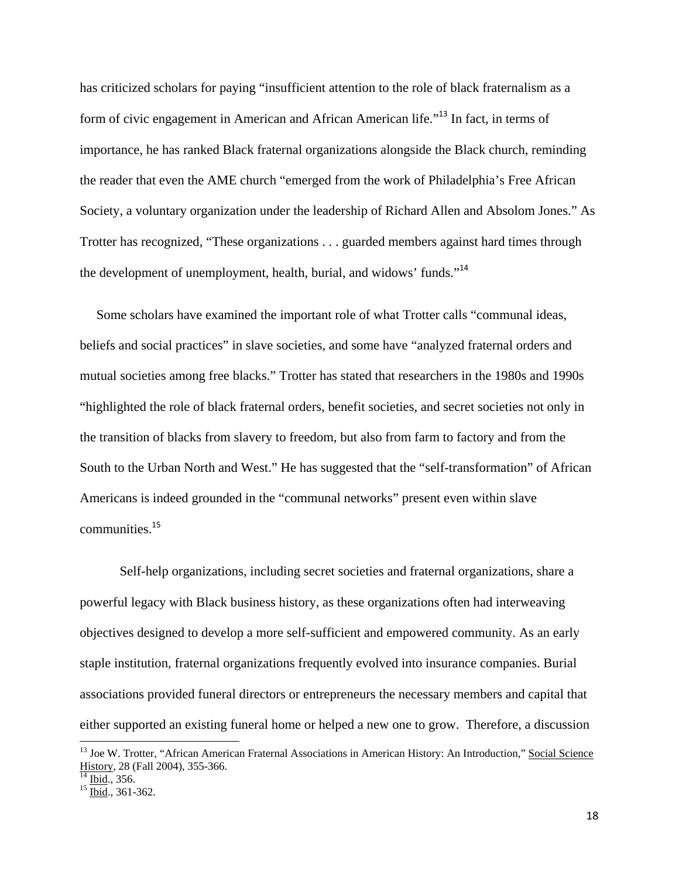has criticized scholars for paying "insufficient attention to the role of black fraternalism as a form of civic engagement in American and African American life."[13] In fact, in terms of importance, he has ranked Black fraternal organizations alongside the Black church, reminding the reader that even the AME church "emerged from the work of Philadelphia's Free African Society, a voluntary organization under the leadership of Richard Allen and Absolom Jones." As Trotter has recognized, "These organizations . . . guarded members against hard times through the development of unemployment, health, burial, and widows' funds."[14]

Some scholars have examined the important role of what Trotter calls "communal ideas, beliefs and social practices" in slave societies, and some have "analyzed fraternal orders and mutual societies among free blacks." Trotter has stated that researchers in the 1980s and 1990s "highlighted the role of black fraternal orders, benefit societies, and secret societies not only in the transition of blacks from slavery to freedom, but also from farm to factory and from the South to the Urban North and West." He has suggested that the "self-transformation" of African Americans is indeed grounded in the "communal networks" present even within slave communities.[15]

Self-help organizations, including secret societies and fraternal organizations, share a powerful legacy with Black business history, as these organizations often had interweaving objectives designed to develop a more self-sufficient and empowered community. As an early staple institution, fraternal organizations frequently evolved into insurance companies. Burial associations provided funeral directors or entrepreneurs the necessary members and capital that either supported an existing funeral home or helped a new one to grow. Therefore, a discussion

---

[13] Joe W. Trotter, "African American Fraternal Associations in American History: An Introduction," Social Science History, 28 (Fall 2004), 355-366.

[14] Ibid., 356.

[15] Ibid., 361-362.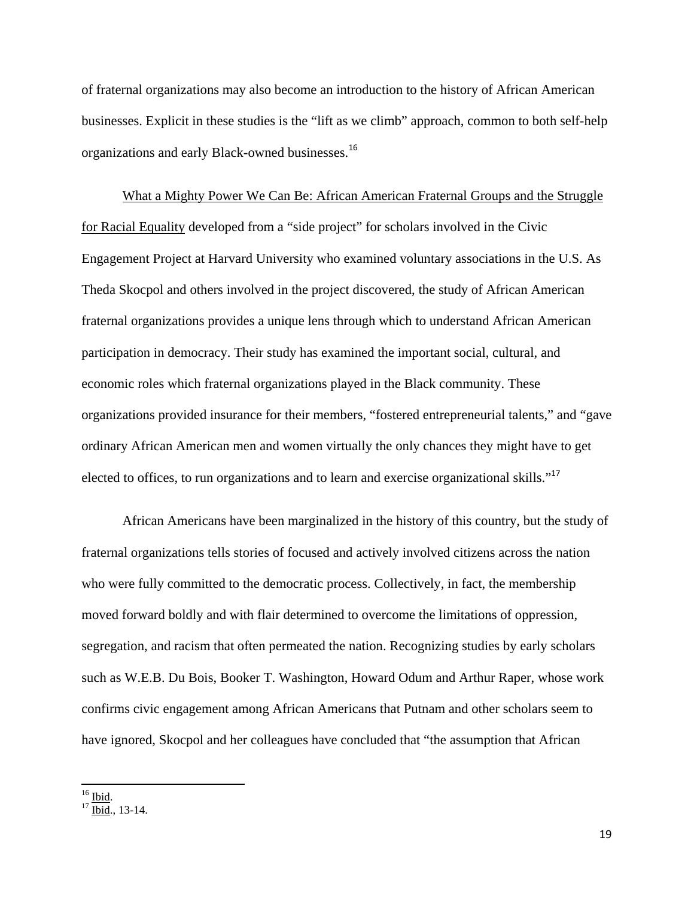of fraternal organizations may also become an introduction to the history of African American businesses. Explicit in these studies is the "lift as we climb" approach, common to both self-help organizations and early Black-owned businesses.[16]

What a Mighty Power We Can Be: African American Fraternal Groups and the Struggle for Racial Equality developed from a "side project" for scholars involved in the Civic Engagement Project at Harvard University who examined voluntary associations in the U.S. As Theda Skocpol and others involved in the project discovered, the study of African American fraternal organizations provides a unique lens through which to understand African American participation in democracy. Their study has examined the important social, cultural, and economic roles which fraternal organizations played in the Black community. These organizations provided insurance for their members, "fostered entrepreneurial talents," and "gave ordinary African American men and women virtually the only chances they might have to get elected to offices, to run organizations and to learn and exercise organizational skills."[17]

African Americans have been marginalized in the history of this country, but the study of fraternal organizations tells stories of focused and actively involved citizens across the nation who were fully committed to the democratic process. Collectively, in fact, the membership moved forward boldly and with flair determined to overcome the limitations of oppression, segregation, and racism that often permeated the nation. Recognizing studies by early scholars such as W.E.B. Du Bois, Booker T. Washington, Howard Odum and Arthur Raper, whose work confirms civic engagement among African Americans that Putnam and other scholars seem to have ignored, Skocpol and her colleagues have concluded that "the assumption that African

---

[16] Ibid.

[17] Ibid., 13-14.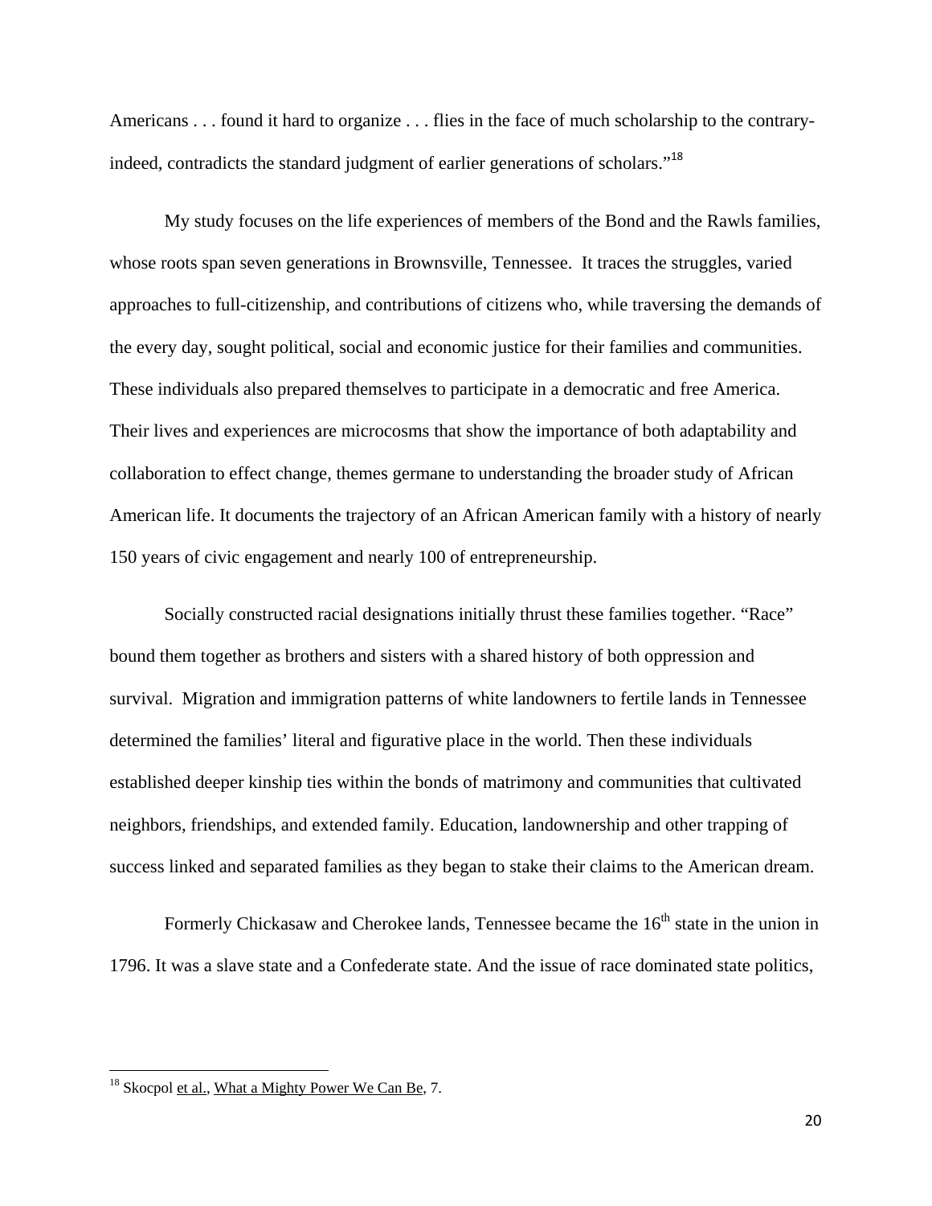Americans . . . found it hard to organize . . . flies in the face of much scholarship to the contrary-indeed, contradicts the standard judgment of earlier generations of scholars."[18]

My study focuses on the life experiences of members of the Bond and the Rawls families, whose roots span seven generations in Brownsville, Tennessee. It traces the struggles, varied approaches to full-citizenship, and contributions of citizens who, while traversing the demands of the every day, sought political, social and economic justice for their families and communities. These individuals also prepared themselves to participate in a democratic and free America. Their lives and experiences are microcosms that show the importance of both adaptability and collaboration to effect change, themes germane to understanding the broader study of African American life. It documents the trajectory of an African American family with a history of nearly 150 years of civic engagement and nearly 100 of entrepreneurship.

Socially constructed racial designations initially thrust these families together. "Race" bound them together as brothers and sisters with a shared history of both oppression and survival. Migration and immigration patterns of white landowners to fertile lands in Tennessee determined the families' literal and figurative place in the world. Then these individuals established deeper kinship ties within the bonds of matrimony and communities that cultivated neighbors, friendships, and extended family. Education, landownership and other trapping of success linked and separated families as they began to stake their claims to the American dream.

Formerly Chickasaw and Cherokee lands, Tennessee became the 16th state in the union in 1796. It was a slave state and a Confederate state. And the issue of race dominated state politics,

---

[18] Skocpol et al., What a Mighty Power We Can Be, 7.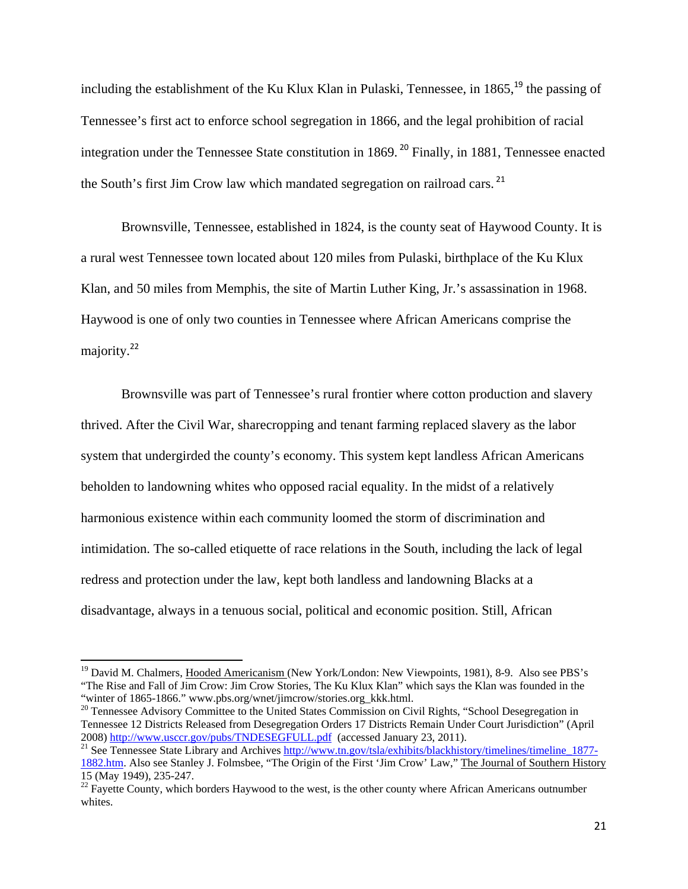including the establishment of the Ku Klux Klan in Pulaski, Tennessee, in 1865,[19] the passing of Tennessee's first act to enforce school segregation in 1866, and the legal prohibition of racial integration under the Tennessee State constitution in 1869.[20] Finally, in 1881, Tennessee enacted the South's first Jim Crow law which mandated segregation on railroad cars.[21]

Brownsville, Tennessee, established in 1824, is the county seat of Haywood County. It is a rural west Tennessee town located about 120 miles from Pulaski, birthplace of the Ku Klux Klan, and 50 miles from Memphis, the site of Martin Luther King, Jr.'s assassination in 1968. Haywood is one of only two counties in Tennessee where African Americans comprise the majority.[22]

Brownsville was part of Tennessee's rural frontier where cotton production and slavery thrived. After the Civil War, sharecropping and tenant farming replaced slavery as the labor system that undergirded the county's economy. This system kept landless African Americans beholden to landowning whites who opposed racial equality. In the midst of a relatively harmonious existence within each community loomed the storm of discrimination and intimidation. The so-called etiquette of race relations in the South, including the lack of legal redress and protection under the law, kept both landless and landowning Blacks at a disadvantage, always in a tenuous social, political and economic position. Still, African

---

[19] David M. Chalmers, Hooded Americanism (New York/London: New Viewpoints, 1981), 8-9. Also see PBS's "The Rise and Fall of Jim Crow: Jim Crow Stories, The Ku Klux Klan" which says the Klan was founded in the "winter of 1865-1866." www.pbs.org/wnet/jimcrow/stories.org_kkk.html.

[20] Tennessee Advisory Committee to the United States Commission on Civil Rights, "School Desegregation in Tennessee 12 Districts Released from Desegregation Orders 17 Districts Remain Under Court Jurisdiction" (April 2008) http://www.usccr.gov/pubs/TNDESEGFULL.pdf (accessed January 23, 2011).

[21] See Tennessee State Library and Archives http://www.tn.gov/tsla/exhibits/blackhistory/timelines/timeline_1877-1882.htm. Also see Stanley J. Folmsbee, "The Origin of the First 'Jim Crow' Law," The Journal of Southern History 15 (May 1949), 235-247.

[22] Fayette County, which borders Haywood to the west, is the other county where African Americans outnumber whites.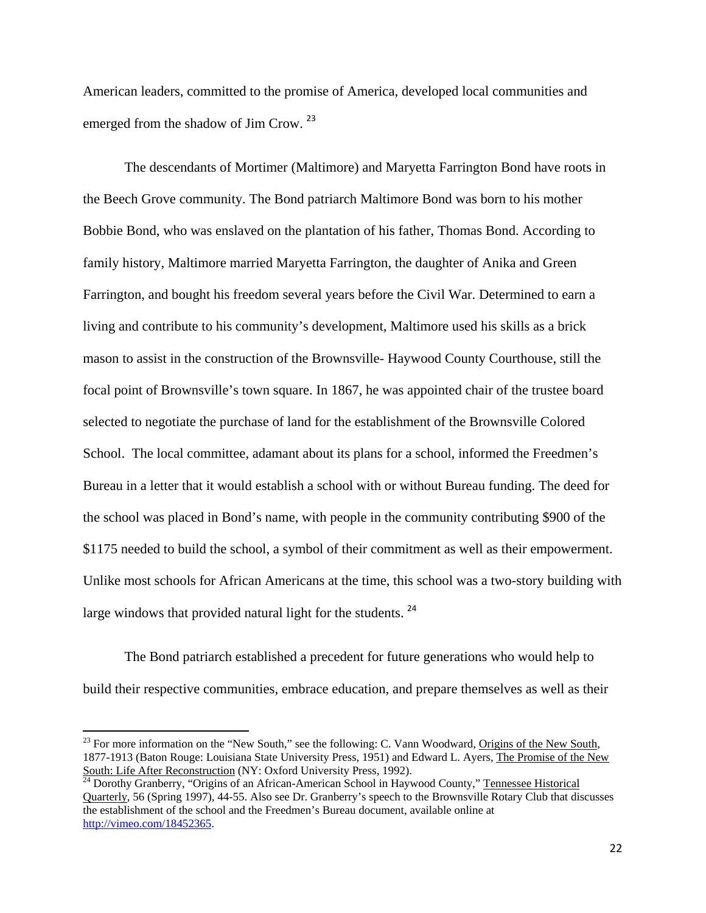American leaders, committed to the promise of America, developed local communities and emerged from the shadow of Jim Crow. [23]

The descendants of Mortimer (Maltimore) and Maryetta Farrington Bond have roots in the Beech Grove community. The Bond patriarch Maltimore Bond was born to his mother Bobbie Bond, who was enslaved on the plantation of his father, Thomas Bond. According to family history, Maltimore married Maryetta Farrington, the daughter of Anika and Green Farrington, and bought his freedom several years before the Civil War. Determined to earn a living and contribute to his community's development, Maltimore used his skills as a brick mason to assist in the construction of the Brownsville- Haywood County Courthouse, still the focal point of Brownsville's town square. In 1867, he was appointed chair of the trustee board selected to negotiate the purchase of land for the establishment of the Brownsville Colored School. The local committee, adamant about its plans for a school, informed the Freedmen's Bureau in a letter that it would establish a school with or without Bureau funding. The deed for the school was placed in Bond's name, with people in the community contributing $900 of the $1175 needed to build the school, a symbol of their commitment as well as their empowerment. Unlike most schools for African Americans at the time, this school was a two-story building with large windows that provided natural light for the students. [24]

The Bond patriarch established a precedent for future generations who would help to build their respective communities, embrace education, and prepare themselves as well as their

---

[23] For more information on the "New South," see the following: C. Vann Woodward, Origins of the New South, 1877-1913 (Baton Rouge: Louisiana State University Press, 1951) and Edward L. Ayers, The Promise of the New South: Life After Reconstruction (NY: Oxford University Press, 1992).

[24] Dorothy Granberry, "Origins of an African-American School in Haywood County," Tennessee Historical Quarterly, 56 (Spring 1997), 44-55. Also see Dr. Granberry's speech to the Brownsville Rotary Club that discusses the establishment of the school and the Freedmen's Bureau document, available online at http://vimeo.com/18452365.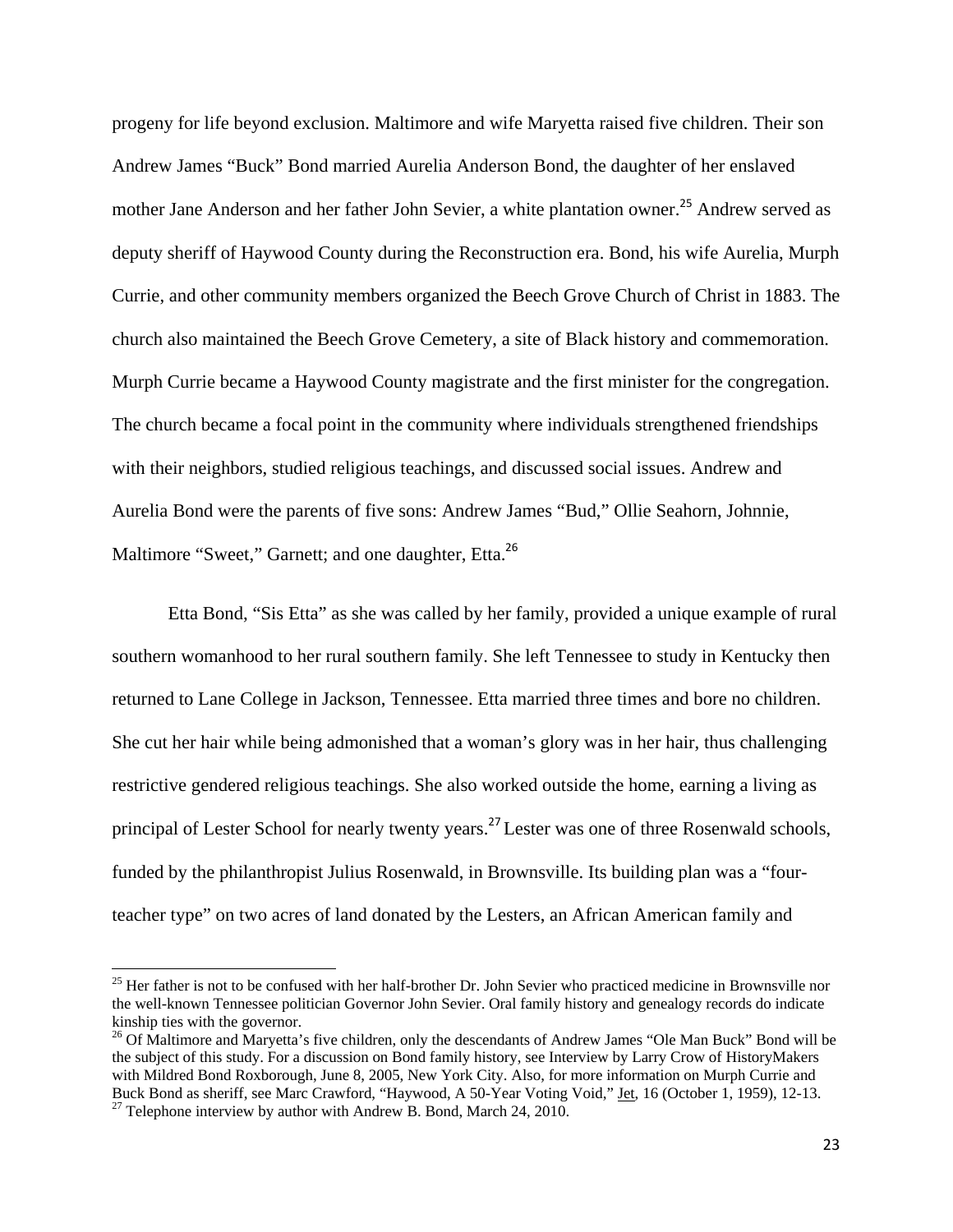progeny for life beyond exclusion. Maltimore and wife Maryetta raised five children. Their son Andrew James "Buck" Bond married Aurelia Anderson Bond, the daughter of her enslaved mother Jane Anderson and her father John Sevier, a white plantation owner.[25] Andrew served as deputy sheriff of Haywood County during the Reconstruction era. Bond, his wife Aurelia, Murph Currie, and other community members organized the Beech Grove Church of Christ in 1883. The church also maintained the Beech Grove Cemetery, a site of Black history and commemoration. Murph Currie became a Haywood County magistrate and the first minister for the congregation. The church became a focal point in the community where individuals strengthened friendships with their neighbors, studied religious teachings, and discussed social issues. Andrew and Aurelia Bond were the parents of five sons: Andrew James "Bud," Ollie Seahorn, Johnnie, Maltimore "Sweet," Garnett; and one daughter, Etta.[26]

Etta Bond, "Sis Etta" as she was called by her family, provided a unique example of rural southern womanhood to her rural southern family. She left Tennessee to study in Kentucky then returned to Lane College in Jackson, Tennessee. Etta married three times and bore no children. She cut her hair while being admonished that a woman's glory was in her hair, thus challenging restrictive gendered religious teachings. She also worked outside the home, earning a living as principal of Lester School for nearly twenty years.[27] Lester was one of three Rosenwald schools, funded by the philanthropist Julius Rosenwald, in Brownsville. Its building plan was a "four-teacher type" on two acres of land donated by the Lesters, an African American family and

---

[25] Her father is not to be confused with her half-brother Dr. John Sevier who practiced medicine in Brownsville nor the well-known Tennessee politician Governor John Sevier. Oral family history and genealogy records do indicate kinship ties with the governor.

[26] Of Maltimore and Maryetta's five children, only the descendants of Andrew James "Ole Man Buck" Bond will be the subject of this study. For a discussion on Bond family history, see Interview by Larry Crow of HistoryMakers with Mildred Bond Roxborough, June 8, 2005, New York City. Also, for more information on Murph Currie and Buck Bond as sheriff, see Marc Crawford, "Haywood, A 50-Year Voting Void," Jet, 16 (October 1, 1959), 12-13.

[27] Telephone interview by author with Andrew B. Bond, March 24, 2010.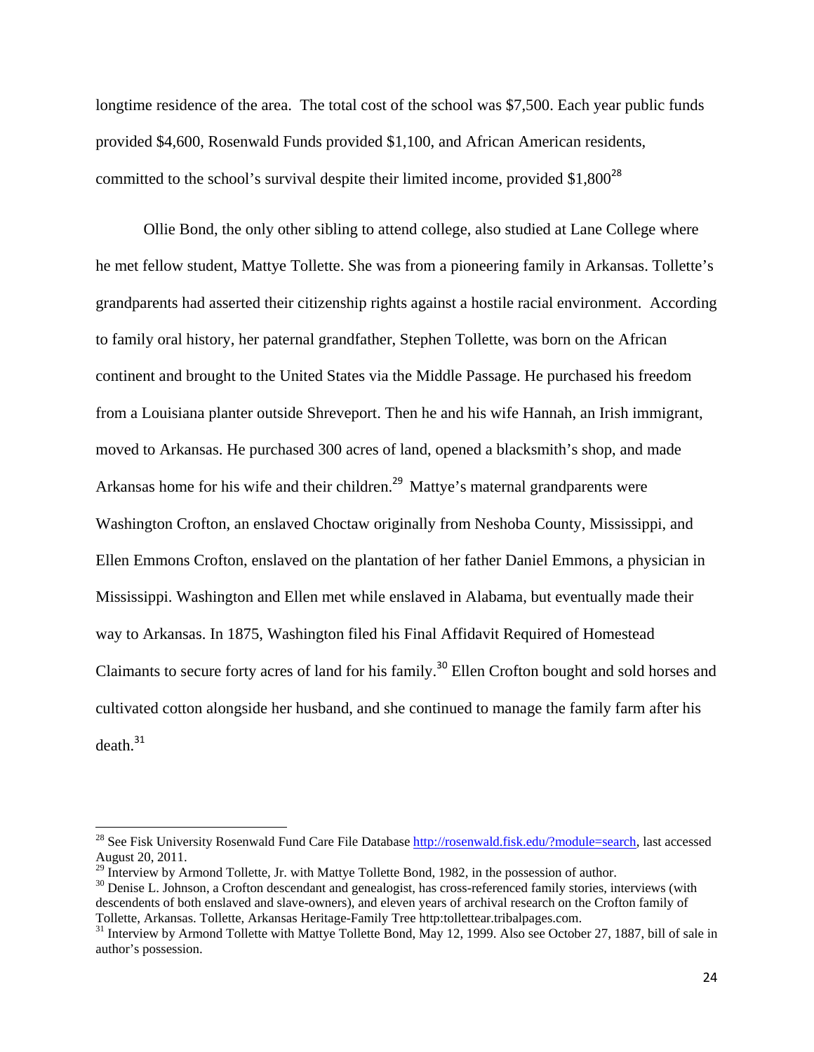longtime residence of the area. The total cost of the school was $7,500. Each year public funds provided $4,600, Rosenwald Funds provided $1,100, and African American residents, committed to the school's survival despite their limited income, provided $1,800[28]

Ollie Bond, the only other sibling to attend college, also studied at Lane College where he met fellow student, Mattye Tollette. She was from a pioneering family in Arkansas. Tollette's grandparents had asserted their citizenship rights against a hostile racial environment. According to family oral history, her paternal grandfather, Stephen Tollette, was born on the African continent and brought to the United States via the Middle Passage. He purchased his freedom from a Louisiana planter outside Shreveport. Then he and his wife Hannah, an Irish immigrant, moved to Arkansas. He purchased 300 acres of land, opened a blacksmith's shop, and made Arkansas home for his wife and their children.[29] Mattye's maternal grandparents were Washington Crofton, an enslaved Choctaw originally from Neshoba County, Mississippi, and Ellen Emmons Crofton, enslaved on the plantation of her father Daniel Emmons, a physician in Mississippi. Washington and Ellen met while enslaved in Alabama, but eventually made their way to Arkansas. In 1875, Washington filed his Final Affidavit Required of Homestead Claimants to secure forty acres of land for his family.[30] Ellen Crofton bought and sold horses and cultivated cotton alongside her husband, and she continued to manage the family farm after his death.[31]

---

[28] See Fisk University Rosenwald Fund Care File Database http://rosenwald.fisk.edu/?module=search, last accessed August 20, 2011.

[29] Interview by Armond Tollette, Jr. with Mattye Tollette Bond, 1982, in the possession of author.

[30] Denise L. Johnson, a Crofton descendant and genealogist, has cross-referenced family stories, interviews (with descendents of both enslaved and slave-owners), and eleven years of archival research on the Crofton family of Tollette, Arkansas. Tollette, Arkansas Heritage-Family Tree http:tollettear.tribalpages.com.

[31] Interview by Armond Tollette with Mattye Tollette Bond, May 12, 1999. Also see October 27, 1887, bill of sale in author's possession.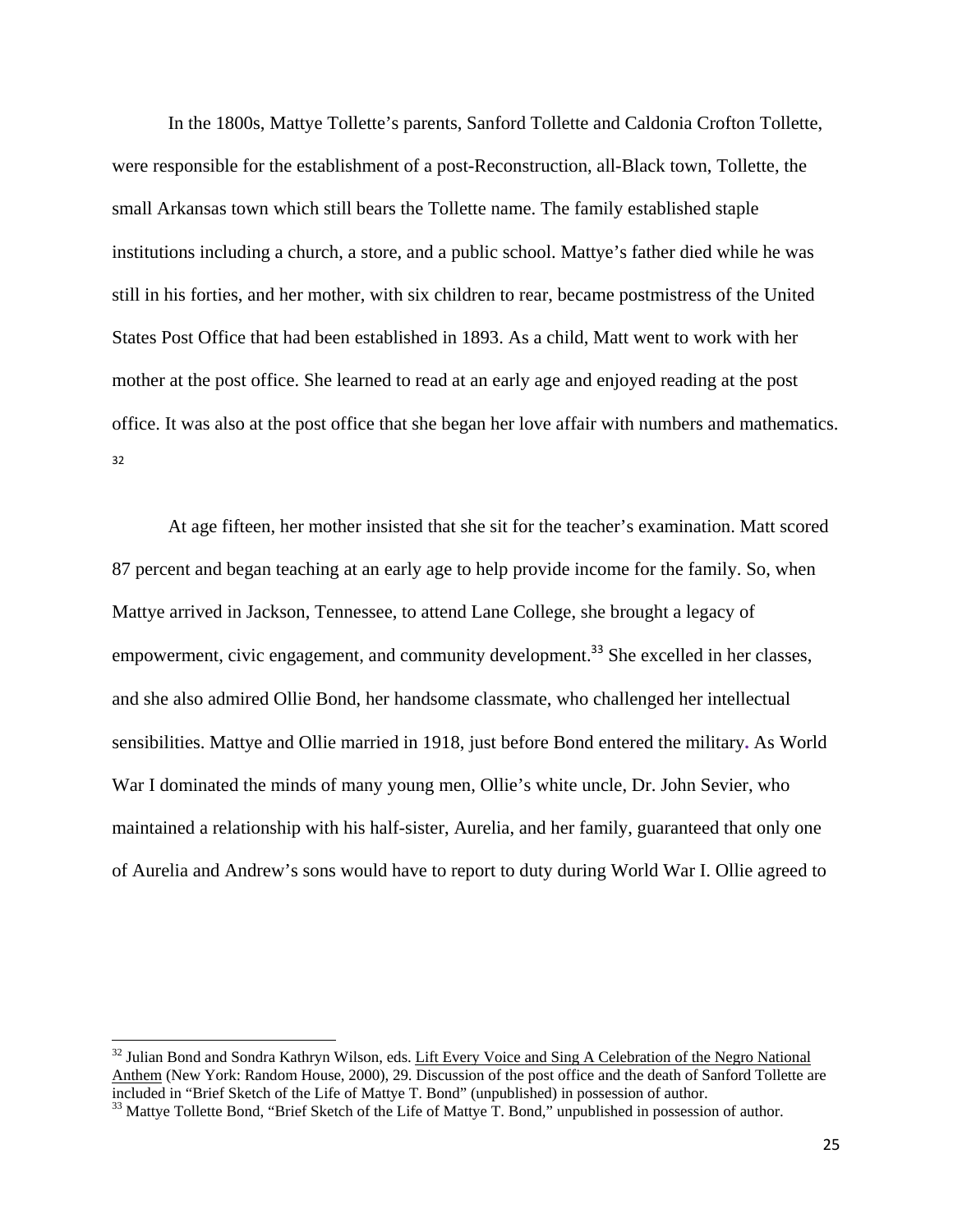In the 1800s, Mattye Tollette's parents, Sanford Tollette and Caldonia Crofton Tollette, were responsible for the establishment of a post-Reconstruction, all-Black town, Tollette, the small Arkansas town which still bears the Tollette name. The family established staple institutions including a church, a store, and a public school. Mattye's father died while he was still in his forties, and her mother, with six children to rear, became postmistress of the United States Post Office that had been established in 1893. As a child, Matt went to work with her mother at the post office. She learned to read at an early age and enjoyed reading at the post office. It was also at the post office that she began her love affair with numbers and mathematics.[32]

At age fifteen, her mother insisted that she sit for the teacher's examination. Matt scored 87 percent and began teaching at an early age to help provide income for the family. So, when Mattye arrived in Jackson, Tennessee, to attend Lane College, she brought a legacy of empowerment, civic engagement, and community development.[33] She excelled in her classes, and she also admired Ollie Bond, her handsome classmate, who challenged her intellectual sensibilities. Mattye and Ollie married in 1918, just before Bond entered the military. As World War I dominated the minds of many young men, Ollie's white uncle, Dr. John Sevier, who maintained a relationship with his half-sister, Aurelia, and her family, guaranteed that only one of Aurelia and Andrew's sons would have to report to duty during World War I. Ollie agreed to

---

[32] Julian Bond and Sondra Kathryn Wilson, eds. Lift Every Voice and Sing A Celebration of the Negro National Anthem (New York: Random House, 2000), 29. Discussion of the post office and the death of Sanford Tollette are included in "Brief Sketch of the Life of Mattye T. Bond" (unpublished) in possession of author.

[33] Mattye Tollette Bond, "Brief Sketch of the Life of Mattye T. Bond," unpublished in possession of author.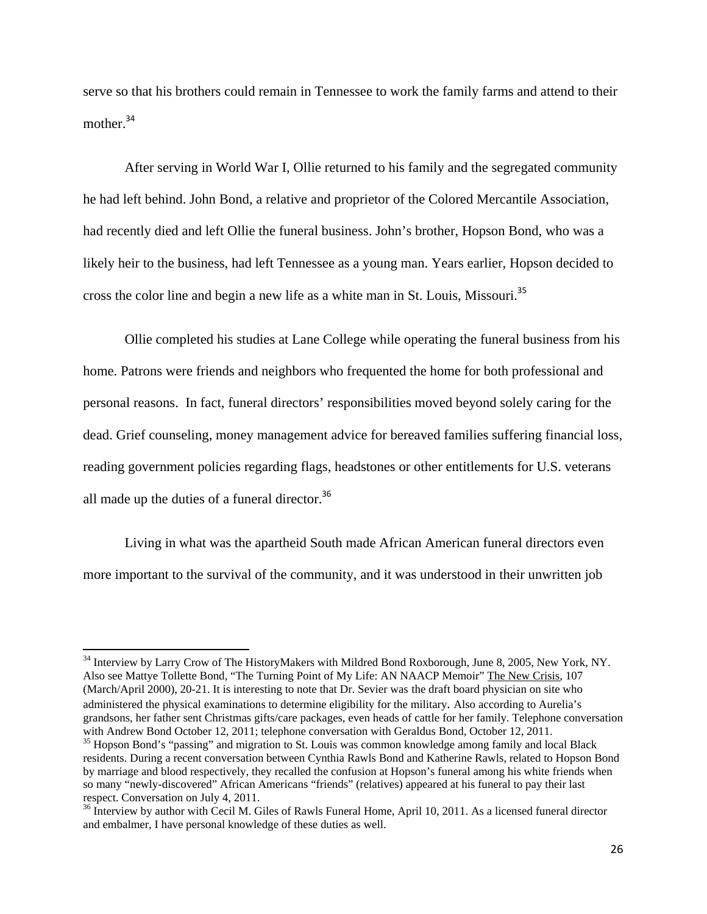serve so that his brothers could remain in Tennessee to work the family farms and attend to their mother.[34]

After serving in World War I, Ollie returned to his family and the segregated community he had left behind. John Bond, a relative and proprietor of the Colored Mercantile Association, had recently died and left Ollie the funeral business. John's brother, Hopson Bond, who was a likely heir to the business, had left Tennessee as a young man. Years earlier, Hopson decided to cross the color line and begin a new life as a white man in St. Louis, Missouri.[35]

Ollie completed his studies at Lane College while operating the funeral business from his home. Patrons were friends and neighbors who frequented the home for both professional and personal reasons. In fact, funeral directors' responsibilities moved beyond solely caring for the dead. Grief counseling, money management advice for bereaved families suffering financial loss, reading government policies regarding flags, headstones or other entitlements for U.S. veterans all made up the duties of a funeral director.[36]

Living in what was the apartheid South made African American funeral directors even more important to the survival of the community, and it was understood in their unwritten job

---

[34] Interview by Larry Crow of The HistoryMakers with Mildred Bond Roxborough, June 8, 2005, New York, NY. Also see Mattye Tollette Bond, "The Turning Point of My Life: AN NAACP Memoir" The New Crisis, 107 (March/April 2000), 20-21. It is interesting to note that Dr. Sevier was the draft board physician on site who administered the physical examinations to determine eligibility for the military. Also according to Aurelia's grandsons, her father sent Christmas gifts/care packages, even heads of cattle for her family. Telephone conversation with Andrew Bond October 12, 2011; telephone conversation with Geraldus Bond, October 12, 2011.

[35] Hopson Bond's "passing" and migration to St. Louis was common knowledge among family and local Black residents. During a recent conversation between Cynthia Rawls Bond and Katherine Rawls, related to Hopson Bond by marriage and blood respectively, they recalled the confusion at Hopson's funeral among his white friends when so many "newly-discovered" African Americans "friends" (relatives) appeared at his funeral to pay their last respect. Conversation on July 4, 2011.

[36] Interview by author with Cecil M. Giles of Rawls Funeral Home, April 10, 2011. As a licensed funeral director and embalmer, I have personal knowledge of these duties as well.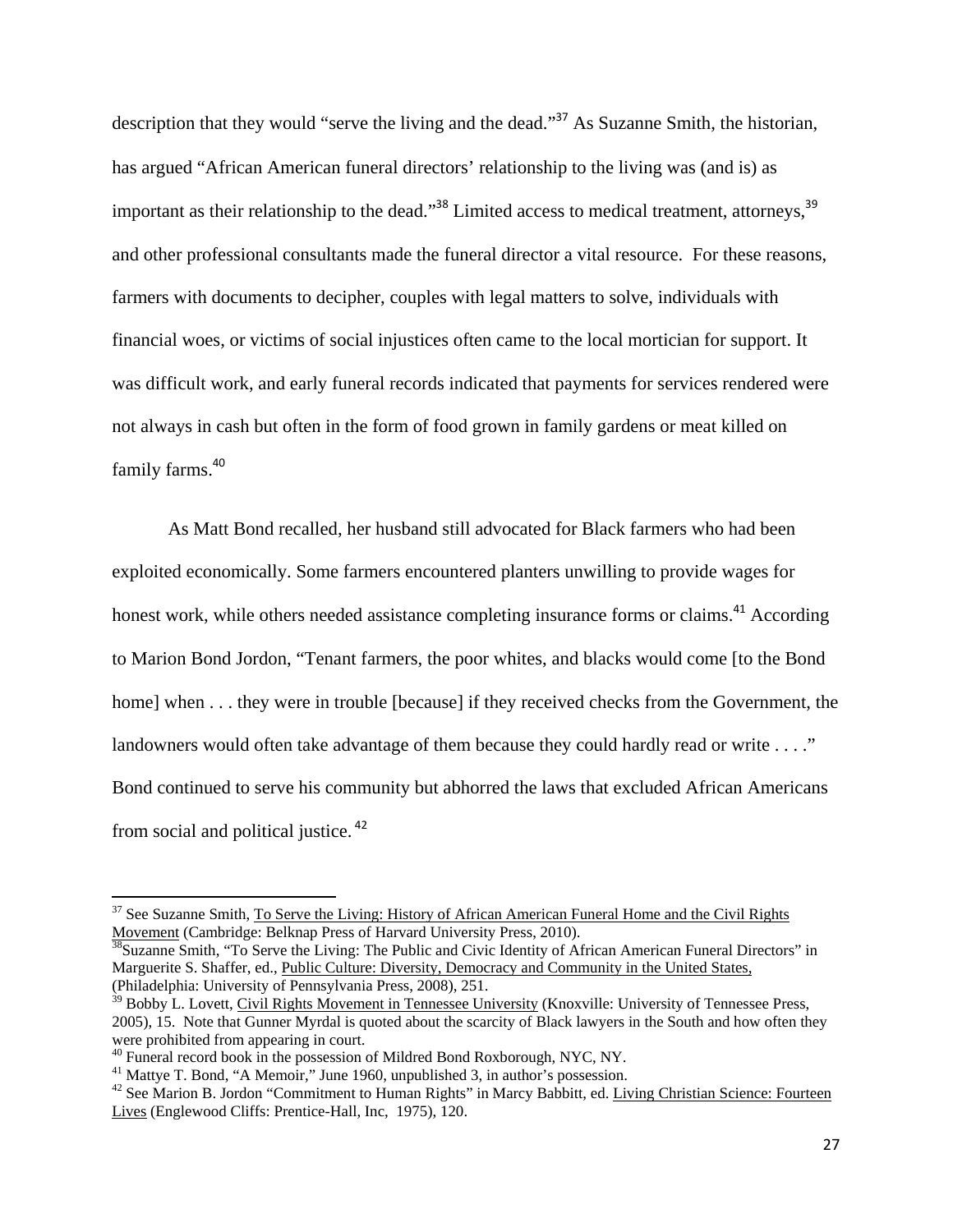description that they would "serve the living and the dead."[37] As Suzanne Smith, the historian, has argued "African American funeral directors' relationship to the living was (and is) as important as their relationship to the dead."[38] Limited access to medical treatment, attorneys,[39] and other professional consultants made the funeral director a vital resource. For these reasons, farmers with documents to decipher, couples with legal matters to solve, individuals with financial woes, or victims of social injustices often came to the local mortician for support. It was difficult work, and early funeral records indicated that payments for services rendered were not always in cash but often in the form of food grown in family gardens or meat killed on family farms.[40]

As Matt Bond recalled, her husband still advocated for Black farmers who had been exploited economically. Some farmers encountered planters unwilling to provide wages for honest work, while others needed assistance completing insurance forms or claims.[41] According to Marion Bond Jordon, "Tenant farmers, the poor whites, and blacks would come [to the Bond home] when . . . they were in trouble [because] if they received checks from the Government, the landowners would often take advantage of them because they could hardly read or write . . . ." Bond continued to serve his community but abhorred the laws that excluded African Americans from social and political justice.[42]

---

[37] See Suzanne Smith, To Serve the Living: History of African American Funeral Home and the Civil Rights Movement (Cambridge: Belknap Press of Harvard University Press, 2010).

[38] Suzanne Smith, "To Serve the Living: The Public and Civic Identity of African American Funeral Directors" in Marguerite S. Shaffer, ed., Public Culture: Diversity, Democracy and Community in the United States, (Philadelphia: University of Pennsylvania Press, 2008), 251.

[39] Bobby L. Lovett, Civil Rights Movement in Tennessee University (Knoxville: University of Tennessee Press, 2005), 15. Note that Gunner Myrdal is quoted about the scarcity of Black lawyers in the South and how often they were prohibited from appearing in court.

[40] Funeral record book in the possession of Mildred Bond Roxborough, NYC, NY.

[41] Mattye T. Bond, "A Memoir," June 1960, unpublished 3, in author's possession.

[42] See Marion B. Jordon "Commitment to Human Rights" in Marcy Babbitt, ed. Living Christian Science: Fourteen Lives (Englewood Cliffs: Prentice-Hall, Inc, 1975), 120.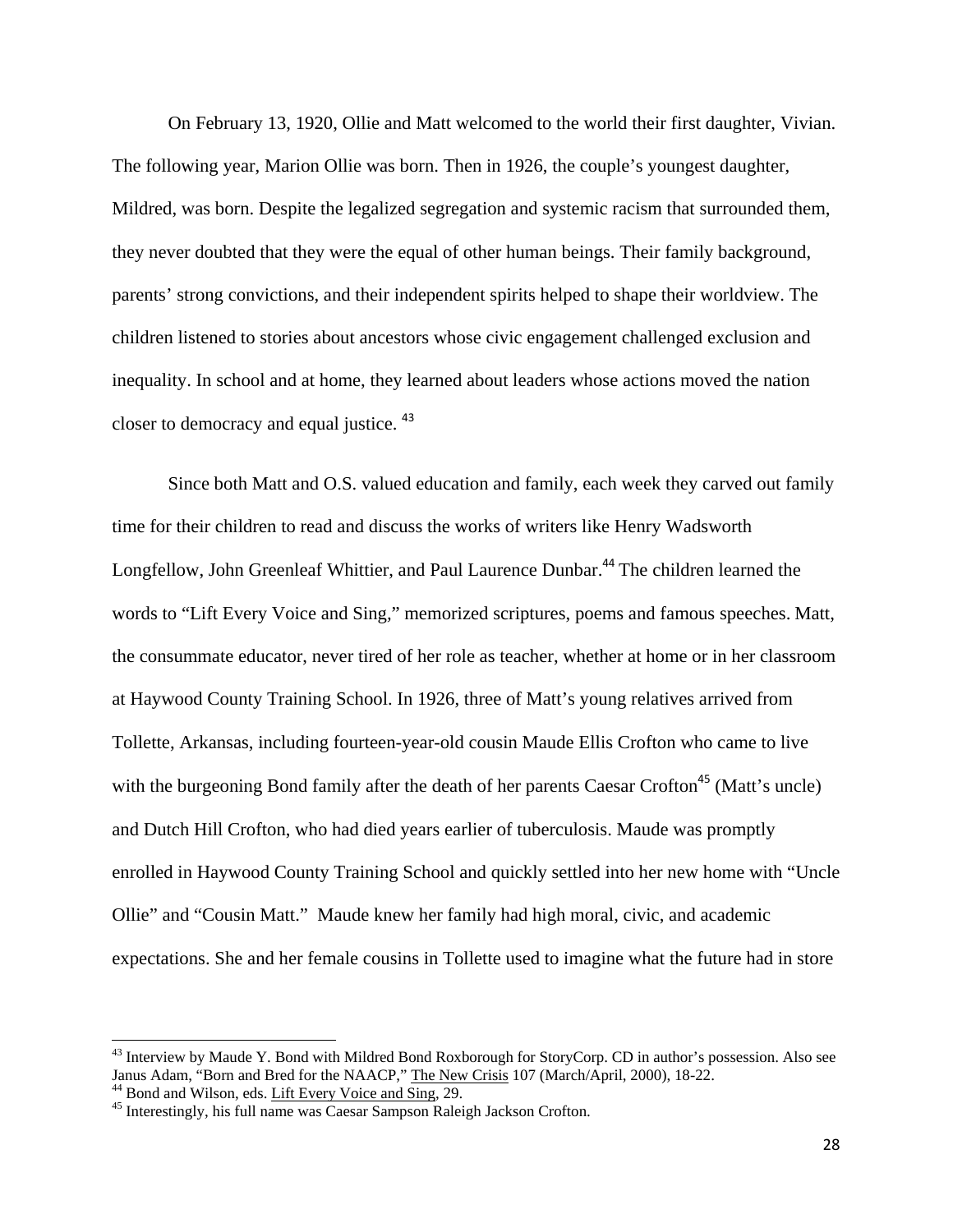On February 13, 1920, Ollie and Matt welcomed to the world their first daughter, Vivian. The following year, Marion Ollie was born. Then in 1926, the couple's youngest daughter, Mildred, was born. Despite the legalized segregation and systemic racism that surrounded them, they never doubted that they were the equal of other human beings. Their family background, parents' strong convictions, and their independent spirits helped to shape their worldview. The children listened to stories about ancestors whose civic engagement challenged exclusion and inequality. In school and at home, they learned about leaders whose actions moved the nation closer to democracy and equal justice. [43]

Since both Matt and O.S. valued education and family, each week they carved out family time for their children to read and discuss the works of writers like Henry Wadsworth Longfellow, John Greenleaf Whittier, and Paul Laurence Dunbar.[44] The children learned the words to "Lift Every Voice and Sing," memorized scriptures, poems and famous speeches. Matt, the consummate educator, never tired of her role as teacher, whether at home or in her classroom at Haywood County Training School. In 1926, three of Matt's young relatives arrived from Tollette, Arkansas, including fourteen-year-old cousin Maude Ellis Crofton who came to live with the burgeoning Bond family after the death of her parents Caesar Crofton[45] (Matt's uncle) and Dutch Hill Crofton, who had died years earlier of tuberculosis. Maude was promptly enrolled in Haywood County Training School and quickly settled into her new home with "Uncle Ollie" and "Cousin Matt." Maude knew her family had high moral, civic, and academic expectations. She and her female cousins in Tollette used to imagine what the future had in store

---

[43] Interview by Maude Y. Bond with Mildred Bond Roxborough for StoryCorp. CD in author's possession. Also see Janus Adam, "Born and Bred for the NAACP," The New Crisis 107 (March/April, 2000), 18-22.

[44] Bond and Wilson, eds. Lift Every Voice and Sing, 29.

[45] Interestingly, his full name was Caesar Sampson Raleigh Jackson Crofton.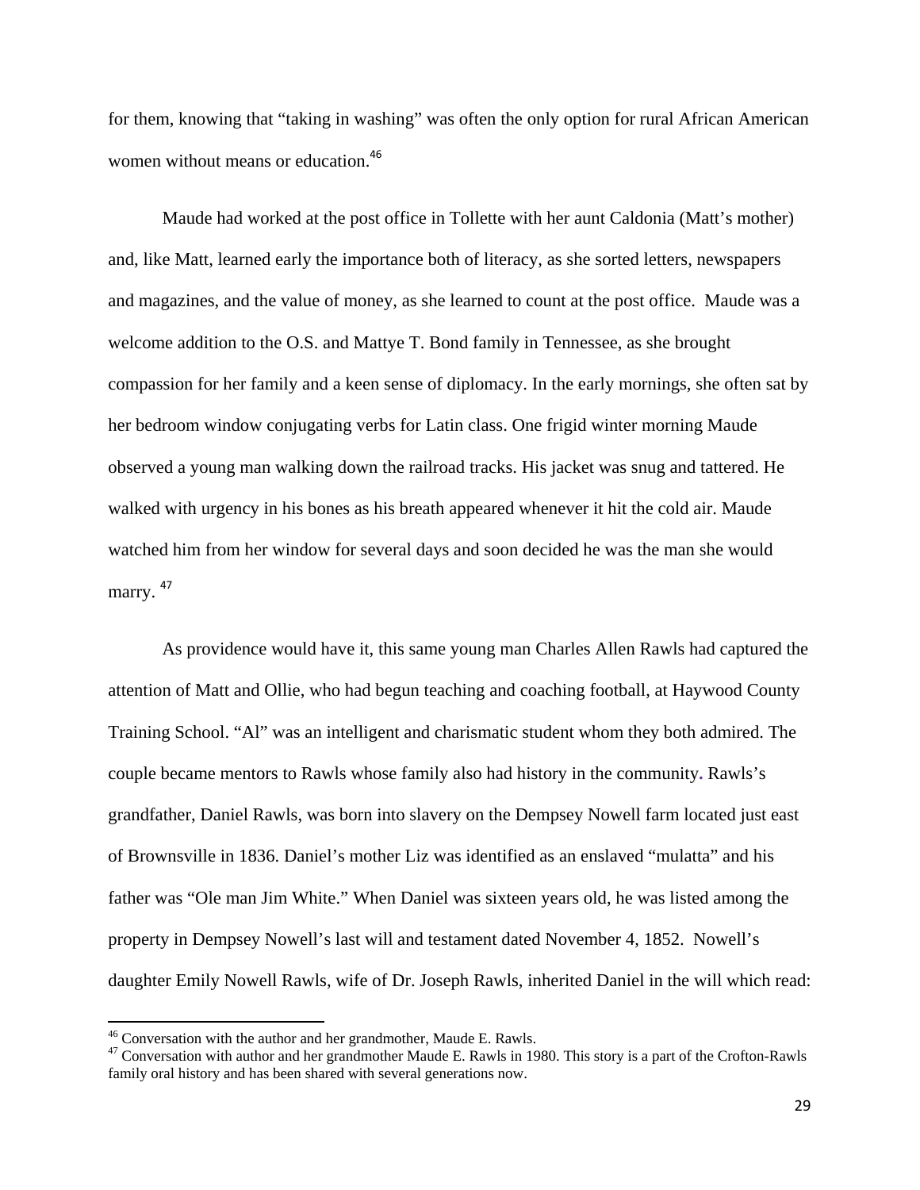for them, knowing that "taking in washing" was often the only option for rural African American women without means or education.[46]

Maude had worked at the post office in Tollette with her aunt Caldonia (Matt's mother) and, like Matt, learned early the importance both of literacy, as she sorted letters, newspapers and magazines, and the value of money, as she learned to count at the post office. Maude was a welcome addition to the O.S. and Mattye T. Bond family in Tennessee, as she brought compassion for her family and a keen sense of diplomacy. In the early mornings, she often sat by her bedroom window conjugating verbs for Latin class. One frigid winter morning Maude observed a young man walking down the railroad tracks. His jacket was snug and tattered. He walked with urgency in his bones as his breath appeared whenever it hit the cold air. Maude watched him from her window for several days and soon decided he was the man she would marry. [47]

As providence would have it, this same young man Charles Allen Rawls had captured the attention of Matt and Ollie, who had begun teaching and coaching football, at Haywood County Training School. "Al" was an intelligent and charismatic student whom they both admired. The couple became mentors to Rawls whose family also had history in the community. Rawls's grandfather, Daniel Rawls, was born into slavery on the Dempsey Nowell farm located just east of Brownsville in 1836. Daniel's mother Liz was identified as an enslaved "mulatta" and his father was "Ole man Jim White." When Daniel was sixteen years old, he was listed among the property in Dempsey Nowell's last will and testament dated November 4, 1852. Nowell's daughter Emily Nowell Rawls, wife of Dr. Joseph Rawls, inherited Daniel in the will which read:

---

[46] Conversation with the author and her grandmother, Maude E. Rawls.

[47] Conversation with author and her grandmother Maude E. Rawls in 1980. This story is a part of the Crofton-Rawls family oral history and has been shared with several generations now.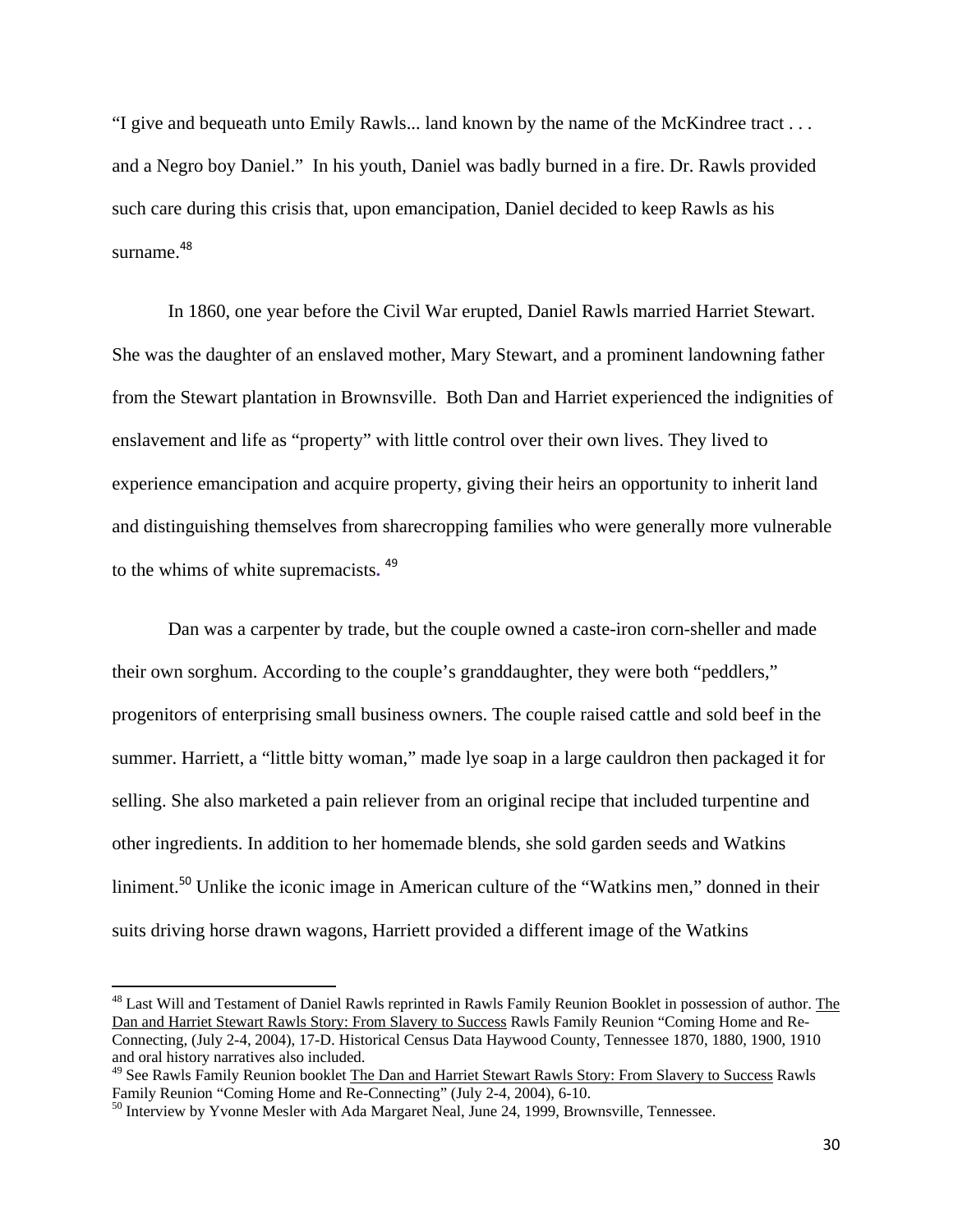"I give and bequeath unto Emily Rawls... land known by the name of the McKindree tract . . . and a Negro boy Daniel." In his youth, Daniel was badly burned in a fire. Dr. Rawls provided such care during this crisis that, upon emancipation, Daniel decided to keep Rawls as his surname.[48]

In 1860, one year before the Civil War erupted, Daniel Rawls married Harriet Stewart. She was the daughter of an enslaved mother, Mary Stewart, and a prominent landowning father from the Stewart plantation in Brownsville. Both Dan and Harriet experienced the indignities of enslavement and life as "property" with little control over their own lives. They lived to experience emancipation and acquire property, giving their heirs an opportunity to inherit land and distinguishing themselves from sharecropping families who were generally more vulnerable to the whims of white supremacists.[49]

Dan was a carpenter by trade, but the couple owned a caste-iron corn-sheller and made their own sorghum. According to the couple's granddaughter, they were both "peddlers," progenitors of enterprising small business owners. The couple raised cattle and sold beef in the summer. Harriett, a "little bitty woman," made lye soap in a large cauldron then packaged it for selling. She also marketed a pain reliever from an original recipe that included turpentine and other ingredients. In addition to her homemade blends, she sold garden seeds and Watkins liniment.[50] Unlike the iconic image in American culture of the "Watkins men," donned in their suits driving horse drawn wagons, Harriett provided a different image of the Watkins

---

[48] Last Will and Testament of Daniel Rawls reprinted in Rawls Family Reunion Booklet in possession of author. The Dan and Harriet Stewart Rawls Story: From Slavery to Success Rawls Family Reunion "Coming Home and Re-Connecting, (July 2-4, 2004), 17-D. Historical Census Data Haywood County, Tennessee 1870, 1880, 1900, 1910 and oral history narratives also included.

[49] See Rawls Family Reunion booklet The Dan and Harriet Stewart Rawls Story: From Slavery to Success Rawls Family Reunion "Coming Home and Re-Connecting" (July 2-4, 2004), 6-10.

[50] Interview by Yvonne Mesler with Ada Margaret Neal, June 24, 1999, Brownsville, Tennessee.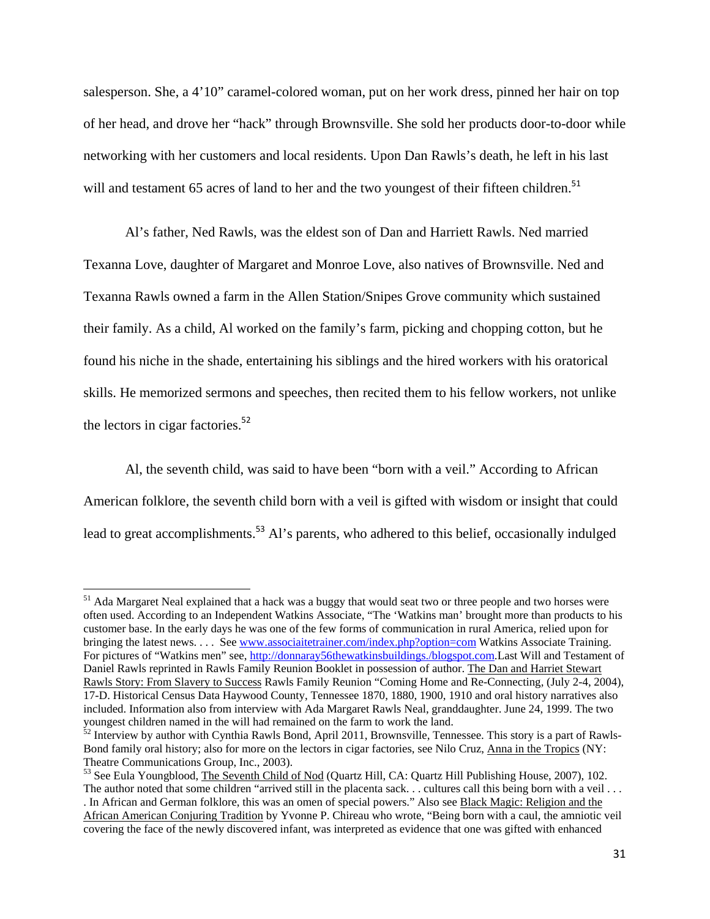salesperson. She, a 4'10" caramel-colored woman, put on her work dress, pinned her hair on top of her head, and drove her "hack" through Brownsville. She sold her products door-to-door while networking with her customers and local residents. Upon Dan Rawls's death, he left in his last will and testament 65 acres of land to her and the two youngest of their fifteen children.[51]

Al's father, Ned Rawls, was the eldest son of Dan and Harriett Rawls. Ned married Texanna Love, daughter of Margaret and Monroe Love, also natives of Brownsville. Ned and Texanna Rawls owned a farm in the Allen Station/Snipes Grove community which sustained their family. As a child, Al worked on the family's farm, picking and chopping cotton, but he found his niche in the shade, entertaining his siblings and the hired workers with his oratorical skills. He memorized sermons and speeches, then recited them to his fellow workers, not unlike the lectors in cigar factories.[52]

Al, the seventh child, was said to have been "born with a veil." According to African American folklore, the seventh child born with a veil is gifted with wisdom or insight that could lead to great accomplishments.[53] Al's parents, who adhered to this belief, occasionally indulged

---

[51] Ada Margaret Neal explained that a hack was a buggy that would seat two or three people and two horses were often used. According to an Independent Watkins Associate, "The 'Watkins man' brought more than products to his customer base. In the early days he was one of the few forms of communication in rural America, relied upon for bringing the latest news. . . . See www.associaitetrainer.com/index.php?option=com Watkins Associate Training. For pictures of "Watkins men" see, http://donnaray56thewatkinsbuildings./blogspot.com.Last Will and Testament of Daniel Rawls reprinted in Rawls Family Reunion Booklet in possession of author. The Dan and Harriet Stewart Rawls Story: From Slavery to Success Rawls Family Reunion "Coming Home and Re-Connecting, (July 2-4, 2004), 17-D. Historical Census Data Haywood County, Tennessee 1870, 1880, 1900, 1910 and oral history narratives also included. Information also from interview with Ada Margaret Rawls Neal, granddaughter. June 24, 1999. The two youngest children named in the will had remained on the farm to work the land.

[52] Interview by author with Cynthia Rawls Bond, April 2011, Brownsville, Tennessee. This story is a part of Rawls-Bond family oral history; also for more on the lectors in cigar factories, see Nilo Cruz, Anna in the Tropics (NY: Theatre Communications Group, Inc., 2003).

[53] See Eula Youngblood, The Seventh Child of Nod (Quartz Hill, CA: Quartz Hill Publishing House, 2007), 102. The author noted that some children "arrived still in the placenta sack. . . cultures call this being born with a veil . . . . In African and German folklore, this was an omen of special powers." Also see Black Magic: Religion and the African American Conjuring Tradition by Yvonne P. Chireau who wrote, "Being born with a caul, the amniotic veil covering the face of the newly discovered infant, was interpreted as evidence that one was gifted with enhanced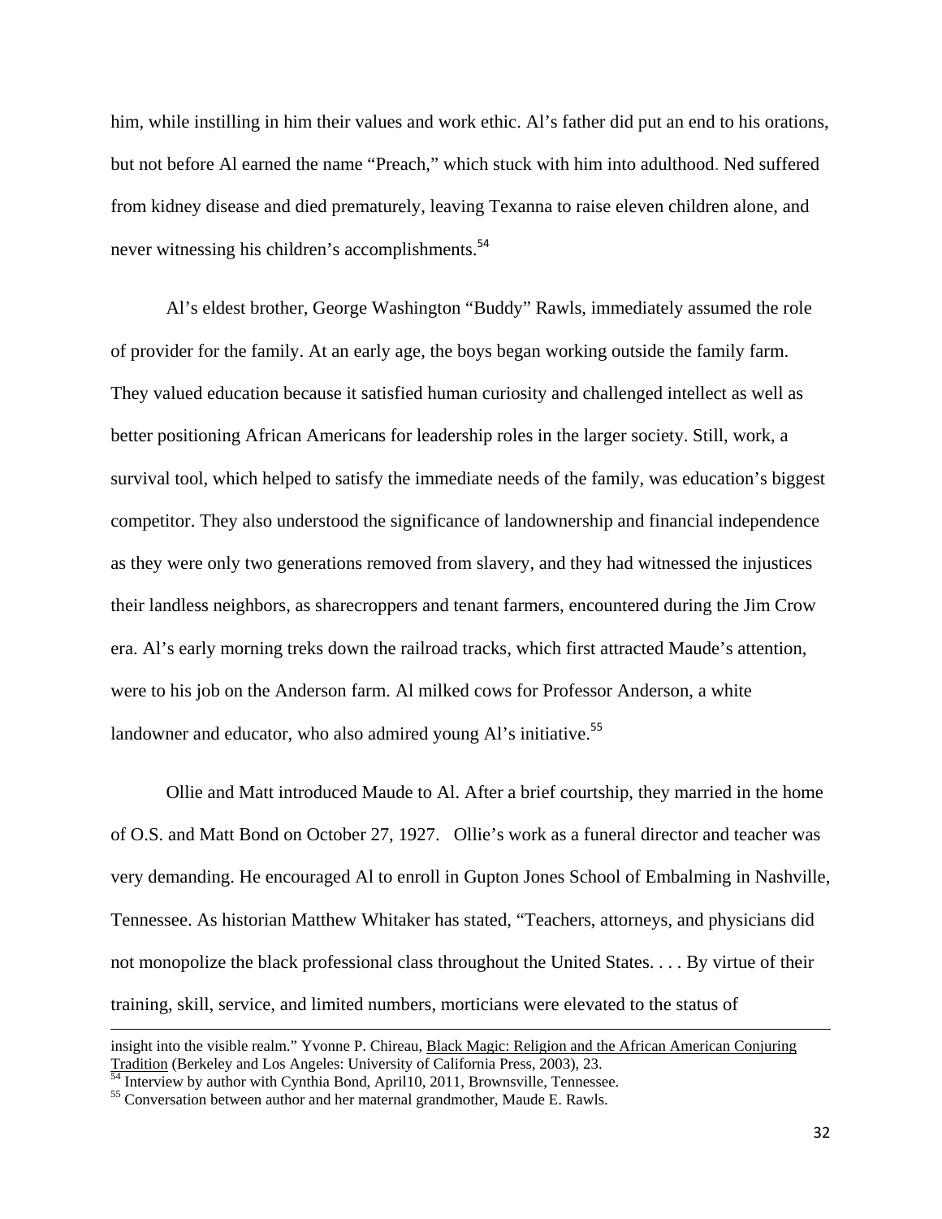him, while instilling in him their values and work ethic. Al's father did put an end to his orations, but not before Al earned the name "Preach," which stuck with him into adulthood. Ned suffered from kidney disease and died prematurely, leaving Texanna to raise eleven children alone, and never witnessing his children's accomplishments.[54]

Al's eldest brother, George Washington "Buddy" Rawls, immediately assumed the role of provider for the family. At an early age, the boys began working outside the family farm. They valued education because it satisfied human curiosity and challenged intellect as well as better positioning African Americans for leadership roles in the larger society. Still, work, a survival tool, which helped to satisfy the immediate needs of the family, was education's biggest competitor. They also understood the significance of landownership and financial independence as they were only two generations removed from slavery, and they had witnessed the injustices their landless neighbors, as sharecroppers and tenant farmers, encountered during the Jim Crow era. Al's early morning treks down the railroad tracks, which first attracted Maude's attention, were to his job on the Anderson farm. Al milked cows for Professor Anderson, a white landowner and educator, who also admired young Al's initiative.[55]

Ollie and Matt introduced Maude to Al. After a brief courtship, they married in the home of O.S. and Matt Bond on October 27, 1927. Ollie's work as a funeral director and teacher was very demanding. He encouraged Al to enroll in Gupton Jones School of Embalming in Nashville, Tennessee. As historian Matthew Whitaker has stated, "Teachers, attorneys, and physicians did not monopolize the black professional class throughout the United States. . . . By virtue of their training, skill, service, and limited numbers, morticians were elevated to the status of

---

insight into the visible realm." Yvonne P. Chireau, Black Magic: Religion and the African American Conjuring Tradition (Berkeley and Los Angeles: University of California Press, 2003), 23.

[54] Interview by author with Cynthia Bond, April10, 2011, Brownsville, Tennessee.

[55] Conversation between author and her maternal grandmother, Maude E. Rawls.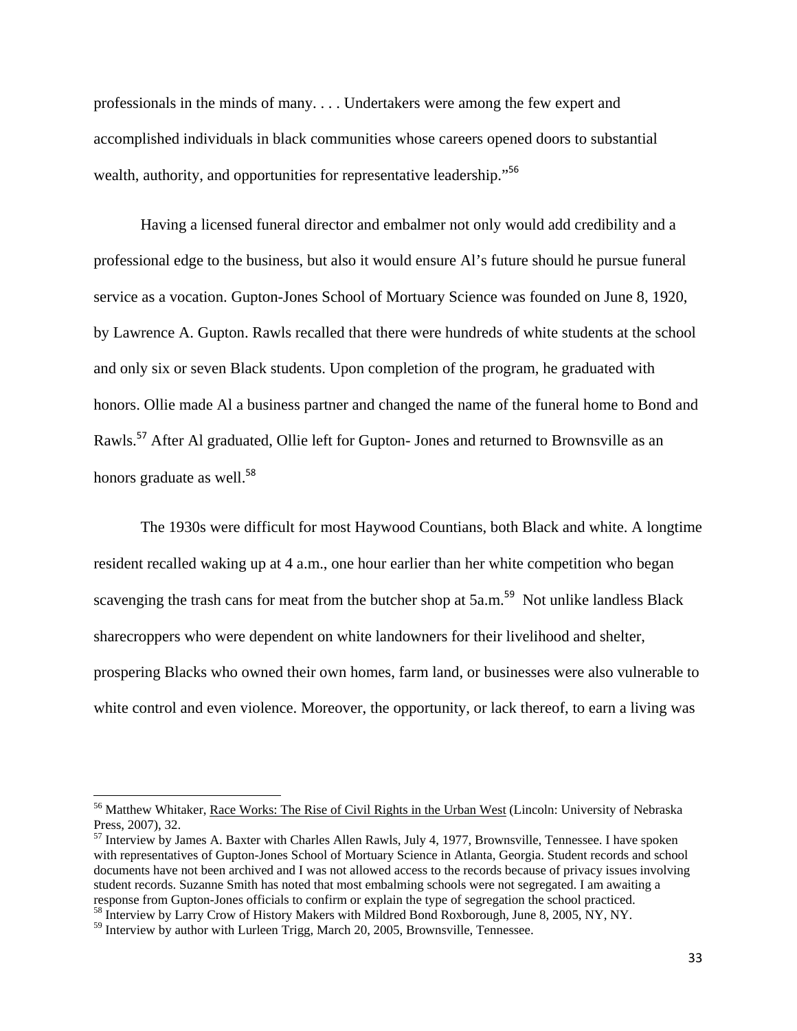professionals in the minds of many. . . . Undertakers were among the few expert and accomplished individuals in black communities whose careers opened doors to substantial wealth, authority, and opportunities for representative leadership."[56]

Having a licensed funeral director and embalmer not only would add credibility and a professional edge to the business, but also it would ensure Al's future should he pursue funeral service as a vocation. Gupton-Jones School of Mortuary Science was founded on June 8, 1920, by Lawrence A. Gupton. Rawls recalled that there were hundreds of white students at the school and only six or seven Black students. Upon completion of the program, he graduated with honors. Ollie made Al a business partner and changed the name of the funeral home to Bond and Rawls.[57] After Al graduated, Ollie left for Gupton- Jones and returned to Brownsville as an honors graduate as well.[58]

The 1930s were difficult for most Haywood Countians, both Black and white. A longtime resident recalled waking up at 4 a.m., one hour earlier than her white competition who began scavenging the trash cans for meat from the butcher shop at 5a.m.[59] Not unlike landless Black sharecroppers who were dependent on white landowners for their livelihood and shelter, prospering Blacks who owned their own homes, farm land, or businesses were also vulnerable to white control and even violence. Moreover, the opportunity, or lack thereof, to earn a living was

---

[56] Matthew Whitaker, Race Works: The Rise of Civil Rights in the Urban West (Lincoln: University of Nebraska Press, 2007), 32.

[57] Interview by James A. Baxter with Charles Allen Rawls, July 4, 1977, Brownsville, Tennessee. I have spoken with representatives of Gupton-Jones School of Mortuary Science in Atlanta, Georgia. Student records and school documents have not been archived and I was not allowed access to the records because of privacy issues involving student records. Suzanne Smith has noted that most embalming schools were not segregated. I am awaiting a response from Gupton-Jones officials to confirm or explain the type of segregation the school practiced.

[58] Interview by Larry Crow of History Makers with Mildred Bond Roxborough, June 8, 2005, NY, NY.

[59] Interview by author with Lurleen Trigg, March 20, 2005, Brownsville, Tennessee.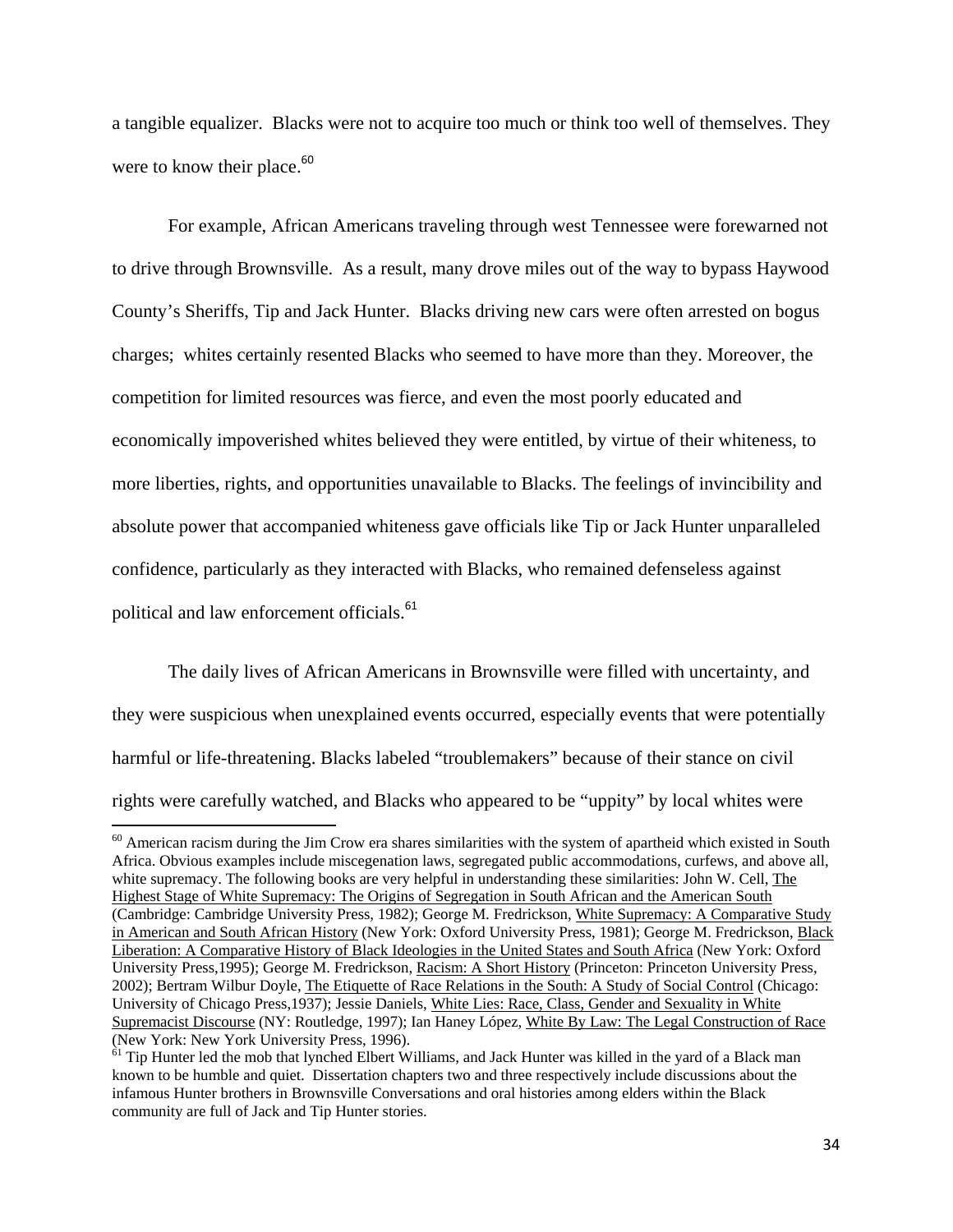a tangible equalizer. Blacks were not to acquire too much or think too well of themselves. They were to know their place.[60]

For example, African Americans traveling through west Tennessee were forewarned not to drive through Brownsville. As a result, many drove miles out of the way to bypass Haywood County's Sheriffs, Tip and Jack Hunter. Blacks driving new cars were often arrested on bogus charges; whites certainly resented Blacks who seemed to have more than they. Moreover, the competition for limited resources was fierce, and even the most poorly educated and economically impoverished whites believed they were entitled, by virtue of their whiteness, to more liberties, rights, and opportunities unavailable to Blacks. The feelings of invincibility and absolute power that accompanied whiteness gave officials like Tip or Jack Hunter unparalleled confidence, particularly as they interacted with Blacks, who remained defenseless against political and law enforcement officials.[61]

The daily lives of African Americans in Brownsville were filled with uncertainty, and they were suspicious when unexplained events occurred, especially events that were potentially harmful or life-threatening. Blacks labeled "troublemakers" because of their stance on civil rights were carefully watched, and Blacks who appeared to be "uppity" by local whites were

---

[60] American racism during the Jim Crow era shares similarities with the system of apartheid which existed in South Africa. Obvious examples include miscegenation laws, segregated public accommodations, curfews, and above all, white supremacy. The following books are very helpful in understanding these similarities: John W. Cell, The Highest Stage of White Supremacy: The Origins of Segregation in South African and the American South (Cambridge: Cambridge University Press, 1982); George M. Fredrickson, White Supremacy: A Comparative Study in American and South African History (New York: Oxford University Press, 1981); George M. Fredrickson, Black Liberation: A Comparative History of Black Ideologies in the United States and South Africa (New York: Oxford University Press,1995); George M. Fredrickson, Racism: A Short History (Princeton: Princeton University Press, 2002); Bertram Wilbur Doyle, The Etiquette of Race Relations in the South: A Study of Social Control (Chicago: University of Chicago Press,1937); Jessie Daniels, White Lies: Race, Class, Gender and Sexuality in White Supremacist Discourse (NY: Routledge, 1997); Ian Haney López, White By Law: The Legal Construction of Race (New York: New York University Press, 1996).

[61] Tip Hunter led the mob that lynched Elbert Williams, and Jack Hunter was killed in the yard of a Black man known to be humble and quiet. Dissertation chapters two and three respectively include discussions about the infamous Hunter brothers in Brownsville Conversations and oral histories among elders within the Black community are full of Jack and Tip Hunter stories.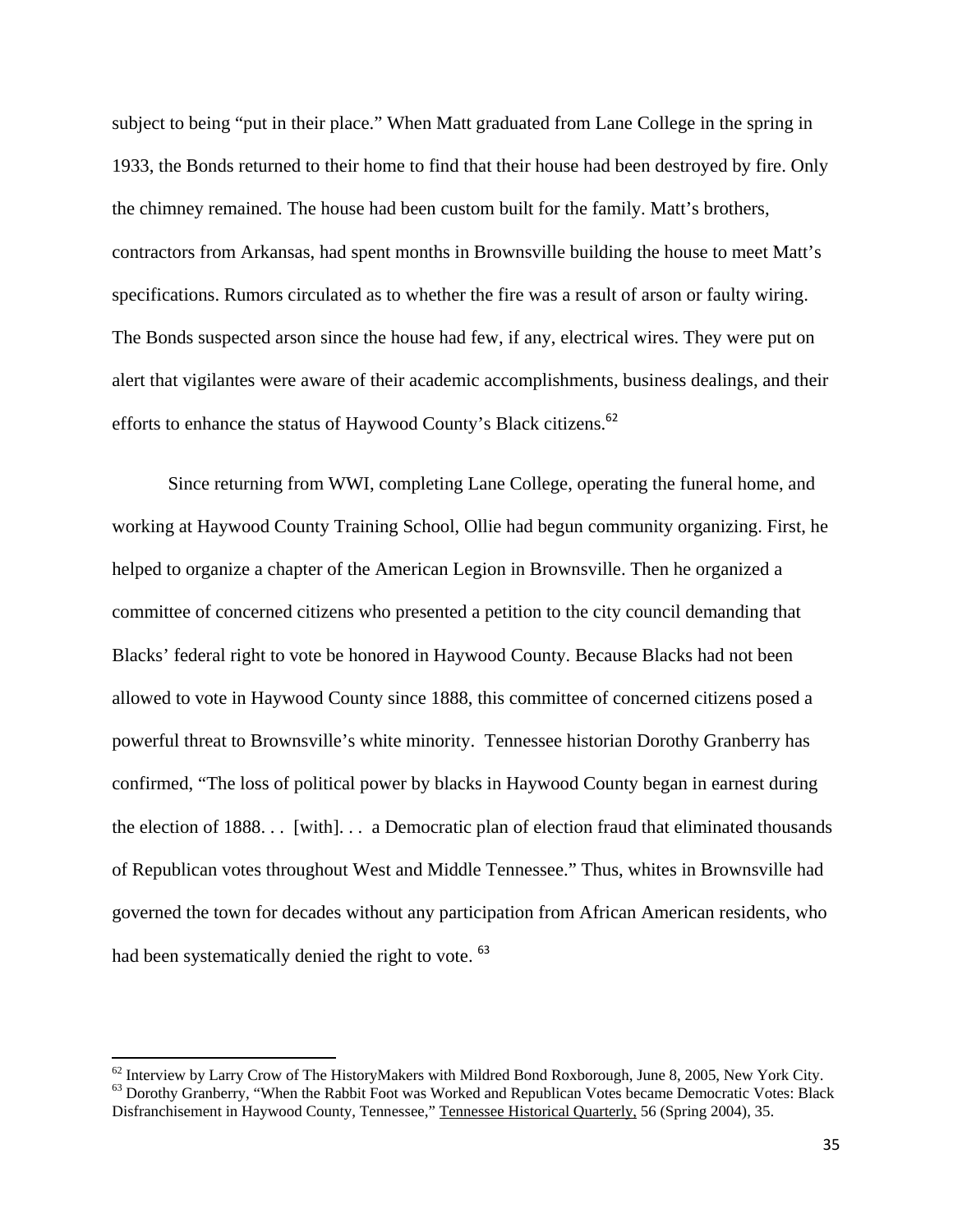subject to being "put in their place." When Matt graduated from Lane College in the spring in 1933, the Bonds returned to their home to find that their house had been destroyed by fire. Only the chimney remained. The house had been custom built for the family. Matt's brothers, contractors from Arkansas, had spent months in Brownsville building the house to meet Matt's specifications. Rumors circulated as to whether the fire was a result of arson or faulty wiring. The Bonds suspected arson since the house had few, if any, electrical wires. They were put on alert that vigilantes were aware of their academic accomplishments, business dealings, and their efforts to enhance the status of Haywood County's Black citizens.[62]

Since returning from WWI, completing Lane College, operating the funeral home, and working at Haywood County Training School, Ollie had begun community organizing. First, he helped to organize a chapter of the American Legion in Brownsville. Then he organized a committee of concerned citizens who presented a petition to the city council demanding that Blacks' federal right to vote be honored in Haywood County. Because Blacks had not been allowed to vote in Haywood County since 1888, this committee of concerned citizens posed a powerful threat to Brownsville's white minority. Tennessee historian Dorothy Granberry has confirmed, "The loss of political power by blacks in Haywood County began in earnest during the election of 1888. . . [with]. . . a Democratic plan of election fraud that eliminated thousands of Republican votes throughout West and Middle Tennessee." Thus, whites in Brownsville had governed the town for decades without any participation from African American residents, who had been systematically denied the right to vote.[63]

---

[62] Interview by Larry Crow of The HistoryMakers with Mildred Bond Roxborough, June 8, 2005, New York City.

[63] Dorothy Granberry, "When the Rabbit Foot was Worked and Republican Votes became Democratic Votes: Black Disfranchisement in Haywood County, Tennessee," Tennessee Historical Quarterly, 56 (Spring 2004), 35.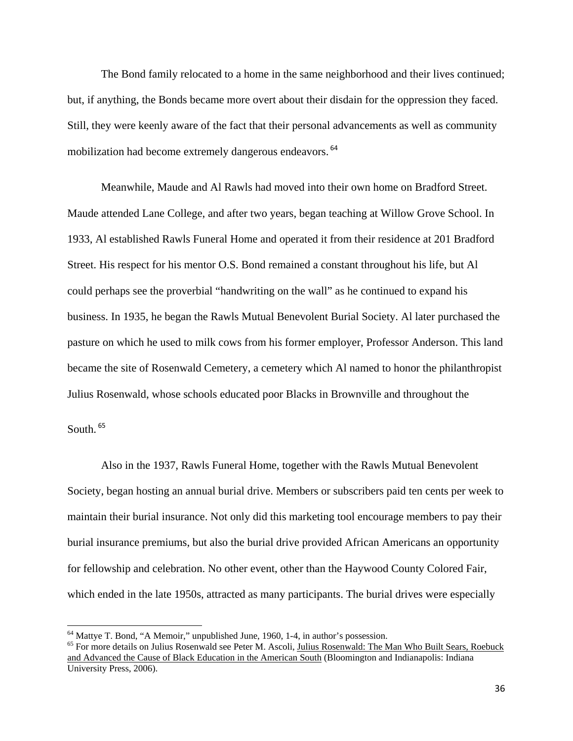The Bond family relocated to a home in the same neighborhood and their lives continued; but, if anything, the Bonds became more overt about their disdain for the oppression they faced. Still, they were keenly aware of the fact that their personal advancements as well as community mobilization had become extremely dangerous endeavors.[64]

Meanwhile, Maude and Al Rawls had moved into their own home on Bradford Street. Maude attended Lane College, and after two years, began teaching at Willow Grove School. In 1933, Al established Rawls Funeral Home and operated it from their residence at 201 Bradford Street. His respect for his mentor O.S. Bond remained a constant throughout his life, but Al could perhaps see the proverbial "handwriting on the wall" as he continued to expand his business. In 1935, he began the Rawls Mutual Benevolent Burial Society. Al later purchased the pasture on which he used to milk cows from his former employer, Professor Anderson. This land became the site of Rosenwald Cemetery, a cemetery which Al named to honor the philanthropist Julius Rosenwald, whose schools educated poor Blacks in Brownville and throughout the South.[65]

Also in the 1937, Rawls Funeral Home, together with the Rawls Mutual Benevolent Society, began hosting an annual burial drive. Members or subscribers paid ten cents per week to maintain their burial insurance. Not only did this marketing tool encourage members to pay their burial insurance premiums, but also the burial drive provided African Americans an opportunity for fellowship and celebration. No other event, other than the Haywood County Colored Fair, which ended in the late 1950s, attracted as many participants. The burial drives were especially

---

[64] Mattye T. Bond, "A Memoir," unpublished June, 1960, 1-4, in author's possession.

[65] For more details on Julius Rosenwald see Peter M. Ascoli, Julius Rosenwald: The Man Who Built Sears, Roebuck and Advanced the Cause of Black Education in the American South (Bloomington and Indianapolis: Indiana University Press, 2006).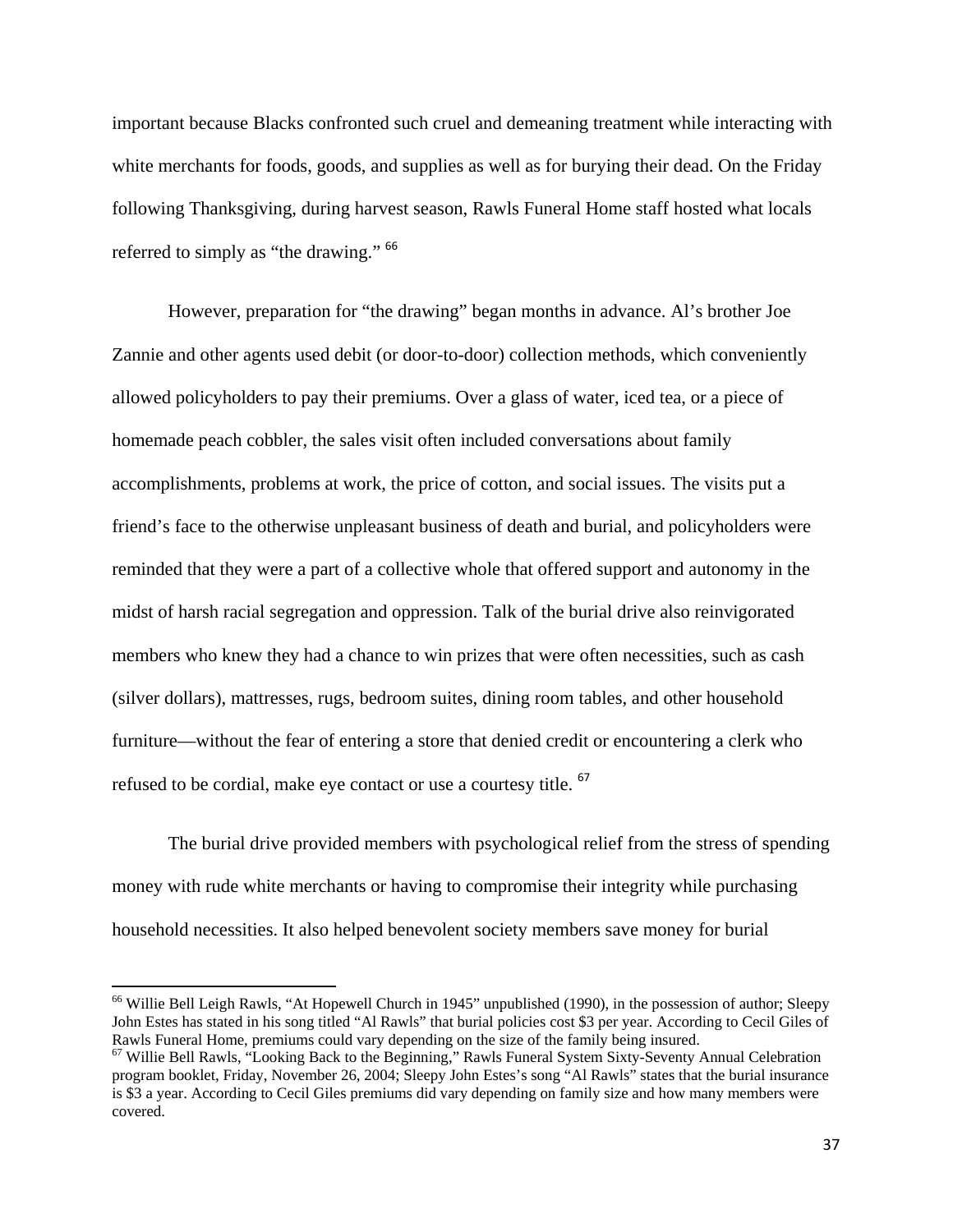important because Blacks confronted such cruel and demeaning treatment while interacting with white merchants for foods, goods, and supplies as well as for burying their dead. On the Friday following Thanksgiving, during harvest season, Rawls Funeral Home staff hosted what locals referred to simply as "the drawing." [66]

However, preparation for "the drawing" began months in advance. Al's brother Joe Zannie and other agents used debit (or door-to-door) collection methods, which conveniently allowed policyholders to pay their premiums. Over a glass of water, iced tea, or a piece of homemade peach cobbler, the sales visit often included conversations about family accomplishments, problems at work, the price of cotton, and social issues. The visits put a friend's face to the otherwise unpleasant business of death and burial, and policyholders were reminded that they were a part of a collective whole that offered support and autonomy in the midst of harsh racial segregation and oppression. Talk of the burial drive also reinvigorated members who knew they had a chance to win prizes that were often necessities, such as cash (silver dollars), mattresses, rugs, bedroom suites, dining room tables, and other household furniture—without the fear of entering a store that denied credit or encountering a clerk who refused to be cordial, make eye contact or use a courtesy title. [67]

The burial drive provided members with psychological relief from the stress of spending money with rude white merchants or having to compromise their integrity while purchasing household necessities. It also helped benevolent society members save money for burial

---

[66] Willie Bell Leigh Rawls, "At Hopewell Church in 1945" unpublished (1990), in the possession of author; Sleepy John Estes has stated in his song titled "Al Rawls" that burial policies cost $3 per year. According to Cecil Giles of Rawls Funeral Home, premiums could vary depending on the size of the family being insured.

[67] Willie Bell Rawls, "Looking Back to the Beginning," Rawls Funeral System Sixty-Seventy Annual Celebration program booklet, Friday, November 26, 2004; Sleepy John Estes's song "Al Rawls" states that the burial insurance is $3 a year. According to Cecil Giles premiums did vary depending on family size and how many members were covered.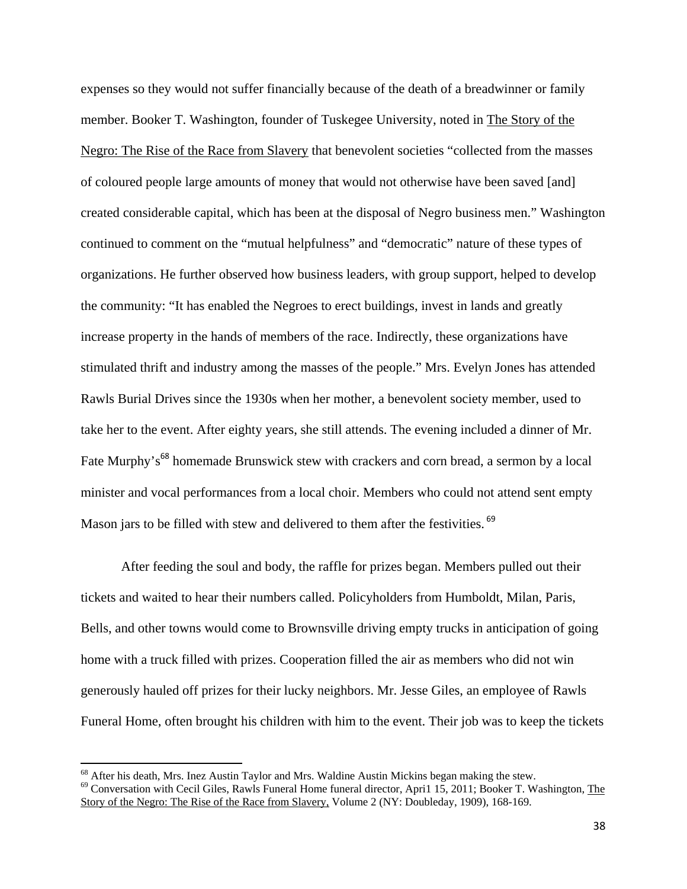expenses so they would not suffer financially because of the death of a breadwinner or family member. Booker T. Washington, founder of Tuskegee University, noted in The Story of the Negro: The Rise of the Race from Slavery that benevolent societies "collected from the masses of coloured people large amounts of money that would not otherwise have been saved [and] created considerable capital, which has been at the disposal of Negro business men." Washington continued to comment on the "mutual helpfulness" and "democratic" nature of these types of organizations. He further observed how business leaders, with group support, helped to develop the community: "It has enabled the Negroes to erect buildings, invest in lands and greatly increase property in the hands of members of the race. Indirectly, these organizations have stimulated thrift and industry among the masses of the people." Mrs. Evelyn Jones has attended Rawls Burial Drives since the 1930s when her mother, a benevolent society member, used to take her to the event. After eighty years, she still attends. The evening included a dinner of Mr. Fate Murphy's[68] homemade Brunswick stew with crackers and corn bread, a sermon by a local minister and vocal performances from a local choir. Members who could not attend sent empty Mason jars to be filled with stew and delivered to them after the festivities.[69]

After feeding the soul and body, the raffle for prizes began. Members pulled out their tickets and waited to hear their numbers called. Policyholders from Humboldt, Milan, Paris, Bells, and other towns would come to Brownsville driving empty trucks in anticipation of going home with a truck filled with prizes. Cooperation filled the air as members who did not win generously hauled off prizes for their lucky neighbors. Mr. Jesse Giles, an employee of Rawls Funeral Home, often brought his children with him to the event. Their job was to keep the tickets

---

[68] After his death, Mrs. Inez Austin Taylor and Mrs. Waldine Austin Mickins began making the stew.

[69] Conversation with Cecil Giles, Rawls Funeral Home funeral director, Apri1 15, 2011; Booker T. Washington, The Story of the Negro: The Rise of the Race from Slavery, Volume 2 (NY: Doubleday, 1909), 168-169.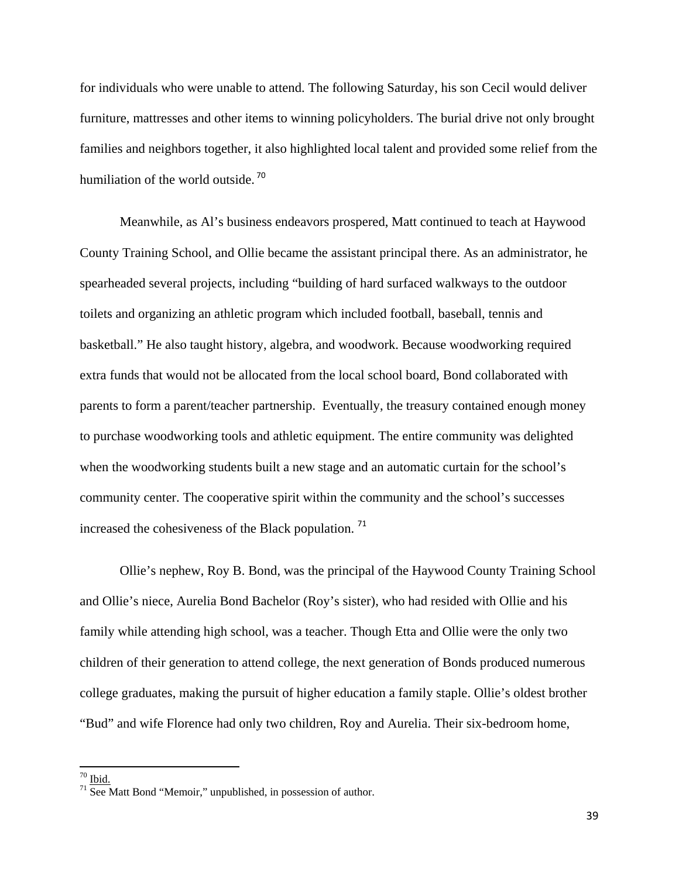for individuals who were unable to attend. The following Saturday, his son Cecil would deliver furniture, mattresses and other items to winning policyholders. The burial drive not only brought families and neighbors together, it also highlighted local talent and provided some relief from the humiliation of the world outside.[70]

Meanwhile, as Al's business endeavors prospered, Matt continued to teach at Haywood County Training School, and Ollie became the assistant principal there. As an administrator, he spearheaded several projects, including "building of hard surfaced walkways to the outdoor toilets and organizing an athletic program which included football, baseball, tennis and basketball." He also taught history, algebra, and woodwork. Because woodworking required extra funds that would not be allocated from the local school board, Bond collaborated with parents to form a parent/teacher partnership. Eventually, the treasury contained enough money to purchase woodworking tools and athletic equipment. The entire community was delighted when the woodworking students built a new stage and an automatic curtain for the school's community center. The cooperative spirit within the community and the school's successes increased the cohesiveness of the Black population.[71]

Ollie's nephew, Roy B. Bond, was the principal of the Haywood County Training School and Ollie's niece, Aurelia Bond Bachelor (Roy's sister), who had resided with Ollie and his family while attending high school, was a teacher. Though Etta and Ollie were the only two children of their generation to attend college, the next generation of Bonds produced numerous college graduates, making the pursuit of higher education a family staple. Ollie's oldest brother "Bud" and wife Florence had only two children, Roy and Aurelia. Their six-bedroom home,

---

[70] Ibid.

[71] See Matt Bond "Memoir," unpublished, in possession of author.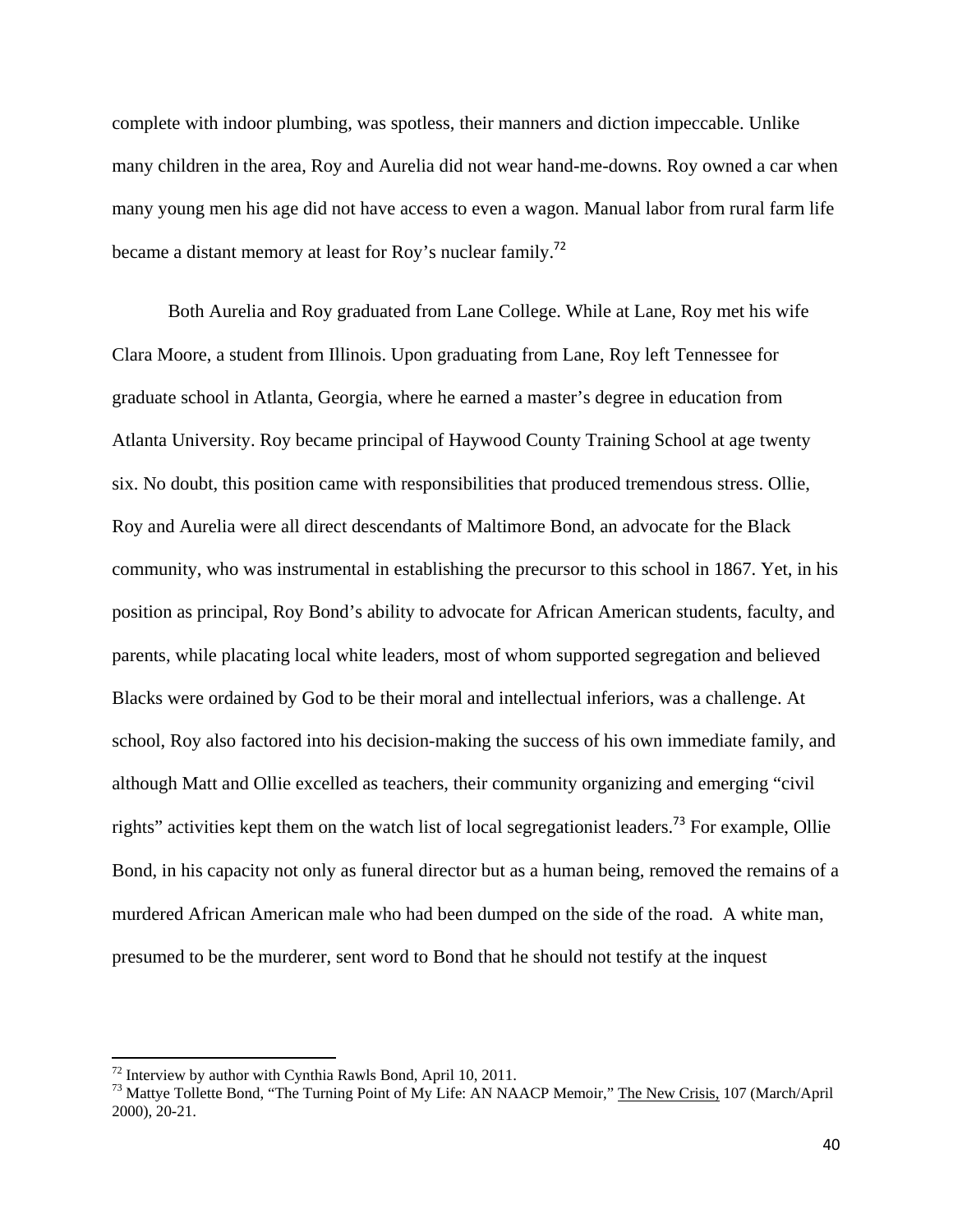complete with indoor plumbing, was spotless, their manners and diction impeccable. Unlike many children in the area, Roy and Aurelia did not wear hand-me-downs. Roy owned a car when many young men his age did not have access to even a wagon. Manual labor from rural farm life became a distant memory at least for Roy's nuclear family.[72]

Both Aurelia and Roy graduated from Lane College. While at Lane, Roy met his wife Clara Moore, a student from Illinois. Upon graduating from Lane, Roy left Tennessee for graduate school in Atlanta, Georgia, where he earned a master's degree in education from Atlanta University. Roy became principal of Haywood County Training School at age twenty six. No doubt, this position came with responsibilities that produced tremendous stress. Ollie, Roy and Aurelia were all direct descendants of Maltimore Bond, an advocate for the Black community, who was instrumental in establishing the precursor to this school in 1867. Yet, in his position as principal, Roy Bond's ability to advocate for African American students, faculty, and parents, while placating local white leaders, most of whom supported segregation and believed Blacks were ordained by God to be their moral and intellectual inferiors, was a challenge. At school, Roy also factored into his decision-making the success of his own immediate family, and although Matt and Ollie excelled as teachers, their community organizing and emerging "civil rights" activities kept them on the watch list of local segregationist leaders.[73] For example, Ollie Bond, in his capacity not only as funeral director but as a human being, removed the remains of a murdered African American male who had been dumped on the side of the road. A white man, presumed to be the murderer, sent word to Bond that he should not testify at the inquest

---

[72] Interview by author with Cynthia Rawls Bond, April 10, 2011.

[73] Mattye Tollette Bond, "The Turning Point of My Life: AN NAACP Memoir," The New Crisis, 107 (March/April 2000), 20-21.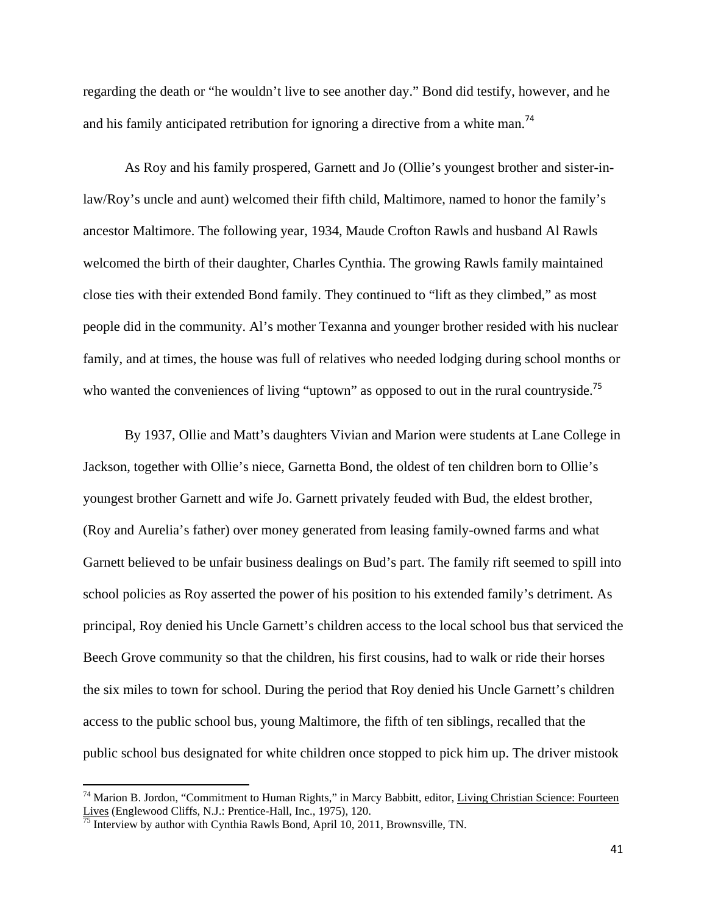regarding the death or "he wouldn't live to see another day." Bond did testify, however, and he and his family anticipated retribution for ignoring a directive from a white man.[74]

As Roy and his family prospered, Garnett and Jo (Ollie's youngest brother and sister-in-law/Roy's uncle and aunt) welcomed their fifth child, Maltimore, named to honor the family's ancestor Maltimore. The following year, 1934, Maude Crofton Rawls and husband Al Rawls welcomed the birth of their daughter, Charles Cynthia. The growing Rawls family maintained close ties with their extended Bond family. They continued to "lift as they climbed," as most people did in the community. Al's mother Texanna and younger brother resided with his nuclear family, and at times, the house was full of relatives who needed lodging during school months or who wanted the conveniences of living "uptown" as opposed to out in the rural countryside.[75]

By 1937, Ollie and Matt's daughters Vivian and Marion were students at Lane College in Jackson, together with Ollie's niece, Garnetta Bond, the oldest of ten children born to Ollie's youngest brother Garnett and wife Jo. Garnett privately feuded with Bud, the eldest brother, (Roy and Aurelia's father) over money generated from leasing family-owned farms and what Garnett believed to be unfair business dealings on Bud's part. The family rift seemed to spill into school policies as Roy asserted the power of his position to his extended family's detriment. As principal, Roy denied his Uncle Garnett's children access to the local school bus that serviced the Beech Grove community so that the children, his first cousins, had to walk or ride their horses the six miles to town for school. During the period that Roy denied his Uncle Garnett's children access to the public school bus, young Maltimore, the fifth of ten siblings, recalled that the public school bus designated for white children once stopped to pick him up. The driver mistook

---

[74] Marion B. Jordon, "Commitment to Human Rights," in Marcy Babbitt, editor, Living Christian Science: Fourteen Lives (Englewood Cliffs, N.J.: Prentice-Hall, Inc., 1975), 120.

[75] Interview by author with Cynthia Rawls Bond, April 10, 2011, Brownsville, TN.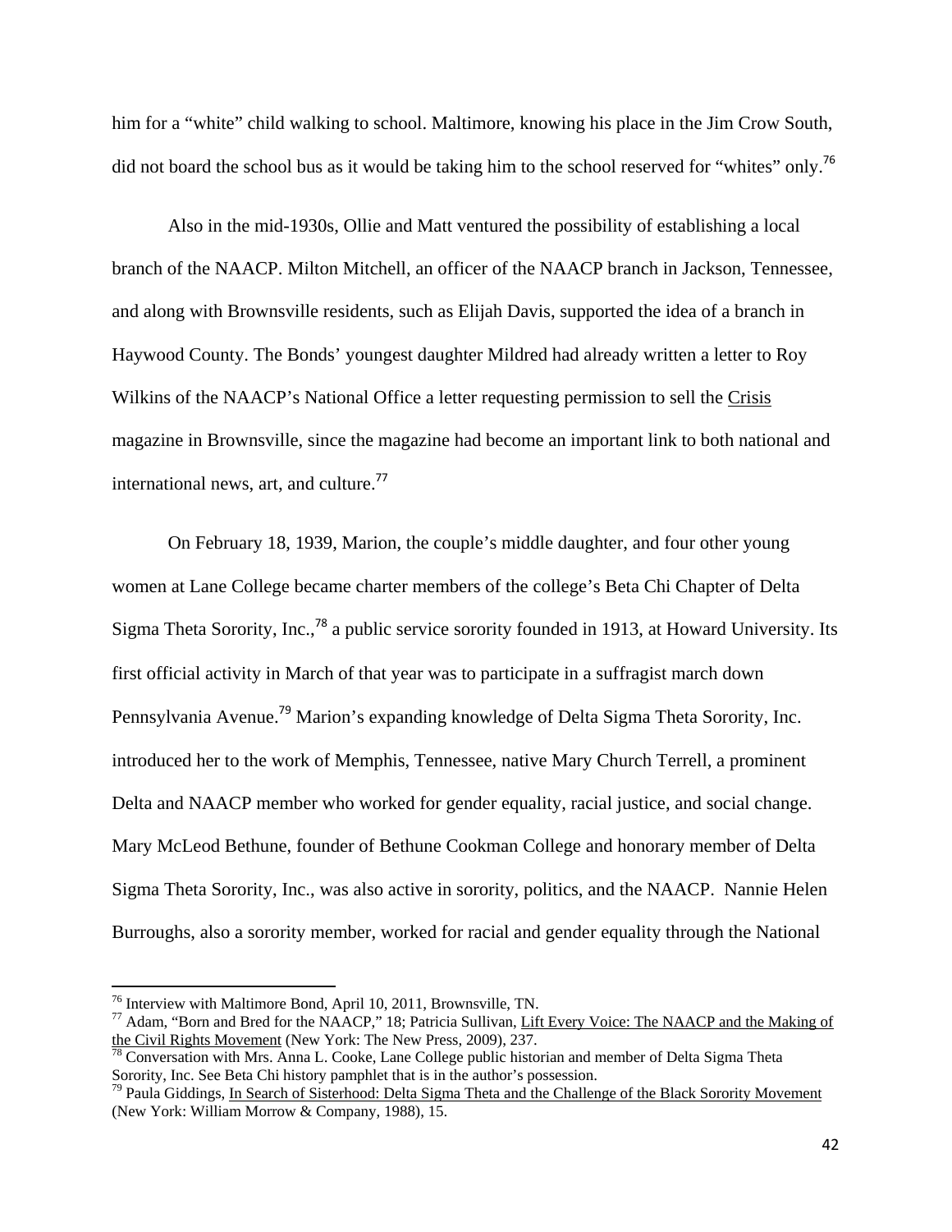him for a "white" child walking to school. Maltimore, knowing his place in the Jim Crow South, did not board the school bus as it would be taking him to the school reserved for "whites" only.[76]

Also in the mid-1930s, Ollie and Matt ventured the possibility of establishing a local branch of the NAACP. Milton Mitchell, an officer of the NAACP branch in Jackson, Tennessee, and along with Brownsville residents, such as Elijah Davis, supported the idea of a branch in Haywood County. The Bonds' youngest daughter Mildred had already written a letter to Roy Wilkins of the NAACP's National Office a letter requesting permission to sell the Crisis magazine in Brownsville, since the magazine had become an important link to both national and international news, art, and culture.[77]

On February 18, 1939, Marion, the couple's middle daughter, and four other young women at Lane College became charter members of the college's Beta Chi Chapter of Delta Sigma Theta Sorority, Inc.,[78] a public service sorority founded in 1913, at Howard University. Its first official activity in March of that year was to participate in a suffragist march down Pennsylvania Avenue.[79] Marion's expanding knowledge of Delta Sigma Theta Sorority, Inc. introduced her to the work of Memphis, Tennessee, native Mary Church Terrell, a prominent Delta and NAACP member who worked for gender equality, racial justice, and social change. Mary McLeod Bethune, founder of Bethune Cookman College and honorary member of Delta Sigma Theta Sorority, Inc., was also active in sorority, politics, and the NAACP. Nannie Helen Burroughs, also a sorority member, worked for racial and gender equality through the National

---

[76] Interview with Maltimore Bond, April 10, 2011, Brownsville, TN.

[77] Adam, "Born and Bred for the NAACP," 18; Patricia Sullivan, Lift Every Voice: The NAACP and the Making of the Civil Rights Movement (New York: The New Press, 2009), 237.

[78] Conversation with Mrs. Anna L. Cooke, Lane College public historian and member of Delta Sigma Theta Sorority, Inc. See Beta Chi history pamphlet that is in the author's possession.

[79] Paula Giddings, In Search of Sisterhood: Delta Sigma Theta and the Challenge of the Black Sorority Movement (New York: William Morrow & Company, 1988), 15.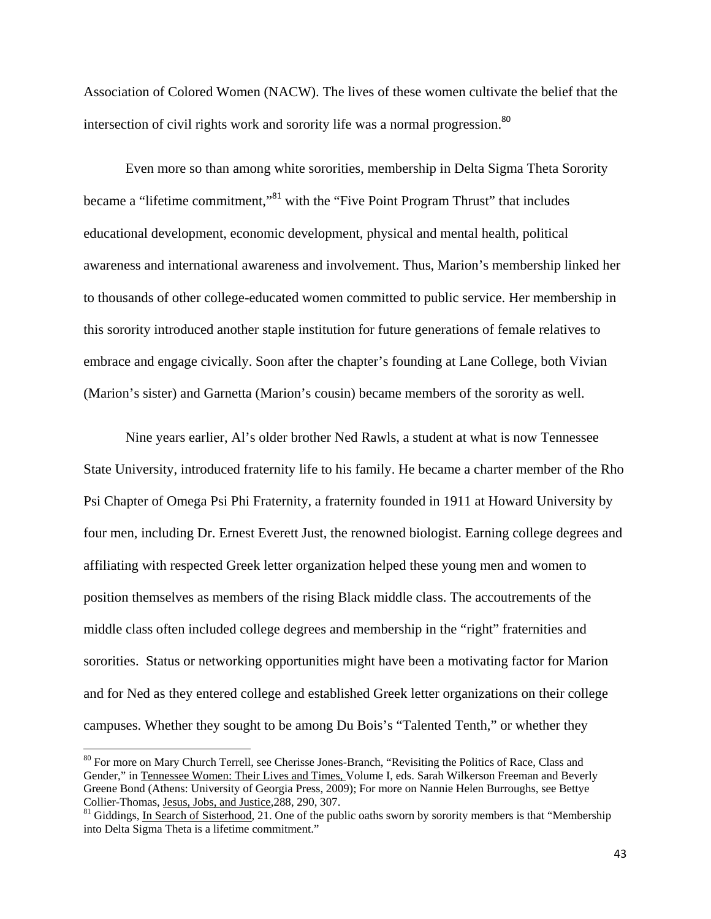Association of Colored Women (NACW). The lives of these women cultivate the belief that the intersection of civil rights work and sorority life was a normal progression.[80]

Even more so than among white sororities, membership in Delta Sigma Theta Sorority became a "lifetime commitment,"[81] with the "Five Point Program Thrust" that includes educational development, economic development, physical and mental health, political awareness and international awareness and involvement. Thus, Marion's membership linked her to thousands of other college-educated women committed to public service. Her membership in this sorority introduced another staple institution for future generations of female relatives to embrace and engage civically. Soon after the chapter's founding at Lane College, both Vivian (Marion's sister) and Garnetta (Marion's cousin) became members of the sorority as well.

Nine years earlier, Al's older brother Ned Rawls, a student at what is now Tennessee State University, introduced fraternity life to his family. He became a charter member of the Rho Psi Chapter of Omega Psi Phi Fraternity, a fraternity founded in 1911 at Howard University by four men, including Dr. Ernest Everett Just, the renowned biologist. Earning college degrees and affiliating with respected Greek letter organization helped these young men and women to position themselves as members of the rising Black middle class. The accoutrements of the middle class often included college degrees and membership in the "right" fraternities and sororities. Status or networking opportunities might have been a motivating factor for Marion and for Ned as they entered college and established Greek letter organizations on their college campuses. Whether they sought to be among Du Bois's "Talented Tenth," or whether they

---

[80] For more on Mary Church Terrell, see Cherisse Jones-Branch, "Revisiting the Politics of Race, Class and Gender," in Tennessee Women: Their Lives and Times, Volume I, eds. Sarah Wilkerson Freeman and Beverly Greene Bond (Athens: University of Georgia Press, 2009); For more on Nannie Helen Burroughs, see Bettye Collier-Thomas, Jesus, Jobs, and Justice,288, 290, 307.

[81] Giddings, In Search of Sisterhood, 21. One of the public oaths sworn by sorority members is that "Membership into Delta Sigma Theta is a lifetime commitment."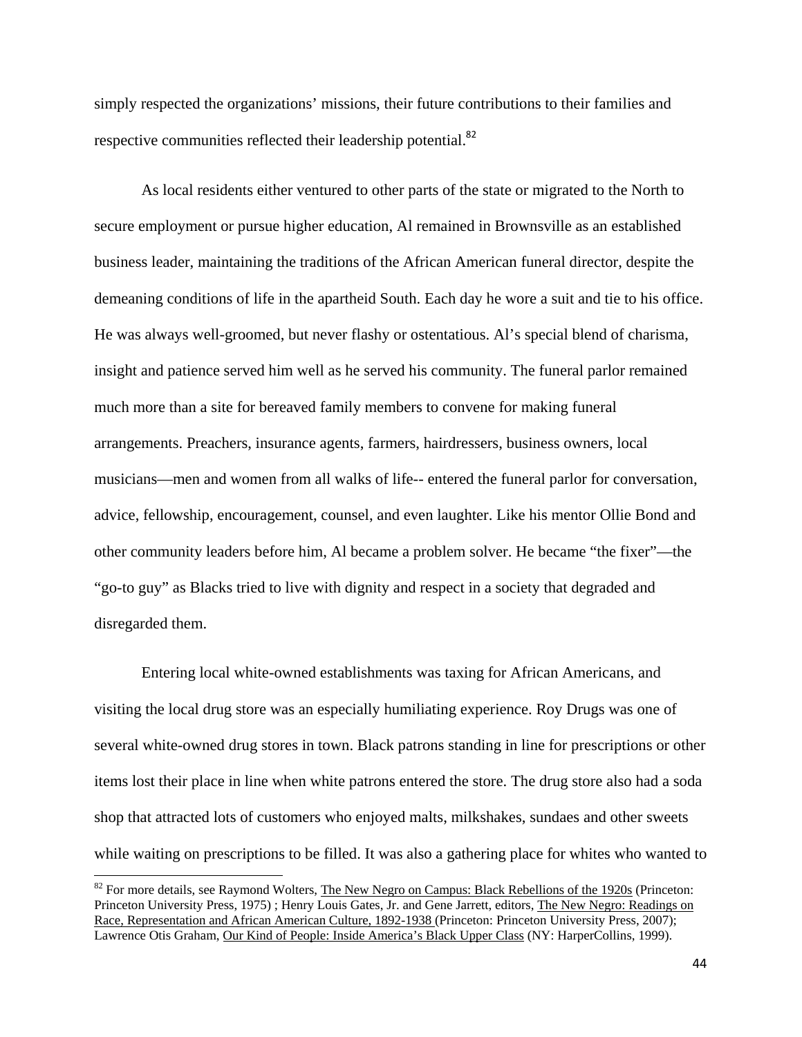simply respected the organizations' missions, their future contributions to their families and respective communities reflected their leadership potential.[82]

As local residents either ventured to other parts of the state or migrated to the North to secure employment or pursue higher education, Al remained in Brownsville as an established business leader, maintaining the traditions of the African American funeral director, despite the demeaning conditions of life in the apartheid South. Each day he wore a suit and tie to his office. He was always well-groomed, but never flashy or ostentatious. Al's special blend of charisma, insight and patience served him well as he served his community. The funeral parlor remained much more than a site for bereaved family members to convene for making funeral arrangements. Preachers, insurance agents, farmers, hairdressers, business owners, local musicians—men and women from all walks of life-- entered the funeral parlor for conversation, advice, fellowship, encouragement, counsel, and even laughter. Like his mentor Ollie Bond and other community leaders before him, Al became a problem solver. He became "the fixer"—the "go-to guy" as Blacks tried to live with dignity and respect in a society that degraded and disregarded them.

Entering local white-owned establishments was taxing for African Americans, and visiting the local drug store was an especially humiliating experience. Roy Drugs was one of several white-owned drug stores in town. Black patrons standing in line for prescriptions or other items lost their place in line when white patrons entered the store. The drug store also had a soda shop that attracted lots of customers who enjoyed malts, milkshakes, sundaes and other sweets while waiting on prescriptions to be filled. It was also a gathering place for whites who wanted to

---

[82] For more details, see Raymond Wolters, The New Negro on Campus: Black Rebellions of the 1920s (Princeton: Princeton University Press, 1975) ; Henry Louis Gates, Jr. and Gene Jarrett, editors, The New Negro: Readings on Race, Representation and African American Culture, 1892-1938 (Princeton: Princeton University Press, 2007); Lawrence Otis Graham, Our Kind of People: Inside America's Black Upper Class (NY: HarperCollins, 1999).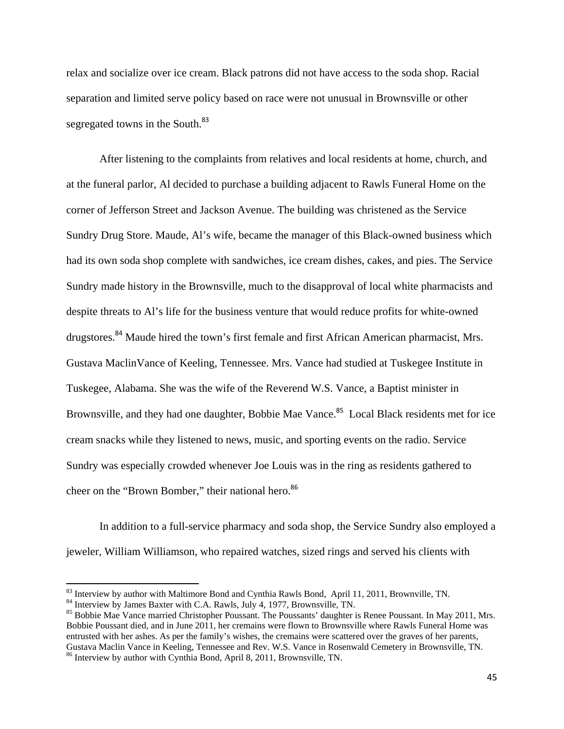relax and socialize over ice cream. Black patrons did not have access to the soda shop. Racial separation and limited serve policy based on race were not unusual in Brownsville or other segregated towns in the South.[83]

After listening to the complaints from relatives and local residents at home, church, and at the funeral parlor, Al decided to purchase a building adjacent to Rawls Funeral Home on the corner of Jefferson Street and Jackson Avenue. The building was christened as the Service Sundry Drug Store. Maude, Al's wife, became the manager of this Black-owned business which had its own soda shop complete with sandwiches, ice cream dishes, cakes, and pies. The Service Sundry made history in the Brownsville, much to the disapproval of local white pharmacists and despite threats to Al's life for the business venture that would reduce profits for white-owned drugstores.[84] Maude hired the town's first female and first African American pharmacist, Mrs. Gustava MaclinVance of Keeling, Tennessee. Mrs. Vance had studied at Tuskegee Institute in Tuskegee, Alabama. She was the wife of the Reverend W.S. Vance, a Baptist minister in Brownsville, and they had one daughter, Bobbie Mae Vance.[85] Local Black residents met for ice cream snacks while they listened to news, music, and sporting events on the radio. Service Sundry was especially crowded whenever Joe Louis was in the ring as residents gathered to cheer on the "Brown Bomber," their national hero.[86]

In addition to a full-service pharmacy and soda shop, the Service Sundry also employed a jeweler, William Williamson, who repaired watches, sized rings and served his clients with

---

[83] Interview by author with Maltimore Bond and Cynthia Rawls Bond, April 11, 2011, Brownville, TN.

[84] Interview by James Baxter with C.A. Rawls, July 4, 1977, Brownsville, TN.

[85] Bobbie Mae Vance married Christopher Poussant. The Poussants' daughter is Renee Poussant. In May 2011, Mrs. Bobbie Poussant died, and in June 2011, her cremains were flown to Brownsville where Rawls Funeral Home was entrusted with her ashes. As per the family's wishes, the cremains were scattered over the graves of her parents, Gustava Maclin Vance in Keeling, Tennessee and Rev. W.S. Vance in Rosenwald Cemetery in Brownsville, TN.

[86] Interview by author with Cynthia Bond, April 8, 2011, Brownsville, TN.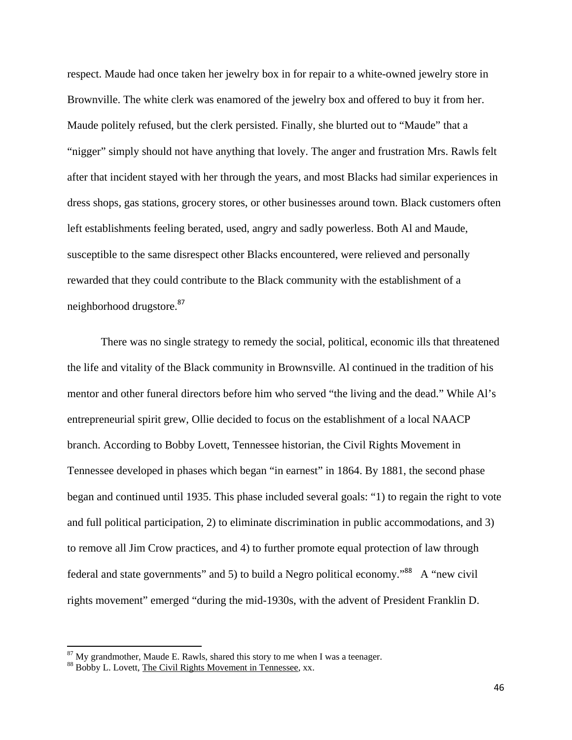respect. Maude had once taken her jewelry box in for repair to a white-owned jewelry store in Brownville. The white clerk was enamored of the jewelry box and offered to buy it from her. Maude politely refused, but the clerk persisted. Finally, she blurted out to "Maude" that a "nigger" simply should not have anything that lovely. The anger and frustration Mrs. Rawls felt after that incident stayed with her through the years, and most Blacks had similar experiences in dress shops, gas stations, grocery stores, or other businesses around town. Black customers often left establishments feeling berated, used, angry and sadly powerless. Both Al and Maude, susceptible to the same disrespect other Blacks encountered, were relieved and personally rewarded that they could contribute to the Black community with the establishment of a neighborhood drugstore.[87]

There was no single strategy to remedy the social, political, economic ills that threatened the life and vitality of the Black community in Brownsville. Al continued in the tradition of his mentor and other funeral directors before him who served "the living and the dead." While Al's entrepreneurial spirit grew, Ollie decided to focus on the establishment of a local NAACP branch. According to Bobby Lovett, Tennessee historian, the Civil Rights Movement in Tennessee developed in phases which began "in earnest" in 1864. By 1881, the second phase began and continued until 1935. This phase included several goals: "1) to regain the right to vote and full political participation, 2) to eliminate discrimination in public accommodations, and 3) to remove all Jim Crow practices, and 4) to further promote equal protection of law through federal and state governments" and 5) to build a Negro political economy."[88] A "new civil rights movement" emerged "during the mid-1930s, with the advent of President Franklin D.

---

[87] My grandmother, Maude E. Rawls, shared this story to me when I was a teenager.

[88] Bobby L. Lovett, The Civil Rights Movement in Tennessee, xx.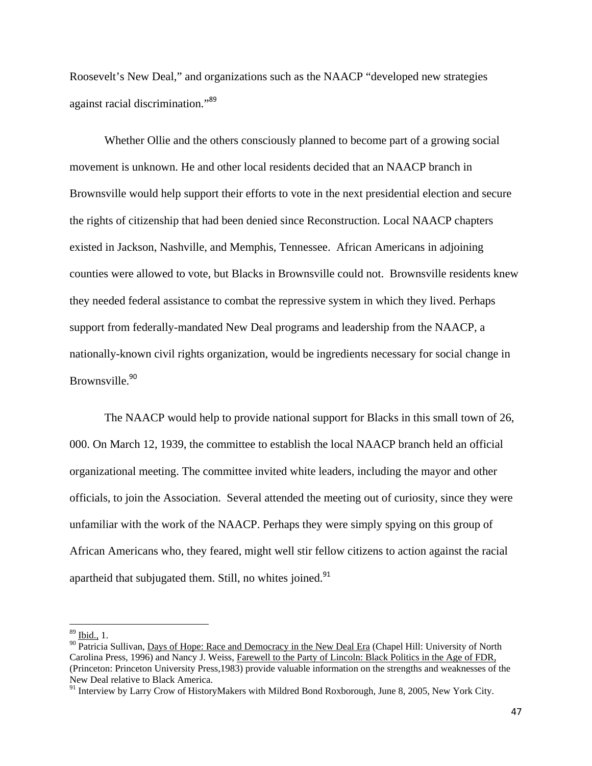Roosevelt's New Deal," and organizations such as the NAACP "developed new strategies against racial discrimination."[89]

Whether Ollie and the others consciously planned to become part of a growing social movement is unknown. He and other local residents decided that an NAACP branch in Brownsville would help support their efforts to vote in the next presidential election and secure the rights of citizenship that had been denied since Reconstruction. Local NAACP chapters existed in Jackson, Nashville, and Memphis, Tennessee. African Americans in adjoining counties were allowed to vote, but Blacks in Brownsville could not. Brownsville residents knew they needed federal assistance to combat the repressive system in which they lived. Perhaps support from federally-mandated New Deal programs and leadership from the NAACP, a nationally-known civil rights organization, would be ingredients necessary for social change in Brownsville.[90]

The NAACP would help to provide national support for Blacks in this small town of 26, 000. On March 12, 1939, the committee to establish the local NAACP branch held an official organizational meeting. The committee invited white leaders, including the mayor and other officials, to join the Association. Several attended the meeting out of curiosity, since they were unfamiliar with the work of the NAACP. Perhaps they were simply spying on this group of African Americans who, they feared, might well stir fellow citizens to action against the racial apartheid that subjugated them. Still, no whites joined.[91]

---

[89] Ibid., 1.

[90] Patricia Sullivan, Days of Hope: Race and Democracy in the New Deal Era (Chapel Hill: University of North Carolina Press, 1996) and Nancy J. Weiss, Farewell to the Party of Lincoln: Black Politics in the Age of FDR, (Princeton: Princeton University Press,1983) provide valuable information on the strengths and weaknesses of the New Deal relative to Black America.

[91] Interview by Larry Crow of HistoryMakers with Mildred Bond Roxborough, June 8, 2005, New York City.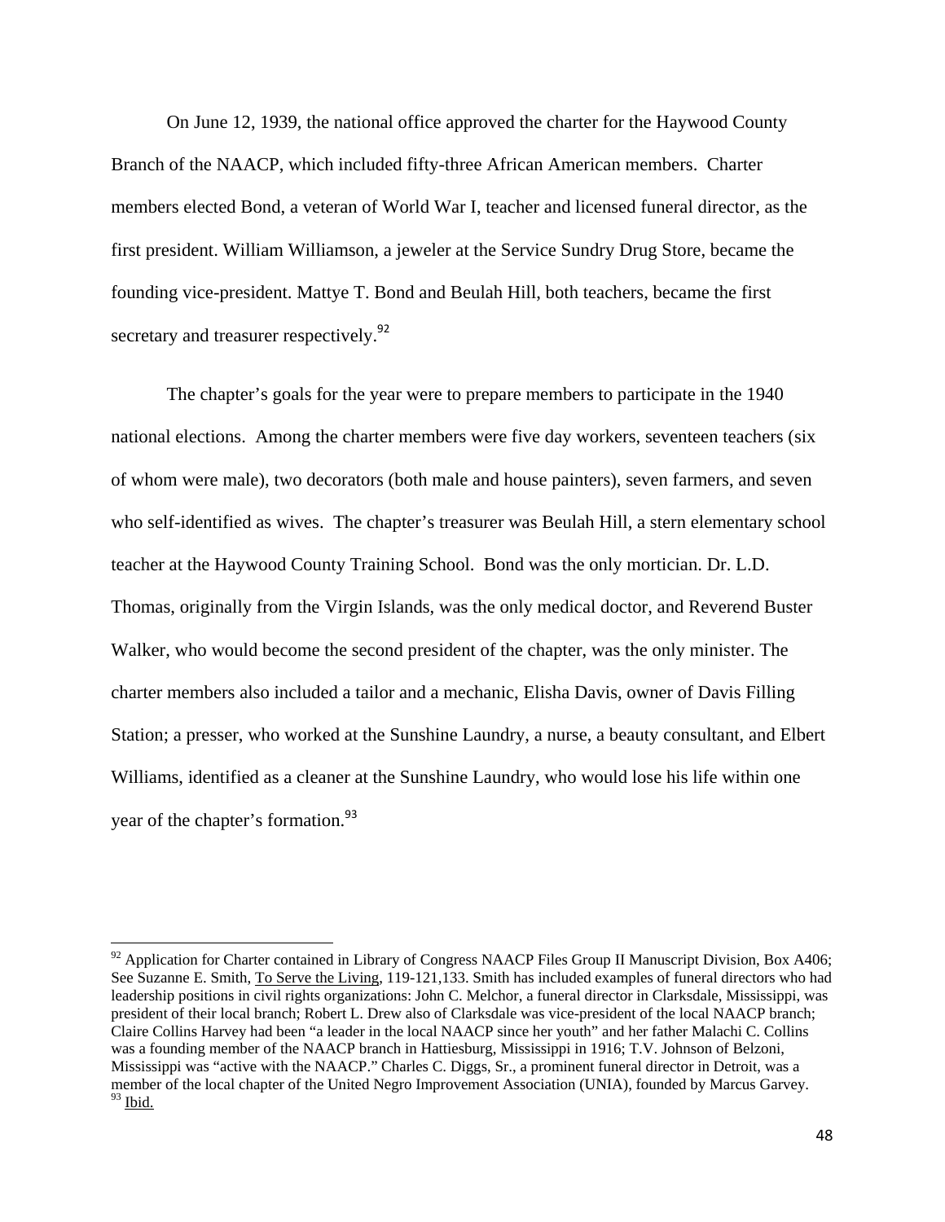On June 12, 1939, the national office approved the charter for the Haywood County Branch of the NAACP, which included fifty-three African American members. Charter members elected Bond, a veteran of World War I, teacher and licensed funeral director, as the first president. William Williamson, a jeweler at the Service Sundry Drug Store, became the founding vice-president. Mattye T. Bond and Beulah Hill, both teachers, became the first secretary and treasurer respectively.[92]

The chapter's goals for the year were to prepare members to participate in the 1940 national elections. Among the charter members were five day workers, seventeen teachers (six of whom were male), two decorators (both male and house painters), seven farmers, and seven who self-identified as wives. The chapter's treasurer was Beulah Hill, a stern elementary school teacher at the Haywood County Training School. Bond was the only mortician. Dr. L.D. Thomas, originally from the Virgin Islands, was the only medical doctor, and Reverend Buster Walker, who would become the second president of the chapter, was the only minister. The charter members also included a tailor and a mechanic, Elisha Davis, owner of Davis Filling Station; a presser, who worked at the Sunshine Laundry, a nurse, a beauty consultant, and Elbert Williams, identified as a cleaner at the Sunshine Laundry, who would lose his life within one year of the chapter's formation.[93]

---

[92] Application for Charter contained in Library of Congress NAACP Files Group II Manuscript Division, Box A406; See Suzanne E. Smith, To Serve the Living, 119-121,133. Smith has included examples of funeral directors who had leadership positions in civil rights organizations: John C. Melchor, a funeral director in Clarksdale, Mississippi, was president of their local branch; Robert L. Drew also of Clarksdale was vice-president of the local NAACP branch; Claire Collins Harvey had been "a leader in the local NAACP since her youth" and her father Malachi C. Collins was a founding member of the NAACP branch in Hattiesburg, Mississippi in 1916; T.V. Johnson of Belzoni, Mississippi was "active with the NAACP." Charles C. Diggs, Sr., a prominent funeral director in Detroit, was a member of the local chapter of the United Negro Improvement Association (UNIA), founded by Marcus Garvey.

[93] Ibid.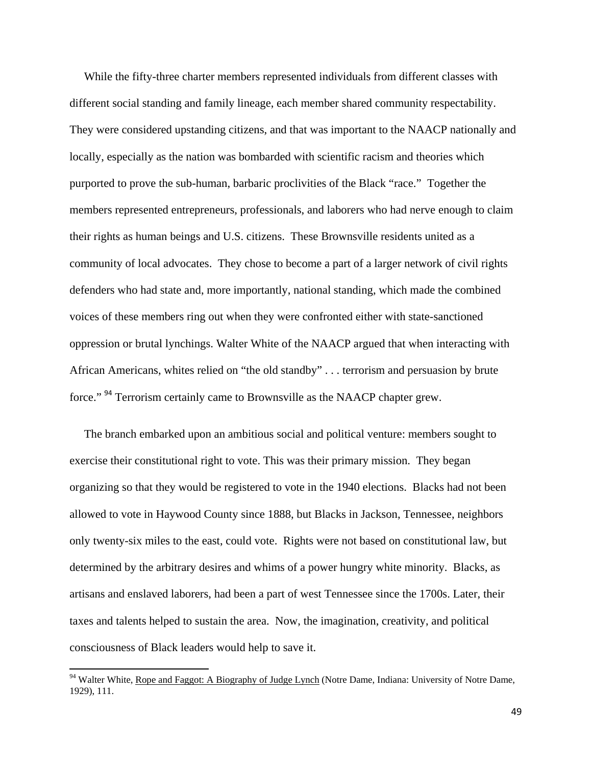While the fifty-three charter members represented individuals from different classes with different social standing and family lineage, each member shared community respectability. They were considered upstanding citizens, and that was important to the NAACP nationally and locally, especially as the nation was bombarded with scientific racism and theories which purported to prove the sub-human, barbaric proclivities of the Black "race." Together the members represented entrepreneurs, professionals, and laborers who had nerve enough to claim their rights as human beings and U.S. citizens. These Brownsville residents united as a community of local advocates. They chose to become a part of a larger network of civil rights defenders who had state and, more importantly, national standing, which made the combined voices of these members ring out when they were confronted either with state-sanctioned oppression or brutal lynchings. Walter White of the NAACP argued that when interacting with African Americans, whites relied on "the old standby" . . . terrorism and persuasion by brute force."[94] Terrorism certainly came to Brownsville as the NAACP chapter grew.

The branch embarked upon an ambitious social and political venture: members sought to exercise their constitutional right to vote. This was their primary mission. They began organizing so that they would be registered to vote in the 1940 elections. Blacks had not been allowed to vote in Haywood County since 1888, but Blacks in Jackson, Tennessee, neighbors only twenty-six miles to the east, could vote. Rights were not based on constitutional law, but determined by the arbitrary desires and whims of a power hungry white minority. Blacks, as artisans and enslaved laborers, had been a part of west Tennessee since the 1700s. Later, their taxes and talents helped to sustain the area. Now, the imagination, creativity, and political consciousness of Black leaders would help to save it.

---

[94] Walter White, Rope and Faggot: A Biography of Judge Lynch (Notre Dame, Indiana: University of Notre Dame, 1929), 111.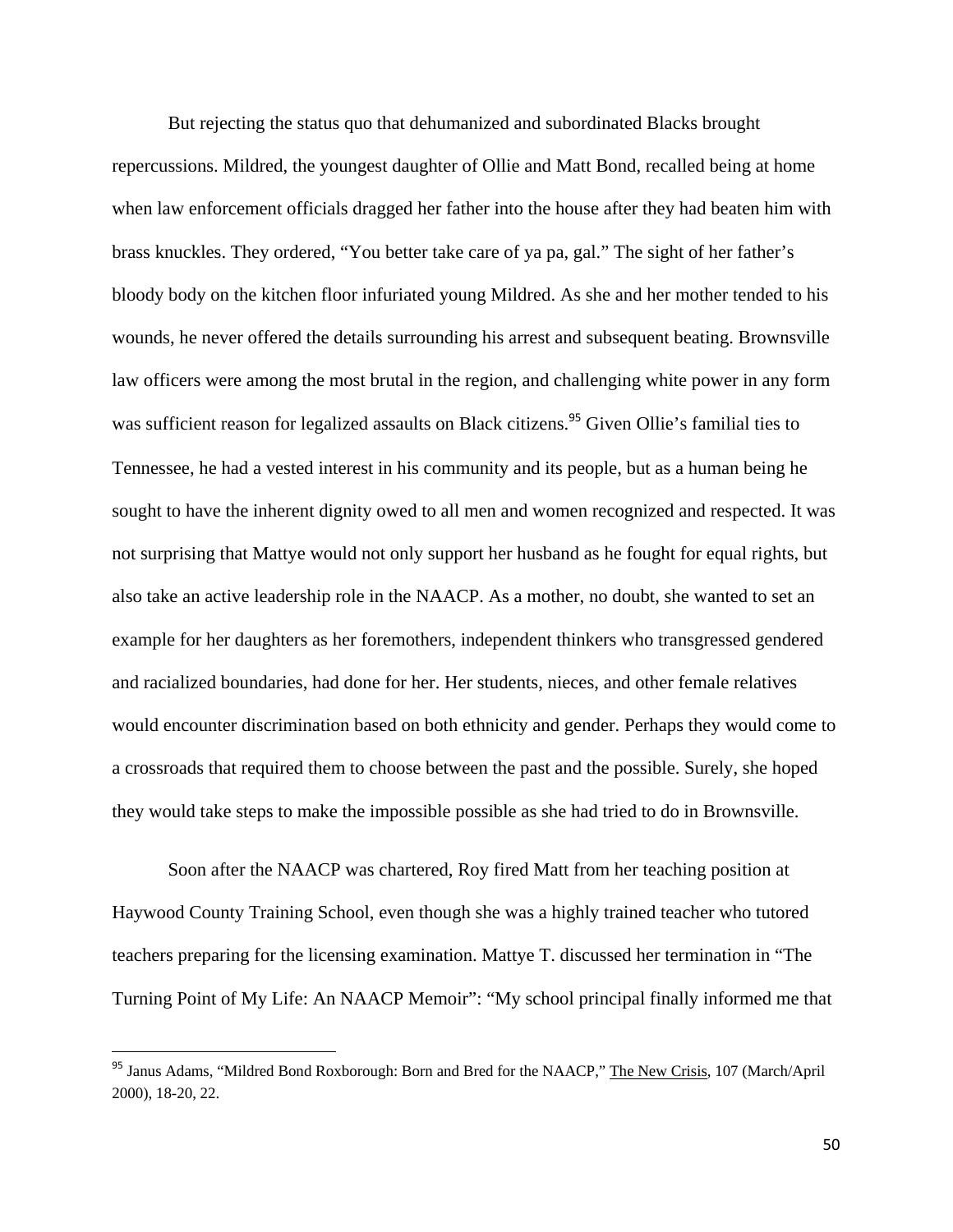But rejecting the status quo that dehumanized and subordinated Blacks brought repercussions. Mildred, the youngest daughter of Ollie and Matt Bond, recalled being at home when law enforcement officials dragged her father into the house after they had beaten him with brass knuckles. They ordered, "You better take care of ya pa, gal." The sight of her father's bloody body on the kitchen floor infuriated young Mildred. As she and her mother tended to his wounds, he never offered the details surrounding his arrest and subsequent beating. Brownsville law officers were among the most brutal in the region, and challenging white power in any form was sufficient reason for legalized assaults on Black citizens.[95] Given Ollie's familial ties to Tennessee, he had a vested interest in his community and its people, but as a human being he sought to have the inherent dignity owed to all men and women recognized and respected. It was not surprising that Mattye would not only support her husband as he fought for equal rights, but also take an active leadership role in the NAACP. As a mother, no doubt, she wanted to set an example for her daughters as her foremothers, independent thinkers who transgressed gendered and racialized boundaries, had done for her. Her students, nieces, and other female relatives would encounter discrimination based on both ethnicity and gender. Perhaps they would come to a crossroads that required them to choose between the past and the possible. Surely, she hoped they would take steps to make the impossible possible as she had tried to do in Brownsville.

Soon after the NAACP was chartered, Roy fired Matt from her teaching position at Haywood County Training School, even though she was a highly trained teacher who tutored teachers preparing for the licensing examination. Mattye T. discussed her termination in "The Turning Point of My Life: An NAACP Memoir": "My school principal finally informed me that

---

[95] Janus Adams, "Mildred Bond Roxborough: Born and Bred for the NAACP," The New Crisis, 107 (March/April 2000), 18-20, 22.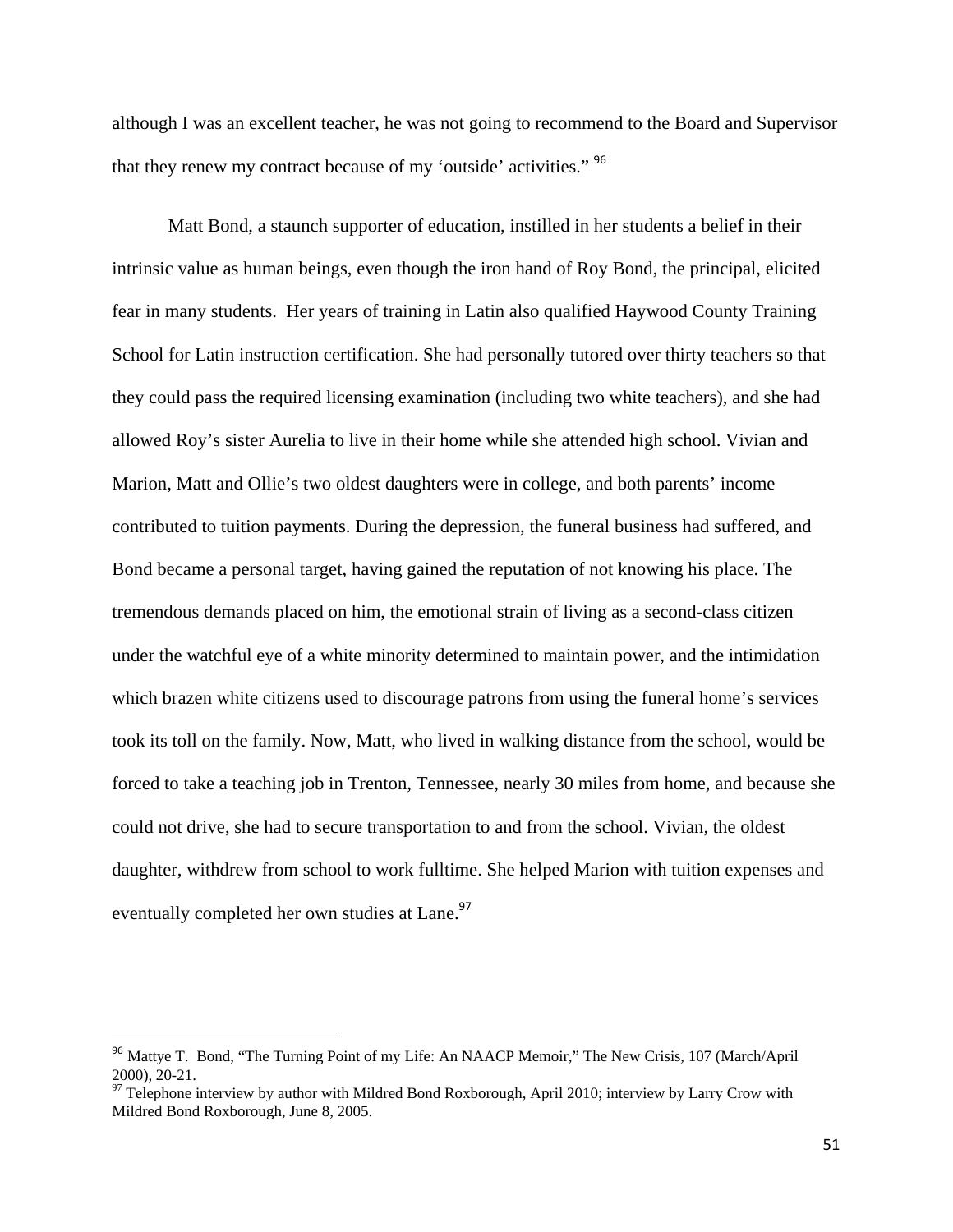although I was an excellent teacher, he was not going to recommend to the Board and Supervisor that they renew my contract because of my 'outside' activities." [96]

Matt Bond, a staunch supporter of education, instilled in her students a belief in their intrinsic value as human beings, even though the iron hand of Roy Bond, the principal, elicited fear in many students. Her years of training in Latin also qualified Haywood County Training School for Latin instruction certification. She had personally tutored over thirty teachers so that they could pass the required licensing examination (including two white teachers), and she had allowed Roy's sister Aurelia to live in their home while she attended high school. Vivian and Marion, Matt and Ollie's two oldest daughters were in college, and both parents' income contributed to tuition payments. During the depression, the funeral business had suffered, and Bond became a personal target, having gained the reputation of not knowing his place. The tremendous demands placed on him, the emotional strain of living as a second-class citizen under the watchful eye of a white minority determined to maintain power, and the intimidation which brazen white citizens used to discourage patrons from using the funeral home's services took its toll on the family. Now, Matt, who lived in walking distance from the school, would be forced to take a teaching job in Trenton, Tennessee, nearly 30 miles from home, and because she could not drive, she had to secure transportation to and from the school. Vivian, the oldest daughter, withdrew from school to work fulltime. She helped Marion with tuition expenses and eventually completed her own studies at Lane.[97]

---

[96] Mattye T. Bond, "The Turning Point of my Life: An NAACP Memoir," The New Crisis, 107 (March/April 2000), 20-21.

[97] Telephone interview by author with Mildred Bond Roxborough, April 2010; interview by Larry Crow with Mildred Bond Roxborough, June 8, 2005.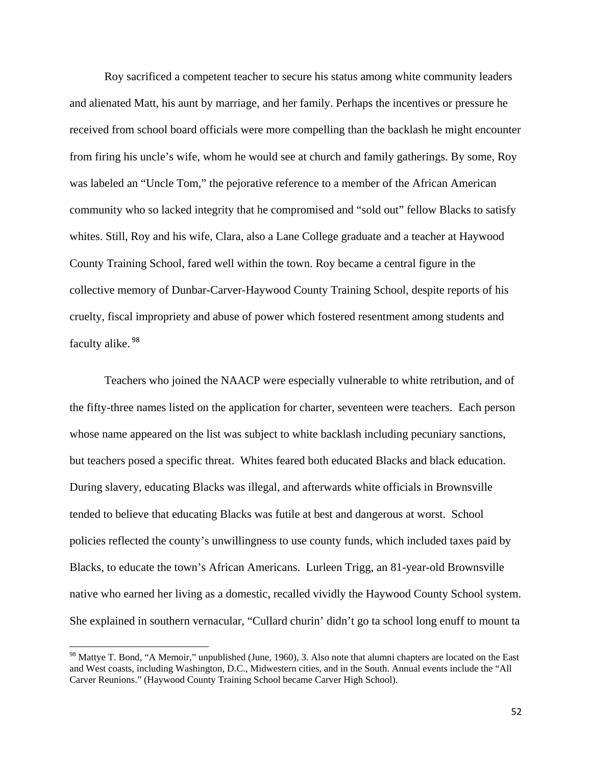Roy sacrificed a competent teacher to secure his status among white community leaders and alienated Matt, his aunt by marriage, and her family. Perhaps the incentives or pressure he received from school board officials were more compelling than the backlash he might encounter from firing his uncle's wife, whom he would see at church and family gatherings. By some, Roy was labeled an "Uncle Tom," the pejorative reference to a member of the African American community who so lacked integrity that he compromised and "sold out" fellow Blacks to satisfy whites. Still, Roy and his wife, Clara, also a Lane College graduate and a teacher at Haywood County Training School, fared well within the town. Roy became a central figure in the collective memory of Dunbar-Carver-Haywood County Training School, despite reports of his cruelty, fiscal impropriety and abuse of power which fostered resentment among students and faculty alike.[98]

Teachers who joined the NAACP were especially vulnerable to white retribution, and of the fifty-three names listed on the application for charter, seventeen were teachers. Each person whose name appeared on the list was subject to white backlash including pecuniary sanctions, but teachers posed a specific threat. Whites feared both educated Blacks and black education. During slavery, educating Blacks was illegal, and afterwards white officials in Brownsville tended to believe that educating Blacks was futile at best and dangerous at worst. School policies reflected the county's unwillingness to use county funds, which included taxes paid by Blacks, to educate the town's African Americans. Lurleen Trigg, an 81-year-old Brownsville native who earned her living as a domestic, recalled vividly the Haywood County School system. She explained in southern vernacular, "Cullard churin' didn't go ta school long enuff to mount ta

---

[98] Mattye T. Bond, "A Memoir," unpublished (June, 1960), 3. Also note that alumni chapters are located on the East and West coasts, including Washington, D.C., Midwestern cities, and in the South. Annual events include the "All Carver Reunions." (Haywood County Training School became Carver High School).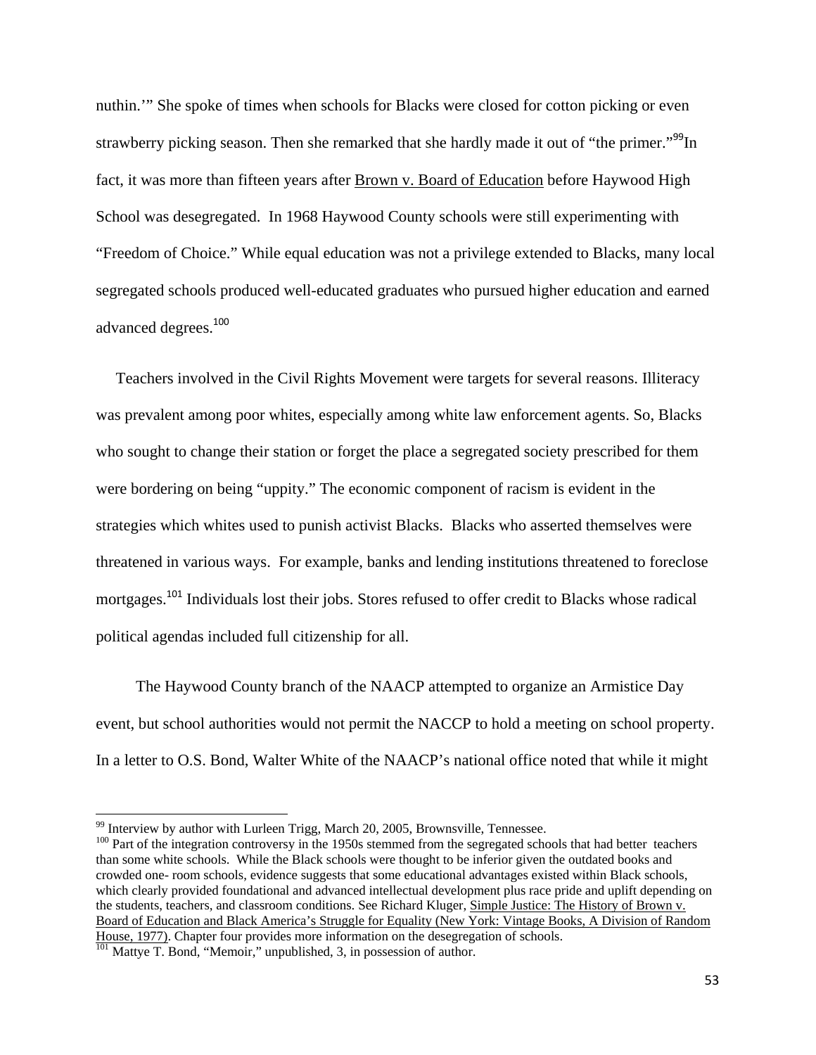nuthin.'" She spoke of times when schools for Blacks were closed for cotton picking or even strawberry picking season. Then she remarked that she hardly made it out of "the primer."[99]In fact, it was more than fifteen years after Brown v. Board of Education before Haywood High School was desegregated. In 1968 Haywood County schools were still experimenting with "Freedom of Choice." While equal education was not a privilege extended to Blacks, many local segregated schools produced well-educated graduates who pursued higher education and earned advanced degrees.[100]

Teachers involved in the Civil Rights Movement were targets for several reasons. Illiteracy was prevalent among poor whites, especially among white law enforcement agents. So, Blacks who sought to change their station or forget the place a segregated society prescribed for them were bordering on being "uppity." The economic component of racism is evident in the strategies which whites used to punish activist Blacks. Blacks who asserted themselves were threatened in various ways. For example, banks and lending institutions threatened to foreclose mortgages.[101] Individuals lost their jobs. Stores refused to offer credit to Blacks whose radical political agendas included full citizenship for all.

The Haywood County branch of the NAACP attempted to organize an Armistice Day event, but school authorities would not permit the NACCP to hold a meeting on school property. In a letter to O.S. Bond, Walter White of the NAACP's national office noted that while it might

---

[99] Interview by author with Lurleen Trigg, March 20, 2005, Brownsville, Tennessee.

[100] Part of the integration controversy in the 1950s stemmed from the segregated schools that had better teachers than some white schools. While the Black schools were thought to be inferior given the outdated books and crowded one- room schools, evidence suggests that some educational advantages existed within Black schools, which clearly provided foundational and advanced intellectual development plus race pride and uplift depending on the students, teachers, and classroom conditions. See Richard Kluger, Simple Justice: The History of Brown v. Board of Education and Black America's Struggle for Equality (New York: Vintage Books, A Division of Random House, 1977). Chapter four provides more information on the desegregation of schools.

[101] Mattye T. Bond, "Memoir," unpublished, 3, in possession of author.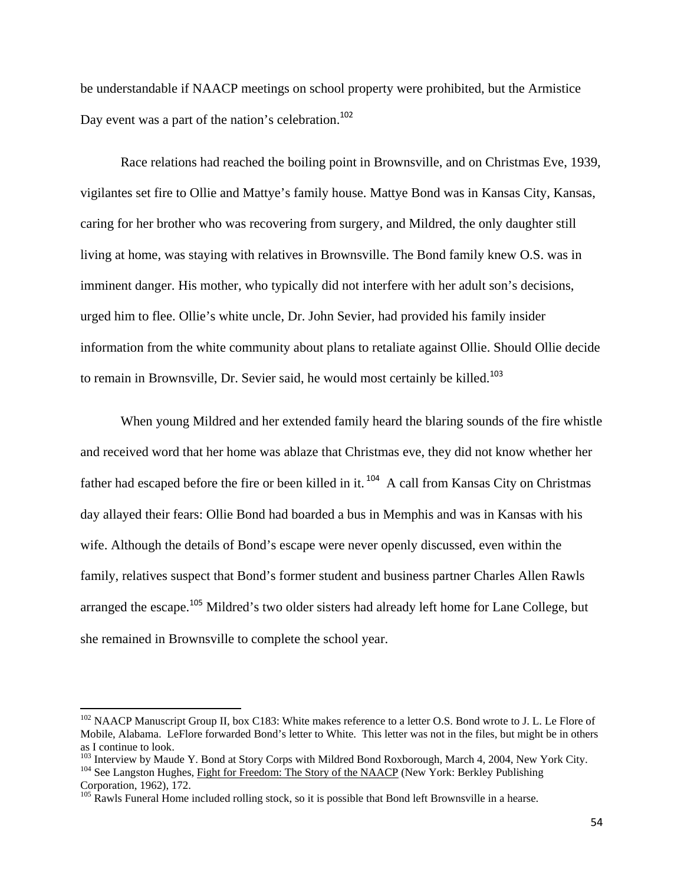be understandable if NAACP meetings on school property were prohibited, but the Armistice Day event was a part of the nation's celebration.[102]

Race relations had reached the boiling point in Brownsville, and on Christmas Eve, 1939, vigilantes set fire to Ollie and Mattye's family house. Mattye Bond was in Kansas City, Kansas, caring for her brother who was recovering from surgery, and Mildred, the only daughter still living at home, was staying with relatives in Brownsville. The Bond family knew O.S. was in imminent danger. His mother, who typically did not interfere with her adult son's decisions, urged him to flee. Ollie's white uncle, Dr. John Sevier, had provided his family insider information from the white community about plans to retaliate against Ollie. Should Ollie decide to remain in Brownsville, Dr. Sevier said, he would most certainly be killed.[103]

When young Mildred and her extended family heard the blaring sounds of the fire whistle and received word that her home was ablaze that Christmas eve, they did not know whether her father had escaped before the fire or been killed in it.[104] A call from Kansas City on Christmas day allayed their fears: Ollie Bond had boarded a bus in Memphis and was in Kansas with his wife. Although the details of Bond's escape were never openly discussed, even within the family, relatives suspect that Bond's former student and business partner Charles Allen Rawls arranged the escape.[105] Mildred's two older sisters had already left home for Lane College, but she remained in Brownsville to complete the school year.

---

[102] NAACP Manuscript Group II, box C183: White makes reference to a letter O.S. Bond wrote to J. L. Le Flore of Mobile, Alabama. LeFlore forwarded Bond's letter to White. This letter was not in the files, but might be in others as I continue to look.

[103] Interview by Maude Y. Bond at Story Corps with Mildred Bond Roxborough, March 4, 2004, New York City.

[104] See Langston Hughes, Fight for Freedom: The Story of the NAACP (New York: Berkley Publishing Corporation, 1962), 172.

[105] Rawls Funeral Home included rolling stock, so it is possible that Bond left Brownsville in a hearse.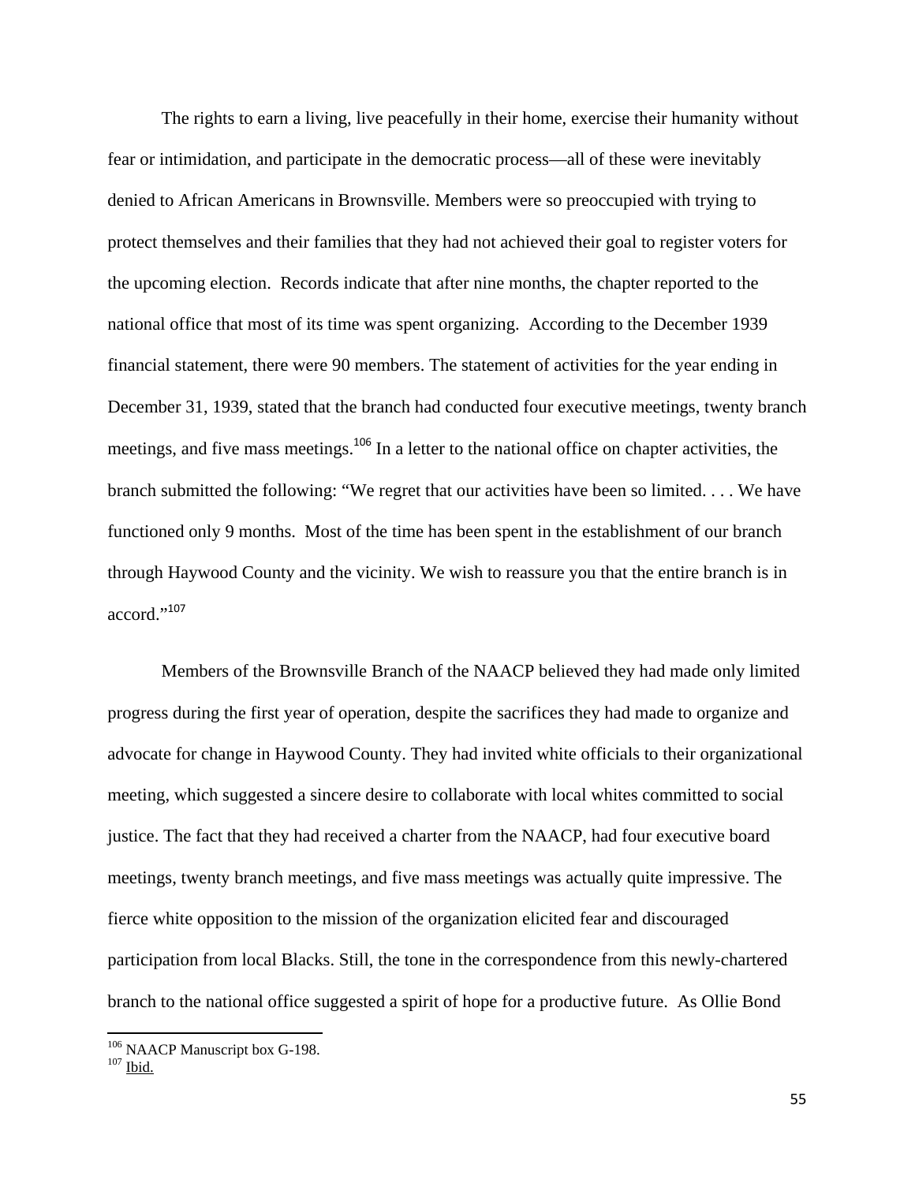The rights to earn a living, live peacefully in their home, exercise their humanity without fear or intimidation, and participate in the democratic process—all of these were inevitably denied to African Americans in Brownsville. Members were so preoccupied with trying to protect themselves and their families that they had not achieved their goal to register voters for the upcoming election. Records indicate that after nine months, the chapter reported to the national office that most of its time was spent organizing. According to the December 1939 financial statement, there were 90 members. The statement of activities for the year ending in December 31, 1939, stated that the branch had conducted four executive meetings, twenty branch meetings, and five mass meetings.[106] In a letter to the national office on chapter activities, the branch submitted the following: "We regret that our activities have been so limited. . . . We have functioned only 9 months. Most of the time has been spent in the establishment of our branch through Haywood County and the vicinity. We wish to reassure you that the entire branch is in accord."[107]

Members of the Brownsville Branch of the NAACP believed they had made only limited progress during the first year of operation, despite the sacrifices they had made to organize and advocate for change in Haywood County. They had invited white officials to their organizational meeting, which suggested a sincere desire to collaborate with local whites committed to social justice. The fact that they had received a charter from the NAACP, had four executive board meetings, twenty branch meetings, and five mass meetings was actually quite impressive. The fierce white opposition to the mission of the organization elicited fear and discouraged participation from local Blacks. Still, the tone in the correspondence from this newly-chartered branch to the national office suggested a spirit of hope for a productive future. As Ollie Bond

---

[106] NAACP Manuscript box G-198.

[107] Ibid.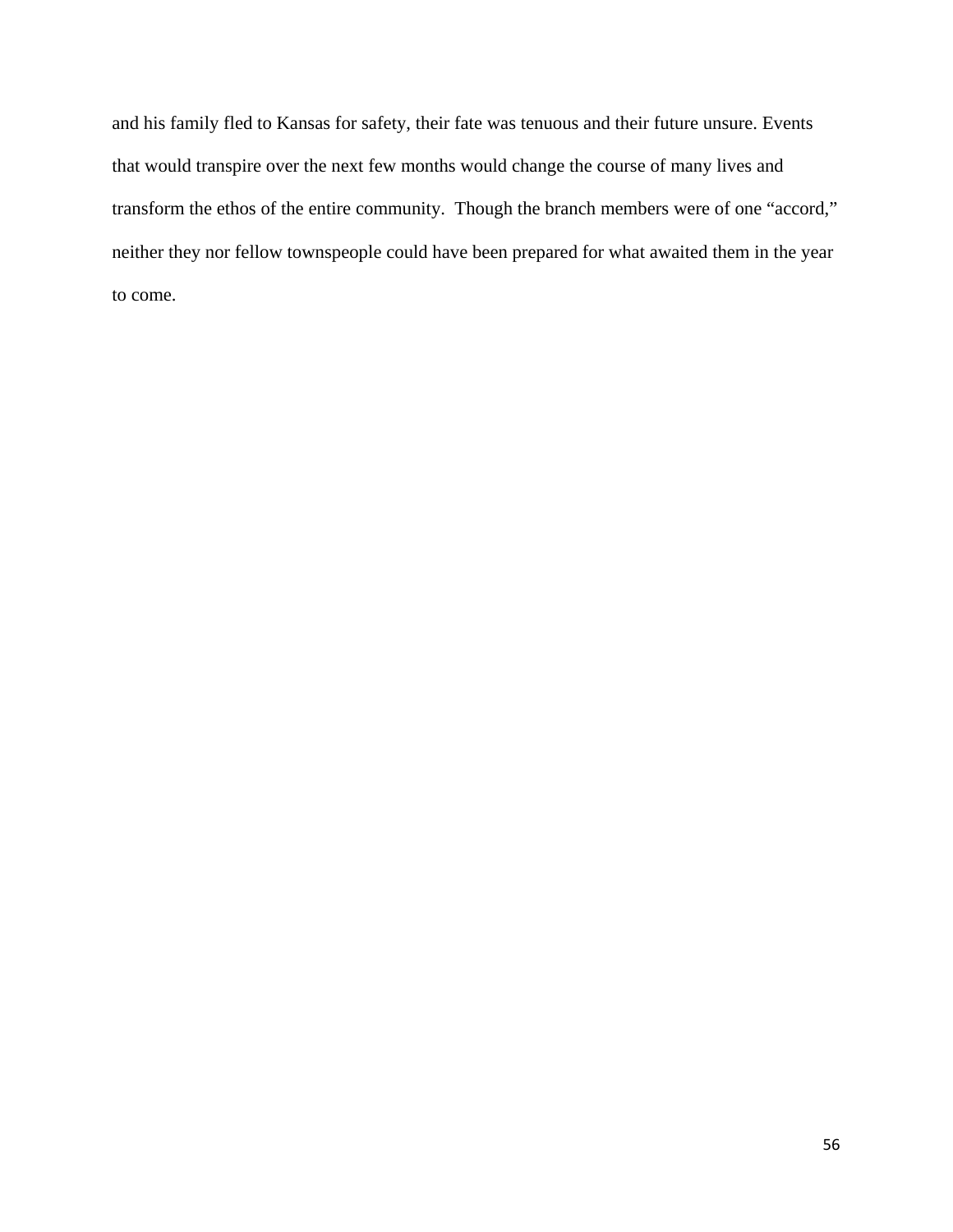and his family fled to Kansas for safety, their fate was tenuous and their future unsure. Events that would transpire over the next few months would change the course of many lives and transform the ethos of the entire community. Though the branch members were of one "accord," neither they nor fellow townspeople could have been prepared for what awaited them in the year to come.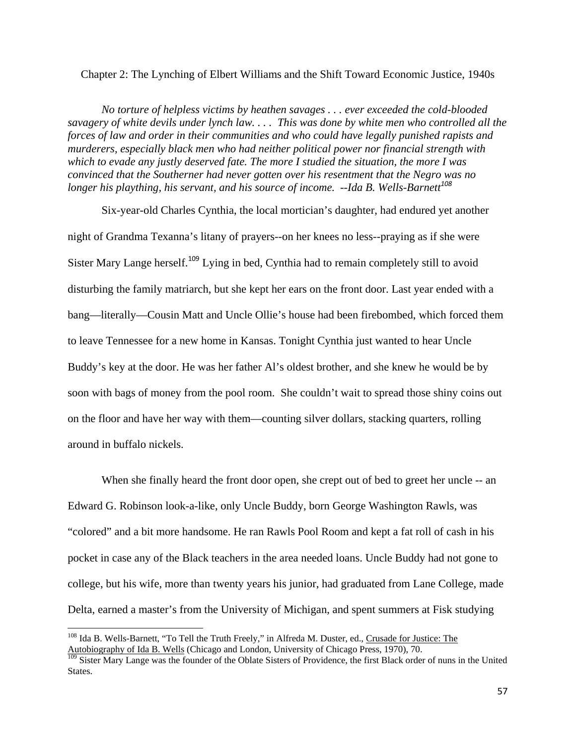## Chapter 2: The Lynching of Elbert Williams and the Shift Toward Economic Justice, 1940s

*No torture of helpless victims by heathen savages . . . ever exceeded the cold-blooded savagery of white devils under lynch law. . . . This was done by white men who controlled all the forces of law and order in their communities and who could have legally punished rapists and murderers, especially black men who had neither political power nor financial strength with which to evade any justly deserved fate. The more I studied the situation, the more I was convinced that the Southerner had never gotten over his resentment that the Negro was no longer his plaything, his servant, and his source of income. --Ida B. Wells-Barnett*[108]

Six-year-old Charles Cynthia, the local mortician's daughter, had endured yet another night of Grandma Texanna's litany of prayers--on her knees no less--praying as if she were Sister Mary Lange herself.[109] Lying in bed, Cynthia had to remain completely still to avoid disturbing the family matriarch, but she kept her ears on the front door. Last year ended with a bang—literally—Cousin Matt and Uncle Ollie's house had been firebombed, which forced them to leave Tennessee for a new home in Kansas. Tonight Cynthia just wanted to hear Uncle Buddy's key at the door. He was her father Al's oldest brother, and she knew he would be by soon with bags of money from the pool room. She couldn't wait to spread those shiny coins out on the floor and have her way with them—counting silver dollars, stacking quarters, rolling around in buffalo nickels.

When she finally heard the front door open, she crept out of bed to greet her uncle -- an Edward G. Robinson look-a-like, only Uncle Buddy, born George Washington Rawls, was "colored" and a bit more handsome. He ran Rawls Pool Room and kept a fat roll of cash in his pocket in case any of the Black teachers in the area needed loans. Uncle Buddy had not gone to college, but his wife, more than twenty years his junior, had graduated from Lane College, made Delta, earned a master's from the University of Michigan, and spent summers at Fisk studying

---

[108] Ida B. Wells-Barnett, "To Tell the Truth Freely," in Alfreda M. Duster, ed., Crusade for Justice: The Autobiography of Ida B. Wells (Chicago and London, University of Chicago Press, 1970), 70.

[109] Sister Mary Lange was the founder of the Oblate Sisters of Providence, the first Black order of nuns in the United States.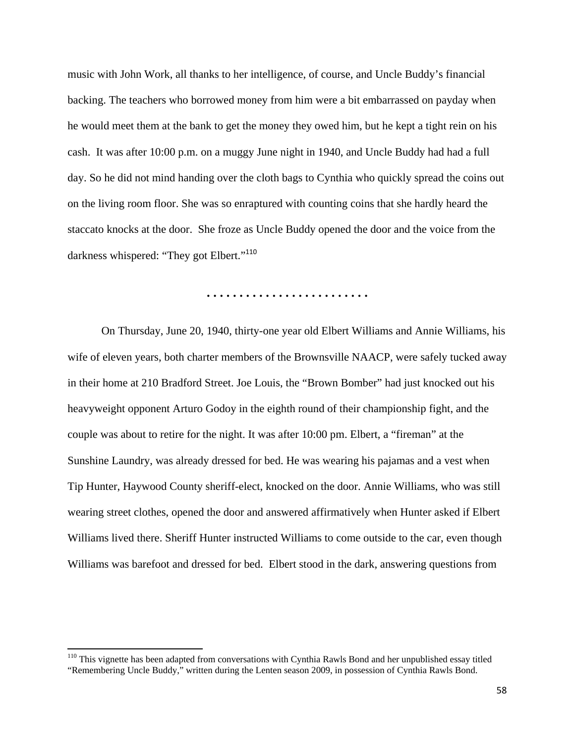music with John Work, all thanks to her intelligence, of course, and Uncle Buddy's financial backing. The teachers who borrowed money from him were a bit embarrassed on payday when he would meet them at the bank to get the money they owed him, but he kept a tight rein on his cash. It was after 10:00 p.m. on a muggy June night in 1940, and Uncle Buddy had had a full day. So he did not mind handing over the cloth bags to Cynthia who quickly spread the coins out on the living room floor. She was so enraptured with counting coins that she hardly heard the staccato knocks at the door. She froze as Uncle Buddy opened the door and the voice from the darkness whispered: "They got Elbert."[110]

. . . . . . . . . . . . . . . . . . . . . . . .

On Thursday, June 20, 1940, thirty-one year old Elbert Williams and Annie Williams, his wife of eleven years, both charter members of the Brownsville NAACP, were safely tucked away in their home at 210 Bradford Street. Joe Louis, the "Brown Bomber" had just knocked out his heavyweight opponent Arturo Godoy in the eighth round of their championship fight, and the couple was about to retire for the night. It was after 10:00 pm. Elbert, a "fireman" at the Sunshine Laundry, was already dressed for bed. He was wearing his pajamas and a vest when Tip Hunter, Haywood County sheriff-elect, knocked on the door. Annie Williams, who was still wearing street clothes, opened the door and answered affirmatively when Hunter asked if Elbert Williams lived there. Sheriff Hunter instructed Williams to come outside to the car, even though Williams was barefoot and dressed for bed. Elbert stood in the dark, answering questions from

[110] This vignette has been adapted from conversations with Cynthia Rawls Bond and her unpublished essay titled "Remembering Uncle Buddy," written during the Lenten season 2009, in possession of Cynthia Rawls Bond.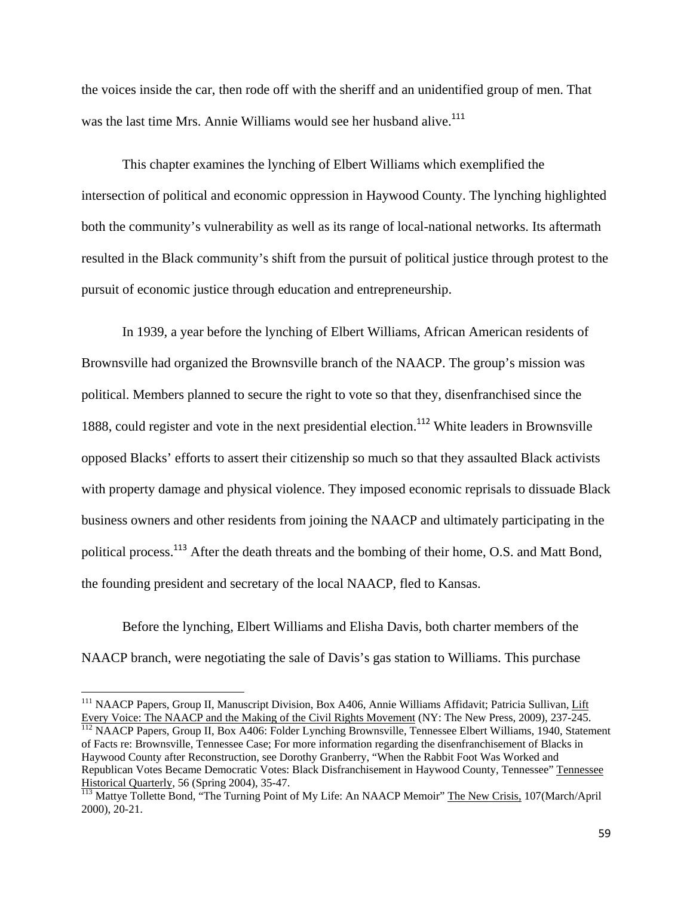the voices inside the car, then rode off with the sheriff and an unidentified group of men. That was the last time Mrs. Annie Williams would see her husband alive.[111]

This chapter examines the lynching of Elbert Williams which exemplified the intersection of political and economic oppression in Haywood County. The lynching highlighted both the community's vulnerability as well as its range of local-national networks. Its aftermath resulted in the Black community's shift from the pursuit of political justice through protest to the pursuit of economic justice through education and entrepreneurship.

In 1939, a year before the lynching of Elbert Williams, African American residents of Brownsville had organized the Brownsville branch of the NAACP. The group's mission was political. Members planned to secure the right to vote so that they, disenfranchised since the 1888, could register and vote in the next presidential election.[112] White leaders in Brownsville opposed Blacks' efforts to assert their citizenship so much so that they assaulted Black activists with property damage and physical violence. They imposed economic reprisals to dissuade Black business owners and other residents from joining the NAACP and ultimately participating in the political process.[113] After the death threats and the bombing of their home, O.S. and Matt Bond, the founding president and secretary of the local NAACP, fled to Kansas.

Before the lynching, Elbert Williams and Elisha Davis, both charter members of the NAACP branch, were negotiating the sale of Davis's gas station to Williams. This purchase

---

[111] NAACP Papers, Group II, Manuscript Division, Box A406, Annie Williams Affidavit; Patricia Sullivan, Lift Every Voice: The NAACP and the Making of the Civil Rights Movement (NY: The New Press, 2009), 237-245.

[112] NAACP Papers, Group II, Box A406: Folder Lynching Brownsville, Tennessee Elbert Williams, 1940, Statement of Facts re: Brownsville, Tennessee Case; For more information regarding the disenfranchisement of Blacks in Haywood County after Reconstruction, see Dorothy Granberry, "When the Rabbit Foot Was Worked and Republican Votes Became Democratic Votes: Black Disfranchisement in Haywood County, Tennessee" Tennessee Historical Quarterly, 56 (Spring 2004), 35-47.

[113] Mattye Tollette Bond, "The Turning Point of My Life: An NAACP Memoir" The New Crisis, 107(March/April 2000), 20-21.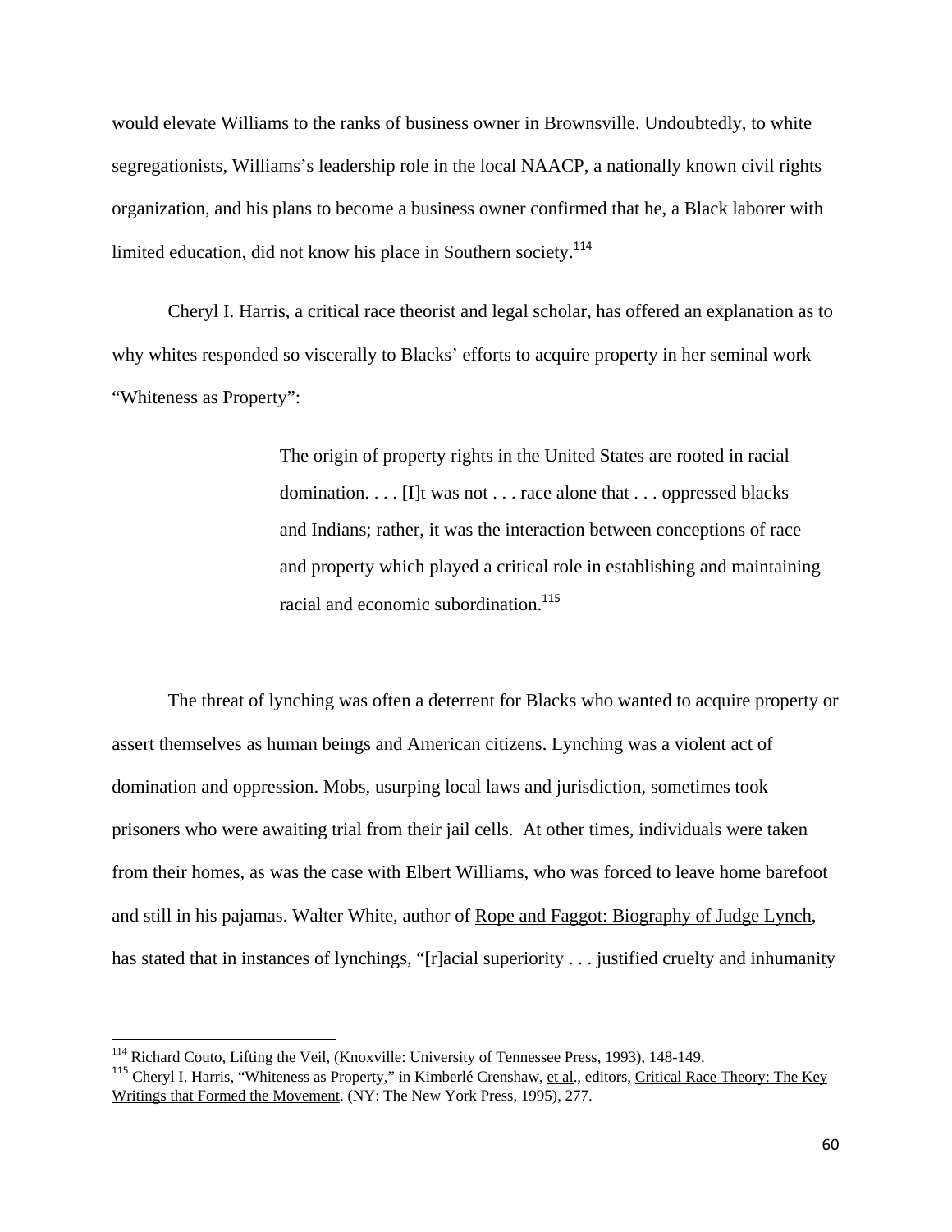would elevate Williams to the ranks of business owner in Brownsville. Undoubtedly, to white segregationists, Williams's leadership role in the local NAACP, a nationally known civil rights organization, and his plans to become a business owner confirmed that he, a Black laborer with limited education, did not know his place in Southern society.[114]

Cheryl I. Harris, a critical race theorist and legal scholar, has offered an explanation as to why whites responded so viscerally to Blacks' efforts to acquire property in her seminal work "Whiteness as Property":

> The origin of property rights in the United States are rooted in racial domination. . . . [I]t was not . . . race alone that . . . oppressed blacks and Indians; rather, it was the interaction between conceptions of race and property which played a critical role in establishing and maintaining racial and economic subordination.[115]

The threat of lynching was often a deterrent for Blacks who wanted to acquire property or assert themselves as human beings and American citizens. Lynching was a violent act of domination and oppression. Mobs, usurping local laws and jurisdiction, sometimes took prisoners who were awaiting trial from their jail cells. At other times, individuals were taken from their homes, as was the case with Elbert Williams, who was forced to leave home barefoot and still in his pajamas. Walter White, author of Rope and Faggot: Biography of Judge Lynch, has stated that in instances of lynchings, "[r]acial superiority . . . justified cruelty and inhumanity

---

[114] Richard Couto, Lifting the Veil, (Knoxville: University of Tennessee Press, 1993), 148-149.

[115] Cheryl I. Harris, "Whiteness as Property," in Kimberlé Crenshaw, et al., editors, Critical Race Theory: The Key Writings that Formed the Movement. (NY: The New York Press, 1995), 277.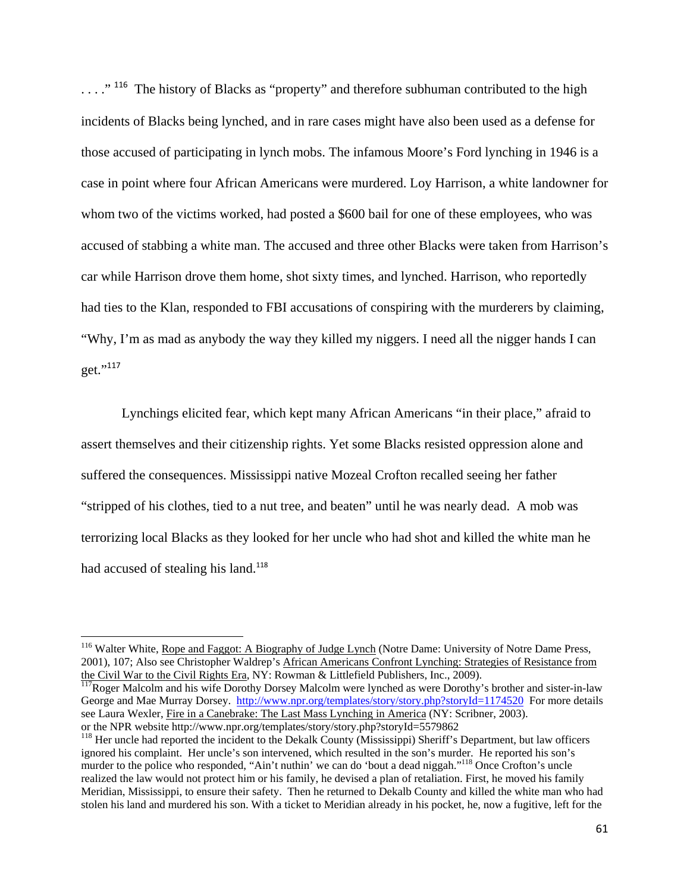. . . ." [116] The history of Blacks as "property" and therefore subhuman contributed to the high incidents of Blacks being lynched, and in rare cases might have also been used as a defense for those accused of participating in lynch mobs. The infamous Moore's Ford lynching in 1946 is a case in point where four African Americans were murdered. Loy Harrison, a white landowner for whom two of the victims worked, had posted a $600 bail for one of these employees, who was accused of stabbing a white man. The accused and three other Blacks were taken from Harrison's car while Harrison drove them home, shot sixty times, and lynched. Harrison, who reportedly had ties to the Klan, responded to FBI accusations of conspiring with the murderers by claiming, "Why, I'm as mad as anybody the way they killed my niggers. I need all the nigger hands I can get."[117]

Lynchings elicited fear, which kept many African Americans "in their place," afraid to assert themselves and their citizenship rights. Yet some Blacks resisted oppression alone and suffered the consequences. Mississippi native Mozeal Crofton recalled seeing her father "stripped of his clothes, tied to a nut tree, and beaten" until he was nearly dead. A mob was terrorizing local Blacks as they looked for her uncle who had shot and killed the white man he had accused of stealing his land.[118]

---

[116] Walter White, Rope and Faggot: A Biography of Judge Lynch (Notre Dame: University of Notre Dame Press, 2001), 107; Also see Christopher Waldrep's African Americans Confront Lynching: Strategies of Resistance from the Civil War to the Civil Rights Era, NY: Rowman & Littlefield Publishers, Inc., 2009).

[117] Roger Malcolm and his wife Dorothy Dorsey Malcolm were lynched as were Dorothy's brother and sister-in-law George and Mae Murray Dorsey. http://www.npr.org/templates/story/story.php?storyId=1174520 For more details see Laura Wexler, Fire in a Canebrake: The Last Mass Lynching in America (NY: Scribner, 2003). or the NPR website http://www.npr.org/templates/story/story.php?storyId=5579862

[118] Her uncle had reported the incident to the Dekalk County (Mississippi) Sheriff's Department, but law officers ignored his complaint. Her uncle's son intervened, which resulted in the son's murder. He reported his son's murder to the police who responded, "Ain't nuthin' we can do 'bout a dead niggah."[118] Once Crofton's uncle realized the law would not protect him or his family, he devised a plan of retaliation. First, he moved his family Meridian, Mississippi, to ensure their safety. Then he returned to Dekalb County and killed the white man who had stolen his land and murdered his son. With a ticket to Meridian already in his pocket, he, now a fugitive, left for the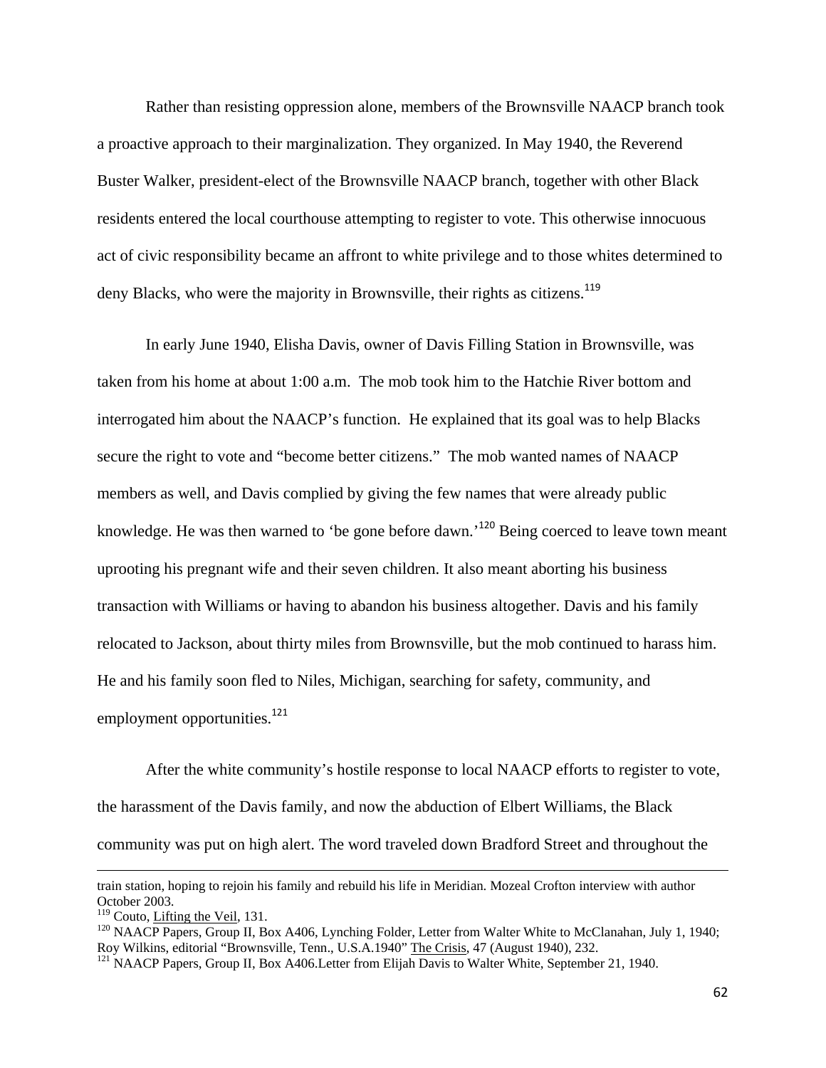Rather than resisting oppression alone, members of the Brownsville NAACP branch took a proactive approach to their marginalization. They organized. In May 1940, the Reverend Buster Walker, president-elect of the Brownsville NAACP branch, together with other Black residents entered the local courthouse attempting to register to vote. This otherwise innocuous act of civic responsibility became an affront to white privilege and to those whites determined to deny Blacks, who were the majority in Brownsville, their rights as citizens.[119]

In early June 1940, Elisha Davis, owner of Davis Filling Station in Brownsville, was taken from his home at about 1:00 a.m. The mob took him to the Hatchie River bottom and interrogated him about the NAACP's function. He explained that its goal was to help Blacks secure the right to vote and "become better citizens." The mob wanted names of NAACP members as well, and Davis complied by giving the few names that were already public knowledge. He was then warned to 'be gone before dawn.'[120] Being coerced to leave town meant uprooting his pregnant wife and their seven children. It also meant aborting his business transaction with Williams or having to abandon his business altogether. Davis and his family relocated to Jackson, about thirty miles from Brownsville, but the mob continued to harass him. He and his family soon fled to Niles, Michigan, searching for safety, community, and employment opportunities.[121]

After the white community's hostile response to local NAACP efforts to register to vote, the harassment of the Davis family, and now the abduction of Elbert Williams, the Black community was put on high alert. The word traveled down Bradford Street and throughout the

---

train station, hoping to rejoin his family and rebuild his life in Meridian. Mozeal Crofton interview with author October 2003.

[119] Couto, Lifting the Veil, 131.

[120] NAACP Papers, Group II, Box A406, Lynching Folder, Letter from Walter White to McClanahan, July 1, 1940; Roy Wilkins, editorial "Brownsville, Tenn., U.S.A.1940" The Crisis, 47 (August 1940), 232.

[121] NAACP Papers, Group II, Box A406.Letter from Elijah Davis to Walter White, September 21, 1940.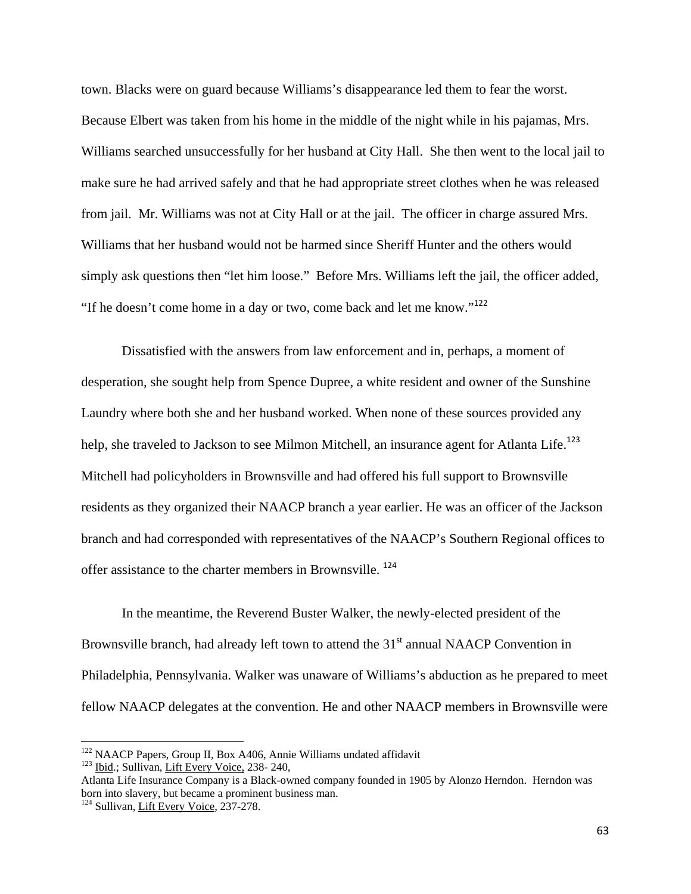town. Blacks were on guard because Williams's disappearance led them to fear the worst. Because Elbert was taken from his home in the middle of the night while in his pajamas, Mrs. Williams searched unsuccessfully for her husband at City Hall. She then went to the local jail to make sure he had arrived safely and that he had appropriate street clothes when he was released from jail. Mr. Williams was not at City Hall or at the jail. The officer in charge assured Mrs. Williams that her husband would not be harmed since Sheriff Hunter and the others would simply ask questions then "let him loose." Before Mrs. Williams left the jail, the officer added, "If he doesn't come home in a day or two, come back and let me know."[122]

Dissatisfied with the answers from law enforcement and in, perhaps, a moment of desperation, she sought help from Spence Dupree, a white resident and owner of the Sunshine Laundry where both she and her husband worked. When none of these sources provided any help, she traveled to Jackson to see Milmon Mitchell, an insurance agent for Atlanta Life.[123] Mitchell had policyholders in Brownsville and had offered his full support to Brownsville residents as they organized their NAACP branch a year earlier. He was an officer of the Jackson branch and had corresponded with representatives of the NAACP's Southern Regional offices to offer assistance to the charter members in Brownsville. [124]

In the meantime, the Reverend Buster Walker, the newly-elected president of the Brownsville branch, had already left town to attend the 31st annual NAACP Convention in Philadelphia, Pennsylvania. Walker was unaware of Williams's abduction as he prepared to meet fellow NAACP delegates at the convention. He and other NAACP members in Brownsville were

---

[122] NAACP Papers, Group II, Box A406, Annie Williams undated affidavit

[123] Ibid.; Sullivan, Lift Every Voice, 238- 240,

Atlanta Life Insurance Company is a Black-owned company founded in 1905 by Alonzo Herndon. Herndon was born into slavery, but became a prominent business man.

[124] Sullivan, Lift Every Voice, 237-278.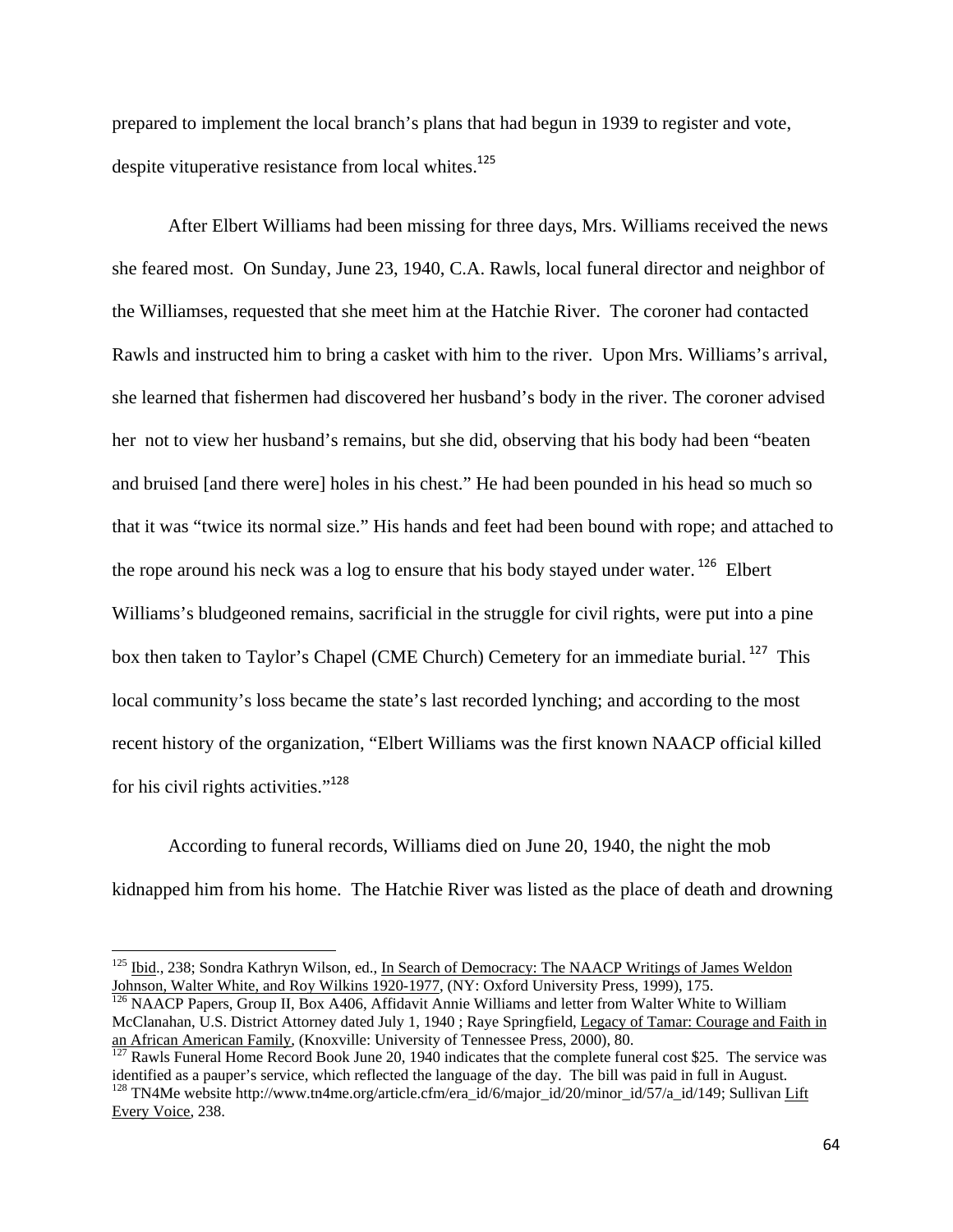prepared to implement the local branch's plans that had begun in 1939 to register and vote, despite vituperative resistance from local whites.[125]

After Elbert Williams had been missing for three days, Mrs. Williams received the news she feared most. On Sunday, June 23, 1940, C.A. Rawls, local funeral director and neighbor of the Williamses, requested that she meet him at the Hatchie River. The coroner had contacted Rawls and instructed him to bring a casket with him to the river. Upon Mrs. Williams's arrival, she learned that fishermen had discovered her husband's body in the river. The coroner advised her not to view her husband's remains, but she did, observing that his body had been "beaten and bruised [and there were] holes in his chest." He had been pounded in his head so much so that it was "twice its normal size." His hands and feet had been bound with rope; and attached to the rope around his neck was a log to ensure that his body stayed under water.[126] Elbert Williams's bludgeoned remains, sacrificial in the struggle for civil rights, were put into a pine box then taken to Taylor's Chapel (CME Church) Cemetery for an immediate burial.[127] This local community's loss became the state's last recorded lynching; and according to the most recent history of the organization, "Elbert Williams was the first known NAACP official killed for his civil rights activities."[128]

According to funeral records, Williams died on June 20, 1940, the night the mob kidnapped him from his home. The Hatchie River was listed as the place of death and drowning

---

[125] Ibid., 238; Sondra Kathryn Wilson, ed., In Search of Democracy: The NAACP Writings of James Weldon Johnson, Walter White, and Roy Wilkins 1920-1977, (NY: Oxford University Press, 1999), 175.

[126] NAACP Papers, Group II, Box A406, Affidavit Annie Williams and letter from Walter White to William McClanahan, U.S. District Attorney dated July 1, 1940 ; Raye Springfield, Legacy of Tamar: Courage and Faith in an African American Family, (Knoxville: University of Tennessee Press, 2000), 80.

[127] Rawls Funeral Home Record Book June 20, 1940 indicates that the complete funeral cost $25. The service was identified as a pauper's service, which reflected the language of the day. The bill was paid in full in August.

[128] TN4Me website http://www.tn4me.org/article.cfm/era_id/6/major_id/20/minor_id/57/a_id/149; Sullivan Lift Every Voice, 238.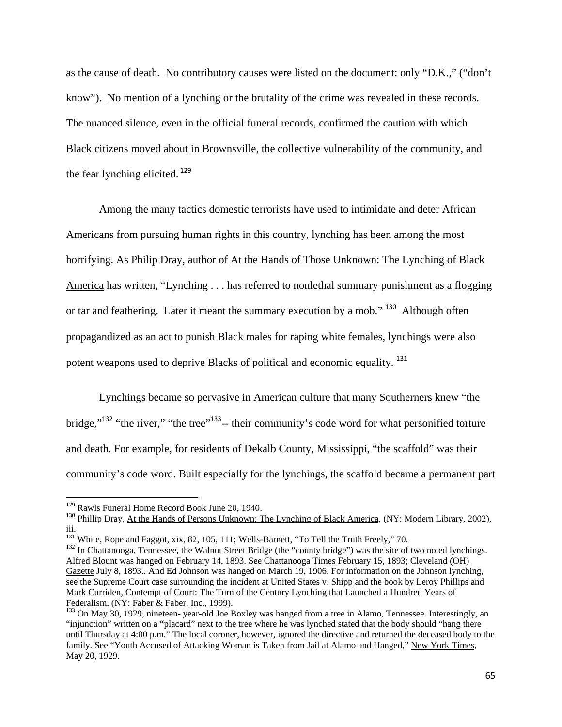as the cause of death. No contributory causes were listed on the document: only "D.K.," ("don't know"). No mention of a lynching or the brutality of the crime was revealed in these records. The nuanced silence, even in the official funeral records, confirmed the caution with which Black citizens moved about in Brownsville, the collective vulnerability of the community, and the fear lynching elicited.[129]

Among the many tactics domestic terrorists have used to intimidate and deter African Americans from pursuing human rights in this country, lynching has been among the most horrifying. As Philip Dray, author of At the Hands of Those Unknown: The Lynching of Black America has written, "Lynching . . . has referred to nonlethal summary punishment as a flogging or tar and feathering. Later it meant the summary execution by a mob." [130] Although often propagandized as an act to punish Black males for raping white females, lynchings were also potent weapons used to deprive Blacks of political and economic equality. [131]

Lynchings became so pervasive in American culture that many Southerners knew "the bridge,"[132] "the river," "the tree"[133]-- their community's code word for what personified torture and death. For example, for residents of Dekalb County, Mississippi, "the scaffold" was their community's code word. Built especially for the lynchings, the scaffold became a permanent part

---

[129] Rawls Funeral Home Record Book June 20, 1940.

[130] Phillip Dray, At the Hands of Persons Unknown: The Lynching of Black America, (NY: Modern Library, 2002), iii.

[131] White, Rope and Faggot, xix, 82, 105, 111; Wells-Barnett, "To Tell the Truth Freely," 70.

[132] In Chattanooga, Tennessee, the Walnut Street Bridge (the "county bridge") was the site of two noted lynchings. Alfred Blount was hanged on February 14, 1893. See Chattanooga Times February 15, 1893; Cleveland (OH) Gazette July 8, 1893.. And Ed Johnson was hanged on March 19, 1906. For information on the Johnson lynching, see the Supreme Court case surrounding the incident at United States v. Shipp and the book by Leroy Phillips and Mark Curriden, Contempt of Court: The Turn of the Century Lynching that Launched a Hundred Years of Federalism, (NY: Faber & Faber, Inc., 1999).

[133] On May 30, 1929, nineteen- year-old Joe Boxley was hanged from a tree in Alamo, Tennessee. Interestingly, an "injunction" written on a "placard" next to the tree where he was lynched stated that the body should "hang there until Thursday at 4:00 p.m." The local coroner, however, ignored the directive and returned the deceased body to the family. See "Youth Accused of Attacking Woman is Taken from Jail at Alamo and Hanged," New York Times, May 20, 1929.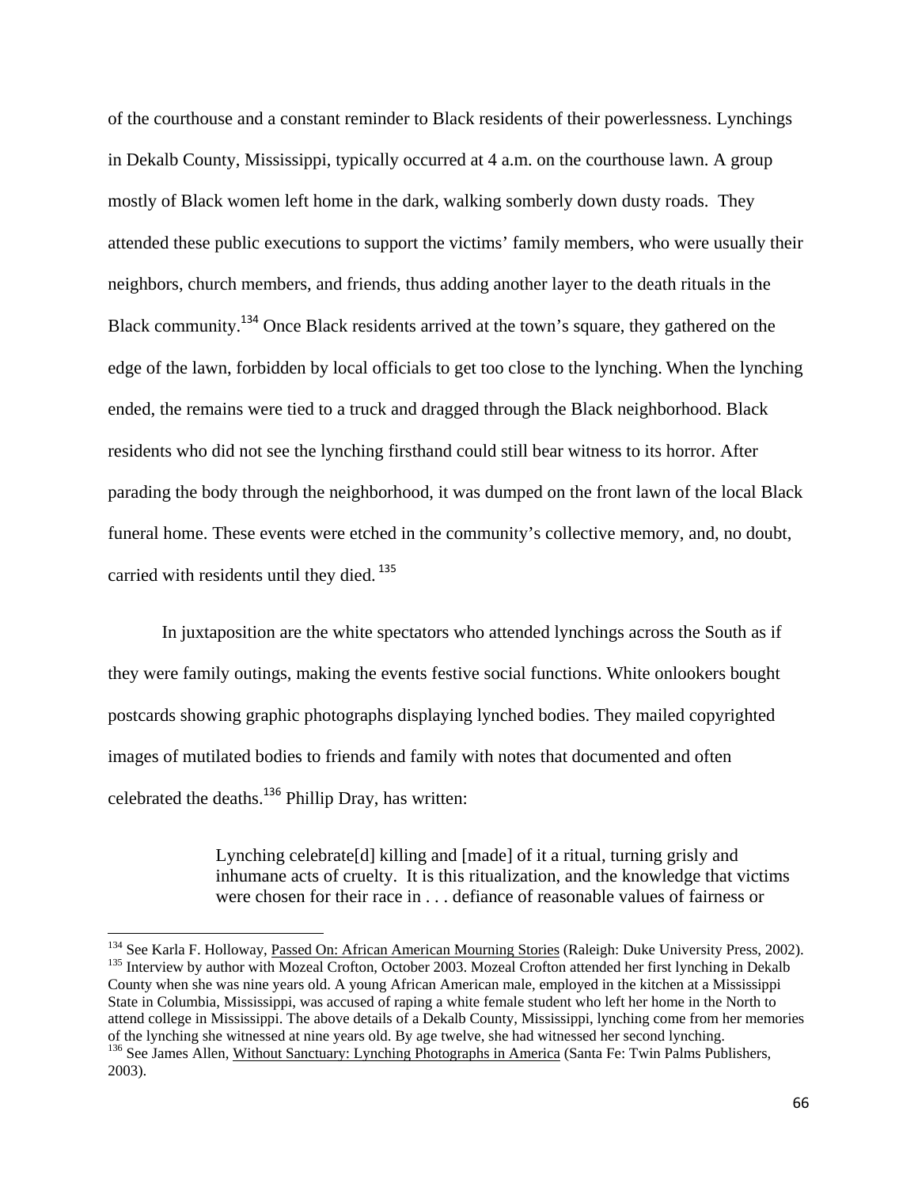of the courthouse and a constant reminder to Black residents of their powerlessness. Lynchings in Dekalb County, Mississippi, typically occurred at 4 a.m. on the courthouse lawn. A group mostly of Black women left home in the dark, walking somberly down dusty roads. They attended these public executions to support the victims' family members, who were usually their neighbors, church members, and friends, thus adding another layer to the death rituals in the Black community.[134] Once Black residents arrived at the town's square, they gathered on the edge of the lawn, forbidden by local officials to get too close to the lynching. When the lynching ended, the remains were tied to a truck and dragged through the Black neighborhood. Black residents who did not see the lynching firsthand could still bear witness to its horror. After parading the body through the neighborhood, it was dumped on the front lawn of the local Black funeral home. These events were etched in the community's collective memory, and, no doubt, carried with residents until they died.[135]

In juxtaposition are the white spectators who attended lynchings across the South as if they were family outings, making the events festive social functions. White onlookers bought postcards showing graphic photographs displaying lynched bodies. They mailed copyrighted images of mutilated bodies to friends and family with notes that documented and often celebrated the deaths.[136] Phillip Dray, has written:

> Lynching celebrate[d] killing and [made] of it a ritual, turning grisly and inhumane acts of cruelty. It is this ritualization, and the knowledge that victims were chosen for their race in . . . defiance of reasonable values of fairness or

---

[134] See Karla F. Holloway, Passed On: African American Mourning Stories (Raleigh: Duke University Press, 2002).

[135] Interview by author with Mozeal Crofton, October 2003. Mozeal Crofton attended her first lynching in Dekalb County when she was nine years old. A young African American male, employed in the kitchen at a Mississippi State in Columbia, Mississippi, was accused of raping a white female student who left her home in the North to attend college in Mississippi. The above details of a Dekalb County, Mississippi, lynching come from her memories of the lynching she witnessed at nine years old. By age twelve, she had witnessed her second lynching.

[136] See James Allen, Without Sanctuary: Lynching Photographs in America (Santa Fe: Twin Palms Publishers, 2003).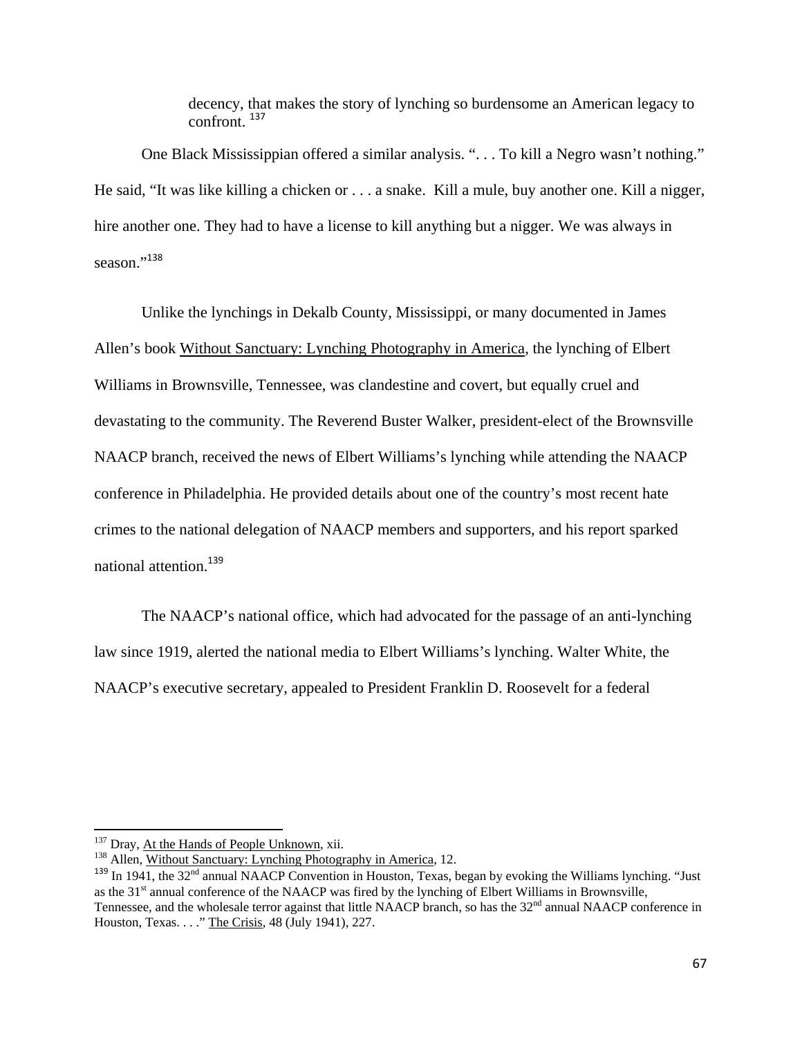> decency, that makes the story of lynching so burdensome an American legacy to confront. [137]

One Black Mississippian offered a similar analysis. ". . . To kill a Negro wasn't nothing." He said, "It was like killing a chicken or . . . a snake. Kill a mule, buy another one. Kill a nigger, hire another one. They had to have a license to kill anything but a nigger. We was always in season."[138]

Unlike the lynchings in Dekalb County, Mississippi, or many documented in James Allen's book Without Sanctuary: Lynching Photography in America, the lynching of Elbert Williams in Brownsville, Tennessee, was clandestine and covert, but equally cruel and devastating to the community. The Reverend Buster Walker, president-elect of the Brownsville NAACP branch, received the news of Elbert Williams's lynching while attending the NAACP conference in Philadelphia. He provided details about one of the country's most recent hate crimes to the national delegation of NAACP members and supporters, and his report sparked national attention.[139]

The NAACP's national office, which had advocated for the passage of an anti-lynching law since 1919, alerted the national media to Elbert Williams's lynching. Walter White, the NAACP's executive secretary, appealed to President Franklin D. Roosevelt for a federal

---

[137] Dray, At the Hands of People Unknown, xii.

[138] Allen, Without Sanctuary: Lynching Photography in America, 12.

[139] In 1941, the 32nd annual NAACP Convention in Houston, Texas, began by evoking the Williams lynching. "Just as the 31st annual conference of the NAACP was fired by the lynching of Elbert Williams in Brownsville, Tennessee, and the wholesale terror against that little NAACP branch, so has the 32nd annual NAACP conference in Houston, Texas. . . ." The Crisis, 48 (July 1941), 227.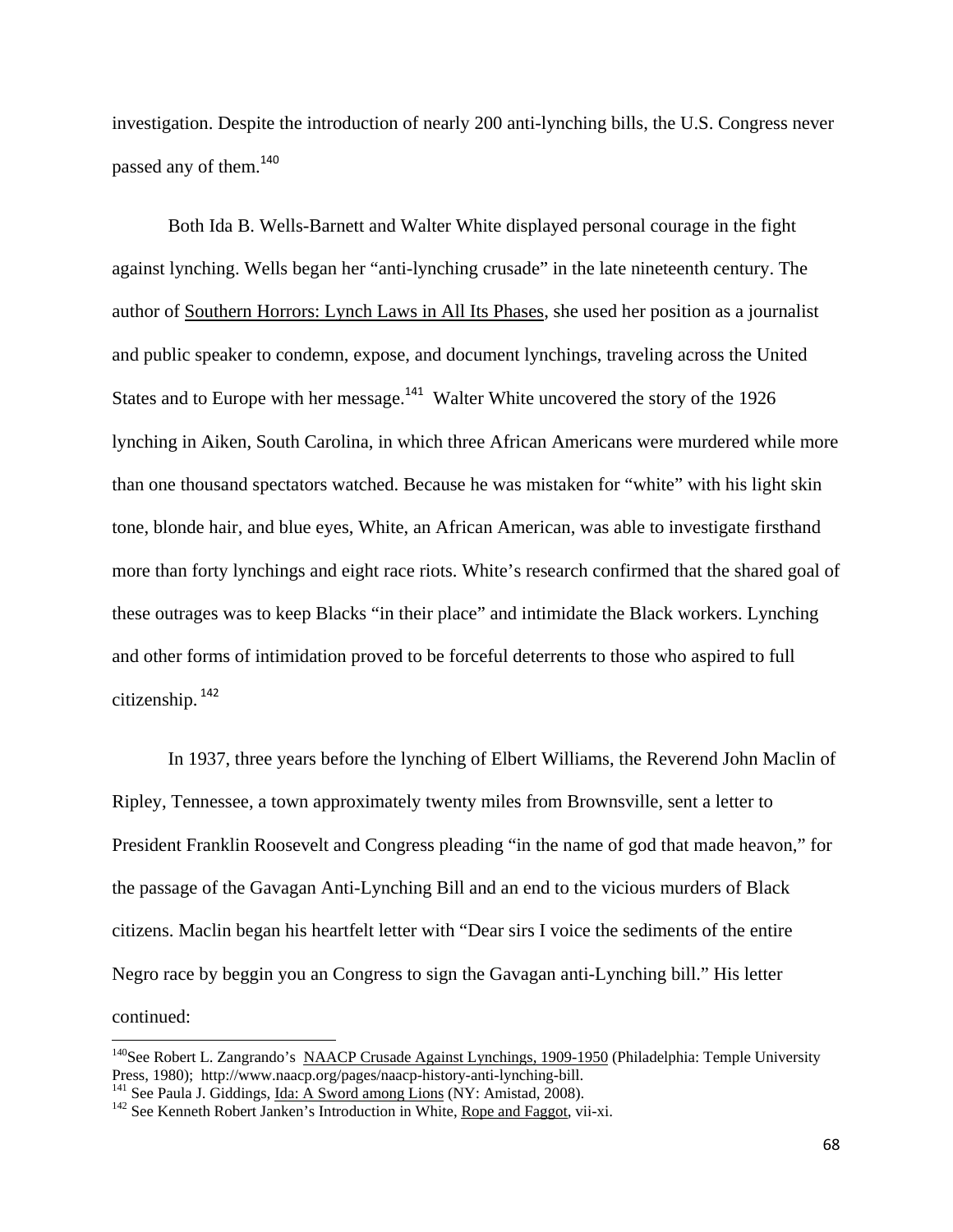investigation. Despite the introduction of nearly 200 anti-lynching bills, the U.S. Congress never passed any of them.[140]

Both Ida B. Wells-Barnett and Walter White displayed personal courage in the fight against lynching. Wells began her "anti-lynching crusade" in the late nineteenth century. The author of Southern Horrors: Lynch Laws in All Its Phases, she used her position as a journalist and public speaker to condemn, expose, and document lynchings, traveling across the United States and to Europe with her message.[141] Walter White uncovered the story of the 1926 lynching in Aiken, South Carolina, in which three African Americans were murdered while more than one thousand spectators watched. Because he was mistaken for "white" with his light skin tone, blonde hair, and blue eyes, White, an African American, was able to investigate firsthand more than forty lynchings and eight race riots. White's research confirmed that the shared goal of these outrages was to keep Blacks "in their place" and intimidate the Black workers. Lynching and other forms of intimidation proved to be forceful deterrents to those who aspired to full citizenship.[142]

In 1937, three years before the lynching of Elbert Williams, the Reverend John Maclin of Ripley, Tennessee, a town approximately twenty miles from Brownsville, sent a letter to President Franklin Roosevelt and Congress pleading "in the name of god that made heavon," for the passage of the Gavagan Anti-Lynching Bill and an end to the vicious murders of Black citizens. Maclin began his heartfelt letter with "Dear sirs I voice the sediments of the entire Negro race by beggin you an Congress to sign the Gavagan anti-Lynching bill." His letter continued:

---

[140] See Robert L. Zangrando's NAACP Crusade Against Lynchings, 1909-1950 (Philadelphia: Temple University Press, 1980); http://www.naacp.org/pages/naacp-history-anti-lynching-bill.

[141] See Paula J. Giddings, Ida: A Sword among Lions (NY: Amistad, 2008).

[142] See Kenneth Robert Janken's Introduction in White, Rope and Faggot, vii-xi.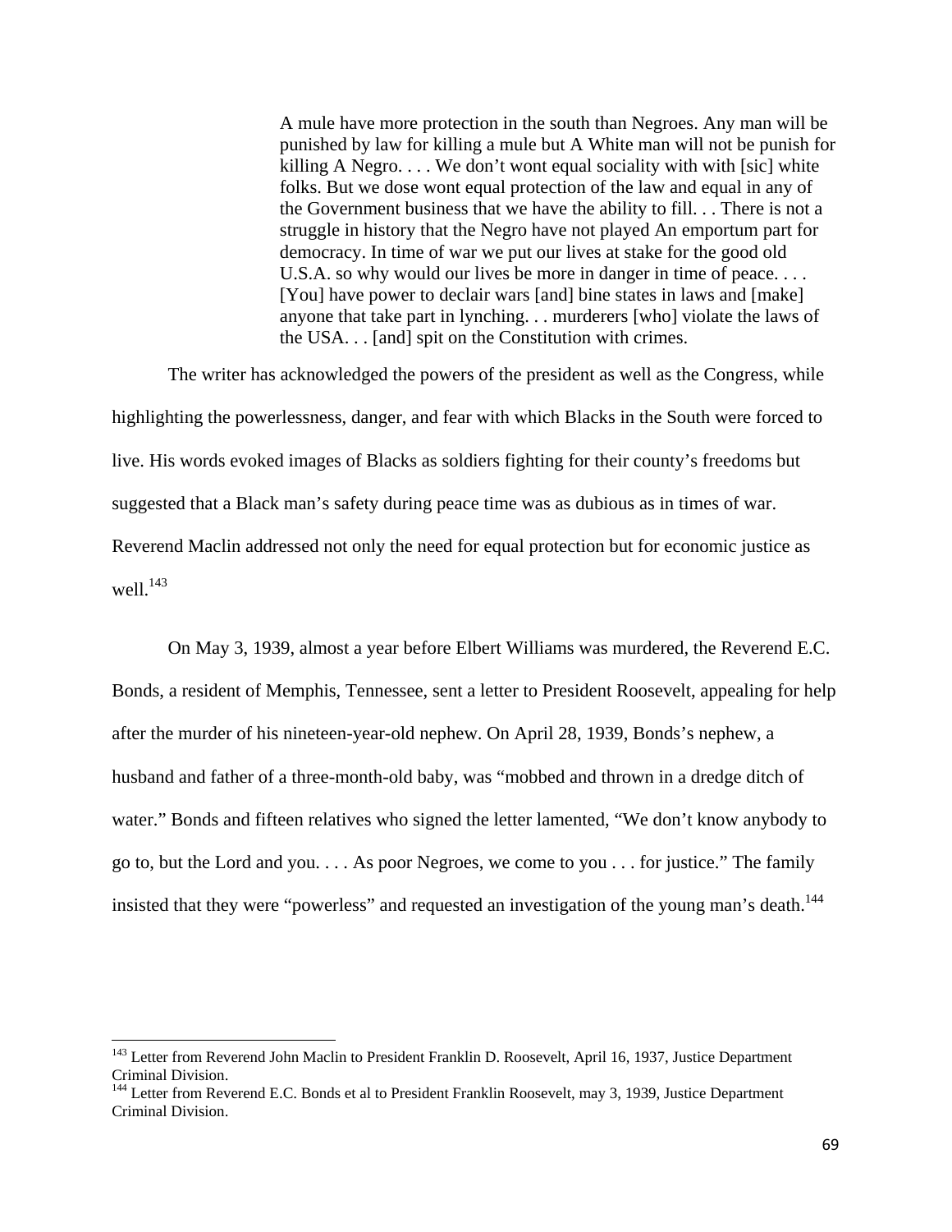> A mule have more protection in the south than Negroes. Any man will be punished by law for killing a mule but A White man will not be punish for killing A Negro. . . . We don't wont equal sociality with with [sic] white folks. But we dose wont equal protection of the law and equal in any of the Government business that we have the ability to fill. . . There is not a struggle in history that the Negro have not played An emportum part for democracy. In time of war we put our lives at stake for the good old U.S.A. so why would our lives be more in danger in time of peace. . . . [You] have power to declair wars [and] bine states in laws and [make] anyone that take part in lynching. . . murderers [who] violate the laws of the USA. . . [and] spit on the Constitution with crimes.

The writer has acknowledged the powers of the president as well as the Congress, while highlighting the powerlessness, danger, and fear with which Blacks in the South were forced to live. His words evoked images of Blacks as soldiers fighting for their county's freedoms but suggested that a Black man's safety during peace time was as dubious as in times of war. Reverend Maclin addressed not only the need for equal protection but for economic justice as well.[143]

On May 3, 1939, almost a year before Elbert Williams was murdered, the Reverend E.C. Bonds, a resident of Memphis, Tennessee, sent a letter to President Roosevelt, appealing for help after the murder of his nineteen-year-old nephew. On April 28, 1939, Bonds's nephew, a husband and father of a three-month-old baby, was "mobbed and thrown in a dredge ditch of water." Bonds and fifteen relatives who signed the letter lamented, "We don't know anybody to go to, but the Lord and you. . . . As poor Negroes, we come to you . . . for justice." The family insisted that they were "powerless" and requested an investigation of the young man's death.[144]

---

[143] Letter from Reverend John Maclin to President Franklin D. Roosevelt, April 16, 1937, Justice Department Criminal Division.

[144] Letter from Reverend E.C. Bonds et al to President Franklin Roosevelt, may 3, 1939, Justice Department Criminal Division.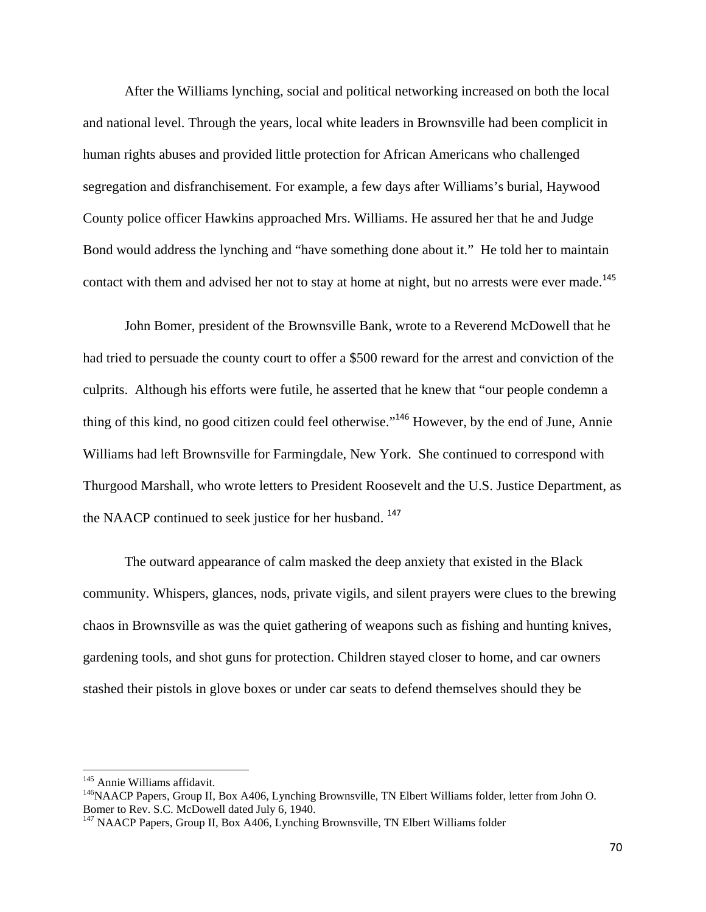After the Williams lynching, social and political networking increased on both the local and national level. Through the years, local white leaders in Brownsville had been complicit in human rights abuses and provided little protection for African Americans who challenged segregation and disfranchisement. For example, a few days after Williams's burial, Haywood County police officer Hawkins approached Mrs. Williams. He assured her that he and Judge Bond would address the lynching and "have something done about it." He told her to maintain contact with them and advised her not to stay at home at night, but no arrests were ever made.[145]

John Bomer, president of the Brownsville Bank, wrote to a Reverend McDowell that he had tried to persuade the county court to offer a $500 reward for the arrest and conviction of the culprits. Although his efforts were futile, he asserted that he knew that "our people condemn a thing of this kind, no good citizen could feel otherwise."[146] However, by the end of June, Annie Williams had left Brownsville for Farmingdale, New York. She continued to correspond with Thurgood Marshall, who wrote letters to President Roosevelt and the U.S. Justice Department, as the NAACP continued to seek justice for her husband.[147]

The outward appearance of calm masked the deep anxiety that existed in the Black community. Whispers, glances, nods, private vigils, and silent prayers were clues to the brewing chaos in Brownsville as was the quiet gathering of weapons such as fishing and hunting knives, gardening tools, and shot guns for protection. Children stayed closer to home, and car owners stashed their pistols in glove boxes or under car seats to defend themselves should they be

---

[145] Annie Williams affidavit.

[146] NAACP Papers, Group II, Box A406, Lynching Brownsville, TN Elbert Williams folder, letter from John O. Bomer to Rev. S.C. McDowell dated July 6, 1940.

[147] NAACP Papers, Group II, Box A406, Lynching Brownsville, TN Elbert Williams folder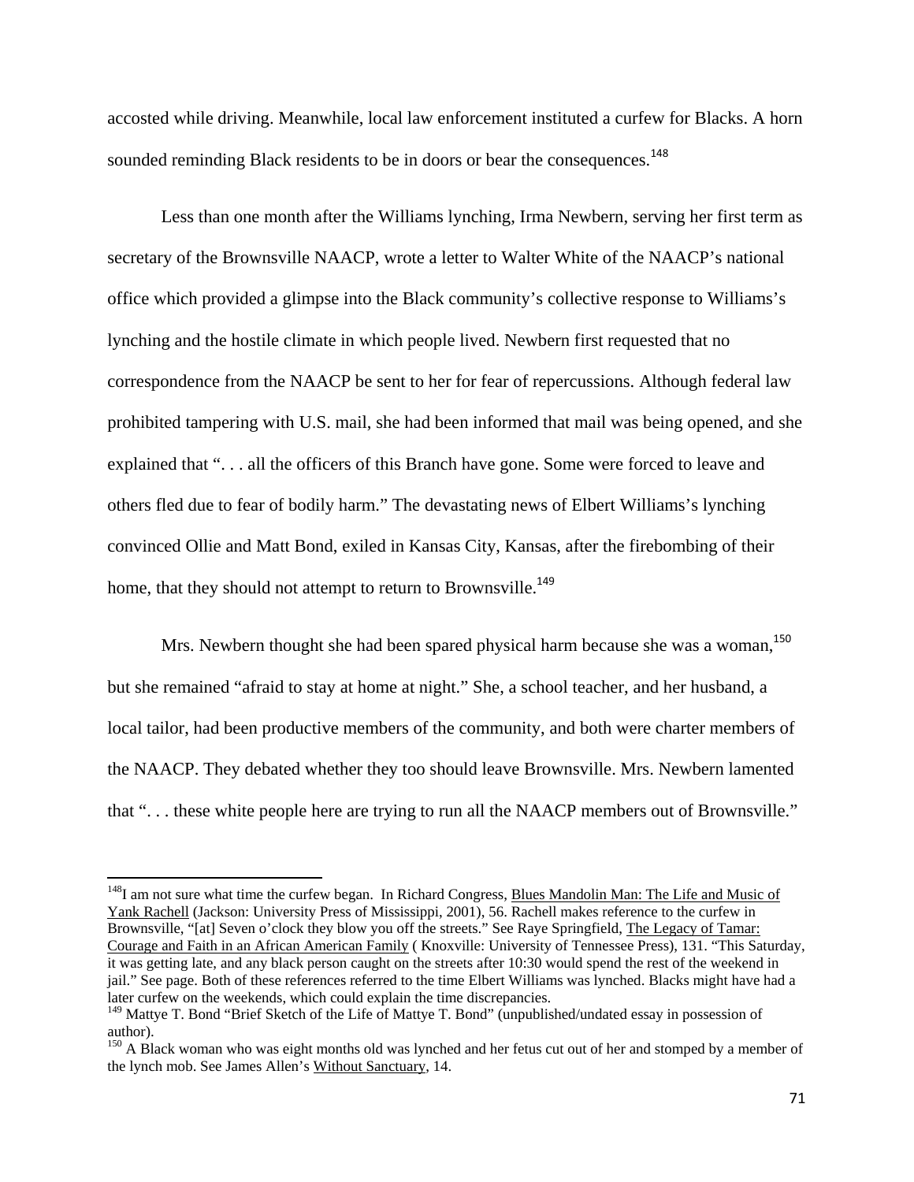accosted while driving. Meanwhile, local law enforcement instituted a curfew for Blacks. A horn sounded reminding Black residents to be in doors or bear the consequences.[148]

Less than one month after the Williams lynching, Irma Newbern, serving her first term as secretary of the Brownsville NAACP, wrote a letter to Walter White of the NAACP's national office which provided a glimpse into the Black community's collective response to Williams's lynching and the hostile climate in which people lived. Newbern first requested that no correspondence from the NAACP be sent to her for fear of repercussions. Although federal law prohibited tampering with U.S. mail, she had been informed that mail was being opened, and she explained that ". . . all the officers of this Branch have gone. Some were forced to leave and others fled due to fear of bodily harm." The devastating news of Elbert Williams's lynching convinced Ollie and Matt Bond, exiled in Kansas City, Kansas, after the firebombing of their home, that they should not attempt to return to Brownsville.[149]

Mrs. Newbern thought she had been spared physical harm because she was a woman,[150] but she remained "afraid to stay at home at night." She, a school teacher, and her husband, a local tailor, had been productive members of the community, and both were charter members of the NAACP. They debated whether they too should leave Brownsville. Mrs. Newbern lamented that ". . . these white people here are trying to run all the NAACP members out of Brownsville."

---

[148] I am not sure what time the curfew began. In Richard Congress, Blues Mandolin Man: The Life and Music of Yank Rachell (Jackson: University Press of Mississippi, 2001), 56. Rachell makes reference to the curfew in Brownsville, "[at] Seven o'clock they blow you off the streets." See Raye Springfield, The Legacy of Tamar: Courage and Faith in an African American Family ( Knoxville: University of Tennessee Press), 131. "This Saturday, it was getting late, and any black person caught on the streets after 10:30 would spend the rest of the weekend in jail." See page. Both of these references referred to the time Elbert Williams was lynched. Blacks might have had a later curfew on the weekends, which could explain the time discrepancies.

[149] Mattye T. Bond "Brief Sketch of the Life of Mattye T. Bond" (unpublished/undated essay in possession of author).

[150] A Black woman who was eight months old was lynched and her fetus cut out of her and stomped by a member of the lynch mob. See James Allen's Without Sanctuary, 14.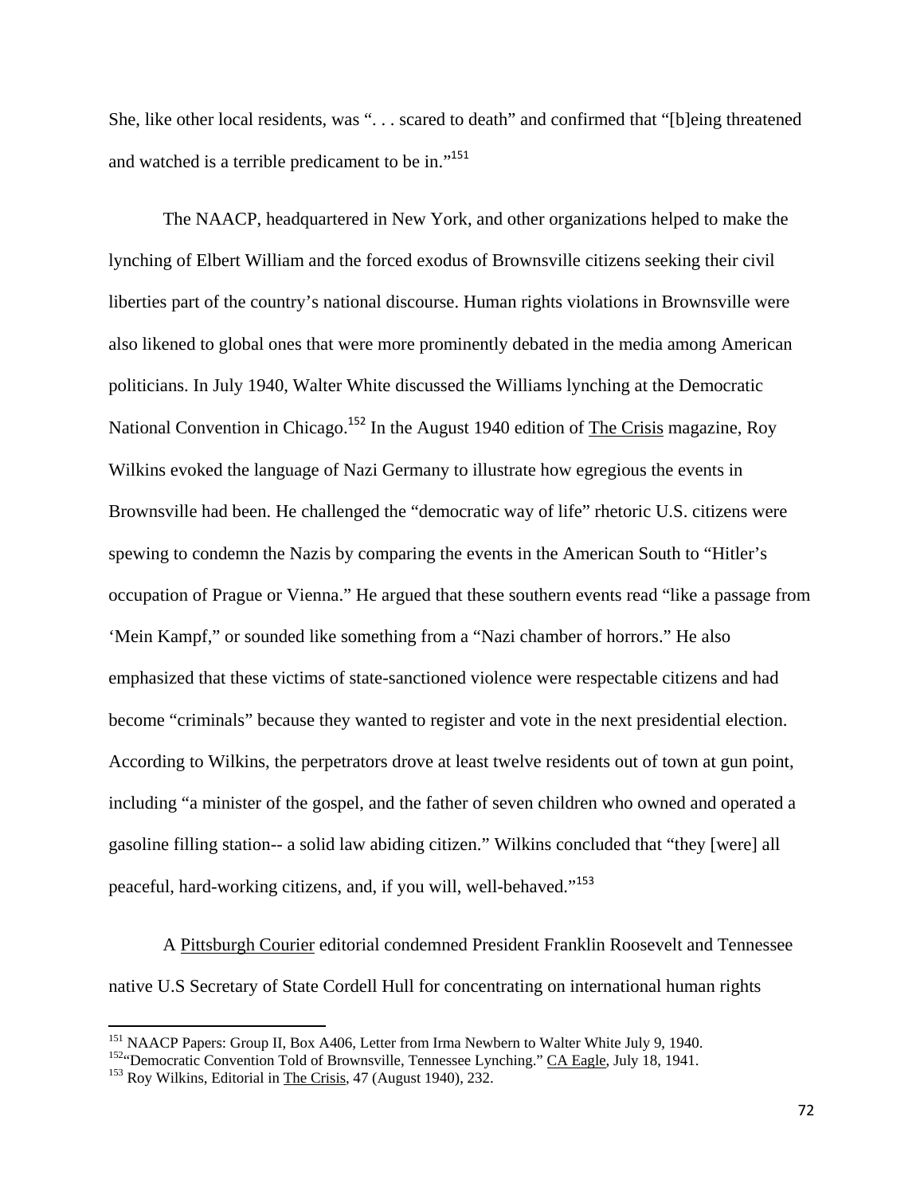She, like other local residents, was ". . . scared to death" and confirmed that "[b]eing threatened and watched is a terrible predicament to be in."[151]

The NAACP, headquartered in New York, and other organizations helped to make the lynching of Elbert William and the forced exodus of Brownsville citizens seeking their civil liberties part of the country's national discourse. Human rights violations in Brownsville were also likened to global ones that were more prominently debated in the media among American politicians. In July 1940, Walter White discussed the Williams lynching at the Democratic National Convention in Chicago.[152] In the August 1940 edition of The Crisis magazine, Roy Wilkins evoked the language of Nazi Germany to illustrate how egregious the events in Brownsville had been. He challenged the "democratic way of life" rhetoric U.S. citizens were spewing to condemn the Nazis by comparing the events in the American South to "Hitler's occupation of Prague or Vienna." He argued that these southern events read "like a passage from 'Mein Kampf," or sounded like something from a "Nazi chamber of horrors." He also emphasized that these victims of state-sanctioned violence were respectable citizens and had become "criminals" because they wanted to register and vote in the next presidential election. According to Wilkins, the perpetrators drove at least twelve residents out of town at gun point, including "a minister of the gospel, and the father of seven children who owned and operated a gasoline filling station-- a solid law abiding citizen." Wilkins concluded that "they [were] all peaceful, hard-working citizens, and, if you will, well-behaved."[153]

A Pittsburgh Courier editorial condemned President Franklin Roosevelt and Tennessee native U.S Secretary of State Cordell Hull for concentrating on international human rights

---

[151] NAACP Papers: Group II, Box A406, Letter from Irma Newbern to Walter White July 9, 1940.
[152] "Democratic Convention Told of Brownsville, Tennessee Lynching." CA Eagle, July 18, 1941.
[153] Roy Wilkins, Editorial in The Crisis, 47 (August 1940), 232.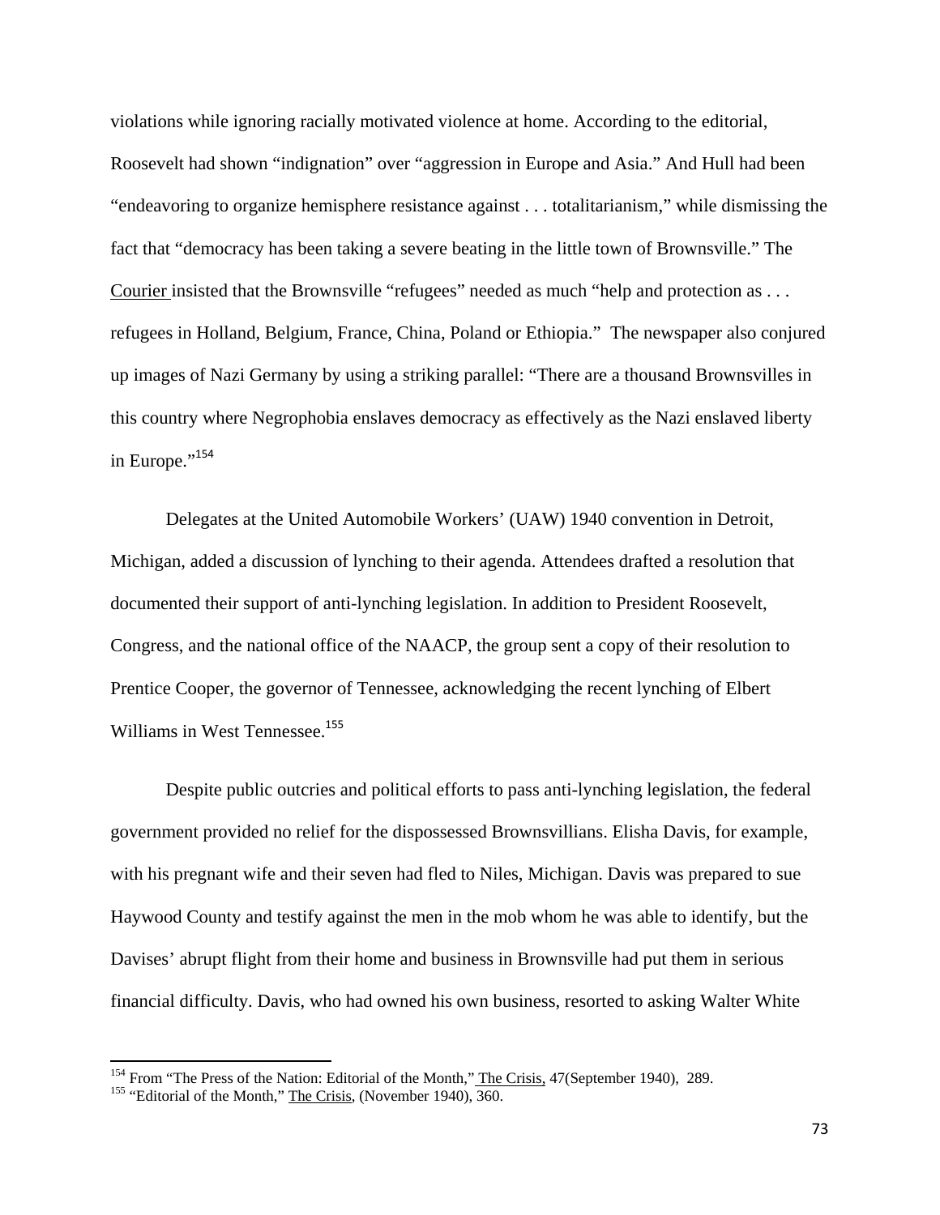violations while ignoring racially motivated violence at home. According to the editorial, Roosevelt had shown "indignation" over "aggression in Europe and Asia." And Hull had been "endeavoring to organize hemisphere resistance against . . . totalitarianism," while dismissing the fact that "democracy has been taking a severe beating in the little town of Brownsville." The Courier insisted that the Brownsville "refugees" needed as much "help and protection as . . . refugees in Holland, Belgium, France, China, Poland or Ethiopia." The newspaper also conjured up images of Nazi Germany by using a striking parallel: "There are a thousand Brownsvilles in this country where Negrophobia enslaves democracy as effectively as the Nazi enslaved liberty in Europe."[154]

Delegates at the United Automobile Workers' (UAW) 1940 convention in Detroit, Michigan, added a discussion of lynching to their agenda. Attendees drafted a resolution that documented their support of anti-lynching legislation. In addition to President Roosevelt, Congress, and the national office of the NAACP, the group sent a copy of their resolution to Prentice Cooper, the governor of Tennessee, acknowledging the recent lynching of Elbert Williams in West Tennessee.[155]

Despite public outcries and political efforts to pass anti-lynching legislation, the federal government provided no relief for the dispossessed Brownsvillians. Elisha Davis, for example, with his pregnant wife and their seven had fled to Niles, Michigan. Davis was prepared to sue Haywood County and testify against the men in the mob whom he was able to identify, but the Davises' abrupt flight from their home and business in Brownsville had put them in serious financial difficulty. Davis, who had owned his own business, resorted to asking Walter White

---

[154] From "The Press of the Nation: Editorial of the Month," The Crisis, 47(September 1940), 289.

[155] "Editorial of the Month," The Crisis, (November 1940), 360.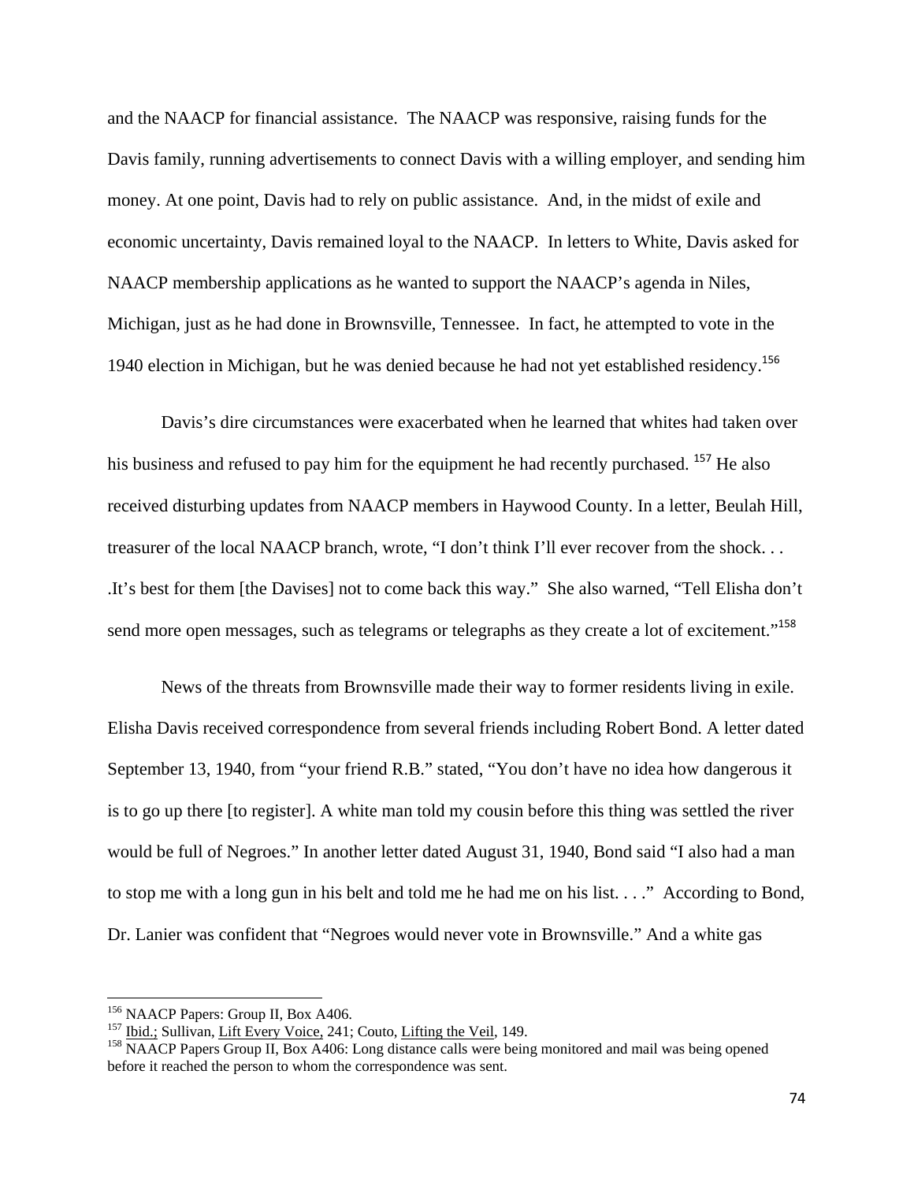and the NAACP for financial assistance. The NAACP was responsive, raising funds for the Davis family, running advertisements to connect Davis with a willing employer, and sending him money. At one point, Davis had to rely on public assistance. And, in the midst of exile and economic uncertainty, Davis remained loyal to the NAACP. In letters to White, Davis asked for NAACP membership applications as he wanted to support the NAACP's agenda in Niles, Michigan, just as he had done in Brownsville, Tennessee. In fact, he attempted to vote in the 1940 election in Michigan, but he was denied because he had not yet established residency.[156]

Davis's dire circumstances were exacerbated when he learned that whites had taken over his business and refused to pay him for the equipment he had recently purchased.[157] He also received disturbing updates from NAACP members in Haywood County. In a letter, Beulah Hill, treasurer of the local NAACP branch, wrote, "I don't think I'll ever recover from the shock. . . .It's best for them [the Davises] not to come back this way." She also warned, "Tell Elisha don't send more open messages, such as telegrams or telegraphs as they create a lot of excitement."[158]

News of the threats from Brownsville made their way to former residents living in exile. Elisha Davis received correspondence from several friends including Robert Bond. A letter dated September 13, 1940, from "your friend R.B." stated, "You don't have no idea how dangerous it is to go up there [to register]. A white man told my cousin before this thing was settled the river would be full of Negroes." In another letter dated August 31, 1940, Bond said "I also had a man to stop me with a long gun in his belt and told me he had me on his list. . . ." According to Bond, Dr. Lanier was confident that "Negroes would never vote in Brownsville." And a white gas

---

[156] NAACP Papers: Group II, Box A406.

[157] Ibid.; Sullivan, Lift Every Voice, 241; Couto, Lifting the Veil, 149.

[158] NAACP Papers Group II, Box A406: Long distance calls were being monitored and mail was being opened before it reached the person to whom the correspondence was sent.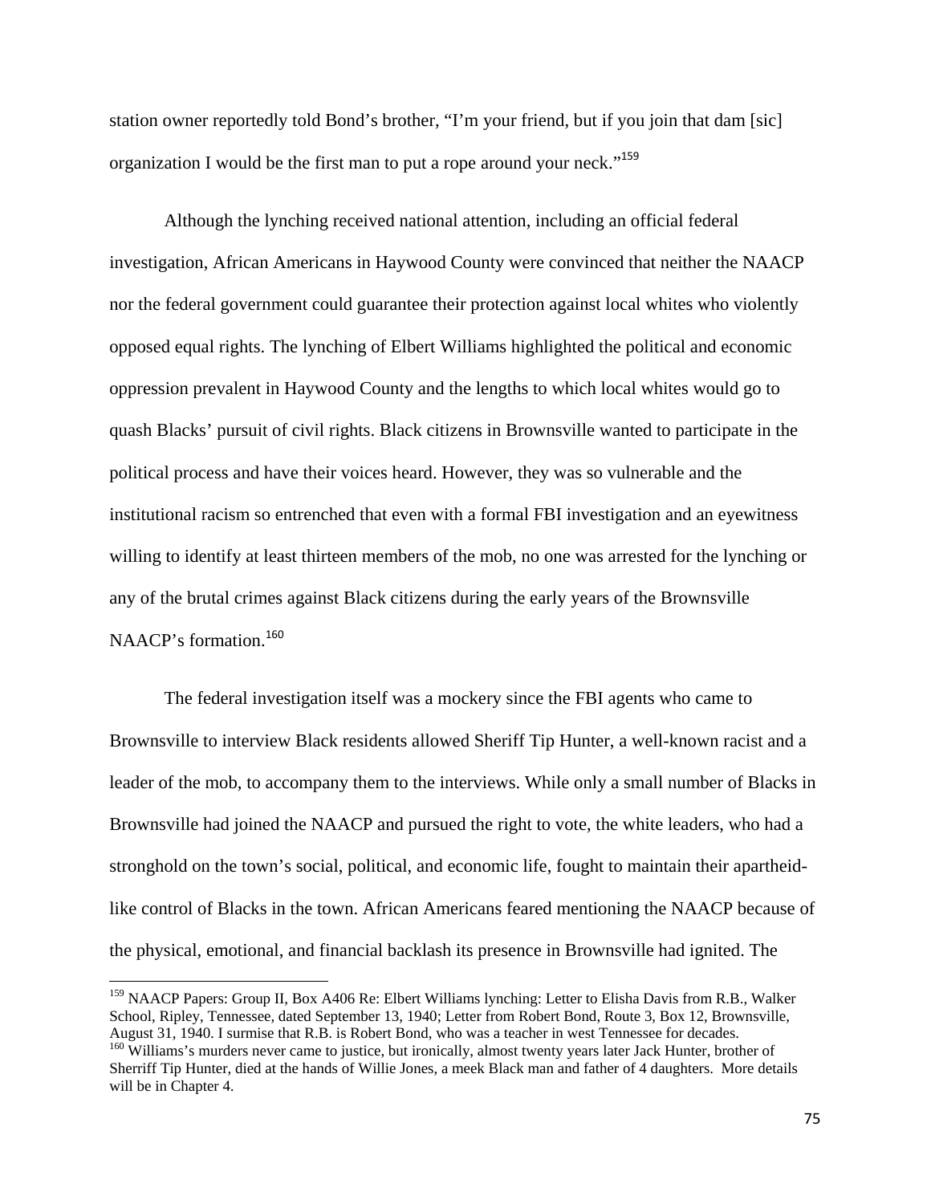station owner reportedly told Bond's brother, "I'm your friend, but if you join that dam [sic] organization I would be the first man to put a rope around your neck."[159]

Although the lynching received national attention, including an official federal investigation, African Americans in Haywood County were convinced that neither the NAACP nor the federal government could guarantee their protection against local whites who violently opposed equal rights. The lynching of Elbert Williams highlighted the political and economic oppression prevalent in Haywood County and the lengths to which local whites would go to quash Blacks' pursuit of civil rights. Black citizens in Brownsville wanted to participate in the political process and have their voices heard. However, they was so vulnerable and the institutional racism so entrenched that even with a formal FBI investigation and an eyewitness willing to identify at least thirteen members of the mob, no one was arrested for the lynching or any of the brutal crimes against Black citizens during the early years of the Brownsville NAACP's formation.[160]

The federal investigation itself was a mockery since the FBI agents who came to Brownsville to interview Black residents allowed Sheriff Tip Hunter, a well-known racist and a leader of the mob, to accompany them to the interviews. While only a small number of Blacks in Brownsville had joined the NAACP and pursued the right to vote, the white leaders, who had a stronghold on the town's social, political, and economic life, fought to maintain their apartheid-like control of Blacks in the town. African Americans feared mentioning the NAACP because of the physical, emotional, and financial backlash its presence in Brownsville had ignited. The

---

[159] NAACP Papers: Group II, Box A406 Re: Elbert Williams lynching: Letter to Elisha Davis from R.B., Walker School, Ripley, Tennessee, dated September 13, 1940; Letter from Robert Bond, Route 3, Box 12, Brownsville, August 31, 1940. I surmise that R.B. is Robert Bond, who was a teacher in west Tennessee for decades.

[160] Williams's murders never came to justice, but ironically, almost twenty years later Jack Hunter, brother of Sherriff Tip Hunter, died at the hands of Willie Jones, a meek Black man and father of 4 daughters. More details will be in Chapter 4.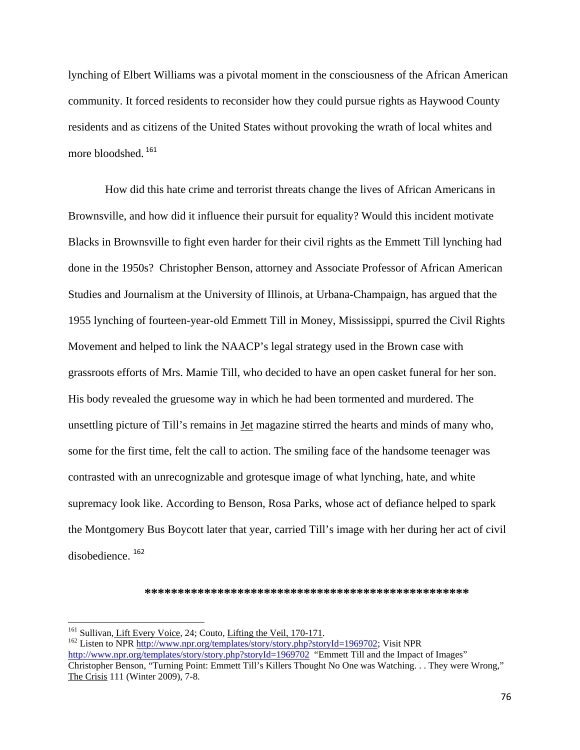lynching of Elbert Williams was a pivotal moment in the consciousness of the African American community. It forced residents to reconsider how they could pursue rights as Haywood County residents and as citizens of the United States without provoking the wrath of local whites and more bloodshed.[161]

How did this hate crime and terrorist threats change the lives of African Americans in Brownsville, and how did it influence their pursuit for equality? Would this incident motivate Blacks in Brownsville to fight even harder for their civil rights as the Emmett Till lynching had done in the 1950s? Christopher Benson, attorney and Associate Professor of African American Studies and Journalism at the University of Illinois, at Urbana-Champaign, has argued that the 1955 lynching of fourteen-year-old Emmett Till in Money, Mississippi, spurred the Civil Rights Movement and helped to link the NAACP's legal strategy used in the Brown case with grassroots efforts of Mrs. Mamie Till, who decided to have an open casket funeral for her son. His body revealed the gruesome way in which he had been tormented and murdered. The unsettling picture of Till's remains in Jet magazine stirred the hearts and minds of many who, some for the first time, felt the call to action. The smiling face of the handsome teenager was contrasted with an unrecognizable and grotesque image of what lynching, hate, and white supremacy look like. According to Benson, Rosa Parks, whose act of defiance helped to spark the Montgomery Bus Boycott later that year, carried Till's image with her during her act of civil disobedience.[162]

**************************************************

---

[161] Sullivan, Lift Every Voice, 24; Couto, Lifting the Veil, 170-171.

[162] Listen to NPR http://www.npr.org/templates/story/story.php?storyId=1969702; Visit NPR http://www.npr.org/templates/story/story.php?storyId=1969702 "Emmett Till and the Impact of Images" Christopher Benson, "Turning Point: Emmett Till's Killers Thought No One was Watching. . . They were Wrong," The Crisis 111 (Winter 2009), 7-8.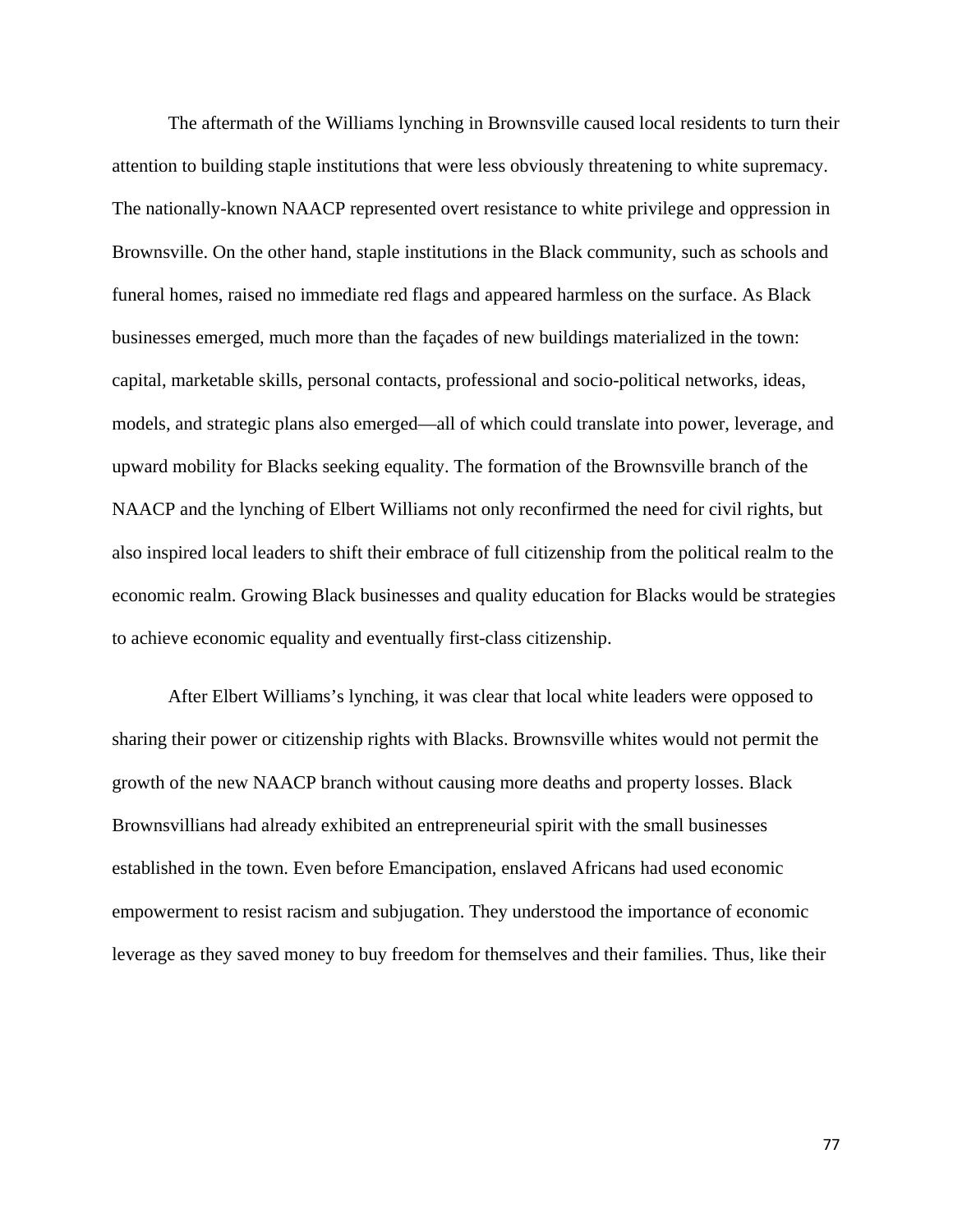The aftermath of the Williams lynching in Brownsville caused local residents to turn their attention to building staple institutions that were less obviously threatening to white supremacy. The nationally-known NAACP represented overt resistance to white privilege and oppression in Brownsville. On the other hand, staple institutions in the Black community, such as schools and funeral homes, raised no immediate red flags and appeared harmless on the surface. As Black businesses emerged, much more than the façades of new buildings materialized in the town: capital, marketable skills, personal contacts, professional and socio-political networks, ideas, models, and strategic plans also emerged—all of which could translate into power, leverage, and upward mobility for Blacks seeking equality. The formation of the Brownsville branch of the NAACP and the lynching of Elbert Williams not only reconfirmed the need for civil rights, but also inspired local leaders to shift their embrace of full citizenship from the political realm to the economic realm. Growing Black businesses and quality education for Blacks would be strategies to achieve economic equality and eventually first-class citizenship.

After Elbert Williams's lynching, it was clear that local white leaders were opposed to sharing their power or citizenship rights with Blacks. Brownsville whites would not permit the growth of the new NAACP branch without causing more deaths and property losses. Black Brownsvillians had already exhibited an entrepreneurial spirit with the small businesses established in the town. Even before Emancipation, enslaved Africans had used economic empowerment to resist racism and subjugation. They understood the importance of economic leverage as they saved money to buy freedom for themselves and their families. Thus, like their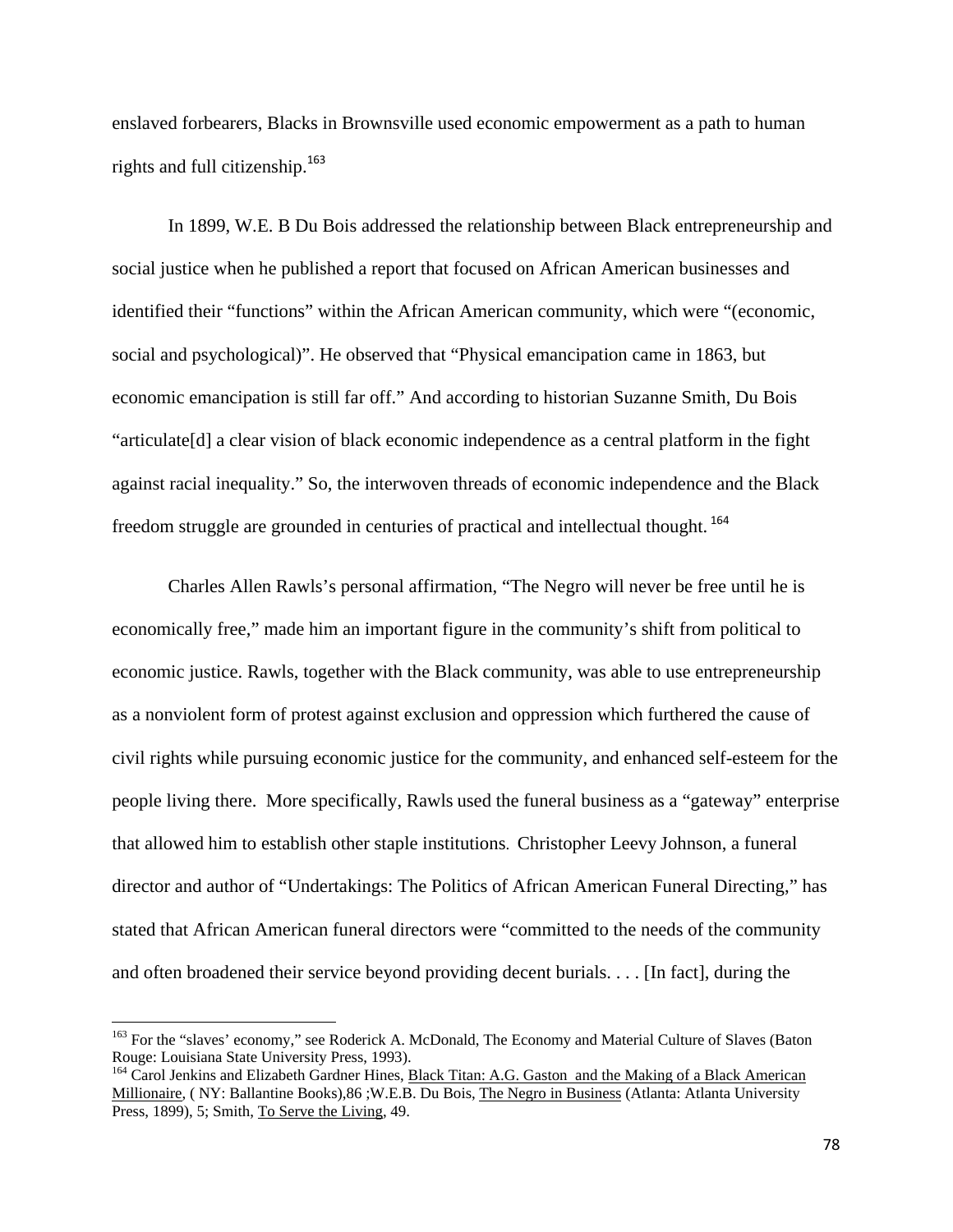enslaved forbearers, Blacks in Brownsville used economic empowerment as a path to human rights and full citizenship.[163]

In 1899, W.E. B Du Bois addressed the relationship between Black entrepreneurship and social justice when he published a report that focused on African American businesses and identified their "functions" within the African American community, which were "(economic, social and psychological)". He observed that "Physical emancipation came in 1863, but economic emancipation is still far off." And according to historian Suzanne Smith, Du Bois "articulate[d] a clear vision of black economic independence as a central platform in the fight against racial inequality." So, the interwoven threads of economic independence and the Black freedom struggle are grounded in centuries of practical and intellectual thought.[164]

Charles Allen Rawls's personal affirmation, "The Negro will never be free until he is economically free," made him an important figure in the community's shift from political to economic justice. Rawls, together with the Black community, was able to use entrepreneurship as a nonviolent form of protest against exclusion and oppression which furthered the cause of civil rights while pursuing economic justice for the community, and enhanced self-esteem for the people living there. More specifically, Rawls used the funeral business as a "gateway" enterprise that allowed him to establish other staple institutions. Christopher Leevy Johnson, a funeral director and author of "Undertakings: The Politics of African American Funeral Directing," has stated that African American funeral directors were "committed to the needs of the community and often broadened their service beyond providing decent burials. . . . [In fact], during the

---

[163] For the "slaves' economy," see Roderick A. McDonald, The Economy and Material Culture of Slaves (Baton Rouge: Louisiana State University Press, 1993).

[164] Carol Jenkins and Elizabeth Gardner Hines, Black Titan: A.G. Gaston and the Making of a Black American Millionaire, ( NY: Ballantine Books),86 ;W.E.B. Du Bois, The Negro in Business (Atlanta: Atlanta University Press, 1899), 5; Smith, To Serve the Living, 49.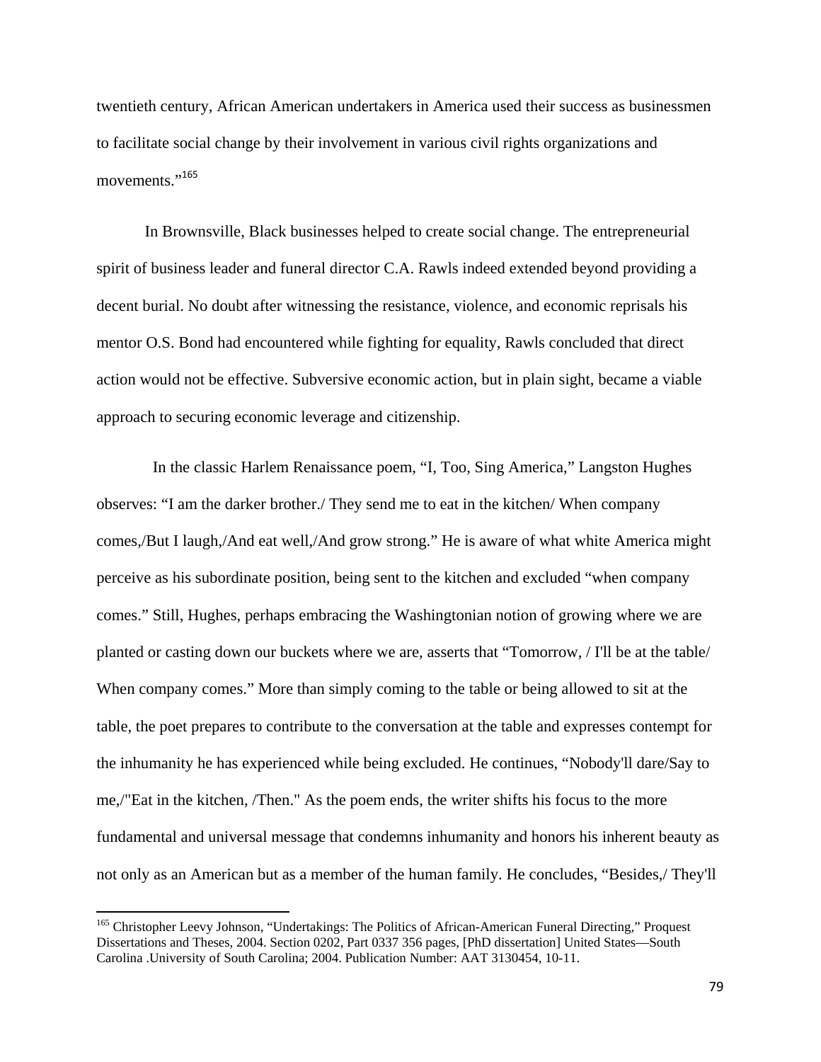twentieth century, African American undertakers in America used their success as businessmen to facilitate social change by their involvement in various civil rights organizations and movements."[165]

In Brownsville, Black businesses helped to create social change. The entrepreneurial spirit of business leader and funeral director C.A. Rawls indeed extended beyond providing a decent burial. No doubt after witnessing the resistance, violence, and economic reprisals his mentor O.S. Bond had encountered while fighting for equality, Rawls concluded that direct action would not be effective. Subversive economic action, but in plain sight, became a viable approach to securing economic leverage and citizenship.

In the classic Harlem Renaissance poem, "I, Too, Sing America," Langston Hughes observes: "I am the darker brother./ They send me to eat in the kitchen/ When company comes,/But I laugh,/And eat well,/And grow strong." He is aware of what white America might perceive as his subordinate position, being sent to the kitchen and excluded "when company comes." Still, Hughes, perhaps embracing the Washingtonian notion of growing where we are planted or casting down our buckets where we are, asserts that "Tomorrow, / I'll be at the table/ When company comes." More than simply coming to the table or being allowed to sit at the table, the poet prepares to contribute to the conversation at the table and expresses contempt for the inhumanity he has experienced while being excluded. He continues, "Nobody'll dare/Say to me,/"Eat in the kitchen, /Then." As the poem ends, the writer shifts his focus to the more fundamental and universal message that condemns inhumanity and honors his inherent beauty as not only as an American but as a member of the human family. He concludes, "Besides,/ They'll

---

[165] Christopher Leevy Johnson, "Undertakings: The Politics of African-American Funeral Directing," Proquest Dissertations and Theses, 2004. Section 0202, Part 0337 356 pages, [PhD dissertation] United States—South Carolina .University of South Carolina; 2004. Publication Number: AAT 3130454, 10-11.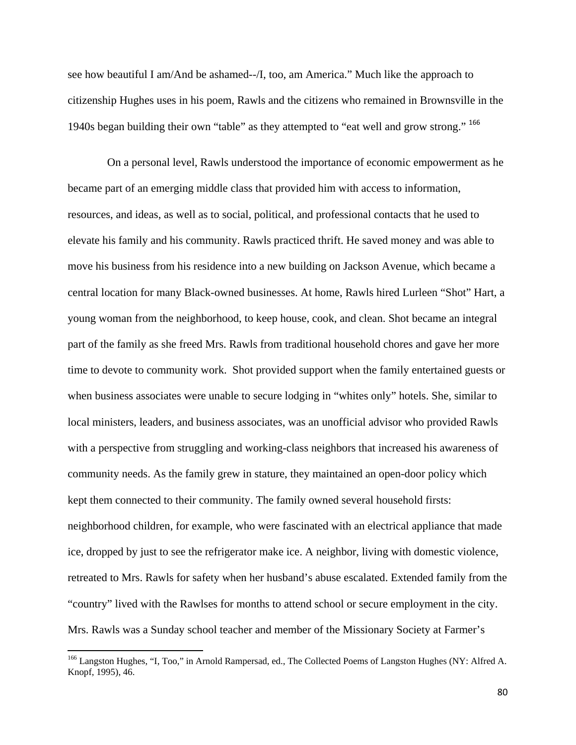see how beautiful I am/And be ashamed--/I, too, am America." Much like the approach to citizenship Hughes uses in his poem, Rawls and the citizens who remained in Brownsville in the 1940s began building their own "table" as they attempted to "eat well and grow strong." [166]

On a personal level, Rawls understood the importance of economic empowerment as he became part of an emerging middle class that provided him with access to information, resources, and ideas, as well as to social, political, and professional contacts that he used to elevate his family and his community. Rawls practiced thrift. He saved money and was able to move his business from his residence into a new building on Jackson Avenue, which became a central location for many Black-owned businesses. At home, Rawls hired Lurleen "Shot" Hart, a young woman from the neighborhood, to keep house, cook, and clean. Shot became an integral part of the family as she freed Mrs. Rawls from traditional household chores and gave her more time to devote to community work. Shot provided support when the family entertained guests or when business associates were unable to secure lodging in "whites only" hotels. She, similar to local ministers, leaders, and business associates, was an unofficial advisor who provided Rawls with a perspective from struggling and working-class neighbors that increased his awareness of community needs. As the family grew in stature, they maintained an open-door policy which kept them connected to their community. The family owned several household firsts: neighborhood children, for example, who were fascinated with an electrical appliance that made ice, dropped by just to see the refrigerator make ice. A neighbor, living with domestic violence, retreated to Mrs. Rawls for safety when her husband's abuse escalated. Extended family from the "country" lived with the Rawlses for months to attend school or secure employment in the city. Mrs. Rawls was a Sunday school teacher and member of the Missionary Society at Farmer's

---

[166] Langston Hughes, "I, Too," in Arnold Rampersad, ed., The Collected Poems of Langston Hughes (NY: Alfred A. Knopf, 1995), 46.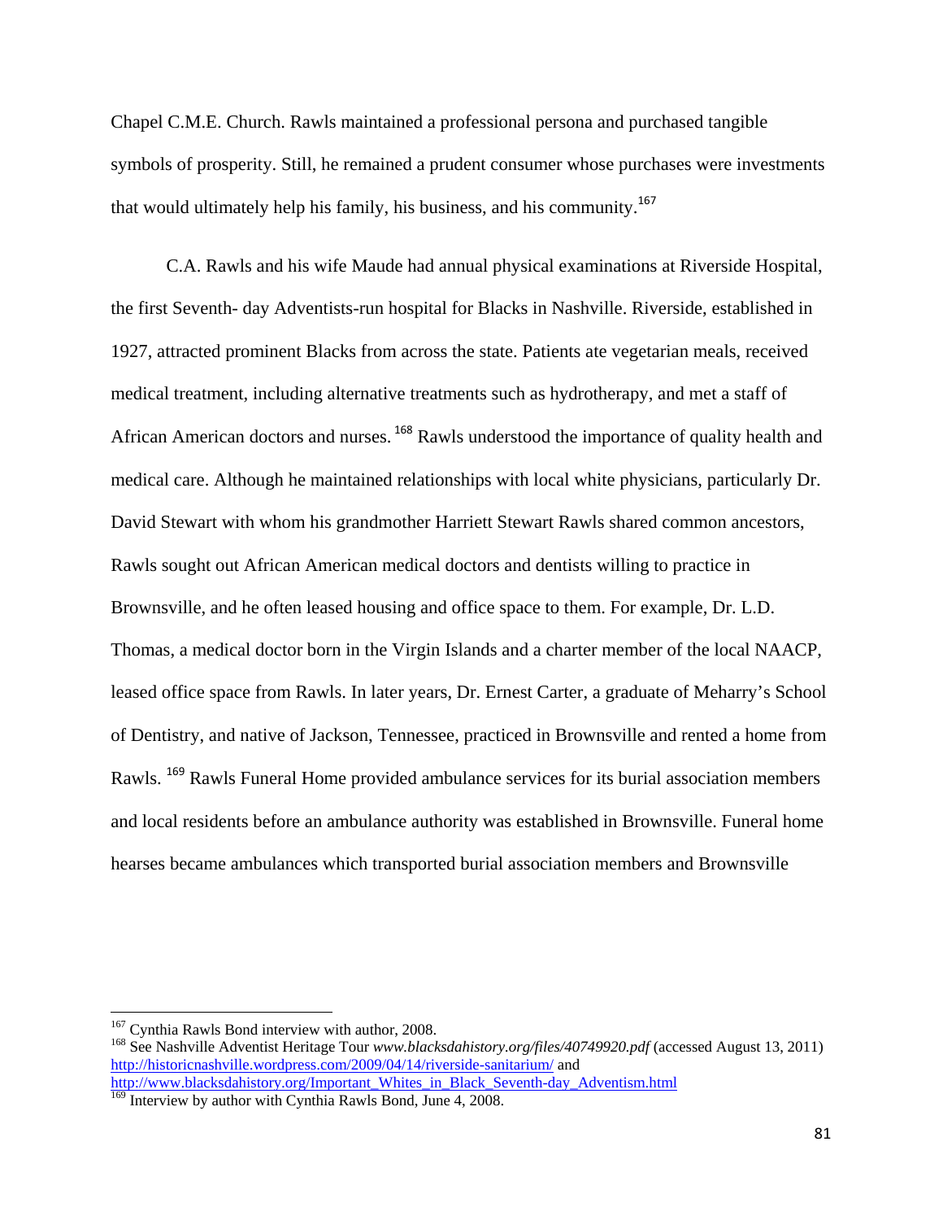Chapel C.M.E. Church. Rawls maintained a professional persona and purchased tangible symbols of prosperity. Still, he remained a prudent consumer whose purchases were investments that would ultimately help his family, his business, and his community.[167]

C.A. Rawls and his wife Maude had annual physical examinations at Riverside Hospital, the first Seventh- day Adventists-run hospital for Blacks in Nashville. Riverside, established in 1927, attracted prominent Blacks from across the state. Patients ate vegetarian meals, received medical treatment, including alternative treatments such as hydrotherapy, and met a staff of African American doctors and nurses. [168] Rawls understood the importance of quality health and medical care. Although he maintained relationships with local white physicians, particularly Dr. David Stewart with whom his grandmother Harriett Stewart Rawls shared common ancestors, Rawls sought out African American medical doctors and dentists willing to practice in Brownsville, and he often leased housing and office space to them. For example, Dr. L.D. Thomas, a medical doctor born in the Virgin Islands and a charter member of the local NAACP, leased office space from Rawls. In later years, Dr. Ernest Carter, a graduate of Meharry's School of Dentistry, and native of Jackson, Tennessee, practiced in Brownsville and rented a home from Rawls. [169] Rawls Funeral Home provided ambulance services for its burial association members and local residents before an ambulance authority was established in Brownsville. Funeral home hearses became ambulances which transported burial association members and Brownsville

---

[167] Cynthia Rawls Bond interview with author, 2008.

[168] See Nashville Adventist Heritage Tour *www.blacksdahistory.org/files/40749920.pdf* (accessed August 13, 2011) http://historicnashville.wordpress.com/2009/04/14/riverside-sanitarium/ and http://www.blacksdahistory.org/Important_Whites_in_Black_Seventh-day_Adventism.html

[169] Interview by author with Cynthia Rawls Bond, June 4, 2008.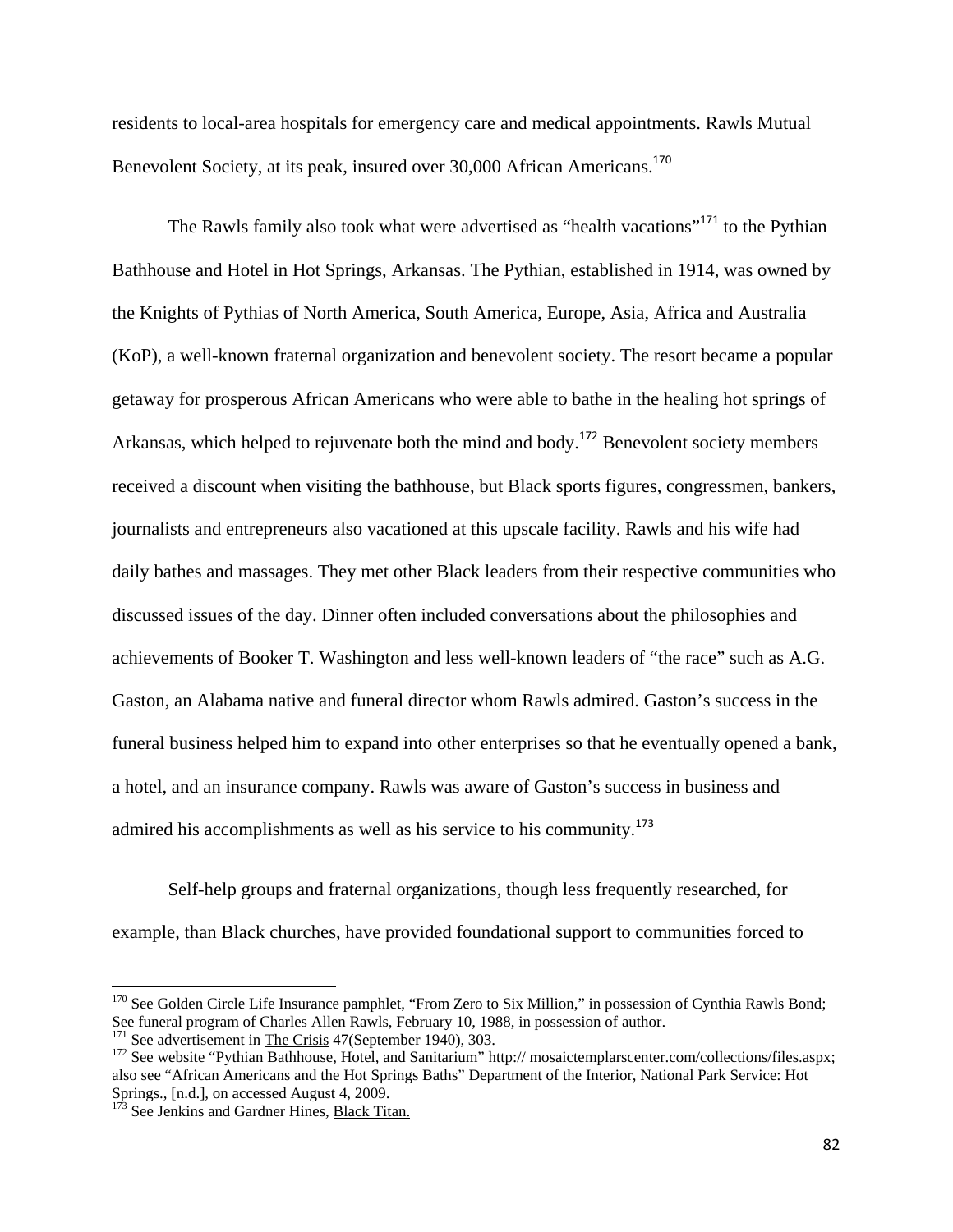residents to local-area hospitals for emergency care and medical appointments. Rawls Mutual Benevolent Society, at its peak, insured over 30,000 African Americans.[170]

The Rawls family also took what were advertised as "health vacations"[171] to the Pythian Bathhouse and Hotel in Hot Springs, Arkansas. The Pythian, established in 1914, was owned by the Knights of Pythias of North America, South America, Europe, Asia, Africa and Australia (KoP), a well-known fraternal organization and benevolent society. The resort became a popular getaway for prosperous African Americans who were able to bathe in the healing hot springs of Arkansas, which helped to rejuvenate both the mind and body.[172] Benevolent society members received a discount when visiting the bathhouse, but Black sports figures, congressmen, bankers, journalists and entrepreneurs also vacationed at this upscale facility. Rawls and his wife had daily bathes and massages. They met other Black leaders from their respective communities who discussed issues of the day. Dinner often included conversations about the philosophies and achievements of Booker T. Washington and less well-known leaders of "the race" such as A.G. Gaston, an Alabama native and funeral director whom Rawls admired. Gaston's success in the funeral business helped him to expand into other enterprises so that he eventually opened a bank, a hotel, and an insurance company. Rawls was aware of Gaston's success in business and admired his accomplishments as well as his service to his community.[173]

Self-help groups and fraternal organizations, though less frequently researched, for example, than Black churches, have provided foundational support to communities forced to

---

[170] See Golden Circle Life Insurance pamphlet, "From Zero to Six Million," in possession of Cynthia Rawls Bond; See funeral program of Charles Allen Rawls, February 10, 1988, in possession of author.

[171] See advertisement in The Crisis 47(September 1940), 303.

[172] See website "Pythian Bathhouse, Hotel, and Sanitarium" http:// mosaictemplarscenter.com/collections/files.aspx; also see "African Americans and the Hot Springs Baths" Department of the Interior, National Park Service: Hot Springs., [n.d.], on accessed August 4, 2009.

[173] See Jenkins and Gardner Hines, Black Titan.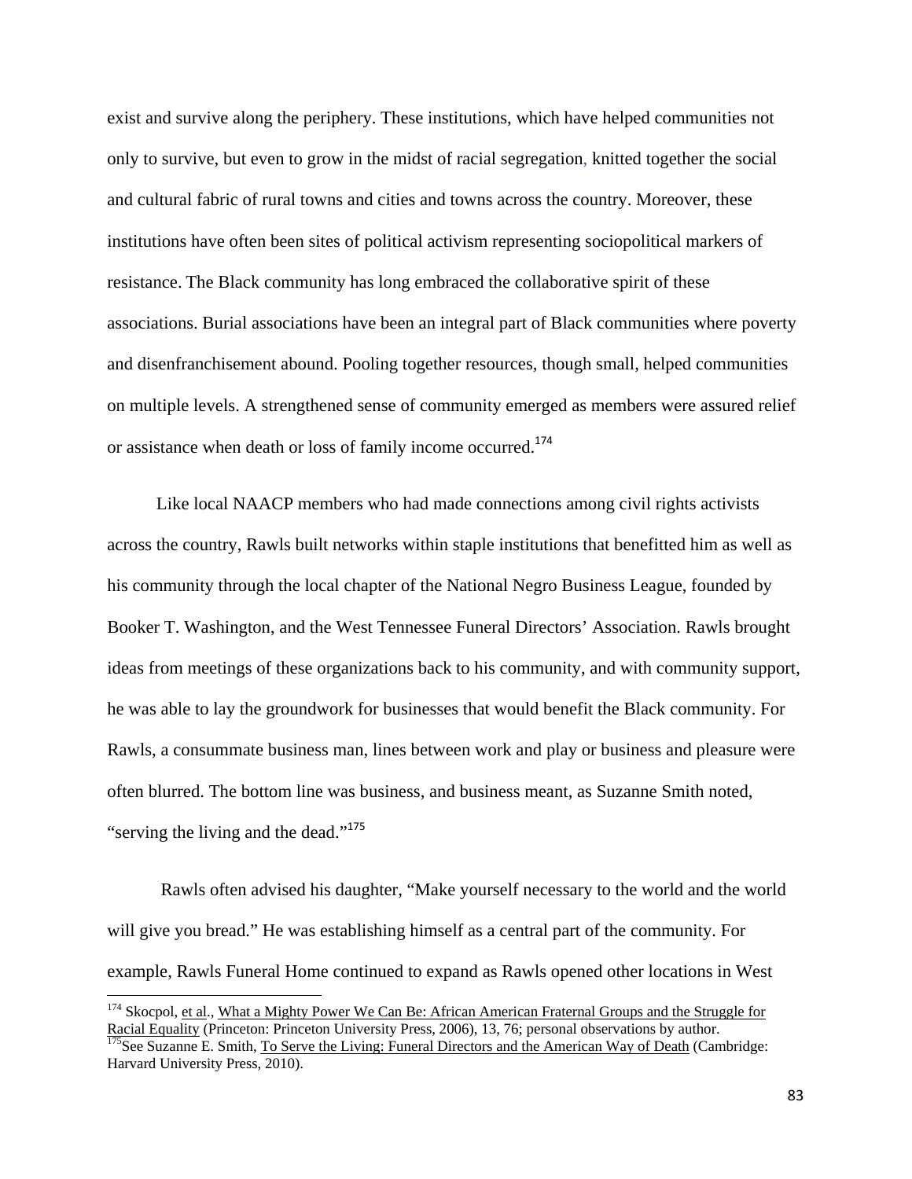exist and survive along the periphery. These institutions, which have helped communities not only to survive, but even to grow in the midst of racial segregation, knitted together the social and cultural fabric of rural towns and cities and towns across the country. Moreover, these institutions have often been sites of political activism representing sociopolitical markers of resistance. The Black community has long embraced the collaborative spirit of these associations. Burial associations have been an integral part of Black communities where poverty and disenfranchisement abound. Pooling together resources, though small, helped communities on multiple levels. A strengthened sense of community emerged as members were assured relief or assistance when death or loss of family income occurred.[174]

Like local NAACP members who had made connections among civil rights activists across the country, Rawls built networks within staple institutions that benefitted him as well as his community through the local chapter of the National Negro Business League, founded by Booker T. Washington, and the West Tennessee Funeral Directors' Association. Rawls brought ideas from meetings of these organizations back to his community, and with community support, he was able to lay the groundwork for businesses that would benefit the Black community. For Rawls, a consummate business man, lines between work and play or business and pleasure were often blurred. The bottom line was business, and business meant, as Suzanne Smith noted, "serving the living and the dead."[175]

Rawls often advised his daughter, "Make yourself necessary to the world and the world will give you bread." He was establishing himself as a central part of the community. For example, Rawls Funeral Home continued to expand as Rawls opened other locations in West

---

[174] Skocpol, et al., What a Mighty Power We Can Be: African American Fraternal Groups and the Struggle for Racial Equality (Princeton: Princeton University Press, 2006), 13, 76; personal observations by author.

[175] See Suzanne E. Smith, To Serve the Living: Funeral Directors and the American Way of Death (Cambridge: Harvard University Press, 2010).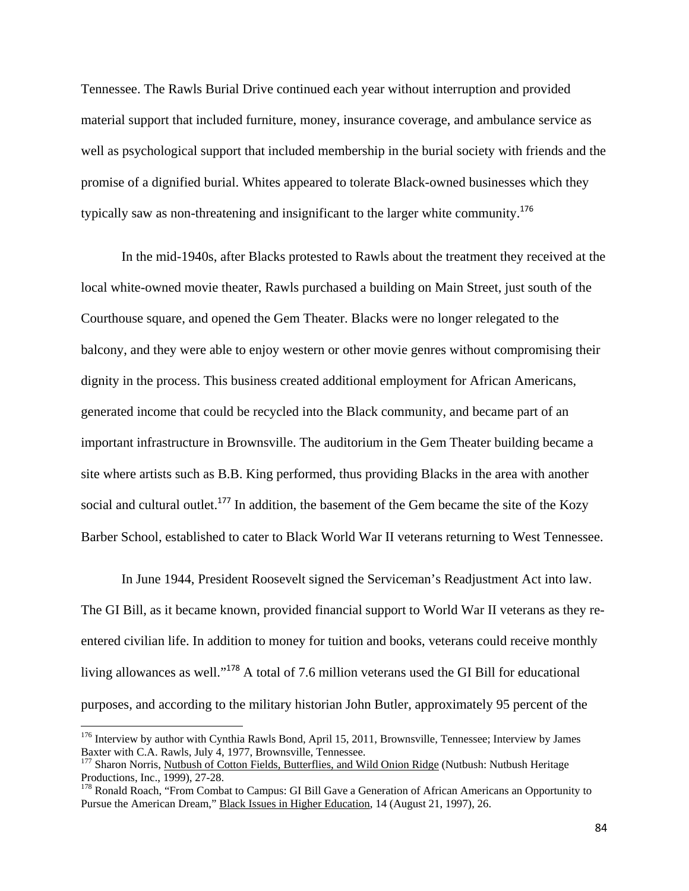Tennessee. The Rawls Burial Drive continued each year without interruption and provided material support that included furniture, money, insurance coverage, and ambulance service as well as psychological support that included membership in the burial society with friends and the promise of a dignified burial. Whites appeared to tolerate Black-owned businesses which they typically saw as non-threatening and insignificant to the larger white community.[176]

In the mid-1940s, after Blacks protested to Rawls about the treatment they received at the local white-owned movie theater, Rawls purchased a building on Main Street, just south of the Courthouse square, and opened the Gem Theater. Blacks were no longer relegated to the balcony, and they were able to enjoy western or other movie genres without compromising their dignity in the process. This business created additional employment for African Americans, generated income that could be recycled into the Black community, and became part of an important infrastructure in Brownsville. The auditorium in the Gem Theater building became a site where artists such as B.B. King performed, thus providing Blacks in the area with another social and cultural outlet.[177] In addition, the basement of the Gem became the site of the Kozy Barber School, established to cater to Black World War II veterans returning to West Tennessee.

In June 1944, President Roosevelt signed the Serviceman's Readjustment Act into law. The GI Bill, as it became known, provided financial support to World War II veterans as they re-entered civilian life. In addition to money for tuition and books, veterans could receive monthly living allowances as well."[178] A total of 7.6 million veterans used the GI Bill for educational purposes, and according to the military historian John Butler, approximately 95 percent of the

---

[176] Interview by author with Cynthia Rawls Bond, April 15, 2011, Brownsville, Tennessee; Interview by James Baxter with C.A. Rawls, July 4, 1977, Brownsville, Tennessee.

[177] Sharon Norris, Nutbush of Cotton Fields, Butterflies, and Wild Onion Ridge (Nutbush: Nutbush Heritage Productions, Inc., 1999), 27-28.

[178] Ronald Roach, "From Combat to Campus: GI Bill Gave a Generation of African Americans an Opportunity to Pursue the American Dream," Black Issues in Higher Education, 14 (August 21, 1997), 26.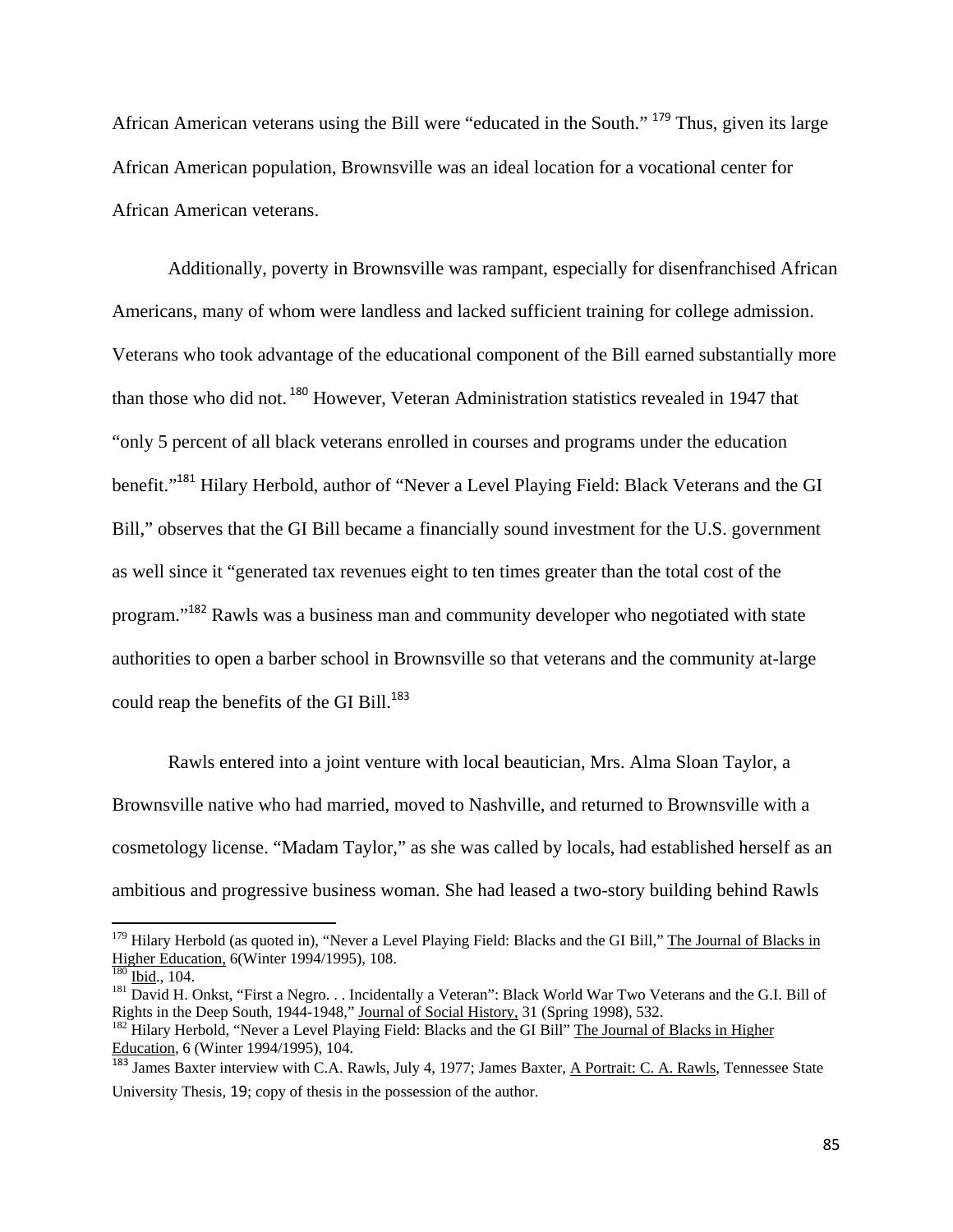African American veterans using the Bill were "educated in the South." [179] Thus, given its large African American population, Brownsville was an ideal location for a vocational center for African American veterans.

Additionally, poverty in Brownsville was rampant, especially for disenfranchised African Americans, many of whom were landless and lacked sufficient training for college admission. Veterans who took advantage of the educational component of the Bill earned substantially more than those who did not. [180] However, Veteran Administration statistics revealed in 1947 that "only 5 percent of all black veterans enrolled in courses and programs under the education benefit."[181] Hilary Herbold, author of "Never a Level Playing Field: Black Veterans and the GI Bill," observes that the GI Bill became a financially sound investment for the U.S. government as well since it "generated tax revenues eight to ten times greater than the total cost of the program."[182] Rawls was a business man and community developer who negotiated with state authorities to open a barber school in Brownsville so that veterans and the community at-large could reap the benefits of the GI Bill.[183]

Rawls entered into a joint venture with local beautician, Mrs. Alma Sloan Taylor, a Brownsville native who had married, moved to Nashville, and returned to Brownsville with a cosmetology license. "Madam Taylor," as she was called by locals, had established herself as an ambitious and progressive business woman. She had leased a two-story building behind Rawls

---

[179] Hilary Herbold (as quoted in), "Never a Level Playing Field: Blacks and the GI Bill," The Journal of Blacks in Higher Education, 6(Winter 1994/1995), 108.

[180] Ibid., 104.

[181] David H. Onkst, "First a Negro. . . Incidentally a Veteran": Black World War Two Veterans and the G.I. Bill of Rights in the Deep South, 1944-1948," Journal of Social History, 31 (Spring 1998), 532.

[182] Hilary Herbold, "Never a Level Playing Field: Blacks and the GI Bill" The Journal of Blacks in Higher Education, 6 (Winter 1994/1995), 104.

[183] James Baxter interview with C.A. Rawls, July 4, 1977; James Baxter, A Portrait: C. A. Rawls, Tennessee State University Thesis, 19; copy of thesis in the possession of the author.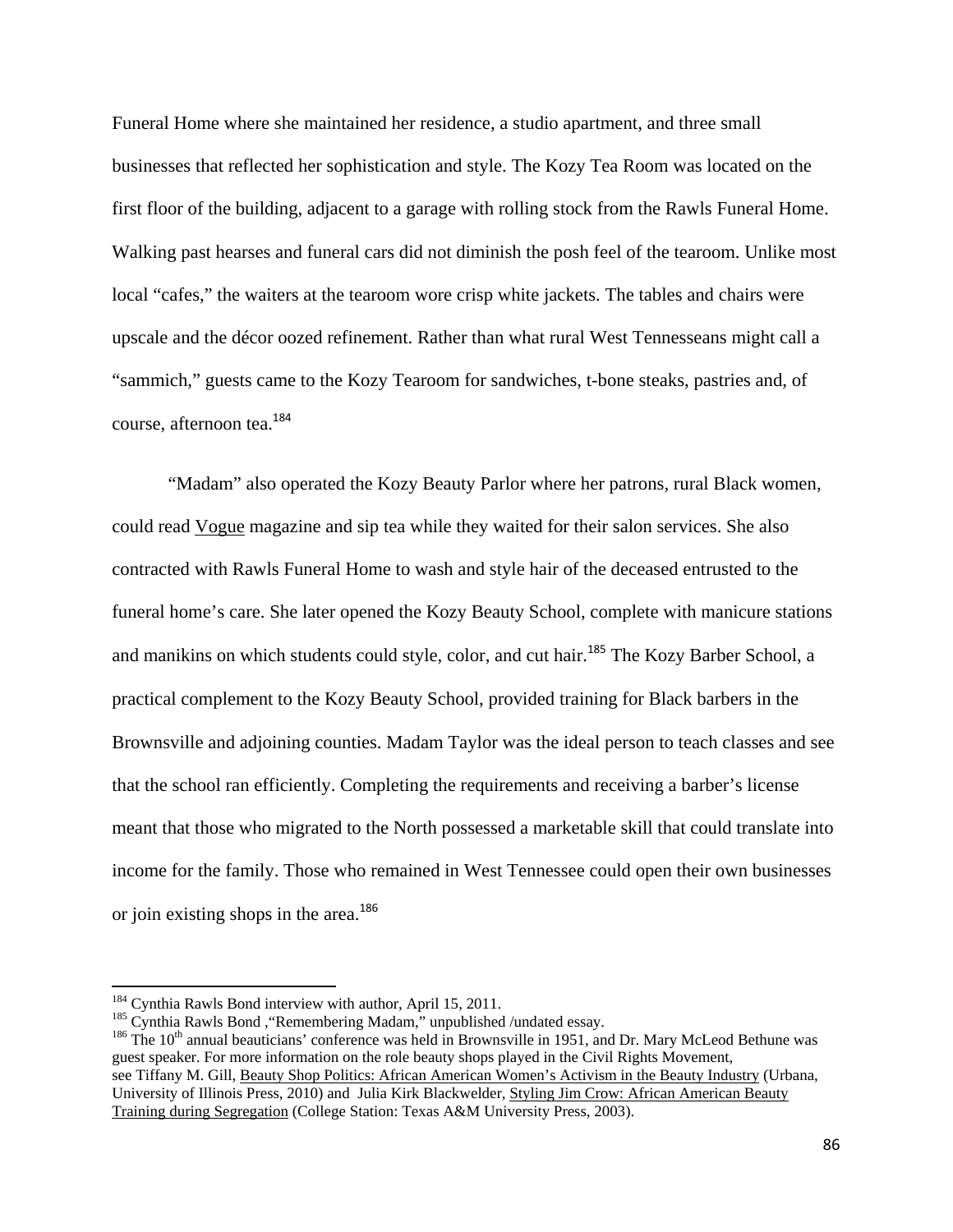Funeral Home where she maintained her residence, a studio apartment, and three small businesses that reflected her sophistication and style. The Kozy Tea Room was located on the first floor of the building, adjacent to a garage with rolling stock from the Rawls Funeral Home. Walking past hearses and funeral cars did not diminish the posh feel of the tearoom. Unlike most local "cafes," the waiters at the tearoom wore crisp white jackets. The tables and chairs were upscale and the décor oozed refinement. Rather than what rural West Tennesseans might call a "sammich," guests came to the Kozy Tearoom for sandwiches, t-bone steaks, pastries and, of course, afternoon tea.[184]

"Madam" also operated the Kozy Beauty Parlor where her patrons, rural Black women, could read Vogue magazine and sip tea while they waited for their salon services. She also contracted with Rawls Funeral Home to wash and style hair of the deceased entrusted to the funeral home's care. She later opened the Kozy Beauty School, complete with manicure stations and manikins on which students could style, color, and cut hair.[185] The Kozy Barber School, a practical complement to the Kozy Beauty School, provided training for Black barbers in the Brownsville and adjoining counties. Madam Taylor was the ideal person to teach classes and see that the school ran efficiently. Completing the requirements and receiving a barber's license meant that those who migrated to the North possessed a marketable skill that could translate into income for the family. Those who remained in West Tennessee could open their own businesses or join existing shops in the area.[186]

---

[184] Cynthia Rawls Bond interview with author, April 15, 2011.

[185] Cynthia Rawls Bond ,"Remembering Madam," unpublished /undated essay.

[186] The 10th annual beauticians' conference was held in Brownsville in 1951, and Dr. Mary McLeod Bethune was guest speaker. For more information on the role beauty shops played in the Civil Rights Movement, see Tiffany M. Gill, Beauty Shop Politics: African American Women's Activism in the Beauty Industry (Urbana, University of Illinois Press, 2010) and Julia Kirk Blackwelder, Styling Jim Crow: African American Beauty Training during Segregation (College Station: Texas A&M University Press, 2003).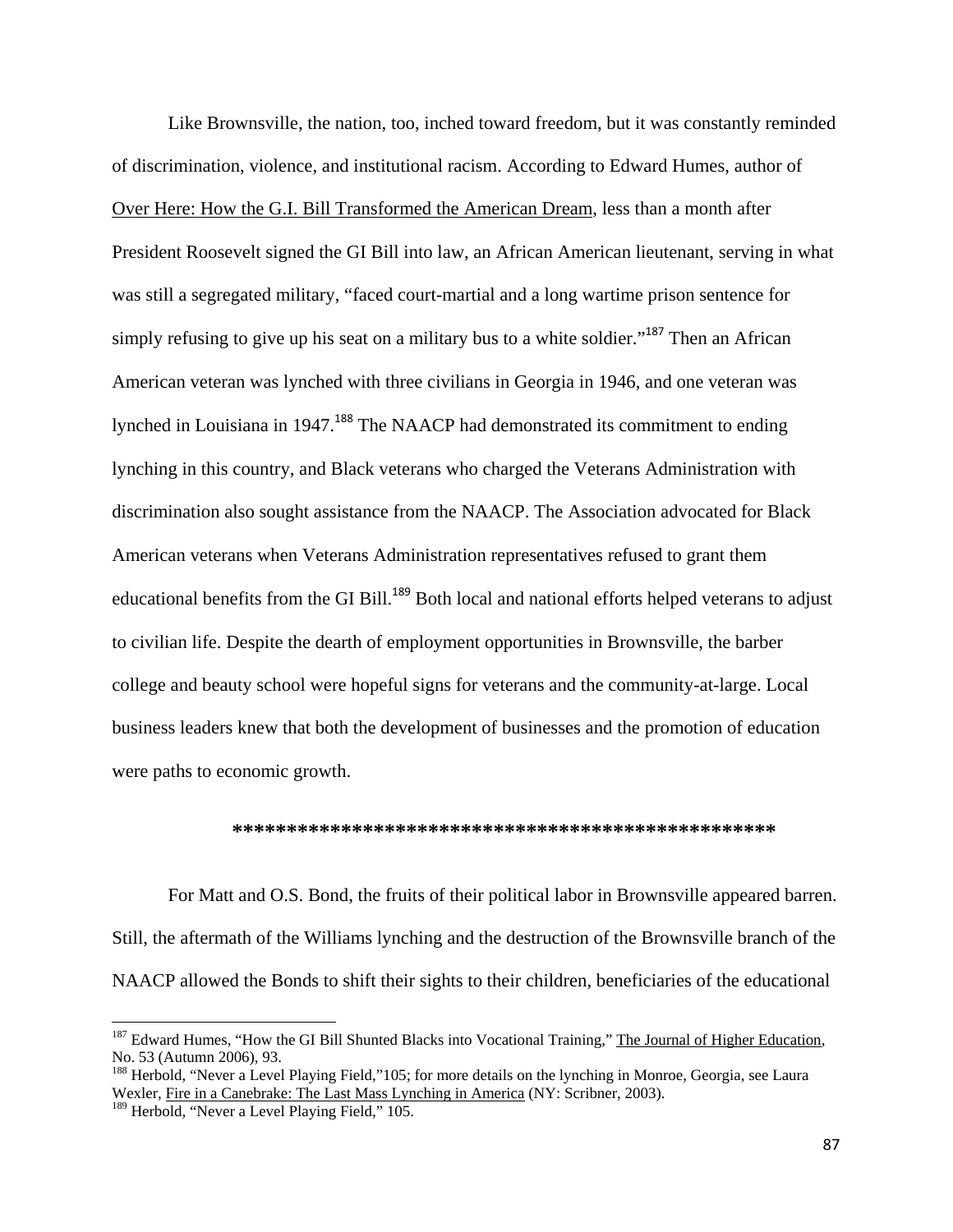Like Brownsville, the nation, too, inched toward freedom, but it was constantly reminded of discrimination, violence, and institutional racism. According to Edward Humes, author of Over Here: How the G.I. Bill Transformed the American Dream, less than a month after President Roosevelt signed the GI Bill into law, an African American lieutenant, serving in what was still a segregated military, "faced court-martial and a long wartime prison sentence for simply refusing to give up his seat on a military bus to a white soldier."[187] Then an African American veteran was lynched with three civilians in Georgia in 1946, and one veteran was lynched in Louisiana in 1947.[188] The NAACP had demonstrated its commitment to ending lynching in this country, and Black veterans who charged the Veterans Administration with discrimination also sought assistance from the NAACP. The Association advocated for Black American veterans when Veterans Administration representatives refused to grant them educational benefits from the GI Bill.[189] Both local and national efforts helped veterans to adjust to civilian life. Despite the dearth of employment opportunities in Brownsville, the barber college and beauty school were hopeful signs for veterans and the community-at-large. Local business leaders knew that both the development of businesses and the promotion of education were paths to economic growth.

**************************************************

For Matt and O.S. Bond, the fruits of their political labor in Brownsville appeared barren. Still, the aftermath of the Williams lynching and the destruction of the Brownsville branch of the NAACP allowed the Bonds to shift their sights to their children, beneficiaries of the educational

---

[187] Edward Humes, "How the GI Bill Shunted Blacks into Vocational Training," The Journal of Higher Education, No. 53 (Autumn 2006), 93.

[188] Herbold, "Never a Level Playing Field,"105; for more details on the lynching in Monroe, Georgia, see Laura Wexler, Fire in a Canebrake: The Last Mass Lynching in America (NY: Scribner, 2003).

[189] Herbold, "Never a Level Playing Field," 105.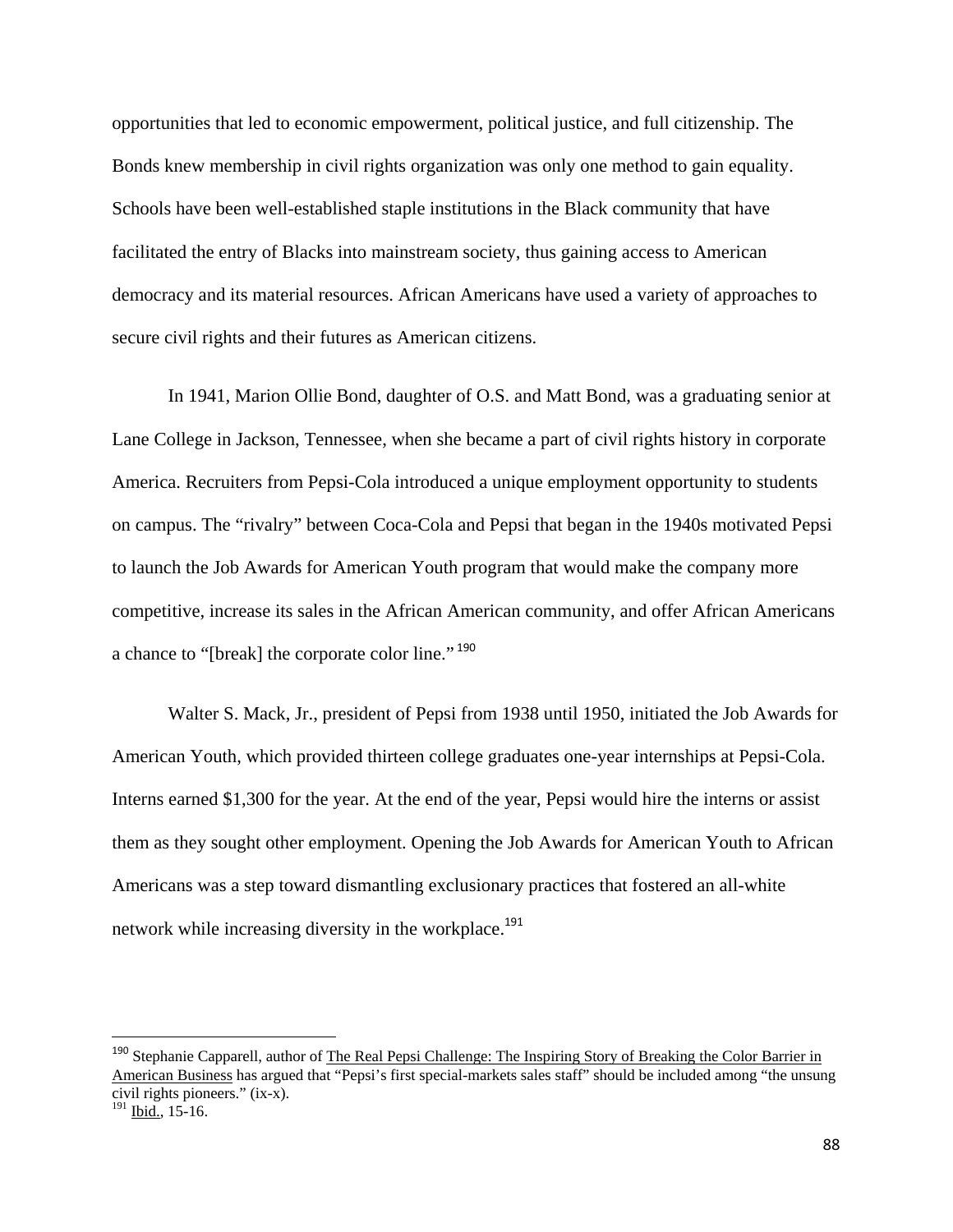opportunities that led to economic empowerment, political justice, and full citizenship. The Bonds knew membership in civil rights organization was only one method to gain equality. Schools have been well-established staple institutions in the Black community that have facilitated the entry of Blacks into mainstream society, thus gaining access to American democracy and its material resources. African Americans have used a variety of approaches to secure civil rights and their futures as American citizens.

In 1941, Marion Ollie Bond, daughter of O.S. and Matt Bond, was a graduating senior at Lane College in Jackson, Tennessee, when she became a part of civil rights history in corporate America. Recruiters from Pepsi-Cola introduced a unique employment opportunity to students on campus. The "rivalry" between Coca-Cola and Pepsi that began in the 1940s motivated Pepsi to launch the Job Awards for American Youth program that would make the company more competitive, increase its sales in the African American community, and offer African Americans a chance to "[break] the corporate color line."[190]

Walter S. Mack, Jr., president of Pepsi from 1938 until 1950, initiated the Job Awards for American Youth, which provided thirteen college graduates one-year internships at Pepsi-Cola. Interns earned $1,300 for the year. At the end of the year, Pepsi would hire the interns or assist them as they sought other employment. Opening the Job Awards for American Youth to African Americans was a step toward dismantling exclusionary practices that fostered an all-white network while increasing diversity in the workplace.[191]

---

[190] Stephanie Capparell, author of The Real Pepsi Challenge: The Inspiring Story of Breaking the Color Barrier in American Business has argued that "Pepsi's first special-markets sales staff" should be included among "the unsung civil rights pioneers." (ix-x).

[191] Ibid., 15-16.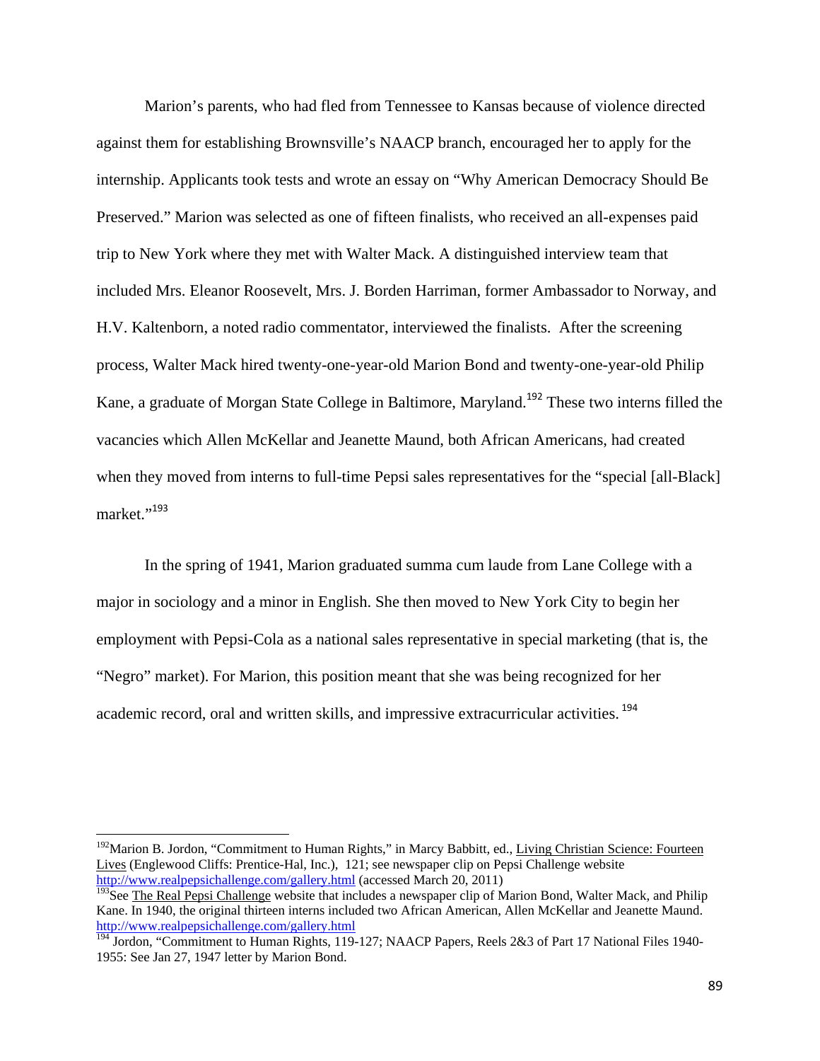Marion's parents, who had fled from Tennessee to Kansas because of violence directed against them for establishing Brownsville's NAACP branch, encouraged her to apply for the internship. Applicants took tests and wrote an essay on "Why American Democracy Should Be Preserved." Marion was selected as one of fifteen finalists, who received an all-expenses paid trip to New York where they met with Walter Mack. A distinguished interview team that included Mrs. Eleanor Roosevelt, Mrs. J. Borden Harriman, former Ambassador to Norway, and H.V. Kaltenborn, a noted radio commentator, interviewed the finalists. After the screening process, Walter Mack hired twenty-one-year-old Marion Bond and twenty-one-year-old Philip Kane, a graduate of Morgan State College in Baltimore, Maryland.[192] These two interns filled the vacancies which Allen McKellar and Jeanette Maund, both African Americans, had created when they moved from interns to full-time Pepsi sales representatives for the "special [all-Black] market."[193]

In the spring of 1941, Marion graduated summa cum laude from Lane College with a major in sociology and a minor in English. She then moved to New York City to begin her employment with Pepsi-Cola as a national sales representative in special marketing (that is, the "Negro" market). For Marion, this position meant that she was being recognized for her academic record, oral and written skills, and impressive extracurricular activities.[194]

---

[192] Marion B. Jordon, "Commitment to Human Rights," in Marcy Babbitt, ed., Living Christian Science: Fourteen Lives (Englewood Cliffs: Prentice-Hal, Inc.), 121; see newspaper clip on Pepsi Challenge website http://www.realpepsichallenge.com/gallery.html (accessed March 20, 2011)

[193] See The Real Pepsi Challenge website that includes a newspaper clip of Marion Bond, Walter Mack, and Philip Kane. In 1940, the original thirteen interns included two African American, Allen McKellar and Jeanette Maund. http://www.realpepsichallenge.com/gallery.html

[194] Jordon, "Commitment to Human Rights, 119-127; NAACP Papers, Reels 2&3 of Part 17 National Files 1940-1955: See Jan 27, 1947 letter by Marion Bond.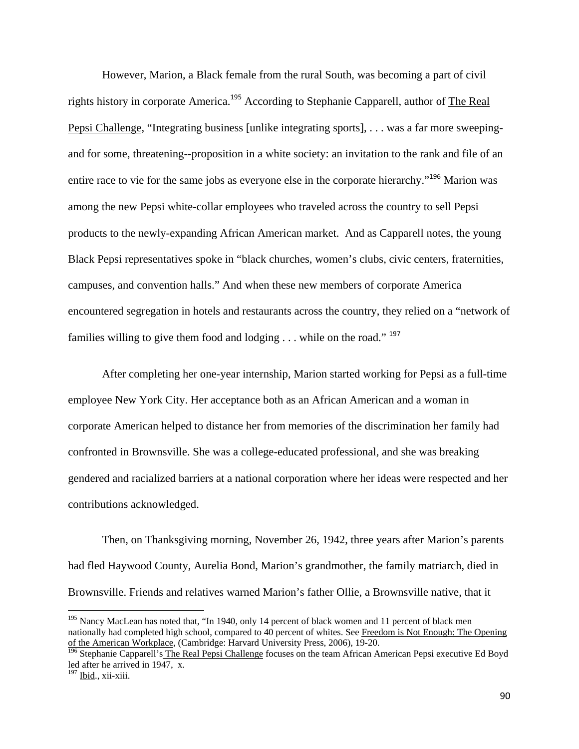However, Marion, a Black female from the rural South, was becoming a part of civil rights history in corporate America.[195] According to Stephanie Capparell, author of The Real Pepsi Challenge, "Integrating business [unlike integrating sports], . . . was a far more sweeping-and for some, threatening--proposition in a white society: an invitation to the rank and file of an entire race to vie for the same jobs as everyone else in the corporate hierarchy."[196] Marion was among the new Pepsi white-collar employees who traveled across the country to sell Pepsi products to the newly-expanding African American market. And as Capparell notes, the young Black Pepsi representatives spoke in "black churches, women's clubs, civic centers, fraternities, campuses, and convention halls." And when these new members of corporate America encountered segregation in hotels and restaurants across the country, they relied on a "network of families willing to give them food and lodging . . . while on the road." [197]

After completing her one-year internship, Marion started working for Pepsi as a full-time employee New York City. Her acceptance both as an African American and a woman in corporate American helped to distance her from memories of the discrimination her family had confronted in Brownsville. She was a college-educated professional, and she was breaking gendered and racialized barriers at a national corporation where her ideas were respected and her contributions acknowledged.

Then, on Thanksgiving morning, November 26, 1942, three years after Marion's parents had fled Haywood County, Aurelia Bond, Marion's grandmother, the family matriarch, died in Brownsville. Friends and relatives warned Marion's father Ollie, a Brownsville native, that it

---

[195] Nancy MacLean has noted that, "In 1940, only 14 percent of black women and 11 percent of black men nationally had completed high school, compared to 40 percent of whites. See Freedom is Not Enough: The Opening of the American Workplace, (Cambridge: Harvard University Press, 2006), 19-20.

[196] Stephanie Capparell's The Real Pepsi Challenge focuses on the team African American Pepsi executive Ed Boyd led after he arrived in 1947, x.

[197] Ibid., xii-xiii.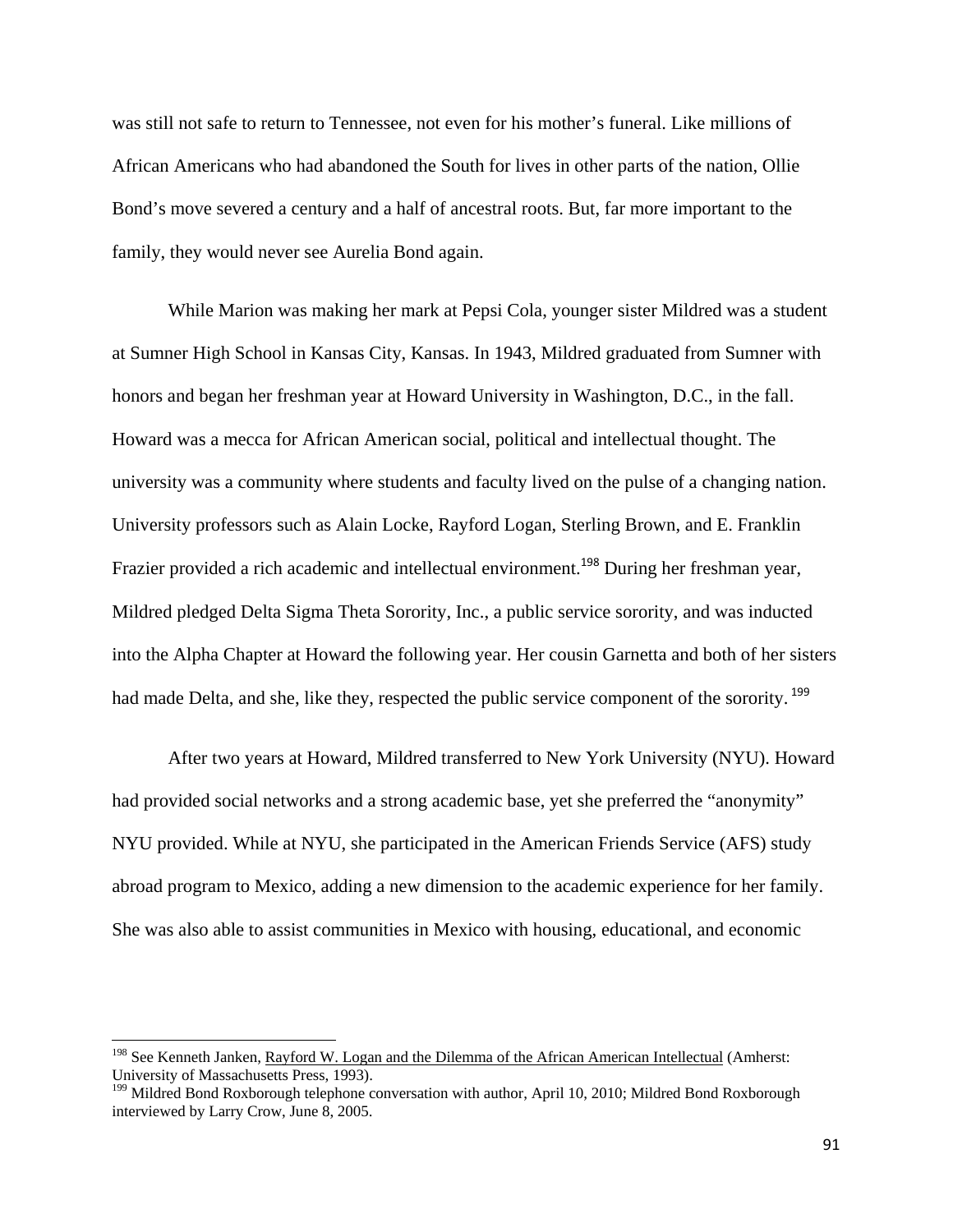was still not safe to return to Tennessee, not even for his mother's funeral. Like millions of African Americans who had abandoned the South for lives in other parts of the nation, Ollie Bond's move severed a century and a half of ancestral roots. But, far more important to the family, they would never see Aurelia Bond again.

While Marion was making her mark at Pepsi Cola, younger sister Mildred was a student at Sumner High School in Kansas City, Kansas. In 1943, Mildred graduated from Sumner with honors and began her freshman year at Howard University in Washington, D.C., in the fall. Howard was a mecca for African American social, political and intellectual thought. The university was a community where students and faculty lived on the pulse of a changing nation. University professors such as Alain Locke, Rayford Logan, Sterling Brown, and E. Franklin Frazier provided a rich academic and intellectual environment.[198] During her freshman year, Mildred pledged Delta Sigma Theta Sorority, Inc., a public service sorority, and was inducted into the Alpha Chapter at Howard the following year. Her cousin Garnetta and both of her sisters had made Delta, and she, like they, respected the public service component of the sorority.[199]

After two years at Howard, Mildred transferred to New York University (NYU). Howard had provided social networks and a strong academic base, yet she preferred the "anonymity" NYU provided. While at NYU, she participated in the American Friends Service (AFS) study abroad program to Mexico, adding a new dimension to the academic experience for her family. She was also able to assist communities in Mexico with housing, educational, and economic

---

[198] See Kenneth Janken, Rayford W. Logan and the Dilemma of the African American Intellectual (Amherst: University of Massachusetts Press, 1993).

[199] Mildred Bond Roxborough telephone conversation with author, April 10, 2010; Mildred Bond Roxborough interviewed by Larry Crow, June 8, 2005.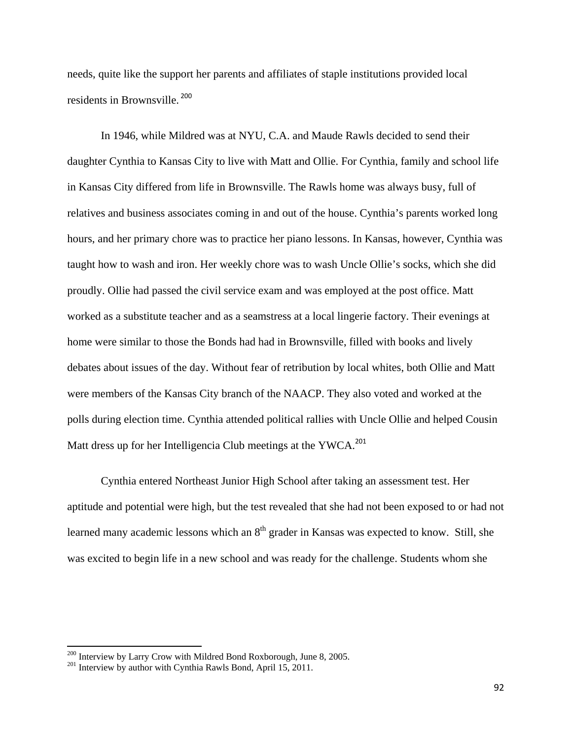needs, quite like the support her parents and affiliates of staple institutions provided local residents in Brownsville.[200]

In 1946, while Mildred was at NYU, C.A. and Maude Rawls decided to send their daughter Cynthia to Kansas City to live with Matt and Ollie. For Cynthia, family and school life in Kansas City differed from life in Brownsville. The Rawls home was always busy, full of relatives and business associates coming in and out of the house. Cynthia's parents worked long hours, and her primary chore was to practice her piano lessons. In Kansas, however, Cynthia was taught how to wash and iron. Her weekly chore was to wash Uncle Ollie's socks, which she did proudly. Ollie had passed the civil service exam and was employed at the post office. Matt worked as a substitute teacher and as a seamstress at a local lingerie factory. Their evenings at home were similar to those the Bonds had had in Brownsville, filled with books and lively debates about issues of the day. Without fear of retribution by local whites, both Ollie and Matt were members of the Kansas City branch of the NAACP. They also voted and worked at the polls during election time. Cynthia attended political rallies with Uncle Ollie and helped Cousin Matt dress up for her Intelligencia Club meetings at the YWCA.[201]

Cynthia entered Northeast Junior High School after taking an assessment test. Her aptitude and potential were high, but the test revealed that she had not been exposed to or had not learned many academic lessons which an 8th grader in Kansas was expected to know. Still, she was excited to begin life in a new school and was ready for the challenge. Students whom she

---

[200] Interview by Larry Crow with Mildred Bond Roxborough, June 8, 2005.

[201] Interview by author with Cynthia Rawls Bond, April 15, 2011.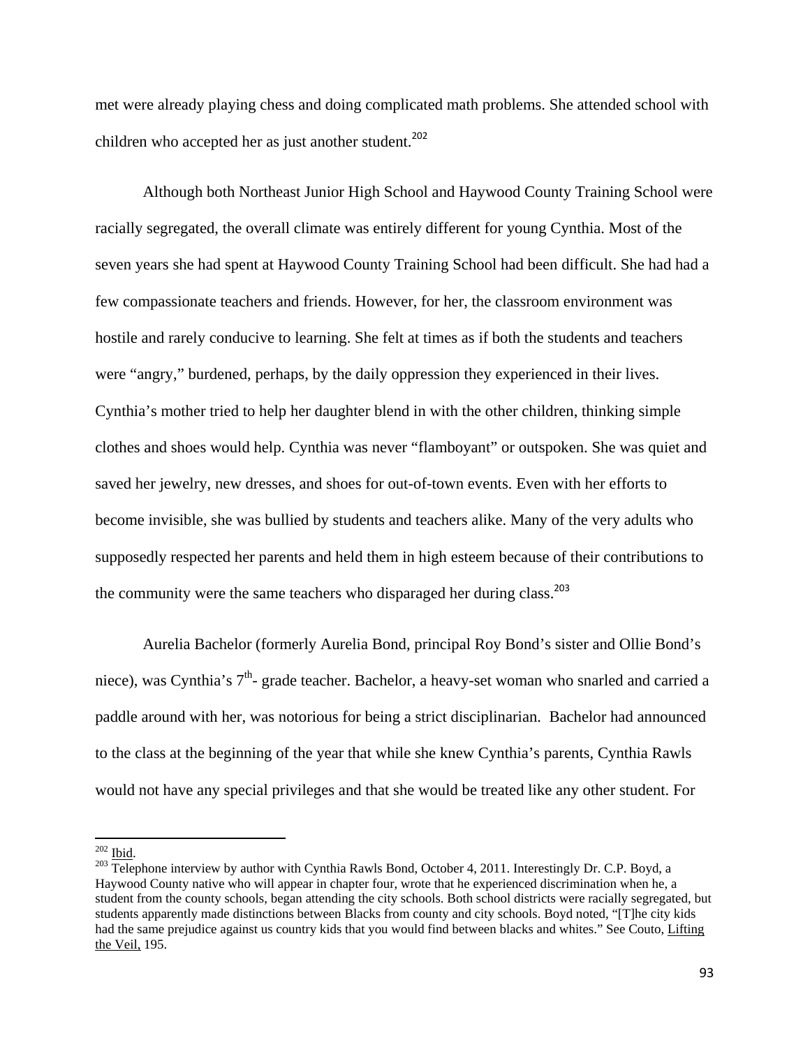met were already playing chess and doing complicated math problems. She attended school with children who accepted her as just another student.[202]

Although both Northeast Junior High School and Haywood County Training School were racially segregated, the overall climate was entirely different for young Cynthia. Most of the seven years she had spent at Haywood County Training School had been difficult. She had had a few compassionate teachers and friends. However, for her, the classroom environment was hostile and rarely conducive to learning. She felt at times as if both the students and teachers were "angry," burdened, perhaps, by the daily oppression they experienced in their lives. Cynthia's mother tried to help her daughter blend in with the other children, thinking simple clothes and shoes would help. Cynthia was never "flamboyant" or outspoken. She was quiet and saved her jewelry, new dresses, and shoes for out-of-town events. Even with her efforts to become invisible, she was bullied by students and teachers alike. Many of the very adults who supposedly respected her parents and held them in high esteem because of their contributions to the community were the same teachers who disparaged her during class.[203]

Aurelia Bachelor (formerly Aurelia Bond, principal Roy Bond's sister and Ollie Bond's niece), was Cynthia's 7th- grade teacher. Bachelor, a heavy-set woman who snarled and carried a paddle around with her, was notorious for being a strict disciplinarian. Bachelor had announced to the class at the beginning of the year that while she knew Cynthia's parents, Cynthia Rawls would not have any special privileges and that she would be treated like any other student. For

---

[202] Ibid.

[203] Telephone interview by author with Cynthia Rawls Bond, October 4, 2011. Interestingly Dr. C.P. Boyd, a Haywood County native who will appear in chapter four, wrote that he experienced discrimination when he, a student from the county schools, began attending the city schools. Both school districts were racially segregated, but students apparently made distinctions between Blacks from county and city schools. Boyd noted, "[T]he city kids had the same prejudice against us country kids that you would find between blacks and whites." See Couto, Lifting the Veil, 195.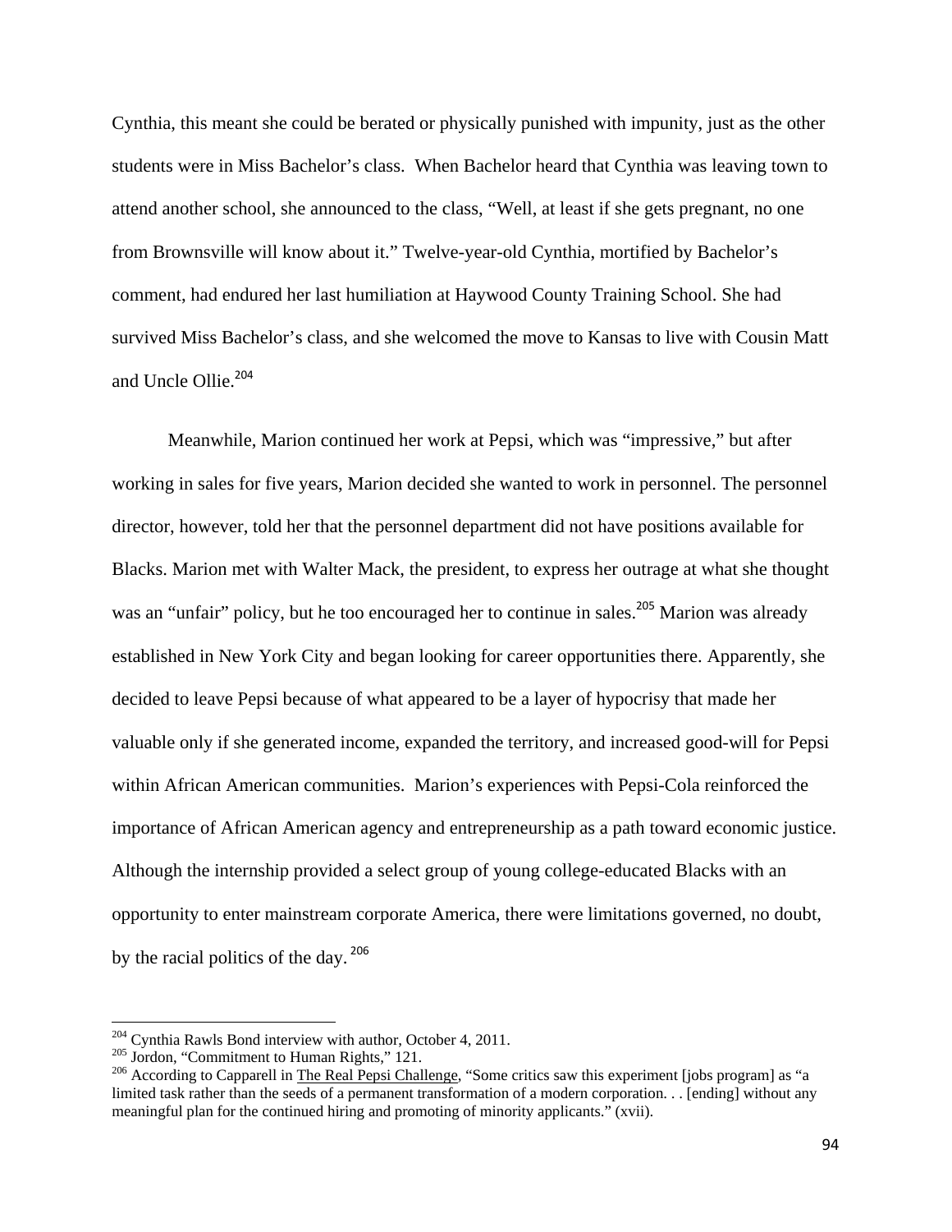Cynthia, this meant she could be berated or physically punished with impunity, just as the other students were in Miss Bachelor's class. When Bachelor heard that Cynthia was leaving town to attend another school, she announced to the class, "Well, at least if she gets pregnant, no one from Brownsville will know about it." Twelve-year-old Cynthia, mortified by Bachelor's comment, had endured her last humiliation at Haywood County Training School. She had survived Miss Bachelor's class, and she welcomed the move to Kansas to live with Cousin Matt and Uncle Ollie.[204]

Meanwhile, Marion continued her work at Pepsi, which was "impressive," but after working in sales for five years, Marion decided she wanted to work in personnel. The personnel director, however, told her that the personnel department did not have positions available for Blacks. Marion met with Walter Mack, the president, to express her outrage at what she thought was an "unfair" policy, but he too encouraged her to continue in sales.[205] Marion was already established in New York City and began looking for career opportunities there. Apparently, she decided to leave Pepsi because of what appeared to be a layer of hypocrisy that made her valuable only if she generated income, expanded the territory, and increased good-will for Pepsi within African American communities. Marion's experiences with Pepsi-Cola reinforced the importance of African American agency and entrepreneurship as a path toward economic justice. Although the internship provided a select group of young college-educated Blacks with an opportunity to enter mainstream corporate America, there were limitations governed, no doubt, by the racial politics of the day.[206]

---

[204] Cynthia Rawls Bond interview with author, October 4, 2011.

[205] Jordon, "Commitment to Human Rights," 121.

[206] According to Capparell in The Real Pepsi Challenge, "Some critics saw this experiment [jobs program] as "a limited task rather than the seeds of a permanent transformation of a modern corporation. . . [ending] without any meaningful plan for the continued hiring and promoting of minority applicants." (xvii).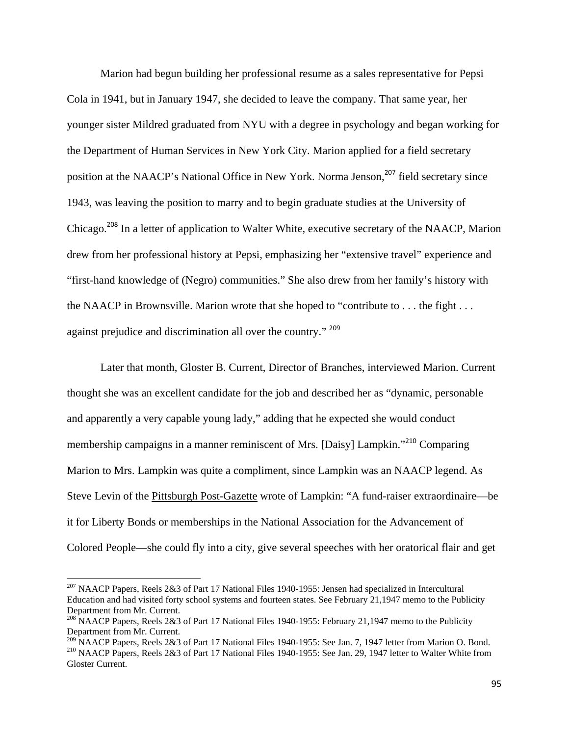Marion had begun building her professional resume as a sales representative for Pepsi Cola in 1941, but in January 1947, she decided to leave the company. That same year, her younger sister Mildred graduated from NYU with a degree in psychology and began working for the Department of Human Services in New York City. Marion applied for a field secretary position at the NAACP's National Office in New York. Norma Jenson,[207] field secretary since 1943, was leaving the position to marry and to begin graduate studies at the University of Chicago.[208] In a letter of application to Walter White, executive secretary of the NAACP, Marion drew from her professional history at Pepsi, emphasizing her "extensive travel" experience and "first-hand knowledge of (Negro) communities." She also drew from her family's history with the NAACP in Brownsville. Marion wrote that she hoped to "contribute to . . . the fight . . . against prejudice and discrimination all over the country." [209]

Later that month, Gloster B. Current, Director of Branches, interviewed Marion. Current thought she was an excellent candidate for the job and described her as "dynamic, personable and apparently a very capable young lady," adding that he expected she would conduct membership campaigns in a manner reminiscent of Mrs. [Daisy] Lampkin."[210] Comparing Marion to Mrs. Lampkin was quite a compliment, since Lampkin was an NAACP legend. As Steve Levin of the Pittsburgh Post-Gazette wrote of Lampkin: "A fund-raiser extraordinaire—be it for Liberty Bonds or memberships in the National Association for the Advancement of Colored People—she could fly into a city, give several speeches with her oratorical flair and get

---

[207] NAACP Papers, Reels 2&3 of Part 17 National Files 1940-1955: Jensen had specialized in Intercultural Education and had visited forty school systems and fourteen states. See February 21,1947 memo to the Publicity Department from Mr. Current.

[208] NAACP Papers, Reels 2&3 of Part 17 National Files 1940-1955: February 21,1947 memo to the Publicity Department from Mr. Current.

[209] NAACP Papers, Reels 2&3 of Part 17 National Files 1940-1955: See Jan. 7, 1947 letter from Marion O. Bond.

[210] NAACP Papers, Reels 2&3 of Part 17 National Files 1940-1955: See Jan. 29, 1947 letter to Walter White from Gloster Current.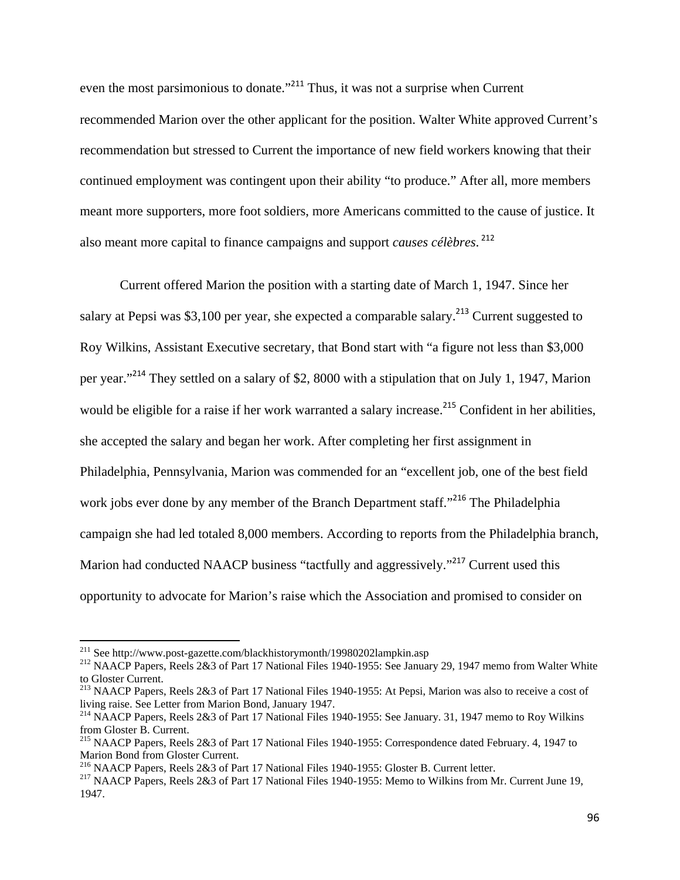even the most parsimonious to donate."[211] Thus, it was not a surprise when Current recommended Marion over the other applicant for the position. Walter White approved Current's recommendation but stressed to Current the importance of new field workers knowing that their continued employment was contingent upon their ability "to produce." After all, more members meant more supporters, more foot soldiers, more Americans committed to the cause of justice. It also meant more capital to finance campaigns and support *causes célèbres*.[212]

Current offered Marion the position with a starting date of March 1, 1947. Since her salary at Pepsi was $3,100 per year, she expected a comparable salary.[213] Current suggested to Roy Wilkins, Assistant Executive secretary, that Bond start with "a figure not less than $3,000 per year."[214] They settled on a salary of $2, 8000 with a stipulation that on July 1, 1947, Marion would be eligible for a raise if her work warranted a salary increase.[215] Confident in her abilities, she accepted the salary and began her work. After completing her first assignment in Philadelphia, Pennsylvania, Marion was commended for an "excellent job, one of the best field work jobs ever done by any member of the Branch Department staff."[216] The Philadelphia campaign she had led totaled 8,000 members. According to reports from the Philadelphia branch, Marion had conducted NAACP business "tactfully and aggressively."[217] Current used this opportunity to advocate for Marion's raise which the Association and promised to consider on

---

[211] See http://www.post-gazette.com/blackhistorymonth/19980202lampkin.asp

[212] NAACP Papers, Reels 2&3 of Part 17 National Files 1940-1955: See January 29, 1947 memo from Walter White to Gloster Current.

[213] NAACP Papers, Reels 2&3 of Part 17 National Files 1940-1955: At Pepsi, Marion was also to receive a cost of living raise. See Letter from Marion Bond, January 1947.

[214] NAACP Papers, Reels 2&3 of Part 17 National Files 1940-1955: See January. 31, 1947 memo to Roy Wilkins from Gloster B. Current.

[215] NAACP Papers, Reels 2&3 of Part 17 National Files 1940-1955: Correspondence dated February. 4, 1947 to Marion Bond from Gloster Current.

[216] NAACP Papers, Reels 2&3 of Part 17 National Files 1940-1955: Gloster B. Current letter.

[217] NAACP Papers, Reels 2&3 of Part 17 National Files 1940-1955: Memo to Wilkins from Mr. Current June 19, 1947.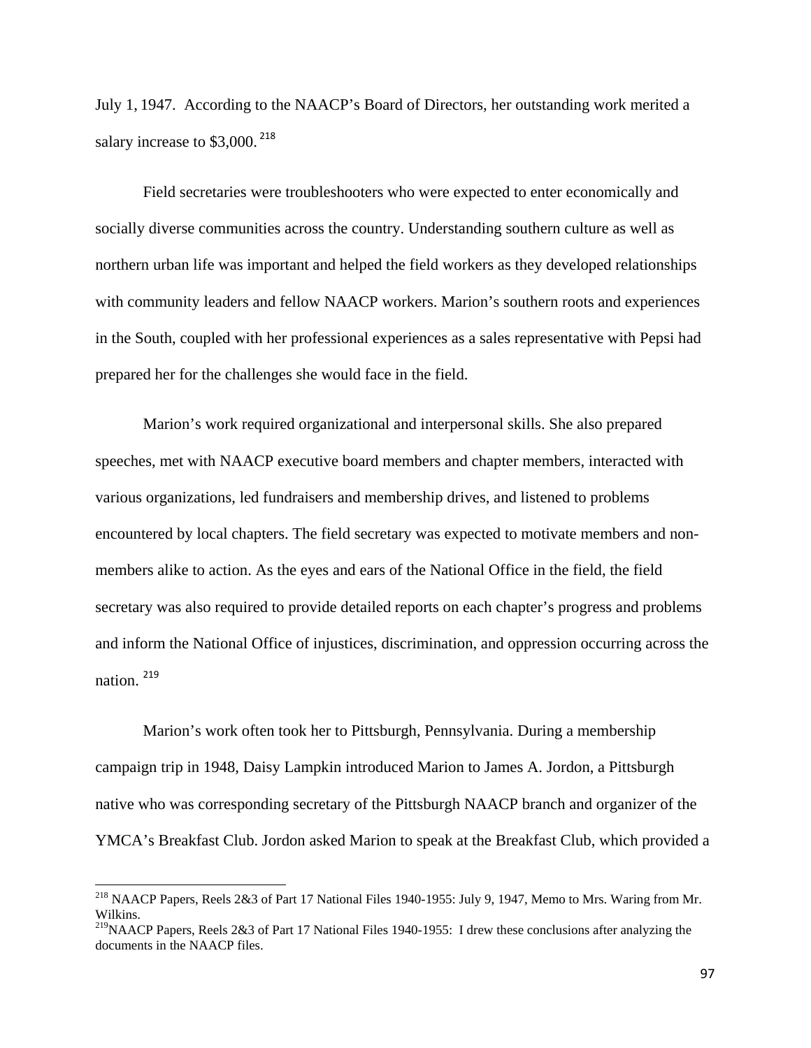July 1, 1947. According to the NAACP's Board of Directors, her outstanding work merited a salary increase to $3,000.[218]

Field secretaries were troubleshooters who were expected to enter economically and socially diverse communities across the country. Understanding southern culture as well as northern urban life was important and helped the field workers as they developed relationships with community leaders and fellow NAACP workers. Marion's southern roots and experiences in the South, coupled with her professional experiences as a sales representative with Pepsi had prepared her for the challenges she would face in the field.

Marion's work required organizational and interpersonal skills. She also prepared speeches, met with NAACP executive board members and chapter members, interacted with various organizations, led fundraisers and membership drives, and listened to problems encountered by local chapters. The field secretary was expected to motivate members and non-members alike to action. As the eyes and ears of the National Office in the field, the field secretary was also required to provide detailed reports on each chapter's progress and problems and inform the National Office of injustices, discrimination, and oppression occurring across the nation.[219]

Marion's work often took her to Pittsburgh, Pennsylvania. During a membership campaign trip in 1948, Daisy Lampkin introduced Marion to James A. Jordon, a Pittsburgh native who was corresponding secretary of the Pittsburgh NAACP branch and organizer of the YMCA's Breakfast Club. Jordon asked Marion to speak at the Breakfast Club, which provided a

---

[218] NAACP Papers, Reels 2&3 of Part 17 National Files 1940-1955: July 9, 1947, Memo to Mrs. Waring from Mr. Wilkins.

[219] NAACP Papers, Reels 2&3 of Part 17 National Files 1940-1955: I drew these conclusions after analyzing the documents in the NAACP files.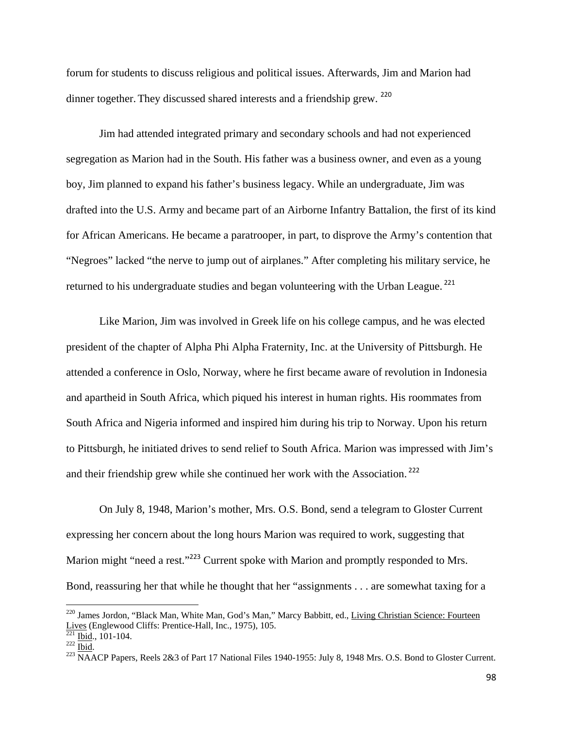forum for students to discuss religious and political issues. Afterwards, Jim and Marion had dinner together. They discussed shared interests and a friendship grew. [220]

Jim had attended integrated primary and secondary schools and had not experienced segregation as Marion had in the South. His father was a business owner, and even as a young boy, Jim planned to expand his father's business legacy. While an undergraduate, Jim was drafted into the U.S. Army and became part of an Airborne Infantry Battalion, the first of its kind for African Americans. He became a paratrooper, in part, to disprove the Army's contention that "Negroes" lacked "the nerve to jump out of airplanes." After completing his military service, he returned to his undergraduate studies and began volunteering with the Urban League. [221]

Like Marion, Jim was involved in Greek life on his college campus, and he was elected president of the chapter of Alpha Phi Alpha Fraternity, Inc. at the University of Pittsburgh. He attended a conference in Oslo, Norway, where he first became aware of revolution in Indonesia and apartheid in South Africa, which piqued his interest in human rights. His roommates from South Africa and Nigeria informed and inspired him during his trip to Norway. Upon his return to Pittsburgh, he initiated drives to send relief to South Africa. Marion was impressed with Jim's and their friendship grew while she continued her work with the Association. [222]

On July 8, 1948, Marion's mother, Mrs. O.S. Bond, send a telegram to Gloster Current expressing her concern about the long hours Marion was required to work, suggesting that Marion might "need a rest."[223] Current spoke with Marion and promptly responded to Mrs. Bond, reassuring her that while he thought that her "assignments . . . are somewhat taxing for a

---

[220] James Jordon, "Black Man, White Man, God's Man," Marcy Babbitt, ed., Living Christian Science: Fourteen Lives (Englewood Cliffs: Prentice-Hall, Inc., 1975), 105.

[221] Ibid., 101-104.

[222] Ibid.

[223] NAACP Papers, Reels 2&3 of Part 17 National Files 1940-1955: July 8, 1948 Mrs. O.S. Bond to Gloster Current.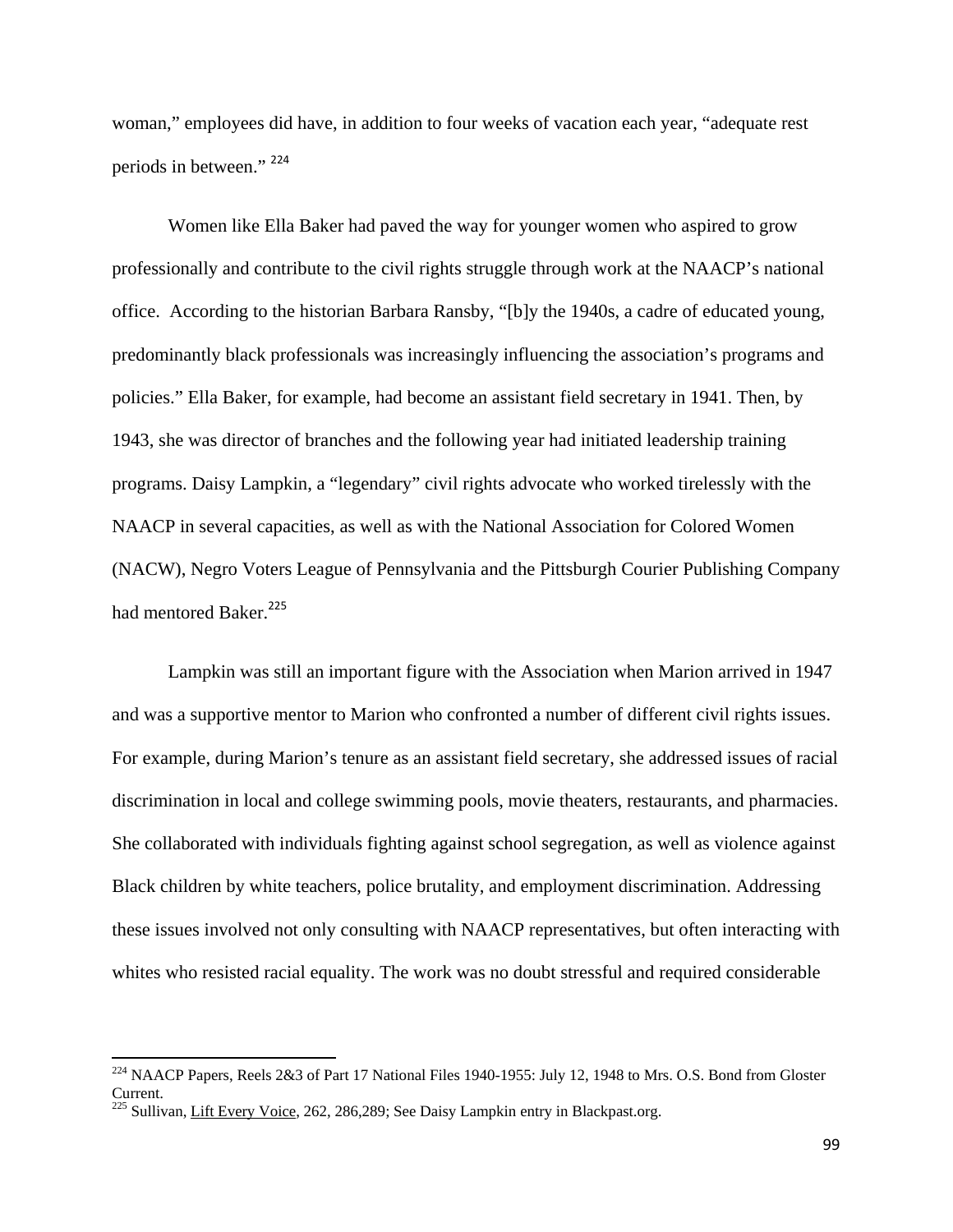woman," employees did have, in addition to four weeks of vacation each year, "adequate rest periods in between." [224]

Women like Ella Baker had paved the way for younger women who aspired to grow professionally and contribute to the civil rights struggle through work at the NAACP's national office. According to the historian Barbara Ransby, "[b]y the 1940s, a cadre of educated young, predominantly black professionals was increasingly influencing the association's programs and policies." Ella Baker, for example, had become an assistant field secretary in 1941. Then, by 1943, she was director of branches and the following year had initiated leadership training programs. Daisy Lampkin, a "legendary" civil rights advocate who worked tirelessly with the NAACP in several capacities, as well as with the National Association for Colored Women (NACW), Negro Voters League of Pennsylvania and the Pittsburgh Courier Publishing Company had mentored Baker.[225]

Lampkin was still an important figure with the Association when Marion arrived in 1947 and was a supportive mentor to Marion who confronted a number of different civil rights issues. For example, during Marion's tenure as an assistant field secretary, she addressed issues of racial discrimination in local and college swimming pools, movie theaters, restaurants, and pharmacies. She collaborated with individuals fighting against school segregation, as well as violence against Black children by white teachers, police brutality, and employment discrimination. Addressing these issues involved not only consulting with NAACP representatives, but often interacting with whites who resisted racial equality. The work was no doubt stressful and required considerable

---

[224] NAACP Papers, Reels 2&3 of Part 17 National Files 1940-1955: July 12, 1948 to Mrs. O.S. Bond from Gloster Current.

[225] Sullivan, Lift Every Voice, 262, 286,289; See Daisy Lampkin entry in Blackpast.org.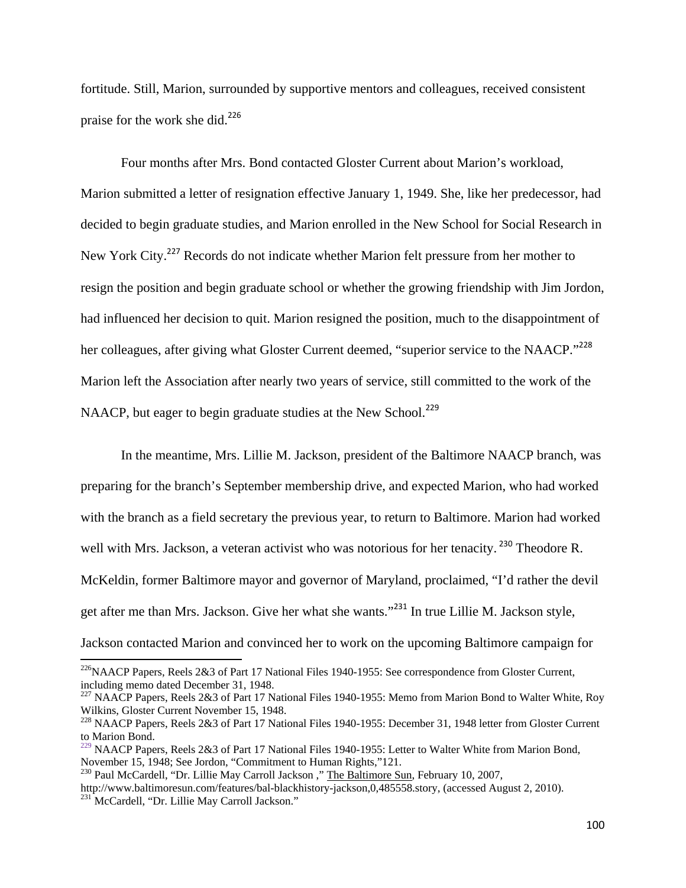fortitude. Still, Marion, surrounded by supportive mentors and colleagues, received consistent praise for the work she did.[226]

Four months after Mrs. Bond contacted Gloster Current about Marion's workload, Marion submitted a letter of resignation effective January 1, 1949. She, like her predecessor, had decided to begin graduate studies, and Marion enrolled in the New School for Social Research in New York City.[227] Records do not indicate whether Marion felt pressure from her mother to resign the position and begin graduate school or whether the growing friendship with Jim Jordon, had influenced her decision to quit. Marion resigned the position, much to the disappointment of her colleagues, after giving what Gloster Current deemed, "superior service to the NAACP."[228] Marion left the Association after nearly two years of service, still committed to the work of the NAACP, but eager to begin graduate studies at the New School.[229]

In the meantime, Mrs. Lillie M. Jackson, president of the Baltimore NAACP branch, was preparing for the branch's September membership drive, and expected Marion, who had worked with the branch as a field secretary the previous year, to return to Baltimore. Marion had worked well with Mrs. Jackson, a veteran activist who was notorious for her tenacity.[230] Theodore R. McKeldin, former Baltimore mayor and governor of Maryland, proclaimed, "I'd rather the devil get after me than Mrs. Jackson. Give her what she wants."[231] In true Lillie M. Jackson style, Jackson contacted Marion and convinced her to work on the upcoming Baltimore campaign for

---

[226] NAACP Papers, Reels 2&3 of Part 17 National Files 1940-1955: See correspondence from Gloster Current, including memo dated December 31, 1948.

[227] NAACP Papers, Reels 2&3 of Part 17 National Files 1940-1955: Memo from Marion Bond to Walter White, Roy Wilkins, Gloster Current November 15, 1948.

[228] NAACP Papers, Reels 2&3 of Part 17 National Files 1940-1955: December 31, 1948 letter from Gloster Current to Marion Bond.

[229] NAACP Papers, Reels 2&3 of Part 17 National Files 1940-1955: Letter to Walter White from Marion Bond, November 15, 1948; See Jordon, "Commitment to Human Rights,"121.

[230] Paul McCardell, "Dr. Lillie May Carroll Jackson ," The Baltimore Sun, February 10, 2007, http://www.baltimoresun.com/features/bal-blackhistory-jackson,0,485558.story, (accessed August 2, 2010).

[231] McCardell, "Dr. Lillie May Carroll Jackson."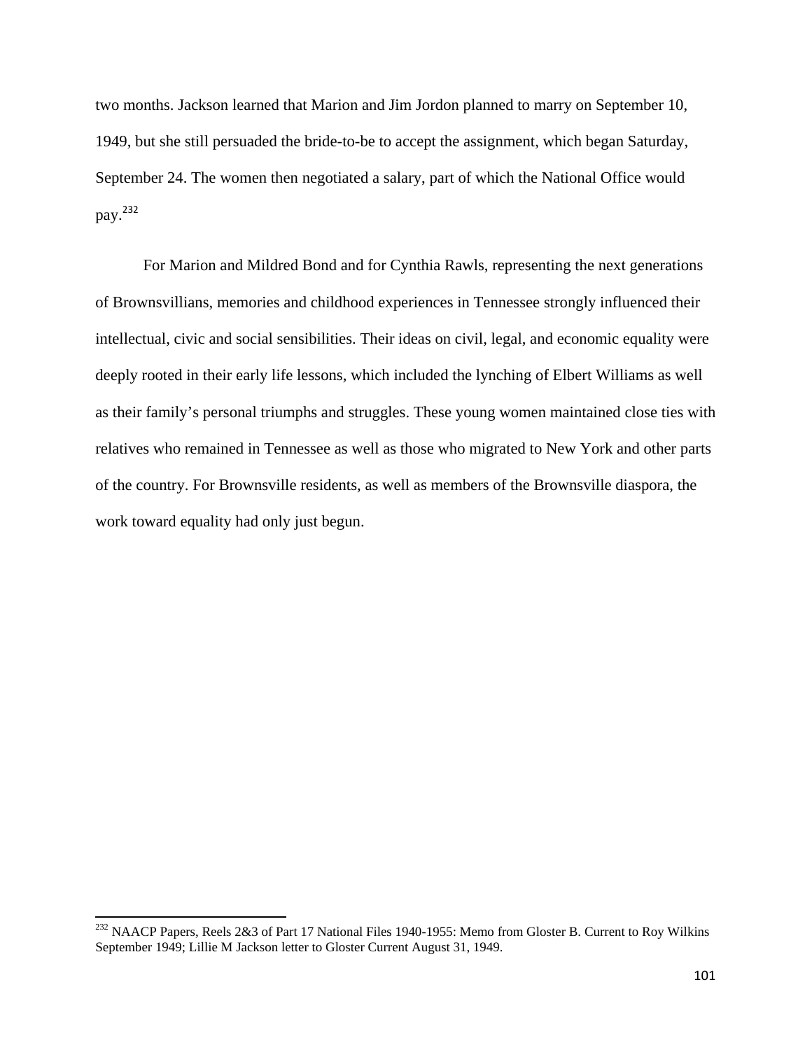two months. Jackson learned that Marion and Jim Jordon planned to marry on September 10, 1949, but she still persuaded the bride-to-be to accept the assignment, which began Saturday, September 24. The women then negotiated a salary, part of which the National Office would pay.[232]

For Marion and Mildred Bond and for Cynthia Rawls, representing the next generations of Brownsvillians, memories and childhood experiences in Tennessee strongly influenced their intellectual, civic and social sensibilities. Their ideas on civil, legal, and economic equality were deeply rooted in their early life lessons, which included the lynching of Elbert Williams as well as their family's personal triumphs and struggles. These young women maintained close ties with relatives who remained in Tennessee as well as those who migrated to New York and other parts of the country. For Brownsville residents, as well as members of the Brownsville diaspora, the work toward equality had only just begun.

[232] NAACP Papers, Reels 2&3 of Part 17 National Files 1940-1955: Memo from Gloster B. Current to Roy Wilkins September 1949; Lillie M Jackson letter to Gloster Current August 31, 1949.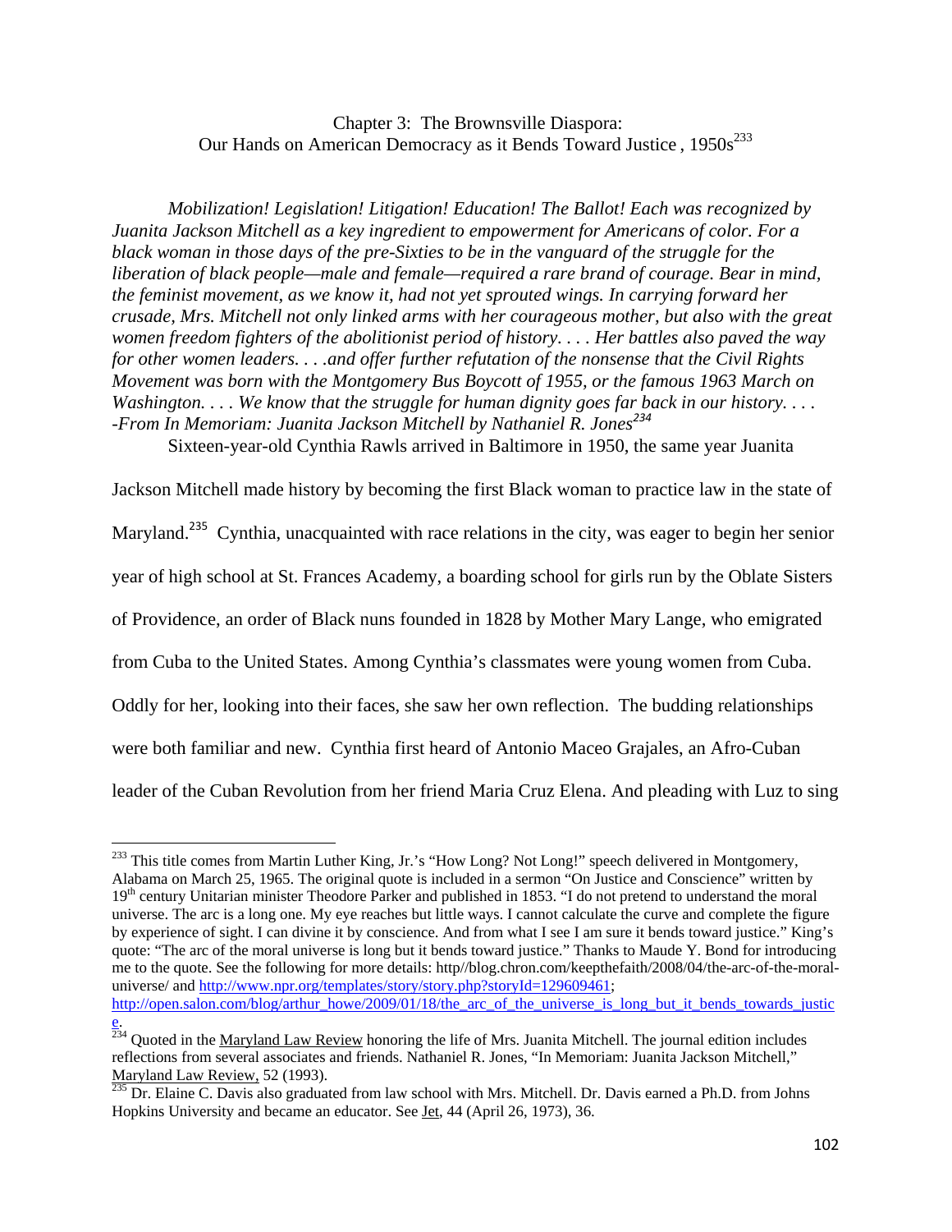## Chapter 3: The Brownsville Diaspora: Our Hands on American Democracy as it Bends Toward Justice , 1950s[233]

*Mobilization! Legislation! Litigation! Education! The Ballot! Each was recognized by Juanita Jackson Mitchell as a key ingredient to empowerment for Americans of color. For a black woman in those days of the pre-Sixties to be in the vanguard of the struggle for the liberation of black people—male and female—required a rare brand of courage. Bear in mind, the feminist movement, as we know it, had not yet sprouted wings. In carrying forward her crusade, Mrs. Mitchell not only linked arms with her courageous mother, but also with the great women freedom fighters of the abolitionist period of history. . . . Her battles also paved the way for other women leaders. . . .and offer further refutation of the nonsense that the Civil Rights Movement was born with the Montgomery Bus Boycott of 1955, or the famous 1963 March on Washington. . . . We know that the struggle for human dignity goes far back in our history. . . . -From In Memoriam: Juanita Jackson Mitchell by Nathaniel R. Jones*[234]

Sixteen-year-old Cynthia Rawls arrived in Baltimore in 1950, the same year Juanita Jackson Mitchell made history by becoming the first Black woman to practice law in the state of Maryland.[235] Cynthia, unacquainted with race relations in the city, was eager to begin her senior year of high school at St. Frances Academy, a boarding school for girls run by the Oblate Sisters of Providence, an order of Black nuns founded in 1828 by Mother Mary Lange, who emigrated from Cuba to the United States. Among Cynthia's classmates were young women from Cuba. Oddly for her, looking into their faces, she saw her own reflection. The budding relationships were both familiar and new. Cynthia first heard of Antonio Maceo Grajales, an Afro-Cuban leader of the Cuban Revolution from her friend Maria Cruz Elena. And pleading with Luz to sing

---

[233] This title comes from Martin Luther King, Jr.'s "How Long? Not Long!" speech delivered in Montgomery, Alabama on March 25, 1965. The original quote is included in a sermon "On Justice and Conscience" written by 19th century Unitarian minister Theodore Parker and published in 1853. "I do not pretend to understand the moral universe. The arc is a long one. My eye reaches but little ways. I cannot calculate the curve and complete the figure by experience of sight. I can divine it by conscience. And from what I see I am sure it bends toward justice." King's quote: "The arc of the moral universe is long but it bends toward justice." Thanks to Maude Y. Bond for introducing me to the quote. See the following for more details: http//blog.chron.com/keepthefaith/2008/04/the-arc-of-the-moral-universe/ and http://www.npr.org/templates/story/story.php?storyId=129609461; http://open.salon.com/blog/arthur_howe/2009/01/18/the_arc_of_the_universe_is_long_but_it_bends_towards_justice.

[234] Quoted in the Maryland Law Review honoring the life of Mrs. Juanita Mitchell. The journal edition includes reflections from several associates and friends. Nathaniel R. Jones, "In Memoriam: Juanita Jackson Mitchell," Maryland Law Review, 52 (1993).

[235] Dr. Elaine C. Davis also graduated from law school with Mrs. Mitchell. Dr. Davis earned a Ph.D. from Johns Hopkins University and became an educator. See Jet, 44 (April 26, 1973), 36.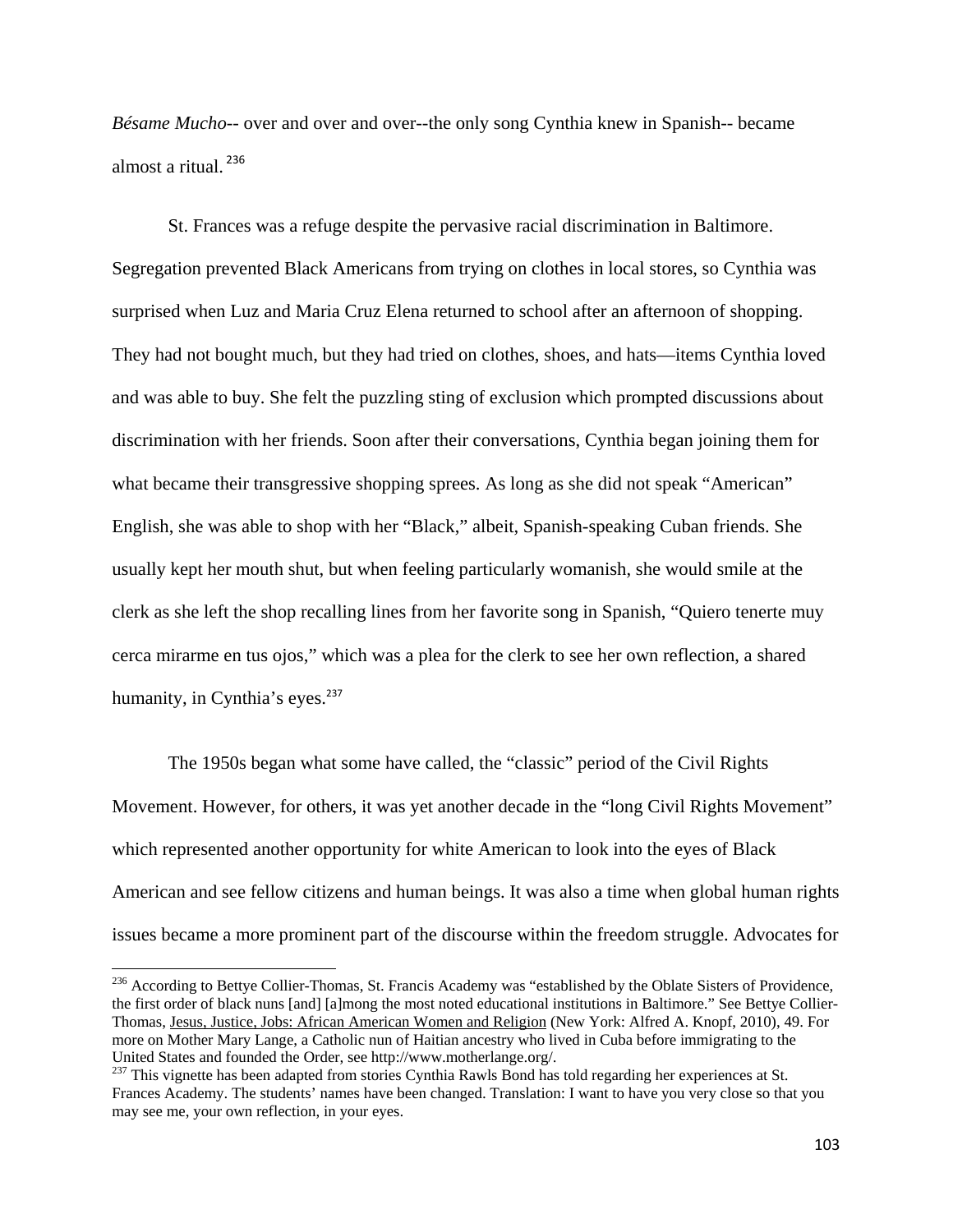*Bésame Mucho*-- over and over and over--the only song Cynthia knew in Spanish-- became almost a ritual.[236]

St. Frances was a refuge despite the pervasive racial discrimination in Baltimore. Segregation prevented Black Americans from trying on clothes in local stores, so Cynthia was surprised when Luz and Maria Cruz Elena returned to school after an afternoon of shopping. They had not bought much, but they had tried on clothes, shoes, and hats—items Cynthia loved and was able to buy. She felt the puzzling sting of exclusion which prompted discussions about discrimination with her friends. Soon after their conversations, Cynthia began joining them for what became their transgressive shopping sprees. As long as she did not speak "American" English, she was able to shop with her "Black," albeit, Spanish-speaking Cuban friends. She usually kept her mouth shut, but when feeling particularly womanish, she would smile at the clerk as she left the shop recalling lines from her favorite song in Spanish, "Quiero tenerte muy cerca mirarme en tus ojos," which was a plea for the clerk to see her own reflection, a shared humanity, in Cynthia's eyes.[237]

The 1950s began what some have called, the "classic" period of the Civil Rights Movement. However, for others, it was yet another decade in the "long Civil Rights Movement" which represented another opportunity for white American to look into the eyes of Black American and see fellow citizens and human beings. It was also a time when global human rights issues became a more prominent part of the discourse within the freedom struggle. Advocates for

---

[236] According to Bettye Collier-Thomas, St. Francis Academy was "established by the Oblate Sisters of Providence, the first order of black nuns [and] [a]mong the most noted educational institutions in Baltimore." See Bettye Collier-Thomas, Jesus, Justice, Jobs: African American Women and Religion (New York: Alfred A. Knopf, 2010), 49. For more on Mother Mary Lange, a Catholic nun of Haitian ancestry who lived in Cuba before immigrating to the United States and founded the Order, see http://www.motherlange.org/.

[237] This vignette has been adapted from stories Cynthia Rawls Bond has told regarding her experiences at St. Frances Academy. The students' names have been changed. Translation: I want to have you very close so that you may see me, your own reflection, in your eyes.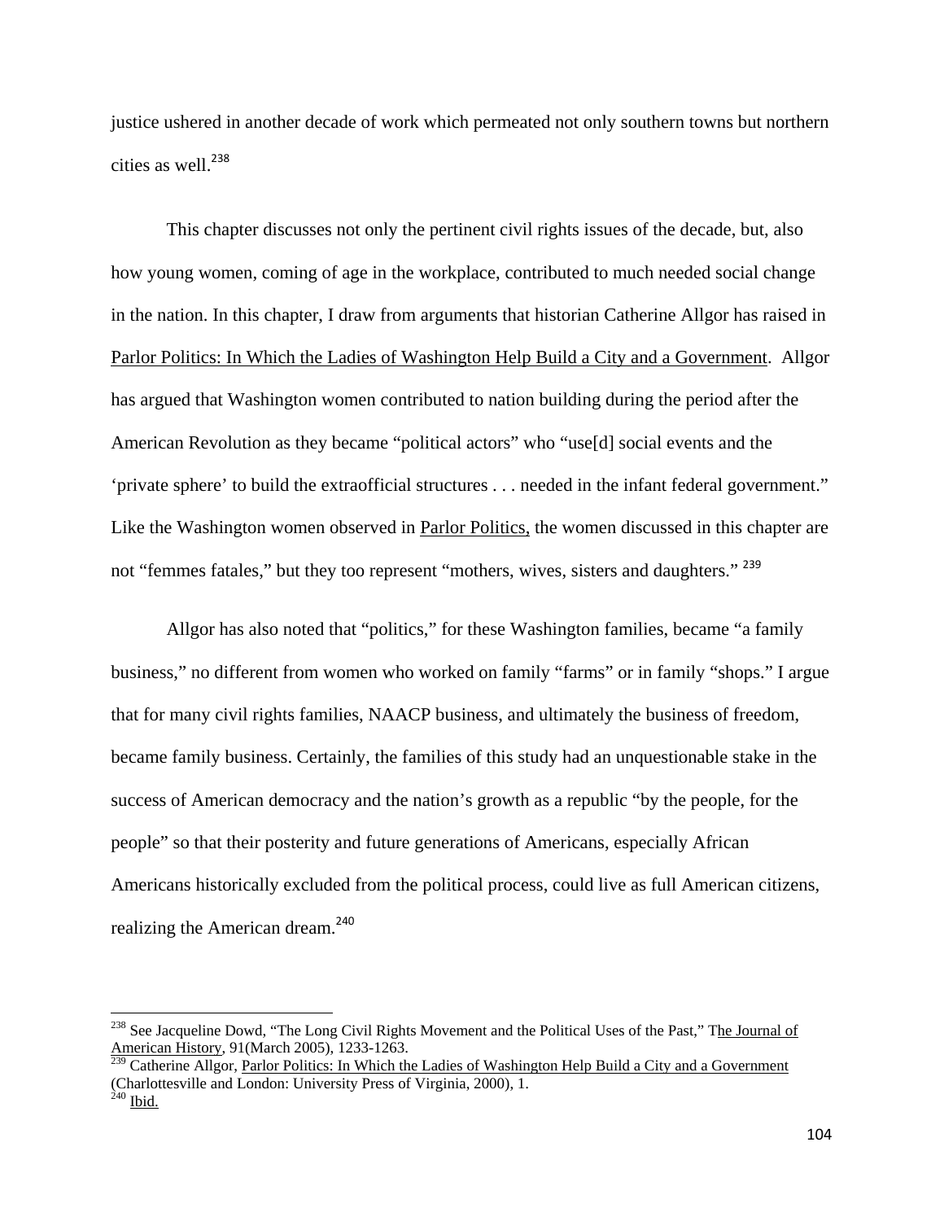justice ushered in another decade of work which permeated not only southern towns but northern cities as well.[238]

This chapter discusses not only the pertinent civil rights issues of the decade, but, also how young women, coming of age in the workplace, contributed to much needed social change in the nation. In this chapter, I draw from arguments that historian Catherine Allgor has raised in Parlor Politics: In Which the Ladies of Washington Help Build a City and a Government. Allgor has argued that Washington women contributed to nation building during the period after the American Revolution as they became "political actors" who "use[d] social events and the 'private sphere' to build the extraofficial structures . . . needed in the infant federal government." Like the Washington women observed in Parlor Politics, the women discussed in this chapter are not "femmes fatales," but they too represent "mothers, wives, sisters and daughters." [239]

Allgor has also noted that "politics," for these Washington families, became "a family business," no different from women who worked on family "farms" or in family "shops." I argue that for many civil rights families, NAACP business, and ultimately the business of freedom, became family business. Certainly, the families of this study had an unquestionable stake in the success of American democracy and the nation's growth as a republic "by the people, for the people" so that their posterity and future generations of Americans, especially African Americans historically excluded from the political process, could live as full American citizens, realizing the American dream.[240]

---

[238] See Jacqueline Dowd, "The Long Civil Rights Movement and the Political Uses of the Past," The Journal of American History, 91(March 2005), 1233-1263.

[239] Catherine Allgor, Parlor Politics: In Which the Ladies of Washington Help Build a City and a Government (Charlottesville and London: University Press of Virginia, 2000), 1.

[240] Ibid.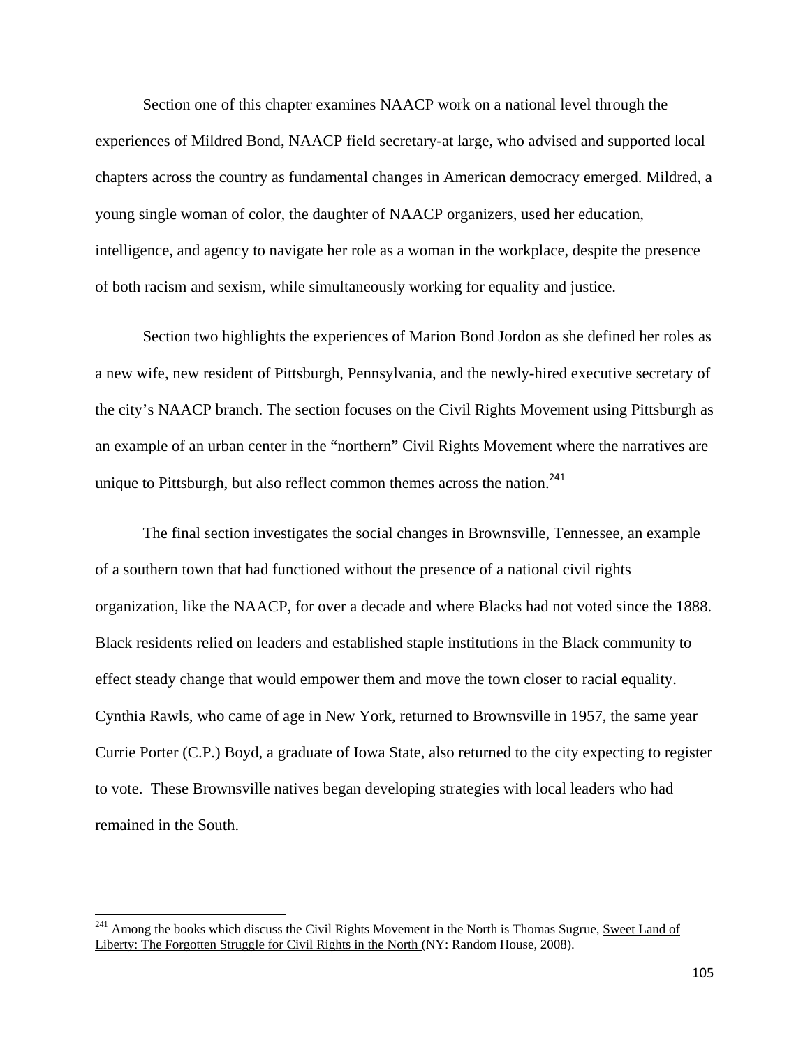Section one of this chapter examines NAACP work on a national level through the experiences of Mildred Bond, NAACP field secretary-at large, who advised and supported local chapters across the country as fundamental changes in American democracy emerged. Mildred, a young single woman of color, the daughter of NAACP organizers, used her education, intelligence, and agency to navigate her role as a woman in the workplace, despite the presence of both racism and sexism, while simultaneously working for equality and justice.

Section two highlights the experiences of Marion Bond Jordon as she defined her roles as a new wife, new resident of Pittsburgh, Pennsylvania, and the newly-hired executive secretary of the city's NAACP branch. The section focuses on the Civil Rights Movement using Pittsburgh as an example of an urban center in the "northern" Civil Rights Movement where the narratives are unique to Pittsburgh, but also reflect common themes across the nation.[241]

The final section investigates the social changes in Brownsville, Tennessee, an example of a southern town that had functioned without the presence of a national civil rights organization, like the NAACP, for over a decade and where Blacks had not voted since the 1888. Black residents relied on leaders and established staple institutions in the Black community to effect steady change that would empower them and move the town closer to racial equality. Cynthia Rawls, who came of age in New York, returned to Brownsville in 1957, the same year Currie Porter (C.P.) Boyd, a graduate of Iowa State, also returned to the city expecting to register to vote. These Brownsville natives began developing strategies with local leaders who had remained in the South.

---

[241] Among the books which discuss the Civil Rights Movement in the North is Thomas Sugrue, Sweet Land of Liberty: The Forgotten Struggle for Civil Rights in the North (NY: Random House, 2008).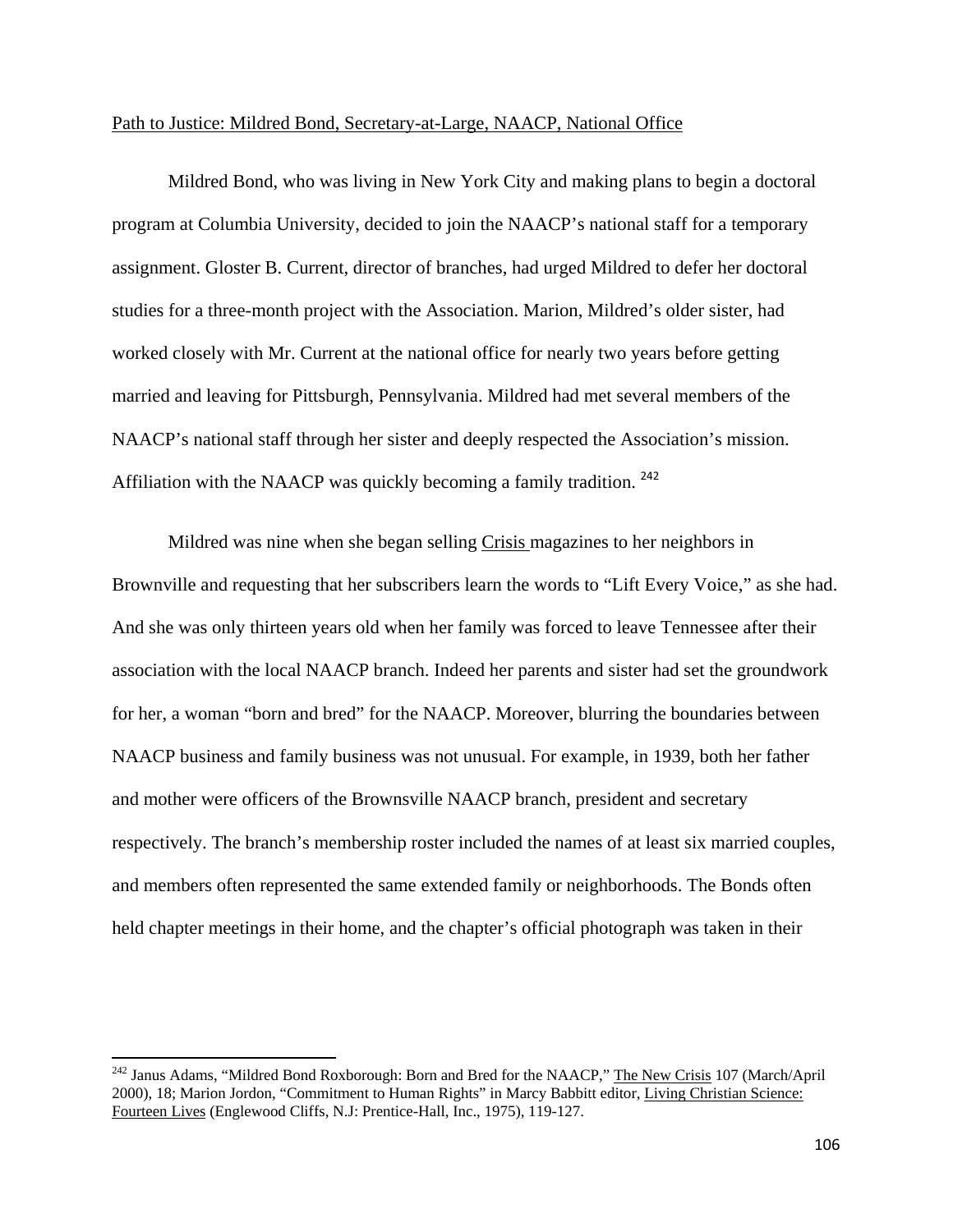Path to Justice: Mildred Bond, Secretary-at-Large, NAACP, National Office

Mildred Bond, who was living in New York City and making plans to begin a doctoral program at Columbia University, decided to join the NAACP's national staff for a temporary assignment. Gloster B. Current, director of branches, had urged Mildred to defer her doctoral studies for a three-month project with the Association. Marion, Mildred's older sister, had worked closely with Mr. Current at the national office for nearly two years before getting married and leaving for Pittsburgh, Pennsylvania. Mildred had met several members of the NAACP's national staff through her sister and deeply respected the Association's mission. Affiliation with the NAACP was quickly becoming a family tradition. [242]

Mildred was nine when she began selling Crisis magazines to her neighbors in Brownville and requesting that her subscribers learn the words to "Lift Every Voice," as she had. And she was only thirteen years old when her family was forced to leave Tennessee after their association with the local NAACP branch. Indeed her parents and sister had set the groundwork for her, a woman "born and bred" for the NAACP. Moreover, blurring the boundaries between NAACP business and family business was not unusual. For example, in 1939, both her father and mother were officers of the Brownsville NAACP branch, president and secretary respectively. The branch's membership roster included the names of at least six married couples, and members often represented the same extended family or neighborhoods. The Bonds often held chapter meetings in their home, and the chapter's official photograph was taken in their

---

[242] Janus Adams, "Mildred Bond Roxborough: Born and Bred for the NAACP," The New Crisis 107 (March/April 2000), 18; Marion Jordon, "Commitment to Human Rights" in Marcy Babbitt editor, Living Christian Science: Fourteen Lives (Englewood Cliffs, N.J: Prentice-Hall, Inc., 1975), 119-127.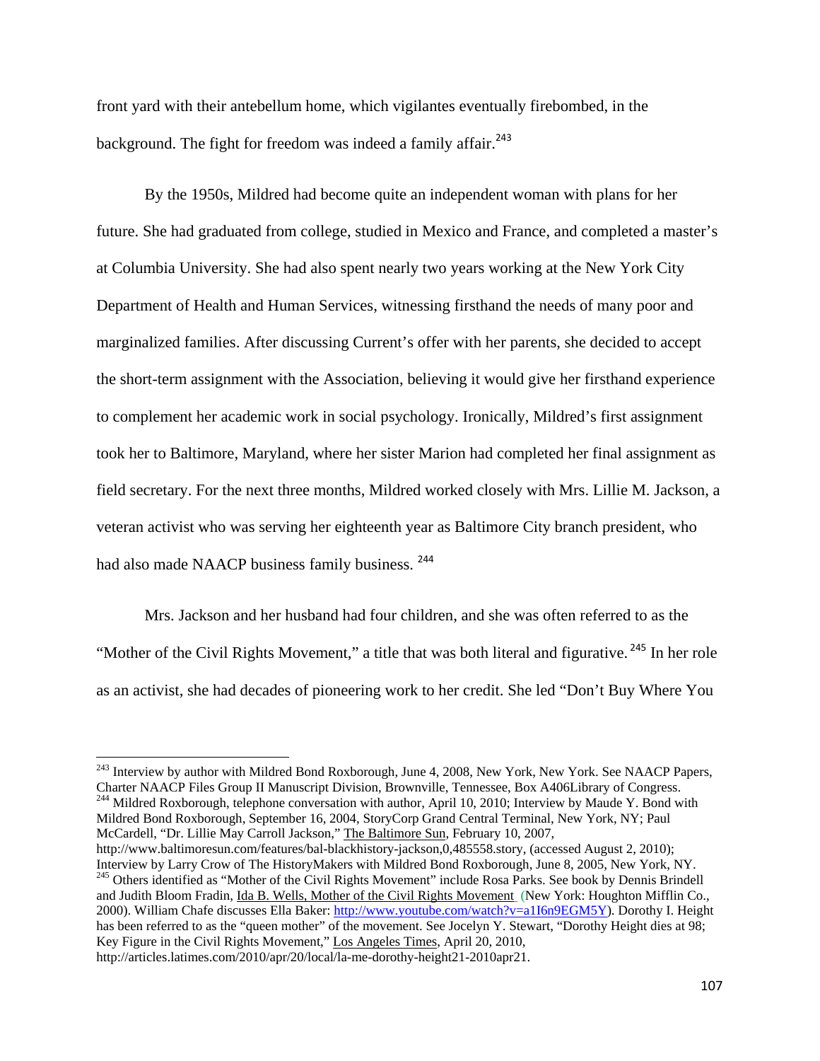front yard with their antebellum home, which vigilantes eventually firebombed, in the background. The fight for freedom was indeed a family affair.[243]

By the 1950s, Mildred had become quite an independent woman with plans for her future. She had graduated from college, studied in Mexico and France, and completed a master's at Columbia University. She had also spent nearly two years working at the New York City Department of Health and Human Services, witnessing firsthand the needs of many poor and marginalized families. After discussing Current's offer with her parents, she decided to accept the short-term assignment with the Association, believing it would give her firsthand experience to complement her academic work in social psychology. Ironically, Mildred's first assignment took her to Baltimore, Maryland, where her sister Marion had completed her final assignment as field secretary. For the next three months, Mildred worked closely with Mrs. Lillie M. Jackson, a veteran activist who was serving her eighteenth year as Baltimore City branch president, who had also made NAACP business family business. [244]

Mrs. Jackson and her husband had four children, and she was often referred to as the "Mother of the Civil Rights Movement," a title that was both literal and figurative. [245] In her role as an activist, she had decades of pioneering work to her credit. She led "Don't Buy Where You

---

[243] Interview by author with Mildred Bond Roxborough, June 4, 2008, New York, New York. See NAACP Papers, Charter NAACP Files Group II Manuscript Division, Brownville, Tennessee, Box A406Library of Congress.

[244] Mildred Roxborough, telephone conversation with author, April 10, 2010; Interview by Maude Y. Bond with Mildred Bond Roxborough, September 16, 2004, StoryCorp Grand Central Terminal, New York, NY; Paul McCardell, "Dr. Lillie May Carroll Jackson," The Baltimore Sun, February 10, 2007, http://www.baltimoresun.com/features/bal-blackhistory-jackson,0,485558.story, (accessed August 2, 2010); Interview by Larry Crow of The HistoryMakers with Mildred Bond Roxborough, June 8, 2005, New York, NY.

[245] Others identified as "Mother of the Civil Rights Movement" include Rosa Parks. See book by Dennis Brindell and Judith Bloom Fradin, Ida B. Wells, Mother of the Civil Rights Movement (New York: Houghton Mifflin Co., 2000). William Chafe discusses Ella Baker: http://www.youtube.com/watch?v=a1I6n9EGM5Y). Dorothy I. Height has been referred to as the "queen mother" of the movement. See Jocelyn Y. Stewart, "Dorothy Height dies at 98; Key Figure in the Civil Rights Movement," Los Angeles Times, April 20, 2010, http://articles.latimes.com/2010/apr/20/local/la-me-dorothy-height21-2010apr21.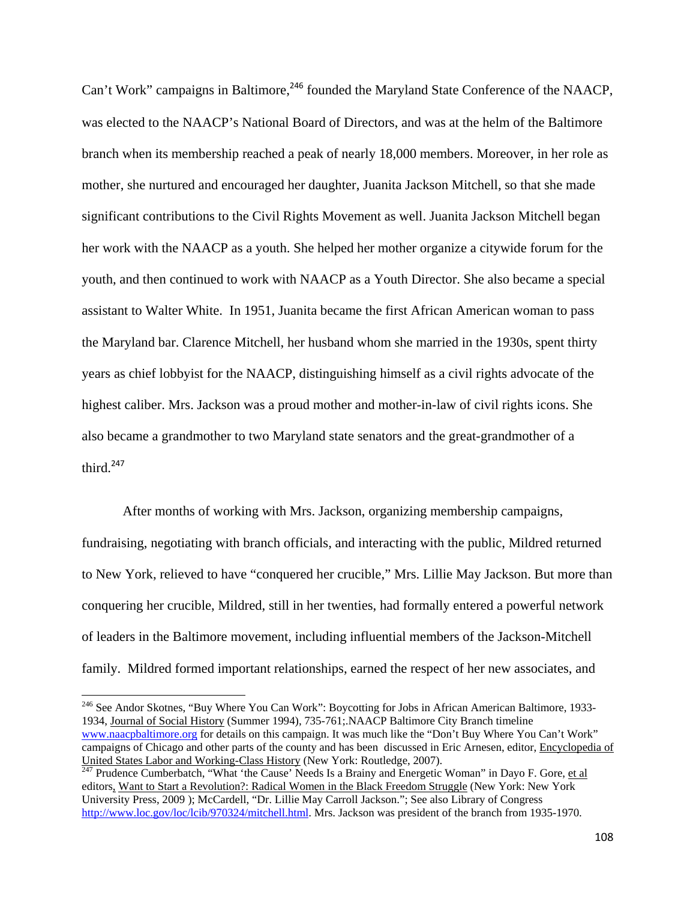Can't Work" campaigns in Baltimore,[246] founded the Maryland State Conference of the NAACP, was elected to the NAACP's National Board of Directors, and was at the helm of the Baltimore branch when its membership reached a peak of nearly 18,000 members. Moreover, in her role as mother, she nurtured and encouraged her daughter, Juanita Jackson Mitchell, so that she made significant contributions to the Civil Rights Movement as well. Juanita Jackson Mitchell began her work with the NAACP as a youth. She helped her mother organize a citywide forum for the youth, and then continued to work with NAACP as a Youth Director. She also became a special assistant to Walter White. In 1951, Juanita became the first African American woman to pass the Maryland bar. Clarence Mitchell, her husband whom she married in the 1930s, spent thirty years as chief lobbyist for the NAACP, distinguishing himself as a civil rights advocate of the highest caliber. Mrs. Jackson was a proud mother and mother-in-law of civil rights icons. She also became a grandmother to two Maryland state senators and the great-grandmother of a third.[247]

After months of working with Mrs. Jackson, organizing membership campaigns, fundraising, negotiating with branch officials, and interacting with the public, Mildred returned to New York, relieved to have "conquered her crucible," Mrs. Lillie May Jackson. But more than conquering her crucible, Mildred, still in her twenties, had formally entered a powerful network of leaders in the Baltimore movement, including influential members of the Jackson-Mitchell family. Mildred formed important relationships, earned the respect of her new associates, and

---

[246] See Andor Skotnes, "Buy Where You Can Work": Boycotting for Jobs in African American Baltimore, 1933-1934, Journal of Social History (Summer 1994), 735-761;.NAACP Baltimore City Branch timeline www.naacpbaltimore.org for details on this campaign. It was much like the "Don't Buy Where You Can't Work" campaigns of Chicago and other parts of the county and has been discussed in Eric Arnesen, editor, Encyclopedia of United States Labor and Working-Class History (New York: Routledge, 2007).

[247] Prudence Cumberbatch, "What 'the Cause' Needs Is a Brainy and Energetic Woman" in Dayo F. Gore, et al editors, Want to Start a Revolution?: Radical Women in the Black Freedom Struggle (New York: New York University Press, 2009 ); McCardell, "Dr. Lillie May Carroll Jackson."; See also Library of Congress http://www.loc.gov/loc/lcib/970324/mitchell.html. Mrs. Jackson was president of the branch from 1935-1970.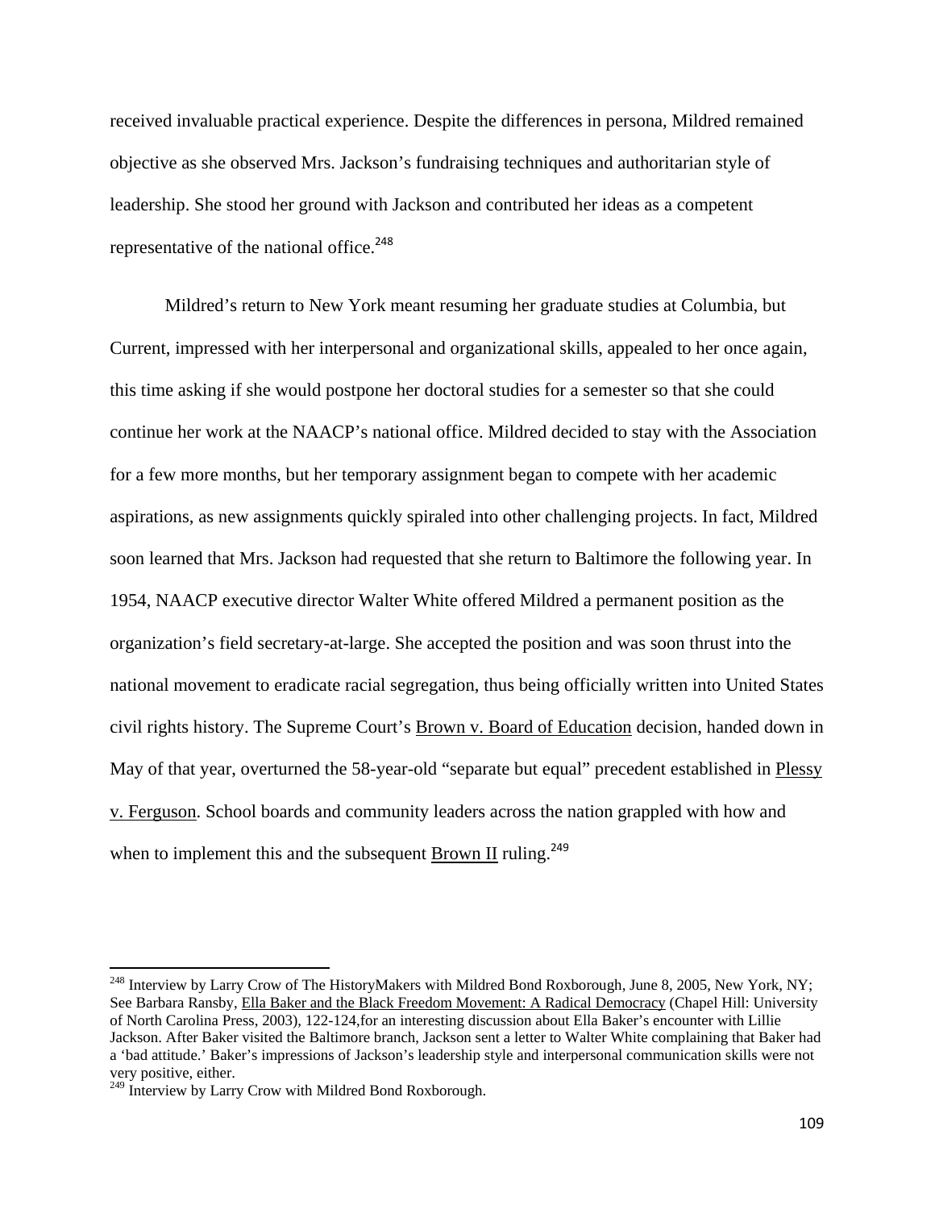received invaluable practical experience. Despite the differences in persona, Mildred remained objective as she observed Mrs. Jackson's fundraising techniques and authoritarian style of leadership. She stood her ground with Jackson and contributed her ideas as a competent representative of the national office.[248]

Mildred's return to New York meant resuming her graduate studies at Columbia, but Current, impressed with her interpersonal and organizational skills, appealed to her once again, this time asking if she would postpone her doctoral studies for a semester so that she could continue her work at the NAACP's national office. Mildred decided to stay with the Association for a few more months, but her temporary assignment began to compete with her academic aspirations, as new assignments quickly spiraled into other challenging projects. In fact, Mildred soon learned that Mrs. Jackson had requested that she return to Baltimore the following year. In 1954, NAACP executive director Walter White offered Mildred a permanent position as the organization's field secretary-at-large. She accepted the position and was soon thrust into the national movement to eradicate racial segregation, thus being officially written into United States civil rights history. The Supreme Court's Brown v. Board of Education decision, handed down in May of that year, overturned the 58-year-old "separate but equal" precedent established in Plessy v. Ferguson. School boards and community leaders across the nation grappled with how and when to implement this and the subsequent Brown II ruling.[249]

---

[248] Interview by Larry Crow of The HistoryMakers with Mildred Bond Roxborough, June 8, 2005, New York, NY; See Barbara Ransby, Ella Baker and the Black Freedom Movement: A Radical Democracy (Chapel Hill: University of North Carolina Press, 2003), 122-124,for an interesting discussion about Ella Baker's encounter with Lillie Jackson. After Baker visited the Baltimore branch, Jackson sent a letter to Walter White complaining that Baker had a 'bad attitude.' Baker's impressions of Jackson's leadership style and interpersonal communication skills were not very positive, either.

[249] Interview by Larry Crow with Mildred Bond Roxborough.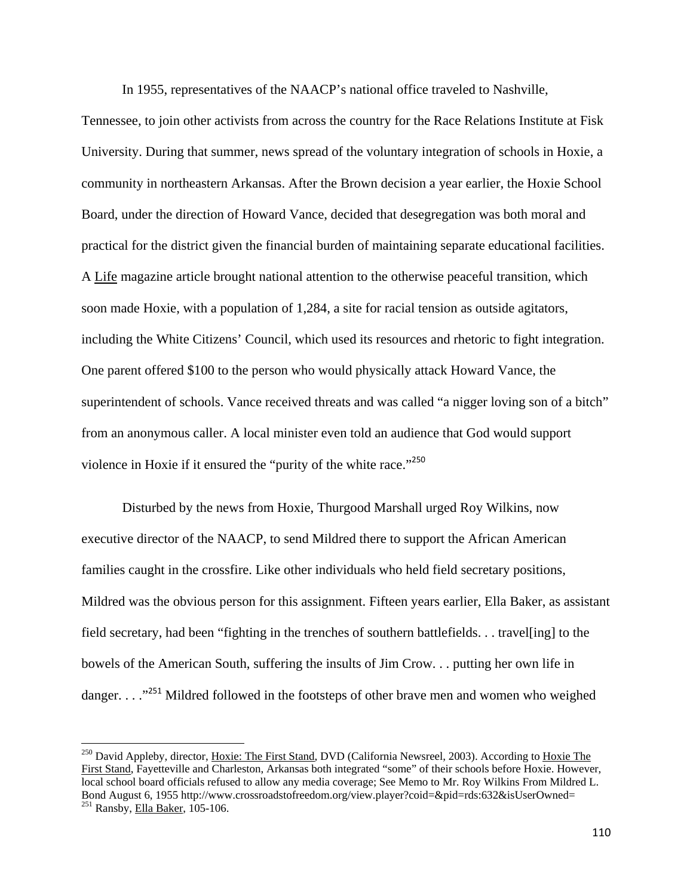In 1955, representatives of the NAACP's national office traveled to Nashville, Tennessee, to join other activists from across the country for the Race Relations Institute at Fisk University. During that summer, news spread of the voluntary integration of schools in Hoxie, a community in northeastern Arkansas. After the Brown decision a year earlier, the Hoxie School Board, under the direction of Howard Vance, decided that desegregation was both moral and practical for the district given the financial burden of maintaining separate educational facilities. A Life magazine article brought national attention to the otherwise peaceful transition, which soon made Hoxie, with a population of 1,284, a site for racial tension as outside agitators, including the White Citizens' Council, which used its resources and rhetoric to fight integration. One parent offered $100 to the person who would physically attack Howard Vance, the superintendent of schools. Vance received threats and was called "a nigger loving son of a bitch" from an anonymous caller. A local minister even told an audience that God would support violence in Hoxie if it ensured the "purity of the white race."[250]

Disturbed by the news from Hoxie, Thurgood Marshall urged Roy Wilkins, now executive director of the NAACP, to send Mildred there to support the African American families caught in the crossfire. Like other individuals who held field secretary positions, Mildred was the obvious person for this assignment. Fifteen years earlier, Ella Baker, as assistant field secretary, had been "fighting in the trenches of southern battlefields. . . travel[ing] to the bowels of the American South, suffering the insults of Jim Crow. . . putting her own life in danger. . . ."[251] Mildred followed in the footsteps of other brave men and women who weighed

---

[250] David Appleby, director, Hoxie: The First Stand, DVD (California Newsreel, 2003). According to Hoxie The First Stand, Fayetteville and Charleston, Arkansas both integrated "some" of their schools before Hoxie. However, local school board officials refused to allow any media coverage; See Memo to Mr. Roy Wilkins From Mildred L. Bond August 6, 1955 http://www.crossroadstofreedom.org/view.player?coid=&pid=rds:632&isUserOwned=

[251] Ransby, Ella Baker, 105-106.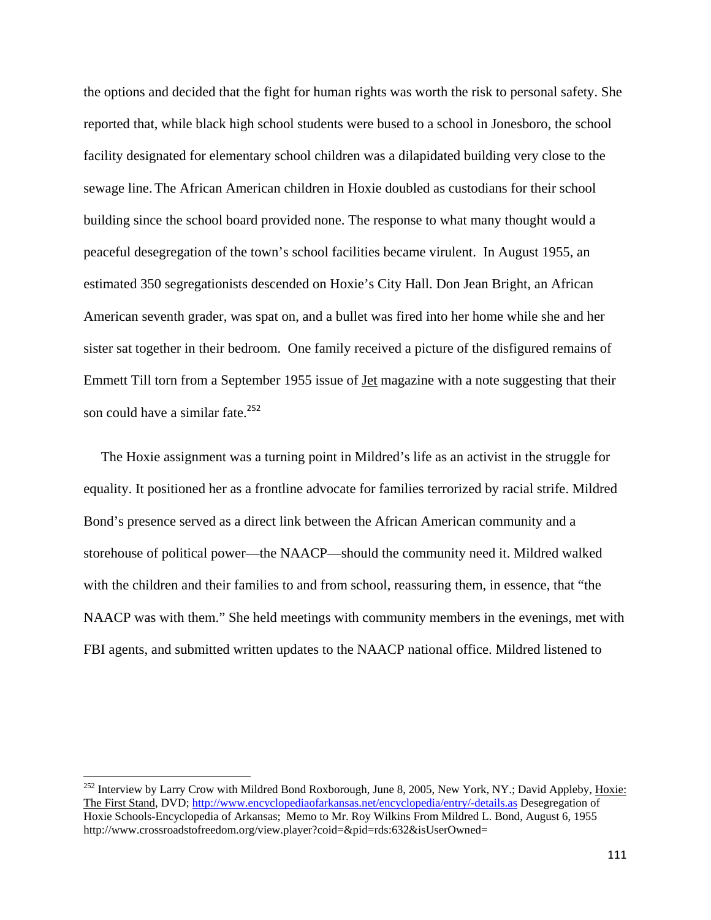the options and decided that the fight for human rights was worth the risk to personal safety. She reported that, while black high school students were bused to a school in Jonesboro, the school facility designated for elementary school children was a dilapidated building very close to the sewage line. The African American children in Hoxie doubled as custodians for their school building since the school board provided none. The response to what many thought would a peaceful desegregation of the town's school facilities became virulent. In August 1955, an estimated 350 segregationists descended on Hoxie's City Hall. Don Jean Bright, an African American seventh grader, was spat on, and a bullet was fired into her home while she and her sister sat together in their bedroom. One family received a picture of the disfigured remains of Emmett Till torn from a September 1955 issue of Jet magazine with a note suggesting that their son could have a similar fate.[252]

The Hoxie assignment was a turning point in Mildred's life as an activist in the struggle for equality. It positioned her as a frontline advocate for families terrorized by racial strife. Mildred Bond's presence served as a direct link between the African American community and a storehouse of political power—the NAACP—should the community need it. Mildred walked with the children and their families to and from school, reassuring them, in essence, that "the NAACP was with them." She held meetings with community members in the evenings, met with FBI agents, and submitted written updates to the NAACP national office. Mildred listened to

---

[252] Interview by Larry Crow with Mildred Bond Roxborough, June 8, 2005, New York, NY.; David Appleby, Hoxie: The First Stand, DVD; http://www.encyclopediaofarkansas.net/encyclopedia/entry/-details.as Desegregation of Hoxie Schools-Encyclopedia of Arkansas; Memo to Mr. Roy Wilkins From Mildred L. Bond, August 6, 1955 http://www.crossroadstofreedom.org/view.player?coid=&pid=rds:632&isUserOwned=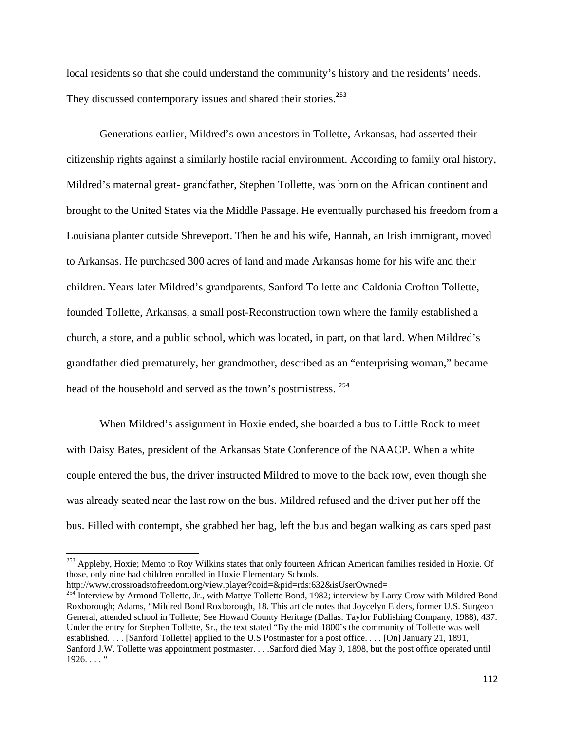local residents so that she could understand the community's history and the residents' needs. They discussed contemporary issues and shared their stories.[253]

Generations earlier, Mildred's own ancestors in Tollette, Arkansas, had asserted their citizenship rights against a similarly hostile racial environment. According to family oral history, Mildred's maternal great- grandfather, Stephen Tollette, was born on the African continent and brought to the United States via the Middle Passage. He eventually purchased his freedom from a Louisiana planter outside Shreveport. Then he and his wife, Hannah, an Irish immigrant, moved to Arkansas. He purchased 300 acres of land and made Arkansas home for his wife and their children. Years later Mildred's grandparents, Sanford Tollette and Caldonia Crofton Tollette, founded Tollette, Arkansas, a small post-Reconstruction town where the family established a church, a store, and a public school, which was located, in part, on that land. When Mildred's grandfather died prematurely, her grandmother, described as an "enterprising woman," became head of the household and served as the town's postmistress. [254]

When Mildred's assignment in Hoxie ended, she boarded a bus to Little Rock to meet with Daisy Bates, president of the Arkansas State Conference of the NAACP. When a white couple entered the bus, the driver instructed Mildred to move to the back row, even though she was already seated near the last row on the bus. Mildred refused and the driver put her off the bus. Filled with contempt, she grabbed her bag, left the bus and began walking as cars sped past

---

[253] Appleby, Hoxie; Memo to Roy Wilkins states that only fourteen African American families resided in Hoxie. Of those, only nine had children enrolled in Hoxie Elementary Schools. http://www.crossroadstofreedom.org/view.player?coid=&pid=rds:632&isUserOwned=

[254] Interview by Armond Tollette, Jr., with Mattye Tollette Bond, 1982; interview by Larry Crow with Mildred Bond Roxborough; Adams, "Mildred Bond Roxborough, 18. This article notes that Joycelyn Elders, former U.S. Surgeon General, attended school in Tollette; See Howard County Heritage (Dallas: Taylor Publishing Company, 1988), 437. Under the entry for Stephen Tollette, Sr., the text stated "By the mid 1800's the community of Tollette was well established. . . . [Sanford Tollette] applied to the U.S Postmaster for a post office. . . . [On] January 21, 1891, Sanford J.W. Tollette was appointment postmaster. . . .Sanford died May 9, 1898, but the post office operated until 1926. . . . "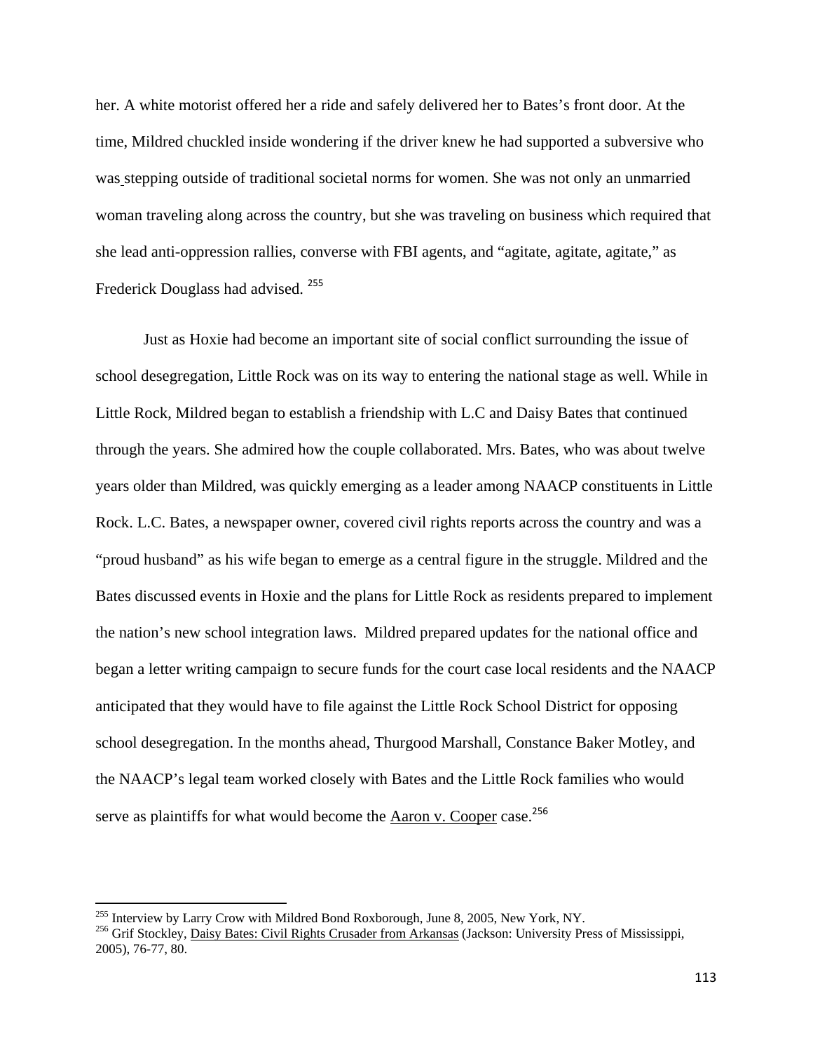her. A white motorist offered her a ride and safely delivered her to Bates's front door. At the time, Mildred chuckled inside wondering if the driver knew he had supported a subversive who was stepping outside of traditional societal norms for women. She was not only an unmarried woman traveling along across the country, but she was traveling on business which required that she lead anti-oppression rallies, converse with FBI agents, and "agitate, agitate, agitate," as Frederick Douglass had advised.[255]

Just as Hoxie had become an important site of social conflict surrounding the issue of school desegregation, Little Rock was on its way to entering the national stage as well. While in Little Rock, Mildred began to establish a friendship with L.C and Daisy Bates that continued through the years. She admired how the couple collaborated. Mrs. Bates, who was about twelve years older than Mildred, was quickly emerging as a leader among NAACP constituents in Little Rock. L.C. Bates, a newspaper owner, covered civil rights reports across the country and was a "proud husband" as his wife began to emerge as a central figure in the struggle. Mildred and the Bates discussed events in Hoxie and the plans for Little Rock as residents prepared to implement the nation's new school integration laws. Mildred prepared updates for the national office and began a letter writing campaign to secure funds for the court case local residents and the NAACP anticipated that they would have to file against the Little Rock School District for opposing school desegregation. In the months ahead, Thurgood Marshall, Constance Baker Motley, and the NAACP's legal team worked closely with Bates and the Little Rock families who would serve as plaintiffs for what would become the Aaron v. Cooper case.[256]

---

[255] Interview by Larry Crow with Mildred Bond Roxborough, June 8, 2005, New York, NY.

[256] Grif Stockley, Daisy Bates: Civil Rights Crusader from Arkansas (Jackson: University Press of Mississippi, 2005), 76-77, 80.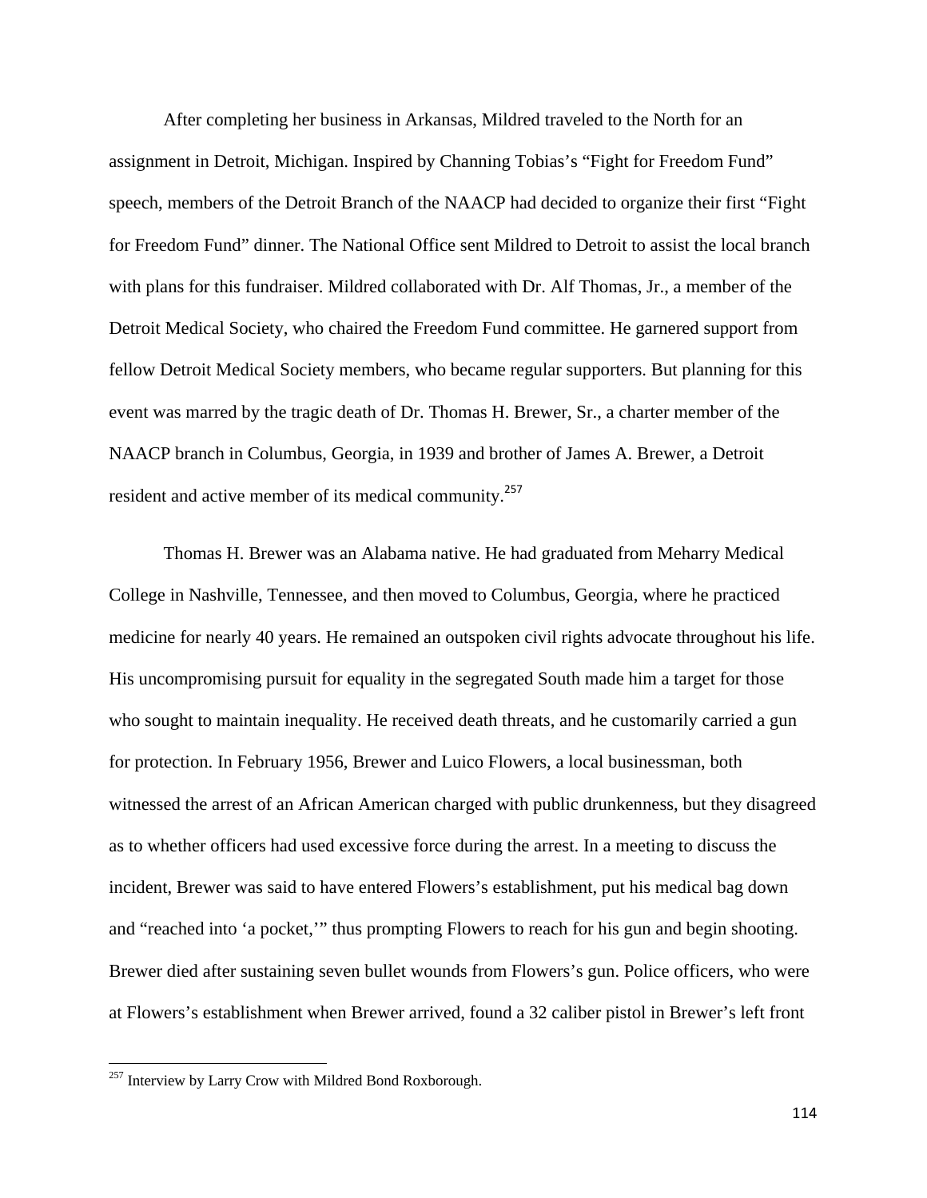After completing her business in Arkansas, Mildred traveled to the North for an assignment in Detroit, Michigan. Inspired by Channing Tobias's "Fight for Freedom Fund" speech, members of the Detroit Branch of the NAACP had decided to organize their first "Fight for Freedom Fund" dinner. The National Office sent Mildred to Detroit to assist the local branch with plans for this fundraiser. Mildred collaborated with Dr. Alf Thomas, Jr., a member of the Detroit Medical Society, who chaired the Freedom Fund committee. He garnered support from fellow Detroit Medical Society members, who became regular supporters. But planning for this event was marred by the tragic death of Dr. Thomas H. Brewer, Sr., a charter member of the NAACP branch in Columbus, Georgia, in 1939 and brother of James A. Brewer, a Detroit resident and active member of its medical community.[257]

Thomas H. Brewer was an Alabama native. He had graduated from Meharry Medical College in Nashville, Tennessee, and then moved to Columbus, Georgia, where he practiced medicine for nearly 40 years. He remained an outspoken civil rights advocate throughout his life. His uncompromising pursuit for equality in the segregated South made him a target for those who sought to maintain inequality. He received death threats, and he customarily carried a gun for protection. In February 1956, Brewer and Luico Flowers, a local businessman, both witnessed the arrest of an African American charged with public drunkenness, but they disagreed as to whether officers had used excessive force during the arrest. In a meeting to discuss the incident, Brewer was said to have entered Flowers's establishment, put his medical bag down and "reached into 'a pocket,'" thus prompting Flowers to reach for his gun and begin shooting. Brewer died after sustaining seven bullet wounds from Flowers's gun. Police officers, who were at Flowers's establishment when Brewer arrived, found a 32 caliber pistol in Brewer's left front

[257] Interview by Larry Crow with Mildred Bond Roxborough.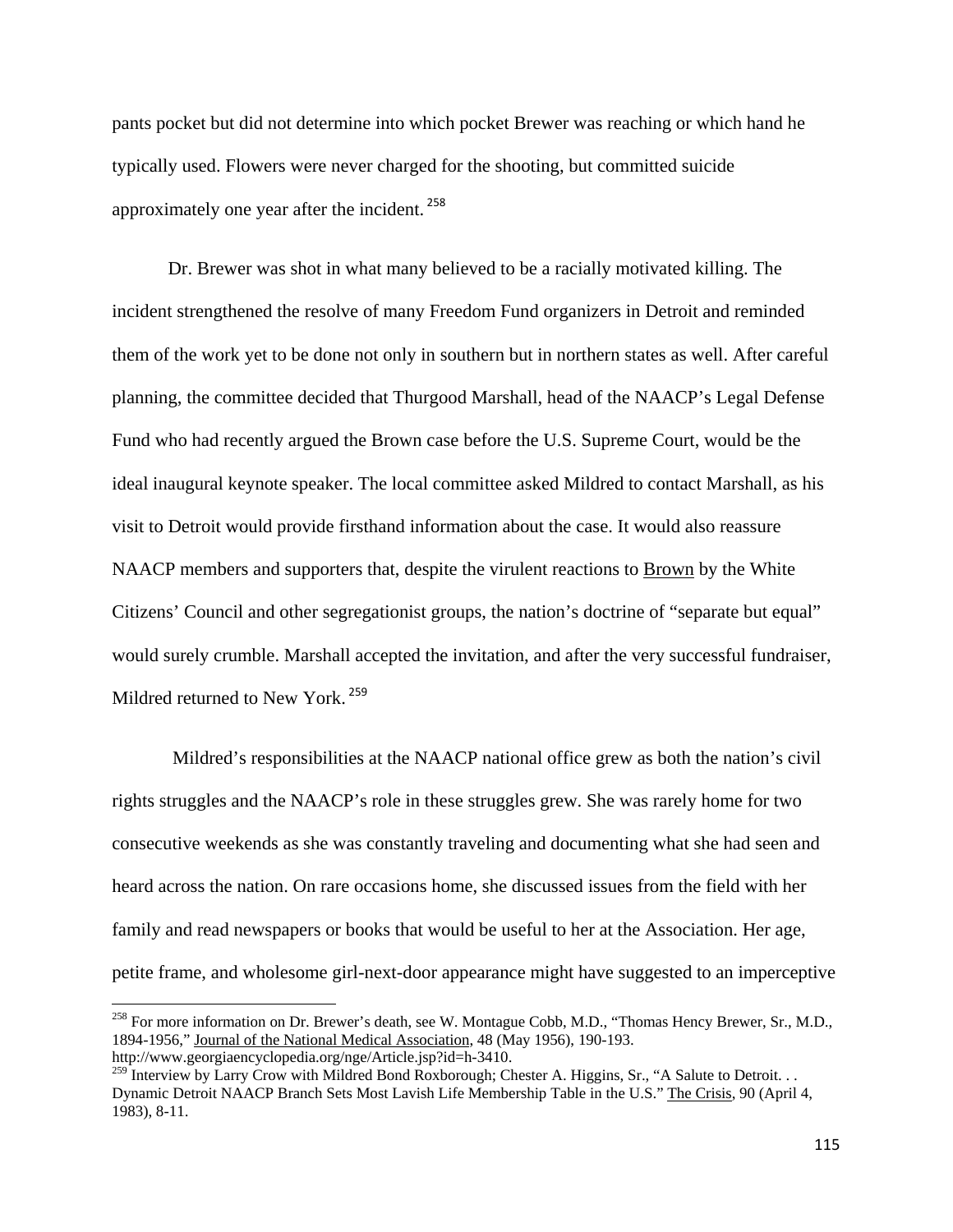pants pocket but did not determine into which pocket Brewer was reaching or which hand he typically used. Flowers were never charged for the shooting, but committed suicide approximately one year after the incident.[258]

Dr. Brewer was shot in what many believed to be a racially motivated killing. The incident strengthened the resolve of many Freedom Fund organizers in Detroit and reminded them of the work yet to be done not only in southern but in northern states as well. After careful planning, the committee decided that Thurgood Marshall, head of the NAACP's Legal Defense Fund who had recently argued the Brown case before the U.S. Supreme Court, would be the ideal inaugural keynote speaker. The local committee asked Mildred to contact Marshall, as his visit to Detroit would provide firsthand information about the case. It would also reassure NAACP members and supporters that, despite the virulent reactions to Brown by the White Citizens' Council and other segregationist groups, the nation's doctrine of "separate but equal" would surely crumble. Marshall accepted the invitation, and after the very successful fundraiser, Mildred returned to New York.[259]

Mildred's responsibilities at the NAACP national office grew as both the nation's civil rights struggles and the NAACP's role in these struggles grew. She was rarely home for two consecutive weekends as she was constantly traveling and documenting what she had seen and heard across the nation. On rare occasions home, she discussed issues from the field with her family and read newspapers or books that would be useful to her at the Association. Her age, petite frame, and wholesome girl-next-door appearance might have suggested to an imperceptive

---

[258] For more information on Dr. Brewer's death, see W. Montague Cobb, M.D., "Thomas Hency Brewer, Sr., M.D., 1894-1956," Journal of the National Medical Association, 48 (May 1956), 190-193. http://www.georgiaencyclopedia.org/nge/Article.jsp?id=h-3410.

[259] Interview by Larry Crow with Mildred Bond Roxborough; Chester A. Higgins, Sr., "A Salute to Detroit. . . Dynamic Detroit NAACP Branch Sets Most Lavish Life Membership Table in the U.S." The Crisis, 90 (April 4, 1983), 8-11.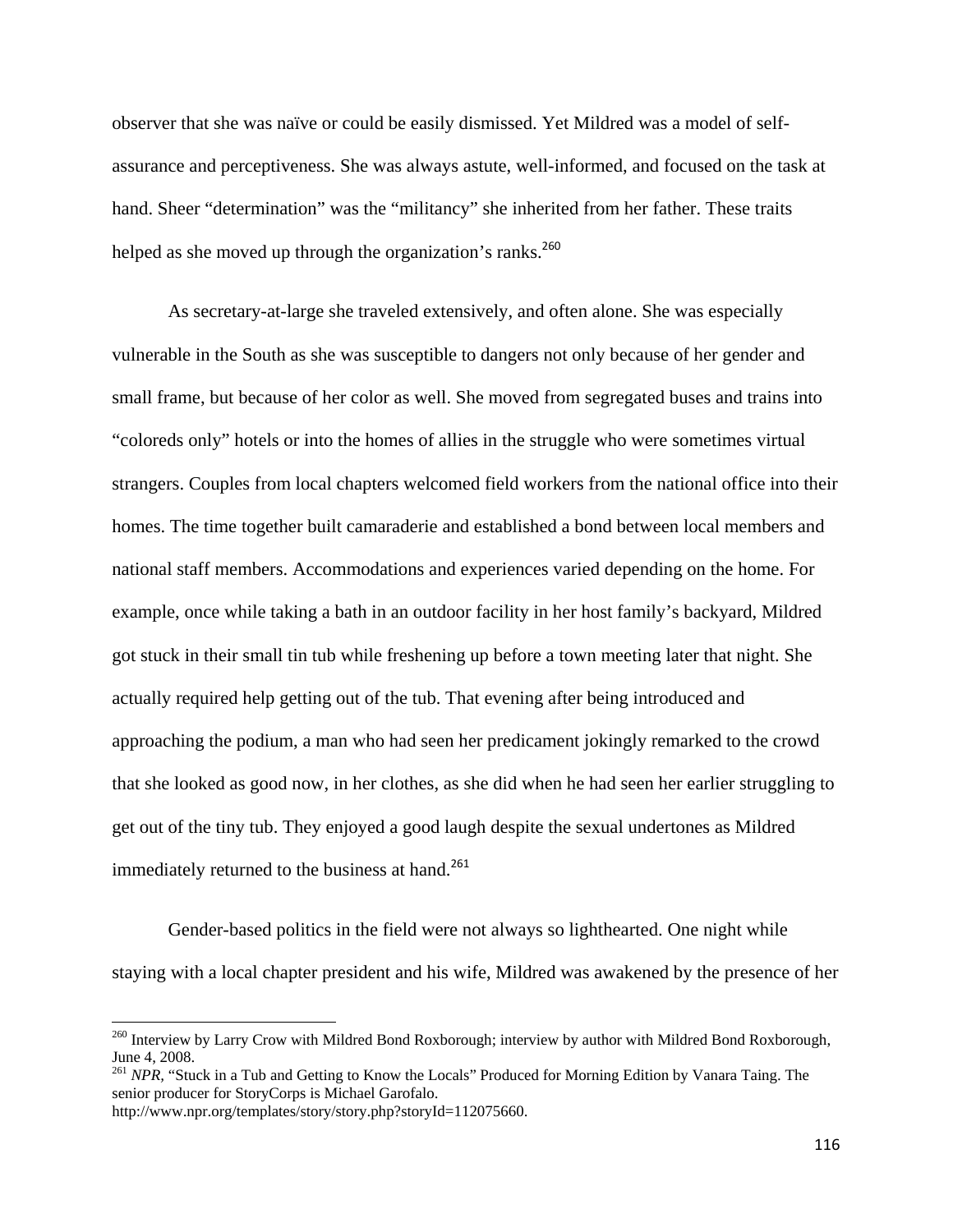observer that she was naïve or could be easily dismissed. Yet Mildred was a model of self-assurance and perceptiveness. She was always astute, well-informed, and focused on the task at hand. Sheer "determination" was the "militancy" she inherited from her father. These traits helped as she moved up through the organization's ranks.[260]

As secretary-at-large she traveled extensively, and often alone. She was especially vulnerable in the South as she was susceptible to dangers not only because of her gender and small frame, but because of her color as well. She moved from segregated buses and trains into "coloreds only" hotels or into the homes of allies in the struggle who were sometimes virtual strangers. Couples from local chapters welcomed field workers from the national office into their homes. The time together built camaraderie and established a bond between local members and national staff members. Accommodations and experiences varied depending on the home. For example, once while taking a bath in an outdoor facility in her host family's backyard, Mildred got stuck in their small tin tub while freshening up before a town meeting later that night. She actually required help getting out of the tub. That evening after being introduced and approaching the podium, a man who had seen her predicament jokingly remarked to the crowd that she looked as good now, in her clothes, as she did when he had seen her earlier struggling to get out of the tiny tub. They enjoyed a good laugh despite the sexual undertones as Mildred immediately returned to the business at hand.[261]

Gender-based politics in the field were not always so lighthearted. One night while staying with a local chapter president and his wife, Mildred was awakened by the presence of her

---

[260] Interview by Larry Crow with Mildred Bond Roxborough; interview by author with Mildred Bond Roxborough, June 4, 2008.

[261] *NPR*, "Stuck in a Tub and Getting to Know the Locals" Produced for Morning Edition by Vanara Taing. The senior producer for StoryCorps is Michael Garofalo. http://www.npr.org/templates/story/story.php?storyId=112075660.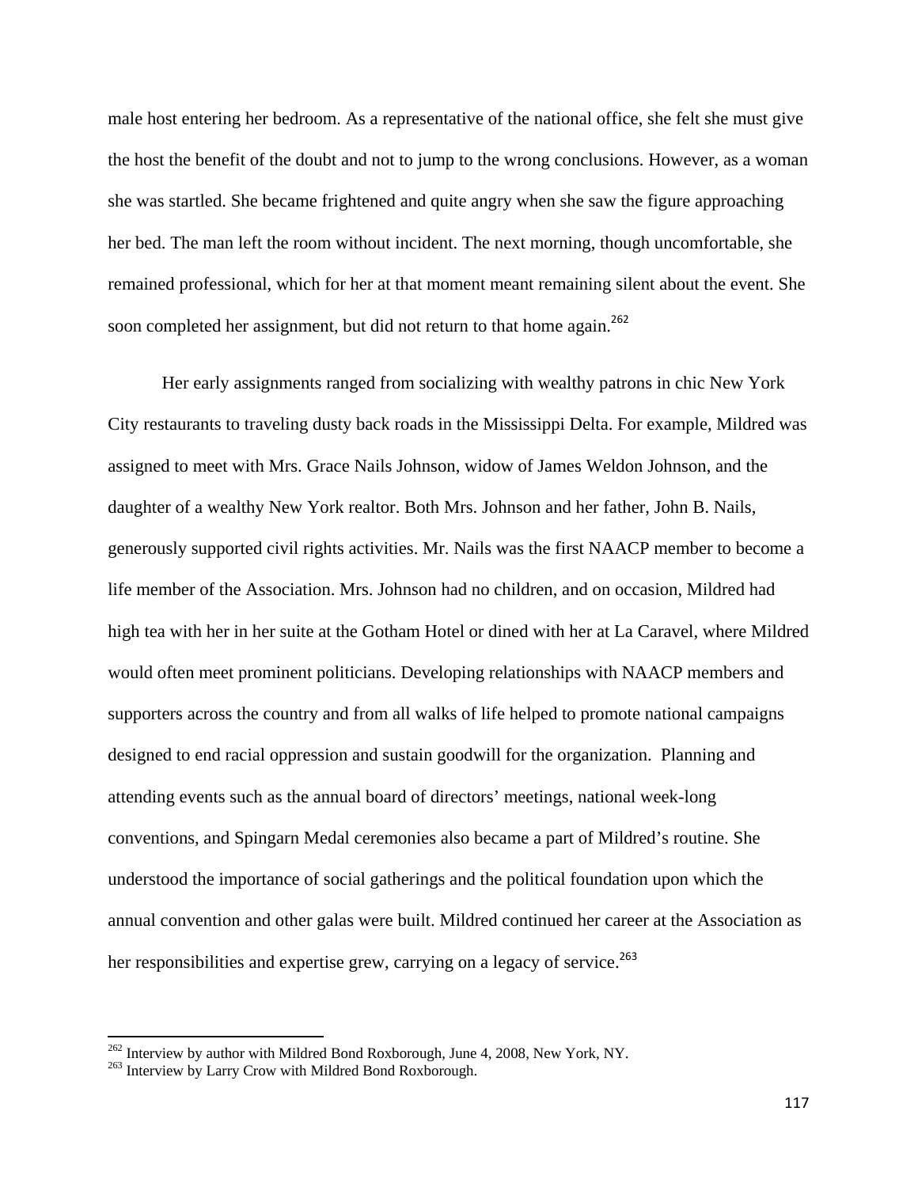male host entering her bedroom. As a representative of the national office, she felt she must give the host the benefit of the doubt and not to jump to the wrong conclusions. However, as a woman she was startled. She became frightened and quite angry when she saw the figure approaching her bed. The man left the room without incident. The next morning, though uncomfortable, she remained professional, which for her at that moment meant remaining silent about the event. She soon completed her assignment, but did not return to that home again.[262]

Her early assignments ranged from socializing with wealthy patrons in chic New York City restaurants to traveling dusty back roads in the Mississippi Delta. For example, Mildred was assigned to meet with Mrs. Grace Nails Johnson, widow of James Weldon Johnson, and the daughter of a wealthy New York realtor. Both Mrs. Johnson and her father, John B. Nails, generously supported civil rights activities. Mr. Nails was the first NAACP member to become a life member of the Association. Mrs. Johnson had no children, and on occasion, Mildred had high tea with her in her suite at the Gotham Hotel or dined with her at La Caravel, where Mildred would often meet prominent politicians. Developing relationships with NAACP members and supporters across the country and from all walks of life helped to promote national campaigns designed to end racial oppression and sustain goodwill for the organization. Planning and attending events such as the annual board of directors' meetings, national week-long conventions, and Spingarn Medal ceremonies also became a part of Mildred's routine. She understood the importance of social gatherings and the political foundation upon which the annual convention and other galas were built. Mildred continued her career at the Association as her responsibilities and expertise grew, carrying on a legacy of service.[263]

---

[262] Interview by author with Mildred Bond Roxborough, June 4, 2008, New York, NY.

[263] Interview by Larry Crow with Mildred Bond Roxborough.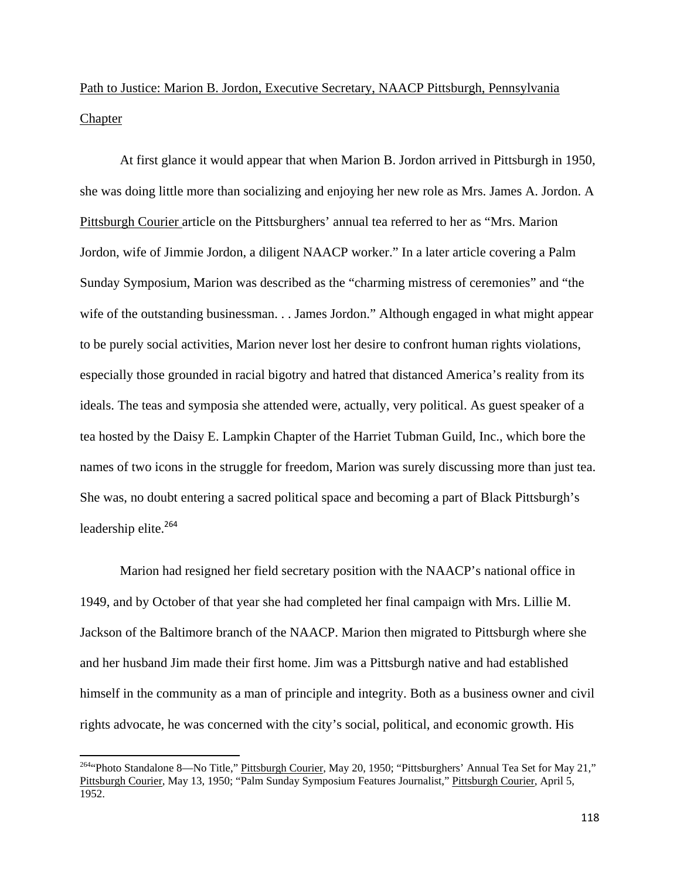Path to Justice: Marion B. Jordon, Executive Secretary, NAACP Pittsburgh, Pennsylvania Chapter

At first glance it would appear that when Marion B. Jordon arrived in Pittsburgh in 1950, she was doing little more than socializing and enjoying her new role as Mrs. James A. Jordon. A Pittsburgh Courier article on the Pittsburghers' annual tea referred to her as "Mrs. Marion Jordon, wife of Jimmie Jordon, a diligent NAACP worker." In a later article covering a Palm Sunday Symposium, Marion was described as the "charming mistress of ceremonies" and "the wife of the outstanding businessman. . . James Jordon." Although engaged in what might appear to be purely social activities, Marion never lost her desire to confront human rights violations, especially those grounded in racial bigotry and hatred that distanced America's reality from its ideals. The teas and symposia she attended were, actually, very political. As guest speaker of a tea hosted by the Daisy E. Lampkin Chapter of the Harriet Tubman Guild, Inc., which bore the names of two icons in the struggle for freedom, Marion was surely discussing more than just tea. She was, no doubt entering a sacred political space and becoming a part of Black Pittsburgh's leadership elite.[264]

Marion had resigned her field secretary position with the NAACP's national office in 1949, and by October of that year she had completed her final campaign with Mrs. Lillie M. Jackson of the Baltimore branch of the NAACP. Marion then migrated to Pittsburgh where she and her husband Jim made their first home. Jim was a Pittsburgh native and had established himself in the community as a man of principle and integrity. Both as a business owner and civil rights advocate, he was concerned with the city's social, political, and economic growth. His

---

[264] "Photo Standalone 8—No Title," Pittsburgh Courier, May 20, 1950; "Pittsburghers' Annual Tea Set for May 21," Pittsburgh Courier, May 13, 1950; "Palm Sunday Symposium Features Journalist," Pittsburgh Courier, April 5, 1952.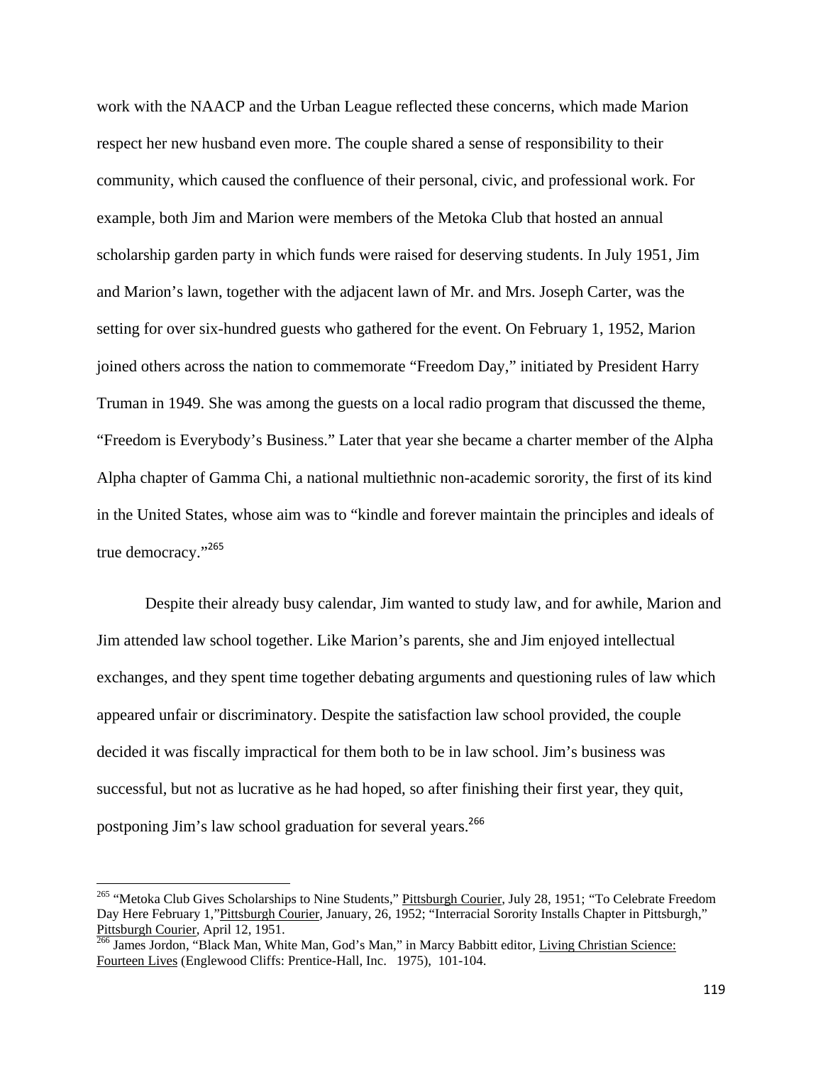work with the NAACP and the Urban League reflected these concerns, which made Marion respect her new husband even more. The couple shared a sense of responsibility to their community, which caused the confluence of their personal, civic, and professional work. For example, both Jim and Marion were members of the Metoka Club that hosted an annual scholarship garden party in which funds were raised for deserving students. In July 1951, Jim and Marion's lawn, together with the adjacent lawn of Mr. and Mrs. Joseph Carter, was the setting for over six-hundred guests who gathered for the event. On February 1, 1952, Marion joined others across the nation to commemorate "Freedom Day," initiated by President Harry Truman in 1949. She was among the guests on a local radio program that discussed the theme, "Freedom is Everybody's Business." Later that year she became a charter member of the Alpha Alpha chapter of Gamma Chi, a national multiethnic non-academic sorority, the first of its kind in the United States, whose aim was to "kindle and forever maintain the principles and ideals of true democracy."[265]

Despite their already busy calendar, Jim wanted to study law, and for awhile, Marion and Jim attended law school together. Like Marion's parents, she and Jim enjoyed intellectual exchanges, and they spent time together debating arguments and questioning rules of law which appeared unfair or discriminatory. Despite the satisfaction law school provided, the couple decided it was fiscally impractical for them both to be in law school. Jim's business was successful, but not as lucrative as he had hoped, so after finishing their first year, they quit, postponing Jim's law school graduation for several years.[266]

---

[265] "Metoka Club Gives Scholarships to Nine Students," Pittsburgh Courier, July 28, 1951; "To Celebrate Freedom Day Here February 1,"Pittsburgh Courier, January, 26, 1952; "Interracial Sorority Installs Chapter in Pittsburgh," Pittsburgh Courier, April 12, 1951.

[266] James Jordon, "Black Man, White Man, God's Man," in Marcy Babbitt editor, Living Christian Science: Fourteen Lives (Englewood Cliffs: Prentice-Hall, Inc. 1975), 101-104.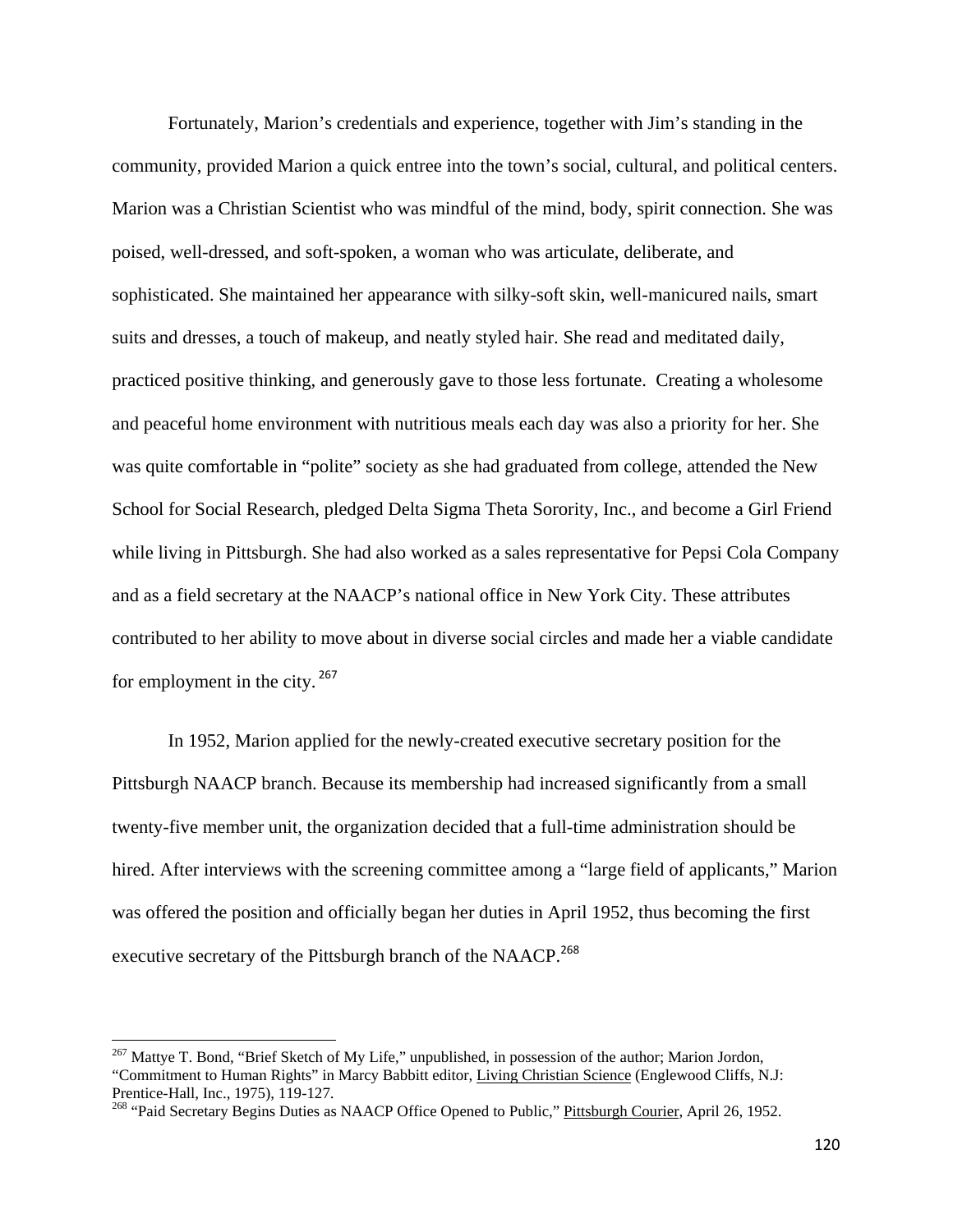Fortunately, Marion's credentials and experience, together with Jim's standing in the community, provided Marion a quick entree into the town's social, cultural, and political centers. Marion was a Christian Scientist who was mindful of the mind, body, spirit connection. She was poised, well-dressed, and soft-spoken, a woman who was articulate, deliberate, and sophisticated. She maintained her appearance with silky-soft skin, well-manicured nails, smart suits and dresses, a touch of makeup, and neatly styled hair. She read and meditated daily, practiced positive thinking, and generously gave to those less fortunate. Creating a wholesome and peaceful home environment with nutritious meals each day was also a priority for her. She was quite comfortable in "polite" society as she had graduated from college, attended the New School for Social Research, pledged Delta Sigma Theta Sorority, Inc., and become a Girl Friend while living in Pittsburgh. She had also worked as a sales representative for Pepsi Cola Company and as a field secretary at the NAACP's national office in New York City. These attributes contributed to her ability to move about in diverse social circles and made her a viable candidate for employment in the city.[267]

In 1952, Marion applied for the newly-created executive secretary position for the Pittsburgh NAACP branch. Because its membership had increased significantly from a small twenty-five member unit, the organization decided that a full-time administration should be hired. After interviews with the screening committee among a "large field of applicants," Marion was offered the position and officially began her duties in April 1952, thus becoming the first executive secretary of the Pittsburgh branch of the NAACP.[268]

---

[267] Mattye T. Bond, "Brief Sketch of My Life," unpublished, in possession of the author; Marion Jordon, "Commitment to Human Rights" in Marcy Babbitt editor, Living Christian Science (Englewood Cliffs, N.J: Prentice-Hall, Inc., 1975), 119-127.

[268] "Paid Secretary Begins Duties as NAACP Office Opened to Public," Pittsburgh Courier, April 26, 1952.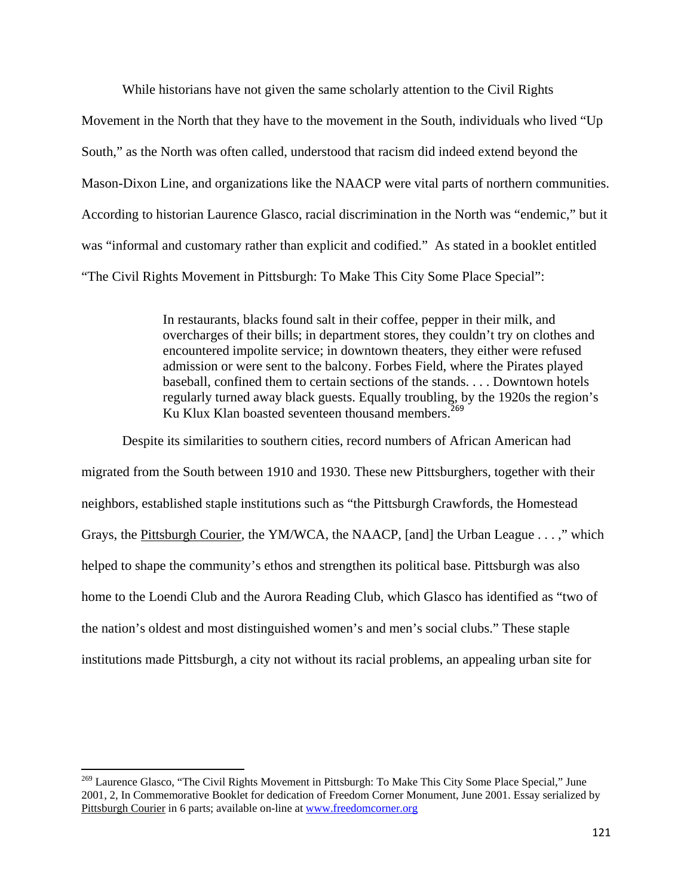While historians have not given the same scholarly attention to the Civil Rights Movement in the North that they have to the movement in the South, individuals who lived "Up South," as the North was often called, understood that racism did indeed extend beyond the Mason-Dixon Line, and organizations like the NAACP were vital parts of northern communities. According to historian Laurence Glasco, racial discrimination in the North was "endemic," but it was "informal and customary rather than explicit and codified." As stated in a booklet entitled "The Civil Rights Movement in Pittsburgh: To Make This City Some Place Special":

> In restaurants, blacks found salt in their coffee, pepper in their milk, and overcharges of their bills; in department stores, they couldn't try on clothes and encountered impolite service; in downtown theaters, they either were refused admission or were sent to the balcony. Forbes Field, where the Pirates played baseball, confined them to certain sections of the stands. . . . Downtown hotels regularly turned away black guests. Equally troubling, by the 1920s the region's Ku Klux Klan boasted seventeen thousand members.[269]

Despite its similarities to southern cities, record numbers of African American had migrated from the South between 1910 and 1930. These new Pittsburghers, together with their neighbors, established staple institutions such as "the Pittsburgh Crawfords, the Homestead Grays, the Pittsburgh Courier, the YM/WCA, the NAACP, [and] the Urban League . . . ," which helped to shape the community's ethos and strengthen its political base. Pittsburgh was also home to the Loendi Club and the Aurora Reading Club, which Glasco has identified as "two of the nation's oldest and most distinguished women's and men's social clubs." These staple institutions made Pittsburgh, a city not without its racial problems, an appealing urban site for

---

[269] Laurence Glasco, "The Civil Rights Movement in Pittsburgh: To Make This City Some Place Special," June 2001, 2, In Commemorative Booklet for dedication of Freedom Corner Monument, June 2001. Essay serialized by Pittsburgh Courier in 6 parts; available on-line at www.freedomcorner.org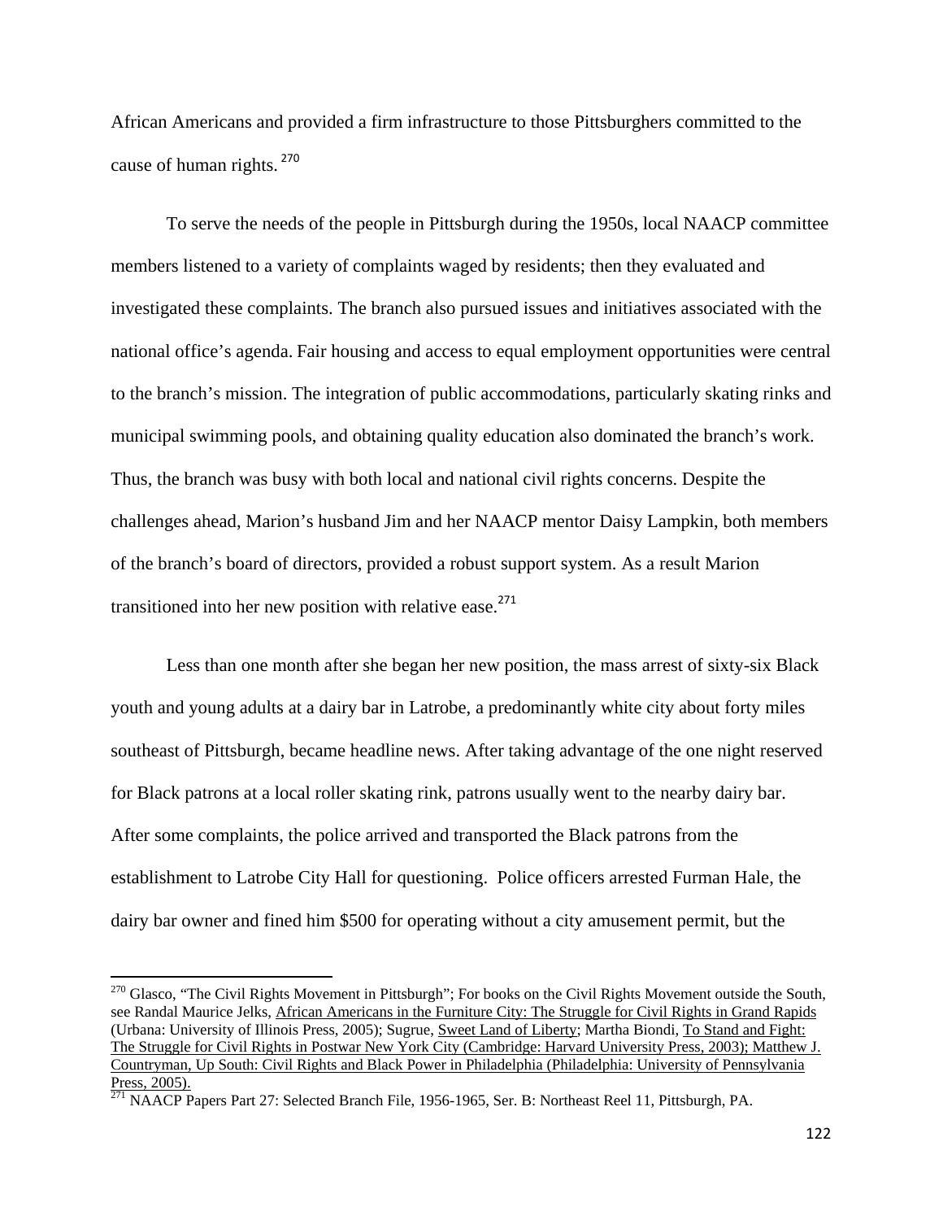African Americans and provided a firm infrastructure to those Pittsburghers committed to the cause of human rights. [270]

To serve the needs of the people in Pittsburgh during the 1950s, local NAACP committee members listened to a variety of complaints waged by residents; then they evaluated and investigated these complaints. The branch also pursued issues and initiatives associated with the national office's agenda. Fair housing and access to equal employment opportunities were central to the branch's mission. The integration of public accommodations, particularly skating rinks and municipal swimming pools, and obtaining quality education also dominated the branch's work. Thus, the branch was busy with both local and national civil rights concerns. Despite the challenges ahead, Marion's husband Jim and her NAACP mentor Daisy Lampkin, both members of the branch's board of directors, provided a robust support system. As a result Marion transitioned into her new position with relative ease.[271]

Less than one month after she began her new position, the mass arrest of sixty-six Black youth and young adults at a dairy bar in Latrobe, a predominantly white city about forty miles southeast of Pittsburgh, became headline news. After taking advantage of the one night reserved for Black patrons at a local roller skating rink, patrons usually went to the nearby dairy bar. After some complaints, the police arrived and transported the Black patrons from the establishment to Latrobe City Hall for questioning. Police officers arrested Furman Hale, the dairy bar owner and fined him $500 for operating without a city amusement permit, but the

---

[270] Glasco, "The Civil Rights Movement in Pittsburgh"; For books on the Civil Rights Movement outside the South, see Randal Maurice Jelks, African Americans in the Furniture City: The Struggle for Civil Rights in Grand Rapids (Urbana: University of Illinois Press, 2005); Sugrue, Sweet Land of Liberty; Martha Biondi, To Stand and Fight: The Struggle for Civil Rights in Postwar New York City (Cambridge: Harvard University Press, 2003); Matthew J. Countryman, Up South: Civil Rights and Black Power in Philadelphia (Philadelphia: University of Pennsylvania Press, 2005).

[271] NAACP Papers Part 27: Selected Branch File, 1956-1965, Ser. B: Northeast Reel 11, Pittsburgh, PA.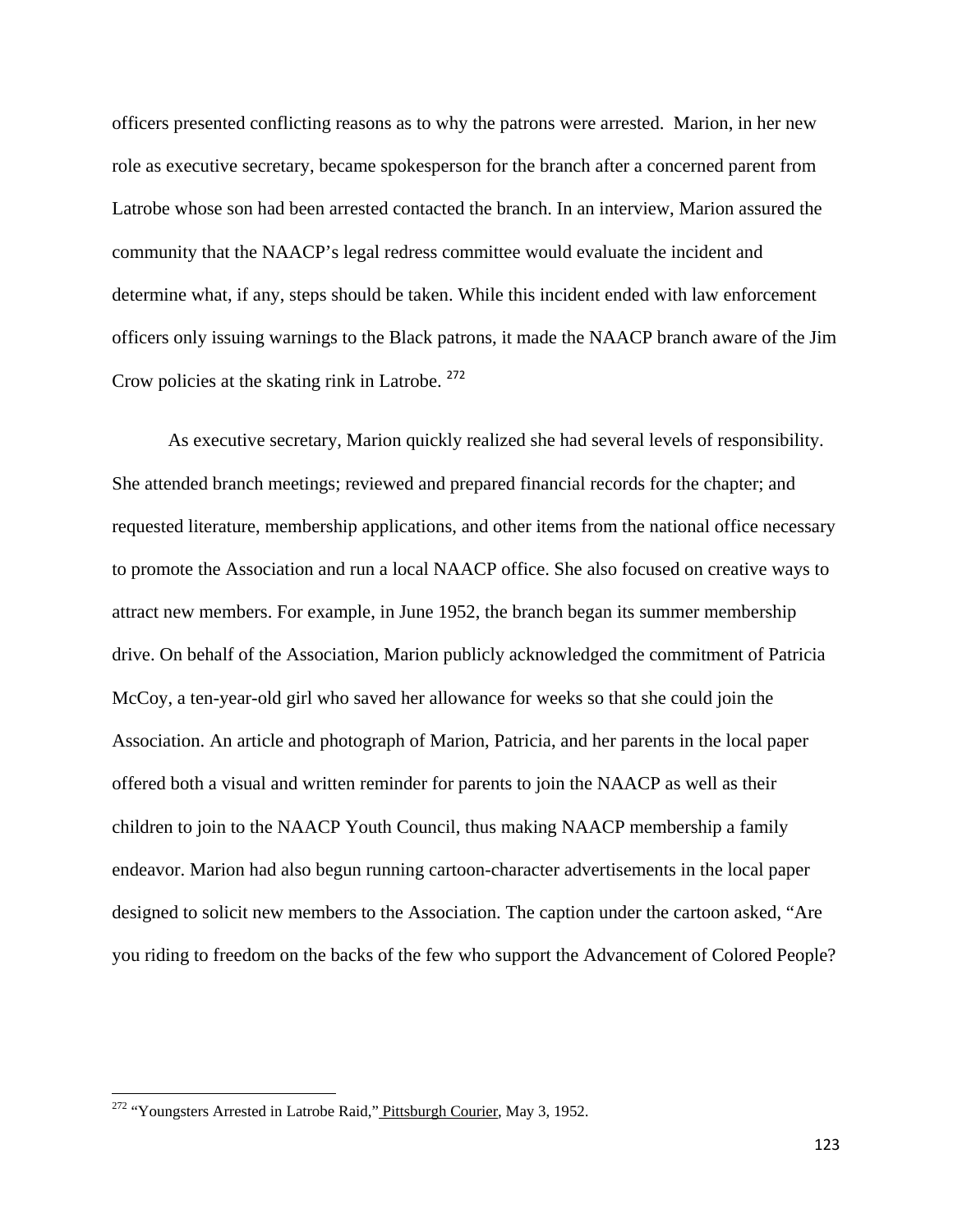officers presented conflicting reasons as to why the patrons were arrested.  Marion, in her new role as executive secretary, became spokesperson for the branch after a concerned parent from Latrobe whose son had been arrested contacted the branch. In an interview, Marion assured the community that the NAACP's legal redress committee would evaluate the incident and determine what, if any, steps should be taken. While this incident ended with law enforcement officers only issuing warnings to the Black patrons, it made the NAACP branch aware of the Jim Crow policies at the skating rink in Latrobe. [272]

As executive secretary, Marion quickly realized she had several levels of responsibility. She attended branch meetings; reviewed and prepared financial records for the chapter; and requested literature, membership applications, and other items from the national office necessary to promote the Association and run a local NAACP office. She also focused on creative ways to attract new members. For example, in June 1952, the branch began its summer membership drive. On behalf of the Association, Marion publicly acknowledged the commitment of Patricia McCoy, a ten-year-old girl who saved her allowance for weeks so that she could join the Association. An article and photograph of Marion, Patricia, and her parents in the local paper offered both a visual and written reminder for parents to join the NAACP as well as their children to join to the NAACP Youth Council, thus making NAACP membership a family endeavor. Marion had also begun running cartoon-character advertisements in the local paper designed to solicit new members to the Association. The caption under the cartoon asked, "Are you riding to freedom on the backs of the few who support the Advancement of Colored People?

---

[272] "Youngsters Arrested in Latrobe Raid," Pittsburgh Courier, May 3, 1952.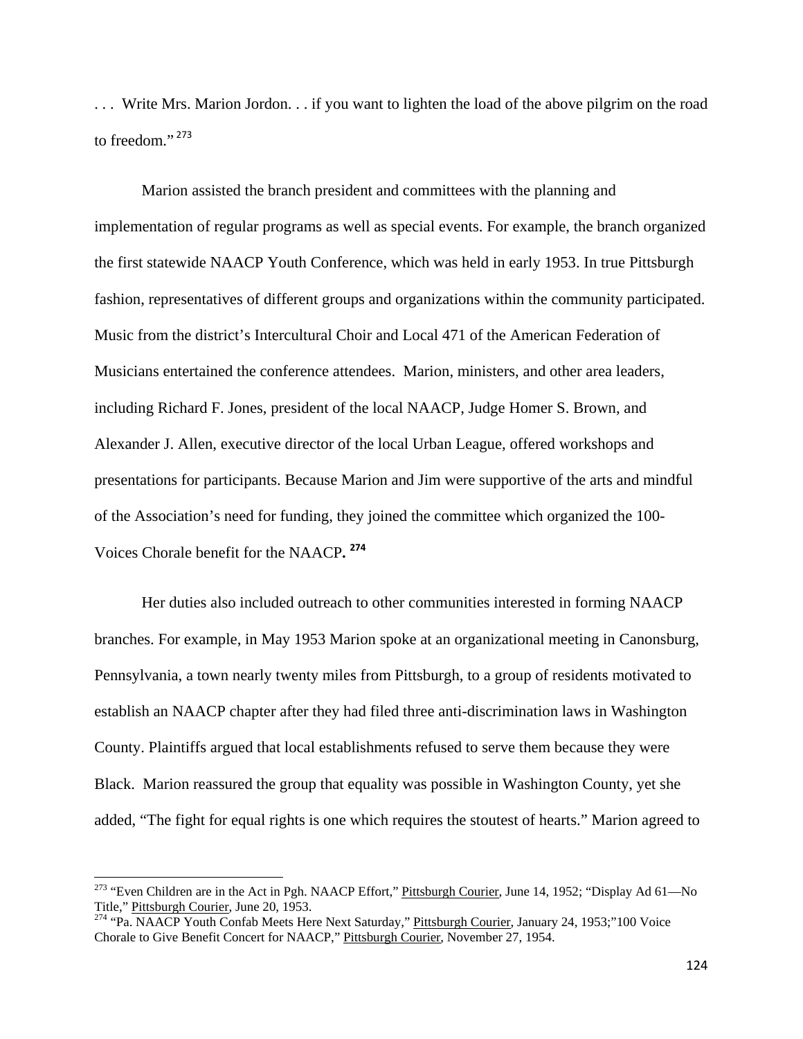. . . Write Mrs. Marion Jordon. . . if you want to lighten the load of the above pilgrim on the road to freedom."[273]

Marion assisted the branch president and committees with the planning and implementation of regular programs as well as special events. For example, the branch organized the first statewide NAACP Youth Conference, which was held in early 1953. In true Pittsburgh fashion, representatives of different groups and organizations within the community participated. Music from the district's Intercultural Choir and Local 471 of the American Federation of Musicians entertained the conference attendees. Marion, ministers, and other area leaders, including Richard F. Jones, president of the local NAACP, Judge Homer S. Brown, and Alexander J. Allen, executive director of the local Urban League, offered workshops and presentations for participants. Because Marion and Jim were supportive of the arts and mindful of the Association's need for funding, they joined the committee which organized the 100-Voices Chorale benefit for the NAACP. [274]

Her duties also included outreach to other communities interested in forming NAACP branches. For example, in May 1953 Marion spoke at an organizational meeting in Canonsburg, Pennsylvania, a town nearly twenty miles from Pittsburgh, to a group of residents motivated to establish an NAACP chapter after they had filed three anti-discrimination laws in Washington County. Plaintiffs argued that local establishments refused to serve them because they were Black. Marion reassured the group that equality was possible in Washington County, yet she added, "The fight for equal rights is one which requires the stoutest of hearts." Marion agreed to

---

[273] "Even Children are in the Act in Pgh. NAACP Effort," Pittsburgh Courier, June 14, 1952; "Display Ad 61—No Title," Pittsburgh Courier, June 20, 1953.

[274] "Pa. NAACP Youth Confab Meets Here Next Saturday," Pittsburgh Courier, January 24, 1953;"100 Voice Chorale to Give Benefit Concert for NAACP," Pittsburgh Courier, November 27, 1954.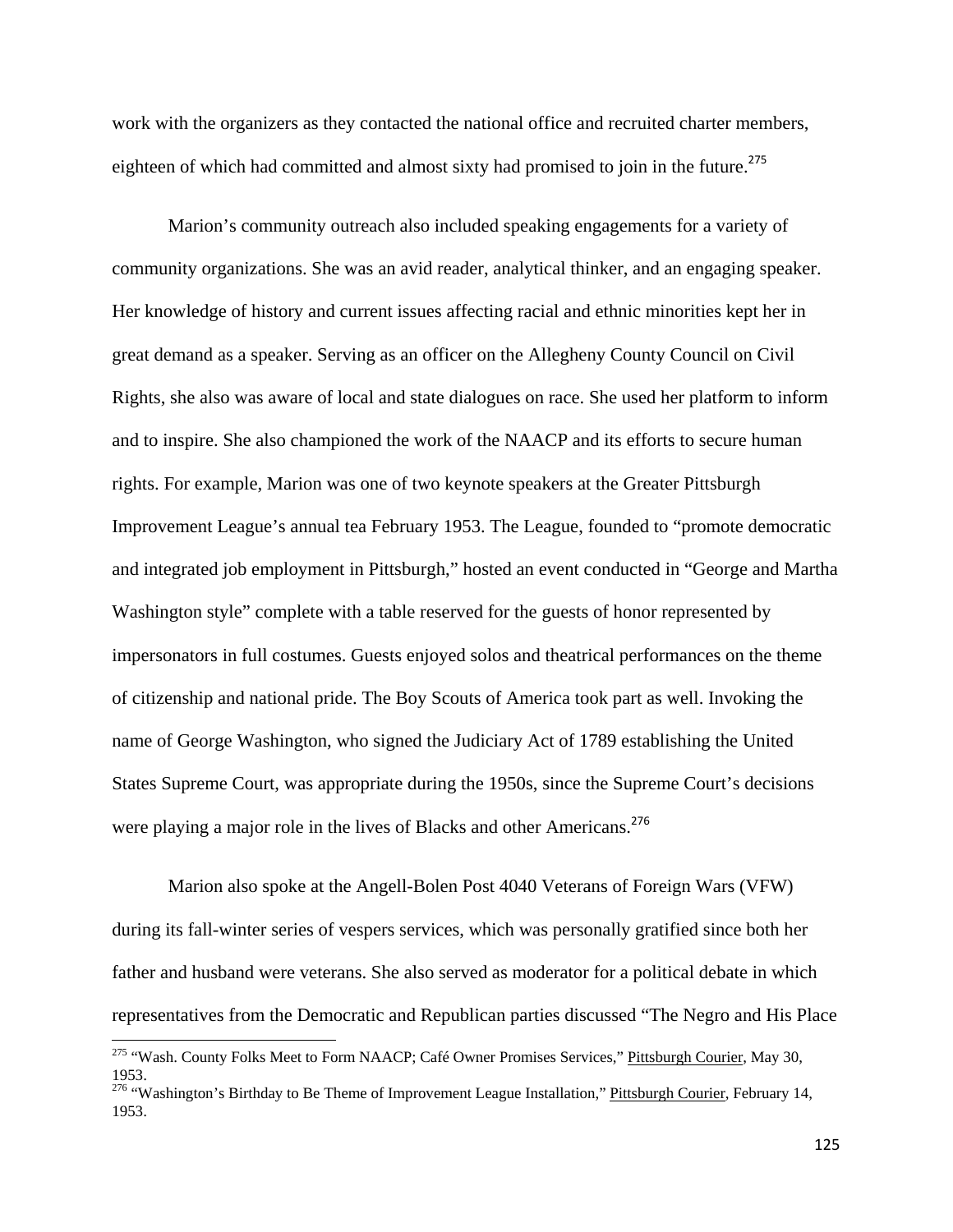work with the organizers as they contacted the national office and recruited charter members, eighteen of which had committed and almost sixty had promised to join in the future.[275]

Marion's community outreach also included speaking engagements for a variety of community organizations. She was an avid reader, analytical thinker, and an engaging speaker. Her knowledge of history and current issues affecting racial and ethnic minorities kept her in great demand as a speaker. Serving as an officer on the Allegheny County Council on Civil Rights, she also was aware of local and state dialogues on race. She used her platform to inform and to inspire. She also championed the work of the NAACP and its efforts to secure human rights. For example, Marion was one of two keynote speakers at the Greater Pittsburgh Improvement League's annual tea February 1953. The League, founded to "promote democratic and integrated job employment in Pittsburgh," hosted an event conducted in "George and Martha Washington style" complete with a table reserved for the guests of honor represented by impersonators in full costumes. Guests enjoyed solos and theatrical performances on the theme of citizenship and national pride. The Boy Scouts of America took part as well. Invoking the name of George Washington, who signed the Judiciary Act of 1789 establishing the United States Supreme Court, was appropriate during the 1950s, since the Supreme Court's decisions were playing a major role in the lives of Blacks and other Americans.[276]

Marion also spoke at the Angell-Bolen Post 4040 Veterans of Foreign Wars (VFW) during its fall-winter series of vespers services, which was personally gratified since both her father and husband were veterans. She also served as moderator for a political debate in which representatives from the Democratic and Republican parties discussed "The Negro and His Place

---

[275] "Wash. County Folks Meet to Form NAACP; Café Owner Promises Services," Pittsburgh Courier, May 30, 1953.

[276] "Washington's Birthday to Be Theme of Improvement League Installation," Pittsburgh Courier, February 14, 1953.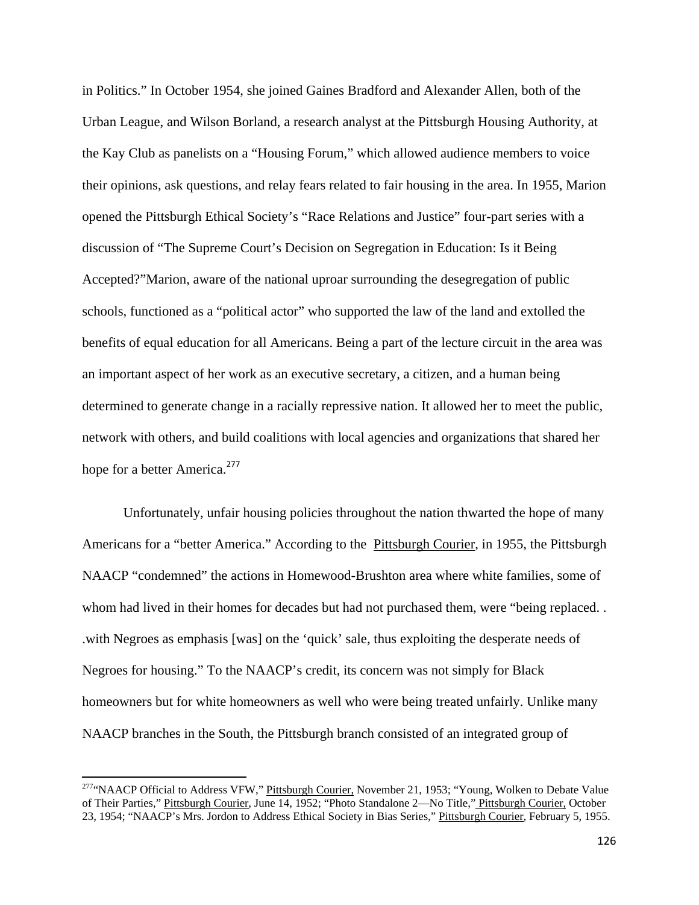in Politics." In October 1954, she joined Gaines Bradford and Alexander Allen, both of the Urban League, and Wilson Borland, a research analyst at the Pittsburgh Housing Authority, at the Kay Club as panelists on a "Housing Forum," which allowed audience members to voice their opinions, ask questions, and relay fears related to fair housing in the area. In 1955, Marion opened the Pittsburgh Ethical Society's "Race Relations and Justice" four-part series with a discussion of "The Supreme Court's Decision on Segregation in Education: Is it Being Accepted?"Marion, aware of the national uproar surrounding the desegregation of public schools, functioned as a "political actor" who supported the law of the land and extolled the benefits of equal education for all Americans. Being a part of the lecture circuit in the area was an important aspect of her work as an executive secretary, a citizen, and a human being determined to generate change in a racially repressive nation. It allowed her to meet the public, network with others, and build coalitions with local agencies and organizations that shared her hope for a better America.[277]

Unfortunately, unfair housing policies throughout the nation thwarted the hope of many Americans for a "better America." According to the Pittsburgh Courier, in 1955, the Pittsburgh NAACP "condemned" the actions in Homewood-Brushton area where white families, some of whom had lived in their homes for decades but had not purchased them, were "being replaced. . .with Negroes as emphasis [was] on the 'quick' sale, thus exploiting the desperate needs of Negroes for housing." To the NAACP's credit, its concern was not simply for Black homeowners but for white homeowners as well who were being treated unfairly. Unlike many NAACP branches in the South, the Pittsburgh branch consisted of an integrated group of

---

[277]"NAACP Official to Address VFW," Pittsburgh Courier, November 21, 1953; "Young, Wolken to Debate Value of Their Parties," Pittsburgh Courier, June 14, 1952; "Photo Standalone 2—No Title," Pittsburgh Courier, October 23, 1954; "NAACP's Mrs. Jordon to Address Ethical Society in Bias Series," Pittsburgh Courier, February 5, 1955.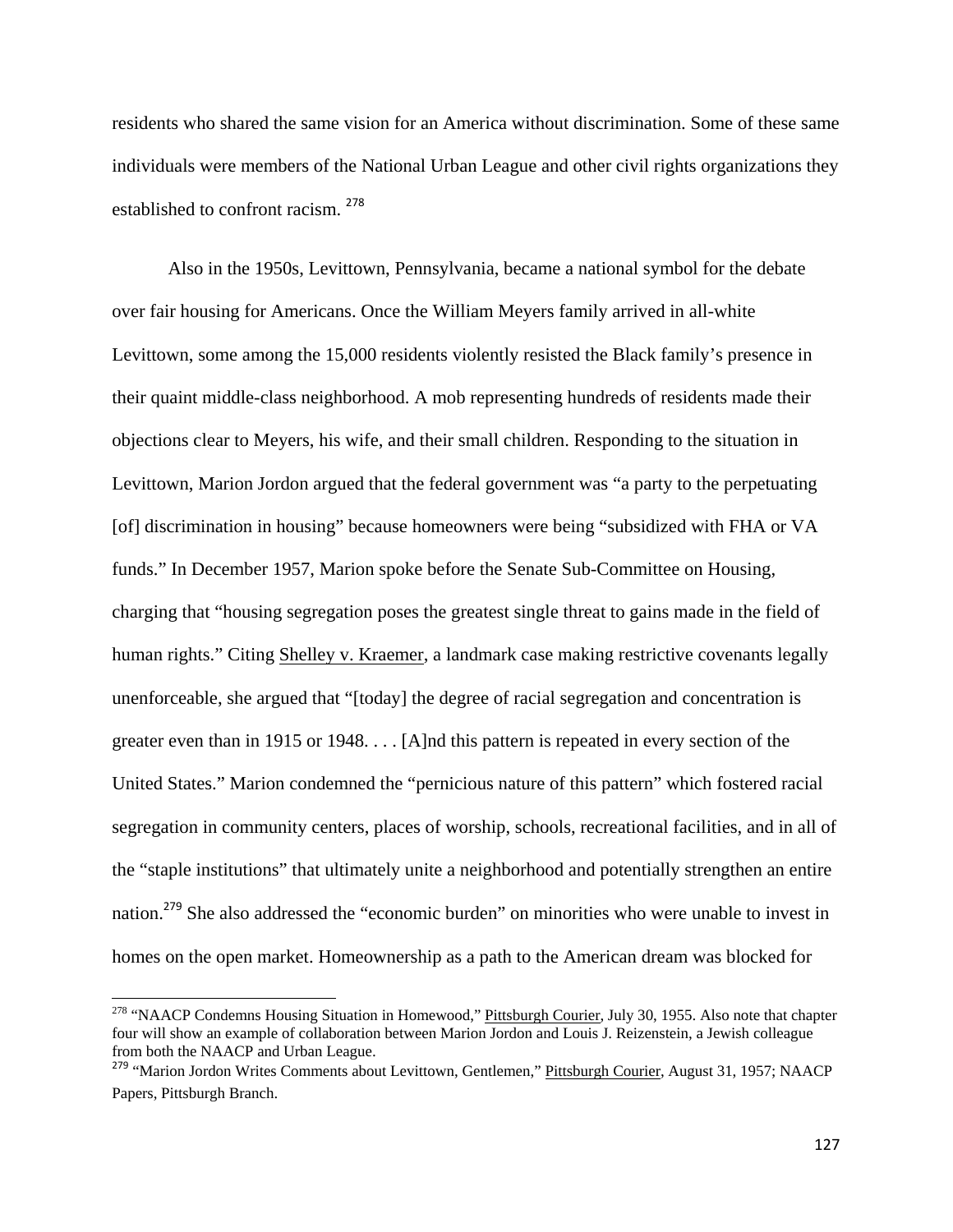residents who shared the same vision for an America without discrimination. Some of these same individuals were members of the National Urban League and other civil rights organizations they established to confront racism. [278]

Also in the 1950s, Levittown, Pennsylvania, became a national symbol for the debate over fair housing for Americans. Once the William Meyers family arrived in all-white Levittown, some among the 15,000 residents violently resisted the Black family's presence in their quaint middle-class neighborhood. A mob representing hundreds of residents made their objections clear to Meyers, his wife, and their small children. Responding to the situation in Levittown, Marion Jordon argued that the federal government was "a party to the perpetuating [of] discrimination in housing" because homeowners were being "subsidized with FHA or VA funds." In December 1957, Marion spoke before the Senate Sub-Committee on Housing, charging that "housing segregation poses the greatest single threat to gains made in the field of human rights." Citing Shelley v. Kraemer, a landmark case making restrictive covenants legally unenforceable, she argued that "[today] the degree of racial segregation and concentration is greater even than in 1915 or 1948. . . . [A]nd this pattern is repeated in every section of the United States." Marion condemned the "pernicious nature of this pattern" which fostered racial segregation in community centers, places of worship, schools, recreational facilities, and in all of the "staple institutions" that ultimately unite a neighborhood and potentially strengthen an entire nation.[279] She also addressed the "economic burden" on minorities who were unable to invest in homes on the open market. Homeownership as a path to the American dream was blocked for

---

[278] "NAACP Condemns Housing Situation in Homewood," Pittsburgh Courier, July 30, 1955. Also note that chapter four will show an example of collaboration between Marion Jordon and Louis J. Reizenstein, a Jewish colleague from both the NAACP and Urban League.

[279] "Marion Jordon Writes Comments about Levittown, Gentlemen," Pittsburgh Courier, August 31, 1957; NAACP Papers, Pittsburgh Branch.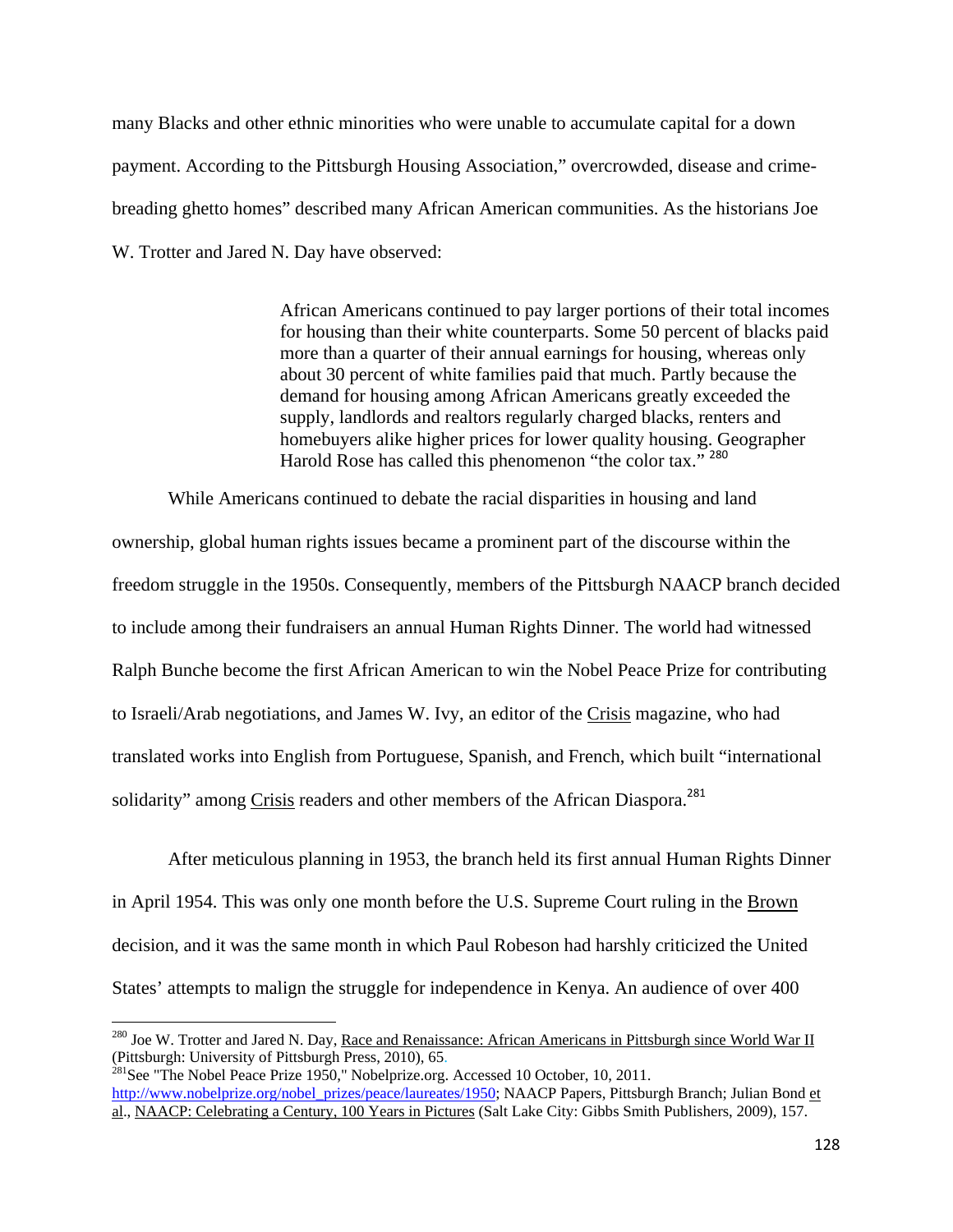many Blacks and other ethnic minorities who were unable to accumulate capital for a down payment. According to the Pittsburgh Housing Association," overcrowded, disease and crime-breading ghetto homes" described many African American communities. As the historians Joe W. Trotter and Jared N. Day have observed:

> African Americans continued to pay larger portions of their total incomes for housing than their white counterparts. Some 50 percent of blacks paid more than a quarter of their annual earnings for housing, whereas only about 30 percent of white families paid that much. Partly because the demand for housing among African Americans greatly exceeded the supply, landlords and realtors regularly charged blacks, renters and homebuyers alike higher prices for lower quality housing. Geographer Harold Rose has called this phenomenon "the color tax." [280]

While Americans continued to debate the racial disparities in housing and land ownership, global human rights issues became a prominent part of the discourse within the freedom struggle in the 1950s. Consequently, members of the Pittsburgh NAACP branch decided to include among their fundraisers an annual Human Rights Dinner. The world had witnessed Ralph Bunche become the first African American to win the Nobel Peace Prize for contributing to Israeli/Arab negotiations, and James W. Ivy, an editor of the Crisis magazine, who had translated works into English from Portuguese, Spanish, and French, which built "international solidarity" among Crisis readers and other members of the African Diaspora.[281]

After meticulous planning in 1953, the branch held its first annual Human Rights Dinner in April 1954. This was only one month before the U.S. Supreme Court ruling in the Brown decision, and it was the same month in which Paul Robeson had harshly criticized the United States' attempts to malign the struggle for independence in Kenya. An audience of over 400

---

[280] Joe W. Trotter and Jared N. Day, Race and Renaissance: African Americans in Pittsburgh since World War II (Pittsburgh: University of Pittsburgh Press, 2010), 65.

[281] See "The Nobel Peace Prize 1950," Nobelprize.org. Accessed 10 October, 10, 2011. http://www.nobelprize.org/nobel_prizes/peace/laureates/1950; NAACP Papers, Pittsburgh Branch; Julian Bond et al., NAACP: Celebrating a Century, 100 Years in Pictures (Salt Lake City: Gibbs Smith Publishers, 2009), 157.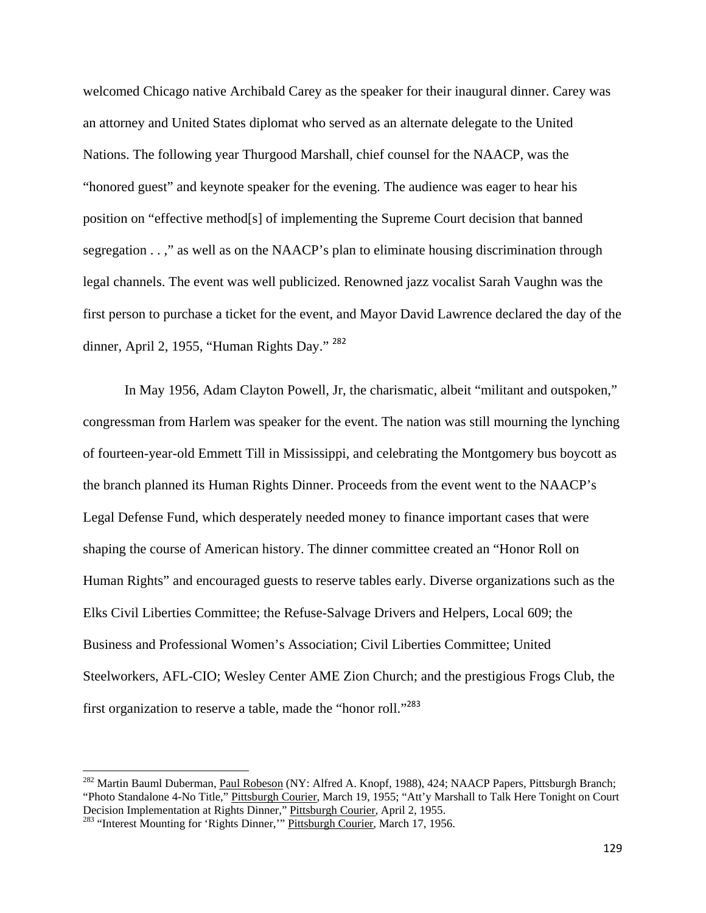welcomed Chicago native Archibald Carey as the speaker for their inaugural dinner. Carey was an attorney and United States diplomat who served as an alternate delegate to the United Nations. The following year Thurgood Marshall, chief counsel for the NAACP, was the "honored guest" and keynote speaker for the evening. The audience was eager to hear his position on "effective method[s] of implementing the Supreme Court decision that banned segregation . . ," as well as on the NAACP's plan to eliminate housing discrimination through legal channels. The event was well publicized. Renowned jazz vocalist Sarah Vaughn was the first person to purchase a ticket for the event, and Mayor David Lawrence declared the day of the dinner, April 2, 1955, "Human Rights Day." [282]

In May 1956, Adam Clayton Powell, Jr, the charismatic, albeit "militant and outspoken," congressman from Harlem was speaker for the event. The nation was still mourning the lynching of fourteen-year-old Emmett Till in Mississippi, and celebrating the Montgomery bus boycott as the branch planned its Human Rights Dinner. Proceeds from the event went to the NAACP's Legal Defense Fund, which desperately needed money to finance important cases that were shaping the course of American history. The dinner committee created an "Honor Roll on Human Rights" and encouraged guests to reserve tables early. Diverse organizations such as the Elks Civil Liberties Committee; the Refuse-Salvage Drivers and Helpers, Local 609; the Business and Professional Women's Association; Civil Liberties Committee; United Steelworkers, AFL-CIO; Wesley Center AME Zion Church; and the prestigious Frogs Club, the first organization to reserve a table, made the "honor roll."[283]

---

[282] Martin Bauml Duberman, Paul Robeson (NY: Alfred A. Knopf, 1988), 424; NAACP Papers, Pittsburgh Branch; "Photo Standalone 4-No Title," Pittsburgh Courier, March 19, 1955; "Att'y Marshall to Talk Here Tonight on Court Decision Implementation at Rights Dinner," Pittsburgh Courier, April 2, 1955.

[283] "Interest Mounting for 'Rights Dinner,'" Pittsburgh Courier, March 17, 1956.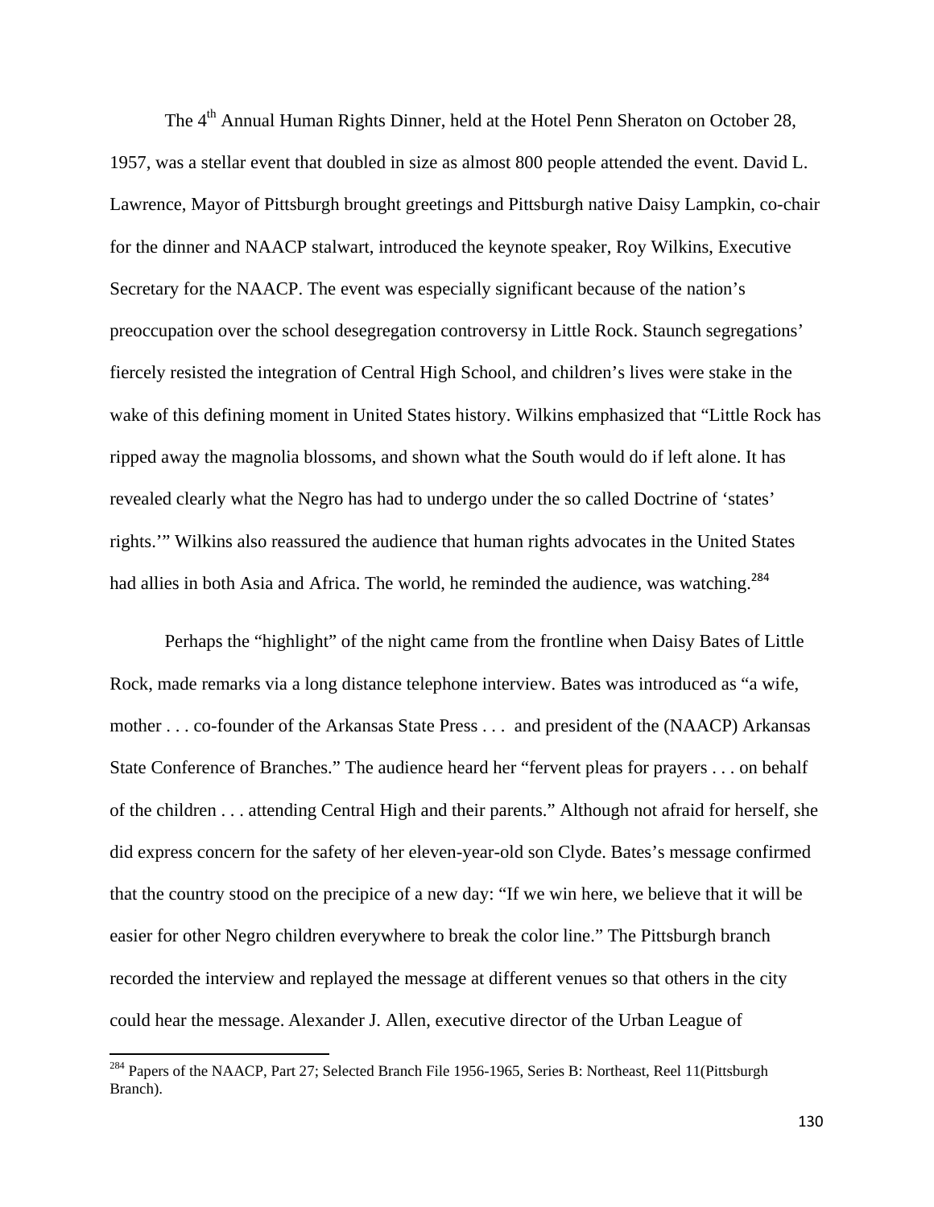The 4th Annual Human Rights Dinner, held at the Hotel Penn Sheraton on October 28, 1957, was a stellar event that doubled in size as almost 800 people attended the event. David L. Lawrence, Mayor of Pittsburgh brought greetings and Pittsburgh native Daisy Lampkin, co-chair for the dinner and NAACP stalwart, introduced the keynote speaker, Roy Wilkins, Executive Secretary for the NAACP. The event was especially significant because of the nation's preoccupation over the school desegregation controversy in Little Rock. Staunch segregations' fiercely resisted the integration of Central High School, and children's lives were stake in the wake of this defining moment in United States history. Wilkins emphasized that "Little Rock has ripped away the magnolia blossoms, and shown what the South would do if left alone. It has revealed clearly what the Negro has had to undergo under the so called Doctrine of 'states' rights.'" Wilkins also reassured the audience that human rights advocates in the United States had allies in both Asia and Africa. The world, he reminded the audience, was watching.[284]

Perhaps the "highlight" of the night came from the frontline when Daisy Bates of Little Rock, made remarks via a long distance telephone interview. Bates was introduced as "a wife, mother . . . co-founder of the Arkansas State Press . . . and president of the (NAACP) Arkansas State Conference of Branches." The audience heard her "fervent pleas for prayers . . . on behalf of the children . . . attending Central High and their parents." Although not afraid for herself, she did express concern for the safety of her eleven-year-old son Clyde. Bates's message confirmed that the country stood on the precipice of a new day: "If we win here, we believe that it will be easier for other Negro children everywhere to break the color line." The Pittsburgh branch recorded the interview and replayed the message at different venues so that others in the city could hear the message. Alexander J. Allen, executive director of the Urban League of

---

[284] Papers of the NAACP, Part 27; Selected Branch File 1956-1965, Series B: Northeast, Reel 11(Pittsburgh Branch).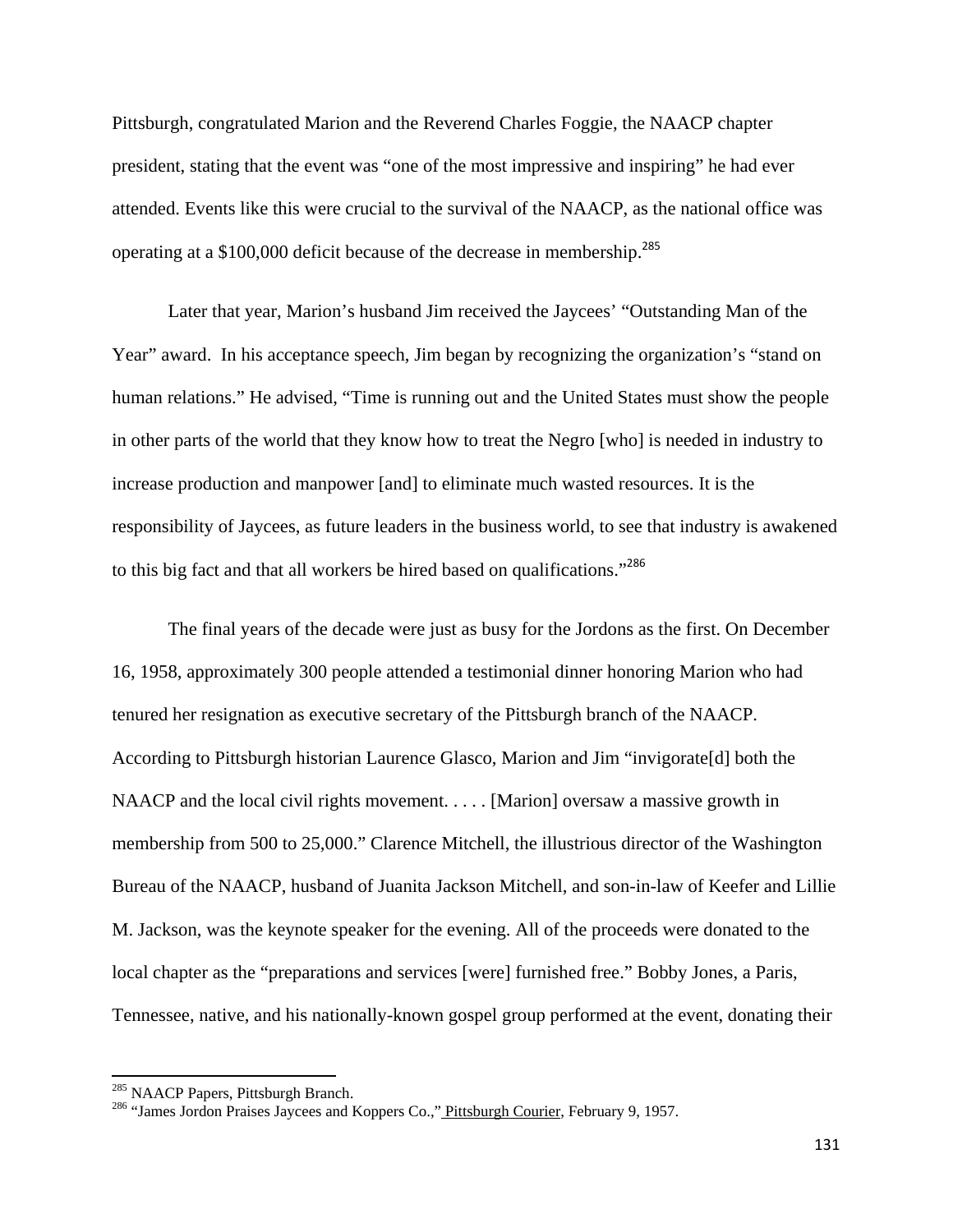Pittsburgh, congratulated Marion and the Reverend Charles Foggie, the NAACP chapter president, stating that the event was "one of the most impressive and inspiring" he had ever attended. Events like this were crucial to the survival of the NAACP, as the national office was operating at a $100,000 deficit because of the decrease in membership.[285]

Later that year, Marion's husband Jim received the Jaycees' "Outstanding Man of the Year" award. In his acceptance speech, Jim began by recognizing the organization's "stand on human relations." He advised, "Time is running out and the United States must show the people in other parts of the world that they know how to treat the Negro [who] is needed in industry to increase production and manpower [and] to eliminate much wasted resources. It is the responsibility of Jaycees, as future leaders in the business world, to see that industry is awakened to this big fact and that all workers be hired based on qualifications."[286]

The final years of the decade were just as busy for the Jordons as the first. On December 16, 1958, approximately 300 people attended a testimonial dinner honoring Marion who had tenured her resignation as executive secretary of the Pittsburgh branch of the NAACP. According to Pittsburgh historian Laurence Glasco, Marion and Jim "invigorate[d] both the NAACP and the local civil rights movement. . . . . [Marion] oversaw a massive growth in membership from 500 to 25,000." Clarence Mitchell, the illustrious director of the Washington Bureau of the NAACP, husband of Juanita Jackson Mitchell, and son-in-law of Keefer and Lillie M. Jackson, was the keynote speaker for the evening. All of the proceeds were donated to the local chapter as the "preparations and services [were] furnished free." Bobby Jones, a Paris, Tennessee, native, and his nationally-known gospel group performed at the event, donating their

---

[285] NAACP Papers, Pittsburgh Branch.

[286] "James Jordon Praises Jaycees and Koppers Co.," Pittsburgh Courier, February 9, 1957.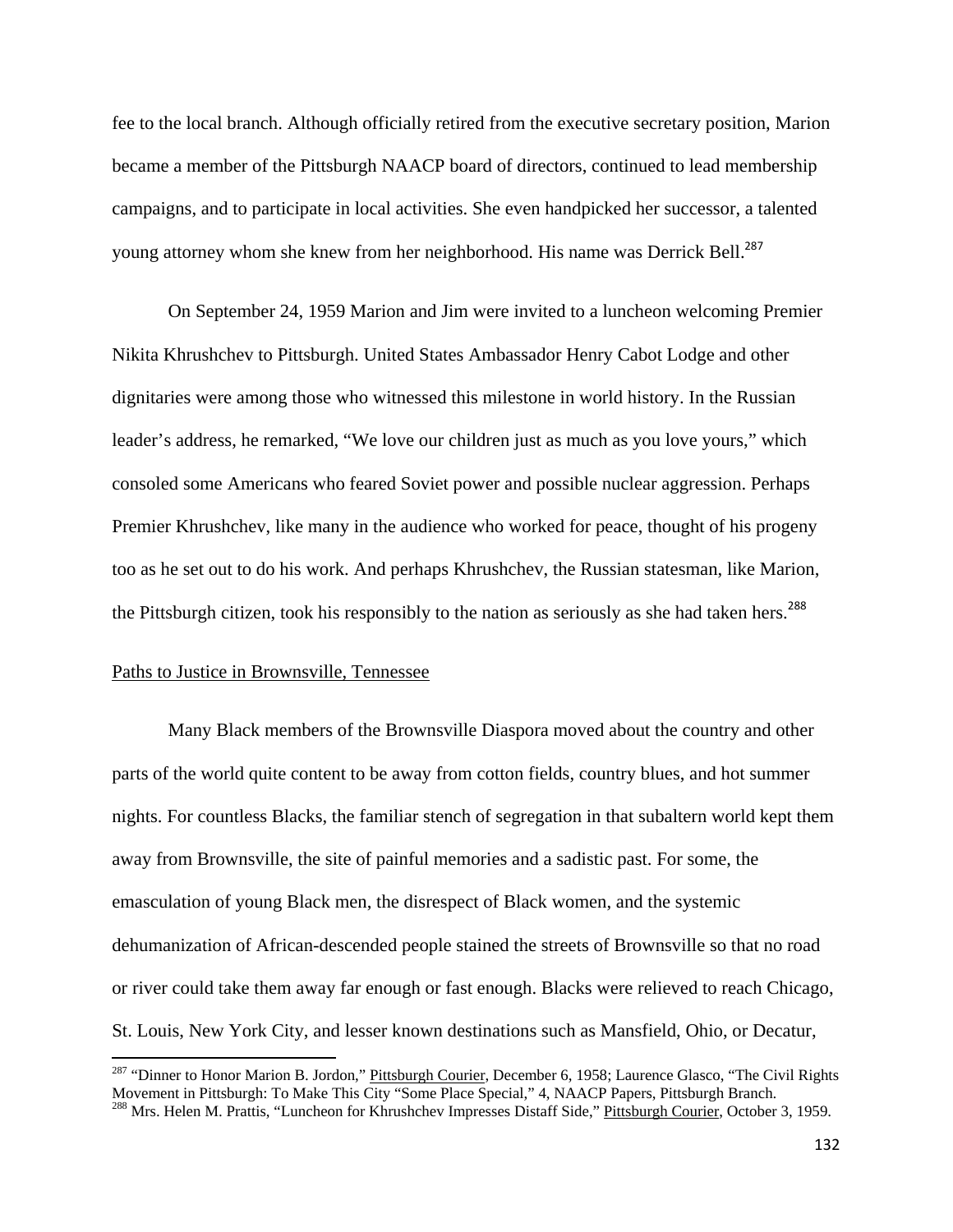fee to the local branch. Although officially retired from the executive secretary position, Marion became a member of the Pittsburgh NAACP board of directors, continued to lead membership campaigns, and to participate in local activities. She even handpicked her successor, a talented young attorney whom she knew from her neighborhood. His name was Derrick Bell.[287]

On September 24, 1959 Marion and Jim were invited to a luncheon welcoming Premier Nikita Khrushchev to Pittsburgh. United States Ambassador Henry Cabot Lodge and other dignitaries were among those who witnessed this milestone in world history. In the Russian leader's address, he remarked, "We love our children just as much as you love yours," which consoled some Americans who feared Soviet power and possible nuclear aggression. Perhaps Premier Khrushchev, like many in the audience who worked for peace, thought of his progeny too as he set out to do his work. And perhaps Khrushchev, the Russian statesman, like Marion, the Pittsburgh citizen, took his responsibly to the nation as seriously as she had taken hers.[288]

## Paths to Justice in Brownsville, Tennessee

Many Black members of the Brownsville Diaspora moved about the country and other parts of the world quite content to be away from cotton fields, country blues, and hot summer nights. For countless Blacks, the familiar stench of segregation in that subaltern world kept them away from Brownsville, the site of painful memories and a sadistic past. For some, the emasculation of young Black men, the disrespect of Black women, and the systemic dehumanization of African-descended people stained the streets of Brownsville so that no road or river could take them away far enough or fast enough. Blacks were relieved to reach Chicago, St. Louis, New York City, and lesser known destinations such as Mansfield, Ohio, or Decatur,

---

[287] "Dinner to Honor Marion B. Jordon," Pittsburgh Courier, December 6, 1958; Laurence Glasco, "The Civil Rights Movement in Pittsburgh: To Make This City "Some Place Special," 4, NAACP Papers, Pittsburgh Branch.

[288] Mrs. Helen M. Prattis, "Luncheon for Khrushchev Impresses Distaff Side," Pittsburgh Courier, October 3, 1959.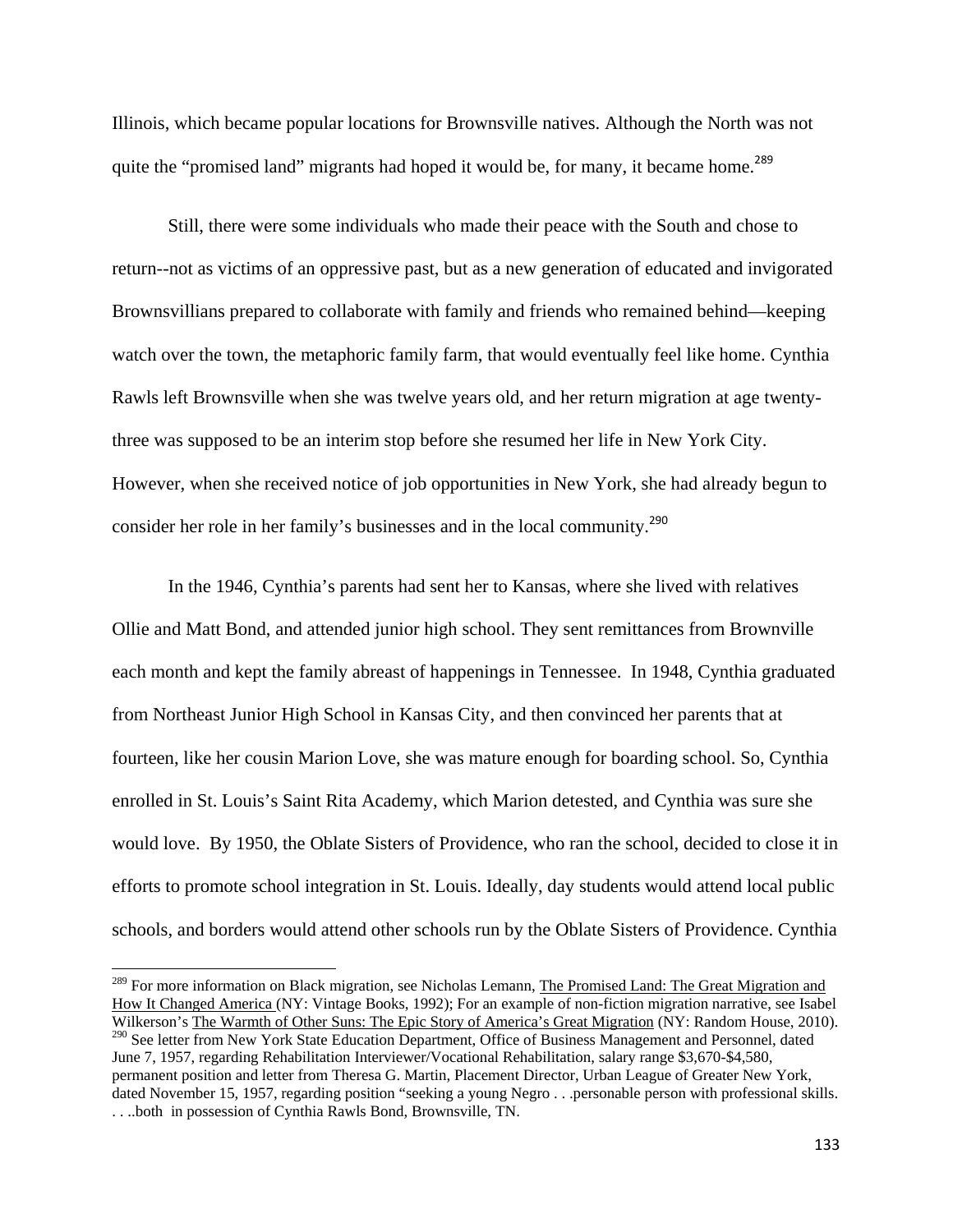Illinois, which became popular locations for Brownsville natives. Although the North was not quite the "promised land" migrants had hoped it would be, for many, it became home.[289]

Still, there were some individuals who made their peace with the South and chose to return--not as victims of an oppressive past, but as a new generation of educated and invigorated Brownsvillians prepared to collaborate with family and friends who remained behind—keeping watch over the town, the metaphoric family farm, that would eventually feel like home. Cynthia Rawls left Brownsville when she was twelve years old, and her return migration at age twenty-three was supposed to be an interim stop before she resumed her life in New York City. However, when she received notice of job opportunities in New York, she had already begun to consider her role in her family's businesses and in the local community.[290]

In the 1946, Cynthia's parents had sent her to Kansas, where she lived with relatives Ollie and Matt Bond, and attended junior high school. They sent remittances from Brownville each month and kept the family abreast of happenings in Tennessee. In 1948, Cynthia graduated from Northeast Junior High School in Kansas City, and then convinced her parents that at fourteen, like her cousin Marion Love, she was mature enough for boarding school. So, Cynthia enrolled in St. Louis's Saint Rita Academy, which Marion detested, and Cynthia was sure she would love. By 1950, the Oblate Sisters of Providence, who ran the school, decided to close it in efforts to promote school integration in St. Louis. Ideally, day students would attend local public schools, and borders would attend other schools run by the Oblate Sisters of Providence. Cynthia

---

[289] For more information on Black migration, see Nicholas Lemann, The Promised Land: The Great Migration and How It Changed America (NY: Vintage Books, 1992); For an example of non-fiction migration narrative, see Isabel Wilkerson's The Warmth of Other Suns: The Epic Story of America's Great Migration (NY: Random House, 2010).

[290] See letter from New York State Education Department, Office of Business Management and Personnel, dated June 7, 1957, regarding Rehabilitation Interviewer/Vocational Rehabilitation, salary range $3,670-$4,580, permanent position and letter from Theresa G. Martin, Placement Director, Urban League of Greater New York, dated November 15, 1957, regarding position "seeking a young Negro . . .personable person with professional skills. . . ..both in possession of Cynthia Rawls Bond, Brownsville, TN.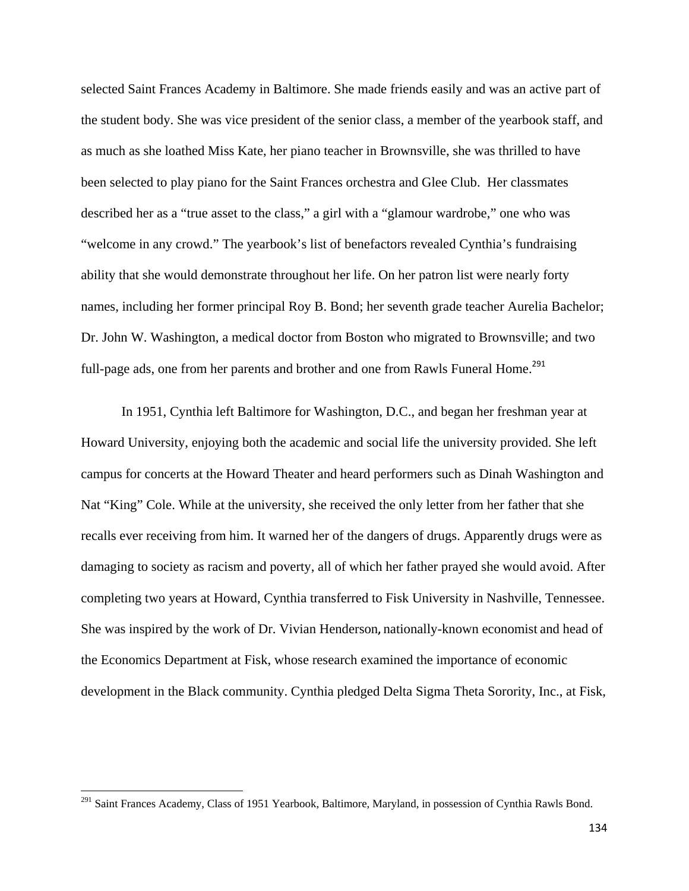selected Saint Frances Academy in Baltimore. She made friends easily and was an active part of the student body. She was vice president of the senior class, a member of the yearbook staff, and as much as she loathed Miss Kate, her piano teacher in Brownsville, she was thrilled to have been selected to play piano for the Saint Frances orchestra and Glee Club. Her classmates described her as a "true asset to the class," a girl with a "glamour wardrobe," one who was "welcome in any crowd." The yearbook's list of benefactors revealed Cynthia's fundraising ability that she would demonstrate throughout her life. On her patron list were nearly forty names, including her former principal Roy B. Bond; her seventh grade teacher Aurelia Bachelor; Dr. John W. Washington, a medical doctor from Boston who migrated to Brownsville; and two full-page ads, one from her parents and brother and one from Rawls Funeral Home.[291]

In 1951, Cynthia left Baltimore for Washington, D.C., and began her freshman year at Howard University, enjoying both the academic and social life the university provided. She left campus for concerts at the Howard Theater and heard performers such as Dinah Washington and Nat "King" Cole. While at the university, she received the only letter from her father that she recalls ever receiving from him. It warned her of the dangers of drugs. Apparently drugs were as damaging to society as racism and poverty, all of which her father prayed she would avoid. After completing two years at Howard, Cynthia transferred to Fisk University in Nashville, Tennessee. She was inspired by the work of Dr. Vivian Henderson, nationally-known economist and head of the Economics Department at Fisk, whose research examined the importance of economic development in the Black community. Cynthia pledged Delta Sigma Theta Sorority, Inc., at Fisk,

---

[291] Saint Frances Academy, Class of 1951 Yearbook, Baltimore, Maryland, in possession of Cynthia Rawls Bond.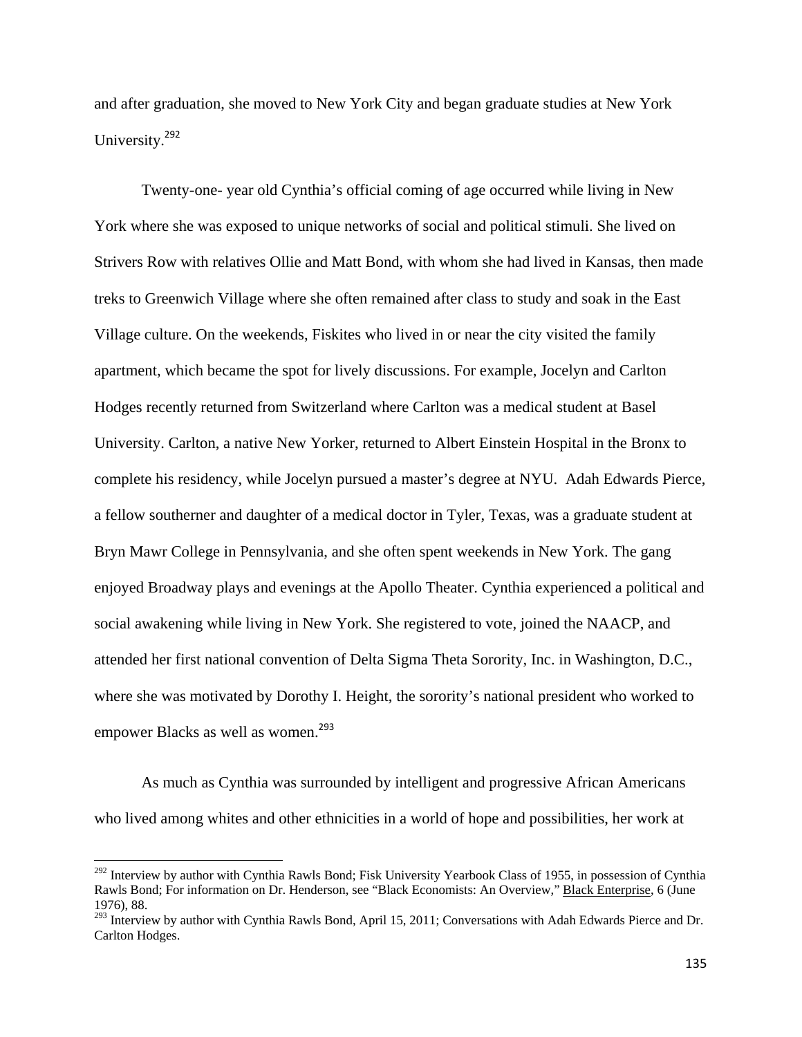and after graduation, she moved to New York City and began graduate studies at New York University.[292]

Twenty-one- year old Cynthia's official coming of age occurred while living in New York where she was exposed to unique networks of social and political stimuli. She lived on Strivers Row with relatives Ollie and Matt Bond, with whom she had lived in Kansas, then made treks to Greenwich Village where she often remained after class to study and soak in the East Village culture. On the weekends, Fiskites who lived in or near the city visited the family apartment, which became the spot for lively discussions. For example, Jocelyn and Carlton Hodges recently returned from Switzerland where Carlton was a medical student at Basel University. Carlton, a native New Yorker, returned to Albert Einstein Hospital in the Bronx to complete his residency, while Jocelyn pursued a master's degree at NYU. Adah Edwards Pierce, a fellow southerner and daughter of a medical doctor in Tyler, Texas, was a graduate student at Bryn Mawr College in Pennsylvania, and she often spent weekends in New York. The gang enjoyed Broadway plays and evenings at the Apollo Theater. Cynthia experienced a political and social awakening while living in New York. She registered to vote, joined the NAACP, and attended her first national convention of Delta Sigma Theta Sorority, Inc. in Washington, D.C., where she was motivated by Dorothy I. Height, the sorority's national president who worked to empower Blacks as well as women.[293]

As much as Cynthia was surrounded by intelligent and progressive African Americans who lived among whites and other ethnicities in a world of hope and possibilities, her work at

---

[292] Interview by author with Cynthia Rawls Bond; Fisk University Yearbook Class of 1955, in possession of Cynthia Rawls Bond; For information on Dr. Henderson, see "Black Economists: An Overview," Black Enterprise, 6 (June 1976), 88.

[293] Interview by author with Cynthia Rawls Bond, April 15, 2011; Conversations with Adah Edwards Pierce and Dr. Carlton Hodges.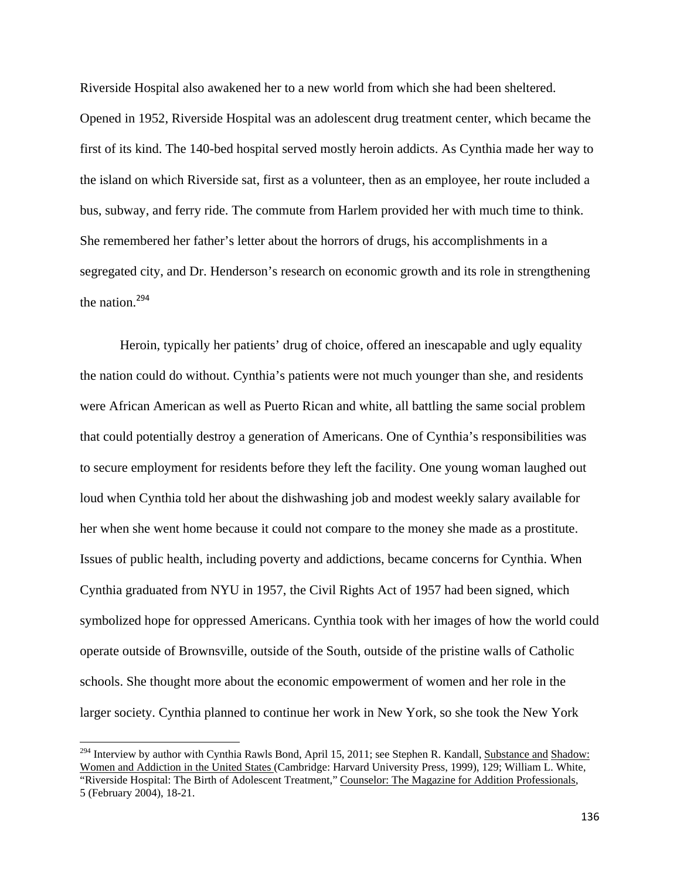Riverside Hospital also awakened her to a new world from which she had been sheltered. Opened in 1952, Riverside Hospital was an adolescent drug treatment center, which became the first of its kind. The 140-bed hospital served mostly heroin addicts. As Cynthia made her way to the island on which Riverside sat, first as a volunteer, then as an employee, her route included a bus, subway, and ferry ride. The commute from Harlem provided her with much time to think. She remembered her father's letter about the horrors of drugs, his accomplishments in a segregated city, and Dr. Henderson's research on economic growth and its role in strengthening the nation.[294]

Heroin, typically her patients' drug of choice, offered an inescapable and ugly equality the nation could do without. Cynthia's patients were not much younger than she, and residents were African American as well as Puerto Rican and white, all battling the same social problem that could potentially destroy a generation of Americans. One of Cynthia's responsibilities was to secure employment for residents before they left the facility. One young woman laughed out loud when Cynthia told her about the dishwashing job and modest weekly salary available for her when she went home because it could not compare to the money she made as a prostitute. Issues of public health, including poverty and addictions, became concerns for Cynthia. When Cynthia graduated from NYU in 1957, the Civil Rights Act of 1957 had been signed, which symbolized hope for oppressed Americans. Cynthia took with her images of how the world could operate outside of Brownsville, outside of the South, outside of the pristine walls of Catholic schools. She thought more about the economic empowerment of women and her role in the larger society. Cynthia planned to continue her work in New York, so she took the New York

---

[294] Interview by author with Cynthia Rawls Bond, April 15, 2011; see Stephen R. Kandall, Substance and Shadow: Women and Addiction in the United States (Cambridge: Harvard University Press, 1999), 129; William L. White, "Riverside Hospital: The Birth of Adolescent Treatment," Counselor: The Magazine for Addition Professionals, 5 (February 2004), 18-21.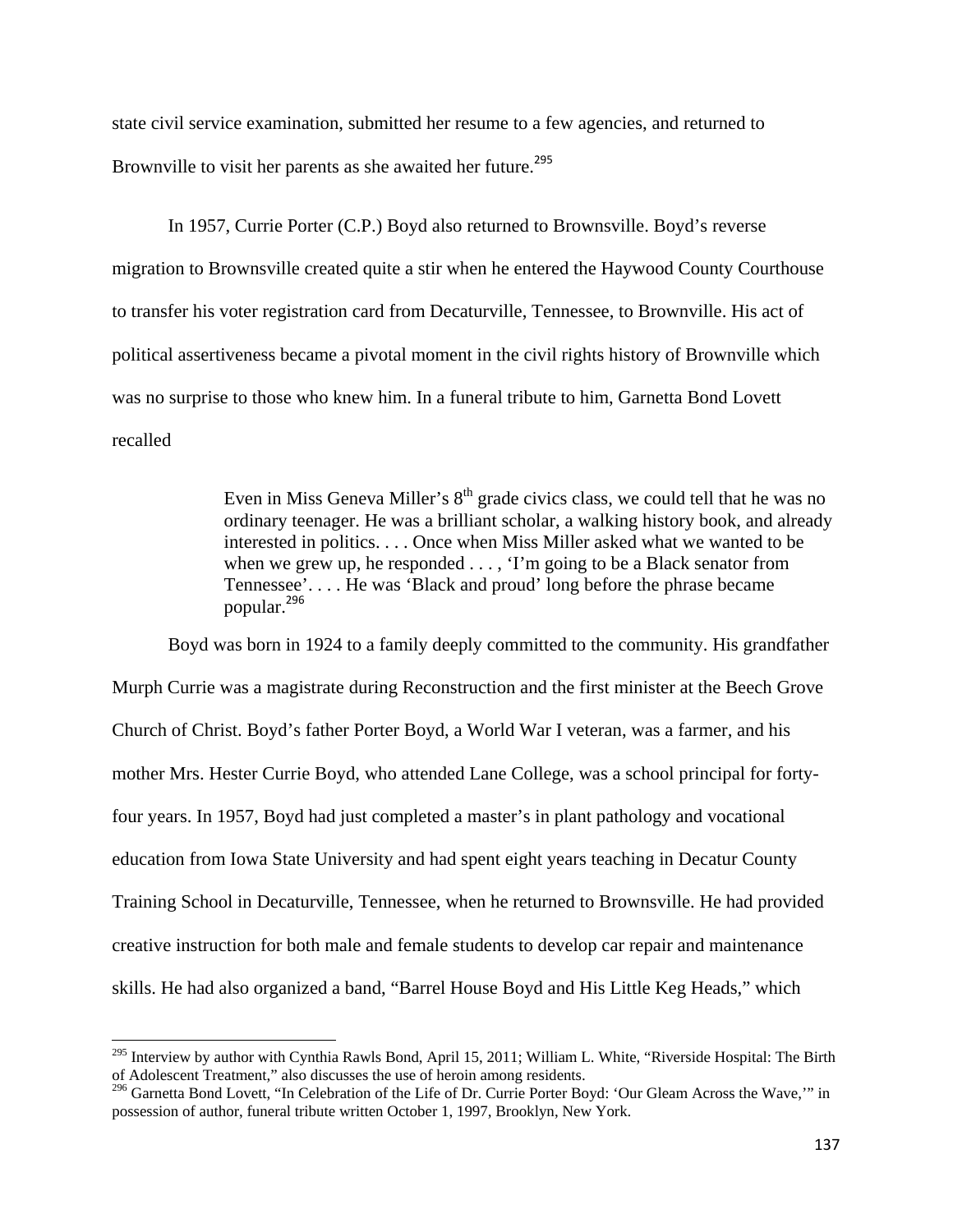state civil service examination, submitted her resume to a few agencies, and returned to Brownville to visit her parents as she awaited her future.[295]

In 1957, Currie Porter (C.P.) Boyd also returned to Brownsville. Boyd's reverse migration to Brownsville created quite a stir when he entered the Haywood County Courthouse to transfer his voter registration card from Decaturville, Tennessee, to Brownville. His act of political assertiveness became a pivotal moment in the civil rights history of Brownville which was no surprise to those who knew him. In a funeral tribute to him, Garnetta Bond Lovett recalled

> Even in Miss Geneva Miller's 8th grade civics class, we could tell that he was no ordinary teenager. He was a brilliant scholar, a walking history book, and already interested in politics. . . . Once when Miss Miller asked what we wanted to be when we grew up, he responded . . . , 'I'm going to be a Black senator from Tennessee'. . . . He was 'Black and proud' long before the phrase became popular.[296]

Boyd was born in 1924 to a family deeply committed to the community. His grandfather Murph Currie was a magistrate during Reconstruction and the first minister at the Beech Grove Church of Christ. Boyd's father Porter Boyd, a World War I veteran, was a farmer, and his mother Mrs. Hester Currie Boyd, who attended Lane College, was a school principal for forty-four years. In 1957, Boyd had just completed a master's in plant pathology and vocational education from Iowa State University and had spent eight years teaching in Decatur County Training School in Decaturville, Tennessee, when he returned to Brownsville. He had provided creative instruction for both male and female students to develop car repair and maintenance skills. He had also organized a band, "Barrel House Boyd and His Little Keg Heads," which

---

[295] Interview by author with Cynthia Rawls Bond, April 15, 2011; William L. White, "Riverside Hospital: The Birth of Adolescent Treatment," also discusses the use of heroin among residents.

[296] Garnetta Bond Lovett, "In Celebration of the Life of Dr. Currie Porter Boyd: 'Our Gleam Across the Wave,'" in possession of author, funeral tribute written October 1, 1997, Brooklyn, New York.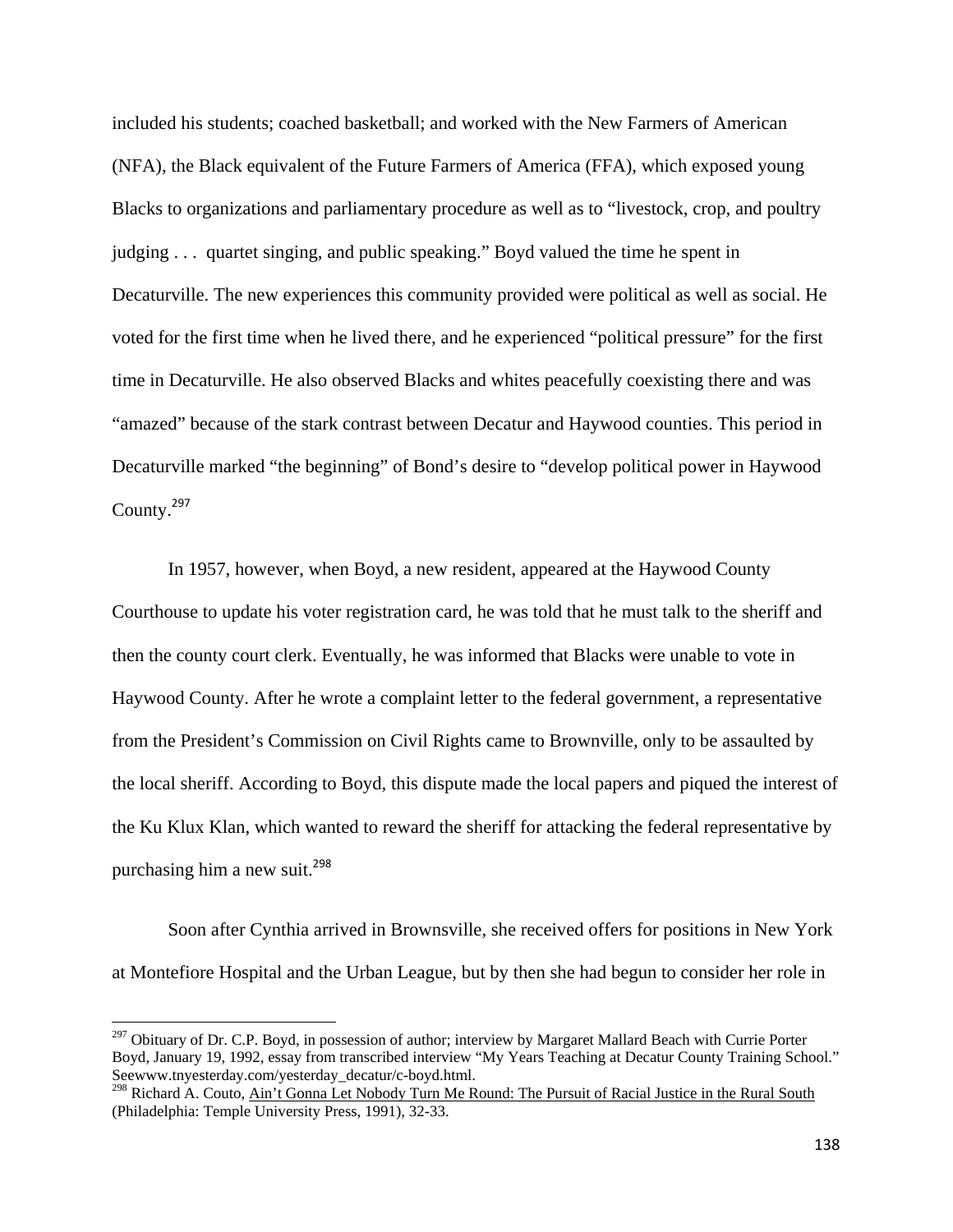included his students; coached basketball; and worked with the New Farmers of American (NFA), the Black equivalent of the Future Farmers of America (FFA), which exposed young Blacks to organizations and parliamentary procedure as well as to "livestock, crop, and poultry judging . . . quartet singing, and public speaking." Boyd valued the time he spent in Decaturville. The new experiences this community provided were political as well as social. He voted for the first time when he lived there, and he experienced "political pressure" for the first time in Decaturville. He also observed Blacks and whites peacefully coexisting there and was "amazed" because of the stark contrast between Decatur and Haywood counties. This period in Decaturville marked "the beginning" of Bond's desire to "develop political power in Haywood County.[297]

In 1957, however, when Boyd, a new resident, appeared at the Haywood County Courthouse to update his voter registration card, he was told that he must talk to the sheriff and then the county court clerk. Eventually, he was informed that Blacks were unable to vote in Haywood County. After he wrote a complaint letter to the federal government, a representative from the President's Commission on Civil Rights came to Brownville, only to be assaulted by the local sheriff. According to Boyd, this dispute made the local papers and piqued the interest of the Ku Klux Klan, which wanted to reward the sheriff for attacking the federal representative by purchasing him a new suit.[298]

Soon after Cynthia arrived in Brownsville, she received offers for positions in New York at Montefiore Hospital and the Urban League, but by then she had begun to consider her role in

---

[297] Obituary of Dr. C.P. Boyd, in possession of author; interview by Margaret Mallard Beach with Currie Porter Boyd, January 19, 1992, essay from transcribed interview "My Years Teaching at Decatur County Training School." Seewww.tnyesterday.com/yesterday_decatur/c-boyd.html.

[298] Richard A. Couto, Ain't Gonna Let Nobody Turn Me Round: The Pursuit of Racial Justice in the Rural South (Philadelphia: Temple University Press, 1991), 32-33.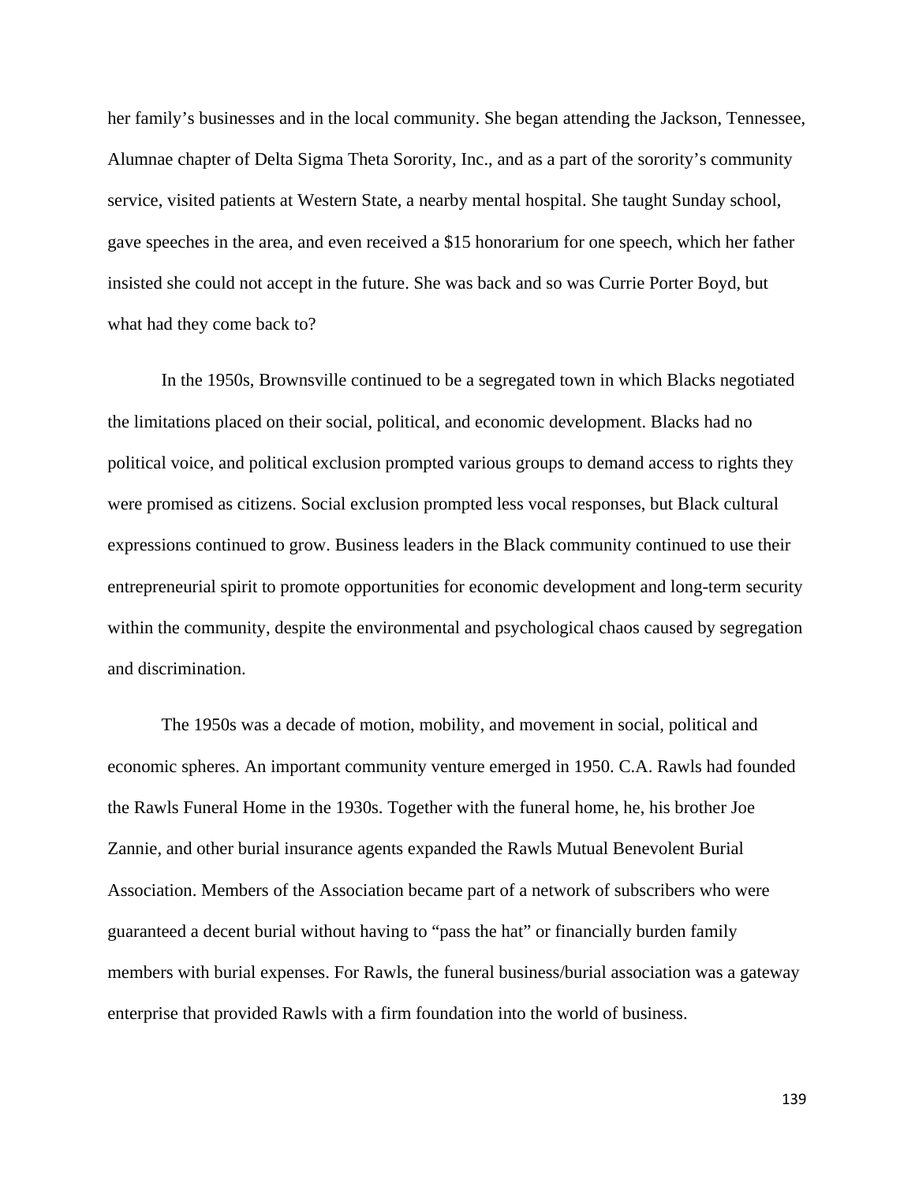her family's businesses and in the local community. She began attending the Jackson, Tennessee, Alumnae chapter of Delta Sigma Theta Sorority, Inc., and as a part of the sorority's community service, visited patients at Western State, a nearby mental hospital. She taught Sunday school, gave speeches in the area, and even received a $15 honorarium for one speech, which her father insisted she could not accept in the future. She was back and so was Currie Porter Boyd, but what had they come back to?

In the 1950s, Brownsville continued to be a segregated town in which Blacks negotiated the limitations placed on their social, political, and economic development. Blacks had no political voice, and political exclusion prompted various groups to demand access to rights they were promised as citizens. Social exclusion prompted less vocal responses, but Black cultural expressions continued to grow. Business leaders in the Black community continued to use their entrepreneurial spirit to promote opportunities for economic development and long-term security within the community, despite the environmental and psychological chaos caused by segregation and discrimination.

The 1950s was a decade of motion, mobility, and movement in social, political and economic spheres. An important community venture emerged in 1950. C.A. Rawls had founded the Rawls Funeral Home in the 1930s. Together with the funeral home, he, his brother Joe Zannie, and other burial insurance agents expanded the Rawls Mutual Benevolent Burial Association. Members of the Association became part of a network of subscribers who were guaranteed a decent burial without having to "pass the hat" or financially burden family members with burial expenses. For Rawls, the funeral business/burial association was a gateway enterprise that provided Rawls with a firm foundation into the world of business.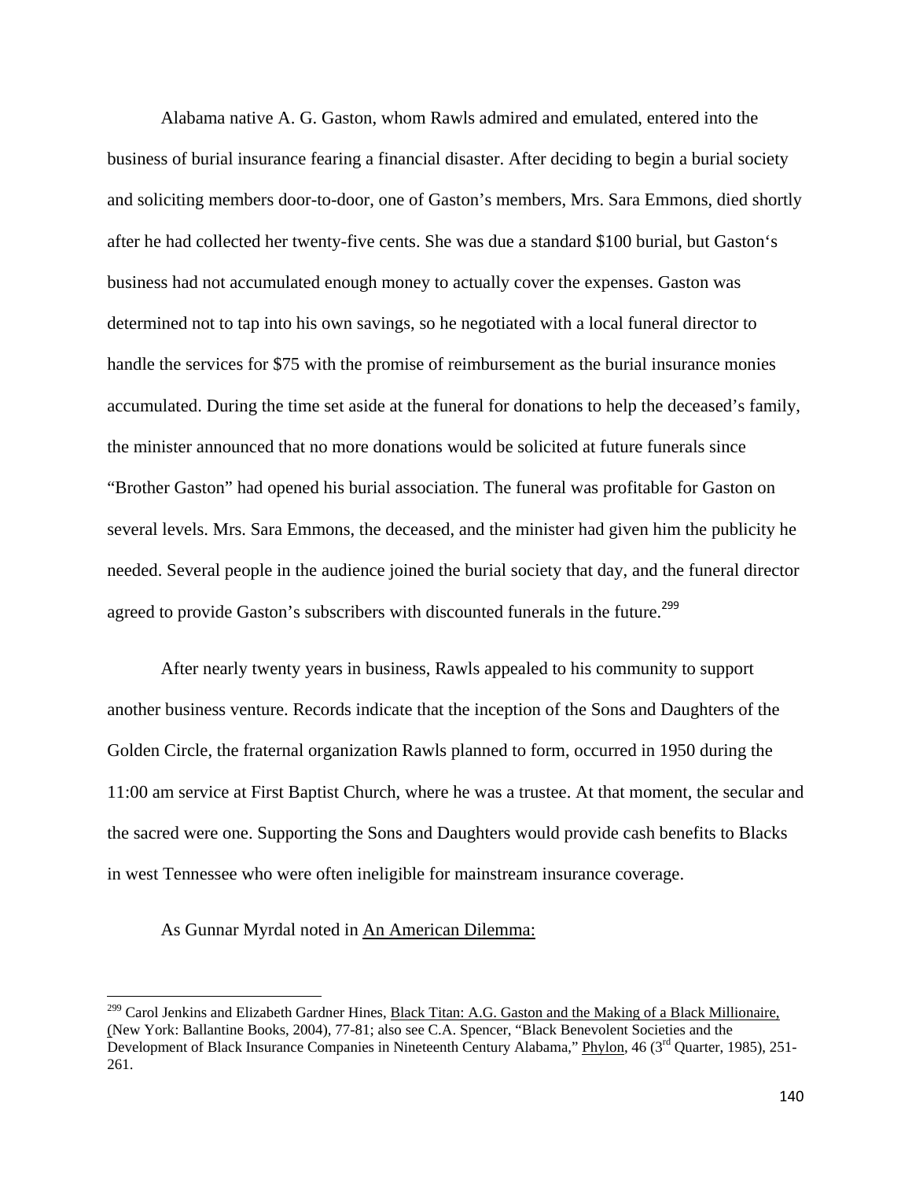Alabama native A. G. Gaston, whom Rawls admired and emulated, entered into the business of burial insurance fearing a financial disaster. After deciding to begin a burial society and soliciting members door-to-door, one of Gaston's members, Mrs. Sara Emmons, died shortly after he had collected her twenty-five cents. She was due a standard $100 burial, but Gaston's business had not accumulated enough money to actually cover the expenses. Gaston was determined not to tap into his own savings, so he negotiated with a local funeral director to handle the services for $75 with the promise of reimbursement as the burial insurance monies accumulated. During the time set aside at the funeral for donations to help the deceased's family, the minister announced that no more donations would be solicited at future funerals since "Brother Gaston" had opened his burial association. The funeral was profitable for Gaston on several levels. Mrs. Sara Emmons, the deceased, and the minister had given him the publicity he needed. Several people in the audience joined the burial society that day, and the funeral director agreed to provide Gaston's subscribers with discounted funerals in the future.[299]

After nearly twenty years in business, Rawls appealed to his community to support another business venture. Records indicate that the inception of the Sons and Daughters of the Golden Circle, the fraternal organization Rawls planned to form, occurred in 1950 during the 11:00 am service at First Baptist Church, where he was a trustee. At that moment, the secular and the sacred were one. Supporting the Sons and Daughters would provide cash benefits to Blacks in west Tennessee who were often ineligible for mainstream insurance coverage.

As Gunnar Myrdal noted in An American Dilemma:

---

[299] Carol Jenkins and Elizabeth Gardner Hines, Black Titan: A.G. Gaston and the Making of a Black Millionaire, (New York: Ballantine Books, 2004), 77-81; also see C.A. Spencer, "Black Benevolent Societies and the Development of Black Insurance Companies in Nineteenth Century Alabama," Phylon, 46 (3rd Quarter, 1985), 251-261.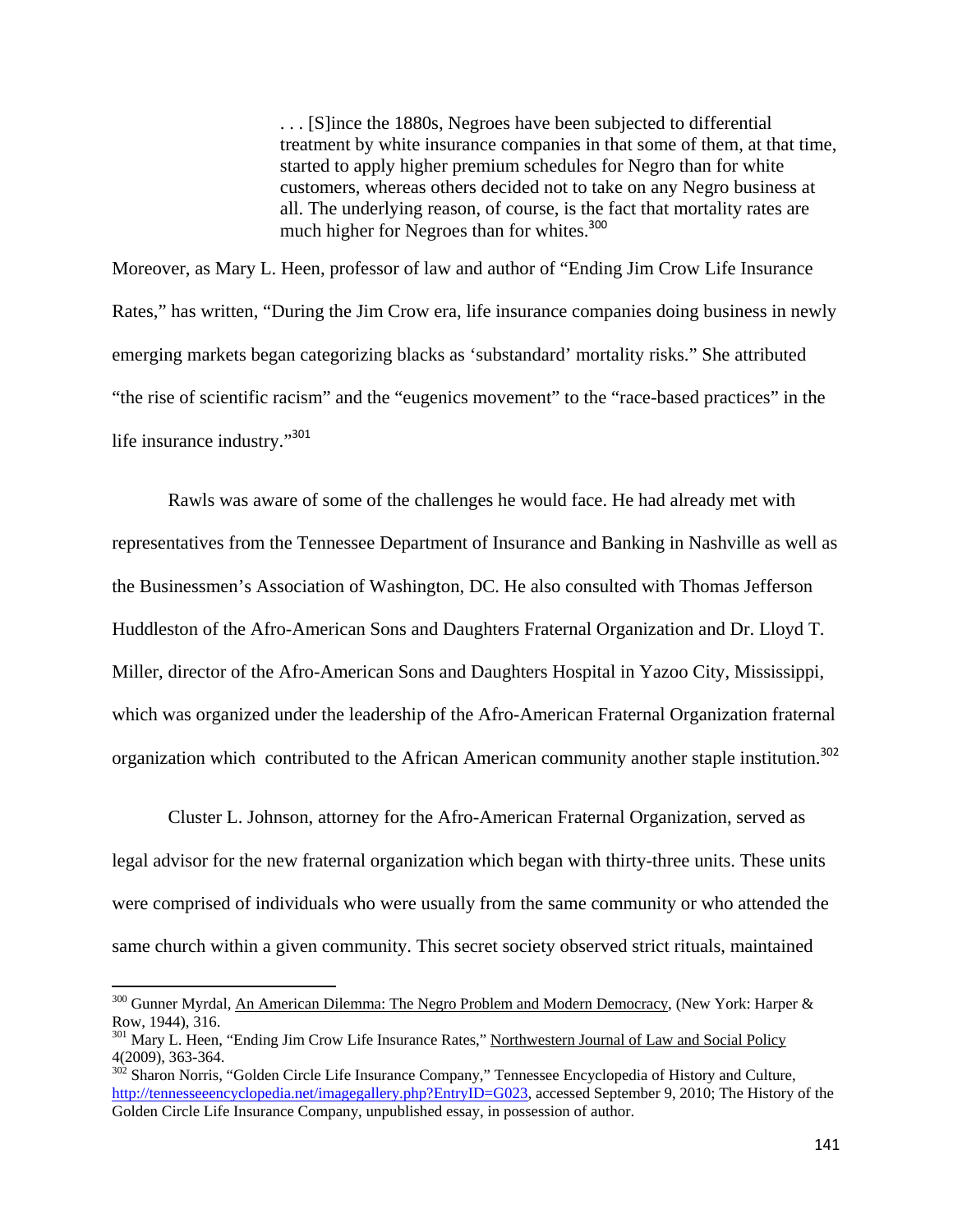> . . . [S]ince the 1880s, Negroes have been subjected to differential treatment by white insurance companies in that some of them, at that time, started to apply higher premium schedules for Negro than for white customers, whereas others decided not to take on any Negro business at all. The underlying reason, of course, is the fact that mortality rates are much higher for Negroes than for whites.[300]

Moreover, as Mary L. Heen, professor of law and author of "Ending Jim Crow Life Insurance Rates," has written, "During the Jim Crow era, life insurance companies doing business in newly emerging markets began categorizing blacks as 'substandard' mortality risks." She attributed "the rise of scientific racism" and the "eugenics movement" to the "race-based practices" in the life insurance industry."[301]

Rawls was aware of some of the challenges he would face. He had already met with representatives from the Tennessee Department of Insurance and Banking in Nashville as well as the Businessmen's Association of Washington, DC. He also consulted with Thomas Jefferson Huddleston of the Afro-American Sons and Daughters Fraternal Organization and Dr. Lloyd T. Miller, director of the Afro-American Sons and Daughters Hospital in Yazoo City, Mississippi, which was organized under the leadership of the Afro-American Fraternal Organization fraternal organization which contributed to the African American community another staple institution.[302]

Cluster L. Johnson, attorney for the Afro-American Fraternal Organization, served as legal advisor for the new fraternal organization which began with thirty-three units. These units were comprised of individuals who were usually from the same community or who attended the same church within a given community. This secret society observed strict rituals, maintained

---

[300] Gunner Myrdal, An American Dilemma: The Negro Problem and Modern Democracy, (New York: Harper & Row, 1944), 316.

[301] Mary L. Heen, "Ending Jim Crow Life Insurance Rates," Northwestern Journal of Law and Social Policy 4(2009), 363-364.

[302] Sharon Norris, "Golden Circle Life Insurance Company," Tennessee Encyclopedia of History and Culture, http://tennesseeencyclopedia.net/imagegallery.php?EntryID=G023, accessed September 9, 2010; The History of the Golden Circle Life Insurance Company, unpublished essay, in possession of author.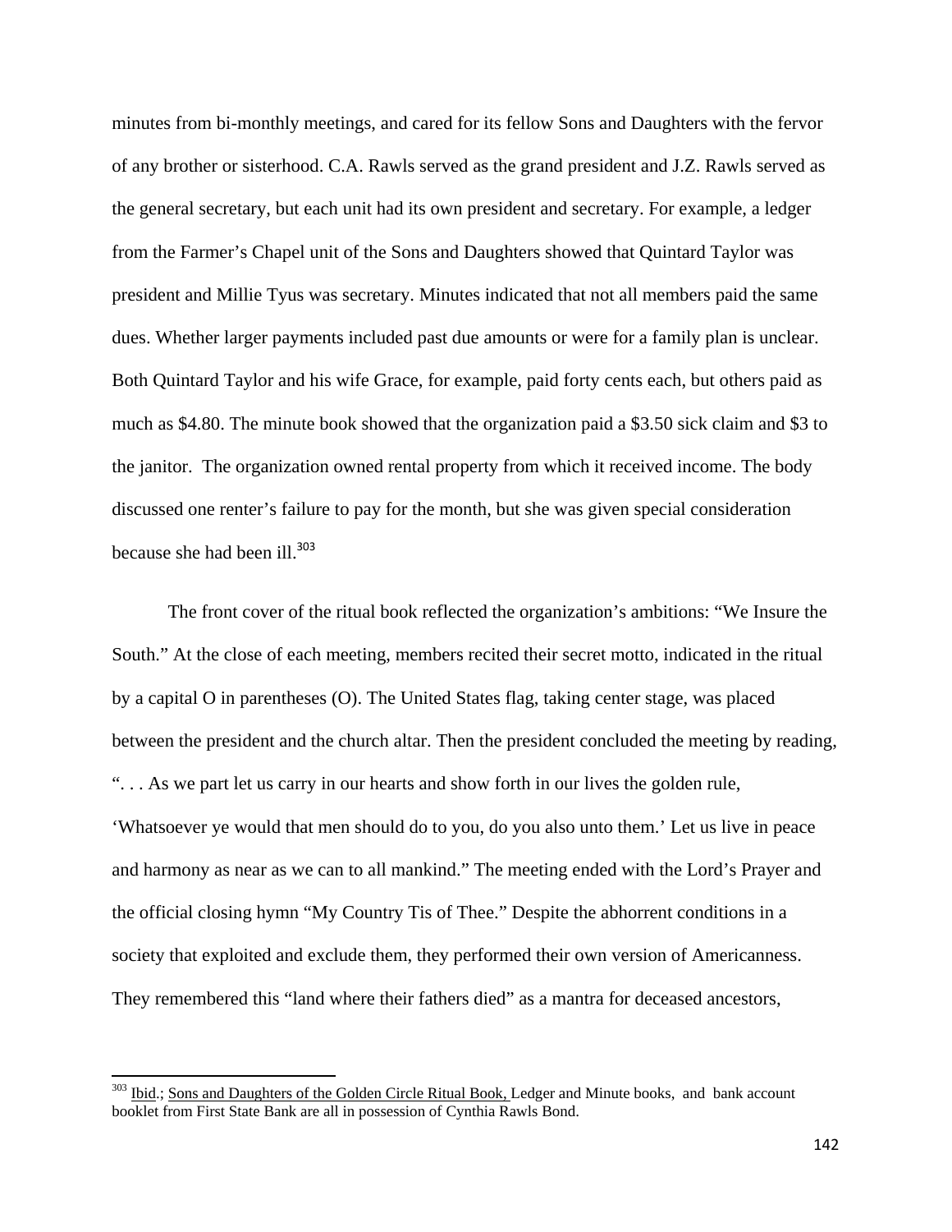minutes from bi-monthly meetings, and cared for its fellow Sons and Daughters with the fervor of any brother or sisterhood. C.A. Rawls served as the grand president and J.Z. Rawls served as the general secretary, but each unit had its own president and secretary. For example, a ledger from the Farmer's Chapel unit of the Sons and Daughters showed that Quintard Taylor was president and Millie Tyus was secretary. Minutes indicated that not all members paid the same dues. Whether larger payments included past due amounts or were for a family plan is unclear. Both Quintard Taylor and his wife Grace, for example, paid forty cents each, but others paid as much as $4.80. The minute book showed that the organization paid a $3.50 sick claim and $3 to the janitor. The organization owned rental property from which it received income. The body discussed one renter's failure to pay for the month, but she was given special consideration because she had been ill.[303]

The front cover of the ritual book reflected the organization's ambitions: "We Insure the South." At the close of each meeting, members recited their secret motto, indicated in the ritual by a capital O in parentheses (O). The United States flag, taking center stage, was placed between the president and the church altar. Then the president concluded the meeting by reading, ". . . As we part let us carry in our hearts and show forth in our lives the golden rule, 'Whatsoever ye would that men should do to you, do you also unto them.' Let us live in peace and harmony as near as we can to all mankind." The meeting ended with the Lord's Prayer and the official closing hymn "My Country Tis of Thee." Despite the abhorrent conditions in a society that exploited and exclude them, they performed their own version of Americanness. They remembered this "land where their fathers died" as a mantra for deceased ancestors,

---

[303] Ibid.; Sons and Daughters of the Golden Circle Ritual Book, Ledger and Minute books, and bank account booklet from First State Bank are all in possession of Cynthia Rawls Bond.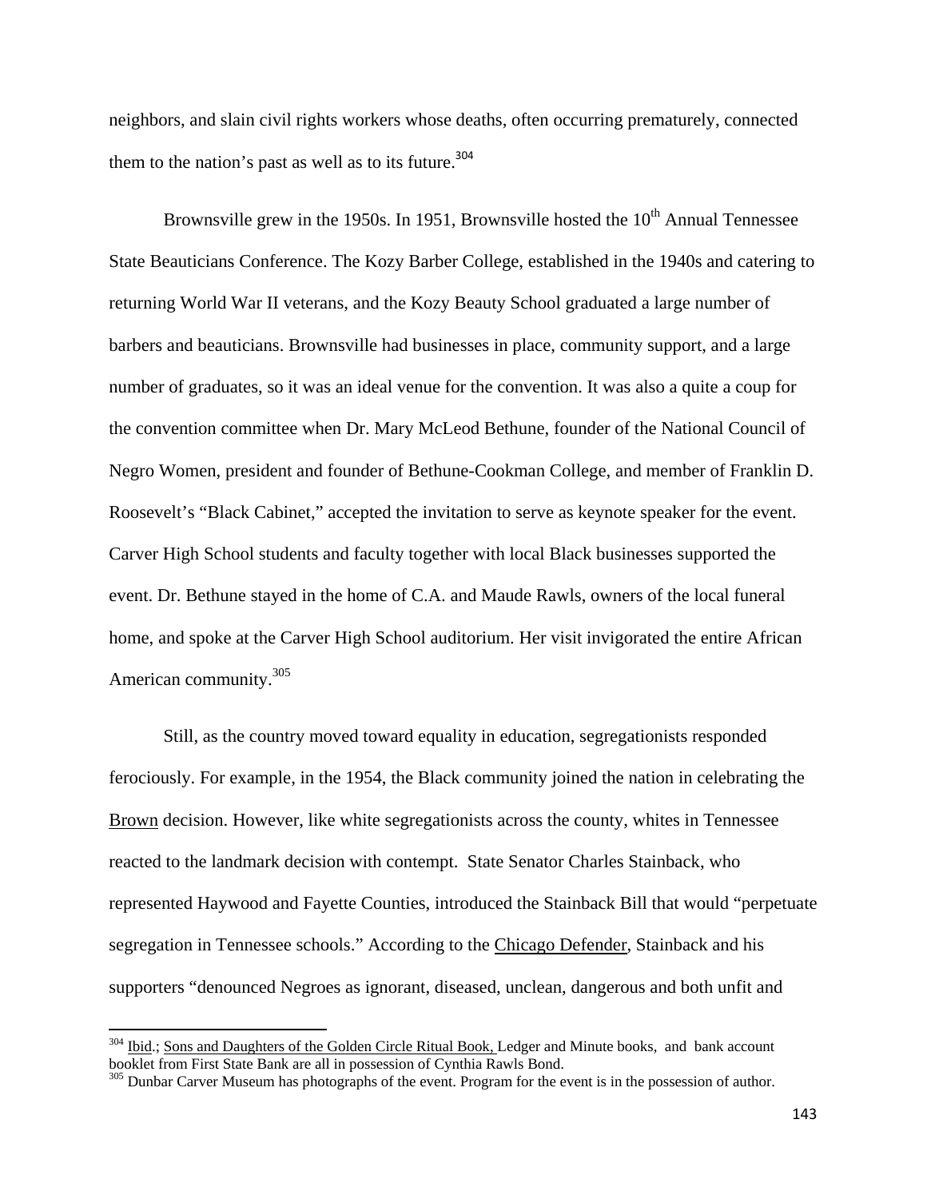neighbors, and slain civil rights workers whose deaths, often occurring prematurely, connected them to the nation's past as well as to its future.[304]

Brownsville grew in the 1950s. In 1951, Brownsville hosted the 10th Annual Tennessee State Beauticians Conference. The Kozy Barber College, established in the 1940s and catering to returning World War II veterans, and the Kozy Beauty School graduated a large number of barbers and beauticians. Brownsville had businesses in place, community support, and a large number of graduates, so it was an ideal venue for the convention. It was also a quite a coup for the convention committee when Dr. Mary McLeod Bethune, founder of the National Council of Negro Women, president and founder of Bethune-Cookman College, and member of Franklin D. Roosevelt's "Black Cabinet," accepted the invitation to serve as keynote speaker for the event. Carver High School students and faculty together with local Black businesses supported the event. Dr. Bethune stayed in the home of C.A. and Maude Rawls, owners of the local funeral home, and spoke at the Carver High School auditorium. Her visit invigorated the entire African American community.[305]

Still, as the country moved toward equality in education, segregationists responded ferociously. For example, in the 1954, the Black community joined the nation in celebrating the Brown decision. However, like white segregationists across the county, whites in Tennessee reacted to the landmark decision with contempt. State Senator Charles Stainback, who represented Haywood and Fayette Counties, introduced the Stainback Bill that would "perpetuate segregation in Tennessee schools." According to the Chicago Defender, Stainback and his supporters "denounced Negroes as ignorant, diseased, unclean, dangerous and both unfit and

---

[304] Ibid.; Sons and Daughters of the Golden Circle Ritual Book, Ledger and Minute books, and bank account booklet from First State Bank are all in possession of Cynthia Rawls Bond.

[305] Dunbar Carver Museum has photographs of the event. Program for the event is in the possession of author.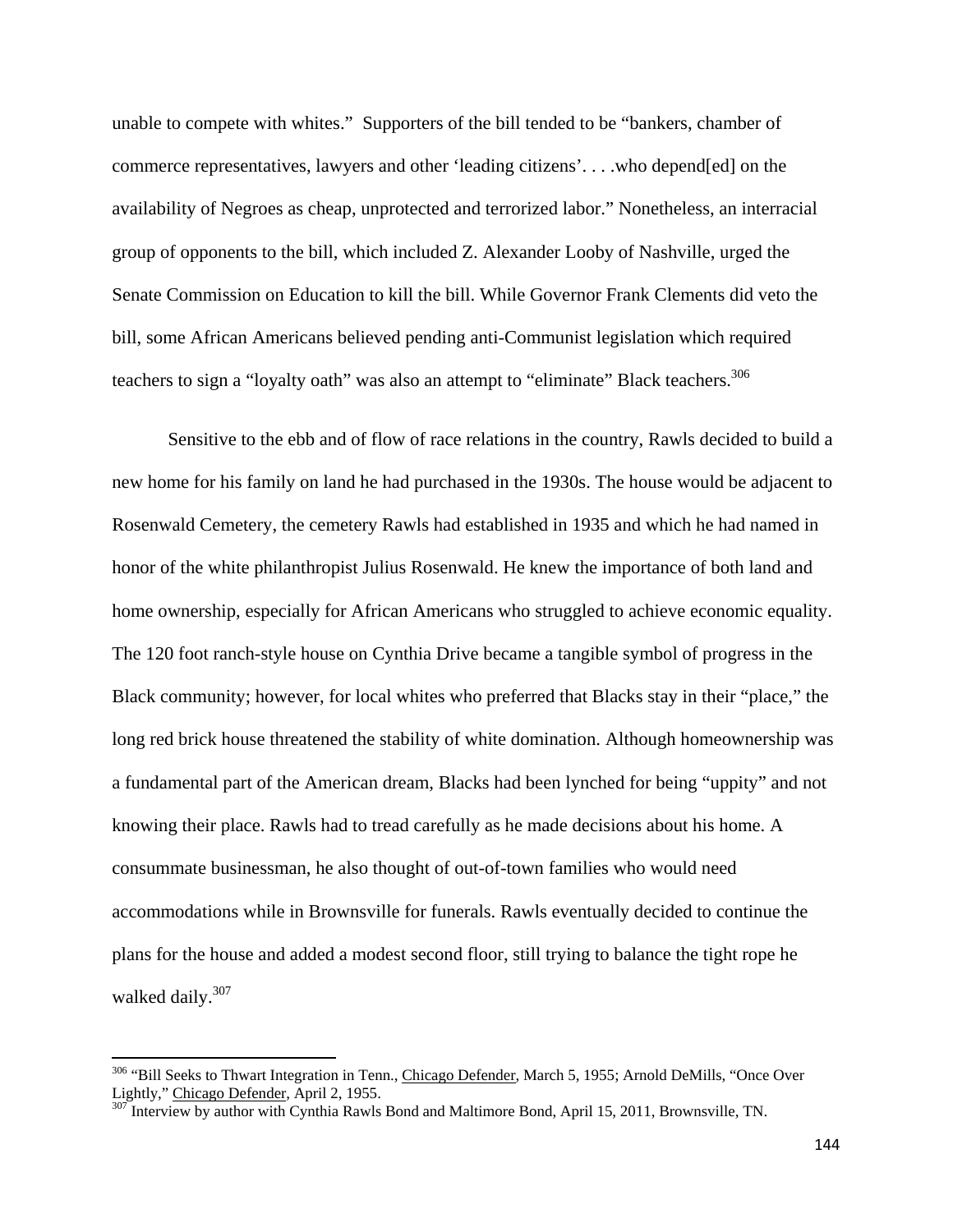unable to compete with whites." Supporters of the bill tended to be "bankers, chamber of commerce representatives, lawyers and other 'leading citizens'. . . .who depend[ed] on the availability of Negroes as cheap, unprotected and terrorized labor." Nonetheless, an interracial group of opponents to the bill, which included Z. Alexander Looby of Nashville, urged the Senate Commission on Education to kill the bill. While Governor Frank Clements did veto the bill, some African Americans believed pending anti-Communist legislation which required teachers to sign a "loyalty oath" was also an attempt to "eliminate" Black teachers.[306]

Sensitive to the ebb and of flow of race relations in the country, Rawls decided to build a new home for his family on land he had purchased in the 1930s. The house would be adjacent to Rosenwald Cemetery, the cemetery Rawls had established in 1935 and which he had named in honor of the white philanthropist Julius Rosenwald. He knew the importance of both land and home ownership, especially for African Americans who struggled to achieve economic equality. The 120 foot ranch-style house on Cynthia Drive became a tangible symbol of progress in the Black community; however, for local whites who preferred that Blacks stay in their "place," the long red brick house threatened the stability of white domination. Although homeownership was a fundamental part of the American dream, Blacks had been lynched for being "uppity" and not knowing their place. Rawls had to tread carefully as he made decisions about his home. A consummate businessman, he also thought of out-of-town families who would need accommodations while in Brownsville for funerals. Rawls eventually decided to continue the plans for the house and added a modest second floor, still trying to balance the tight rope he walked daily.[307]

---

[306] "Bill Seeks to Thwart Integration in Tenn., Chicago Defender, March 5, 1955; Arnold DeMills, "Once Over Lightly," Chicago Defender, April 2, 1955.

[307] Interview by author with Cynthia Rawls Bond and Maltimore Bond, April 15, 2011, Brownsville, TN.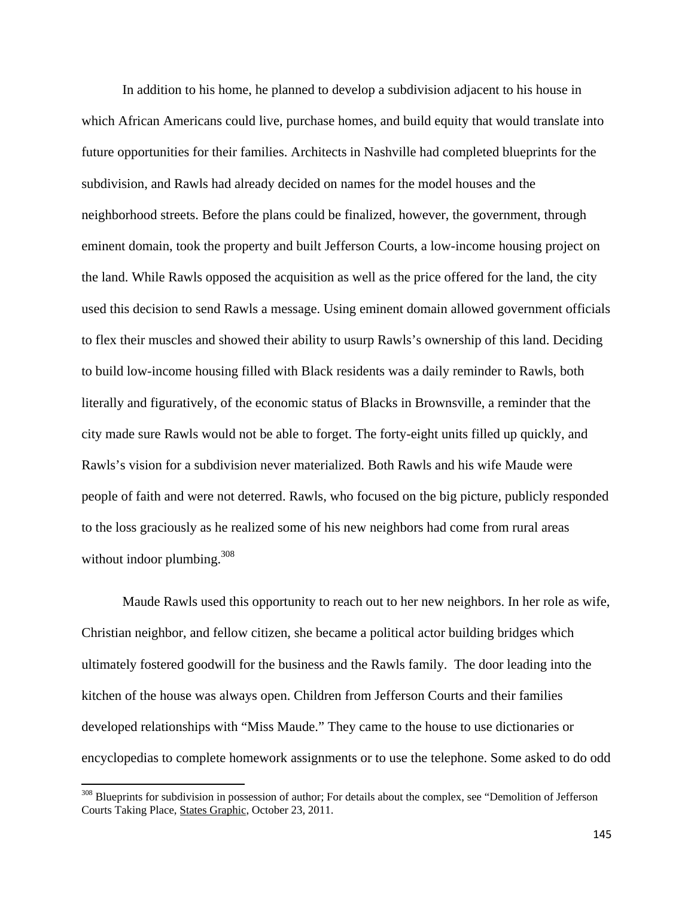In addition to his home, he planned to develop a subdivision adjacent to his house in which African Americans could live, purchase homes, and build equity that would translate into future opportunities for their families. Architects in Nashville had completed blueprints for the subdivision, and Rawls had already decided on names for the model houses and the neighborhood streets. Before the plans could be finalized, however, the government, through eminent domain, took the property and built Jefferson Courts, a low-income housing project on the land. While Rawls opposed the acquisition as well as the price offered for the land, the city used this decision to send Rawls a message. Using eminent domain allowed government officials to flex their muscles and showed their ability to usurp Rawls's ownership of this land. Deciding to build low-income housing filled with Black residents was a daily reminder to Rawls, both literally and figuratively, of the economic status of Blacks in Brownsville, a reminder that the city made sure Rawls would not be able to forget. The forty-eight units filled up quickly, and Rawls's vision for a subdivision never materialized. Both Rawls and his wife Maude were people of faith and were not deterred. Rawls, who focused on the big picture, publicly responded to the loss graciously as he realized some of his new neighbors had come from rural areas without indoor plumbing.[308]

Maude Rawls used this opportunity to reach out to her new neighbors. In her role as wife, Christian neighbor, and fellow citizen, she became a political actor building bridges which ultimately fostered goodwill for the business and the Rawls family. The door leading into the kitchen of the house was always open. Children from Jefferson Courts and their families developed relationships with "Miss Maude." They came to the house to use dictionaries or encyclopedias to complete homework assignments or to use the telephone. Some asked to do odd

---

[308] Blueprints for subdivision in possession of author; For details about the complex, see "Demolition of Jefferson Courts Taking Place, States Graphic, October 23, 2011.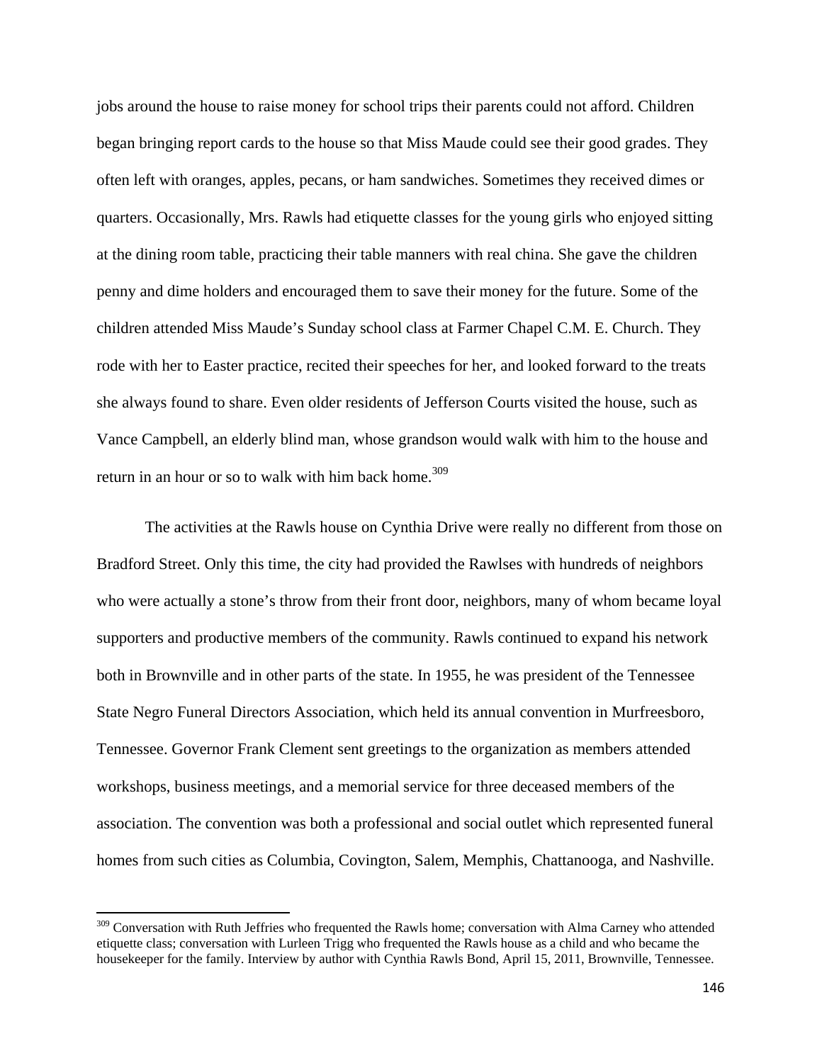jobs around the house to raise money for school trips their parents could not afford. Children began bringing report cards to the house so that Miss Maude could see their good grades. They often left with oranges, apples, pecans, or ham sandwiches. Sometimes they received dimes or quarters. Occasionally, Mrs. Rawls had etiquette classes for the young girls who enjoyed sitting at the dining room table, practicing their table manners with real china. She gave the children penny and dime holders and encouraged them to save their money for the future. Some of the children attended Miss Maude's Sunday school class at Farmer Chapel C.M. E. Church. They rode with her to Easter practice, recited their speeches for her, and looked forward to the treats she always found to share. Even older residents of Jefferson Courts visited the house, such as Vance Campbell, an elderly blind man, whose grandson would walk with him to the house and return in an hour or so to walk with him back home.[309]

The activities at the Rawls house on Cynthia Drive were really no different from those on Bradford Street. Only this time, the city had provided the Rawlses with hundreds of neighbors who were actually a stone's throw from their front door, neighbors, many of whom became loyal supporters and productive members of the community. Rawls continued to expand his network both in Brownville and in other parts of the state. In 1955, he was president of the Tennessee State Negro Funeral Directors Association, which held its annual convention in Murfreesboro, Tennessee. Governor Frank Clement sent greetings to the organization as members attended workshops, business meetings, and a memorial service for three deceased members of the association. The convention was both a professional and social outlet which represented funeral homes from such cities as Columbia, Covington, Salem, Memphis, Chattanooga, and Nashville.

---

[309] Conversation with Ruth Jeffries who frequented the Rawls home; conversation with Alma Carney who attended etiquette class; conversation with Lurleen Trigg who frequented the Rawls house as a child and who became the housekeeper for the family. Interview by author with Cynthia Rawls Bond, April 15, 2011, Brownville, Tennessee.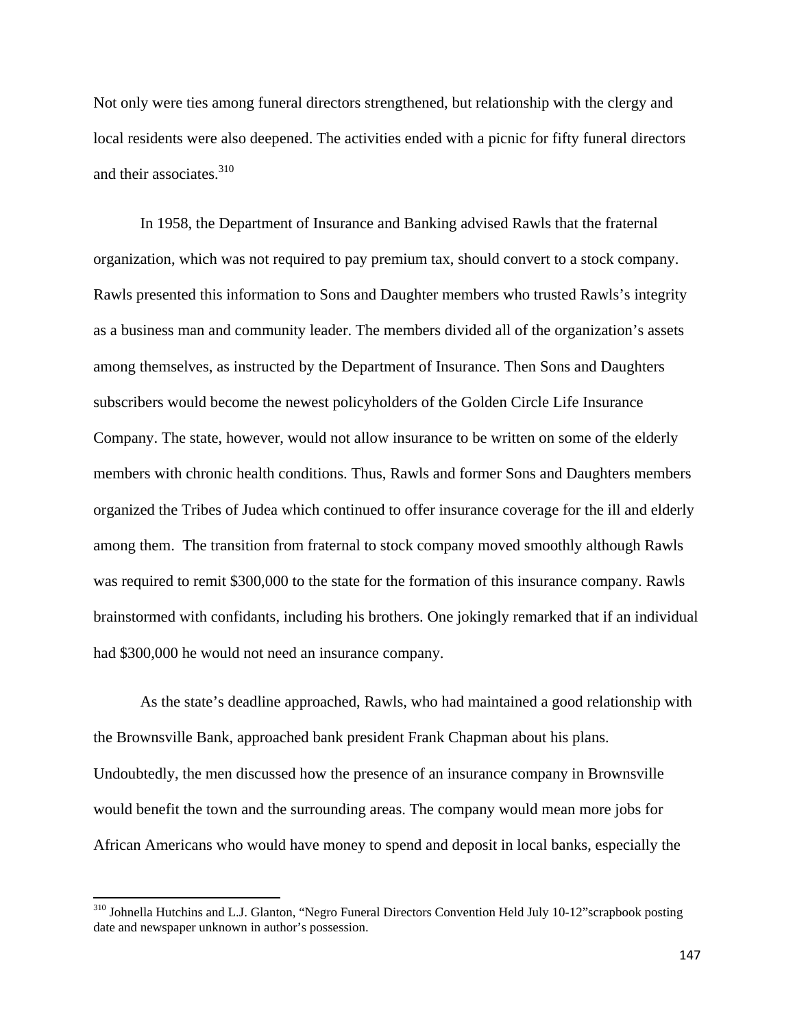Not only were ties among funeral directors strengthened, but relationship with the clergy and local residents were also deepened. The activities ended with a picnic for fifty funeral directors and their associates.[310]

In 1958, the Department of Insurance and Banking advised Rawls that the fraternal organization, which was not required to pay premium tax, should convert to a stock company. Rawls presented this information to Sons and Daughter members who trusted Rawls's integrity as a business man and community leader. The members divided all of the organization's assets among themselves, as instructed by the Department of Insurance. Then Sons and Daughters subscribers would become the newest policyholders of the Golden Circle Life Insurance Company. The state, however, would not allow insurance to be written on some of the elderly members with chronic health conditions. Thus, Rawls and former Sons and Daughters members organized the Tribes of Judea which continued to offer insurance coverage for the ill and elderly among them. The transition from fraternal to stock company moved smoothly although Rawls was required to remit $300,000 to the state for the formation of this insurance company. Rawls brainstormed with confidants, including his brothers. One jokingly remarked that if an individual had $300,000 he would not need an insurance company.

As the state's deadline approached, Rawls, who had maintained a good relationship with the Brownsville Bank, approached bank president Frank Chapman about his plans. Undoubtedly, the men discussed how the presence of an insurance company in Brownsville would benefit the town and the surrounding areas. The company would mean more jobs for African Americans who would have money to spend and deposit in local banks, especially the

---

[310] Johnella Hutchins and L.J. Glanton, "Negro Funeral Directors Convention Held July 10-12"scrapbook posting date and newspaper unknown in author's possession.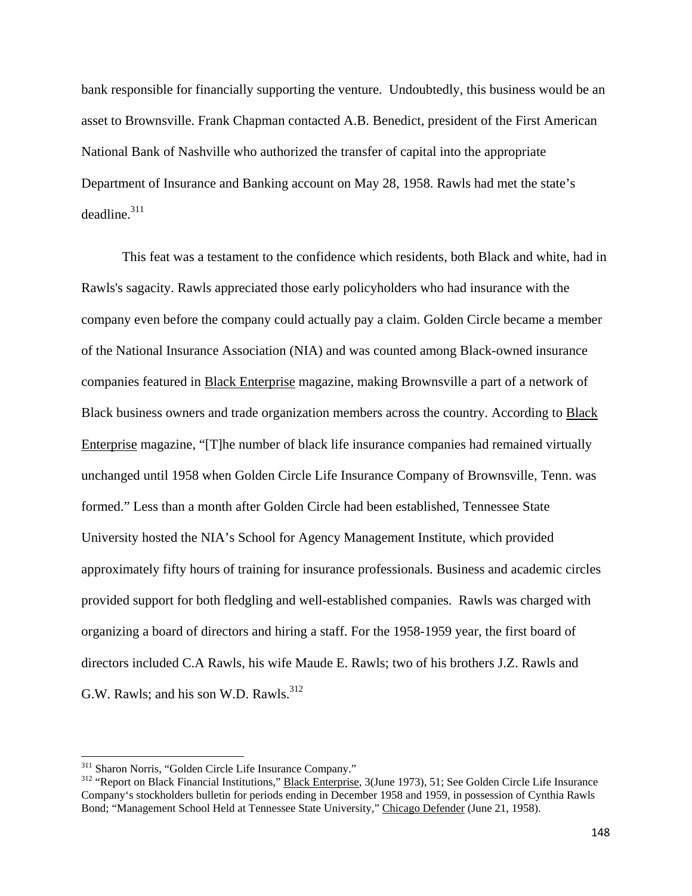bank responsible for financially supporting the venture. Undoubtedly, this business would be an asset to Brownsville. Frank Chapman contacted A.B. Benedict, president of the First American National Bank of Nashville who authorized the transfer of capital into the appropriate Department of Insurance and Banking account on May 28, 1958. Rawls had met the state's deadline.[311]

This feat was a testament to the confidence which residents, both Black and white, had in Rawls's sagacity. Rawls appreciated those early policyholders who had insurance with the company even before the company could actually pay a claim. Golden Circle became a member of the National Insurance Association (NIA) and was counted among Black-owned insurance companies featured in Black Enterprise magazine, making Brownsville a part of a network of Black business owners and trade organization members across the country. According to Black Enterprise magazine, "[T]he number of black life insurance companies had remained virtually unchanged until 1958 when Golden Circle Life Insurance Company of Brownsville, Tenn. was formed." Less than a month after Golden Circle had been established, Tennessee State University hosted the NIA's School for Agency Management Institute, which provided approximately fifty hours of training for insurance professionals. Business and academic circles provided support for both fledgling and well-established companies. Rawls was charged with organizing a board of directors and hiring a staff. For the 1958-1959 year, the first board of directors included C.A Rawls, his wife Maude E. Rawls; two of his brothers J.Z. Rawls and G.W. Rawls; and his son W.D. Rawls.[312]

---

[311] Sharon Norris, "Golden Circle Life Insurance Company."

[312] "Report on Black Financial Institutions," Black Enterprise, 3(June 1973), 51; See Golden Circle Life Insurance Company's stockholders bulletin for periods ending in December 1958 and 1959, in possession of Cynthia Rawls Bond; "Management School Held at Tennessee State University," Chicago Defender (June 21, 1958).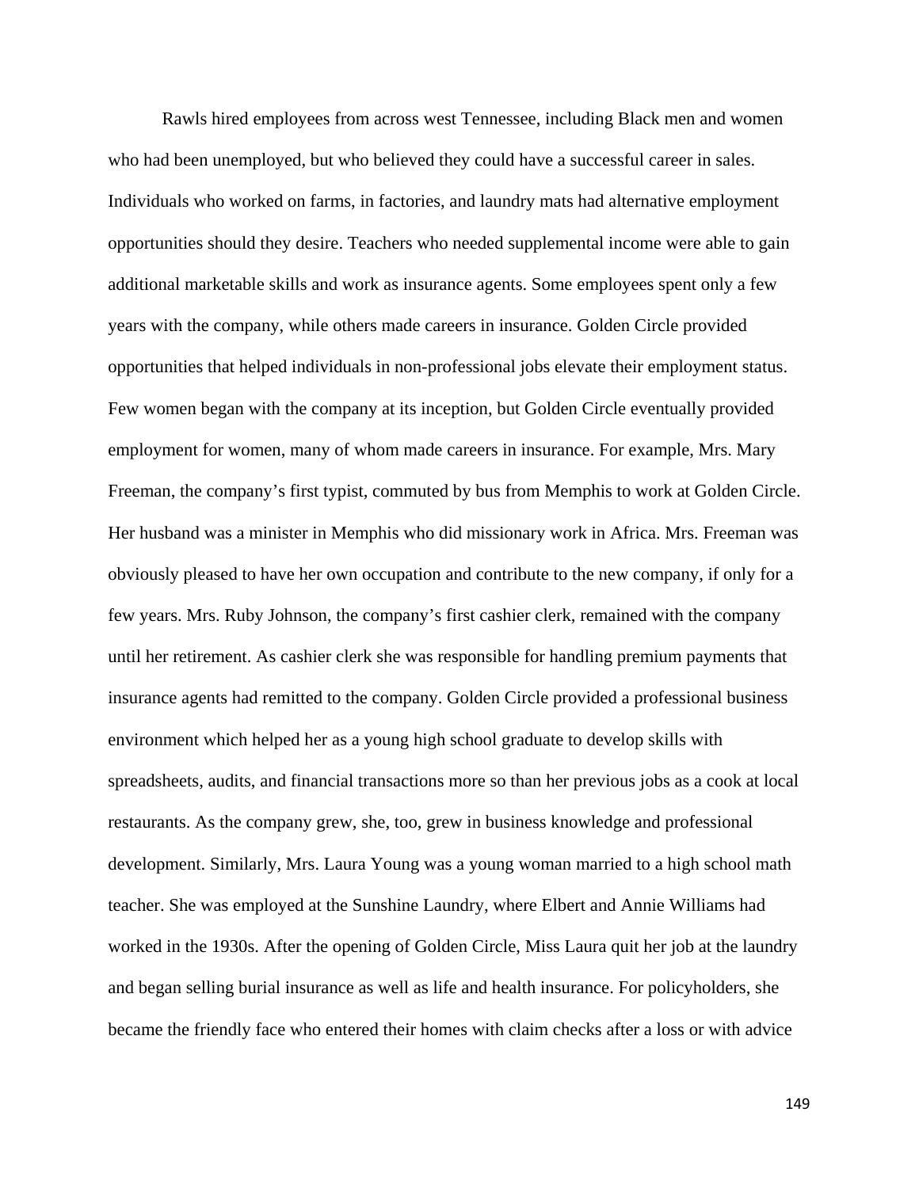Rawls hired employees from across west Tennessee, including Black men and women who had been unemployed, but who believed they could have a successful career in sales. Individuals who worked on farms, in factories, and laundry mats had alternative employment opportunities should they desire. Teachers who needed supplemental income were able to gain additional marketable skills and work as insurance agents. Some employees spent only a few years with the company, while others made careers in insurance. Golden Circle provided opportunities that helped individuals in non-professional jobs elevate their employment status. Few women began with the company at its inception, but Golden Circle eventually provided employment for women, many of whom made careers in insurance. For example, Mrs. Mary Freeman, the company's first typist, commuted by bus from Memphis to work at Golden Circle. Her husband was a minister in Memphis who did missionary work in Africa. Mrs. Freeman was obviously pleased to have her own occupation and contribute to the new company, if only for a few years. Mrs. Ruby Johnson, the company's first cashier clerk, remained with the company until her retirement. As cashier clerk she was responsible for handling premium payments that insurance agents had remitted to the company. Golden Circle provided a professional business environment which helped her as a young high school graduate to develop skills with spreadsheets, audits, and financial transactions more so than her previous jobs as a cook at local restaurants. As the company grew, she, too, grew in business knowledge and professional development. Similarly, Mrs. Laura Young was a young woman married to a high school math teacher. She was employed at the Sunshine Laundry, where Elbert and Annie Williams had worked in the 1930s. After the opening of Golden Circle, Miss Laura quit her job at the laundry and began selling burial insurance as well as life and health insurance. For policyholders, she became the friendly face who entered their homes with claim checks after a loss or with advice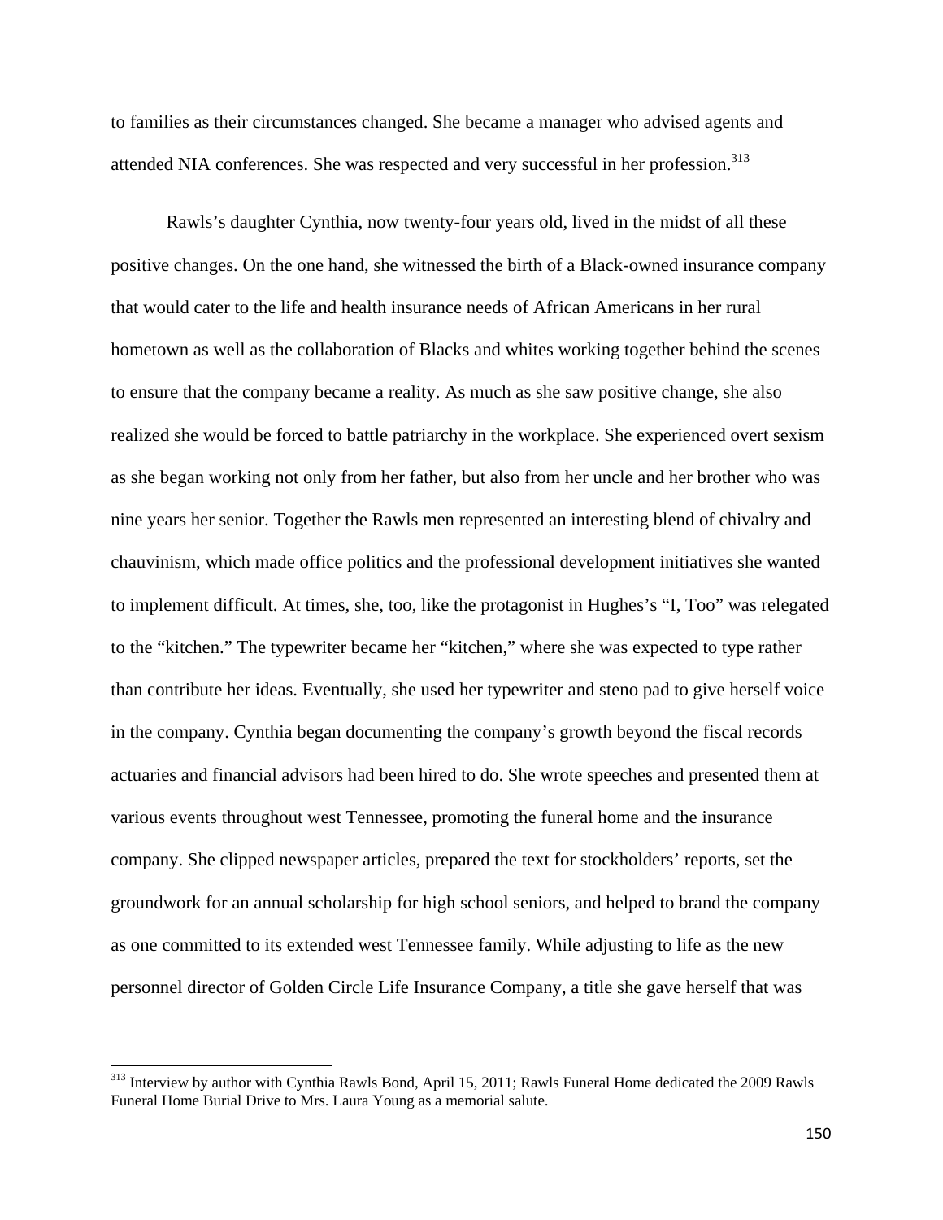to families as their circumstances changed. She became a manager who advised agents and attended NIA conferences. She was respected and very successful in her profession.[313]

Rawls's daughter Cynthia, now twenty-four years old, lived in the midst of all these positive changes. On the one hand, she witnessed the birth of a Black-owned insurance company that would cater to the life and health insurance needs of African Americans in her rural hometown as well as the collaboration of Blacks and whites working together behind the scenes to ensure that the company became a reality. As much as she saw positive change, she also realized she would be forced to battle patriarchy in the workplace. She experienced overt sexism as she began working not only from her father, but also from her uncle and her brother who was nine years her senior. Together the Rawls men represented an interesting blend of chivalry and chauvinism, which made office politics and the professional development initiatives she wanted to implement difficult. At times, she, too, like the protagonist in Hughes's "I, Too" was relegated to the "kitchen." The typewriter became her "kitchen," where she was expected to type rather than contribute her ideas. Eventually, she used her typewriter and steno pad to give herself voice in the company. Cynthia began documenting the company's growth beyond the fiscal records actuaries and financial advisors had been hired to do. She wrote speeches and presented them at various events throughout west Tennessee, promoting the funeral home and the insurance company. She clipped newspaper articles, prepared the text for stockholders' reports, set the groundwork for an annual scholarship for high school seniors, and helped to brand the company as one committed to its extended west Tennessee family. While adjusting to life as the new personnel director of Golden Circle Life Insurance Company, a title she gave herself that was

---

[313] Interview by author with Cynthia Rawls Bond, April 15, 2011; Rawls Funeral Home dedicated the 2009 Rawls Funeral Home Burial Drive to Mrs. Laura Young as a memorial salute.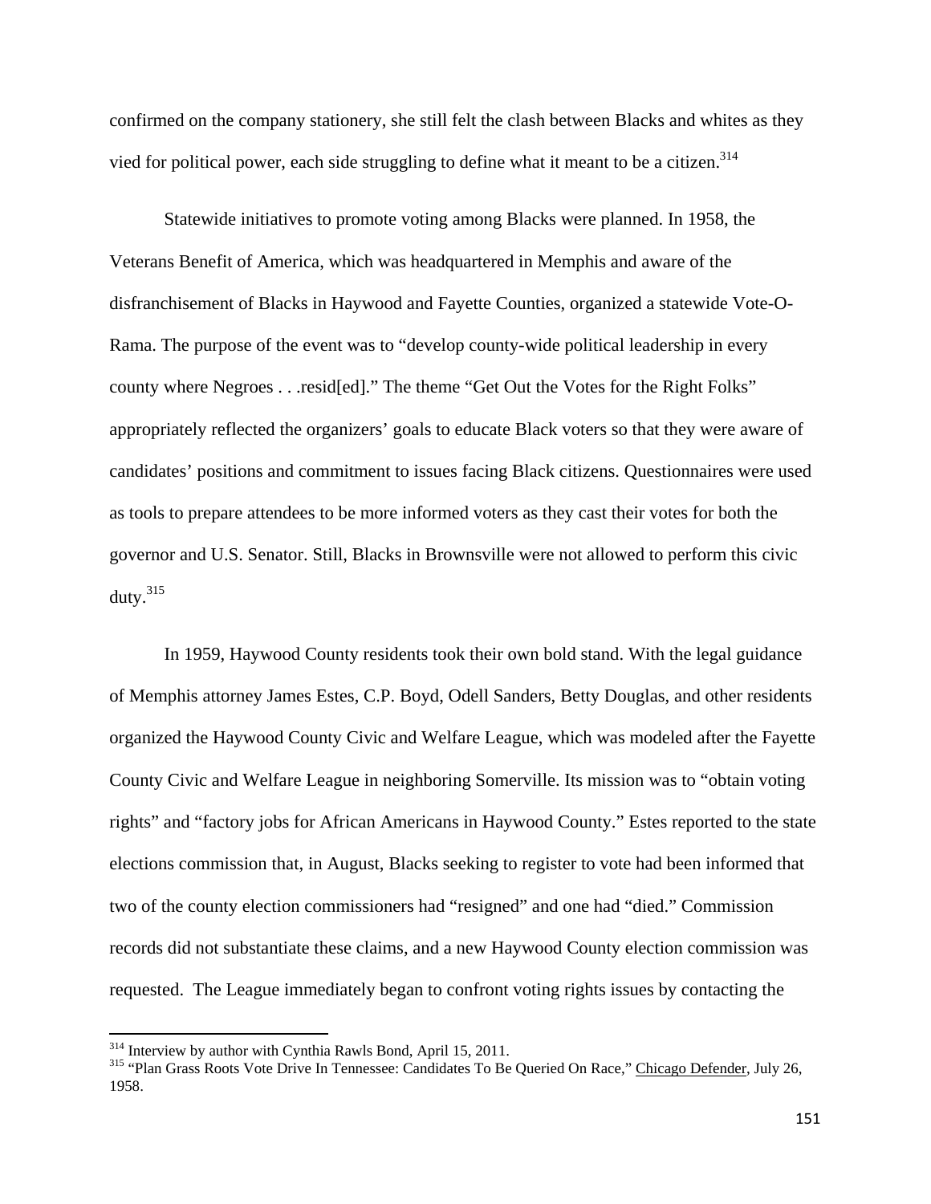confirmed on the company stationery, she still felt the clash between Blacks and whites as they vied for political power, each side struggling to define what it meant to be a citizen.[314]

Statewide initiatives to promote voting among Blacks were planned. In 1958, the Veterans Benefit of America, which was headquartered in Memphis and aware of the disfranchisement of Blacks in Haywood and Fayette Counties, organized a statewide Vote-O-Rama. The purpose of the event was to "develop county-wide political leadership in every county where Negroes . . .resid[ed]." The theme "Get Out the Votes for the Right Folks" appropriately reflected the organizers' goals to educate Black voters so that they were aware of candidates' positions and commitment to issues facing Black citizens. Questionnaires were used as tools to prepare attendees to be more informed voters as they cast their votes for both the governor and U.S. Senator. Still, Blacks in Brownsville were not allowed to perform this civic duty.[315]

In 1959, Haywood County residents took their own bold stand. With the legal guidance of Memphis attorney James Estes, C.P. Boyd, Odell Sanders, Betty Douglas, and other residents organized the Haywood County Civic and Welfare League, which was modeled after the Fayette County Civic and Welfare League in neighboring Somerville. Its mission was to "obtain voting rights" and "factory jobs for African Americans in Haywood County." Estes reported to the state elections commission that, in August, Blacks seeking to register to vote had been informed that two of the county election commissioners had "resigned" and one had "died." Commission records did not substantiate these claims, and a new Haywood County election commission was requested. The League immediately began to confront voting rights issues by contacting the

[314] Interview by author with Cynthia Rawls Bond, April 15, 2011.

[315] "Plan Grass Roots Vote Drive In Tennessee: Candidates To Be Queried On Race," Chicago Defender, July 26, 1958.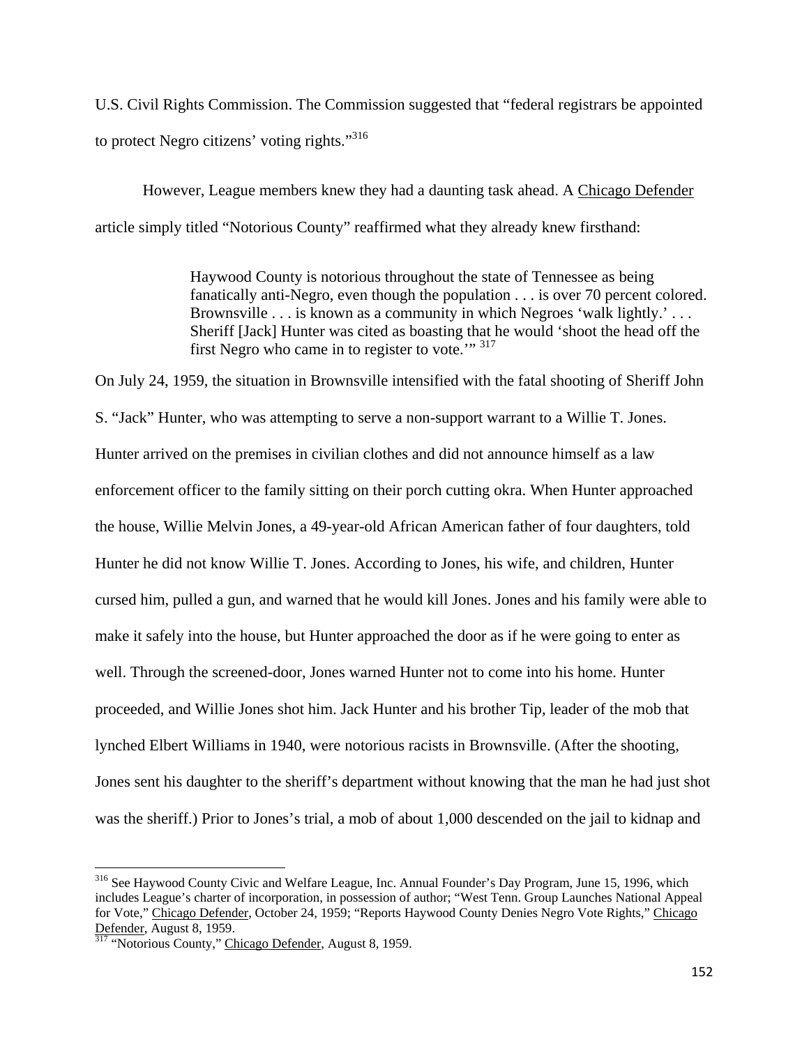U.S. Civil Rights Commission. The Commission suggested that "federal registrars be appointed to protect Negro citizens' voting rights."[316]

However, League members knew they had a daunting task ahead. A Chicago Defender article simply titled "Notorious County" reaffirmed what they already knew firsthand:

> Haywood County is notorious throughout the state of Tennessee as being fanatically anti-Negro, even though the population . . . is over 70 percent colored. Brownsville . . . is known as a community in which Negroes 'walk lightly.' . . . Sheriff [Jack] Hunter was cited as boasting that he would 'shoot the head off the first Negro who came in to register to vote.'"[317]

On July 24, 1959, the situation in Brownsville intensified with the fatal shooting of Sheriff John S. "Jack" Hunter, who was attempting to serve a non-support warrant to a Willie T. Jones. Hunter arrived on the premises in civilian clothes and did not announce himself as a law enforcement officer to the family sitting on their porch cutting okra. When Hunter approached the house, Willie Melvin Jones, a 49-year-old African American father of four daughters, told Hunter he did not know Willie T. Jones. According to Jones, his wife, and children, Hunter cursed him, pulled a gun, and warned that he would kill Jones. Jones and his family were able to make it safely into the house, but Hunter approached the door as if he were going to enter as well. Through the screened-door, Jones warned Hunter not to come into his home. Hunter proceeded, and Willie Jones shot him. Jack Hunter and his brother Tip, leader of the mob that lynched Elbert Williams in 1940, were notorious racists in Brownsville. (After the shooting, Jones sent his daughter to the sheriff's department without knowing that the man he had just shot was the sheriff.) Prior to Jones's trial, a mob of about 1,000 descended on the jail to kidnap and

---

[316] See Haywood County Civic and Welfare League, Inc. Annual Founder's Day Program, June 15, 1996, which includes League's charter of incorporation, in possession of author; "West Tenn. Group Launches National Appeal for Vote," Chicago Defender, October 24, 1959; "Reports Haywood County Denies Negro Vote Rights," Chicago Defender, August 8, 1959.

[317] "Notorious County," Chicago Defender, August 8, 1959.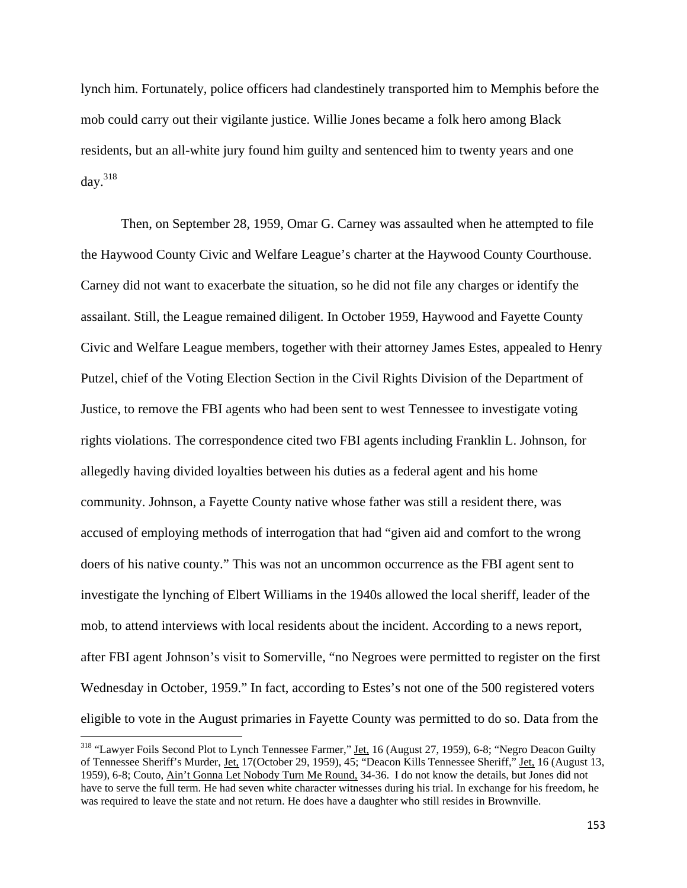lynch him. Fortunately, police officers had clandestinely transported him to Memphis before the mob could carry out their vigilante justice. Willie Jones became a folk hero among Black residents, but an all-white jury found him guilty and sentenced him to twenty years and one day.[318]

Then, on September 28, 1959, Omar G. Carney was assaulted when he attempted to file the Haywood County Civic and Welfare League's charter at the Haywood County Courthouse. Carney did not want to exacerbate the situation, so he did not file any charges or identify the assailant. Still, the League remained diligent. In October 1959, Haywood and Fayette County Civic and Welfare League members, together with their attorney James Estes, appealed to Henry Putzel, chief of the Voting Election Section in the Civil Rights Division of the Department of Justice, to remove the FBI agents who had been sent to west Tennessee to investigate voting rights violations. The correspondence cited two FBI agents including Franklin L. Johnson, for allegedly having divided loyalties between his duties as a federal agent and his home community. Johnson, a Fayette County native whose father was still a resident there, was accused of employing methods of interrogation that had "given aid and comfort to the wrong doers of his native county." This was not an uncommon occurrence as the FBI agent sent to investigate the lynching of Elbert Williams in the 1940s allowed the local sheriff, leader of the mob, to attend interviews with local residents about the incident. According to a news report, after FBI agent Johnson's visit to Somerville, "no Negroes were permitted to register on the first Wednesday in October, 1959." In fact, according to Estes's not one of the 500 registered voters eligible to vote in the August primaries in Fayette County was permitted to do so. Data from the

---

[318] "Lawyer Foils Second Plot to Lynch Tennessee Farmer," Jet, 16 (August 27, 1959), 6-8; "Negro Deacon Guilty of Tennessee Sheriff's Murder, Jet, 17(October 29, 1959), 45; "Deacon Kills Tennessee Sheriff," Jet, 16 (August 13, 1959), 6-8; Couto, Ain't Gonna Let Nobody Turn Me Round, 34-36. I do not know the details, but Jones did not have to serve the full term. He had seven white character witnesses during his trial. In exchange for his freedom, he was required to leave the state and not return. He does have a daughter who still resides in Brownville.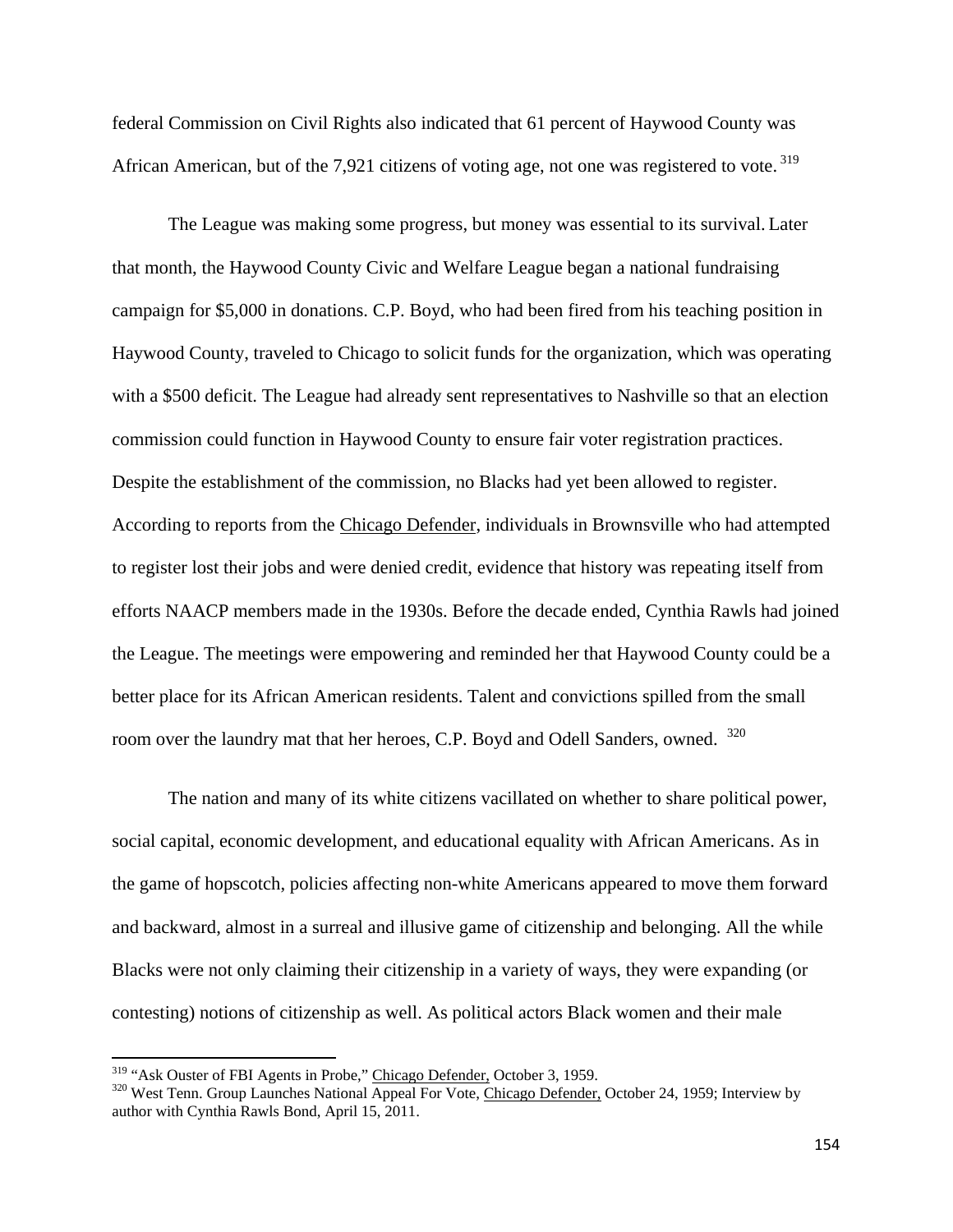federal Commission on Civil Rights also indicated that 61 percent of Haywood County was African American, but of the 7,921 citizens of voting age, not one was registered to vote.[319]

The League was making some progress, but money was essential to its survival. Later that month, the Haywood County Civic and Welfare League began a national fundraising campaign for $5,000 in donations. C.P. Boyd, who had been fired from his teaching position in Haywood County, traveled to Chicago to solicit funds for the organization, which was operating with a $500 deficit. The League had already sent representatives to Nashville so that an election commission could function in Haywood County to ensure fair voter registration practices. Despite the establishment of the commission, no Blacks had yet been allowed to register. According to reports from the Chicago Defender, individuals in Brownsville who had attempted to register lost their jobs and were denied credit, evidence that history was repeating itself from efforts NAACP members made in the 1930s. Before the decade ended, Cynthia Rawls had joined the League. The meetings were empowering and reminded her that Haywood County could be a better place for its African American residents. Talent and convictions spilled from the small room over the laundry mat that her heroes, C.P. Boyd and Odell Sanders, owned.[320]

The nation and many of its white citizens vacillated on whether to share political power, social capital, economic development, and educational equality with African Americans. As in the game of hopscotch, policies affecting non-white Americans appeared to move them forward and backward, almost in a surreal and illusive game of citizenship and belonging. All the while Blacks were not only claiming their citizenship in a variety of ways, they were expanding (or contesting) notions of citizenship as well. As political actors Black women and their male

---

[319] "Ask Ouster of FBI Agents in Probe," Chicago Defender, October 3, 1959.

[320] West Tenn. Group Launches National Appeal For Vote, Chicago Defender, October 24, 1959; Interview by author with Cynthia Rawls Bond, April 15, 2011.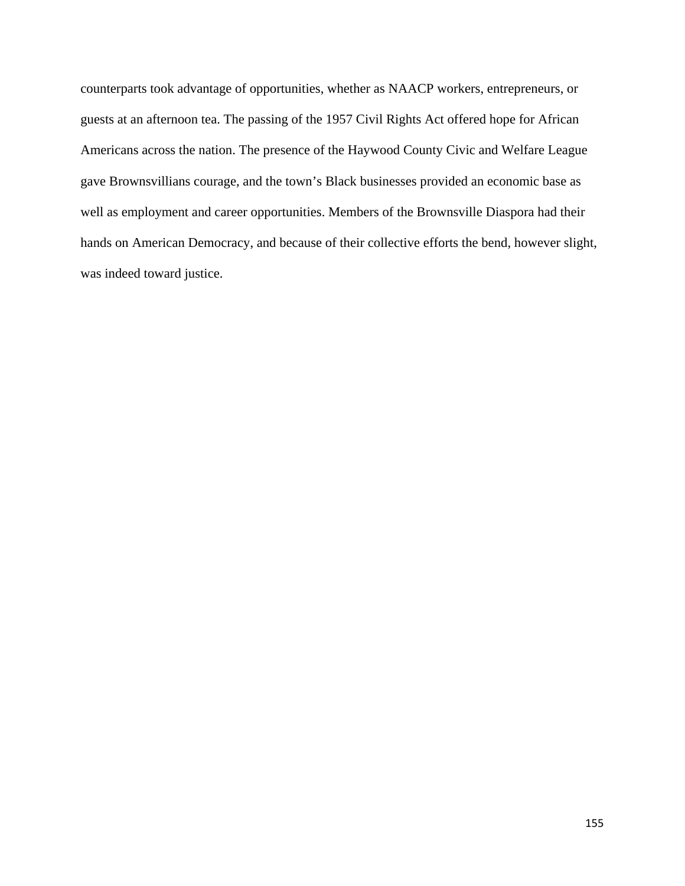counterparts took advantage of opportunities, whether as NAACP workers, entrepreneurs, or guests at an afternoon tea. The passing of the 1957 Civil Rights Act offered hope for African Americans across the nation. The presence of the Haywood County Civic and Welfare League gave Brownsvillians courage, and the town's Black businesses provided an economic base as well as employment and career opportunities. Members of the Brownsville Diaspora had their hands on American Democracy, and because of their collective efforts the bend, however slight, was indeed toward justice.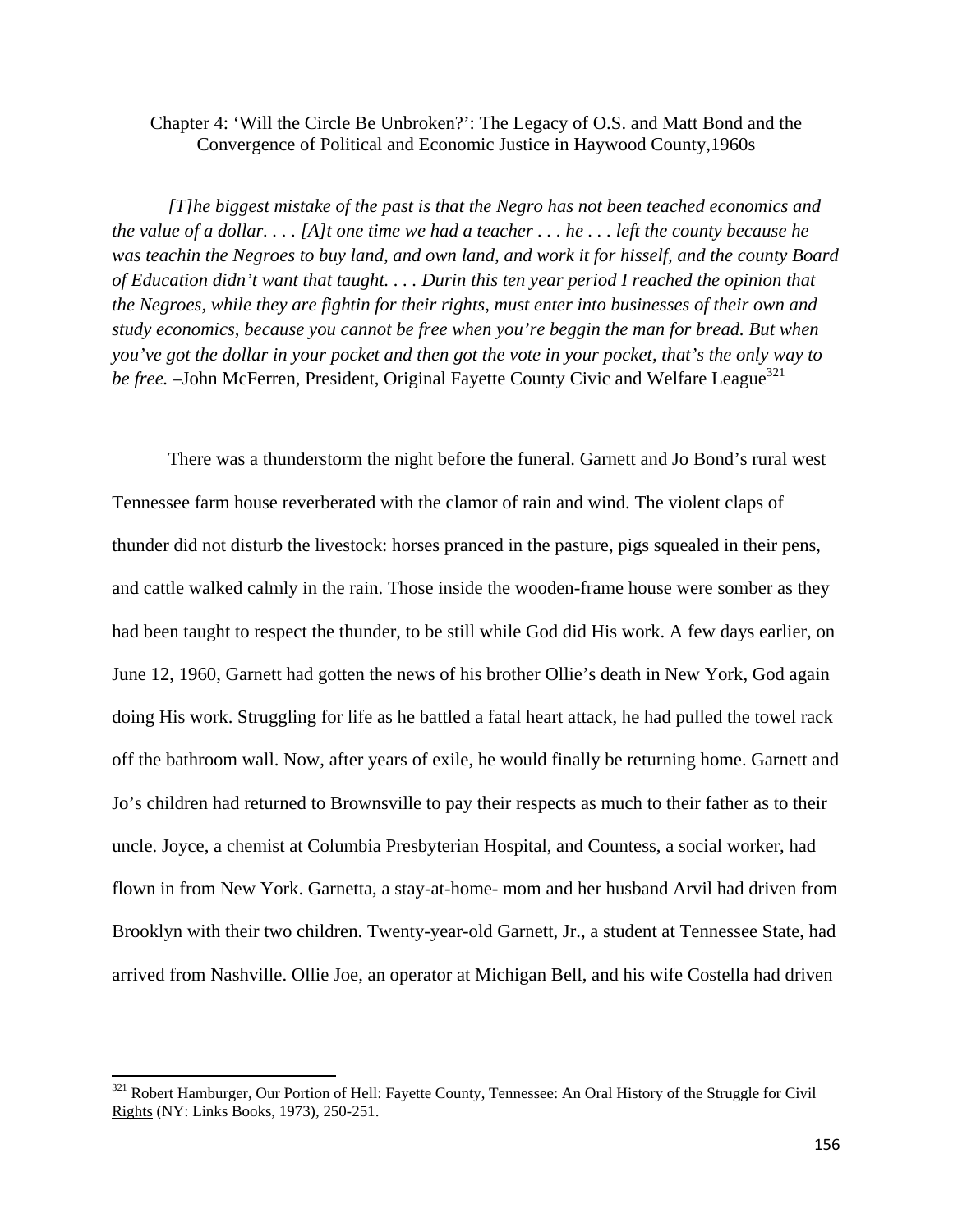# Chapter 4: 'Will the Circle Be Unbroken?': The Legacy of O.S. and Matt Bond and the Convergence of Political and Economic Justice in Haywood County,1960s

*[T]he biggest mistake of the past is that the Negro has not been teached economics and the value of a dollar. . . . [A]t one time we had a teacher . . . he . . . left the county because he was teachin the Negroes to buy land, and own land, and work it for hisself, and the county Board of Education didn't want that taught. . . . Durin this ten year period I reached the opinion that the Negroes, while they are fightin for their rights, must enter into businesses of their own and study economics, because you cannot be free when you're beggin the man for bread. But when you've got the dollar in your pocket and then got the vote in your pocket, that's the only way to be free.* –John McFerren, President, Original Fayette County Civic and Welfare League[321]

There was a thunderstorm the night before the funeral. Garnett and Jo Bond's rural west Tennessee farm house reverberated with the clamor of rain and wind. The violent claps of thunder did not disturb the livestock: horses pranced in the pasture, pigs squealed in their pens, and cattle walked calmly in the rain. Those inside the wooden-frame house were somber as they had been taught to respect the thunder, to be still while God did His work. A few days earlier, on June 12, 1960, Garnett had gotten the news of his brother Ollie's death in New York, God again doing His work. Struggling for life as he battled a fatal heart attack, he had pulled the towel rack off the bathroom wall. Now, after years of exile, he would finally be returning home. Garnett and Jo's children had returned to Brownsville to pay their respects as much to their father as to their uncle. Joyce, a chemist at Columbia Presbyterian Hospital, and Countess, a social worker, had flown in from New York. Garnetta, a stay-at-home- mom and her husband Arvil had driven from Brooklyn with their two children. Twenty-year-old Garnett, Jr., a student at Tennessee State, had arrived from Nashville. Ollie Joe, an operator at Michigan Bell, and his wife Costella had driven

[321] Robert Hamburger, Our Portion of Hell: Fayette County, Tennessee: An Oral History of the Struggle for Civil Rights (NY: Links Books, 1973), 250-251.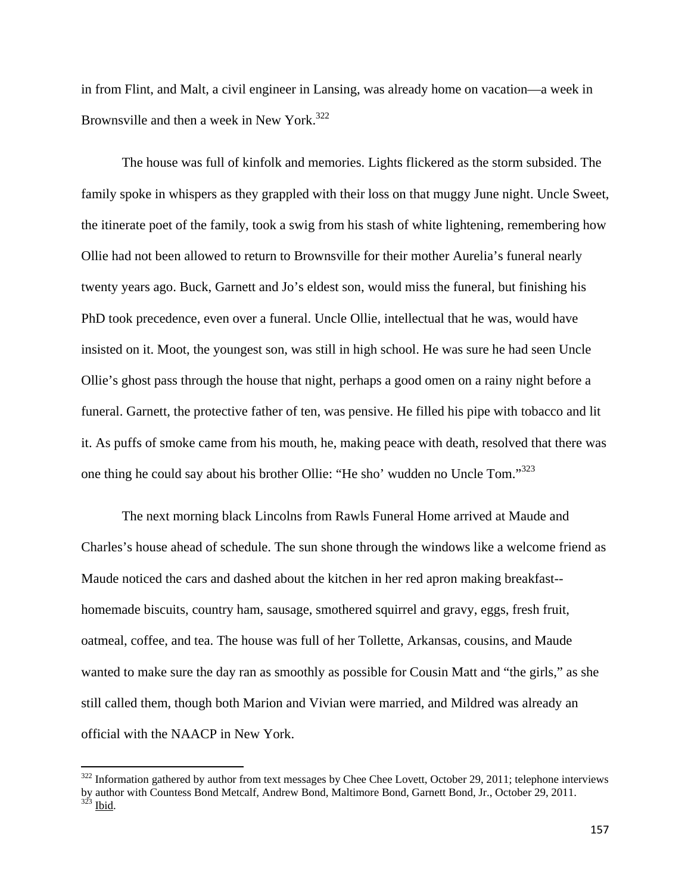in from Flint, and Malt, a civil engineer in Lansing, was already home on vacation—a week in Brownsville and then a week in New York.[322]

The house was full of kinfolk and memories. Lights flickered as the storm subsided. The family spoke in whispers as they grappled with their loss on that muggy June night. Uncle Sweet, the itinerate poet of the family, took a swig from his stash of white lightening, remembering how Ollie had not been allowed to return to Brownsville for their mother Aurelia's funeral nearly twenty years ago. Buck, Garnett and Jo's eldest son, would miss the funeral, but finishing his PhD took precedence, even over a funeral. Uncle Ollie, intellectual that he was, would have insisted on it. Moot, the youngest son, was still in high school. He was sure he had seen Uncle Ollie's ghost pass through the house that night, perhaps a good omen on a rainy night before a funeral. Garnett, the protective father of ten, was pensive. He filled his pipe with tobacco and lit it. As puffs of smoke came from his mouth, he, making peace with death, resolved that there was one thing he could say about his brother Ollie: "He sho' wudden no Uncle Tom."[323]

The next morning black Lincolns from Rawls Funeral Home arrived at Maude and Charles's house ahead of schedule. The sun shone through the windows like a welcome friend as Maude noticed the cars and dashed about the kitchen in her red apron making breakfast--homemade biscuits, country ham, sausage, smothered squirrel and gravy, eggs, fresh fruit, oatmeal, coffee, and tea. The house was full of her Tollette, Arkansas, cousins, and Maude wanted to make sure the day ran as smoothly as possible for Cousin Matt and "the girls," as she still called them, though both Marion and Vivian were married, and Mildred was already an official with the NAACP in New York.

---

[322] Information gathered by author from text messages by Chee Chee Lovett, October 29, 2011; telephone interviews by author with Countess Bond Metcalf, Andrew Bond, Maltimore Bond, Garnett Bond, Jr., October 29, 2011.
[323] Ibid.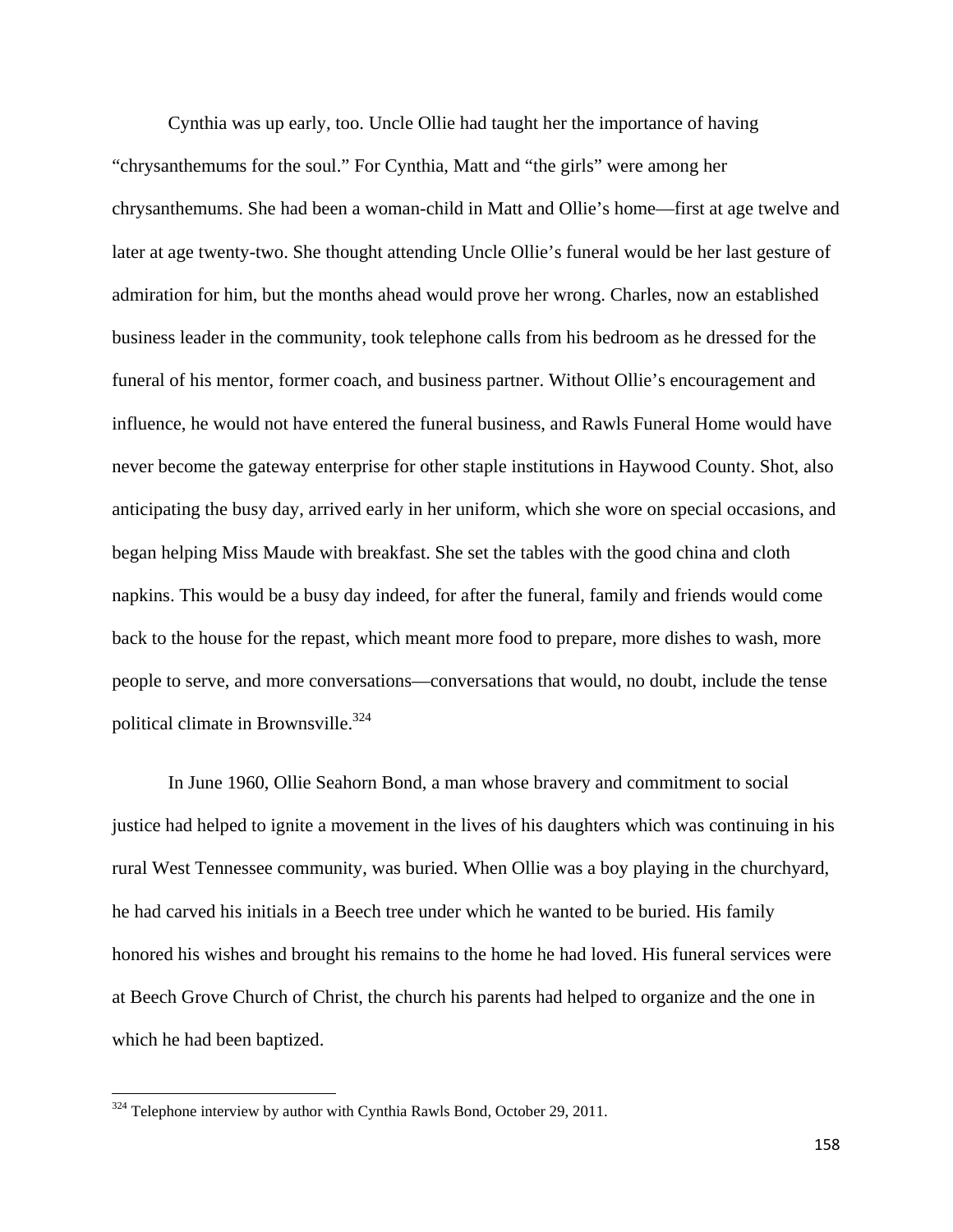Cynthia was up early, too. Uncle Ollie had taught her the importance of having "chrysanthemums for the soul." For Cynthia, Matt and "the girls" were among her chrysanthemums. She had been a woman-child in Matt and Ollie's home—first at age twelve and later at age twenty-two. She thought attending Uncle Ollie's funeral would be her last gesture of admiration for him, but the months ahead would prove her wrong. Charles, now an established business leader in the community, took telephone calls from his bedroom as he dressed for the funeral of his mentor, former coach, and business partner. Without Ollie's encouragement and influence, he would not have entered the funeral business, and Rawls Funeral Home would have never become the gateway enterprise for other staple institutions in Haywood County. Shot, also anticipating the busy day, arrived early in her uniform, which she wore on special occasions, and began helping Miss Maude with breakfast. She set the tables with the good china and cloth napkins. This would be a busy day indeed, for after the funeral, family and friends would come back to the house for the repast, which meant more food to prepare, more dishes to wash, more people to serve, and more conversations—conversations that would, no doubt, include the tense political climate in Brownsville.[324]

In June 1960, Ollie Seahorn Bond, a man whose bravery and commitment to social justice had helped to ignite a movement in the lives of his daughters which was continuing in his rural West Tennessee community, was buried. When Ollie was a boy playing in the churchyard, he had carved his initials in a Beech tree under which he wanted to be buried. His family honored his wishes and brought his remains to the home he had loved. His funeral services were at Beech Grove Church of Christ, the church his parents had helped to organize and the one in which he had been baptized.

[324] Telephone interview by author with Cynthia Rawls Bond, October 29, 2011.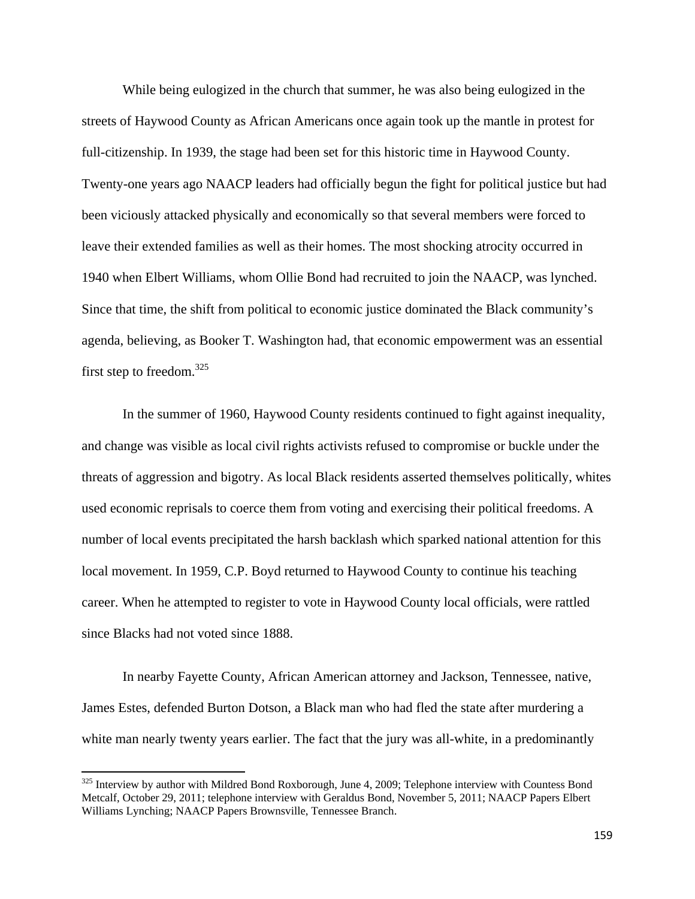While being eulogized in the church that summer, he was also being eulogized in the streets of Haywood County as African Americans once again took up the mantle in protest for full-citizenship. In 1939, the stage had been set for this historic time in Haywood County. Twenty-one years ago NAACP leaders had officially begun the fight for political justice but had been viciously attacked physically and economically so that several members were forced to leave their extended families as well as their homes. The most shocking atrocity occurred in 1940 when Elbert Williams, whom Ollie Bond had recruited to join the NAACP, was lynched. Since that time, the shift from political to economic justice dominated the Black community's agenda, believing, as Booker T. Washington had, that economic empowerment was an essential first step to freedom.[325]

In the summer of 1960, Haywood County residents continued to fight against inequality, and change was visible as local civil rights activists refused to compromise or buckle under the threats of aggression and bigotry. As local Black residents asserted themselves politically, whites used economic reprisals to coerce them from voting and exercising their political freedoms. A number of local events precipitated the harsh backlash which sparked national attention for this local movement. In 1959, C.P. Boyd returned to Haywood County to continue his teaching career. When he attempted to register to vote in Haywood County local officials, were rattled since Blacks had not voted since 1888.

In nearby Fayette County, African American attorney and Jackson, Tennessee, native, James Estes, defended Burton Dotson, a Black man who had fled the state after murdering a white man nearly twenty years earlier. The fact that the jury was all-white, in a predominantly

[325] Interview by author with Mildred Bond Roxborough, June 4, 2009; Telephone interview with Countess Bond Metcalf, October 29, 2011; telephone interview with Geraldus Bond, November 5, 2011; NAACP Papers Elbert Williams Lynching; NAACP Papers Brownsville, Tennessee Branch.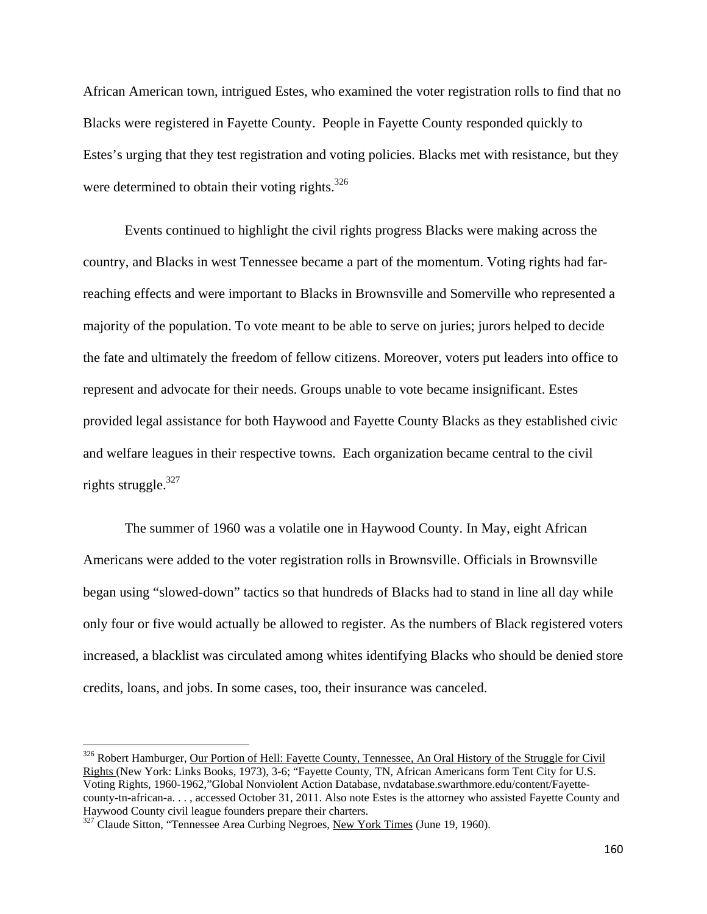African American town, intrigued Estes, who examined the voter registration rolls to find that no Blacks were registered in Fayette County. People in Fayette County responded quickly to Estes's urging that they test registration and voting policies. Blacks met with resistance, but they were determined to obtain their voting rights.[326]

Events continued to highlight the civil rights progress Blacks were making across the country, and Blacks in west Tennessee became a part of the momentum. Voting rights had far-reaching effects and were important to Blacks in Brownsville and Somerville who represented a majority of the population. To vote meant to be able to serve on juries; jurors helped to decide the fate and ultimately the freedom of fellow citizens. Moreover, voters put leaders into office to represent and advocate for their needs. Groups unable to vote became insignificant. Estes provided legal assistance for both Haywood and Fayette County Blacks as they established civic and welfare leagues in their respective towns. Each organization became central to the civil rights struggle.[327]

The summer of 1960 was a volatile one in Haywood County. In May, eight African Americans were added to the voter registration rolls in Brownsville. Officials in Brownsville began using "slowed-down" tactics so that hundreds of Blacks had to stand in line all day while only four or five would actually be allowed to register. As the numbers of Black registered voters increased, a blacklist was circulated among whites identifying Blacks who should be denied store credits, loans, and jobs. In some cases, too, their insurance was canceled.

---

[326] Robert Hamburger, Our Portion of Hell: Fayette County, Tennessee, An Oral History of the Struggle for Civil Rights (New York: Links Books, 1973), 3-6; "Fayette County, TN, African Americans form Tent City for U.S. Voting Rights, 1960-1962,"Global Nonviolent Action Database, nvdatabase.swarthmore.edu/content/Fayette-county-tn-african-a. . . , accessed October 31, 2011. Also note Estes is the attorney who assisted Fayette County and Haywood County civil league founders prepare their charters.

[327] Claude Sitton, "Tennessee Area Curbing Negroes, New York Times (June 19, 1960).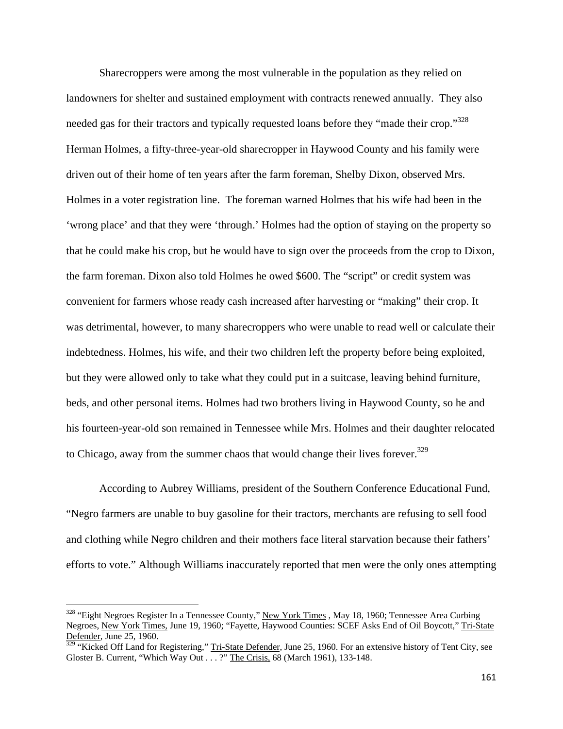Sharecroppers were among the most vulnerable in the population as they relied on landowners for shelter and sustained employment with contracts renewed annually. They also needed gas for their tractors and typically requested loans before they "made their crop."[328] Herman Holmes, a fifty-three-year-old sharecropper in Haywood County and his family were driven out of their home of ten years after the farm foreman, Shelby Dixon, observed Mrs. Holmes in a voter registration line. The foreman warned Holmes that his wife had been in the 'wrong place' and that they were 'through.' Holmes had the option of staying on the property so that he could make his crop, but he would have to sign over the proceeds from the crop to Dixon, the farm foreman. Dixon also told Holmes he owed $600. The "script" or credit system was convenient for farmers whose ready cash increased after harvesting or "making" their crop. It was detrimental, however, to many sharecroppers who were unable to read well or calculate their indebtedness. Holmes, his wife, and their two children left the property before being exploited, but they were allowed only to take what they could put in a suitcase, leaving behind furniture, beds, and other personal items. Holmes had two brothers living in Haywood County, so he and his fourteen-year-old son remained in Tennessee while Mrs. Holmes and their daughter relocated to Chicago, away from the summer chaos that would change their lives forever.[329]

According to Aubrey Williams, president of the Southern Conference Educational Fund, "Negro farmers are unable to buy gasoline for their tractors, merchants are refusing to sell food and clothing while Negro children and their mothers face literal starvation because their fathers' efforts to vote." Although Williams inaccurately reported that men were the only ones attempting

---

[328] "Eight Negroes Register In a Tennessee County," New York Times , May 18, 1960; Tennessee Area Curbing Negroes, New York Times, June 19, 1960; "Fayette, Haywood Counties: SCEF Asks End of Oil Boycott," Tri-State Defender, June 25, 1960.

[329] "Kicked Off Land for Registering," Tri-State Defender, June 25, 1960. For an extensive history of Tent City, see Gloster B. Current, "Which Way Out . . . ?" The Crisis, 68 (March 1961), 133-148.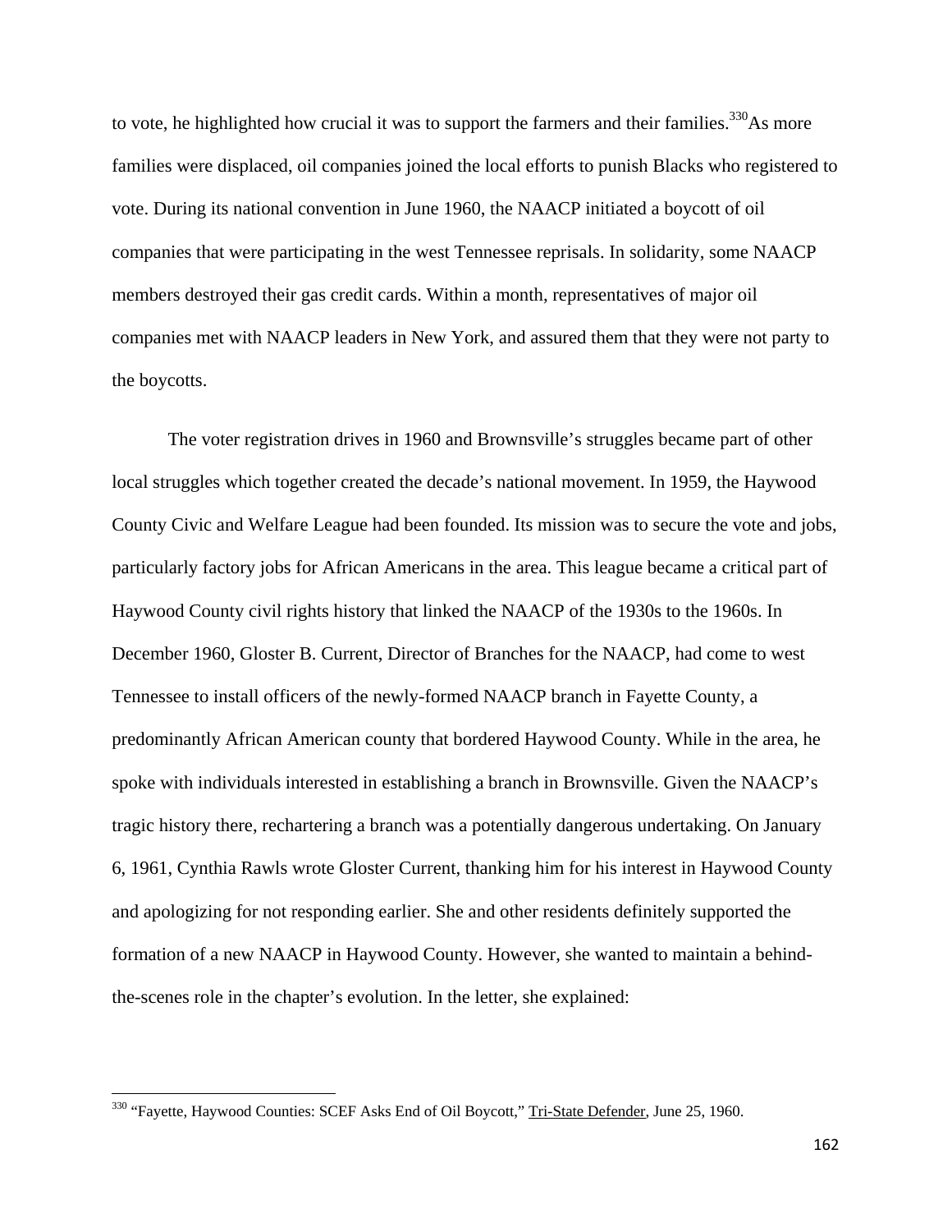to vote, he highlighted how crucial it was to support the farmers and their families.[330] As more families were displaced, oil companies joined the local efforts to punish Blacks who registered to vote. During its national convention in June 1960, the NAACP initiated a boycott of oil companies that were participating in the west Tennessee reprisals. In solidarity, some NAACP members destroyed their gas credit cards. Within a month, representatives of major oil companies met with NAACP leaders in New York, and assured them that they were not party to the boycotts.

The voter registration drives in 1960 and Brownsville's struggles became part of other local struggles which together created the decade's national movement. In 1959, the Haywood County Civic and Welfare League had been founded. Its mission was to secure the vote and jobs, particularly factory jobs for African Americans in the area. This league became a critical part of Haywood County civil rights history that linked the NAACP of the 1930s to the 1960s. In December 1960, Gloster B. Current, Director of Branches for the NAACP, had come to west Tennessee to install officers of the newly-formed NAACP branch in Fayette County, a predominantly African American county that bordered Haywood County. While in the area, he spoke with individuals interested in establishing a branch in Brownsville. Given the NAACP's tragic history there, rechartering a branch was a potentially dangerous undertaking. On January 6, 1961, Cynthia Rawls wrote Gloster Current, thanking him for his interest in Haywood County and apologizing for not responding earlier. She and other residents definitely supported the formation of a new NAACP in Haywood County. However, she wanted to maintain a behind-the-scenes role in the chapter's evolution. In the letter, she explained:

---

[330] "Fayette, Haywood Counties: SCEF Asks End of Oil Boycott," Tri-State Defender, June 25, 1960.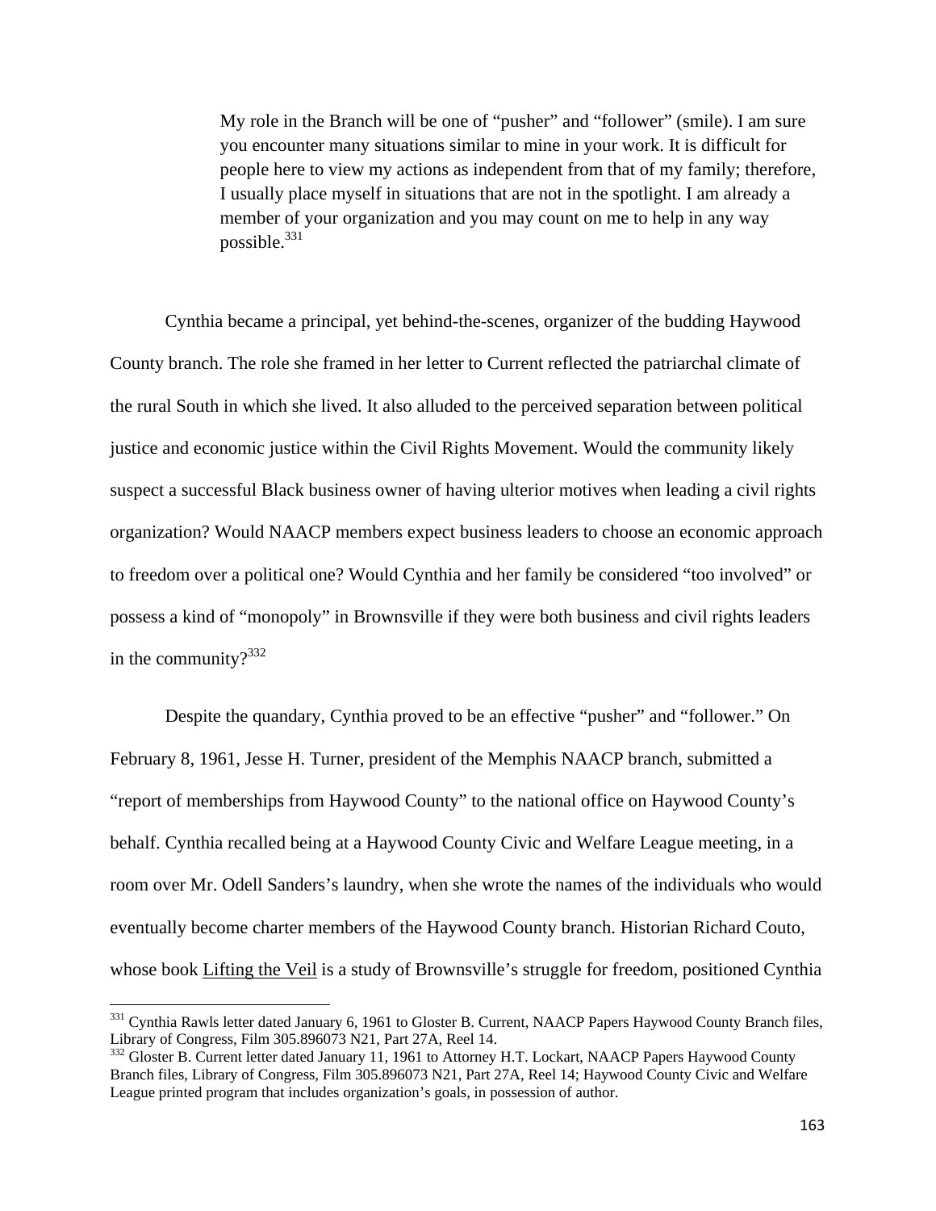> My role in the Branch will be one of "pusher" and "follower" (smile). I am sure you encounter many situations similar to mine in your work. It is difficult for people here to view my actions as independent from that of my family; therefore, I usually place myself in situations that are not in the spotlight. I am already a member of your organization and you may count on me to help in any way possible.[331]

Cynthia became a principal, yet behind-the-scenes, organizer of the budding Haywood County branch. The role she framed in her letter to Current reflected the patriarchal climate of the rural South in which she lived. It also alluded to the perceived separation between political justice and economic justice within the Civil Rights Movement. Would the community likely suspect a successful Black business owner of having ulterior motives when leading a civil rights organization? Would NAACP members expect business leaders to choose an economic approach to freedom over a political one? Would Cynthia and her family be considered "too involved" or possess a kind of "monopoly" in Brownsville if they were both business and civil rights leaders in the community?[332]

Despite the quandary, Cynthia proved to be an effective "pusher" and "follower." On February 8, 1961, Jesse H. Turner, president of the Memphis NAACP branch, submitted a "report of memberships from Haywood County" to the national office on Haywood County's behalf. Cynthia recalled being at a Haywood County Civic and Welfare League meeting, in a room over Mr. Odell Sanders's laundry, when she wrote the names of the individuals who would eventually become charter members of the Haywood County branch. Historian Richard Couto, whose book <u>Lifting the Veil</u> is a study of Brownsville's struggle for freedom, positioned Cynthia

---

[331] Cynthia Rawls letter dated January 6, 1961 to Gloster B. Current, NAACP Papers Haywood County Branch files, Library of Congress, Film 305.896073 N21, Part 27A, Reel 14.

[332] Gloster B. Current letter dated January 11, 1961 to Attorney H.T. Lockart, NAACP Papers Haywood County Branch files, Library of Congress, Film 305.896073 N21, Part 27A, Reel 14; Haywood County Civic and Welfare League printed program that includes organization's goals, in possession of author.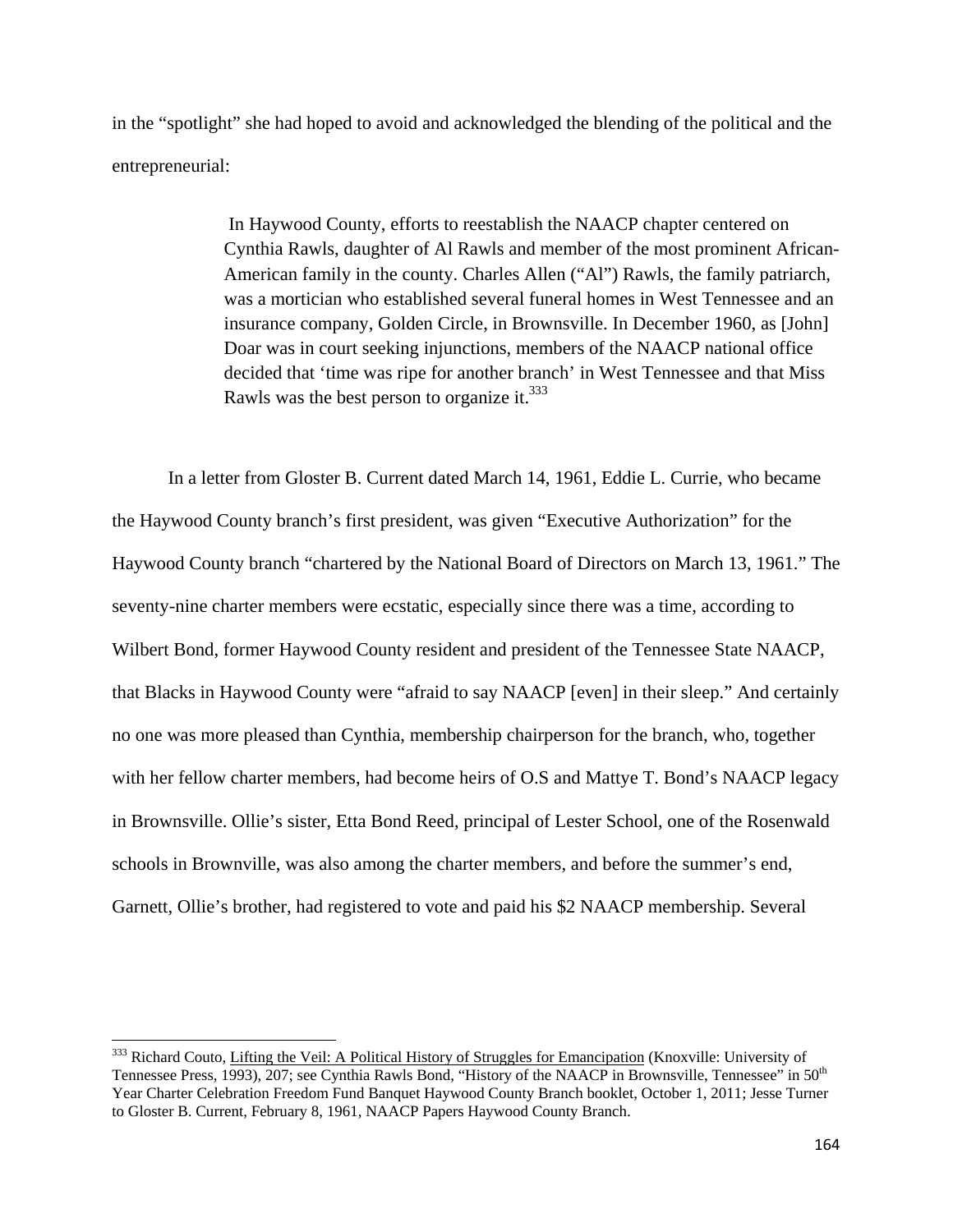in the "spotlight" she had hoped to avoid and acknowledged the blending of the political and the entrepreneurial:

> In Haywood County, efforts to reestablish the NAACP chapter centered on Cynthia Rawls, daughter of Al Rawls and member of the most prominent African-American family in the county. Charles Allen ("Al") Rawls, the family patriarch, was a mortician who established several funeral homes in West Tennessee and an insurance company, Golden Circle, in Brownsville. In December 1960, as [John] Doar was in court seeking injunctions, members of the NAACP national office decided that 'time was ripe for another branch' in West Tennessee and that Miss Rawls was the best person to organize it.[333]

In a letter from Gloster B. Current dated March 14, 1961, Eddie L. Currie, who became the Haywood County branch's first president, was given "Executive Authorization" for the Haywood County branch "chartered by the National Board of Directors on March 13, 1961." The seventy-nine charter members were ecstatic, especially since there was a time, according to Wilbert Bond, former Haywood County resident and president of the Tennessee State NAACP, that Blacks in Haywood County were "afraid to say NAACP [even] in their sleep." And certainly no one was more pleased than Cynthia, membership chairperson for the branch, who, together with her fellow charter members, had become heirs of O.S and Mattye T. Bond's NAACP legacy in Brownsville. Ollie's sister, Etta Bond Reed, principal of Lester School, one of the Rosenwald schools in Brownville, was also among the charter members, and before the summer's end, Garnett, Ollie's brother, had registered to vote and paid his $2 NAACP membership. Several

---

[333] Richard Couto, Lifting the Veil: A Political History of Struggles for Emancipation (Knoxville: University of Tennessee Press, 1993), 207; see Cynthia Rawls Bond, "History of the NAACP in Brownsville, Tennessee" in 50th Year Charter Celebration Freedom Fund Banquet Haywood County Branch booklet, October 1, 2011; Jesse Turner to Gloster B. Current, February 8, 1961, NAACP Papers Haywood County Branch.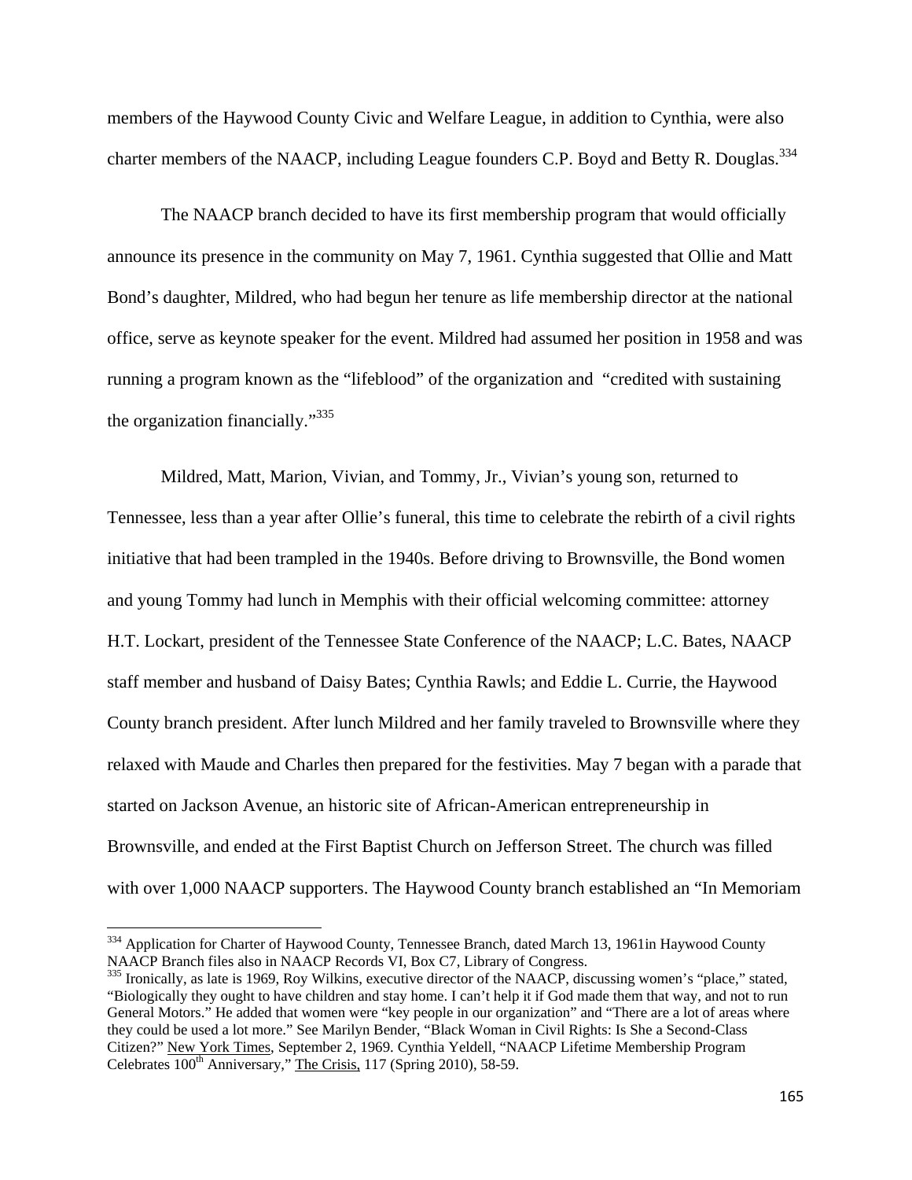members of the Haywood County Civic and Welfare League, in addition to Cynthia, were also charter members of the NAACP, including League founders C.P. Boyd and Betty R. Douglas.[334]

The NAACP branch decided to have its first membership program that would officially announce its presence in the community on May 7, 1961. Cynthia suggested that Ollie and Matt Bond's daughter, Mildred, who had begun her tenure as life membership director at the national office, serve as keynote speaker for the event. Mildred had assumed her position in 1958 and was running a program known as the "lifeblood" of the organization and "credited with sustaining the organization financially."[335]

Mildred, Matt, Marion, Vivian, and Tommy, Jr., Vivian's young son, returned to Tennessee, less than a year after Ollie's funeral, this time to celebrate the rebirth of a civil rights initiative that had been trampled in the 1940s. Before driving to Brownsville, the Bond women and young Tommy had lunch in Memphis with their official welcoming committee: attorney H.T. Lockart, president of the Tennessee State Conference of the NAACP; L.C. Bates, NAACP staff member and husband of Daisy Bates; Cynthia Rawls; and Eddie L. Currie, the Haywood County branch president. After lunch Mildred and her family traveled to Brownsville where they relaxed with Maude and Charles then prepared for the festivities. May 7 began with a parade that started on Jackson Avenue, an historic site of African-American entrepreneurship in Brownsville, and ended at the First Baptist Church on Jefferson Street. The church was filled with over 1,000 NAACP supporters. The Haywood County branch established an "In Memoriam

---

[334] Application for Charter of Haywood County, Tennessee Branch, dated March 13, 1961in Haywood County NAACP Branch files also in NAACP Records VI, Box C7, Library of Congress.

[335] Ironically, as late is 1969, Roy Wilkins, executive director of the NAACP, discussing women's "place," stated, "Biologically they ought to have children and stay home. I can't help it if God made them that way, and not to run General Motors." He added that women were "key people in our organization" and "There are a lot of areas where they could be used a lot more." See Marilyn Bender, "Black Woman in Civil Rights: Is She a Second-Class Citizen?" New York Times, September 2, 1969. Cynthia Yeldell, "NAACP Lifetime Membership Program Celebrates 100th Anniversary," The Crisis, 117 (Spring 2010), 58-59.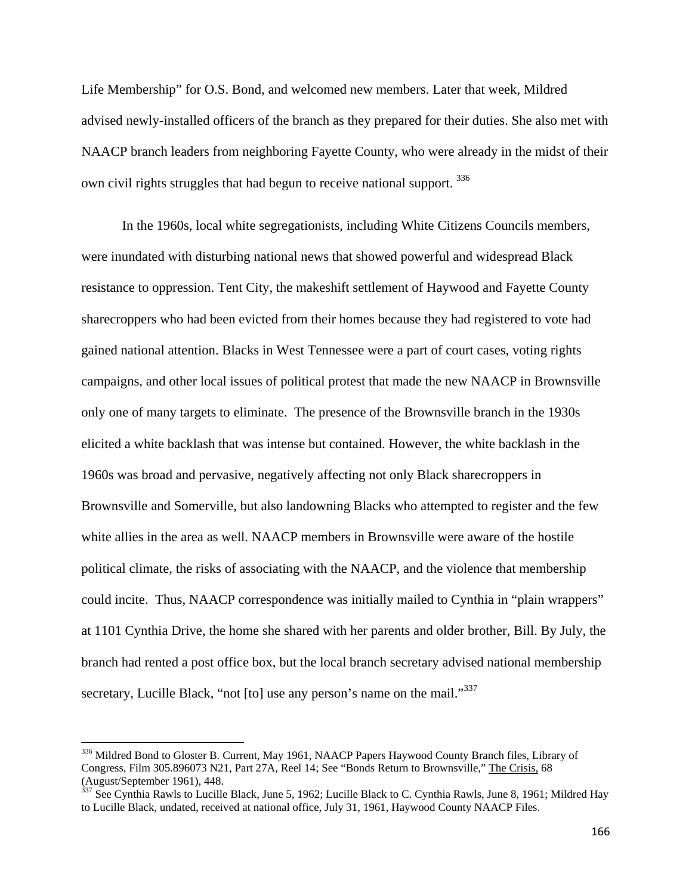Life Membership" for O.S. Bond, and welcomed new members. Later that week, Mildred advised newly-installed officers of the branch as they prepared for their duties. She also met with NAACP branch leaders from neighboring Fayette County, who were already in the midst of their own civil rights struggles that had begun to receive national support. [336]

In the 1960s, local white segregationists, including White Citizens Councils members, were inundated with disturbing national news that showed powerful and widespread Black resistance to oppression. Tent City, the makeshift settlement of Haywood and Fayette County sharecroppers who had been evicted from their homes because they had registered to vote had gained national attention. Blacks in West Tennessee were a part of court cases, voting rights campaigns, and other local issues of political protest that made the new NAACP in Brownsville only one of many targets to eliminate. The presence of the Brownsville branch in the 1930s elicited a white backlash that was intense but contained. However, the white backlash in the 1960s was broad and pervasive, negatively affecting not only Black sharecroppers in Brownsville and Somerville, but also landowning Blacks who attempted to register and the few white allies in the area as well. NAACP members in Brownsville were aware of the hostile political climate, the risks of associating with the NAACP, and the violence that membership could incite. Thus, NAACP correspondence was initially mailed to Cynthia in "plain wrappers" at 1101 Cynthia Drive, the home she shared with her parents and older brother, Bill. By July, the branch had rented a post office box, but the local branch secretary advised national membership secretary, Lucille Black, "not [to] use any person's name on the mail."[337]

---

[336] Mildred Bond to Gloster B. Current, May 1961, NAACP Papers Haywood County Branch files, Library of Congress, Film 305.896073 N21, Part 27A, Reel 14; See "Bonds Return to Brownsville," The Crisis, 68 (August/September 1961), 448.

[337] See Cynthia Rawls to Lucille Black, June 5, 1962; Lucille Black to C. Cynthia Rawls, June 8, 1961; Mildred Hay to Lucille Black, undated, received at national office, July 31, 1961, Haywood County NAACP Files.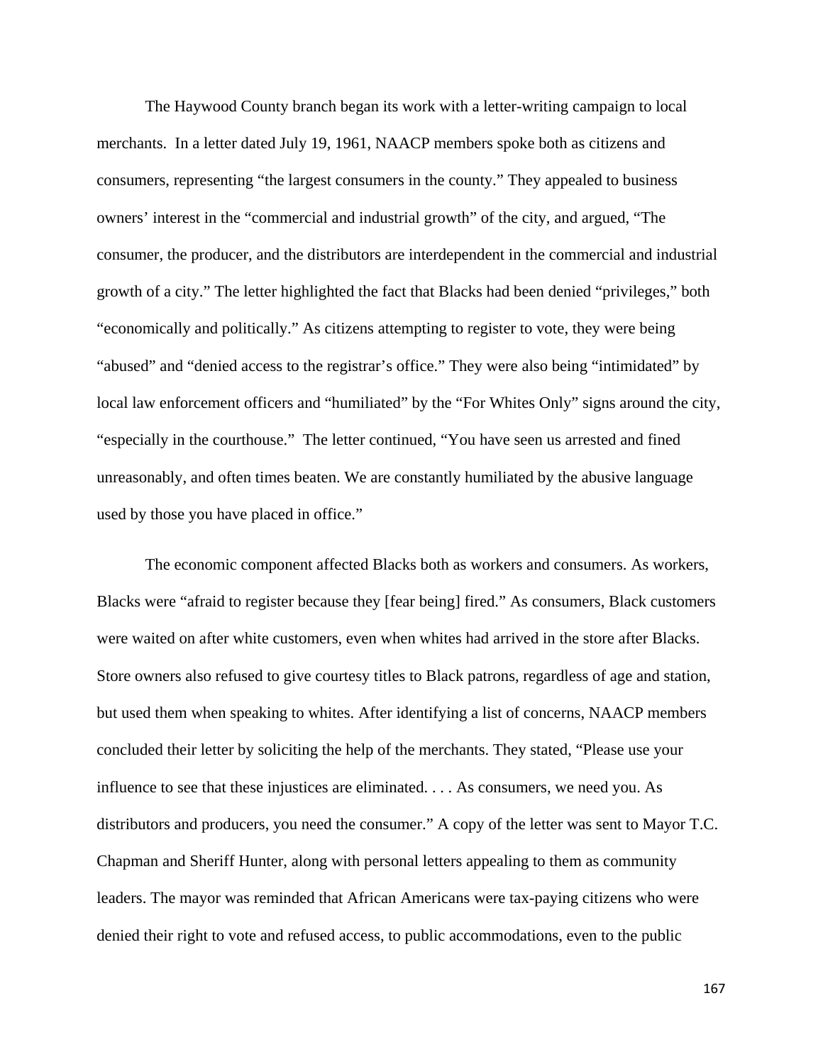The Haywood County branch began its work with a letter-writing campaign to local merchants. In a letter dated July 19, 1961, NAACP members spoke both as citizens and consumers, representing "the largest consumers in the county." They appealed to business owners' interest in the "commercial and industrial growth" of the city, and argued, "The consumer, the producer, and the distributors are interdependent in the commercial and industrial growth of a city." The letter highlighted the fact that Blacks had been denied "privileges," both "economically and politically." As citizens attempting to register to vote, they were being "abused" and "denied access to the registrar's office." They were also being "intimidated" by local law enforcement officers and "humiliated" by the "For Whites Only" signs around the city, "especially in the courthouse." The letter continued, "You have seen us arrested and fined unreasonably, and often times beaten. We are constantly humiliated by the abusive language used by those you have placed in office."

The economic component affected Blacks both as workers and consumers. As workers, Blacks were "afraid to register because they [fear being] fired." As consumers, Black customers were waited on after white customers, even when whites had arrived in the store after Blacks. Store owners also refused to give courtesy titles to Black patrons, regardless of age and station, but used them when speaking to whites. After identifying a list of concerns, NAACP members concluded their letter by soliciting the help of the merchants. They stated, "Please use your influence to see that these injustices are eliminated. . . . As consumers, we need you. As distributors and producers, you need the consumer." A copy of the letter was sent to Mayor T.C. Chapman and Sheriff Hunter, along with personal letters appealing to them as community leaders. The mayor was reminded that African Americans were tax-paying citizens who were denied their right to vote and refused access, to public accommodations, even to the public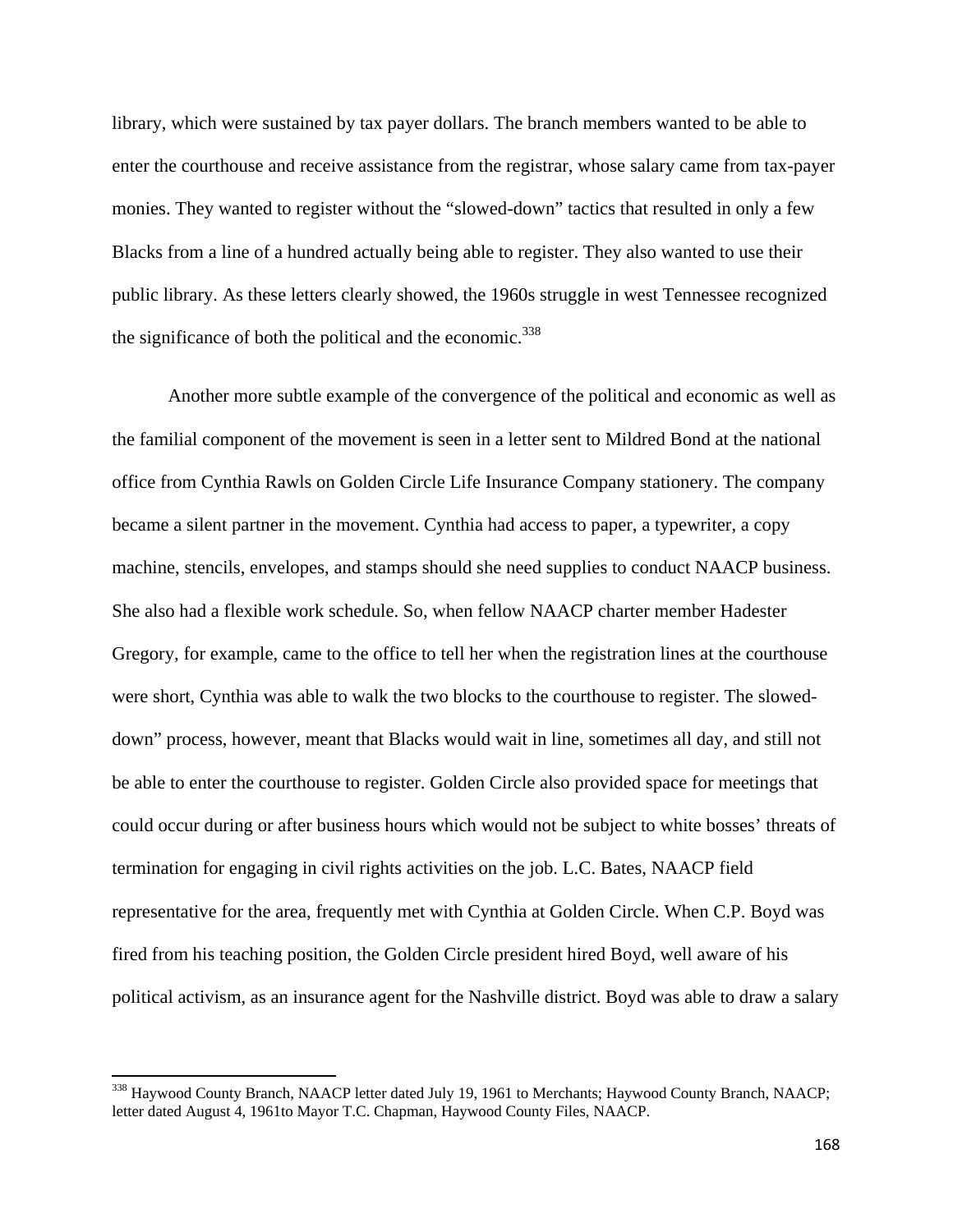library, which were sustained by tax payer dollars. The branch members wanted to be able to enter the courthouse and receive assistance from the registrar, whose salary came from tax-payer monies. They wanted to register without the "slowed-down" tactics that resulted in only a few Blacks from a line of a hundred actually being able to register. They also wanted to use their public library. As these letters clearly showed, the 1960s struggle in west Tennessee recognized the significance of both the political and the economic.[338]

Another more subtle example of the convergence of the political and economic as well as the familial component of the movement is seen in a letter sent to Mildred Bond at the national office from Cynthia Rawls on Golden Circle Life Insurance Company stationery. The company became a silent partner in the movement. Cynthia had access to paper, a typewriter, a copy machine, stencils, envelopes, and stamps should she need supplies to conduct NAACP business. She also had a flexible work schedule. So, when fellow NAACP charter member Hadester Gregory, for example, came to the office to tell her when the registration lines at the courthouse were short, Cynthia was able to walk the two blocks to the courthouse to register. The slowed-down" process, however, meant that Blacks would wait in line, sometimes all day, and still not be able to enter the courthouse to register. Golden Circle also provided space for meetings that could occur during or after business hours which would not be subject to white bosses' threats of termination for engaging in civil rights activities on the job. L.C. Bates, NAACP field representative for the area, frequently met with Cynthia at Golden Circle. When C.P. Boyd was fired from his teaching position, the Golden Circle president hired Boyd, well aware of his political activism, as an insurance agent for the Nashville district. Boyd was able to draw a salary

[338] Haywood County Branch, NAACP letter dated July 19, 1961 to Merchants; Haywood County Branch, NAACP; letter dated August 4, 1961to Mayor T.C. Chapman, Haywood County Files, NAACP.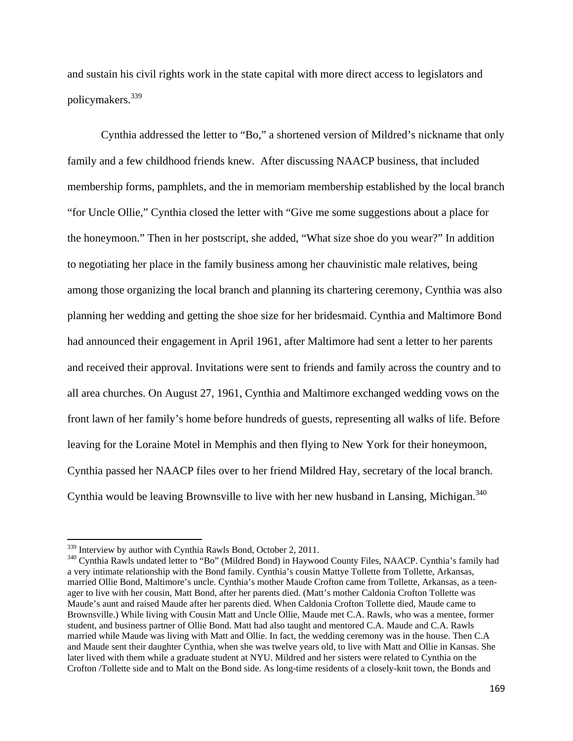and sustain his civil rights work in the state capital with more direct access to legislators and policymakers.[339]

Cynthia addressed the letter to "Bo," a shortened version of Mildred's nickname that only family and a few childhood friends knew. After discussing NAACP business, that included membership forms, pamphlets, and the in memoriam membership established by the local branch "for Uncle Ollie," Cynthia closed the letter with "Give me some suggestions about a place for the honeymoon." Then in her postscript, she added, "What size shoe do you wear?" In addition to negotiating her place in the family business among her chauvinistic male relatives, being among those organizing the local branch and planning its chartering ceremony, Cynthia was also planning her wedding and getting the shoe size for her bridesmaid. Cynthia and Maltimore Bond had announced their engagement in April 1961, after Maltimore had sent a letter to her parents and received their approval. Invitations were sent to friends and family across the country and to all area churches. On August 27, 1961, Cynthia and Maltimore exchanged wedding vows on the front lawn of her family's home before hundreds of guests, representing all walks of life. Before leaving for the Loraine Motel in Memphis and then flying to New York for their honeymoon, Cynthia passed her NAACP files over to her friend Mildred Hay, secretary of the local branch. Cynthia would be leaving Brownsville to live with her new husband in Lansing, Michigan.[340]

---

[339] Interview by author with Cynthia Rawls Bond, October 2, 2011.

[340] Cynthia Rawls undated letter to "Bo" (Mildred Bond) in Haywood County Files, NAACP. Cynthia's family had a very intimate relationship with the Bond family. Cynthia's cousin Mattye Tollette from Tollette, Arkansas, married Ollie Bond, Maltimore's uncle. Cynthia's mother Maude Crofton came from Tollette, Arkansas, as a teen-ager to live with her cousin, Matt Bond, after her parents died. (Matt's mother Caldonia Crofton Tollette was Maude's aunt and raised Maude after her parents died. When Caldonia Crofton Tollette died, Maude came to Brownsville.) While living with Cousin Matt and Uncle Ollie, Maude met C.A. Rawls, who was a mentee, former student, and business partner of Ollie Bond. Matt had also taught and mentored C.A. Maude and C.A. Rawls married while Maude was living with Matt and Ollie. In fact, the wedding ceremony was in the house. Then C.A and Maude sent their daughter Cynthia, when she was twelve years old, to live with Matt and Ollie in Kansas. She later lived with them while a graduate student at NYU. Mildred and her sisters were related to Cynthia on the Crofton /Tollette side and to Malt on the Bond side. As long-time residents of a closely-knit town, the Bonds and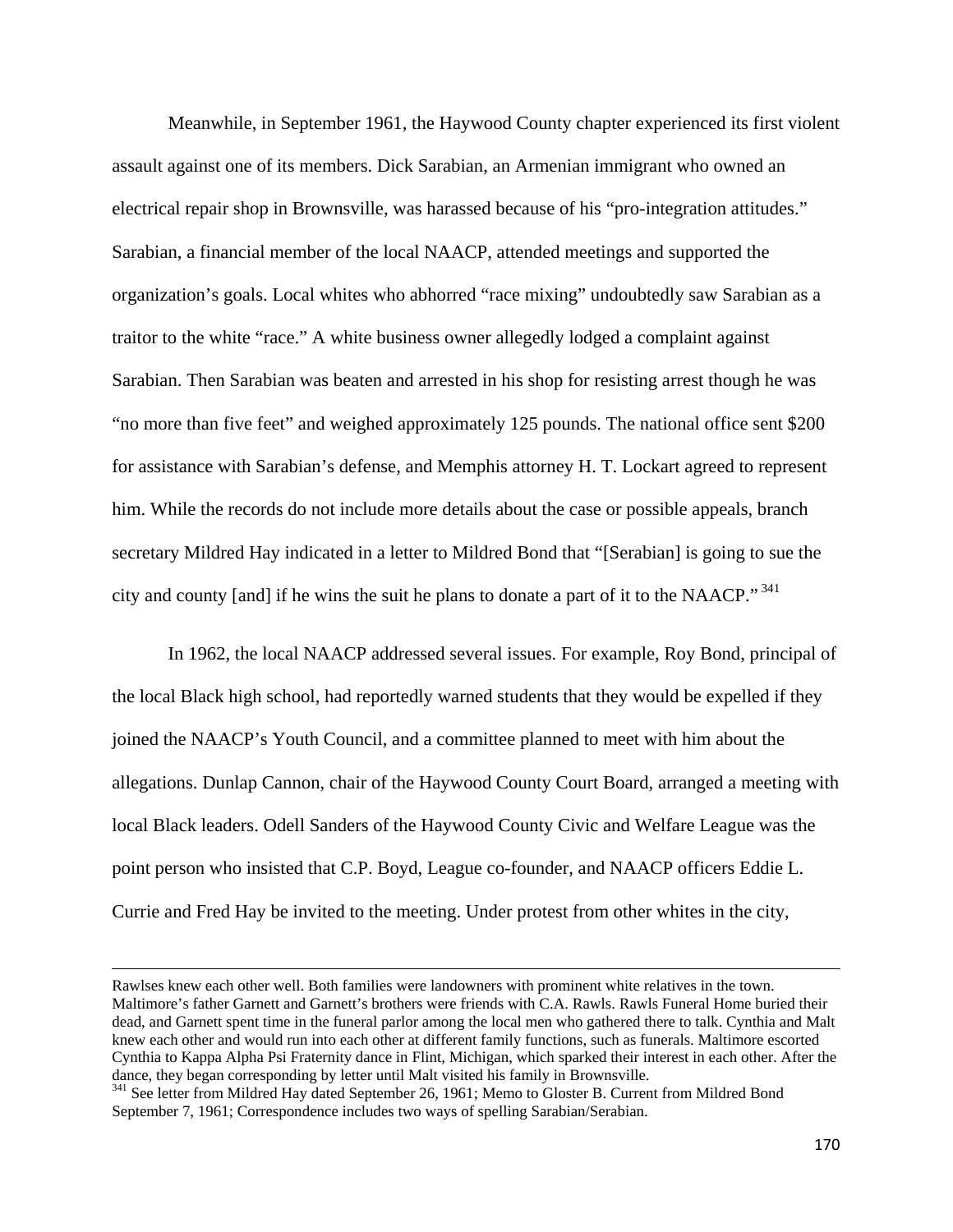Meanwhile, in September 1961, the Haywood County chapter experienced its first violent assault against one of its members. Dick Sarabian, an Armenian immigrant who owned an electrical repair shop in Brownsville, was harassed because of his "pro-integration attitudes." Sarabian, a financial member of the local NAACP, attended meetings and supported the organization's goals. Local whites who abhorred "race mixing" undoubtedly saw Sarabian as a traitor to the white "race." A white business owner allegedly lodged a complaint against Sarabian. Then Sarabian was beaten and arrested in his shop for resisting arrest though he was "no more than five feet" and weighed approximately 125 pounds. The national office sent $200 for assistance with Sarabian's defense, and Memphis attorney H. T. Lockart agreed to represent him. While the records do not include more details about the case or possible appeals, branch secretary Mildred Hay indicated in a letter to Mildred Bond that "[Serabian] is going to sue the city and county [and] if he wins the suit he plans to donate a part of it to the NAACP."[341]

In 1962, the local NAACP addressed several issues. For example, Roy Bond, principal of the local Black high school, had reportedly warned students that they would be expelled if they joined the NAACP's Youth Council, and a committee planned to meet with him about the allegations. Dunlap Cannon, chair of the Haywood County Court Board, arranged a meeting with local Black leaders. Odell Sanders of the Haywood County Civic and Welfare League was the point person who insisted that C.P. Boyd, League co-founder, and NAACP officers Eddie L. Currie and Fred Hay be invited to the meeting. Under protest from other whites in the city,

---

Rawlses knew each other well. Both families were landowners with prominent white relatives in the town. Maltimore's father Garnett and Garnett's brothers were friends with C.A. Rawls. Rawls Funeral Home buried their dead, and Garnett spent time in the funeral parlor among the local men who gathered there to talk. Cynthia and Malt knew each other and would run into each other at different family functions, such as funerals. Maltimore escorted Cynthia to Kappa Alpha Psi Fraternity dance in Flint, Michigan, which sparked their interest in each other. After the dance, they began corresponding by letter until Malt visited his family in Brownsville.

[341] See letter from Mildred Hay dated September 26, 1961; Memo to Gloster B. Current from Mildred Bond September 7, 1961; Correspondence includes two ways of spelling Sarabian/Serabian.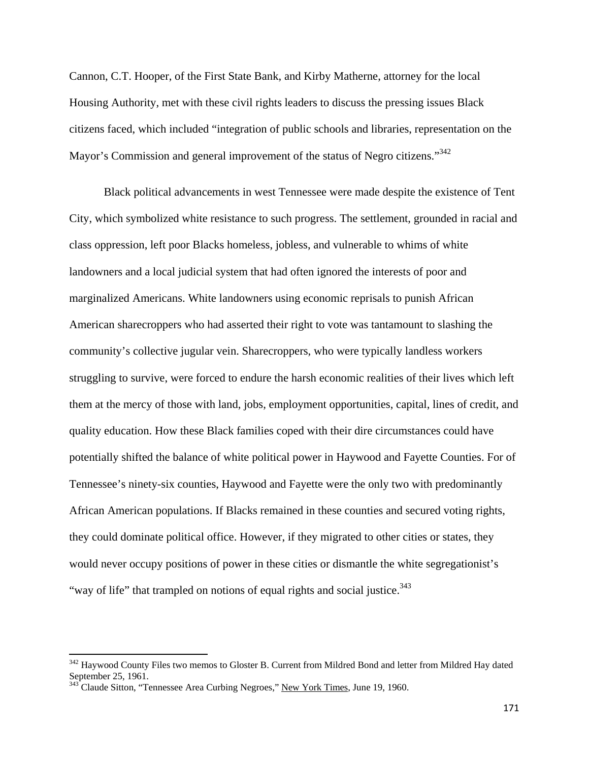Cannon, C.T. Hooper, of the First State Bank, and Kirby Matherne, attorney for the local Housing Authority, met with these civil rights leaders to discuss the pressing issues Black citizens faced, which included "integration of public schools and libraries, representation on the Mayor's Commission and general improvement of the status of Negro citizens."[342]

Black political advancements in west Tennessee were made despite the existence of Tent City, which symbolized white resistance to such progress. The settlement, grounded in racial and class oppression, left poor Blacks homeless, jobless, and vulnerable to whims of white landowners and a local judicial system that had often ignored the interests of poor and marginalized Americans. White landowners using economic reprisals to punish African American sharecroppers who had asserted their right to vote was tantamount to slashing the community's collective jugular vein. Sharecroppers, who were typically landless workers struggling to survive, were forced to endure the harsh economic realities of their lives which left them at the mercy of those with land, jobs, employment opportunities, capital, lines of credit, and quality education. How these Black families coped with their dire circumstances could have potentially shifted the balance of white political power in Haywood and Fayette Counties. For of Tennessee's ninety-six counties, Haywood and Fayette were the only two with predominantly African American populations. If Blacks remained in these counties and secured voting rights, they could dominate political office. However, if they migrated to other cities or states, they would never occupy positions of power in these cities or dismantle the white segregationist's "way of life" that trampled on notions of equal rights and social justice.[343]

---

[342] Haywood County Files two memos to Gloster B. Current from Mildred Bond and letter from Mildred Hay dated September 25, 1961.

[343] Claude Sitton, "Tennessee Area Curbing Negroes," New York Times, June 19, 1960.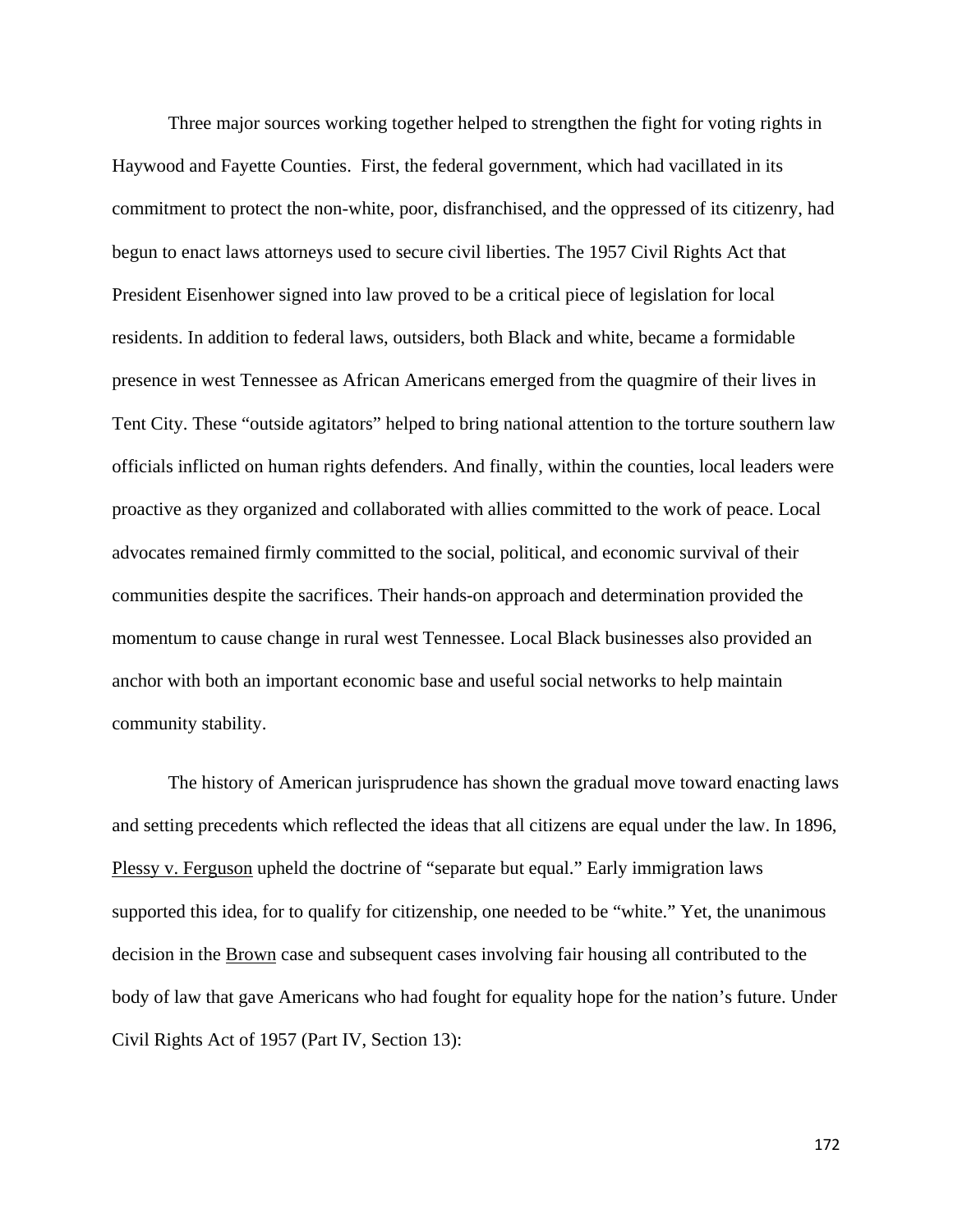Three major sources working together helped to strengthen the fight for voting rights in Haywood and Fayette Counties. First, the federal government, which had vacillated in its commitment to protect the non-white, poor, disfranchised, and the oppressed of its citizenry, had begun to enact laws attorneys used to secure civil liberties. The 1957 Civil Rights Act that President Eisenhower signed into law proved to be a critical piece of legislation for local residents. In addition to federal laws, outsiders, both Black and white, became a formidable presence in west Tennessee as African Americans emerged from the quagmire of their lives in Tent City. These "outside agitators" helped to bring national attention to the torture southern law officials inflicted on human rights defenders. And finally, within the counties, local leaders were proactive as they organized and collaborated with allies committed to the work of peace. Local advocates remained firmly committed to the social, political, and economic survival of their communities despite the sacrifices. Their hands-on approach and determination provided the momentum to cause change in rural west Tennessee. Local Black businesses also provided an anchor with both an important economic base and useful social networks to help maintain community stability.

The history of American jurisprudence has shown the gradual move toward enacting laws and setting precedents which reflected the ideas that all citizens are equal under the law. In 1896, Plessy v. Ferguson upheld the doctrine of "separate but equal." Early immigration laws supported this idea, for to qualify for citizenship, one needed to be "white." Yet, the unanimous decision in the Brown case and subsequent cases involving fair housing all contributed to the body of law that gave Americans who had fought for equality hope for the nation's future. Under Civil Rights Act of 1957 (Part IV, Section 13):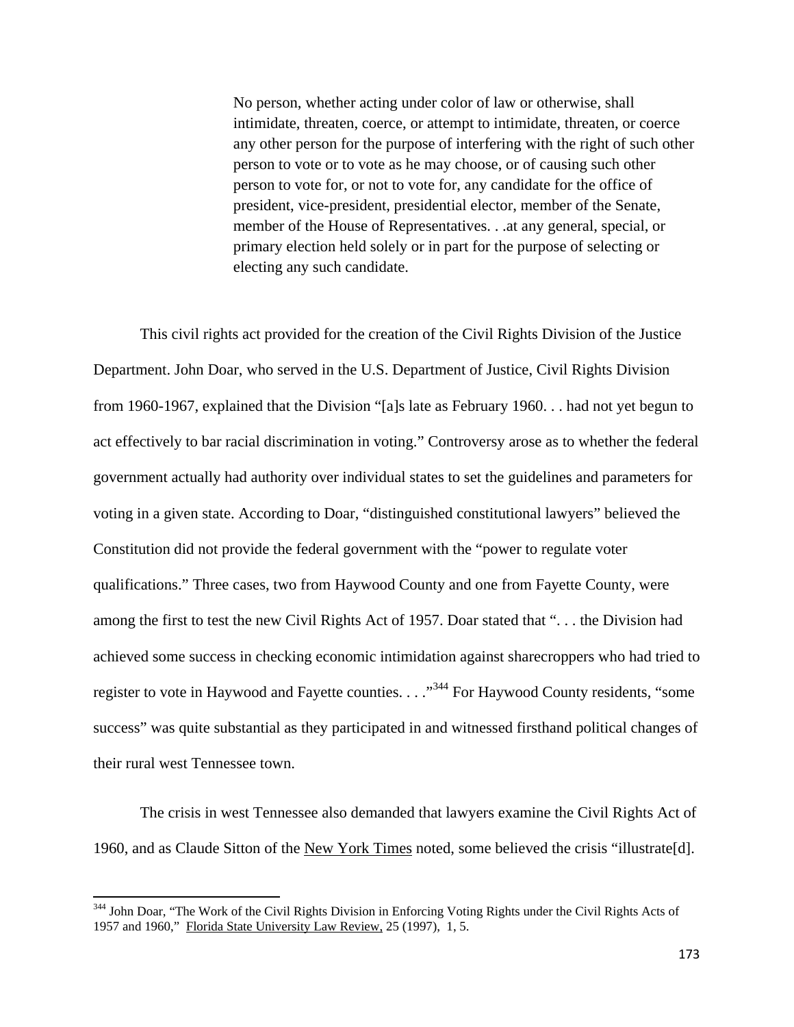> No person, whether acting under color of law or otherwise, shall intimidate, threaten, coerce, or attempt to intimidate, threaten, or coerce any other person for the purpose of interfering with the right of such other person to vote or to vote as he may choose, or of causing such other person to vote for, or not to vote for, any candidate for the office of president, vice-president, presidential elector, member of the Senate, member of the House of Representatives. . .at any general, special, or primary election held solely or in part for the purpose of selecting or electing any such candidate.

This civil rights act provided for the creation of the Civil Rights Division of the Justice Department. John Doar, who served in the U.S. Department of Justice, Civil Rights Division from 1960-1967, explained that the Division "[a]s late as February 1960. . . had not yet begun to act effectively to bar racial discrimination in voting." Controversy arose as to whether the federal government actually had authority over individual states to set the guidelines and parameters for voting in a given state. According to Doar, "distinguished constitutional lawyers" believed the Constitution did not provide the federal government with the "power to regulate voter qualifications." Three cases, two from Haywood County and one from Fayette County, were among the first to test the new Civil Rights Act of 1957. Doar stated that ". . . the Division had achieved some success in checking economic intimidation against sharecroppers who had tried to register to vote in Haywood and Fayette counties. . . ."[344] For Haywood County residents, "some success" was quite substantial as they participated in and witnessed firsthand political changes of their rural west Tennessee town.

The crisis in west Tennessee also demanded that lawyers examine the Civil Rights Act of 1960, and as Claude Sitton of the New York Times noted, some believed the crisis "illustrate[d].

---

[344] John Doar, "The Work of the Civil Rights Division in Enforcing Voting Rights under the Civil Rights Acts of 1957 and 1960," Florida State University Law Review, 25 (1997), 1, 5.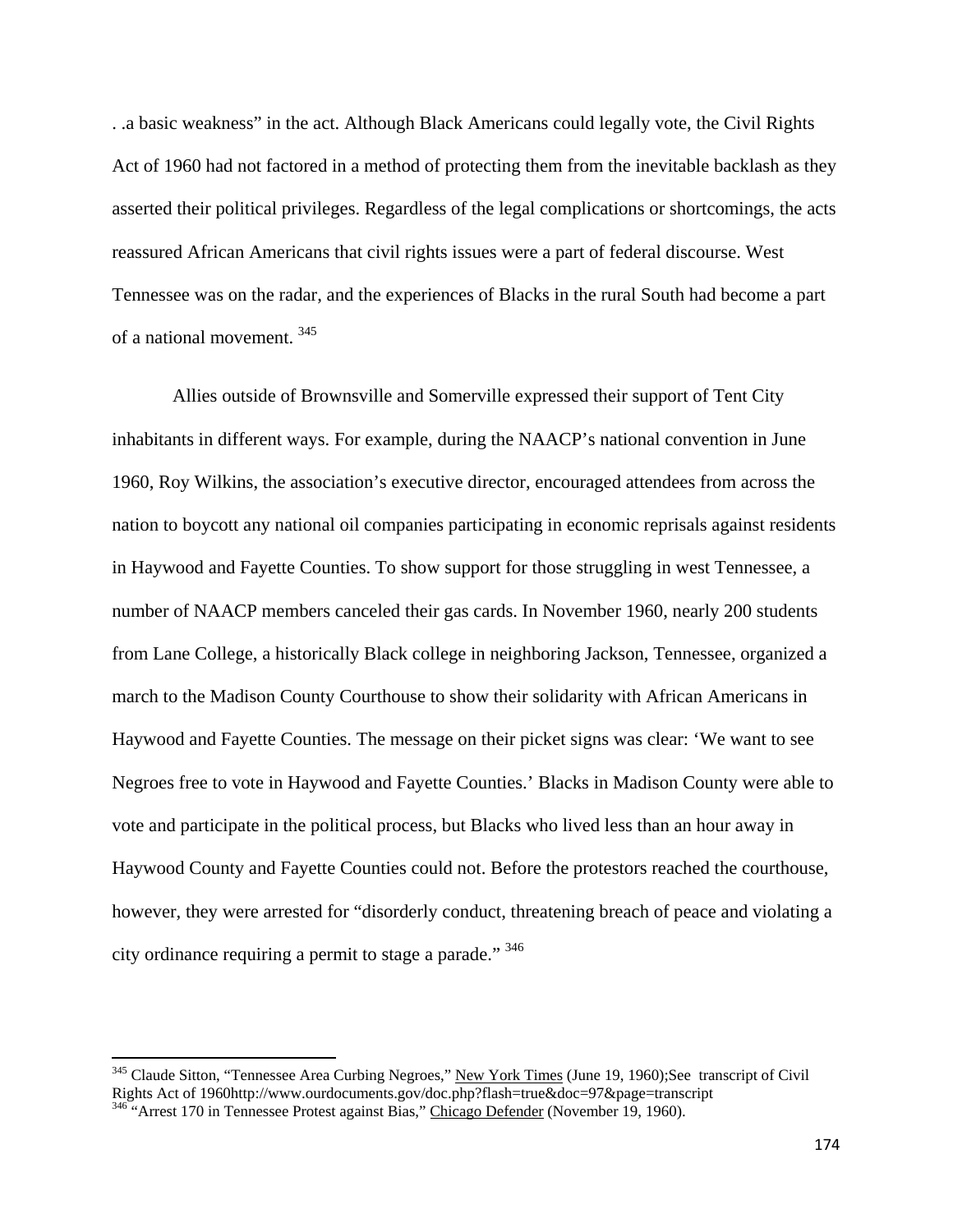. .a basic weakness" in the act. Although Black Americans could legally vote, the Civil Rights Act of 1960 had not factored in a method of protecting them from the inevitable backlash as they asserted their political privileges. Regardless of the legal complications or shortcomings, the acts reassured African Americans that civil rights issues were a part of federal discourse. West Tennessee was on the radar, and the experiences of Blacks in the rural South had become a part of a national movement. [345]

Allies outside of Brownsville and Somerville expressed their support of Tent City inhabitants in different ways. For example, during the NAACP's national convention in June 1960, Roy Wilkins, the association's executive director, encouraged attendees from across the nation to boycott any national oil companies participating in economic reprisals against residents in Haywood and Fayette Counties. To show support for those struggling in west Tennessee, a number of NAACP members canceled their gas cards. In November 1960, nearly 200 students from Lane College, a historically Black college in neighboring Jackson, Tennessee, organized a march to the Madison County Courthouse to show their solidarity with African Americans in Haywood and Fayette Counties. The message on their picket signs was clear: 'We want to see Negroes free to vote in Haywood and Fayette Counties.' Blacks in Madison County were able to vote and participate in the political process, but Blacks who lived less than an hour away in Haywood County and Fayette Counties could not. Before the protestors reached the courthouse, however, they were arrested for "disorderly conduct, threatening breach of peace and violating a city ordinance requiring a permit to stage a parade." [346]

---

[345] Claude Sitton, "Tennessee Area Curbing Negroes," New York Times (June 19, 1960);See transcript of Civil Rights Act of 1960http://www.ourdocuments.gov/doc.php?flash=true&doc=97&page=transcript

[346] "Arrest 170 in Tennessee Protest against Bias," Chicago Defender (November 19, 1960).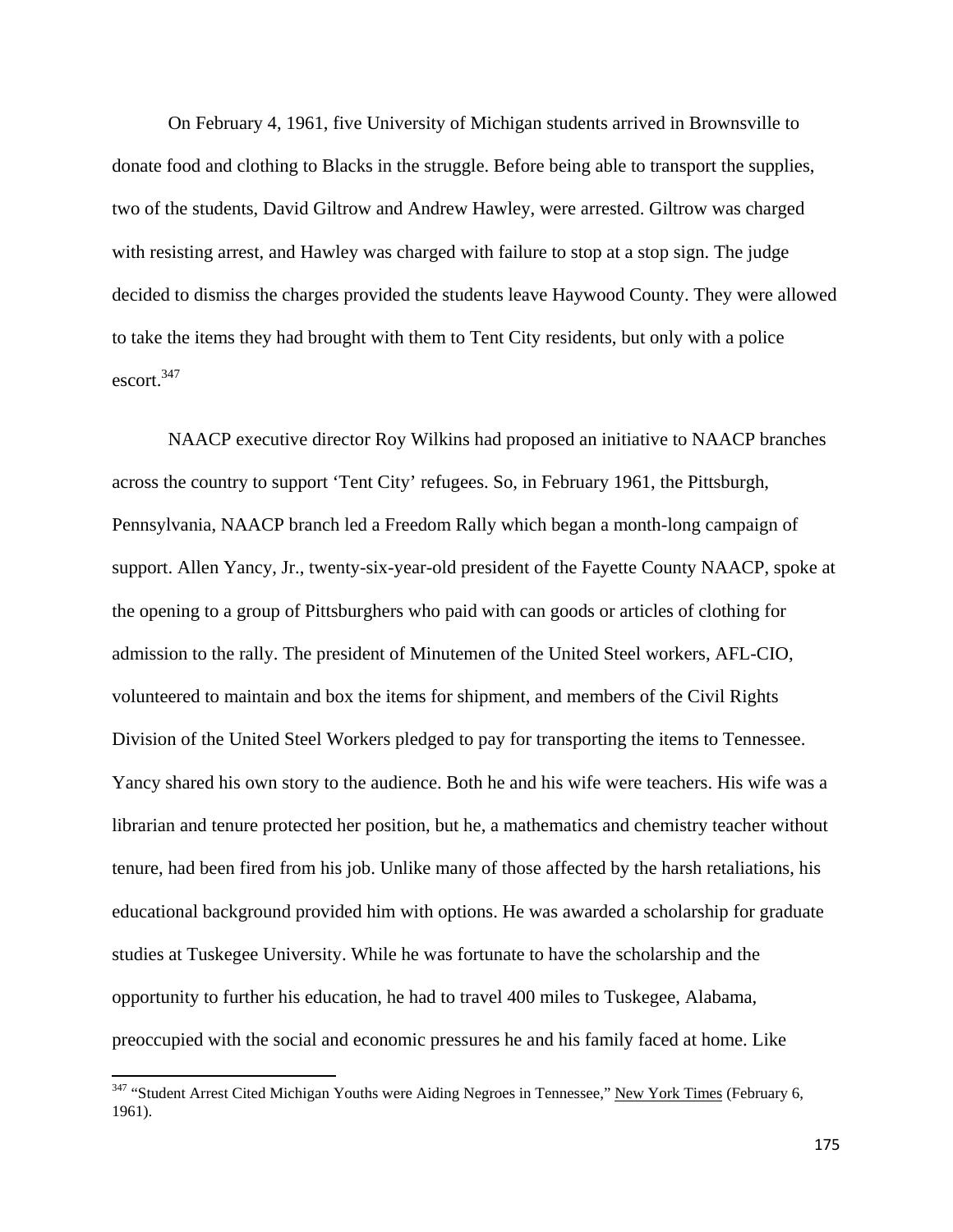On February 4, 1961, five University of Michigan students arrived in Brownsville to donate food and clothing to Blacks in the struggle. Before being able to transport the supplies, two of the students, David Giltrow and Andrew Hawley, were arrested. Giltrow was charged with resisting arrest, and Hawley was charged with failure to stop at a stop sign. The judge decided to dismiss the charges provided the students leave Haywood County. They were allowed to take the items they had brought with them to Tent City residents, but only with a police escort.[347]

NAACP executive director Roy Wilkins had proposed an initiative to NAACP branches across the country to support 'Tent City' refugees. So, in February 1961, the Pittsburgh, Pennsylvania, NAACP branch led a Freedom Rally which began a month-long campaign of support. Allen Yancy, Jr., twenty-six-year-old president of the Fayette County NAACP, spoke at the opening to a group of Pittsburghers who paid with can goods or articles of clothing for admission to the rally. The president of Minutemen of the United Steel workers, AFL-CIO, volunteered to maintain and box the items for shipment, and members of the Civil Rights Division of the United Steel Workers pledged to pay for transporting the items to Tennessee. Yancy shared his own story to the audience. Both he and his wife were teachers. His wife was a librarian and tenure protected her position, but he, a mathematics and chemistry teacher without tenure, had been fired from his job. Unlike many of those affected by the harsh retaliations, his educational background provided him with options. He was awarded a scholarship for graduate studies at Tuskegee University. While he was fortunate to have the scholarship and the opportunity to further his education, he had to travel 400 miles to Tuskegee, Alabama, preoccupied with the social and economic pressures he and his family faced at home. Like

[347] "Student Arrest Cited Michigan Youths were Aiding Negroes in Tennessee," New York Times (February 6, 1961).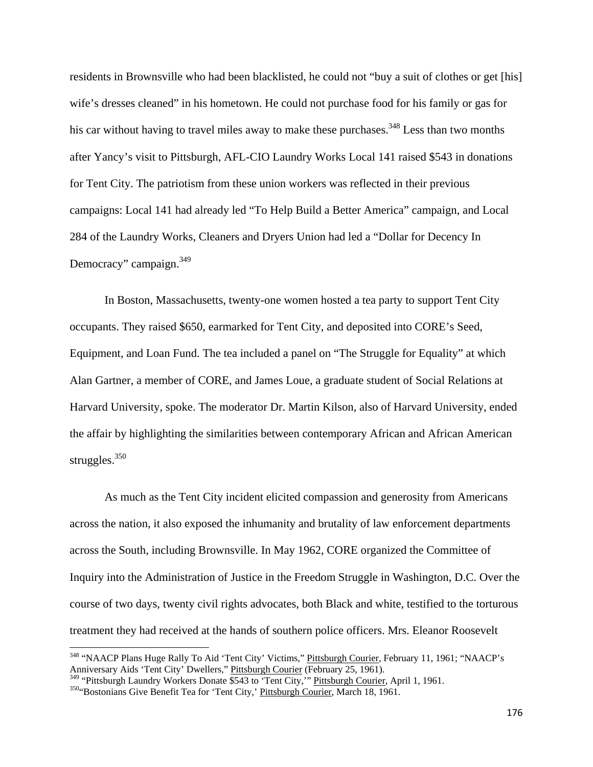residents in Brownsville who had been blacklisted, he could not "buy a suit of clothes or get [his] wife's dresses cleaned" in his hometown. He could not purchase food for his family or gas for his car without having to travel miles away to make these purchases.[348] Less than two months after Yancy's visit to Pittsburgh, AFL-CIO Laundry Works Local 141 raised $543 in donations for Tent City. The patriotism from these union workers was reflected in their previous campaigns: Local 141 had already led "To Help Build a Better America" campaign, and Local 284 of the Laundry Works, Cleaners and Dryers Union had led a "Dollar for Decency In Democracy" campaign.[349]

In Boston, Massachusetts, twenty-one women hosted a tea party to support Tent City occupants. They raised $650, earmarked for Tent City, and deposited into CORE's Seed, Equipment, and Loan Fund. The tea included a panel on "The Struggle for Equality" at which Alan Gartner, a member of CORE, and James Loue, a graduate student of Social Relations at Harvard University, spoke. The moderator Dr. Martin Kilson, also of Harvard University, ended the affair by highlighting the similarities between contemporary African and African American struggles.[350]

As much as the Tent City incident elicited compassion and generosity from Americans across the nation, it also exposed the inhumanity and brutality of law enforcement departments across the South, including Brownsville. In May 1962, CORE organized the Committee of Inquiry into the Administration of Justice in the Freedom Struggle in Washington, D.C. Over the course of two days, twenty civil rights advocates, both Black and white, testified to the torturous treatment they had received at the hands of southern police officers. Mrs. Eleanor Roosevelt

---

[348] "NAACP Plans Huge Rally To Aid 'Tent City' Victims," Pittsburgh Courier, February 11, 1961; "NAACP's Anniversary Aids 'Tent City' Dwellers," Pittsburgh Courier (February 25, 1961).

[349] "Pittsburgh Laundry Workers Donate $543 to 'Tent City,'" Pittsburgh Courier, April 1, 1961.

[350] "Bostonians Give Benefit Tea for 'Tent City,' Pittsburgh Courier, March 18, 1961.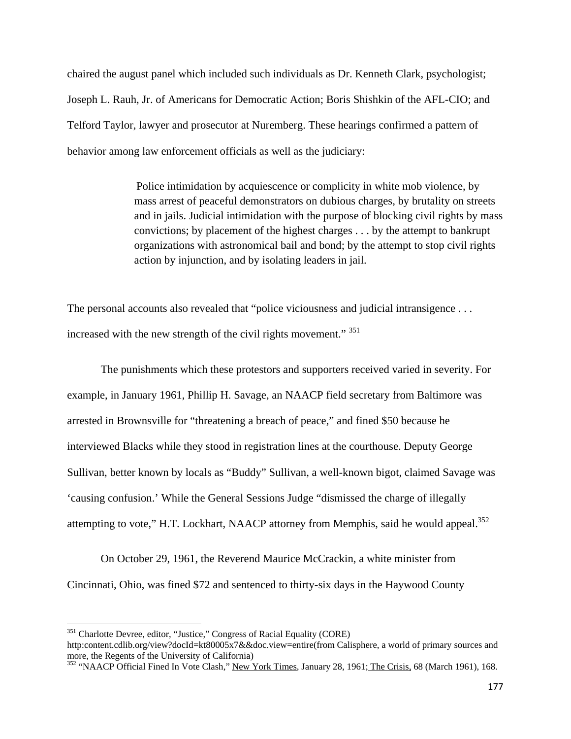chaired the august panel which included such individuals as Dr. Kenneth Clark, psychologist; Joseph L. Rauh, Jr. of Americans for Democratic Action; Boris Shishkin of the AFL-CIO; and Telford Taylor, lawyer and prosecutor at Nuremberg. These hearings confirmed a pattern of behavior among law enforcement officials as well as the judiciary:

> Police intimidation by acquiescence or complicity in white mob violence, by mass arrest of peaceful demonstrators on dubious charges, by brutality on streets and in jails. Judicial intimidation with the purpose of blocking civil rights by mass convictions; by placement of the highest charges . . . by the attempt to bankrupt organizations with astronomical bail and bond; by the attempt to stop civil rights action by injunction, and by isolating leaders in jail.

The personal accounts also revealed that "police viciousness and judicial intransigence . . . increased with the new strength of the civil rights movement." [351]

The punishments which these protestors and supporters received varied in severity. For example, in January 1961, Phillip H. Savage, an NAACP field secretary from Baltimore was arrested in Brownsville for "threatening a breach of peace," and fined $50 because he interviewed Blacks while they stood in registration lines at the courthouse. Deputy George Sullivan, better known by locals as "Buddy" Sullivan, a well-known bigot, claimed Savage was 'causing confusion.' While the General Sessions Judge "dismissed the charge of illegally attempting to vote," H.T. Lockhart, NAACP attorney from Memphis, said he would appeal.[352]

On October 29, 1961, the Reverend Maurice McCrackin, a white minister from Cincinnati, Ohio, was fined $72 and sentenced to thirty-six days in the Haywood County

---

[351] Charlotte Devree, editor, "Justice," Congress of Racial Equality (CORE) http:content.cdlib.org/view?docId=kt80005x7&&doc.view=entire(from Calisphere, a world of primary sources and more, the Regents of the University of California)

[352] "NAACP Official Fined In Vote Clash," New York Times, January 28, 1961; The Crisis, 68 (March 1961), 168.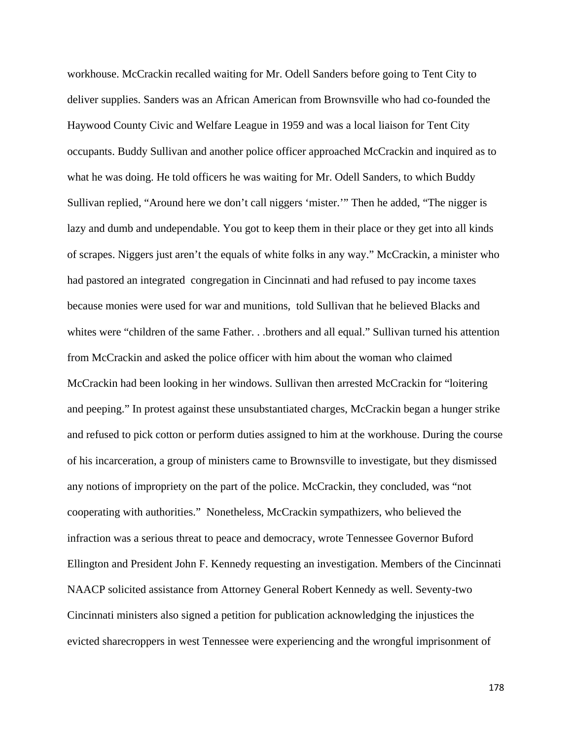workhouse. McCrackin recalled waiting for Mr. Odell Sanders before going to Tent City to deliver supplies. Sanders was an African American from Brownsville who had co-founded the Haywood County Civic and Welfare League in 1959 and was a local liaison for Tent City occupants. Buddy Sullivan and another police officer approached McCrackin and inquired as to what he was doing. He told officers he was waiting for Mr. Odell Sanders, to which Buddy Sullivan replied, "Around here we don't call niggers 'mister.'" Then he added, "The nigger is lazy and dumb and undependable. You got to keep them in their place or they get into all kinds of scrapes. Niggers just aren't the equals of white folks in any way." McCrackin, a minister who had pastored an integrated congregation in Cincinnati and had refused to pay income taxes because monies were used for war and munitions, told Sullivan that he believed Blacks and whites were "children of the same Father. . .brothers and all equal." Sullivan turned his attention from McCrackin and asked the police officer with him about the woman who claimed McCrackin had been looking in her windows. Sullivan then arrested McCrackin for "loitering and peeping." In protest against these unsubstantiated charges, McCrackin began a hunger strike and refused to pick cotton or perform duties assigned to him at the workhouse. During the course of his incarceration, a group of ministers came to Brownsville to investigate, but they dismissed any notions of impropriety on the part of the police. McCrackin, they concluded, was "not cooperating with authorities." Nonetheless, McCrackin sympathizers, who believed the infraction was a serious threat to peace and democracy, wrote Tennessee Governor Buford Ellington and President John F. Kennedy requesting an investigation. Members of the Cincinnati NAACP solicited assistance from Attorney General Robert Kennedy as well. Seventy-two Cincinnati ministers also signed a petition for publication acknowledging the injustices the evicted sharecroppers in west Tennessee were experiencing and the wrongful imprisonment of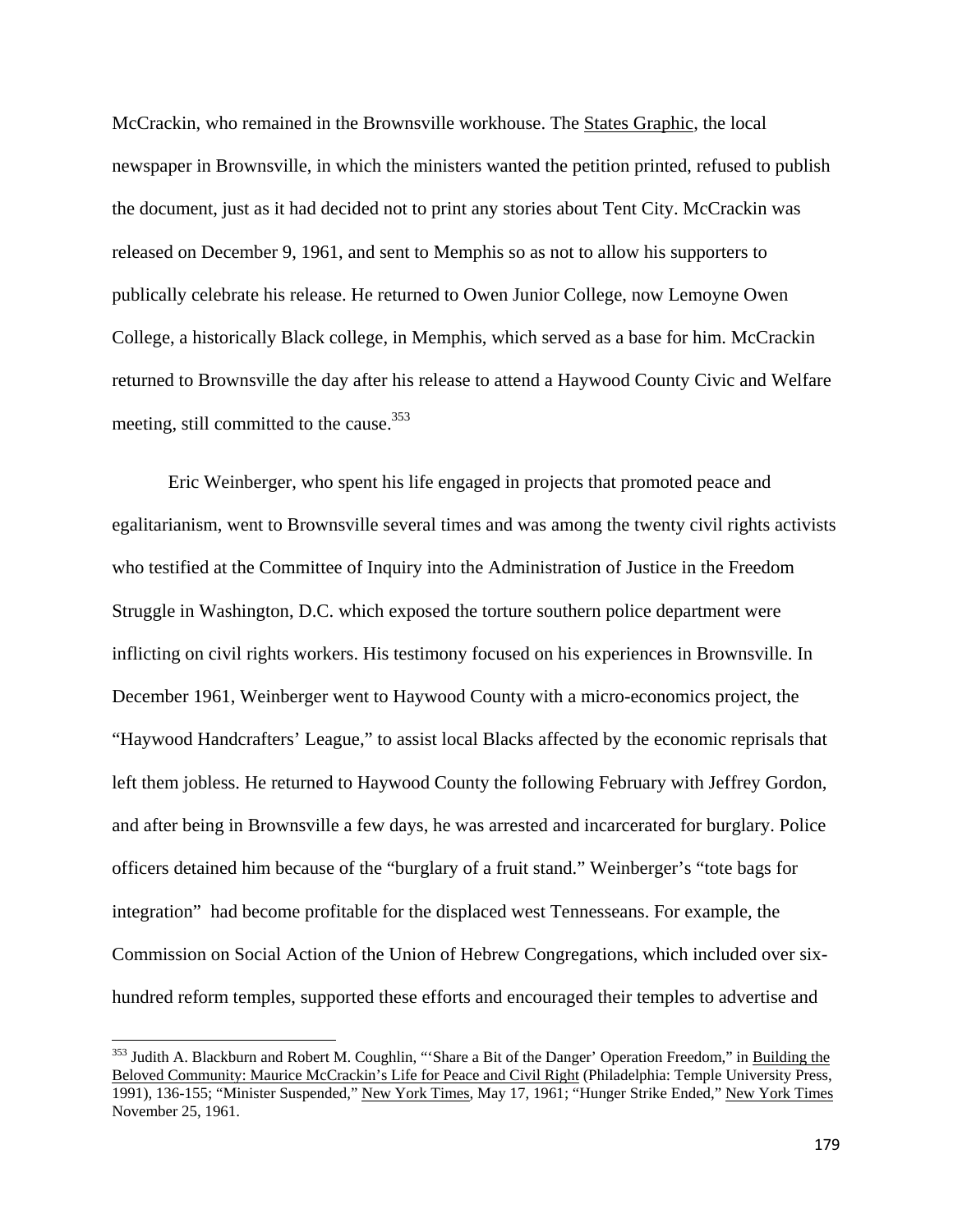McCrackin, who remained in the Brownsville workhouse. The States Graphic, the local newspaper in Brownsville, in which the ministers wanted the petition printed, refused to publish the document, just as it had decided not to print any stories about Tent City. McCrackin was released on December 9, 1961, and sent to Memphis so as not to allow his supporters to publically celebrate his release. He returned to Owen Junior College, now Lemoyne Owen College, a historically Black college, in Memphis, which served as a base for him. McCrackin returned to Brownsville the day after his release to attend a Haywood County Civic and Welfare meeting, still committed to the cause.[353]

Eric Weinberger, who spent his life engaged in projects that promoted peace and egalitarianism, went to Brownsville several times and was among the twenty civil rights activists who testified at the Committee of Inquiry into the Administration of Justice in the Freedom Struggle in Washington, D.C. which exposed the torture southern police department were inflicting on civil rights workers. His testimony focused on his experiences in Brownsville. In December 1961, Weinberger went to Haywood County with a micro-economics project, the "Haywood Handcrafters' League," to assist local Blacks affected by the economic reprisals that left them jobless. He returned to Haywood County the following February with Jeffrey Gordon, and after being in Brownsville a few days, he was arrested and incarcerated for burglary. Police officers detained him because of the "burglary of a fruit stand." Weinberger's "tote bags for integration" had become profitable for the displaced west Tennesseans. For example, the Commission on Social Action of the Union of Hebrew Congregations, which included over six-hundred reform temples, supported these efforts and encouraged their temples to advertise and

---

[353] Judith A. Blackburn and Robert M. Coughlin, "'Share a Bit of the Danger' Operation Freedom," in Building the Beloved Community: Maurice McCrackin's Life for Peace and Civil Right (Philadelphia: Temple University Press, 1991), 136-155; "Minister Suspended," New York Times, May 17, 1961; "Hunger Strike Ended," New York Times November 25, 1961.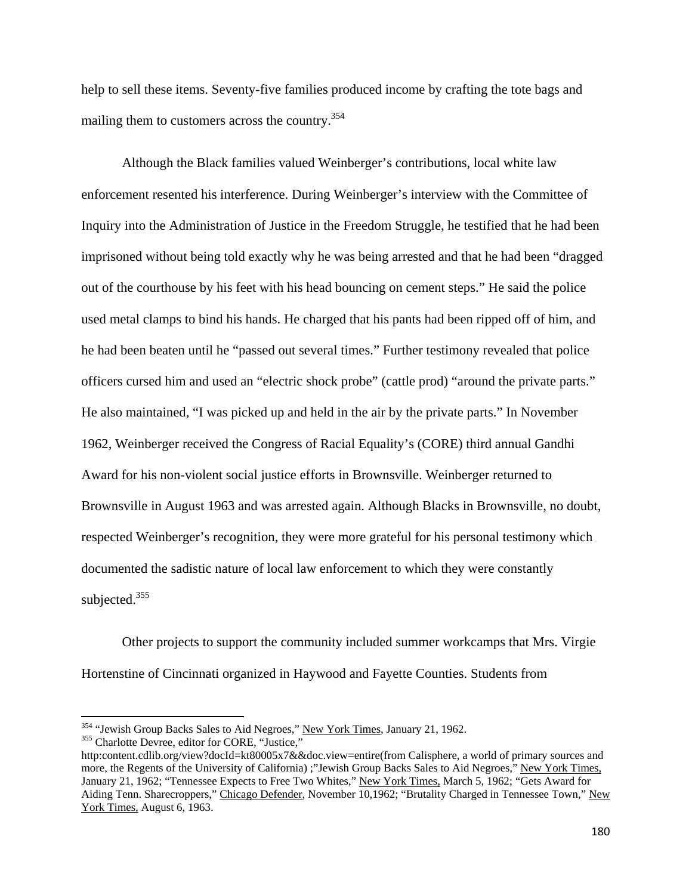help to sell these items. Seventy-five families produced income by crafting the tote bags and mailing them to customers across the country.[354]

Although the Black families valued Weinberger's contributions, local white law enforcement resented his interference. During Weinberger's interview with the Committee of Inquiry into the Administration of Justice in the Freedom Struggle, he testified that he had been imprisoned without being told exactly why he was being arrested and that he had been "dragged out of the courthouse by his feet with his head bouncing on cement steps." He said the police used metal clamps to bind his hands. He charged that his pants had been ripped off of him, and he had been beaten until he "passed out several times." Further testimony revealed that police officers cursed him and used an "electric shock probe" (cattle prod) "around the private parts." He also maintained, "I was picked up and held in the air by the private parts." In November 1962, Weinberger received the Congress of Racial Equality's (CORE) third annual Gandhi Award for his non-violent social justice efforts in Brownsville. Weinberger returned to Brownsville in August 1963 and was arrested again. Although Blacks in Brownsville, no doubt, respected Weinberger's recognition, they were more grateful for his personal testimony which documented the sadistic nature of local law enforcement to which they were constantly subjected.[355]

Other projects to support the community included summer workcamps that Mrs. Virgie Hortenstine of Cincinnati organized in Haywood and Fayette Counties. Students from

---

[354] "Jewish Group Backs Sales to Aid Negroes," New York Times, January 21, 1962.

[355] Charlotte Devree, editor for CORE, "Justice," http:content.cdlib.org/view?docId=kt80005x7&&doc.view=entire(from Calisphere, a world of primary sources and more, the Regents of the University of California) ;"Jewish Group Backs Sales to Aid Negroes," New York Times, January 21, 1962; "Tennessee Expects to Free Two Whites," New York Times, March 5, 1962; "Gets Award for Aiding Tenn. Sharecroppers," Chicago Defender, November 10,1962; "Brutality Charged in Tennessee Town," New York Times, August 6, 1963.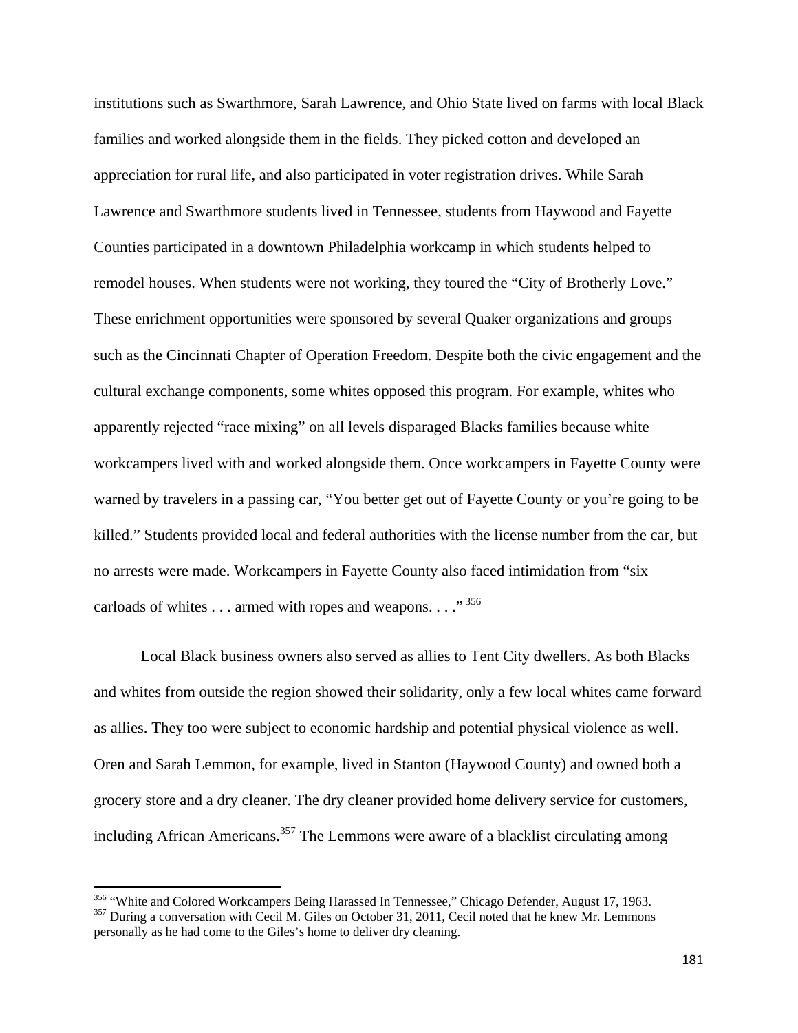institutions such as Swarthmore, Sarah Lawrence, and Ohio State lived on farms with local Black families and worked alongside them in the fields. They picked cotton and developed an appreciation for rural life, and also participated in voter registration drives. While Sarah Lawrence and Swarthmore students lived in Tennessee, students from Haywood and Fayette Counties participated in a downtown Philadelphia workcamp in which students helped to remodel houses. When students were not working, they toured the "City of Brotherly Love." These enrichment opportunities were sponsored by several Quaker organizations and groups such as the Cincinnati Chapter of Operation Freedom. Despite both the civic engagement and the cultural exchange components, some whites opposed this program. For example, whites who apparently rejected "race mixing" on all levels disparaged Blacks families because white workcampers lived with and worked alongside them. Once workcampers in Fayette County were warned by travelers in a passing car, "You better get out of Fayette County or you're going to be killed." Students provided local and federal authorities with the license number from the car, but no arrests were made. Workcampers in Fayette County also faced intimidation from "six carloads of whites . . . armed with ropes and weapons. . . ."[356]

Local Black business owners also served as allies to Tent City dwellers. As both Blacks and whites from outside the region showed their solidarity, only a few local whites came forward as allies. They too were subject to economic hardship and potential physical violence as well. Oren and Sarah Lemmon, for example, lived in Stanton (Haywood County) and owned both a grocery store and a dry cleaner. The dry cleaner provided home delivery service for customers, including African Americans.[357] The Lemmons were aware of a blacklist circulating among

---

[356] "White and Colored Workcampers Being Harassed In Tennessee," Chicago Defender, August 17, 1963.

[357] During a conversation with Cecil M. Giles on October 31, 2011, Cecil noted that he knew Mr. Lemmons personally as he had come to the Giles's home to deliver dry cleaning.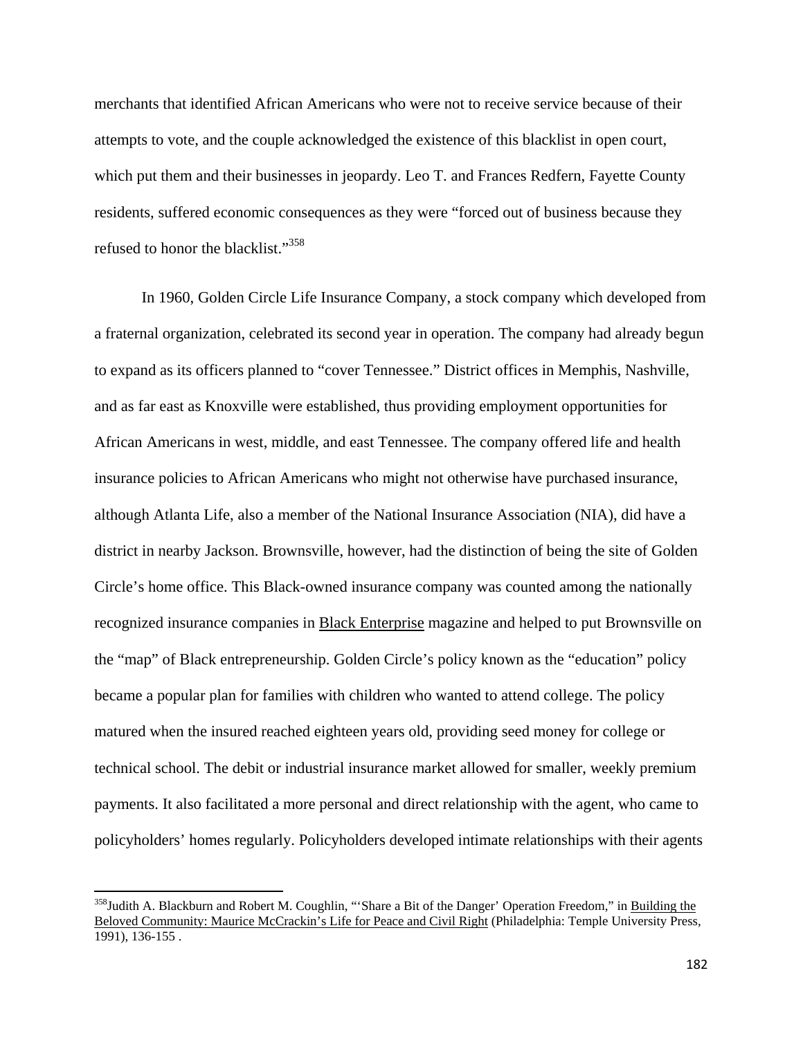merchants that identified African Americans who were not to receive service because of their attempts to vote, and the couple acknowledged the existence of this blacklist in open court, which put them and their businesses in jeopardy. Leo T. and Frances Redfern, Fayette County residents, suffered economic consequences as they were "forced out of business because they refused to honor the blacklist."[358]

In 1960, Golden Circle Life Insurance Company, a stock company which developed from a fraternal organization, celebrated its second year in operation. The company had already begun to expand as its officers planned to "cover Tennessee." District offices in Memphis, Nashville, and as far east as Knoxville were established, thus providing employment opportunities for African Americans in west, middle, and east Tennessee. The company offered life and health insurance policies to African Americans who might not otherwise have purchased insurance, although Atlanta Life, also a member of the National Insurance Association (NIA), did have a district in nearby Jackson. Brownsville, however, had the distinction of being the site of Golden Circle's home office. This Black-owned insurance company was counted among the nationally recognized insurance companies in Black Enterprise magazine and helped to put Brownsville on the "map" of Black entrepreneurship. Golden Circle's policy known as the "education" policy became a popular plan for families with children who wanted to attend college. The policy matured when the insured reached eighteen years old, providing seed money for college or technical school. The debit or industrial insurance market allowed for smaller, weekly premium payments. It also facilitated a more personal and direct relationship with the agent, who came to policyholders' homes regularly. Policyholders developed intimate relationships with their agents

---

[358] Judith A. Blackburn and Robert M. Coughlin, "'Share a Bit of the Danger' Operation Freedom," in Building the Beloved Community: Maurice McCrackin's Life for Peace and Civil Right (Philadelphia: Temple University Press, 1991), 136-155 .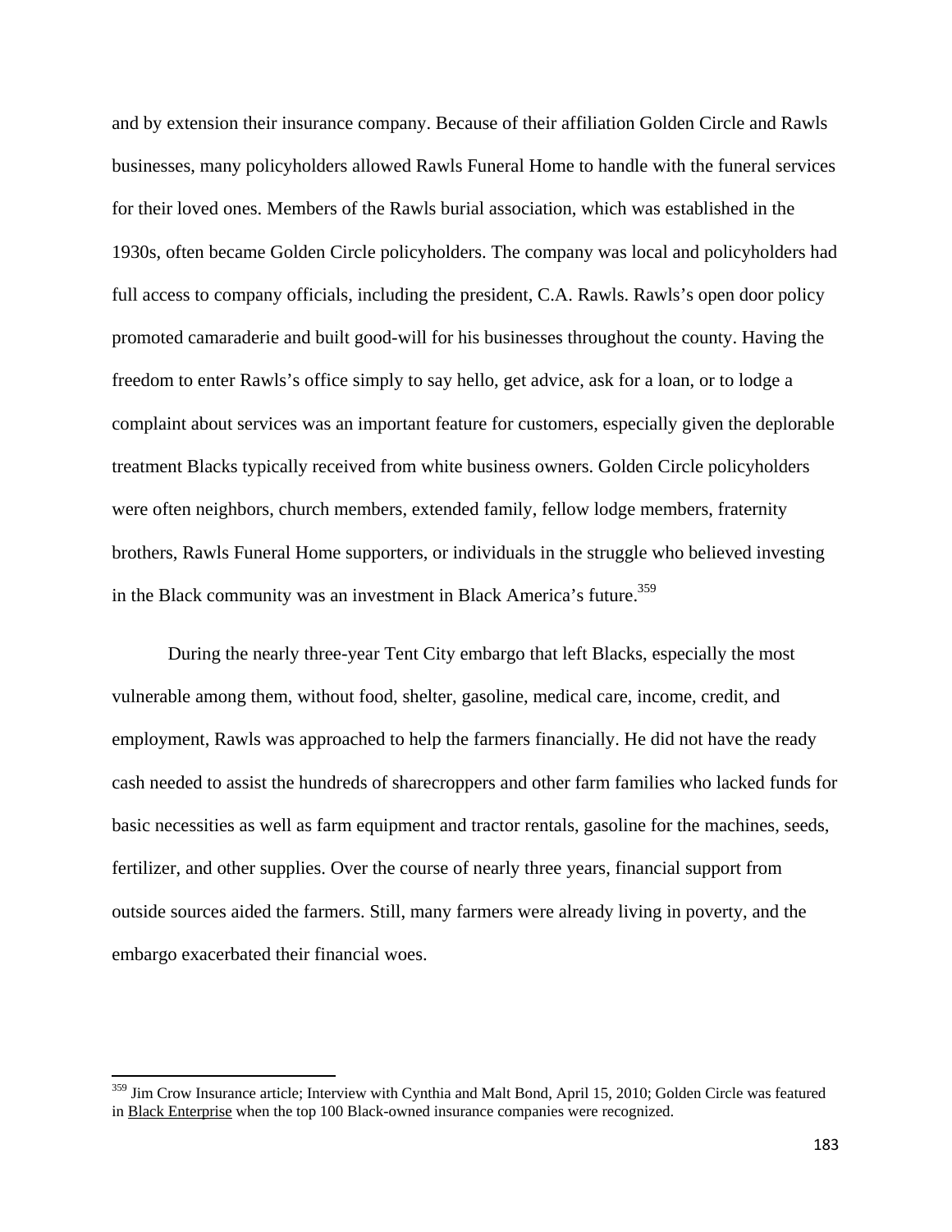and by extension their insurance company. Because of their affiliation Golden Circle and Rawls businesses, many policyholders allowed Rawls Funeral Home to handle with the funeral services for their loved ones. Members of the Rawls burial association, which was established in the 1930s, often became Golden Circle policyholders. The company was local and policyholders had full access to company officials, including the president, C.A. Rawls. Rawls's open door policy promoted camaraderie and built good-will for his businesses throughout the county. Having the freedom to enter Rawls's office simply to say hello, get advice, ask for a loan, or to lodge a complaint about services was an important feature for customers, especially given the deplorable treatment Blacks typically received from white business owners. Golden Circle policyholders were often neighbors, church members, extended family, fellow lodge members, fraternity brothers, Rawls Funeral Home supporters, or individuals in the struggle who believed investing in the Black community was an investment in Black America's future.[359]

During the nearly three-year Tent City embargo that left Blacks, especially the most vulnerable among them, without food, shelter, gasoline, medical care, income, credit, and employment, Rawls was approached to help the farmers financially. He did not have the ready cash needed to assist the hundreds of sharecroppers and other farm families who lacked funds for basic necessities as well as farm equipment and tractor rentals, gasoline for the machines, seeds, fertilizer, and other supplies. Over the course of nearly three years, financial support from outside sources aided the farmers. Still, many farmers were already living in poverty, and the embargo exacerbated their financial woes.

---

[359] Jim Crow Insurance article; Interview with Cynthia and Malt Bond, April 15, 2010; Golden Circle was featured in Black Enterprise when the top 100 Black-owned insurance companies were recognized.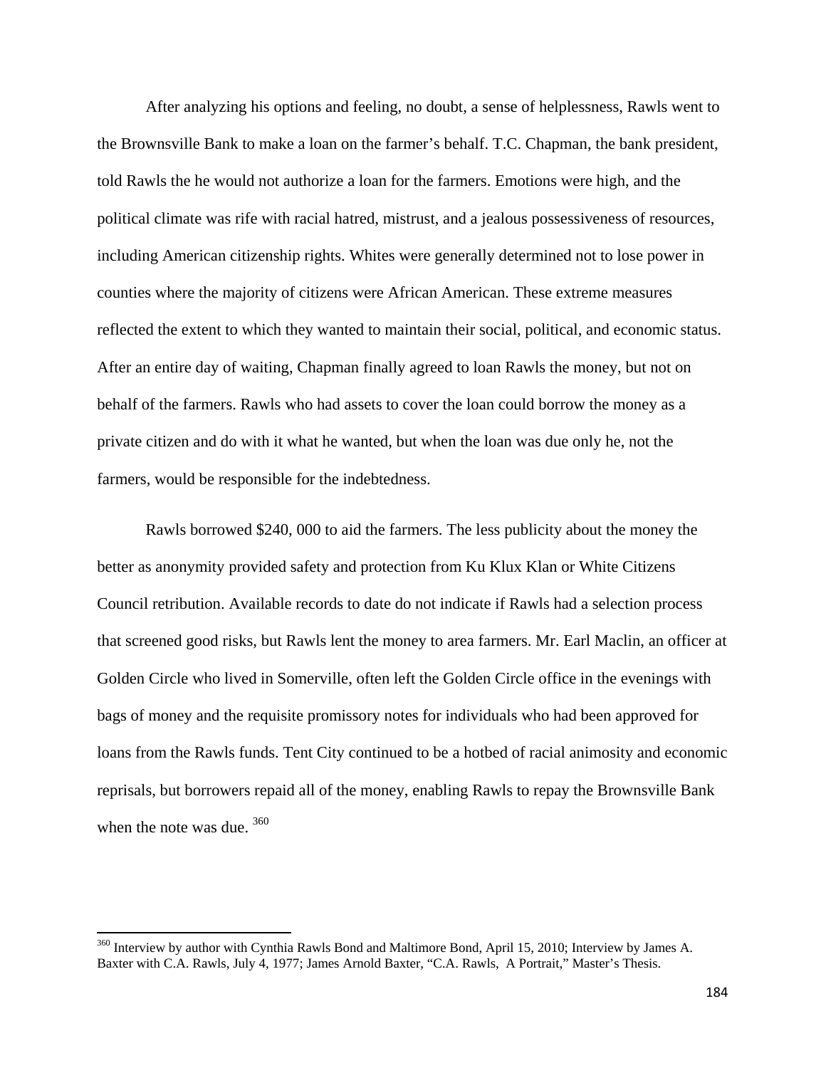After analyzing his options and feeling, no doubt, a sense of helplessness, Rawls went to the Brownsville Bank to make a loan on the farmer's behalf. T.C. Chapman, the bank president, told Rawls the he would not authorize a loan for the farmers. Emotions were high, and the political climate was rife with racial hatred, mistrust, and a jealous possessiveness of resources, including American citizenship rights. Whites were generally determined not to lose power in counties where the majority of citizens were African American. These extreme measures reflected the extent to which they wanted to maintain their social, political, and economic status. After an entire day of waiting, Chapman finally agreed to loan Rawls the money, but not on behalf of the farmers. Rawls who had assets to cover the loan could borrow the money as a private citizen and do with it what he wanted, but when the loan was due only he, not the farmers, would be responsible for the indebtedness.

Rawls borrowed $240, 000 to aid the farmers. The less publicity about the money the better as anonymity provided safety and protection from Ku Klux Klan or White Citizens Council retribution. Available records to date do not indicate if Rawls had a selection process that screened good risks, but Rawls lent the money to area farmers. Mr. Earl Maclin, an officer at Golden Circle who lived in Somerville, often left the Golden Circle office in the evenings with bags of money and the requisite promissory notes for individuals who had been approved for loans from the Rawls funds. Tent City continued to be a hotbed of racial animosity and economic reprisals, but borrowers repaid all of the money, enabling Rawls to repay the Brownsville Bank when the note was due. [360]

---

[360] Interview by author with Cynthia Rawls Bond and Maltimore Bond, April 15, 2010; Interview by James A. Baxter with C.A. Rawls, July 4, 1977; James Arnold Baxter, "C.A. Rawls, A Portrait," Master's Thesis.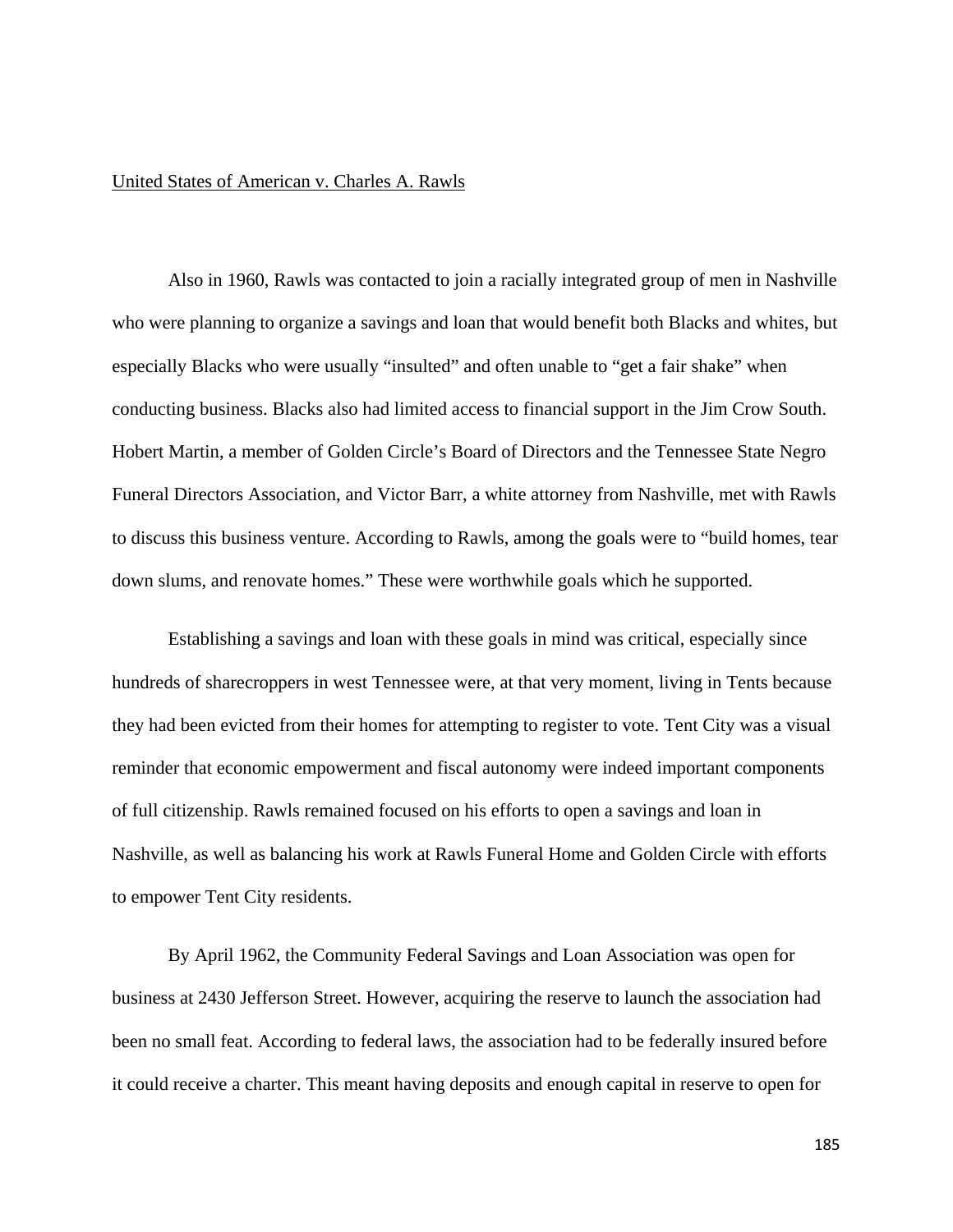United States of American v. Charles A. Rawls

Also in 1960, Rawls was contacted to join a racially integrated group of men in Nashville who were planning to organize a savings and loan that would benefit both Blacks and whites, but especially Blacks who were usually "insulted" and often unable to "get a fair shake" when conducting business. Blacks also had limited access to financial support in the Jim Crow South. Hobert Martin, a member of Golden Circle's Board of Directors and the Tennessee State Negro Funeral Directors Association, and Victor Barr, a white attorney from Nashville, met with Rawls to discuss this business venture. According to Rawls, among the goals were to "build homes, tear down slums, and renovate homes." These were worthwhile goals which he supported.

Establishing a savings and loan with these goals in mind was critical, especially since hundreds of sharecroppers in west Tennessee were, at that very moment, living in Tents because they had been evicted from their homes for attempting to register to vote. Tent City was a visual reminder that economic empowerment and fiscal autonomy were indeed important components of full citizenship. Rawls remained focused on his efforts to open a savings and loan in Nashville, as well as balancing his work at Rawls Funeral Home and Golden Circle with efforts to empower Tent City residents.

By April 1962, the Community Federal Savings and Loan Association was open for business at 2430 Jefferson Street. However, acquiring the reserve to launch the association had been no small feat. According to federal laws, the association had to be federally insured before it could receive a charter. This meant having deposits and enough capital in reserve to open for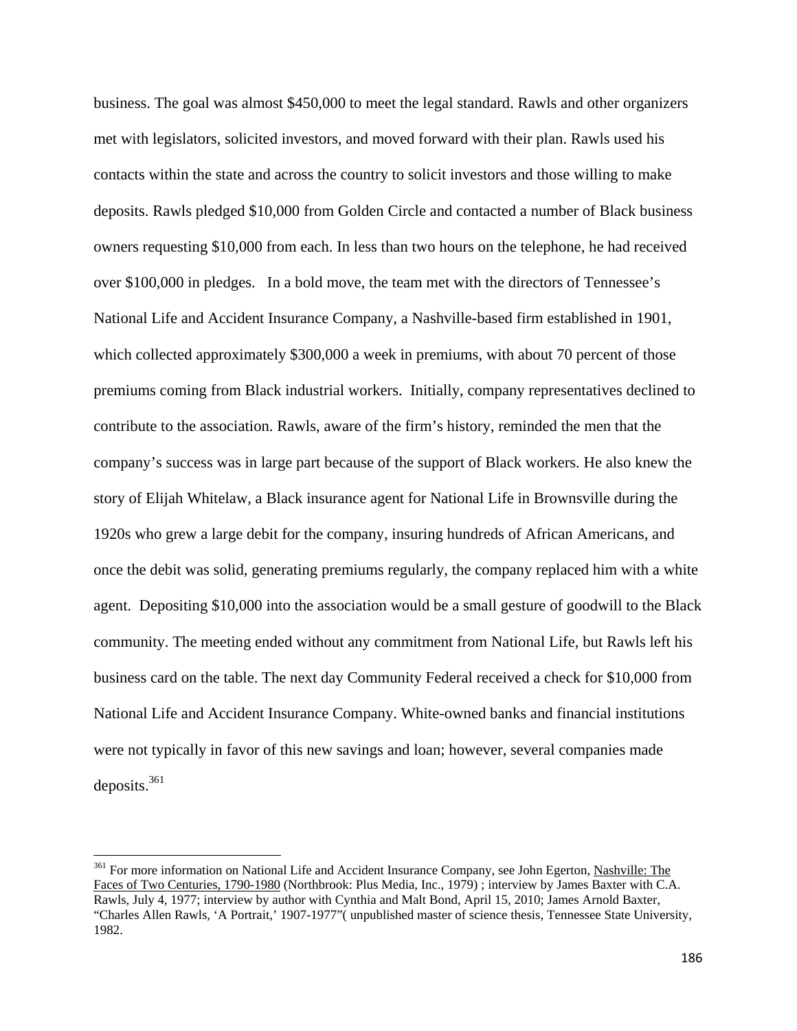business. The goal was almost $450,000 to meet the legal standard. Rawls and other organizers met with legislators, solicited investors, and moved forward with their plan. Rawls used his contacts within the state and across the country to solicit investors and those willing to make deposits. Rawls pledged $10,000 from Golden Circle and contacted a number of Black business owners requesting $10,000 from each. In less than two hours on the telephone, he had received over $100,000 in pledges. In a bold move, the team met with the directors of Tennessee's National Life and Accident Insurance Company, a Nashville-based firm established in 1901, which collected approximately $300,000 a week in premiums, with about 70 percent of those premiums coming from Black industrial workers. Initially, company representatives declined to contribute to the association. Rawls, aware of the firm's history, reminded the men that the company's success was in large part because of the support of Black workers. He also knew the story of Elijah Whitelaw, a Black insurance agent for National Life in Brownsville during the 1920s who grew a large debit for the company, insuring hundreds of African Americans, and once the debit was solid, generating premiums regularly, the company replaced him with a white agent. Depositing $10,000 into the association would be a small gesture of goodwill to the Black community. The meeting ended without any commitment from National Life, but Rawls left his business card on the table. The next day Community Federal received a check for $10,000 from National Life and Accident Insurance Company. White-owned banks and financial institutions were not typically in favor of this new savings and loan; however, several companies made deposits.[361]

---

[361] For more information on National Life and Accident Insurance Company, see John Egerton, Nashville: The Faces of Two Centuries, 1790-1980 (Northbrook: Plus Media, Inc., 1979) ; interview by James Baxter with C.A. Rawls, July 4, 1977; interview by author with Cynthia and Malt Bond, April 15, 2010; James Arnold Baxter, "Charles Allen Rawls, 'A Portrait,' 1907-1977"( unpublished master of science thesis, Tennessee State University, 1982.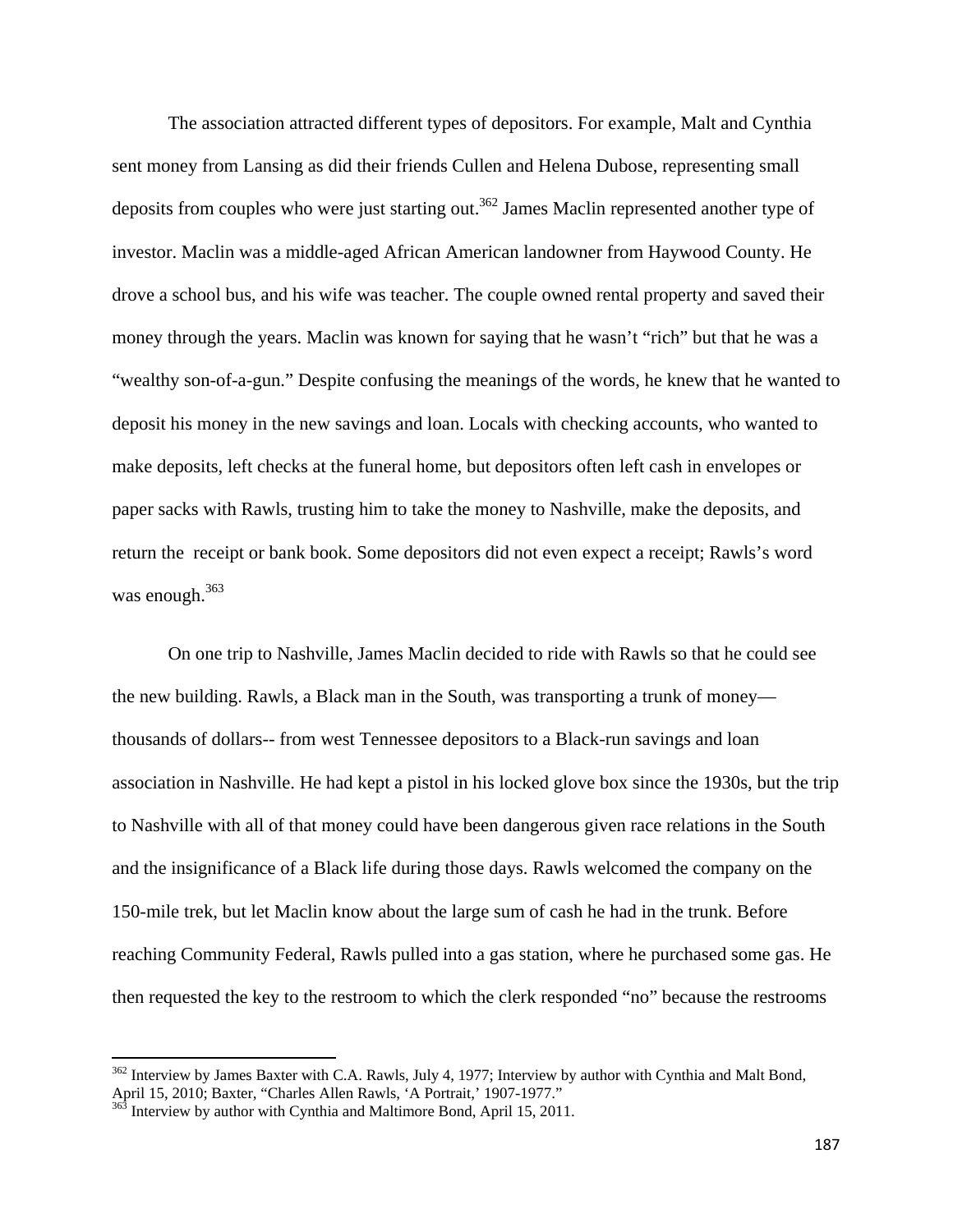The association attracted different types of depositors. For example, Malt and Cynthia sent money from Lansing as did their friends Cullen and Helena Dubose, representing small deposits from couples who were just starting out.[362] James Maclin represented another type of investor. Maclin was a middle-aged African American landowner from Haywood County. He drove a school bus, and his wife was teacher. The couple owned rental property and saved their money through the years. Maclin was known for saying that he wasn't "rich" but that he was a "wealthy son-of-a-gun." Despite confusing the meanings of the words, he knew that he wanted to deposit his money in the new savings and loan. Locals with checking accounts, who wanted to make deposits, left checks at the funeral home, but depositors often left cash in envelopes or paper sacks with Rawls, trusting him to take the money to Nashville, make the deposits, and return the receipt or bank book. Some depositors did not even expect a receipt; Rawls's word was enough.[363]

On one trip to Nashville, James Maclin decided to ride with Rawls so that he could see the new building. Rawls, a Black man in the South, was transporting a trunk of money—thousands of dollars-- from west Tennessee depositors to a Black-run savings and loan association in Nashville. He had kept a pistol in his locked glove box since the 1930s, but the trip to Nashville with all of that money could have been dangerous given race relations in the South and the insignificance of a Black life during those days. Rawls welcomed the company on the 150-mile trek, but let Maclin know about the large sum of cash he had in the trunk. Before reaching Community Federal, Rawls pulled into a gas station, where he purchased some gas. He then requested the key to the restroom to which the clerk responded "no" because the restrooms

---

[362] Interview by James Baxter with C.A. Rawls, July 4, 1977; Interview by author with Cynthia and Malt Bond, April 15, 2010; Baxter, "Charles Allen Rawls, 'A Portrait,' 1907-1977."

[363] Interview by author with Cynthia and Maltimore Bond, April 15, 2011.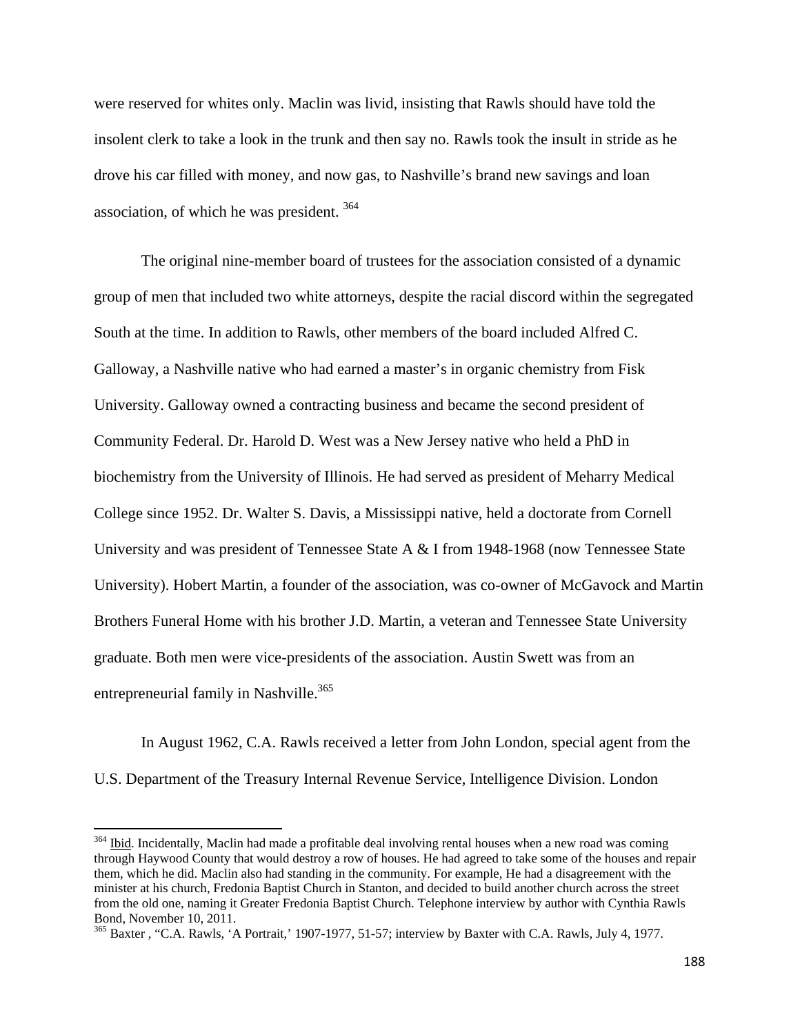were reserved for whites only. Maclin was livid, insisting that Rawls should have told the insolent clerk to take a look in the trunk and then say no. Rawls took the insult in stride as he drove his car filled with money, and now gas, to Nashville's brand new savings and loan association, of which he was president. [364]

The original nine-member board of trustees for the association consisted of a dynamic group of men that included two white attorneys, despite the racial discord within the segregated South at the time. In addition to Rawls, other members of the board included Alfred C. Galloway, a Nashville native who had earned a master's in organic chemistry from Fisk University. Galloway owned a contracting business and became the second president of Community Federal. Dr. Harold D. West was a New Jersey native who held a PhD in biochemistry from the University of Illinois. He had served as president of Meharry Medical College since 1952. Dr. Walter S. Davis, a Mississippi native, held a doctorate from Cornell University and was president of Tennessee State A & I from 1948-1968 (now Tennessee State University). Hobert Martin, a founder of the association, was co-owner of McGavock and Martin Brothers Funeral Home with his brother J.D. Martin, a veteran and Tennessee State University graduate. Both men were vice-presidents of the association. Austin Swett was from an entrepreneurial family in Nashville.[365]

In August 1962, C.A. Rawls received a letter from John London, special agent from the U.S. Department of the Treasury Internal Revenue Service, Intelligence Division. London

---

[364] Ibid. Incidentally, Maclin had made a profitable deal involving rental houses when a new road was coming through Haywood County that would destroy a row of houses. He had agreed to take some of the houses and repair them, which he did. Maclin also had standing in the community. For example, He had a disagreement with the minister at his church, Fredonia Baptist Church in Stanton, and decided to build another church across the street from the old one, naming it Greater Fredonia Baptist Church. Telephone interview by author with Cynthia Rawls Bond, November 10, 2011.

[365] Baxter , "C.A. Rawls, 'A Portrait,' 1907-1977, 51-57; interview by Baxter with C.A. Rawls, July 4, 1977.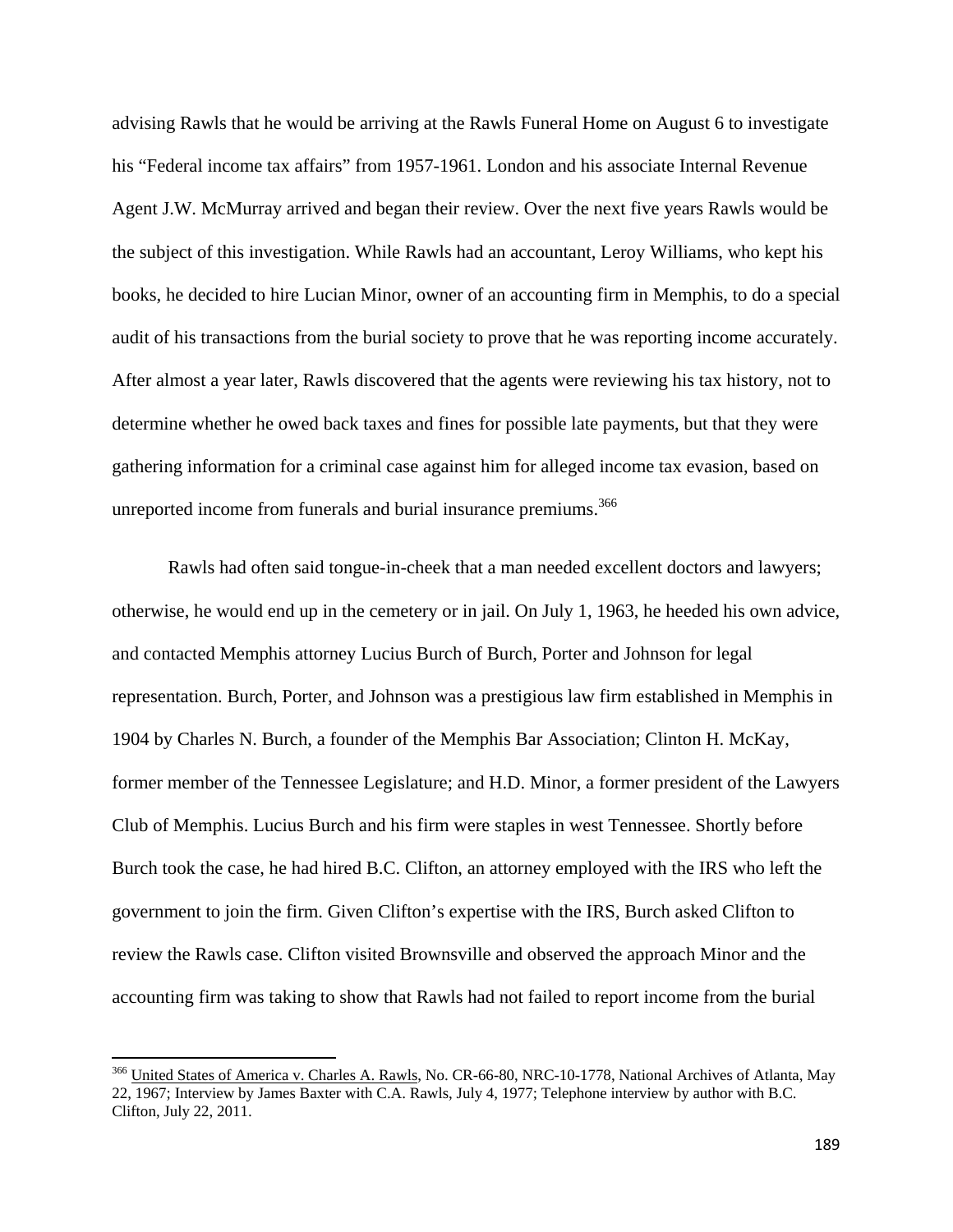advising Rawls that he would be arriving at the Rawls Funeral Home on August 6 to investigate his "Federal income tax affairs" from 1957-1961. London and his associate Internal Revenue Agent J.W. McMurray arrived and began their review. Over the next five years Rawls would be the subject of this investigation. While Rawls had an accountant, Leroy Williams, who kept his books, he decided to hire Lucian Minor, owner of an accounting firm in Memphis, to do a special audit of his transactions from the burial society to prove that he was reporting income accurately. After almost a year later, Rawls discovered that the agents were reviewing his tax history, not to determine whether he owed back taxes and fines for possible late payments, but that they were gathering information for a criminal case against him for alleged income tax evasion, based on unreported income from funerals and burial insurance premiums.[366]

Rawls had often said tongue-in-cheek that a man needed excellent doctors and lawyers; otherwise, he would end up in the cemetery or in jail. On July 1, 1963, he heeded his own advice, and contacted Memphis attorney Lucius Burch of Burch, Porter and Johnson for legal representation. Burch, Porter, and Johnson was a prestigious law firm established in Memphis in 1904 by Charles N. Burch, a founder of the Memphis Bar Association; Clinton H. McKay, former member of the Tennessee Legislature; and H.D. Minor, a former president of the Lawyers Club of Memphis. Lucius Burch and his firm were staples in west Tennessee. Shortly before Burch took the case, he had hired B.C. Clifton, an attorney employed with the IRS who left the government to join the firm. Given Clifton's expertise with the IRS, Burch asked Clifton to review the Rawls case. Clifton visited Brownsville and observed the approach Minor and the accounting firm was taking to show that Rawls had not failed to report income from the burial

---

[366] United States of America v. Charles A. Rawls, No. CR-66-80, NRC-10-1778, National Archives of Atlanta, May 22, 1967; Interview by James Baxter with C.A. Rawls, July 4, 1977; Telephone interview by author with B.C. Clifton, July 22, 2011.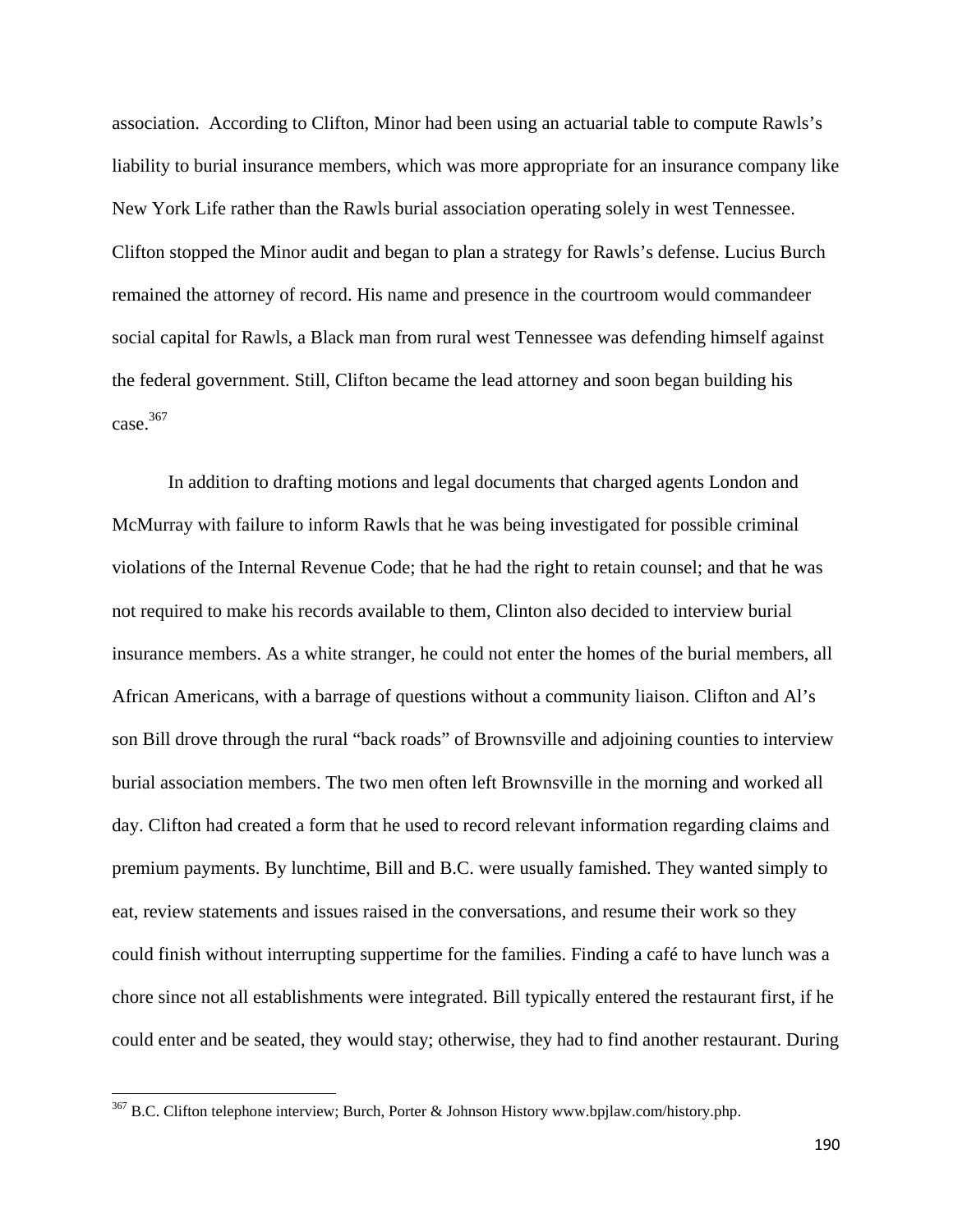association. According to Clifton, Minor had been using an actuarial table to compute Rawls's liability to burial insurance members, which was more appropriate for an insurance company like New York Life rather than the Rawls burial association operating solely in west Tennessee. Clifton stopped the Minor audit and began to plan a strategy for Rawls's defense. Lucius Burch remained the attorney of record. His name and presence in the courtroom would commandeer social capital for Rawls, a Black man from rural west Tennessee was defending himself against the federal government. Still, Clifton became the lead attorney and soon began building his case.[367]

In addition to drafting motions and legal documents that charged agents London and McMurray with failure to inform Rawls that he was being investigated for possible criminal violations of the Internal Revenue Code; that he had the right to retain counsel; and that he was not required to make his records available to them, Clinton also decided to interview burial insurance members. As a white stranger, he could not enter the homes of the burial members, all African Americans, with a barrage of questions without a community liaison. Clifton and Al's son Bill drove through the rural "back roads" of Brownsville and adjoining counties to interview burial association members. The two men often left Brownsville in the morning and worked all day. Clifton had created a form that he used to record relevant information regarding claims and premium payments. By lunchtime, Bill and B.C. were usually famished. They wanted simply to eat, review statements and issues raised in the conversations, and resume their work so they could finish without interrupting suppertime for the families. Finding a café to have lunch was a chore since not all establishments were integrated. Bill typically entered the restaurant first, if he could enter and be seated, they would stay; otherwise, they had to find another restaurant. During

---

[367] B.C. Clifton telephone interview; Burch, Porter & Johnson History www.bpjlaw.com/history.php.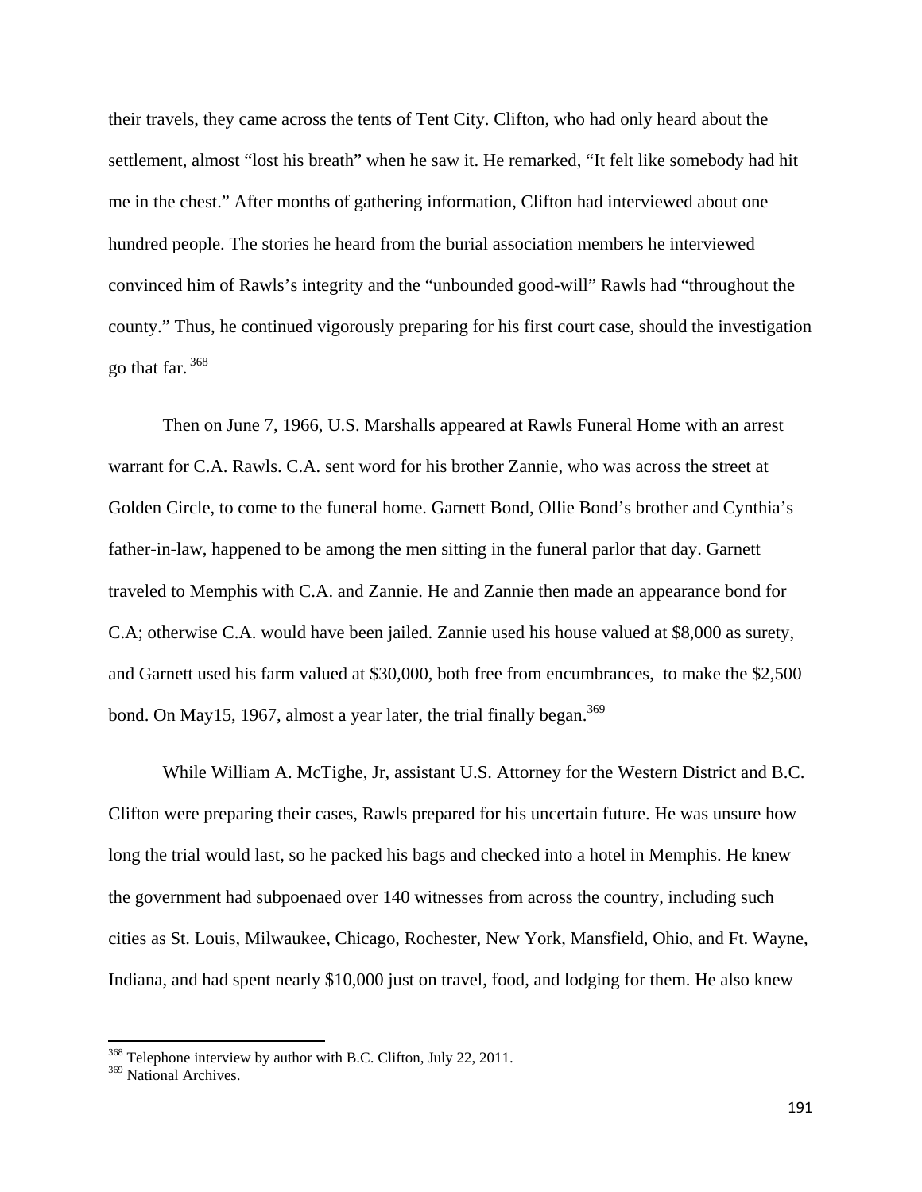their travels, they came across the tents of Tent City. Clifton, who had only heard about the settlement, almost "lost his breath" when he saw it. He remarked, "It felt like somebody had hit me in the chest." After months of gathering information, Clifton had interviewed about one hundred people. The stories he heard from the burial association members he interviewed convinced him of Rawls's integrity and the "unbounded good-will" Rawls had "throughout the county." Thus, he continued vigorously preparing for his first court case, should the investigation go that far.[368]

Then on June 7, 1966, U.S. Marshalls appeared at Rawls Funeral Home with an arrest warrant for C.A. Rawls. C.A. sent word for his brother Zannie, who was across the street at Golden Circle, to come to the funeral home. Garnett Bond, Ollie Bond's brother and Cynthia's father-in-law, happened to be among the men sitting in the funeral parlor that day. Garnett traveled to Memphis with C.A. and Zannie. He and Zannie then made an appearance bond for C.A; otherwise C.A. would have been jailed. Zannie used his house valued at $8,000 as surety, and Garnett used his farm valued at $30,000, both free from encumbrances, to make the $2,500 bond. On May15, 1967, almost a year later, the trial finally began.[369]

While William A. McTighe, Jr, assistant U.S. Attorney for the Western District and B.C. Clifton were preparing their cases, Rawls prepared for his uncertain future. He was unsure how long the trial would last, so he packed his bags and checked into a hotel in Memphis. He knew the government had subpoenaed over 140 witnesses from across the country, including such cities as St. Louis, Milwaukee, Chicago, Rochester, New York, Mansfield, Ohio, and Ft. Wayne, Indiana, and had spent nearly $10,000 just on travel, food, and lodging for them. He also knew

[368] Telephone interview by author with B.C. Clifton, July 22, 2011.

[369] National Archives.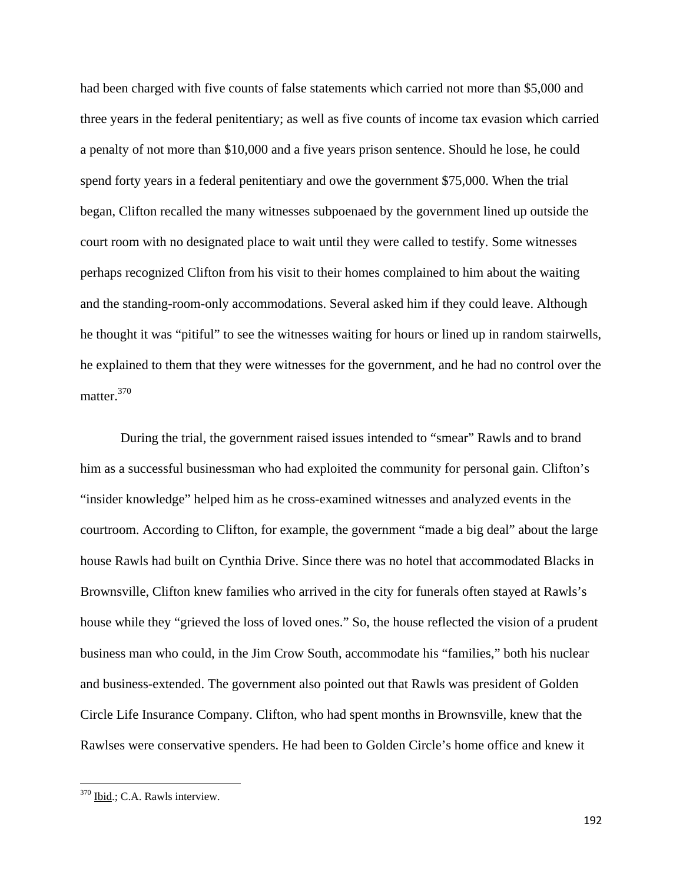had been charged with five counts of false statements which carried not more than $5,000 and three years in the federal penitentiary; as well as five counts of income tax evasion which carried a penalty of not more than $10,000 and a five years prison sentence. Should he lose, he could spend forty years in a federal penitentiary and owe the government $75,000. When the trial began, Clifton recalled the many witnesses subpoenaed by the government lined up outside the court room with no designated place to wait until they were called to testify. Some witnesses perhaps recognized Clifton from his visit to their homes complained to him about the waiting and the standing-room-only accommodations. Several asked him if they could leave. Although he thought it was "pitiful" to see the witnesses waiting for hours or lined up in random stairwells, he explained to them that they were witnesses for the government, and he had no control over the matter.[370]

During the trial, the government raised issues intended to "smear" Rawls and to brand him as a successful businessman who had exploited the community for personal gain. Clifton's "insider knowledge" helped him as he cross-examined witnesses and analyzed events in the courtroom. According to Clifton, for example, the government "made a big deal" about the large house Rawls had built on Cynthia Drive. Since there was no hotel that accommodated Blacks in Brownsville, Clifton knew families who arrived in the city for funerals often stayed at Rawls's house while they "grieved the loss of loved ones." So, the house reflected the vision of a prudent business man who could, in the Jim Crow South, accommodate his "families," both his nuclear and business-extended. The government also pointed out that Rawls was president of Golden Circle Life Insurance Company. Clifton, who had spent months in Brownsville, knew that the Rawlses were conservative spenders. He had been to Golden Circle's home office and knew it

[370] Ibid.; C.A. Rawls interview.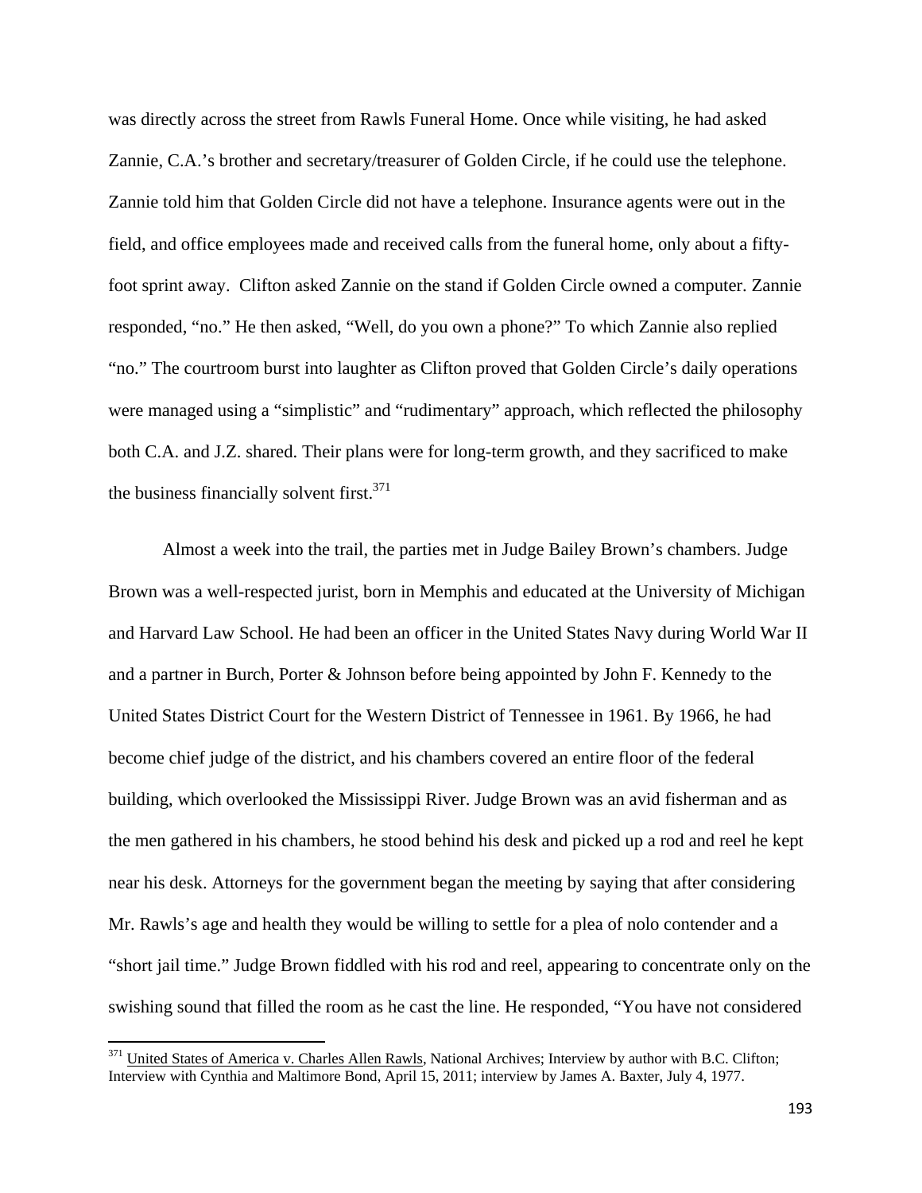was directly across the street from Rawls Funeral Home. Once while visiting, he had asked Zannie, C.A.'s brother and secretary/treasurer of Golden Circle, if he could use the telephone. Zannie told him that Golden Circle did not have a telephone. Insurance agents were out in the field, and office employees made and received calls from the funeral home, only about a fifty-foot sprint away. Clifton asked Zannie on the stand if Golden Circle owned a computer. Zannie responded, "no." He then asked, "Well, do you own a phone?" To which Zannie also replied "no." The courtroom burst into laughter as Clifton proved that Golden Circle's daily operations were managed using a "simplistic" and "rudimentary" approach, which reflected the philosophy both C.A. and J.Z. shared. Their plans were for long-term growth, and they sacrificed to make the business financially solvent first.[371]

Almost a week into the trail, the parties met in Judge Bailey Brown's chambers. Judge Brown was a well-respected jurist, born in Memphis and educated at the University of Michigan and Harvard Law School. He had been an officer in the United States Navy during World War II and a partner in Burch, Porter & Johnson before being appointed by John F. Kennedy to the United States District Court for the Western District of Tennessee in 1961. By 1966, he had become chief judge of the district, and his chambers covered an entire floor of the federal building, which overlooked the Mississippi River. Judge Brown was an avid fisherman and as the men gathered in his chambers, he stood behind his desk and picked up a rod and reel he kept near his desk. Attorneys for the government began the meeting by saying that after considering Mr. Rawls's age and health they would be willing to settle for a plea of nolo contender and a "short jail time." Judge Brown fiddled with his rod and reel, appearing to concentrate only on the swishing sound that filled the room as he cast the line. He responded, "You have not considered

---

[371] United States of America v. Charles Allen Rawls, National Archives; Interview by author with B.C. Clifton; Interview with Cynthia and Maltimore Bond, April 15, 2011; interview by James A. Baxter, July 4, 1977.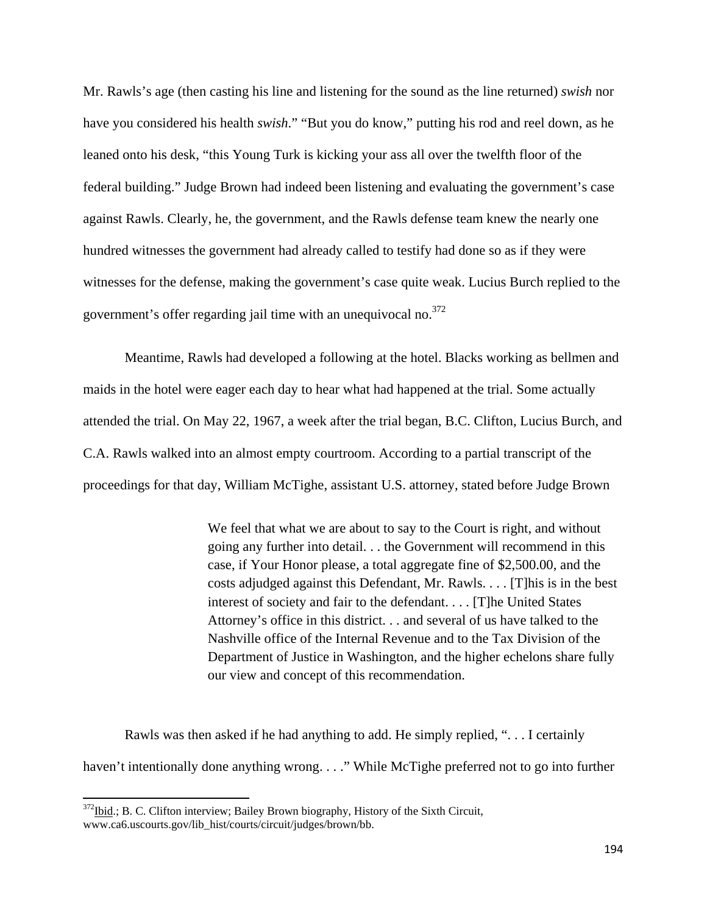Mr. Rawls's age (then casting his line and listening for the sound as the line returned) *swish* nor have you considered his health *swish*." "But you do know," putting his rod and reel down, as he leaned onto his desk, "this Young Turk is kicking your ass all over the twelfth floor of the federal building." Judge Brown had indeed been listening and evaluating the government's case against Rawls. Clearly, he, the government, and the Rawls defense team knew the nearly one hundred witnesses the government had already called to testify had done so as if they were witnesses for the defense, making the government's case quite weak. Lucius Burch replied to the government's offer regarding jail time with an unequivocal no.[372]

Meantime, Rawls had developed a following at the hotel. Blacks working as bellmen and maids in the hotel were eager each day to hear what had happened at the trial. Some actually attended the trial. On May 22, 1967, a week after the trial began, B.C. Clifton, Lucius Burch, and C.A. Rawls walked into an almost empty courtroom. According to a partial transcript of the proceedings for that day, William McTighe, assistant U.S. attorney, stated before Judge Brown

> We feel that what we are about to say to the Court is right, and without going any further into detail. . . the Government will recommend in this case, if Your Honor please, a total aggregate fine of $2,500.00, and the costs adjudged against this Defendant, Mr. Rawls. . . . [T]his is in the best interest of society and fair to the defendant. . . . [T]he United States Attorney's office in this district. . . and several of us have talked to the Nashville office of the Internal Revenue and to the Tax Division of the Department of Justice in Washington, and the higher echelons share fully our view and concept of this recommendation.

Rawls was then asked if he had anything to add. He simply replied, ". . . I certainly haven't intentionally done anything wrong. . . ." While McTighe preferred not to go into further

---

[372] Ibid.; B. C. Clifton interview; Bailey Brown biography, History of the Sixth Circuit, www.ca6.uscourts.gov/lib_hist/courts/circuit/judges/brown/bb.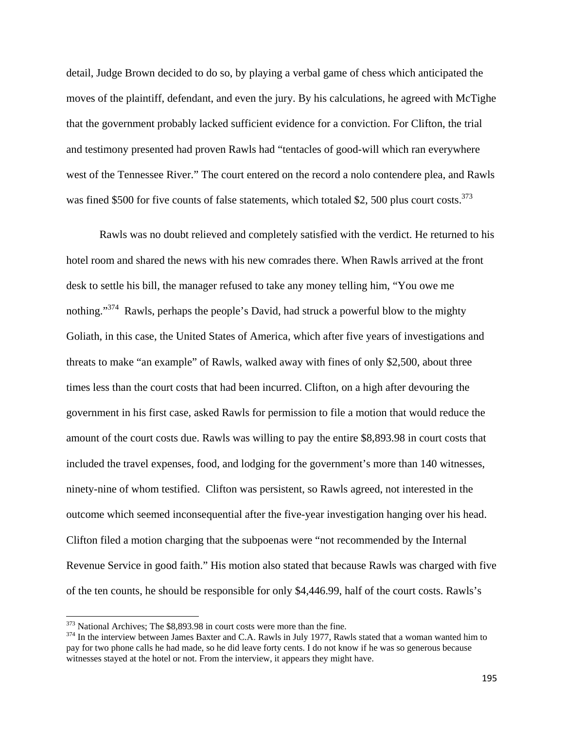detail, Judge Brown decided to do so, by playing a verbal game of chess which anticipated the moves of the plaintiff, defendant, and even the jury. By his calculations, he agreed with McTighe that the government probably lacked sufficient evidence for a conviction. For Clifton, the trial and testimony presented had proven Rawls had "tentacles of good-will which ran everywhere west of the Tennessee River." The court entered on the record a nolo contendere plea, and Rawls was fined $500 for five counts of false statements, which totaled $2, 500 plus court costs.[373]

Rawls was no doubt relieved and completely satisfied with the verdict. He returned to his hotel room and shared the news with his new comrades there. When Rawls arrived at the front desk to settle his bill, the manager refused to take any money telling him, "You owe me nothing."[374] Rawls, perhaps the people's David, had struck a powerful blow to the mighty Goliath, in this case, the United States of America, which after five years of investigations and threats to make "an example" of Rawls, walked away with fines of only $2,500, about three times less than the court costs that had been incurred. Clifton, on a high after devouring the government in his first case, asked Rawls for permission to file a motion that would reduce the amount of the court costs due. Rawls was willing to pay the entire $8,893.98 in court costs that included the travel expenses, food, and lodging for the government's more than 140 witnesses, ninety-nine of whom testified. Clifton was persistent, so Rawls agreed, not interested in the outcome which seemed inconsequential after the five-year investigation hanging over his head. Clifton filed a motion charging that the subpoenas were "not recommended by the Internal Revenue Service in good faith." His motion also stated that because Rawls was charged with five of the ten counts, he should be responsible for only $4,446.99, half of the court costs. Rawls's

---

[373] National Archives; The $8,893.98 in court costs were more than the fine.

[374] In the interview between James Baxter and C.A. Rawls in July 1977, Rawls stated that a woman wanted him to pay for two phone calls he had made, so he did leave forty cents. I do not know if he was so generous because witnesses stayed at the hotel or not. From the interview, it appears they might have.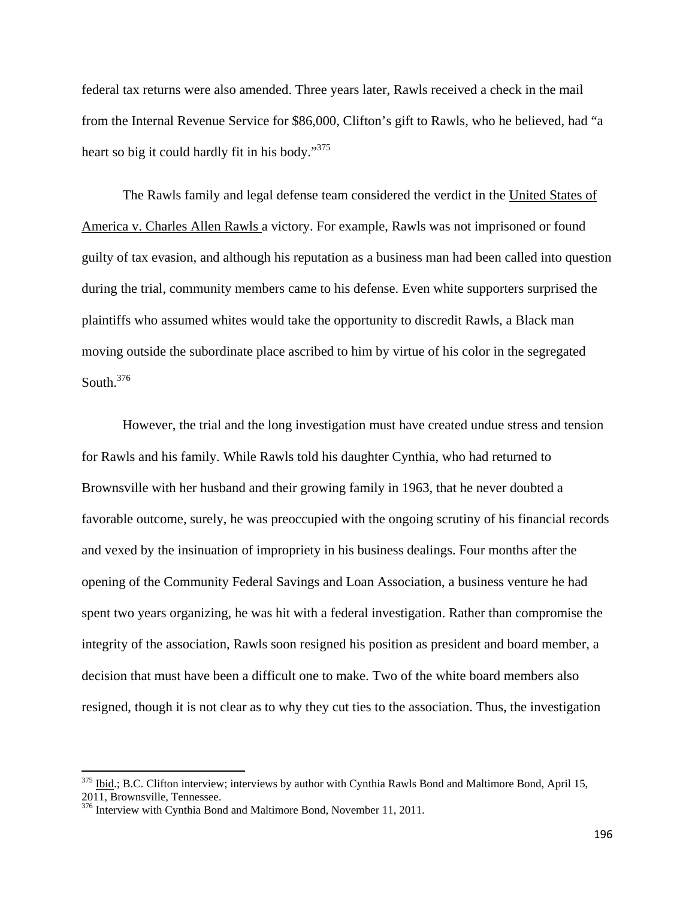federal tax returns were also amended. Three years later, Rawls received a check in the mail from the Internal Revenue Service for $86,000, Clifton's gift to Rawls, who he believed, had "a heart so big it could hardly fit in his body."[375]

The Rawls family and legal defense team considered the verdict in the United States of America v. Charles Allen Rawls a victory. For example, Rawls was not imprisoned or found guilty of tax evasion, and although his reputation as a business man had been called into question during the trial, community members came to his defense. Even white supporters surprised the plaintiffs who assumed whites would take the opportunity to discredit Rawls, a Black man moving outside the subordinate place ascribed to him by virtue of his color in the segregated South.[376]

However, the trial and the long investigation must have created undue stress and tension for Rawls and his family. While Rawls told his daughter Cynthia, who had returned to Brownsville with her husband and their growing family in 1963, that he never doubted a favorable outcome, surely, he was preoccupied with the ongoing scrutiny of his financial records and vexed by the insinuation of impropriety in his business dealings. Four months after the opening of the Community Federal Savings and Loan Association, a business venture he had spent two years organizing, he was hit with a federal investigation. Rather than compromise the integrity of the association, Rawls soon resigned his position as president and board member, a decision that must have been a difficult one to make. Two of the white board members also resigned, though it is not clear as to why they cut ties to the association. Thus, the investigation

---

[375] Ibid.; B.C. Clifton interview; interviews by author with Cynthia Rawls Bond and Maltimore Bond, April 15, 2011, Brownsville, Tennessee.

[376] Interview with Cynthia Bond and Maltimore Bond, November 11, 2011.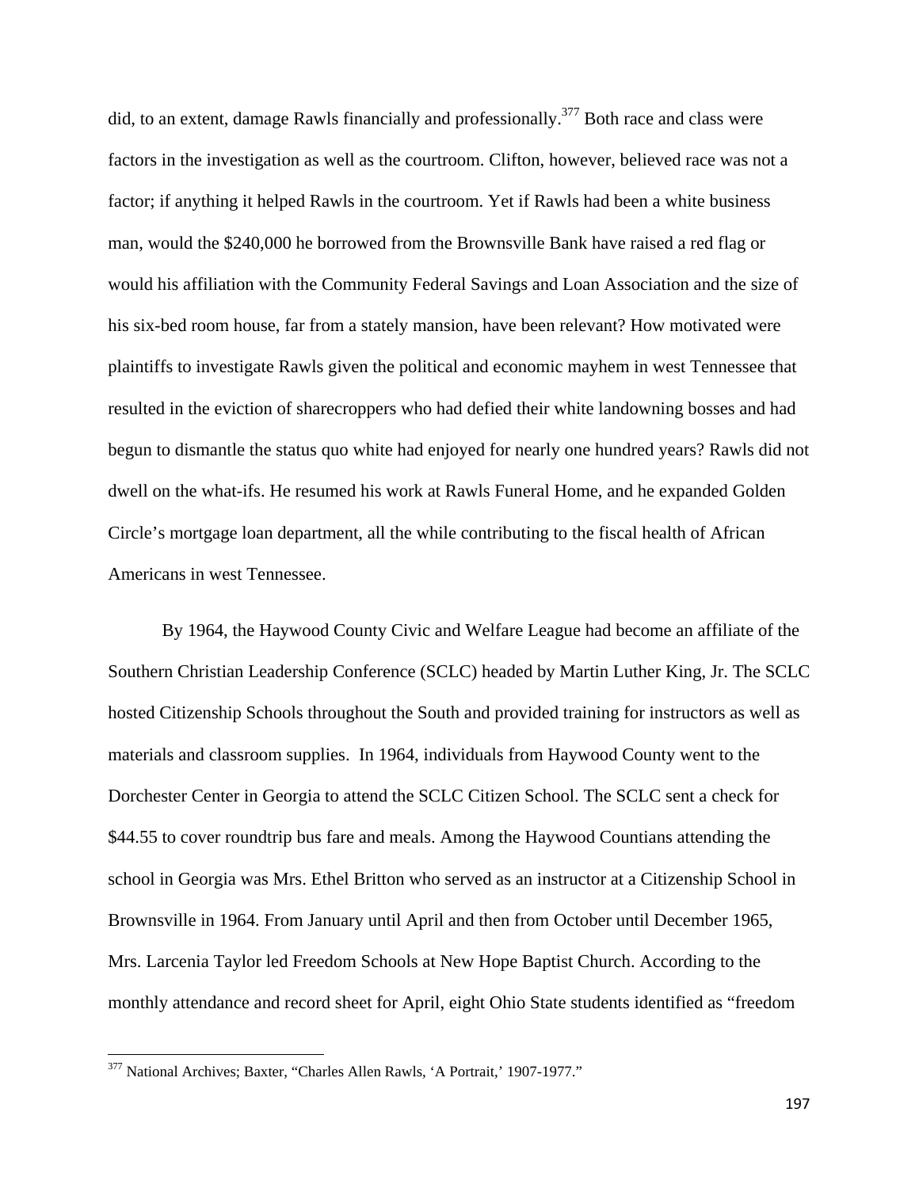did, to an extent, damage Rawls financially and professionally.[377] Both race and class were factors in the investigation as well as the courtroom. Clifton, however, believed race was not a factor; if anything it helped Rawls in the courtroom. Yet if Rawls had been a white business man, would the $240,000 he borrowed from the Brownsville Bank have raised a red flag or would his affiliation with the Community Federal Savings and Loan Association and the size of his six-bed room house, far from a stately mansion, have been relevant? How motivated were plaintiffs to investigate Rawls given the political and economic mayhem in west Tennessee that resulted in the eviction of sharecroppers who had defied their white landowning bosses and had begun to dismantle the status quo white had enjoyed for nearly one hundred years? Rawls did not dwell on the what-ifs. He resumed his work at Rawls Funeral Home, and he expanded Golden Circle's mortgage loan department, all the while contributing to the fiscal health of African Americans in west Tennessee.

By 1964, the Haywood County Civic and Welfare League had become an affiliate of the Southern Christian Leadership Conference (SCLC) headed by Martin Luther King, Jr. The SCLC hosted Citizenship Schools throughout the South and provided training for instructors as well as materials and classroom supplies. In 1964, individuals from Haywood County went to the Dorchester Center in Georgia to attend the SCLC Citizen School. The SCLC sent a check for $44.55 to cover roundtrip bus fare and meals. Among the Haywood Countians attending the school in Georgia was Mrs. Ethel Britton who served as an instructor at a Citizenship School in Brownsville in 1964. From January until April and then from October until December 1965, Mrs. Larcenia Taylor led Freedom Schools at New Hope Baptist Church. According to the monthly attendance and record sheet for April, eight Ohio State students identified as "freedom

---

[377] National Archives; Baxter, "Charles Allen Rawls, 'A Portrait,' 1907-1977."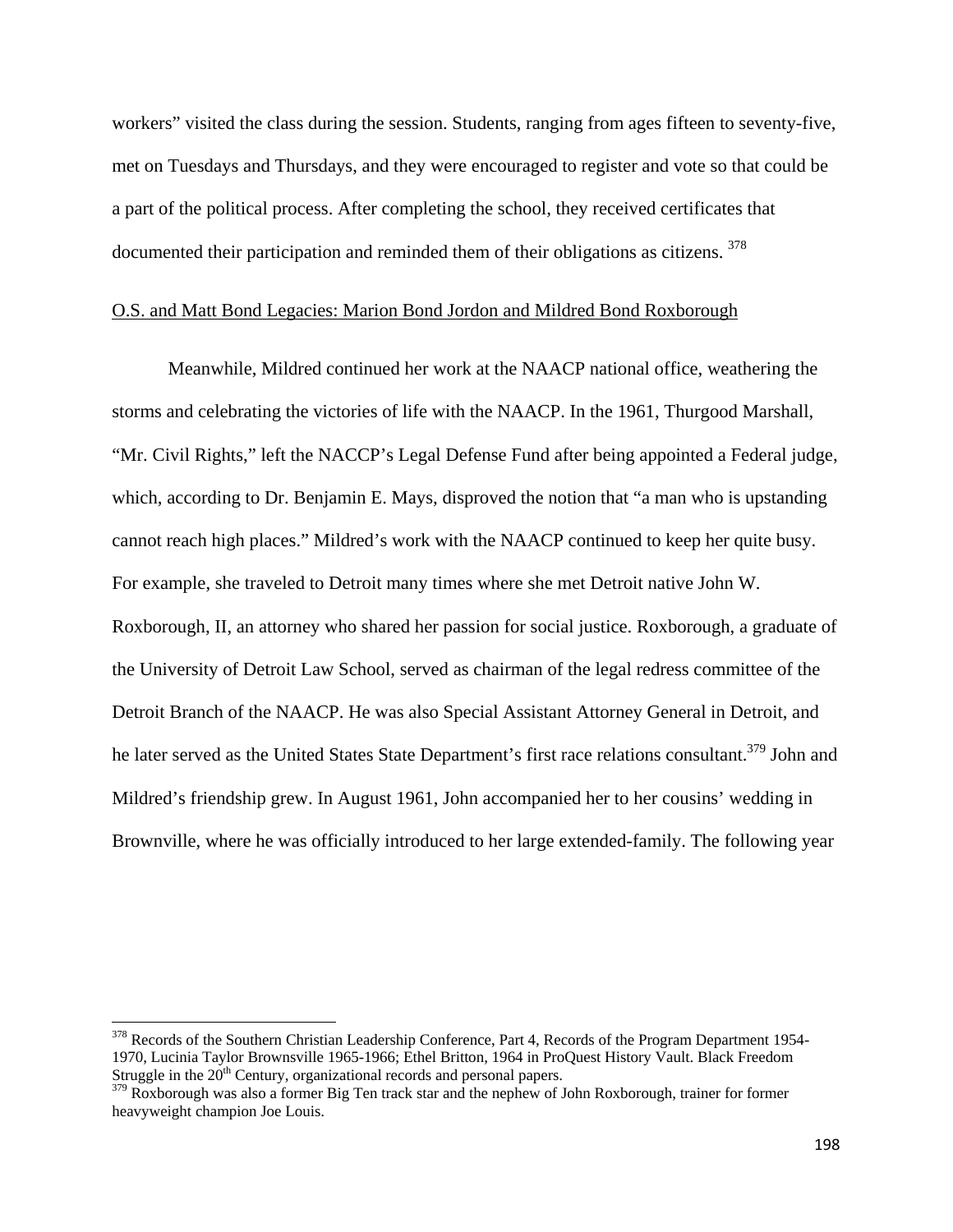workers" visited the class during the session. Students, ranging from ages fifteen to seventy-five, met on Tuesdays and Thursdays, and they were encouraged to register and vote so that could be a part of the political process. After completing the school, they received certificates that documented their participation and reminded them of their obligations as citizens. [378]

<u>O.S. and Matt Bond Legacies: Marion Bond Jordon and Mildred Bond Roxborough</u>

Meanwhile, Mildred continued her work at the NAACP national office, weathering the storms and celebrating the victories of life with the NAACP. In the 1961, Thurgood Marshall, "Mr. Civil Rights," left the NACCP's Legal Defense Fund after being appointed a Federal judge, which, according to Dr. Benjamin E. Mays, disproved the notion that "a man who is upstanding cannot reach high places." Mildred's work with the NAACP continued to keep her quite busy. For example, she traveled to Detroit many times where she met Detroit native John W. Roxborough, II, an attorney who shared her passion for social justice. Roxborough, a graduate of the University of Detroit Law School, served as chairman of the legal redress committee of the Detroit Branch of the NAACP. He was also Special Assistant Attorney General in Detroit, and he later served as the United States State Department's first race relations consultant.[379] John and Mildred's friendship grew. In August 1961, John accompanied her to her cousins' wedding in Brownville, where he was officially introduced to her large extended-family. The following year

---

[378] Records of the Southern Christian Leadership Conference, Part 4, Records of the Program Department 1954-1970, Lucinia Taylor Brownsville 1965-1966; Ethel Britton, 1964 in ProQuest History Vault. Black Freedom Struggle in the 20th Century, organizational records and personal papers.

[379] Roxborough was also a former Big Ten track star and the nephew of John Roxborough, trainer for former heavyweight champion Joe Louis.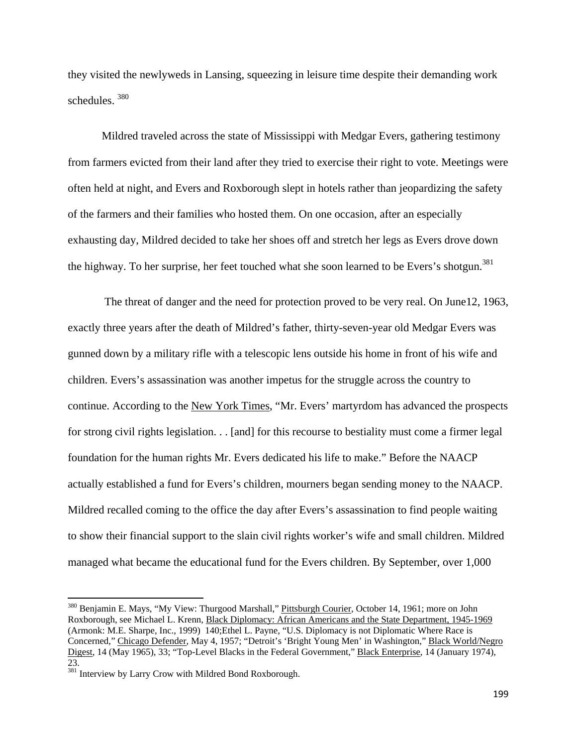they visited the newlyweds in Lansing, squeezing in leisure time despite their demanding work schedules. [380]

Mildred traveled across the state of Mississippi with Medgar Evers, gathering testimony from farmers evicted from their land after they tried to exercise their right to vote. Meetings were often held at night, and Evers and Roxborough slept in hotels rather than jeopardizing the safety of the farmers and their families who hosted them. On one occasion, after an especially exhausting day, Mildred decided to take her shoes off and stretch her legs as Evers drove down the highway. To her surprise, her feet touched what she soon learned to be Evers's shotgun.[381]

The threat of danger and the need for protection proved to be very real. On June12, 1963, exactly three years after the death of Mildred's father, thirty-seven-year old Medgar Evers was gunned down by a military rifle with a telescopic lens outside his home in front of his wife and children. Evers's assassination was another impetus for the struggle across the country to continue. According to the New York Times, "Mr. Evers' martyrdom has advanced the prospects for strong civil rights legislation. . . [and] for this recourse to bestiality must come a firmer legal foundation for the human rights Mr. Evers dedicated his life to make." Before the NAACP actually established a fund for Evers's children, mourners began sending money to the NAACP. Mildred recalled coming to the office the day after Evers's assassination to find people waiting to show their financial support to the slain civil rights worker's wife and small children. Mildred managed what became the educational fund for the Evers children. By September, over 1,000

---

[380] Benjamin E. Mays, "My View: Thurgood Marshall," Pittsburgh Courier, October 14, 1961; more on John Roxborough, see Michael L. Krenn, Black Diplomacy: African Americans and the State Department, 1945-1969 (Armonk: M.E. Sharpe, Inc., 1999) 140;Ethel L. Payne, "U.S. Diplomacy is not Diplomatic Where Race is Concerned," Chicago Defender, May 4, 1957; "Detroit's 'Bright Young Men' in Washington," Black World/Negro Digest, 14 (May 1965), 33; "Top-Level Blacks in the Federal Government," Black Enterprise, 14 (January 1974), 23.

[381] Interview by Larry Crow with Mildred Bond Roxborough.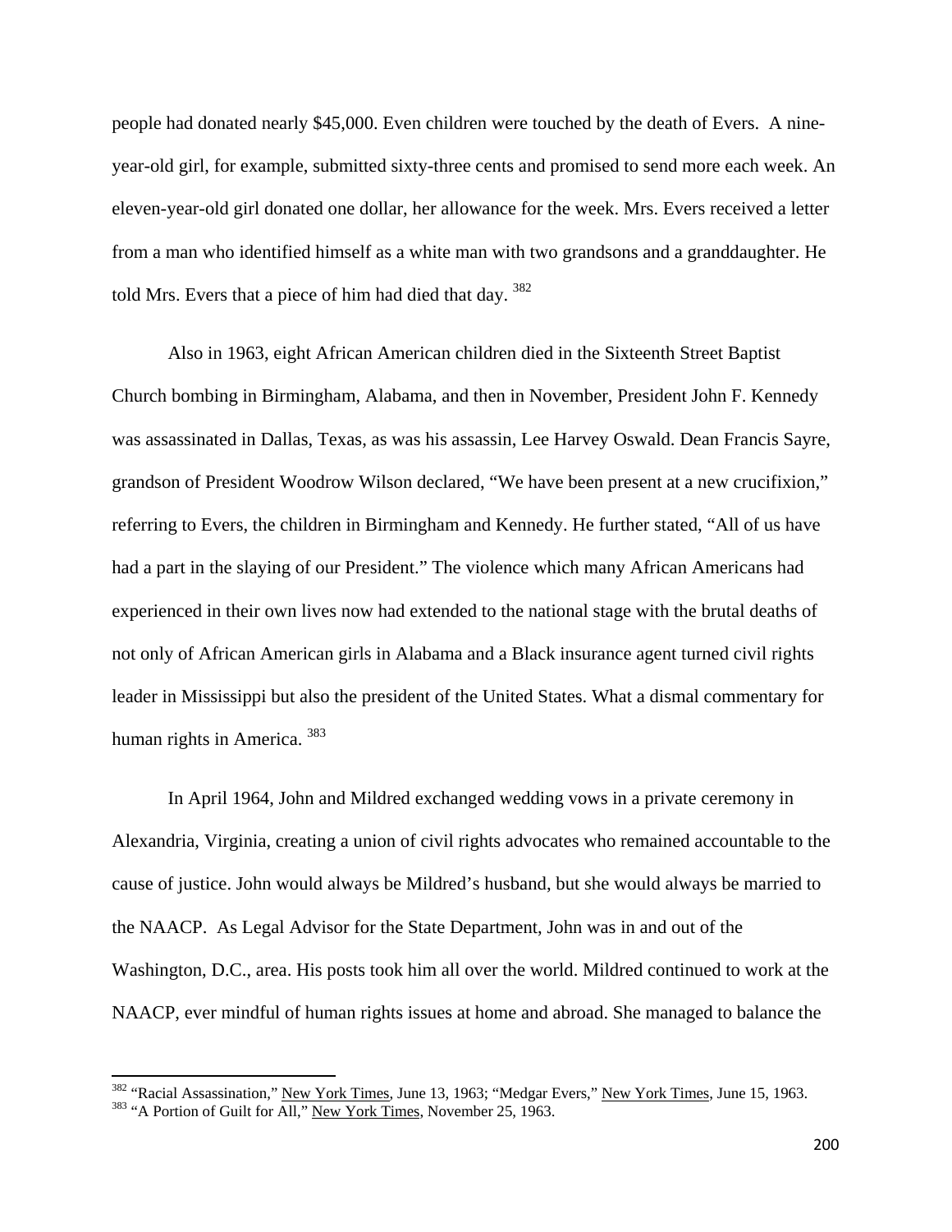people had donated nearly $45,000. Even children were touched by the death of Evers. A nine-year-old girl, for example, submitted sixty-three cents and promised to send more each week. An eleven-year-old girl donated one dollar, her allowance for the week. Mrs. Evers received a letter from a man who identified himself as a white man with two grandsons and a granddaughter. He told Mrs. Evers that a piece of him had died that day. [382]

Also in 1963, eight African American children died in the Sixteenth Street Baptist Church bombing in Birmingham, Alabama, and then in November, President John F. Kennedy was assassinated in Dallas, Texas, as was his assassin, Lee Harvey Oswald. Dean Francis Sayre, grandson of President Woodrow Wilson declared, "We have been present at a new crucifixion," referring to Evers, the children in Birmingham and Kennedy. He further stated, "All of us have had a part in the slaying of our President." The violence which many African Americans had experienced in their own lives now had extended to the national stage with the brutal deaths of not only of African American girls in Alabama and a Black insurance agent turned civil rights leader in Mississippi but also the president of the United States. What a dismal commentary for human rights in America. [383]

In April 1964, John and Mildred exchanged wedding vows in a private ceremony in Alexandria, Virginia, creating a union of civil rights advocates who remained accountable to the cause of justice. John would always be Mildred's husband, but she would always be married to the NAACP. As Legal Advisor for the State Department, John was in and out of the Washington, D.C., area. His posts took him all over the world. Mildred continued to work at the NAACP, ever mindful of human rights issues at home and abroad. She managed to balance the

---

[382] "Racial Assassination," New York Times, June 13, 1963; "Medgar Evers," New York Times, June 15, 1963.

[383] "A Portion of Guilt for All," New York Times, November 25, 1963.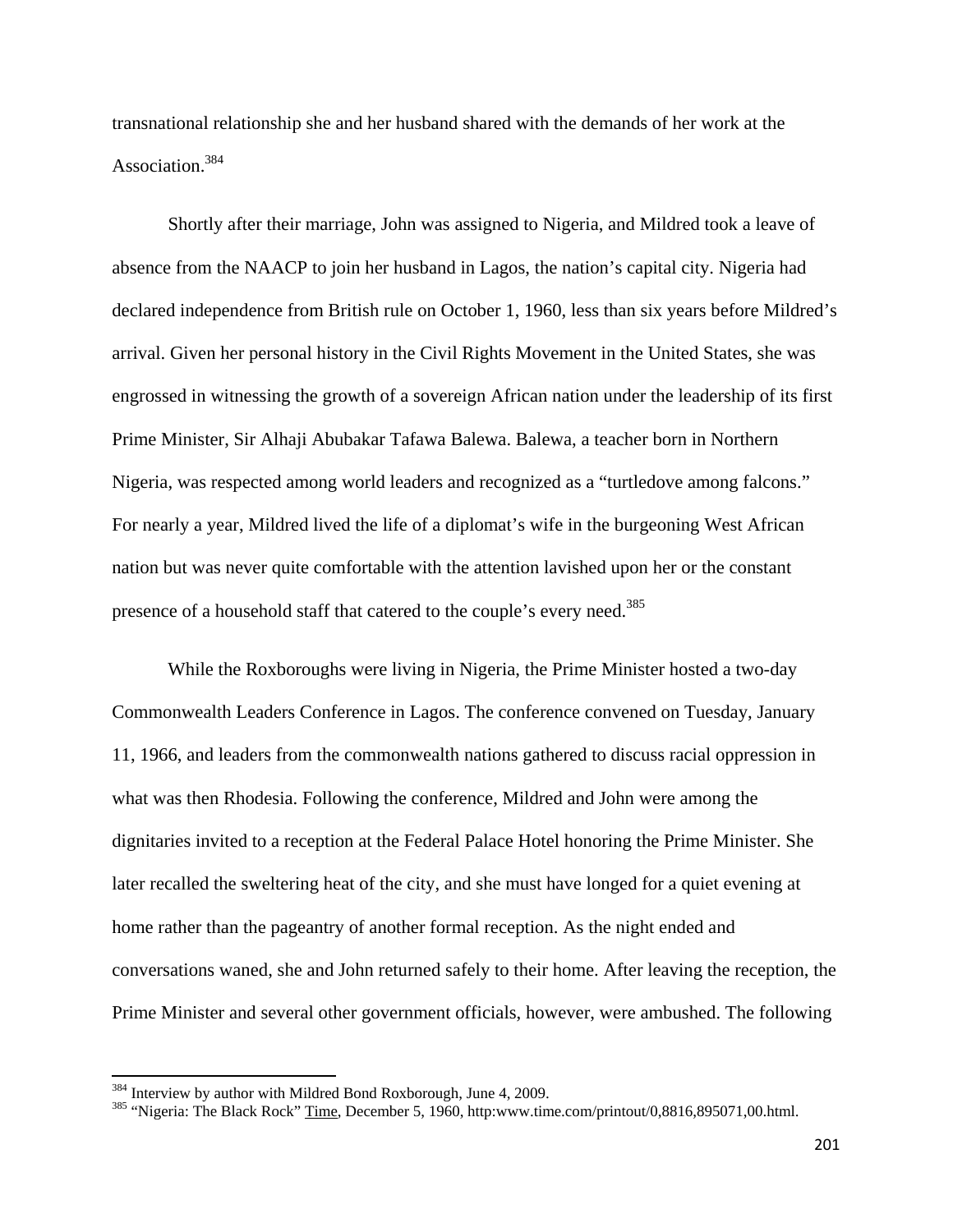transnational relationship she and her husband shared with the demands of her work at the Association.[384]

Shortly after their marriage, John was assigned to Nigeria, and Mildred took a leave of absence from the NAACP to join her husband in Lagos, the nation's capital city. Nigeria had declared independence from British rule on October 1, 1960, less than six years before Mildred's arrival. Given her personal history in the Civil Rights Movement in the United States, she was engrossed in witnessing the growth of a sovereign African nation under the leadership of its first Prime Minister, Sir Alhaji Abubakar Tafawa Balewa. Balewa, a teacher born in Northern Nigeria, was respected among world leaders and recognized as a "turtledove among falcons." For nearly a year, Mildred lived the life of a diplomat's wife in the burgeoning West African nation but was never quite comfortable with the attention lavished upon her or the constant presence of a household staff that catered to the couple's every need.[385]

While the Roxboroughs were living in Nigeria, the Prime Minister hosted a two-day Commonwealth Leaders Conference in Lagos. The conference convened on Tuesday, January 11, 1966, and leaders from the commonwealth nations gathered to discuss racial oppression in what was then Rhodesia. Following the conference, Mildred and John were among the dignitaries invited to a reception at the Federal Palace Hotel honoring the Prime Minister. She later recalled the sweltering heat of the city, and she must have longed for a quiet evening at home rather than the pageantry of another formal reception. As the night ended and conversations waned, she and John returned safely to their home. After leaving the reception, the Prime Minister and several other government officials, however, were ambushed. The following

---

[384] Interview by author with Mildred Bond Roxborough, June 4, 2009.

[385] "Nigeria: The Black Rock" Time, December 5, 1960, http:www.time.com/printout/0,8816,895071,00.html.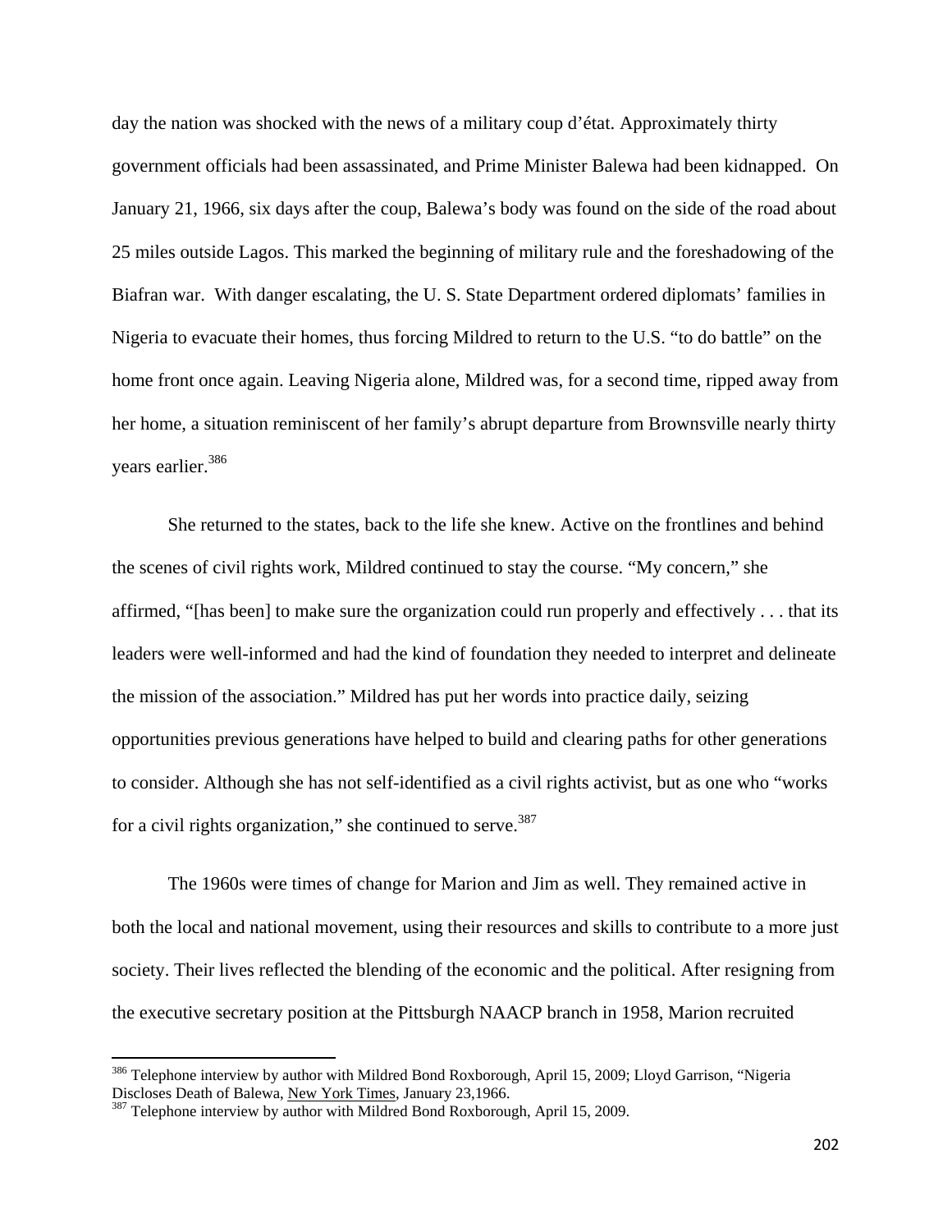day the nation was shocked with the news of a military coup d'état. Approximately thirty government officials had been assassinated, and Prime Minister Balewa had been kidnapped. On January 21, 1966, six days after the coup, Balewa's body was found on the side of the road about 25 miles outside Lagos. This marked the beginning of military rule and the foreshadowing of the Biafran war. With danger escalating, the U. S. State Department ordered diplomats' families in Nigeria to evacuate their homes, thus forcing Mildred to return to the U.S. "to do battle" on the home front once again. Leaving Nigeria alone, Mildred was, for a second time, ripped away from her home, a situation reminiscent of her family's abrupt departure from Brownsville nearly thirty years earlier.[386]

She returned to the states, back to the life she knew. Active on the frontlines and behind the scenes of civil rights work, Mildred continued to stay the course. "My concern," she affirmed, "[has been] to make sure the organization could run properly and effectively . . . that its leaders were well-informed and had the kind of foundation they needed to interpret and delineate the mission of the association." Mildred has put her words into practice daily, seizing opportunities previous generations have helped to build and clearing paths for other generations to consider. Although she has not self-identified as a civil rights activist, but as one who "works for a civil rights organization," she continued to serve.[387]

The 1960s were times of change for Marion and Jim as well. They remained active in both the local and national movement, using their resources and skills to contribute to a more just society. Their lives reflected the blending of the economic and the political. After resigning from the executive secretary position at the Pittsburgh NAACP branch in 1958, Marion recruited

---

[386] Telephone interview by author with Mildred Bond Roxborough, April 15, 2009; Lloyd Garrison, "Nigeria Discloses Death of Balewa, New York Times, January 23,1966.

[387] Telephone interview by author with Mildred Bond Roxborough, April 15, 2009.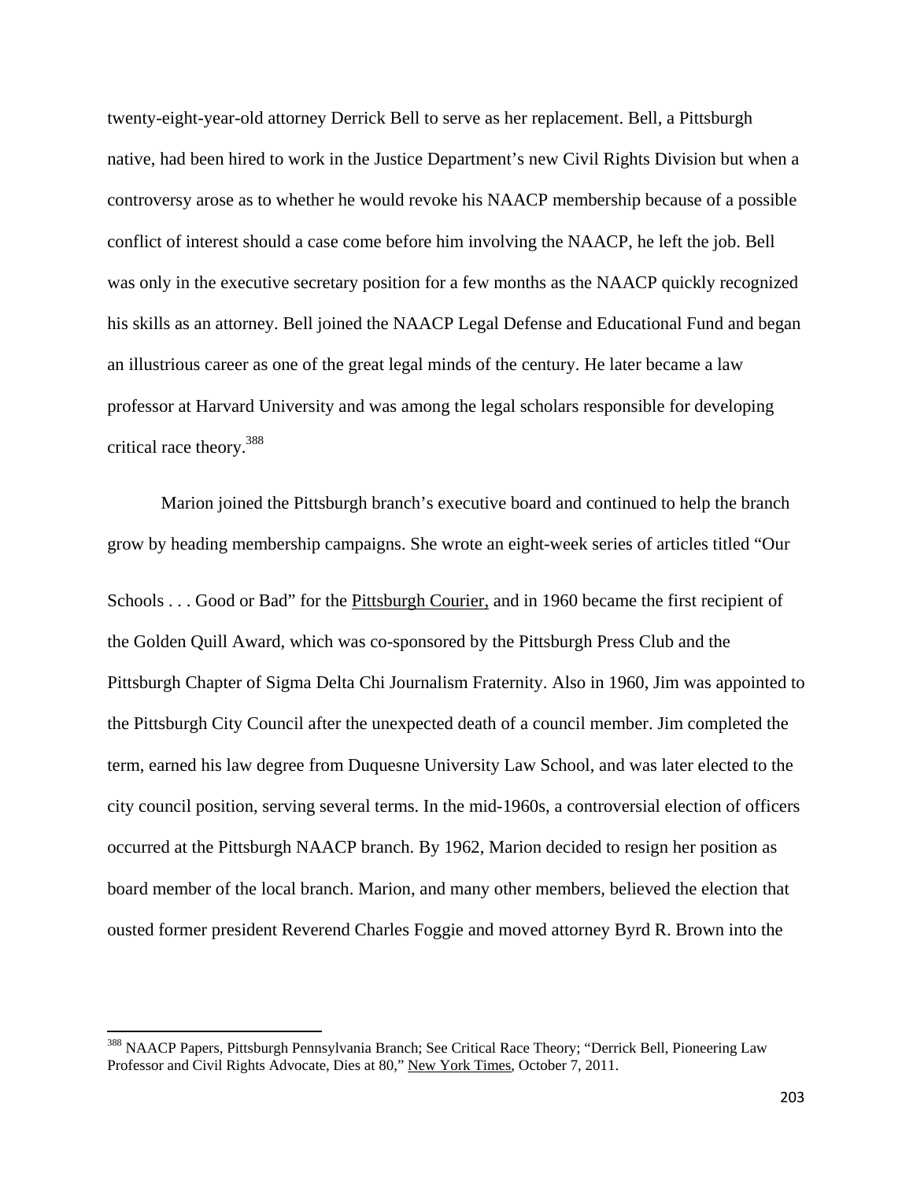twenty-eight-year-old attorney Derrick Bell to serve as her replacement. Bell, a Pittsburgh native, had been hired to work in the Justice Department's new Civil Rights Division but when a controversy arose as to whether he would revoke his NAACP membership because of a possible conflict of interest should a case come before him involving the NAACP, he left the job. Bell was only in the executive secretary position for a few months as the NAACP quickly recognized his skills as an attorney. Bell joined the NAACP Legal Defense and Educational Fund and began an illustrious career as one of the great legal minds of the century. He later became a law professor at Harvard University and was among the legal scholars responsible for developing critical race theory.[388]

Marion joined the Pittsburgh branch's executive board and continued to help the branch grow by heading membership campaigns. She wrote an eight-week series of articles titled "Our Schools . . . Good or Bad" for the Pittsburgh Courier, and in 1960 became the first recipient of the Golden Quill Award, which was co-sponsored by the Pittsburgh Press Club and the Pittsburgh Chapter of Sigma Delta Chi Journalism Fraternity. Also in 1960, Jim was appointed to the Pittsburgh City Council after the unexpected death of a council member. Jim completed the term, earned his law degree from Duquesne University Law School, and was later elected to the city council position, serving several terms. In the mid-1960s, a controversial election of officers occurred at the Pittsburgh NAACP branch. By 1962, Marion decided to resign her position as board member of the local branch. Marion, and many other members, believed the election that ousted former president Reverend Charles Foggie and moved attorney Byrd R. Brown into the

---

[388] NAACP Papers, Pittsburgh Pennsylvania Branch; See Critical Race Theory; "Derrick Bell, Pioneering Law Professor and Civil Rights Advocate, Dies at 80," New York Times, October 7, 2011.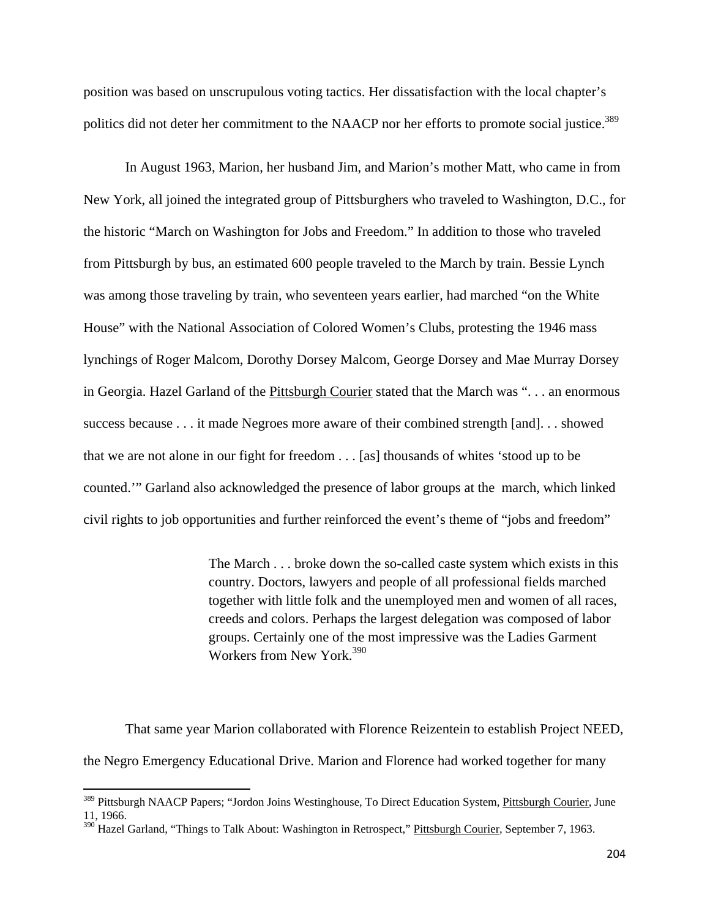position was based on unscrupulous voting tactics. Her dissatisfaction with the local chapter's politics did not deter her commitment to the NAACP nor her efforts to promote social justice.[389]

In August 1963, Marion, her husband Jim, and Marion's mother Matt, who came in from New York, all joined the integrated group of Pittsburghers who traveled to Washington, D.C., for the historic "March on Washington for Jobs and Freedom." In addition to those who traveled from Pittsburgh by bus, an estimated 600 people traveled to the March by train. Bessie Lynch was among those traveling by train, who seventeen years earlier, had marched "on the White House" with the National Association of Colored Women's Clubs, protesting the 1946 mass lynchings of Roger Malcom, Dorothy Dorsey Malcom, George Dorsey and Mae Murray Dorsey in Georgia. Hazel Garland of the Pittsburgh Courier stated that the March was ". . . an enormous success because . . . it made Negroes more aware of their combined strength [and]. . . showed that we are not alone in our fight for freedom . . . [as] thousands of whites 'stood up to be counted.'" Garland also acknowledged the presence of labor groups at the march, which linked civil rights to job opportunities and further reinforced the event's theme of "jobs and freedom"

> The March . . . broke down the so-called caste system which exists in this country. Doctors, lawyers and people of all professional fields marched together with little folk and the unemployed men and women of all races, creeds and colors. Perhaps the largest delegation was composed of labor groups. Certainly one of the most impressive was the Ladies Garment Workers from New York.[390]

That same year Marion collaborated with Florence Reizentein to establish Project NEED, the Negro Emergency Educational Drive. Marion and Florence had worked together for many

---

[389] Pittsburgh NAACP Papers; "Jordon Joins Westinghouse, To Direct Education System, Pittsburgh Courier, June 11, 1966.

[390] Hazel Garland, "Things to Talk About: Washington in Retrospect," Pittsburgh Courier, September 7, 1963.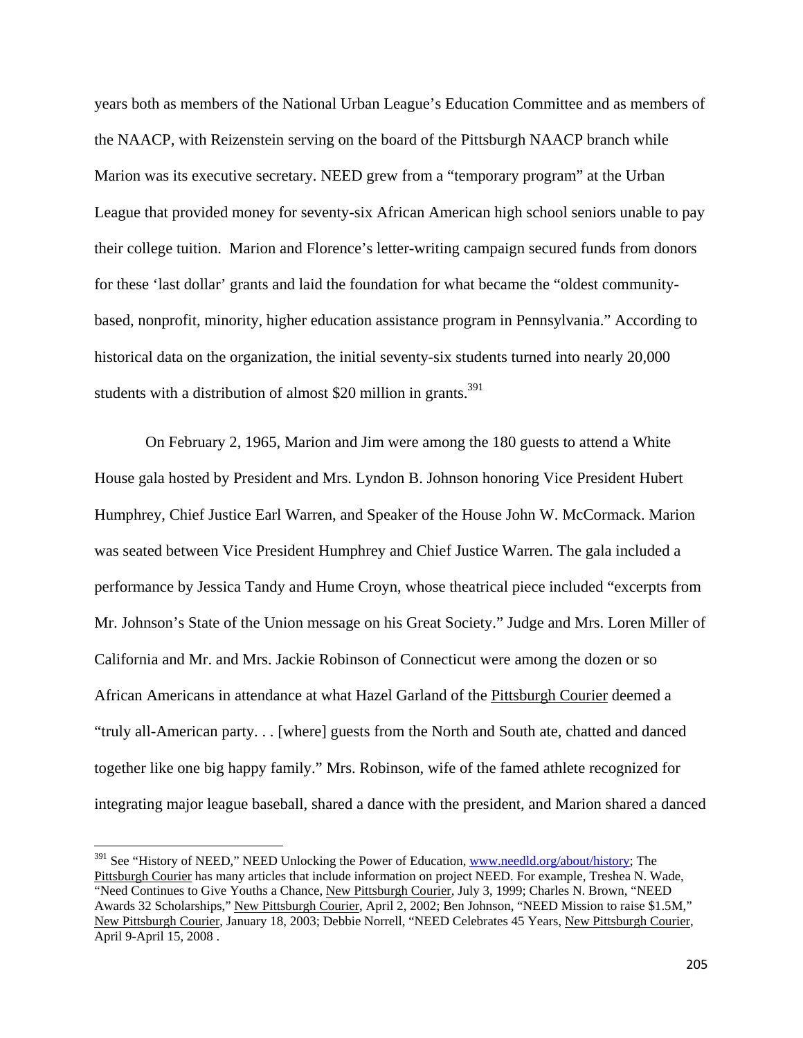years both as members of the National Urban League's Education Committee and as members of the NAACP, with Reizenstein serving on the board of the Pittsburgh NAACP branch while Marion was its executive secretary. NEED grew from a "temporary program" at the Urban League that provided money for seventy-six African American high school seniors unable to pay their college tuition. Marion and Florence's letter-writing campaign secured funds from donors for these 'last dollar' grants and laid the foundation for what became the "oldest community-based, nonprofit, minority, higher education assistance program in Pennsylvania." According to historical data on the organization, the initial seventy-six students turned into nearly 20,000 students with a distribution of almost \$20 million in grants.[391]

On February 2, 1965, Marion and Jim were among the 180 guests to attend a White House gala hosted by President and Mrs. Lyndon B. Johnson honoring Vice President Hubert Humphrey, Chief Justice Earl Warren, and Speaker of the House John W. McCormack. Marion was seated between Vice President Humphrey and Chief Justice Warren. The gala included a performance by Jessica Tandy and Hume Croyn, whose theatrical piece included "excerpts from Mr. Johnson's State of the Union message on his Great Society." Judge and Mrs. Loren Miller of California and Mr. and Mrs. Jackie Robinson of Connecticut were among the dozen or so African Americans in attendance at what Hazel Garland of the Pittsburgh Courier deemed a "truly all-American party. . . [where] guests from the North and South ate, chatted and danced together like one big happy family." Mrs. Robinson, wife of the famed athlete recognized for integrating major league baseball, shared a dance with the president, and Marion shared a danced

---

[391] See "History of NEED," NEED Unlocking the Power of Education, www.needld.org/about/history; The Pittsburgh Courier has many articles that include information on project NEED. For example, Treshea N. Wade, "Need Continues to Give Youths a Chance, New Pittsburgh Courier, July 3, 1999; Charles N. Brown, "NEED Awards 32 Scholarships," New Pittsburgh Courier, April 2, 2002; Ben Johnson, "NEED Mission to raise \$1.5M," New Pittsburgh Courier, January 18, 2003; Debbie Norrell, "NEED Celebrates 45 Years, New Pittsburgh Courier, April 9-April 15, 2008 .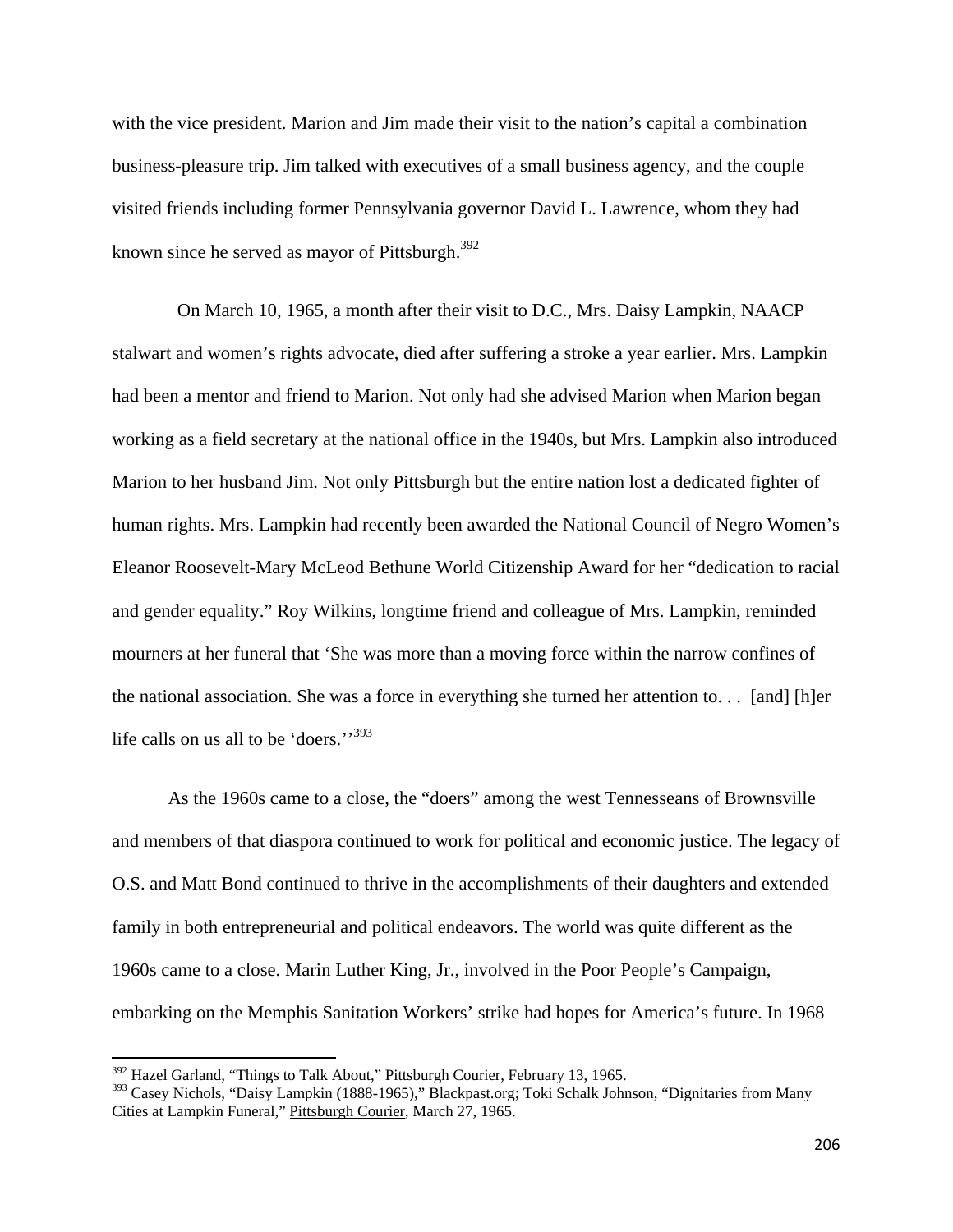with the vice president. Marion and Jim made their visit to the nation's capital a combination business-pleasure trip. Jim talked with executives of a small business agency, and the couple visited friends including former Pennsylvania governor David L. Lawrence, whom they had known since he served as mayor of Pittsburgh.[392]

On March 10, 1965, a month after their visit to D.C., Mrs. Daisy Lampkin, NAACP stalwart and women's rights advocate, died after suffering a stroke a year earlier. Mrs. Lampkin had been a mentor and friend to Marion. Not only had she advised Marion when Marion began working as a field secretary at the national office in the 1940s, but Mrs. Lampkin also introduced Marion to her husband Jim. Not only Pittsburgh but the entire nation lost a dedicated fighter of human rights. Mrs. Lampkin had recently been awarded the National Council of Negro Women's Eleanor Roosevelt-Mary McLeod Bethune World Citizenship Award for her "dedication to racial and gender equality." Roy Wilkins, longtime friend and colleague of Mrs. Lampkin, reminded mourners at her funeral that 'She was more than a moving force within the narrow confines of the national association. She was a force in everything she turned her attention to. . . [and] [h]er life calls on us all to be 'doers.''[393]

As the 1960s came to a close, the "doers" among the west Tennesseans of Brownsville and members of that diaspora continued to work for political and economic justice. The legacy of O.S. and Matt Bond continued to thrive in the accomplishments of their daughters and extended family in both entrepreneurial and political endeavors. The world was quite different as the 1960s came to a close. Marin Luther King, Jr., involved in the Poor People's Campaign, embarking on the Memphis Sanitation Workers' strike had hopes for America's future. In 1968

---

[392] Hazel Garland, "Things to Talk About," Pittsburgh Courier, February 13, 1965.

[393] Casey Nichols, "Daisy Lampkin (1888-1965)," Blackpast.org; Toki Schalk Johnson, "Dignitaries from Many Cities at Lampkin Funeral," Pittsburgh Courier, March 27, 1965.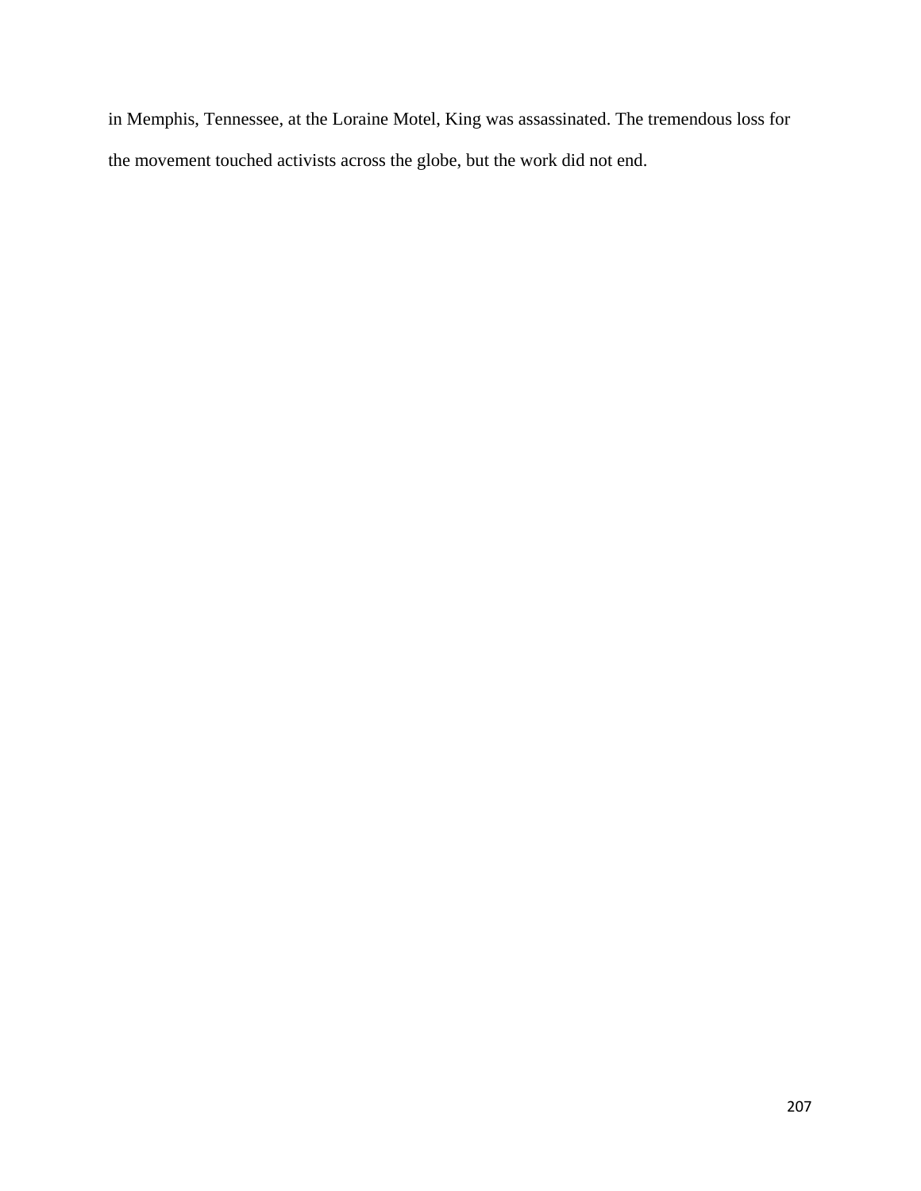in Memphis, Tennessee, at the Loraine Motel, King was assassinated. The tremendous loss for the movement touched activists across the globe, but the work did not end.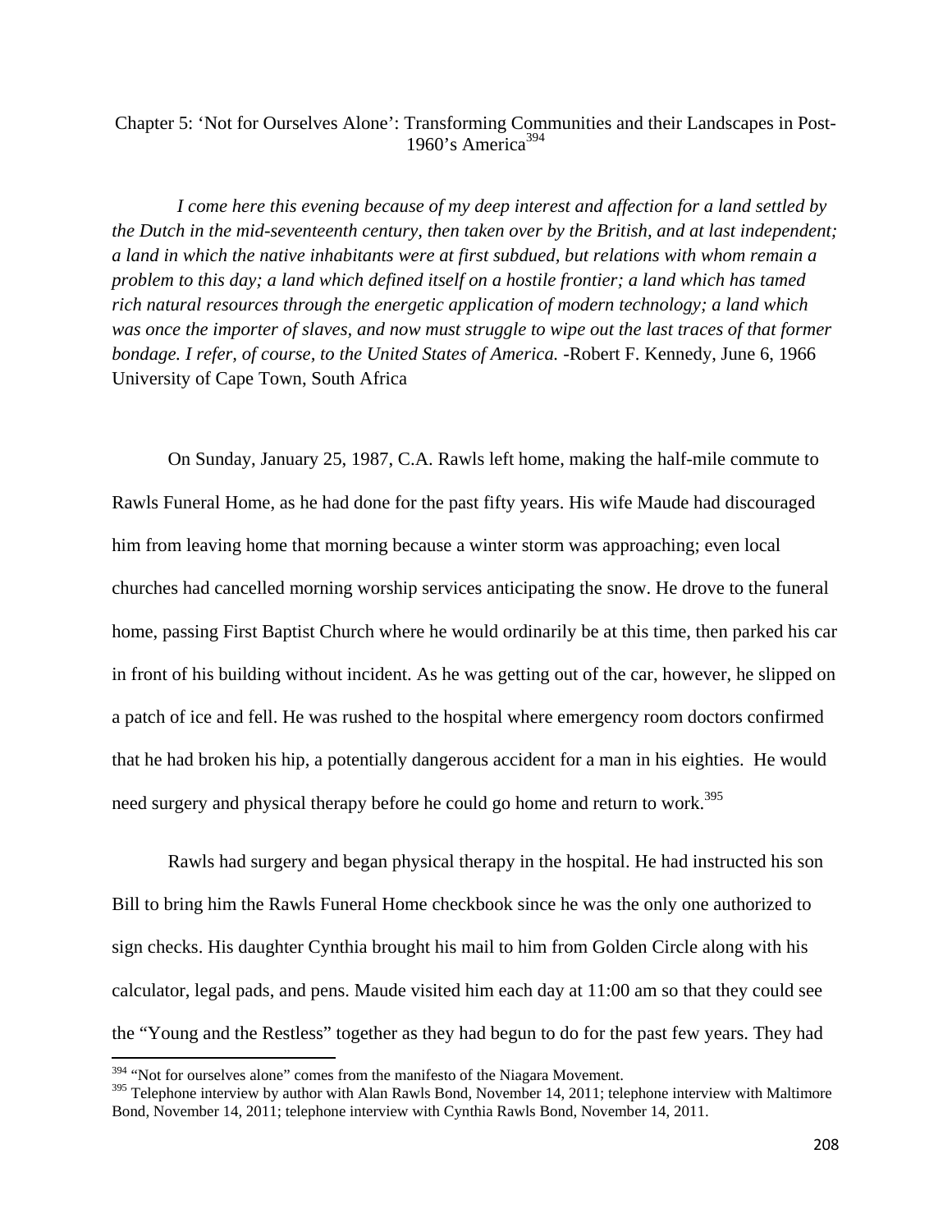# Chapter 5: 'Not for Ourselves Alone': Transforming Communities and their Landscapes in Post-1960's America[394]

*I come here this evening because of my deep interest and affection for a land settled by the Dutch in the mid-seventeenth century, then taken over by the British, and at last independent; a land in which the native inhabitants were at first subdued, but relations with whom remain a problem to this day; a land which defined itself on a hostile frontier; a land which has tamed rich natural resources through the energetic application of modern technology; a land which was once the importer of slaves, and now must struggle to wipe out the last traces of that former bondage. I refer, of course, to the United States of America.* -Robert F. Kennedy, June 6, 1966 University of Cape Town, South Africa

On Sunday, January 25, 1987, C.A. Rawls left home, making the half-mile commute to Rawls Funeral Home, as he had done for the past fifty years. His wife Maude had discouraged him from leaving home that morning because a winter storm was approaching; even local churches had cancelled morning worship services anticipating the snow. He drove to the funeral home, passing First Baptist Church where he would ordinarily be at this time, then parked his car in front of his building without incident. As he was getting out of the car, however, he slipped on a patch of ice and fell. He was rushed to the hospital where emergency room doctors confirmed that he had broken his hip, a potentially dangerous accident for a man in his eighties. He would need surgery and physical therapy before he could go home and return to work.[395]

Rawls had surgery and began physical therapy in the hospital. He had instructed his son Bill to bring him the Rawls Funeral Home checkbook since he was the only one authorized to sign checks. His daughter Cynthia brought his mail to him from Golden Circle along with his calculator, legal pads, and pens. Maude visited him each day at 11:00 am so that they could see the "Young and the Restless" together as they had begun to do for the past few years. They had

[394] "Not for ourselves alone" comes from the manifesto of the Niagara Movement.

[395] Telephone interview by author with Alan Rawls Bond, November 14, 2011; telephone interview with Maltimore Bond, November 14, 2011; telephone interview with Cynthia Rawls Bond, November 14, 2011.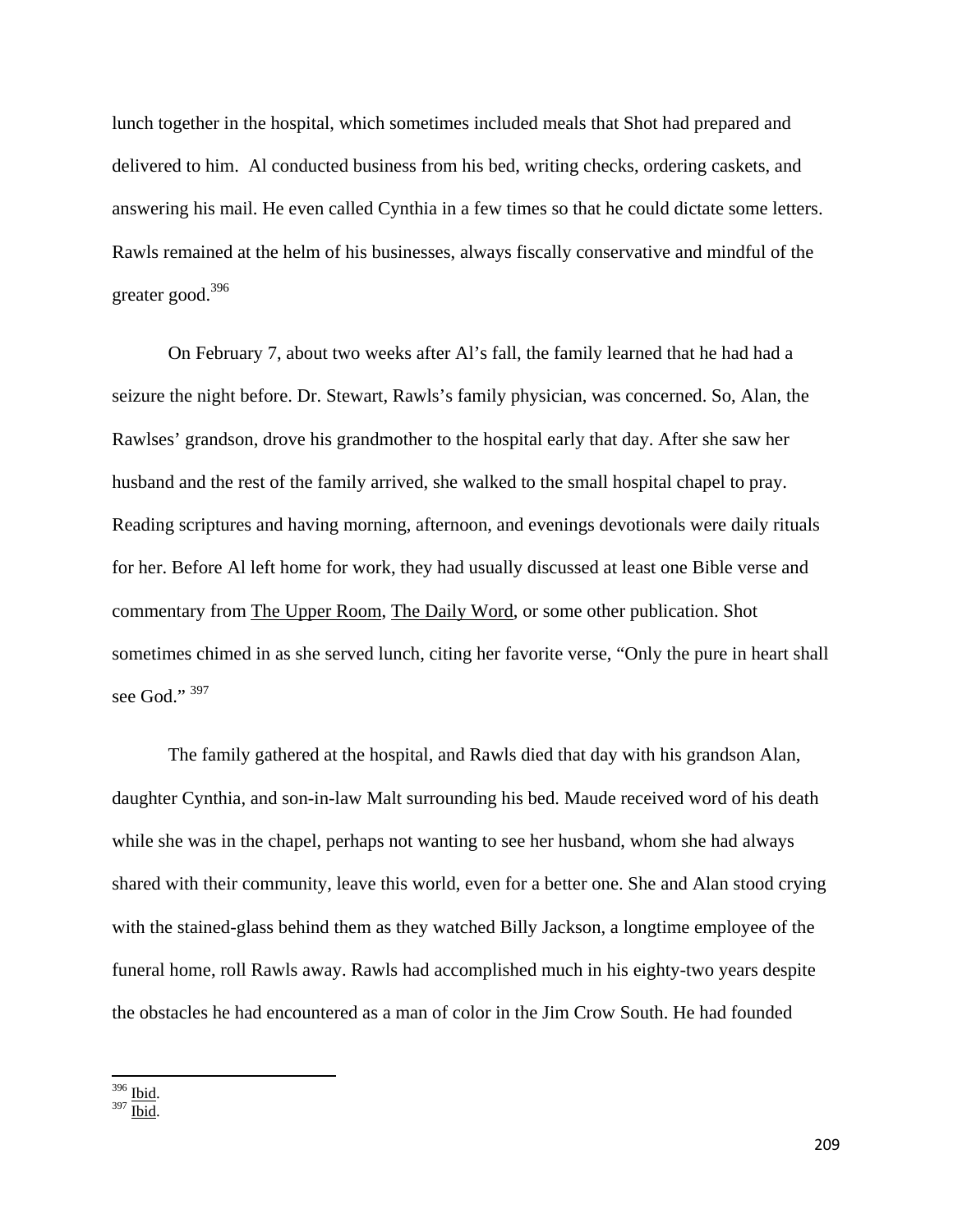lunch together in the hospital, which sometimes included meals that Shot had prepared and delivered to him. Al conducted business from his bed, writing checks, ordering caskets, and answering his mail. He even called Cynthia in a few times so that he could dictate some letters. Rawls remained at the helm of his businesses, always fiscally conservative and mindful of the greater good.[396]

On February 7, about two weeks after Al's fall, the family learned that he had had a seizure the night before. Dr. Stewart, Rawls's family physician, was concerned. So, Alan, the Rawlses' grandson, drove his grandmother to the hospital early that day. After she saw her husband and the rest of the family arrived, she walked to the small hospital chapel to pray. Reading scriptures and having morning, afternoon, and evenings devotionals were daily rituals for her. Before Al left home for work, they had usually discussed at least one Bible verse and commentary from The Upper Room, The Daily Word, or some other publication. Shot sometimes chimed in as she served lunch, citing her favorite verse, "Only the pure in heart shall see God." [397]

The family gathered at the hospital, and Rawls died that day with his grandson Alan, daughter Cynthia, and son-in-law Malt surrounding his bed. Maude received word of his death while she was in the chapel, perhaps not wanting to see her husband, whom she had always shared with their community, leave this world, even for a better one. She and Alan stood crying with the stained-glass behind them as they watched Billy Jackson, a longtime employee of the funeral home, roll Rawls away. Rawls had accomplished much in his eighty-two years despite the obstacles he had encountered as a man of color in the Jim Crow South. He had founded

---

[396] Ibid.
[397] Ibid.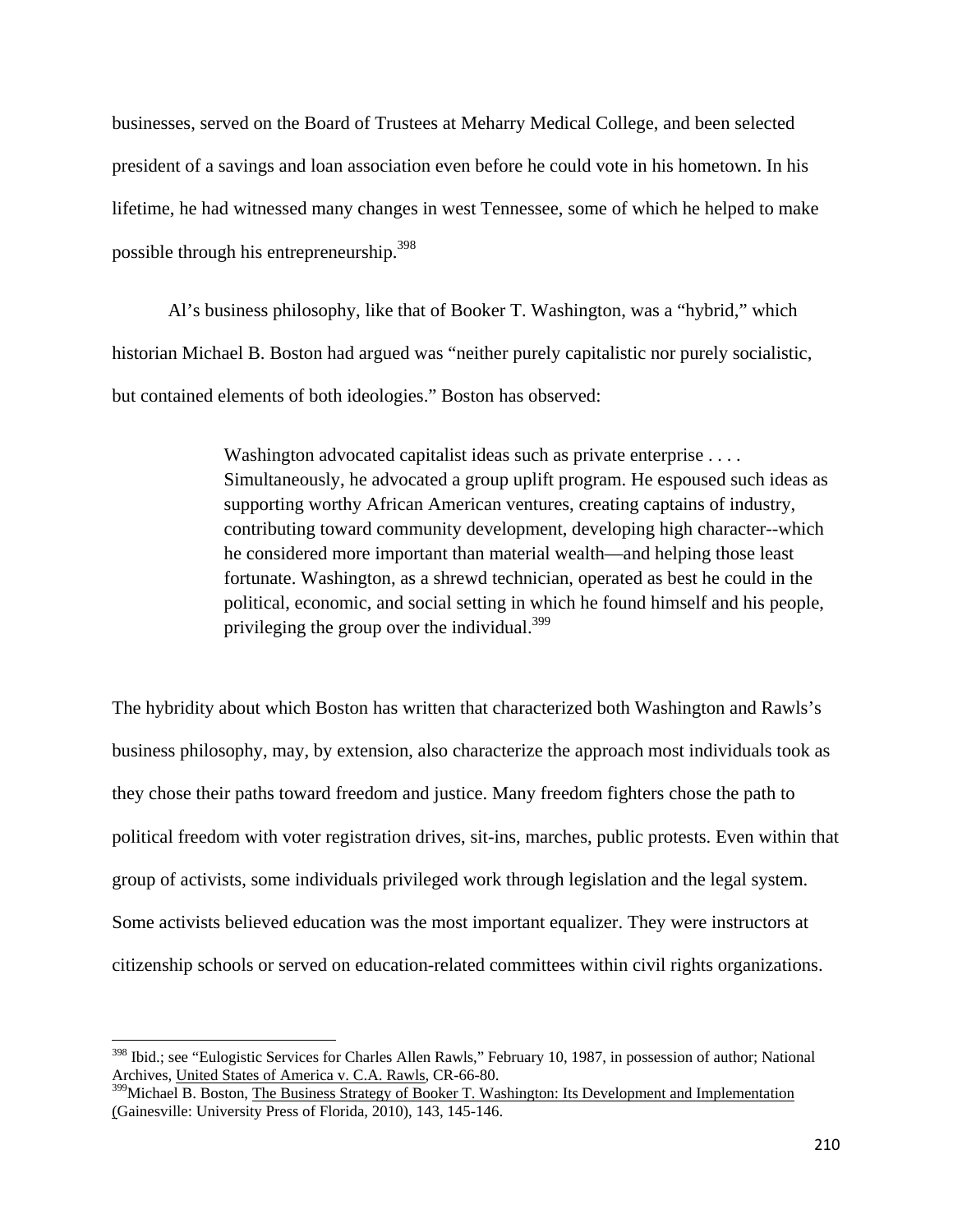businesses, served on the Board of Trustees at Meharry Medical College, and been selected president of a savings and loan association even before he could vote in his hometown. In his lifetime, he had witnessed many changes in west Tennessee, some of which he helped to make possible through his entrepreneurship.[398]

Al's business philosophy, like that of Booker T. Washington, was a "hybrid," which historian Michael B. Boston had argued was "neither purely capitalistic nor purely socialistic, but contained elements of both ideologies." Boston has observed:

> Washington advocated capitalist ideas such as private enterprise . . . . Simultaneously, he advocated a group uplift program. He espoused such ideas as supporting worthy African American ventures, creating captains of industry, contributing toward community development, developing high character--which he considered more important than material wealth—and helping those least fortunate. Washington, as a shrewd technician, operated as best he could in the political, economic, and social setting in which he found himself and his people, privileging the group over the individual.[399]

The hybridity about which Boston has written that characterized both Washington and Rawls's business philosophy, may, by extension, also characterize the approach most individuals took as they chose their paths toward freedom and justice. Many freedom fighters chose the path to political freedom with voter registration drives, sit-ins, marches, public protests. Even within that group of activists, some individuals privileged work through legislation and the legal system. Some activists believed education was the most important equalizer. They were instructors at citizenship schools or served on education-related committees within civil rights organizations.

---

[398] Ibid.; see "Eulogistic Services for Charles Allen Rawls," February 10, 1987, in possession of author; National Archives, United States of America v. C.A. Rawls, CR-66-80.

[399] Michael B. Boston, The Business Strategy of Booker T. Washington: Its Development and Implementation (Gainesville: University Press of Florida, 2010), 143, 145-146.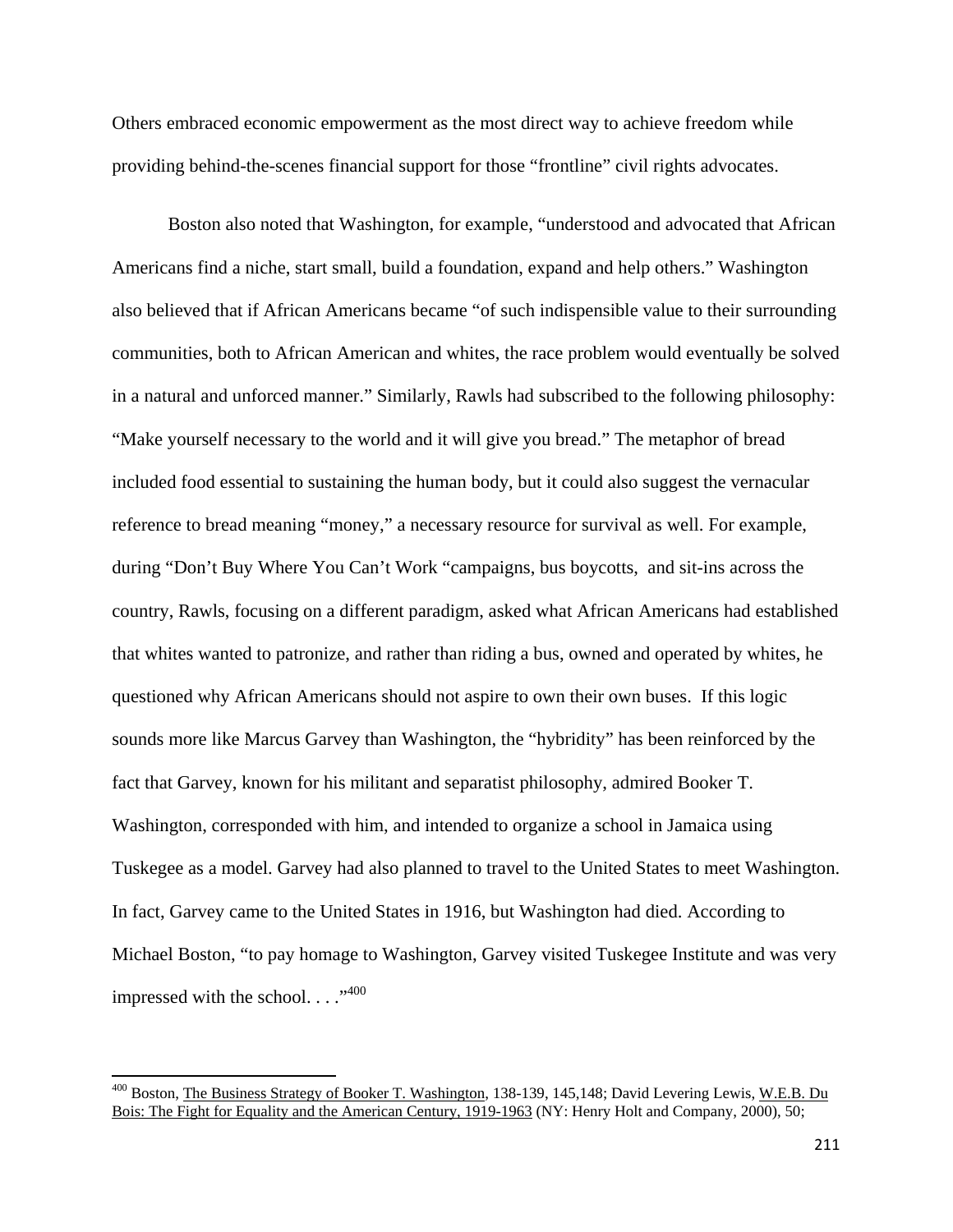Others embraced economic empowerment as the most direct way to achieve freedom while providing behind-the-scenes financial support for those "frontline" civil rights advocates.

Boston also noted that Washington, for example, "understood and advocated that African Americans find a niche, start small, build a foundation, expand and help others." Washington also believed that if African Americans became "of such indispensible value to their surrounding communities, both to African American and whites, the race problem would eventually be solved in a natural and unforced manner." Similarly, Rawls had subscribed to the following philosophy: "Make yourself necessary to the world and it will give you bread." The metaphor of bread included food essential to sustaining the human body, but it could also suggest the vernacular reference to bread meaning "money," a necessary resource for survival as well. For example, during "Don't Buy Where You Can't Work "campaigns, bus boycotts, and sit-ins across the country, Rawls, focusing on a different paradigm, asked what African Americans had established that whites wanted to patronize, and rather than riding a bus, owned and operated by whites, he questioned why African Americans should not aspire to own their own buses. If this logic sounds more like Marcus Garvey than Washington, the "hybridity" has been reinforced by the fact that Garvey, known for his militant and separatist philosophy, admired Booker T. Washington, corresponded with him, and intended to organize a school in Jamaica using Tuskegee as a model. Garvey had also planned to travel to the United States to meet Washington. In fact, Garvey came to the United States in 1916, but Washington had died. According to Michael Boston, "to pay homage to Washington, Garvey visited Tuskegee Institute and was very impressed with the school. . . ."[400]

---

[400] Boston, The Business Strategy of Booker T. Washington, 138-139, 145,148; David Levering Lewis, W.E.B. Du Bois: The Fight for Equality and the American Century, 1919-1963 (NY: Henry Holt and Company, 2000), 50;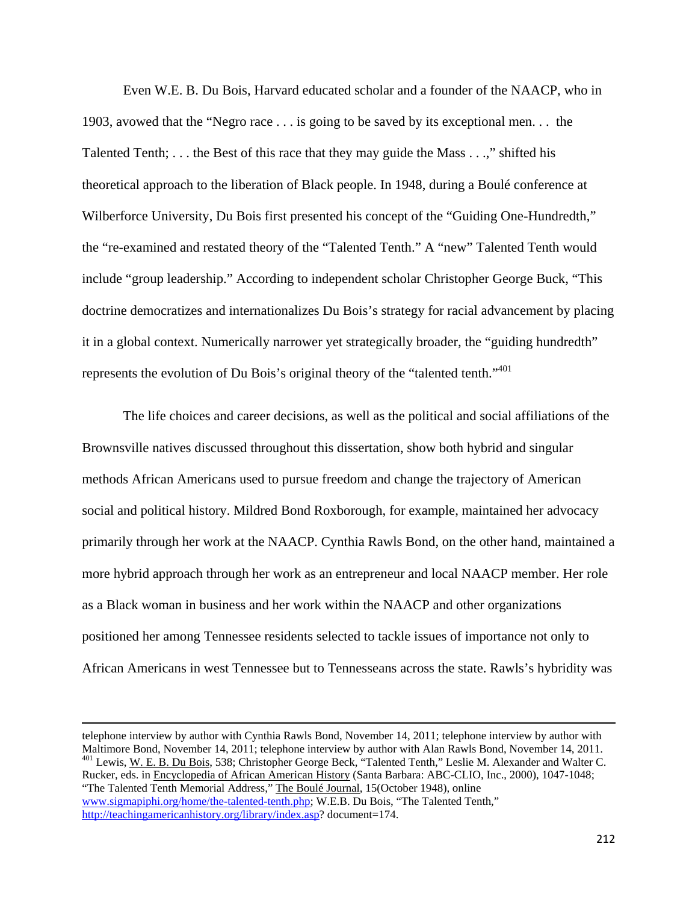Even W.E. B. Du Bois, Harvard educated scholar and a founder of the NAACP, who in 1903, avowed that the "Negro race . . . is going to be saved by its exceptional men. . . the Talented Tenth; . . . the Best of this race that they may guide the Mass . . .," shifted his theoretical approach to the liberation of Black people. In 1948, during a Boulé conference at Wilberforce University, Du Bois first presented his concept of the "Guiding One-Hundredth," the "re-examined and restated theory of the "Talented Tenth." A "new" Talented Tenth would include "group leadership." According to independent scholar Christopher George Buck, "This doctrine democratizes and internationalizes Du Bois's strategy for racial advancement by placing it in a global context. Numerically narrower yet strategically broader, the "guiding hundredth" represents the evolution of Du Bois's original theory of the "talented tenth."[401]

The life choices and career decisions, as well as the political and social affiliations of the Brownsville natives discussed throughout this dissertation, show both hybrid and singular methods African Americans used to pursue freedom and change the trajectory of American social and political history. Mildred Bond Roxborough, for example, maintained her advocacy primarily through her work at the NAACP. Cynthia Rawls Bond, on the other hand, maintained a more hybrid approach through her work as an entrepreneur and local NAACP member. Her role as a Black woman in business and her work within the NAACP and other organizations positioned her among Tennessee residents selected to tackle issues of importance not only to African Americans in west Tennessee but to Tennesseans across the state. Rawls's hybridity was

---

telephone interview by author with Cynthia Rawls Bond, November 14, 2011; telephone interview by author with Maltimore Bond, November 14, 2011; telephone interview by author with Alan Rawls Bond, November 14, 2011.

[401] Lewis, W. E. B. Du Bois, 538; Christopher George Beck, "Talented Tenth," Leslie M. Alexander and Walter C. Rucker, eds. in Encyclopedia of African American History (Santa Barbara: ABC-CLIO, Inc., 2000), 1047-1048; "The Talented Tenth Memorial Address," The Boulé Journal, 15(October 1948), online www.sigmapiphi.org/home/the-talented-tenth.php; W.E.B. Du Bois, "The Talented Tenth," http://teachingamericanhistory.org/library/index.asp? document=174.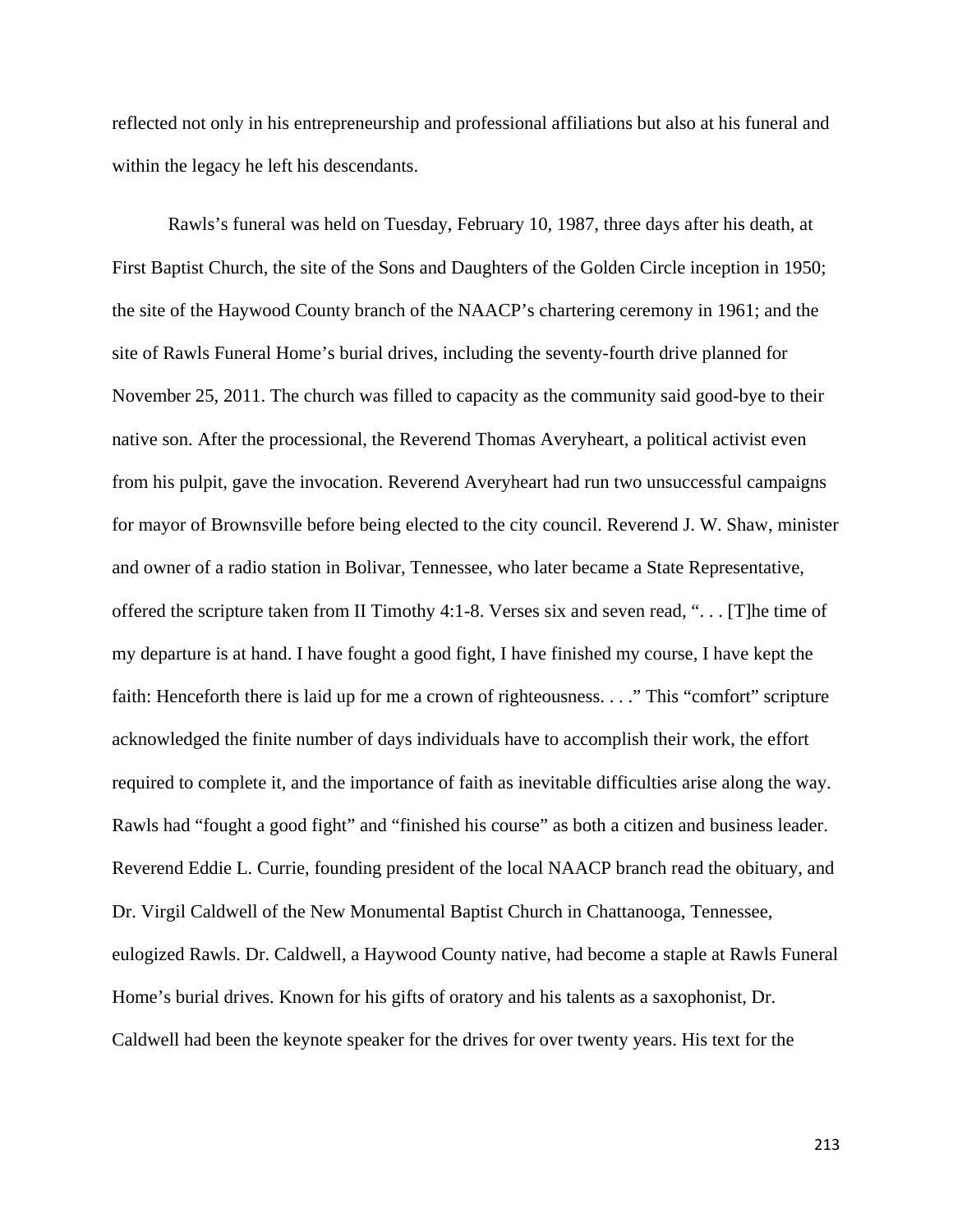reflected not only in his entrepreneurship and professional affiliations but also at his funeral and within the legacy he left his descendants.

Rawls's funeral was held on Tuesday, February 10, 1987, three days after his death, at First Baptist Church, the site of the Sons and Daughters of the Golden Circle inception in 1950; the site of the Haywood County branch of the NAACP's chartering ceremony in 1961; and the site of Rawls Funeral Home's burial drives, including the seventy-fourth drive planned for November 25, 2011. The church was filled to capacity as the community said good-bye to their native son. After the processional, the Reverend Thomas Averyheart, a political activist even from his pulpit, gave the invocation. Reverend Averyheart had run two unsuccessful campaigns for mayor of Brownsville before being elected to the city council. Reverend J. W. Shaw, minister and owner of a radio station in Bolivar, Tennessee, who later became a State Representative, offered the scripture taken from II Timothy 4:1-8. Verses six and seven read, ". . . [T]he time of my departure is at hand. I have fought a good fight, I have finished my course, I have kept the faith: Henceforth there is laid up for me a crown of righteousness. . . ." This "comfort" scripture acknowledged the finite number of days individuals have to accomplish their work, the effort required to complete it, and the importance of faith as inevitable difficulties arise along the way. Rawls had "fought a good fight" and "finished his course" as both a citizen and business leader. Reverend Eddie L. Currie, founding president of the local NAACP branch read the obituary, and Dr. Virgil Caldwell of the New Monumental Baptist Church in Chattanooga, Tennessee, eulogized Rawls. Dr. Caldwell, a Haywood County native, had become a staple at Rawls Funeral Home's burial drives. Known for his gifts of oratory and his talents as a saxophonist, Dr. Caldwell had been the keynote speaker for the drives for over twenty years. His text for the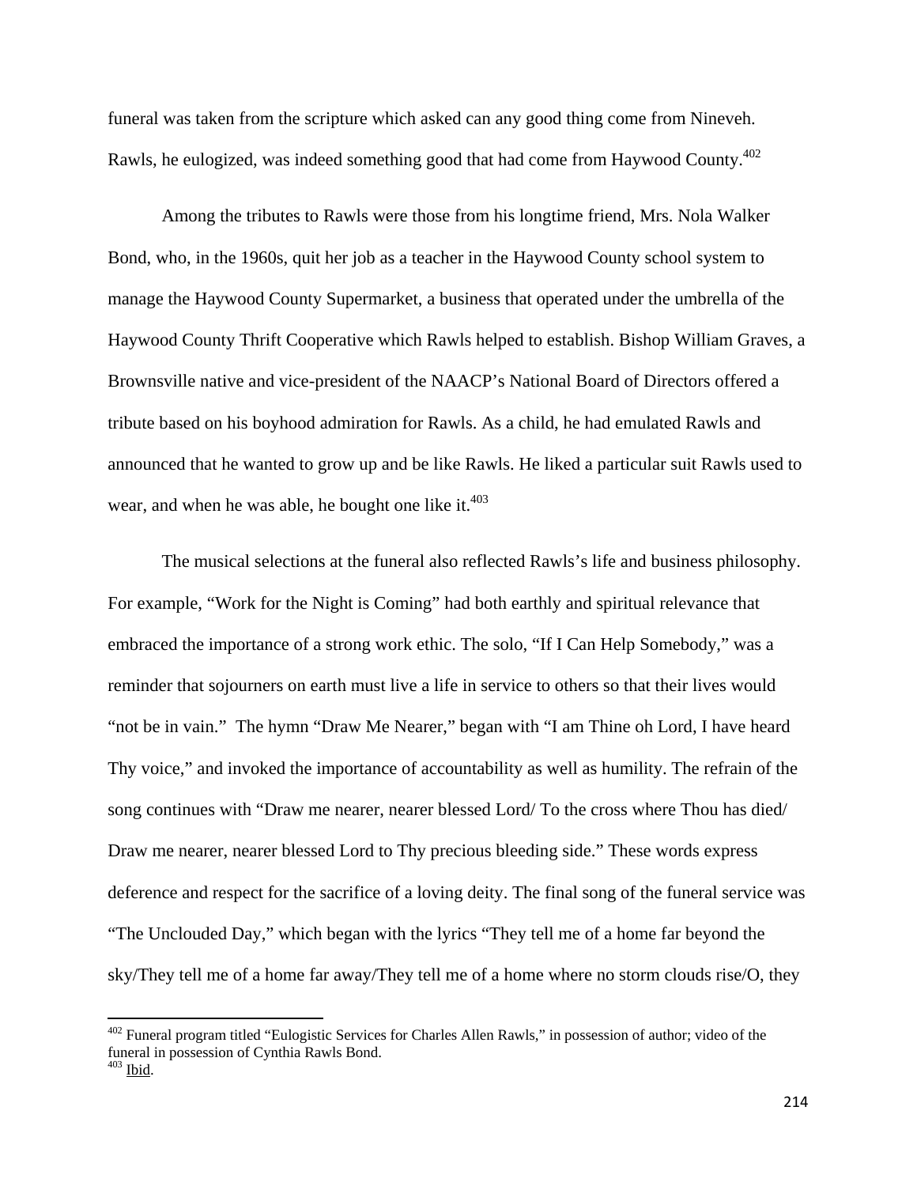funeral was taken from the scripture which asked can any good thing come from Nineveh. Rawls, he eulogized, was indeed something good that had come from Haywood County.[402]

Among the tributes to Rawls were those from his longtime friend, Mrs. Nola Walker Bond, who, in the 1960s, quit her job as a teacher in the Haywood County school system to manage the Haywood County Supermarket, a business that operated under the umbrella of the Haywood County Thrift Cooperative which Rawls helped to establish. Bishop William Graves, a Brownsville native and vice-president of the NAACP's National Board of Directors offered a tribute based on his boyhood admiration for Rawls. As a child, he had emulated Rawls and announced that he wanted to grow up and be like Rawls. He liked a particular suit Rawls used to wear, and when he was able, he bought one like it.[403]

The musical selections at the funeral also reflected Rawls's life and business philosophy. For example, "Work for the Night is Coming" had both earthly and spiritual relevance that embraced the importance of a strong work ethic. The solo, "If I Can Help Somebody," was a reminder that sojourners on earth must live a life in service to others so that their lives would "not be in vain." The hymn "Draw Me Nearer," began with "I am Thine oh Lord, I have heard Thy voice," and invoked the importance of accountability as well as humility. The refrain of the song continues with "Draw me nearer, nearer blessed Lord/ To the cross where Thou has died/ Draw me nearer, nearer blessed Lord to Thy precious bleeding side." These words express deference and respect for the sacrifice of a loving deity. The final song of the funeral service was "The Unclouded Day," which began with the lyrics "They tell me of a home far beyond the sky/They tell me of a home far away/They tell me of a home where no storm clouds rise/O, they

---

[402] Funeral program titled "Eulogistic Services for Charles Allen Rawls," in possession of author; video of the funeral in possession of Cynthia Rawls Bond.

[403] Ibid.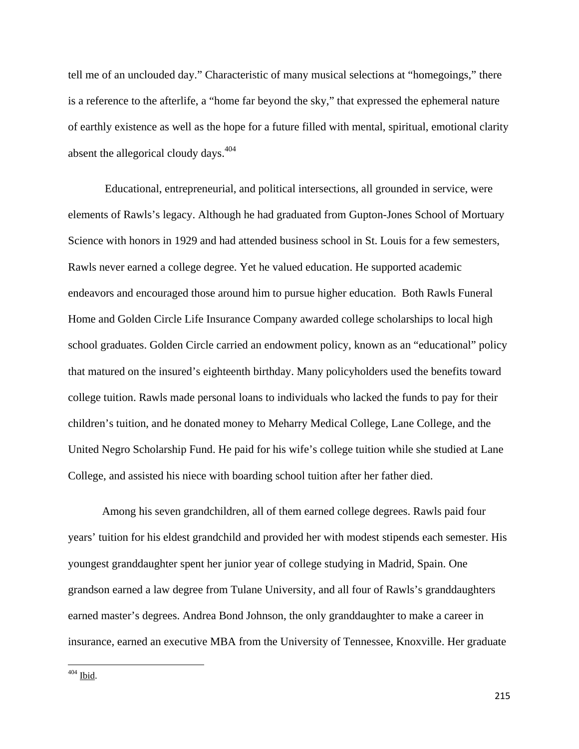tell me of an unclouded day." Characteristic of many musical selections at "homegoings," there is a reference to the afterlife, a "home far beyond the sky," that expressed the ephemeral nature of earthly existence as well as the hope for a future filled with mental, spiritual, emotional clarity absent the allegorical cloudy days.[404]

Educational, entrepreneurial, and political intersections, all grounded in service, were elements of Rawls's legacy. Although he had graduated from Gupton-Jones School of Mortuary Science with honors in 1929 and had attended business school in St. Louis for a few semesters, Rawls never earned a college degree. Yet he valued education. He supported academic endeavors and encouraged those around him to pursue higher education. Both Rawls Funeral Home and Golden Circle Life Insurance Company awarded college scholarships to local high school graduates. Golden Circle carried an endowment policy, known as an "educational" policy that matured on the insured's eighteenth birthday. Many policyholders used the benefits toward college tuition. Rawls made personal loans to individuals who lacked the funds to pay for their children's tuition, and he donated money to Meharry Medical College, Lane College, and the United Negro Scholarship Fund. He paid for his wife's college tuition while she studied at Lane College, and assisted his niece with boarding school tuition after her father died.

Among his seven grandchildren, all of them earned college degrees. Rawls paid four years' tuition for his eldest grandchild and provided her with modest stipends each semester. His youngest granddaughter spent her junior year of college studying in Madrid, Spain. One grandson earned a law degree from Tulane University, and all four of Rawls's granddaughters earned master's degrees. Andrea Bond Johnson, the only granddaughter to make a career in insurance, earned an executive MBA from the University of Tennessee, Knoxville. Her graduate

---

[404] Ibid.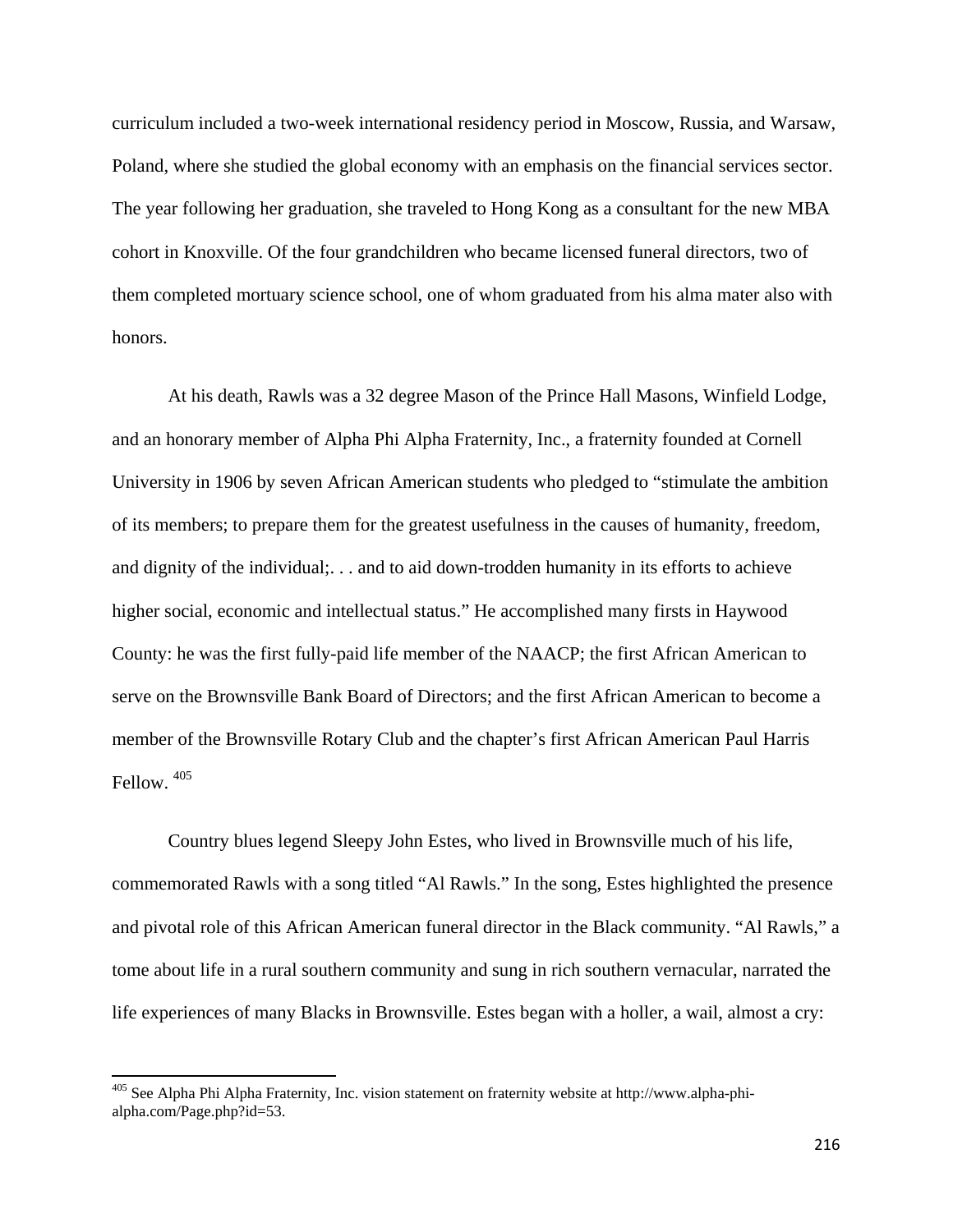curriculum included a two-week international residency period in Moscow, Russia, and Warsaw, Poland, where she studied the global economy with an emphasis on the financial services sector. The year following her graduation, she traveled to Hong Kong as a consultant for the new MBA cohort in Knoxville. Of the four grandchildren who became licensed funeral directors, two of them completed mortuary science school, one of whom graduated from his alma mater also with honors.

At his death, Rawls was a 32 degree Mason of the Prince Hall Masons, Winfield Lodge, and an honorary member of Alpha Phi Alpha Fraternity, Inc., a fraternity founded at Cornell University in 1906 by seven African American students who pledged to "stimulate the ambition of its members; to prepare them for the greatest usefulness in the causes of humanity, freedom, and dignity of the individual;. . . and to aid down-trodden humanity in its efforts to achieve higher social, economic and intellectual status." He accomplished many firsts in Haywood County: he was the first fully-paid life member of the NAACP; the first African American to serve on the Brownsville Bank Board of Directors; and the first African American to become a member of the Brownsville Rotary Club and the chapter's first African American Paul Harris Fellow. [405]

Country blues legend Sleepy John Estes, who lived in Brownsville much of his life, commemorated Rawls with a song titled "Al Rawls." In the song, Estes highlighted the presence and pivotal role of this African American funeral director in the Black community. "Al Rawls," a tome about life in a rural southern community and sung in rich southern vernacular, narrated the life experiences of many Blacks in Brownsville. Estes began with a holler, a wail, almost a cry:

---

[405] See Alpha Phi Alpha Fraternity, Inc. vision statement on fraternity website at http://www.alpha-phi-alpha.com/Page.php?id=53.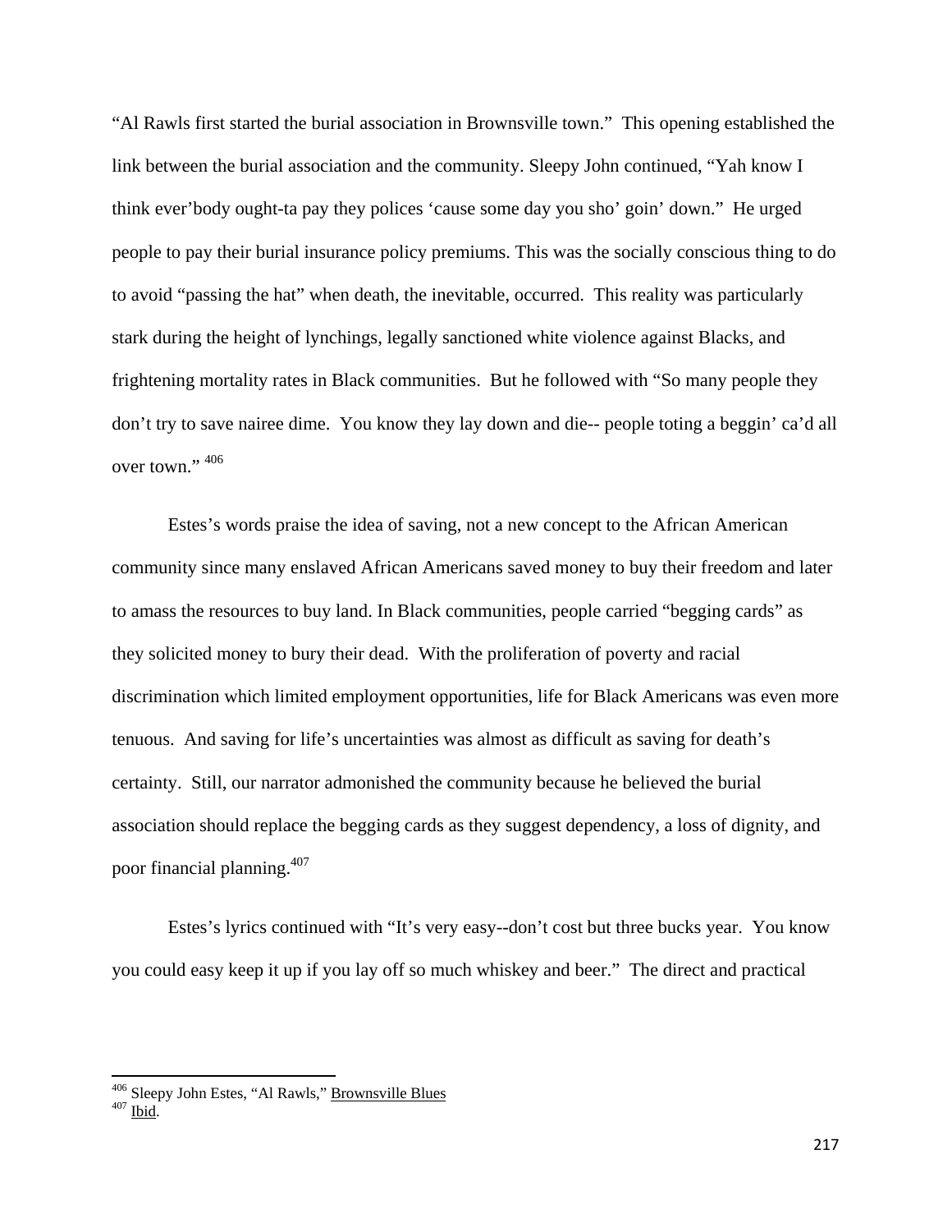"Al Rawls first started the burial association in Brownsville town." This opening established the link between the burial association and the community. Sleepy John continued, "Yah know I think ever'body ought-ta pay they polices 'cause some day you sho' goin' down." He urged people to pay their burial insurance policy premiums. This was the socially conscious thing to do to avoid "passing the hat" when death, the inevitable, occurred. This reality was particularly stark during the height of lynchings, legally sanctioned white violence against Blacks, and frightening mortality rates in Black communities. But he followed with "So many people they don't try to save nairee dime. You know they lay down and die-- people toting a beggin' ca'd all over town." [406]

Estes's words praise the idea of saving, not a new concept to the African American community since many enslaved African Americans saved money to buy their freedom and later to amass the resources to buy land. In Black communities, people carried "begging cards" as they solicited money to bury their dead. With the proliferation of poverty and racial discrimination which limited employment opportunities, life for Black Americans was even more tenuous. And saving for life's uncertainties was almost as difficult as saving for death's certainty. Still, our narrator admonished the community because he believed the burial association should replace the begging cards as they suggest dependency, a loss of dignity, and poor financial planning.[407]

Estes's lyrics continued with "It's very easy--don't cost but three bucks year. You know you could easy keep it up if you lay off so much whiskey and beer." The direct and practical

---

[406] Sleepy John Estes, "Al Rawls," Brownsville Blues

[407] Ibid.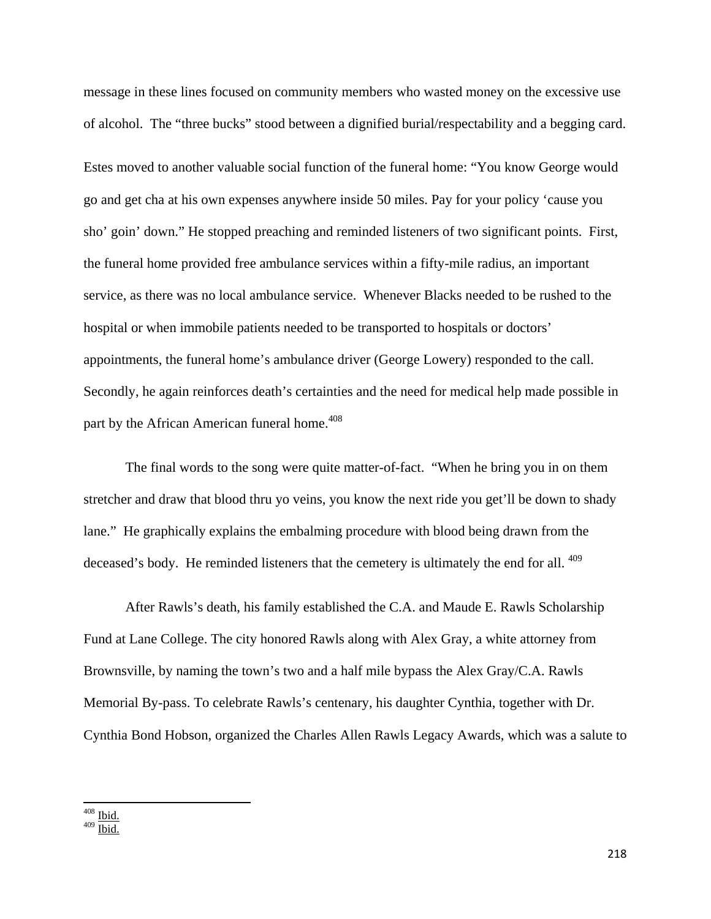message in these lines focused on community members who wasted money on the excessive use of alcohol. The "three bucks" stood between a dignified burial/respectability and a begging card.

Estes moved to another valuable social function of the funeral home: "You know George would go and get cha at his own expenses anywhere inside 50 miles. Pay for your policy 'cause you sho' goin' down." He stopped preaching and reminded listeners of two significant points. First, the funeral home provided free ambulance services within a fifty-mile radius, an important service, as there was no local ambulance service. Whenever Blacks needed to be rushed to the hospital or when immobile patients needed to be transported to hospitals or doctors' appointments, the funeral home's ambulance driver (George Lowery) responded to the call. Secondly, he again reinforces death's certainties and the need for medical help made possible in part by the African American funeral home.[408]

The final words to the song were quite matter-of-fact. "When he bring you in on them stretcher and draw that blood thru yo veins, you know the next ride you get'll be down to shady lane." He graphically explains the embalming procedure with blood being drawn from the deceased's body. He reminded listeners that the cemetery is ultimately the end for all. [409]

After Rawls's death, his family established the C.A. and Maude E. Rawls Scholarship Fund at Lane College. The city honored Rawls along with Alex Gray, a white attorney from Brownsville, by naming the town's two and a half mile bypass the Alex Gray/C.A. Rawls Memorial By-pass. To celebrate Rawls's centenary, his daughter Cynthia, together with Dr. Cynthia Bond Hobson, organized the Charles Allen Rawls Legacy Awards, which was a salute to

---

[408] Ibid.
[409] Ibid.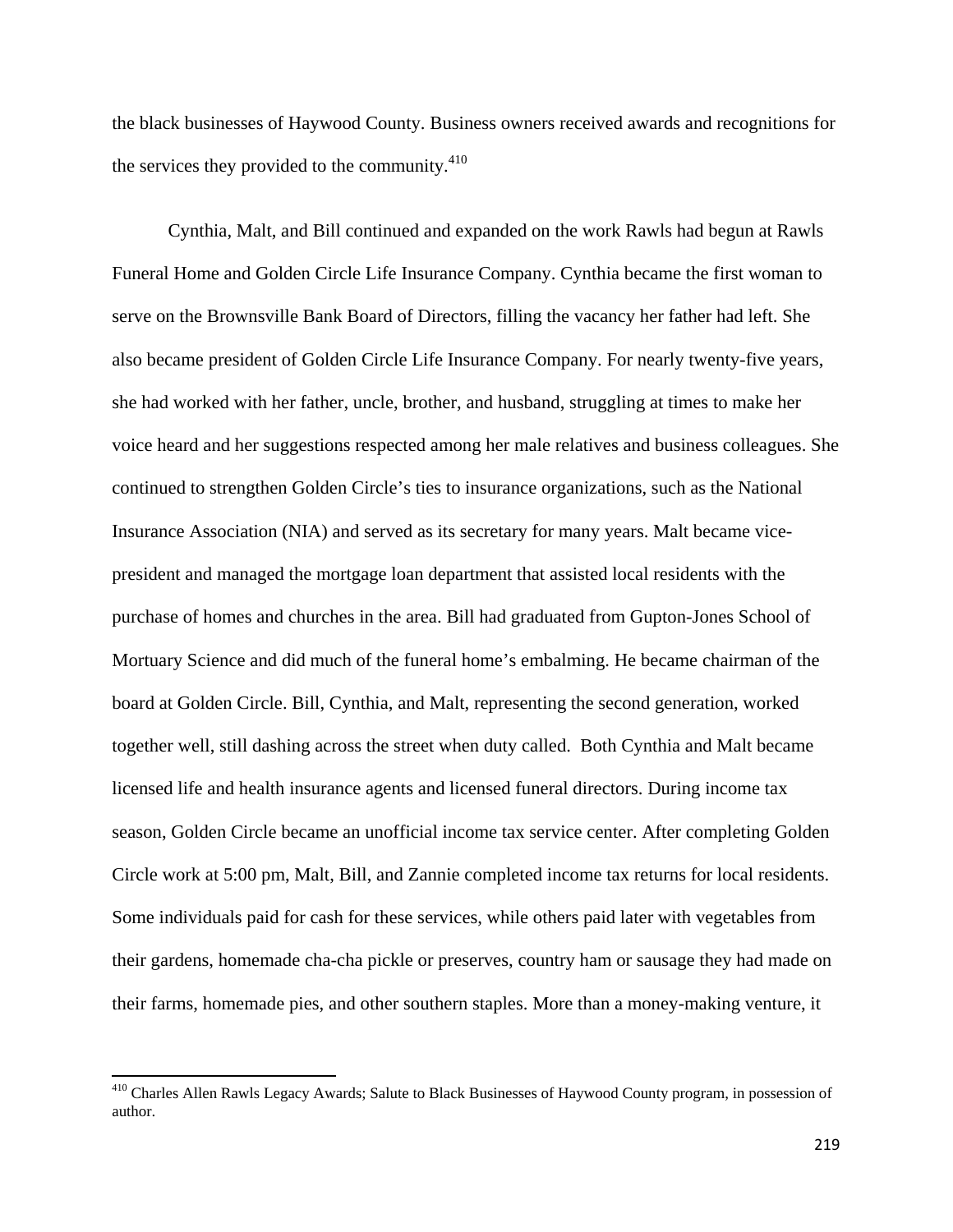the black businesses of Haywood County. Business owners received awards and recognitions for the services they provided to the community.[410]

Cynthia, Malt, and Bill continued and expanded on the work Rawls had begun at Rawls Funeral Home and Golden Circle Life Insurance Company. Cynthia became the first woman to serve on the Brownsville Bank Board of Directors, filling the vacancy her father had left. She also became president of Golden Circle Life Insurance Company. For nearly twenty-five years, she had worked with her father, uncle, brother, and husband, struggling at times to make her voice heard and her suggestions respected among her male relatives and business colleagues. She continued to strengthen Golden Circle's ties to insurance organizations, such as the National Insurance Association (NIA) and served as its secretary for many years. Malt became vice-president and managed the mortgage loan department that assisted local residents with the purchase of homes and churches in the area. Bill had graduated from Gupton-Jones School of Mortuary Science and did much of the funeral home's embalming. He became chairman of the board at Golden Circle. Bill, Cynthia, and Malt, representing the second generation, worked together well, still dashing across the street when duty called. Both Cynthia and Malt became licensed life and health insurance agents and licensed funeral directors. During income tax season, Golden Circle became an unofficial income tax service center. After completing Golden Circle work at 5:00 pm, Malt, Bill, and Zannie completed income tax returns for local residents. Some individuals paid for cash for these services, while others paid later with vegetables from their gardens, homemade cha-cha pickle or preserves, country ham or sausage they had made on their farms, homemade pies, and other southern staples. More than a money-making venture, it

[410] Charles Allen Rawls Legacy Awards; Salute to Black Businesses of Haywood County program, in possession of author.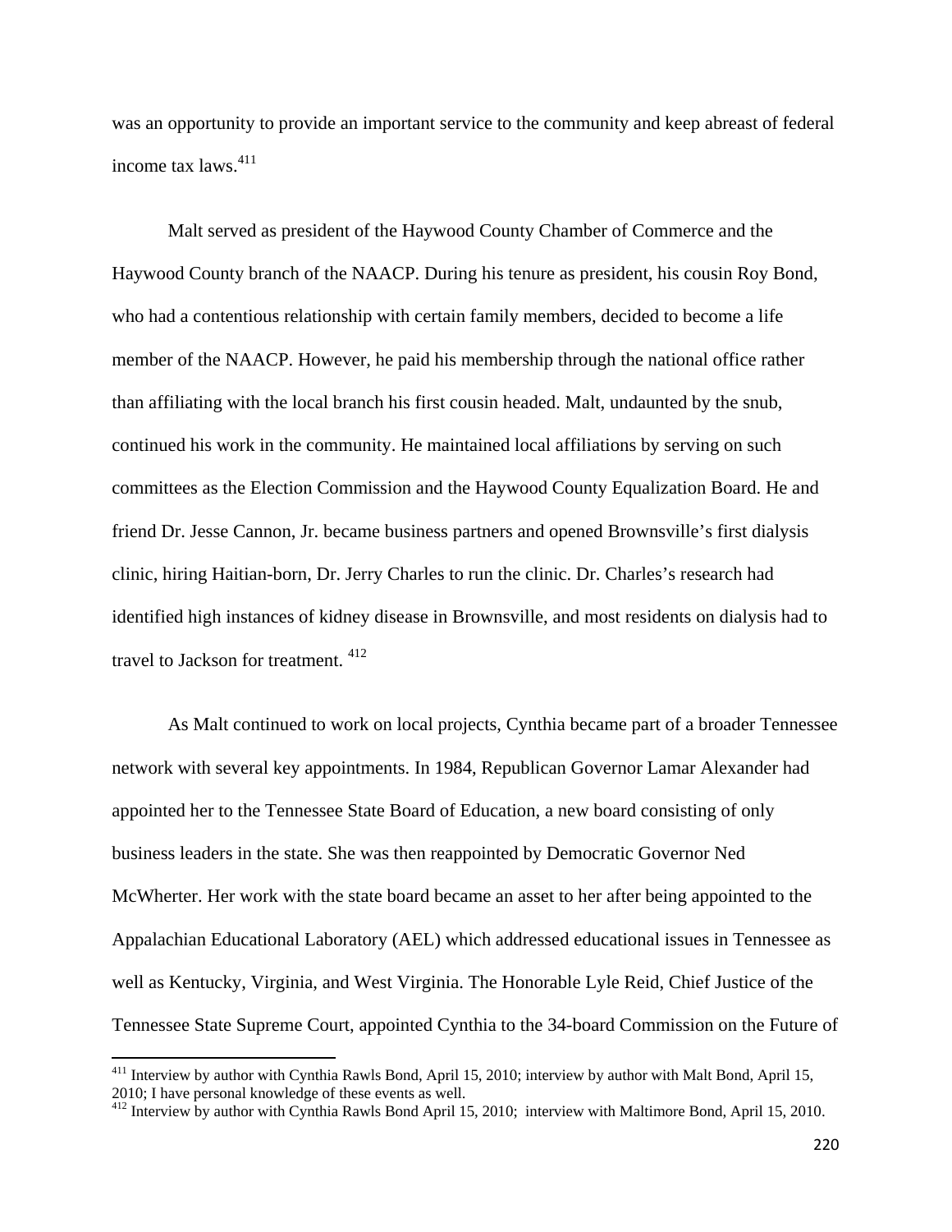was an opportunity to provide an important service to the community and keep abreast of federal income tax laws.[411]

Malt served as president of the Haywood County Chamber of Commerce and the Haywood County branch of the NAACP. During his tenure as president, his cousin Roy Bond, who had a contentious relationship with certain family members, decided to become a life member of the NAACP. However, he paid his membership through the national office rather than affiliating with the local branch his first cousin headed. Malt, undaunted by the snub, continued his work in the community. He maintained local affiliations by serving on such committees as the Election Commission and the Haywood County Equalization Board. He and friend Dr. Jesse Cannon, Jr. became business partners and opened Brownsville's first dialysis clinic, hiring Haitian-born, Dr. Jerry Charles to run the clinic. Dr. Charles's research had identified high instances of kidney disease in Brownsville, and most residents on dialysis had to travel to Jackson for treatment. [412]

As Malt continued to work on local projects, Cynthia became part of a broader Tennessee network with several key appointments. In 1984, Republican Governor Lamar Alexander had appointed her to the Tennessee State Board of Education, a new board consisting of only business leaders in the state. She was then reappointed by Democratic Governor Ned McWherter. Her work with the state board became an asset to her after being appointed to the Appalachian Educational Laboratory (AEL) which addressed educational issues in Tennessee as well as Kentucky, Virginia, and West Virginia. The Honorable Lyle Reid, Chief Justice of the Tennessee State Supreme Court, appointed Cynthia to the 34-board Commission on the Future of

---

[411] Interview by author with Cynthia Rawls Bond, April 15, 2010; interview by author with Malt Bond, April 15, 2010; I have personal knowledge of these events as well.

[412] Interview by author with Cynthia Rawls Bond April 15, 2010; interview with Maltimore Bond, April 15, 2010.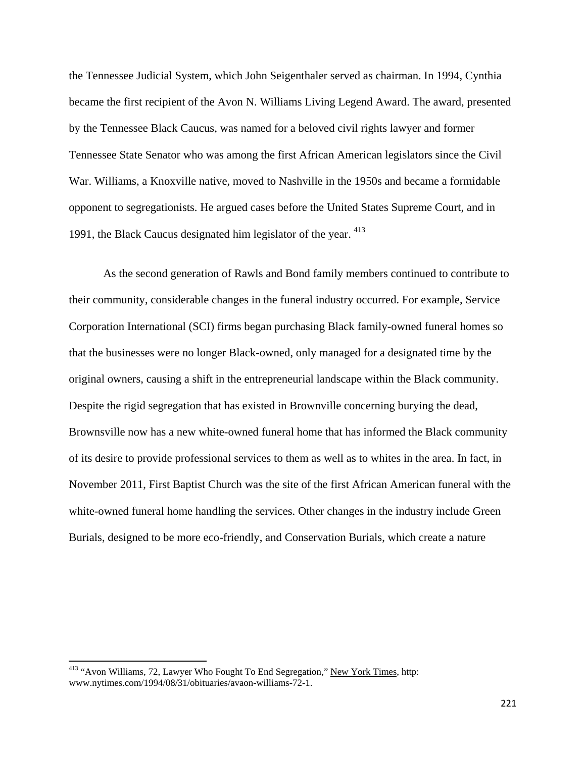the Tennessee Judicial System, which John Seigenthaler served as chairman. In 1994, Cynthia became the first recipient of the Avon N. Williams Living Legend Award. The award, presented by the Tennessee Black Caucus, was named for a beloved civil rights lawyer and former Tennessee State Senator who was among the first African American legislators since the Civil War. Williams, a Knoxville native, moved to Nashville in the 1950s and became a formidable opponent to segregationists. He argued cases before the United States Supreme Court, and in 1991, the Black Caucus designated him legislator of the year. [413]

As the second generation of Rawls and Bond family members continued to contribute to their community, considerable changes in the funeral industry occurred. For example, Service Corporation International (SCI) firms began purchasing Black family-owned funeral homes so that the businesses were no longer Black-owned, only managed for a designated time by the original owners, causing a shift in the entrepreneurial landscape within the Black community. Despite the rigid segregation that has existed in Brownville concerning burying the dead, Brownsville now has a new white-owned funeral home that has informed the Black community of its desire to provide professional services to them as well as to whites in the area. In fact, in November 2011, First Baptist Church was the site of the first African American funeral with the white-owned funeral home handling the services. Other changes in the industry include Green Burials, designed to be more eco-friendly, and Conservation Burials, which create a nature

---

[413] "Avon Williams, 72, Lawyer Who Fought To End Segregation," New York Times, http: www.nytimes.com/1994/08/31/obituaries/avaon-williams-72-1.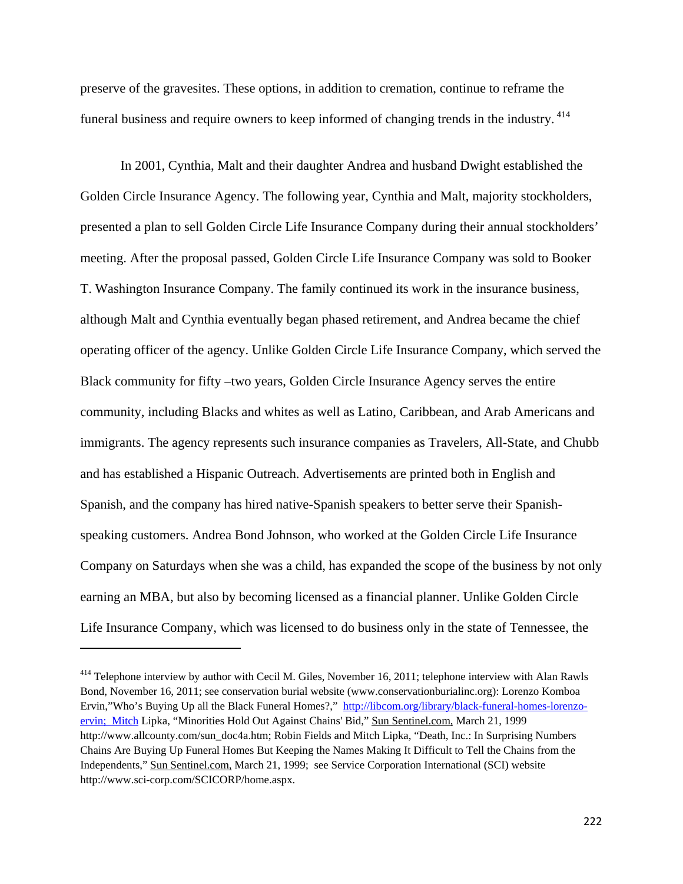preserve of the gravesites. These options, in addition to cremation, continue to reframe the funeral business and require owners to keep informed of changing trends in the industry.[414]

In 2001, Cynthia, Malt and their daughter Andrea and husband Dwight established the Golden Circle Insurance Agency. The following year, Cynthia and Malt, majority stockholders, presented a plan to sell Golden Circle Life Insurance Company during their annual stockholders' meeting. After the proposal passed, Golden Circle Life Insurance Company was sold to Booker T. Washington Insurance Company. The family continued its work in the insurance business, although Malt and Cynthia eventually began phased retirement, and Andrea became the chief operating officer of the agency. Unlike Golden Circle Life Insurance Company, which served the Black community for fifty –two years, Golden Circle Insurance Agency serves the entire community, including Blacks and whites as well as Latino, Caribbean, and Arab Americans and immigrants. The agency represents such insurance companies as Travelers, All-State, and Chubb and has established a Hispanic Outreach. Advertisements are printed both in English and Spanish, and the company has hired native-Spanish speakers to better serve their Spanish-speaking customers. Andrea Bond Johnson, who worked at the Golden Circle Life Insurance Company on Saturdays when she was a child, has expanded the scope of the business by not only earning an MBA, but also by becoming licensed as a financial planner. Unlike Golden Circle Life Insurance Company, which was licensed to do business only in the state of Tennessee, the

---

[414] Telephone interview by author with Cecil M. Giles, November 16, 2011; telephone interview with Alan Rawls Bond, November 16, 2011; see conservation burial website (www.conservationburialinc.org): Lorenzo Komboa Ervin,"Who's Buying Up all the Black Funeral Homes?," http://libcom.org/library/black-funeral-homes-lorenzo-ervin; Mitch Lipka, "Minorities Hold Out Against Chains' Bid," Sun Sentinel.com, March 21, 1999 http://www.allcounty.com/sun_doc4a.htm; Robin Fields and Mitch Lipka, "Death, Inc.: In Surprising Numbers Chains Are Buying Up Funeral Homes But Keeping the Names Making It Difficult to Tell the Chains from the Independents," Sun Sentinel.com, March 21, 1999; see Service Corporation International (SCI) website http://www.sci-corp.com/SCICORP/home.aspx.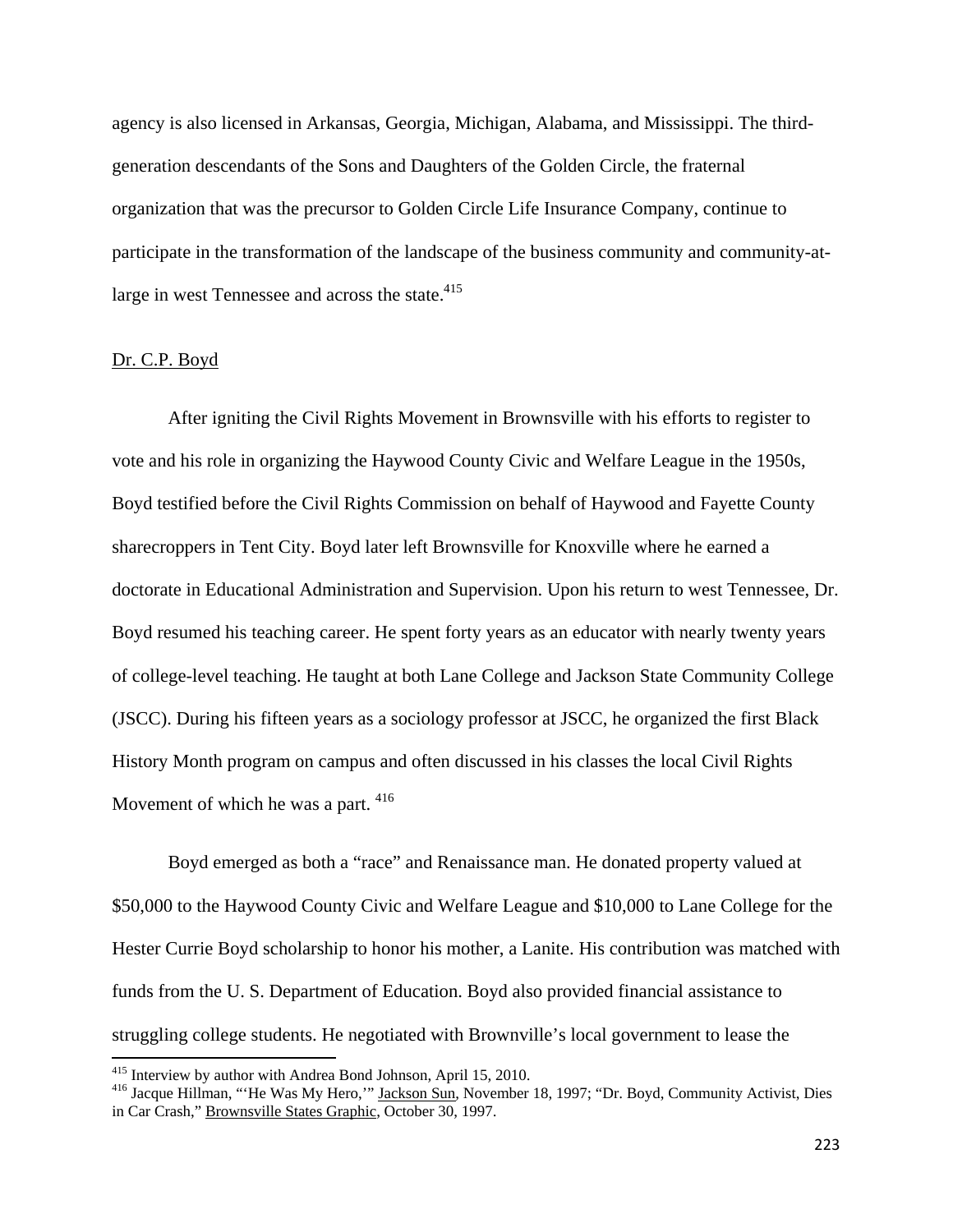agency is also licensed in Arkansas, Georgia, Michigan, Alabama, and Mississippi. The third-generation descendants of the Sons and Daughters of the Golden Circle, the fraternal organization that was the precursor to Golden Circle Life Insurance Company, continue to participate in the transformation of the landscape of the business community and community-at-large in west Tennessee and across the state.[415]

Dr. C.P. Boyd

After igniting the Civil Rights Movement in Brownsville with his efforts to register to vote and his role in organizing the Haywood County Civic and Welfare League in the 1950s, Boyd testified before the Civil Rights Commission on behalf of Haywood and Fayette County sharecroppers in Tent City. Boyd later left Brownsville for Knoxville where he earned a doctorate in Educational Administration and Supervision. Upon his return to west Tennessee, Dr. Boyd resumed his teaching career. He spent forty years as an educator with nearly twenty years of college-level teaching. He taught at both Lane College and Jackson State Community College (JSCC). During his fifteen years as a sociology professor at JSCC, he organized the first Black History Month program on campus and often discussed in his classes the local Civil Rights Movement of which he was a part. [416]

Boyd emerged as both a "race" and Renaissance man. He donated property valued at $50,000 to the Haywood County Civic and Welfare League and $10,000 to Lane College for the Hester Currie Boyd scholarship to honor his mother, a Lanite. His contribution was matched with funds from the U. S. Department of Education. Boyd also provided financial assistance to struggling college students. He negotiated with Brownville's local government to lease the

---

[415] Interview by author with Andrea Bond Johnson, April 15, 2010.

[416] Jacque Hillman, "'He Was My Hero,'" Jackson Sun, November 18, 1997; "Dr. Boyd, Community Activist, Dies in Car Crash," Brownsville States Graphic, October 30, 1997.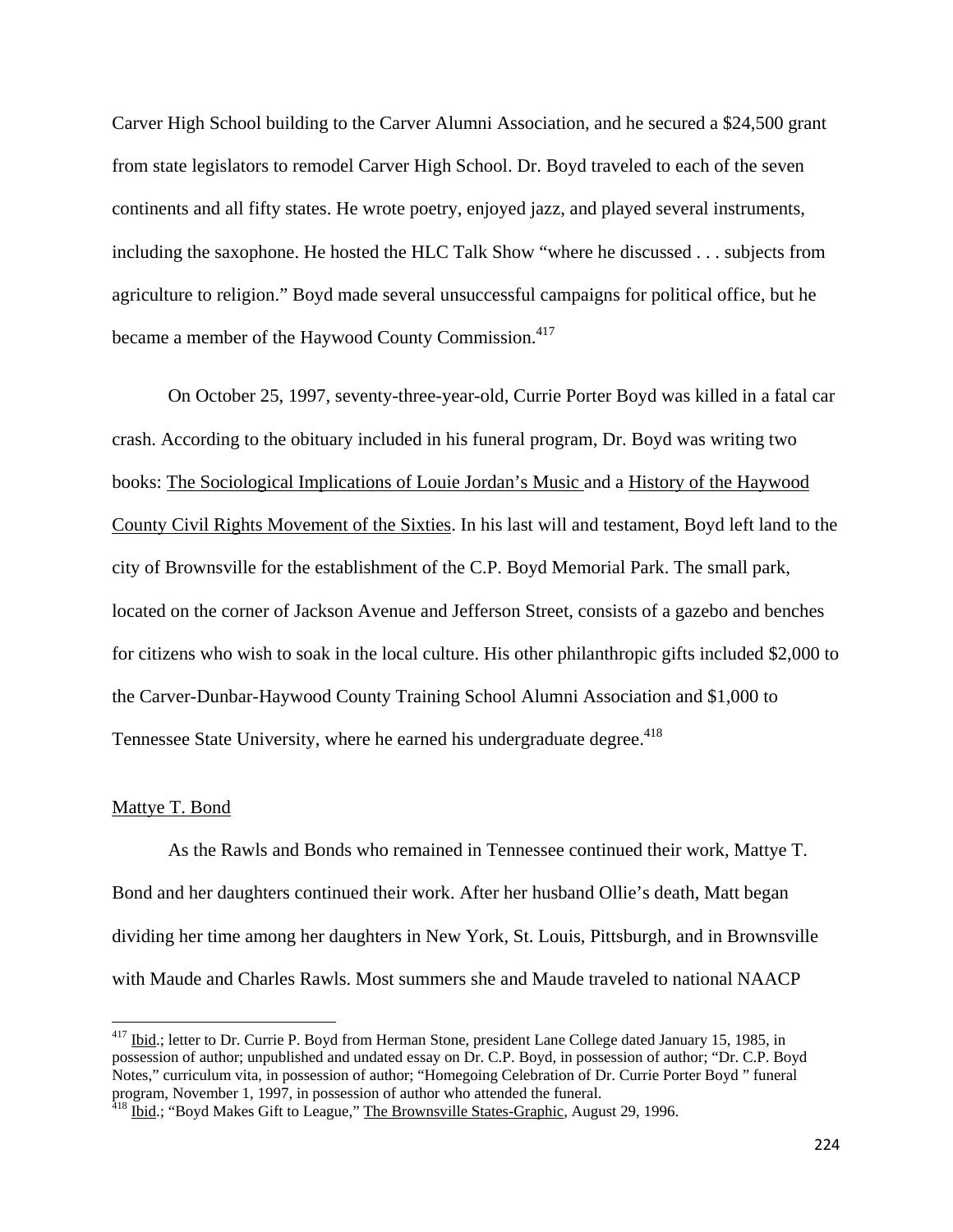Carver High School building to the Carver Alumni Association, and he secured a $24,500 grant from state legislators to remodel Carver High School. Dr. Boyd traveled to each of the seven continents and all fifty states. He wrote poetry, enjoyed jazz, and played several instruments, including the saxophone. He hosted the HLC Talk Show "where he discussed . . . subjects from agriculture to religion." Boyd made several unsuccessful campaigns for political office, but he became a member of the Haywood County Commission.[417]

On October 25, 1997, seventy-three-year-old, Currie Porter Boyd was killed in a fatal car crash. According to the obituary included in his funeral program, Dr. Boyd was writing two books: The Sociological Implications of Louie Jordan's Music and a History of the Haywood County Civil Rights Movement of the Sixties. In his last will and testament, Boyd left land to the city of Brownsville for the establishment of the C.P. Boyd Memorial Park. The small park, located on the corner of Jackson Avenue and Jefferson Street, consists of a gazebo and benches for citizens who wish to soak in the local culture. His other philanthropic gifts included $2,000 to the Carver-Dunbar-Haywood County Training School Alumni Association and $1,000 to Tennessee State University, where he earned his undergraduate degree.[418]

## Mattye T. Bond

As the Rawls and Bonds who remained in Tennessee continued their work, Mattye T. Bond and her daughters continued their work. After her husband Ollie's death, Matt began dividing her time among her daughters in New York, St. Louis, Pittsburgh, and in Brownsville with Maude and Charles Rawls. Most summers she and Maude traveled to national NAACP

---

[417] Ibid.; letter to Dr. Currie P. Boyd from Herman Stone, president Lane College dated January 15, 1985, in possession of author; unpublished and undated essay on Dr. C.P. Boyd, in possession of author; "Dr. C.P. Boyd Notes," curriculum vita, in possession of author; "Homegoing Celebration of Dr. Currie Porter Boyd " funeral program, November 1, 1997, in possession of author who attended the funeral.

[418] Ibid.; "Boyd Makes Gift to League," The Brownsville States-Graphic, August 29, 1996.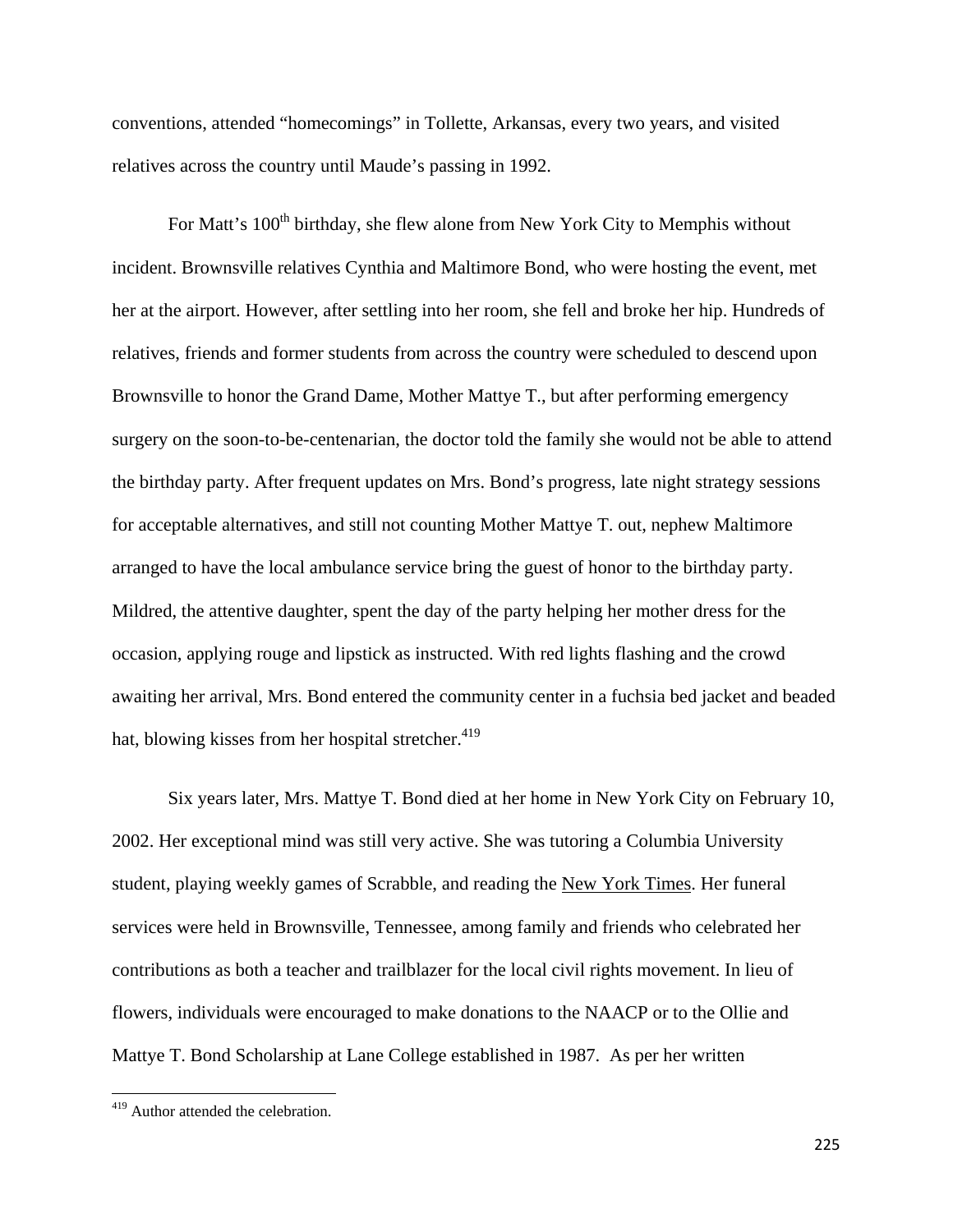conventions, attended "homecomings" in Tollette, Arkansas, every two years, and visited relatives across the country until Maude's passing in 1992.

For Matt's 100th birthday, she flew alone from New York City to Memphis without incident. Brownsville relatives Cynthia and Maltimore Bond, who were hosting the event, met her at the airport. However, after settling into her room, she fell and broke her hip. Hundreds of relatives, friends and former students from across the country were scheduled to descend upon Brownsville to honor the Grand Dame, Mother Mattye T., but after performing emergency surgery on the soon-to-be-centenarian, the doctor told the family she would not be able to attend the birthday party. After frequent updates on Mrs. Bond's progress, late night strategy sessions for acceptable alternatives, and still not counting Mother Mattye T. out, nephew Maltimore arranged to have the local ambulance service bring the guest of honor to the birthday party. Mildred, the attentive daughter, spent the day of the party helping her mother dress for the occasion, applying rouge and lipstick as instructed. With red lights flashing and the crowd awaiting her arrival, Mrs. Bond entered the community center in a fuchsia bed jacket and beaded hat, blowing kisses from her hospital stretcher.[419]

Six years later, Mrs. Mattye T. Bond died at her home in New York City on February 10, 2002. Her exceptional mind was still very active. She was tutoring a Columbia University student, playing weekly games of Scrabble, and reading the New York Times. Her funeral services were held in Brownsville, Tennessee, among family and friends who celebrated her contributions as both a teacher and trailblazer for the local civil rights movement. In lieu of flowers, individuals were encouraged to make donations to the NAACP or to the Ollie and Mattye T. Bond Scholarship at Lane College established in 1987. As per her written

[419] Author attended the celebration.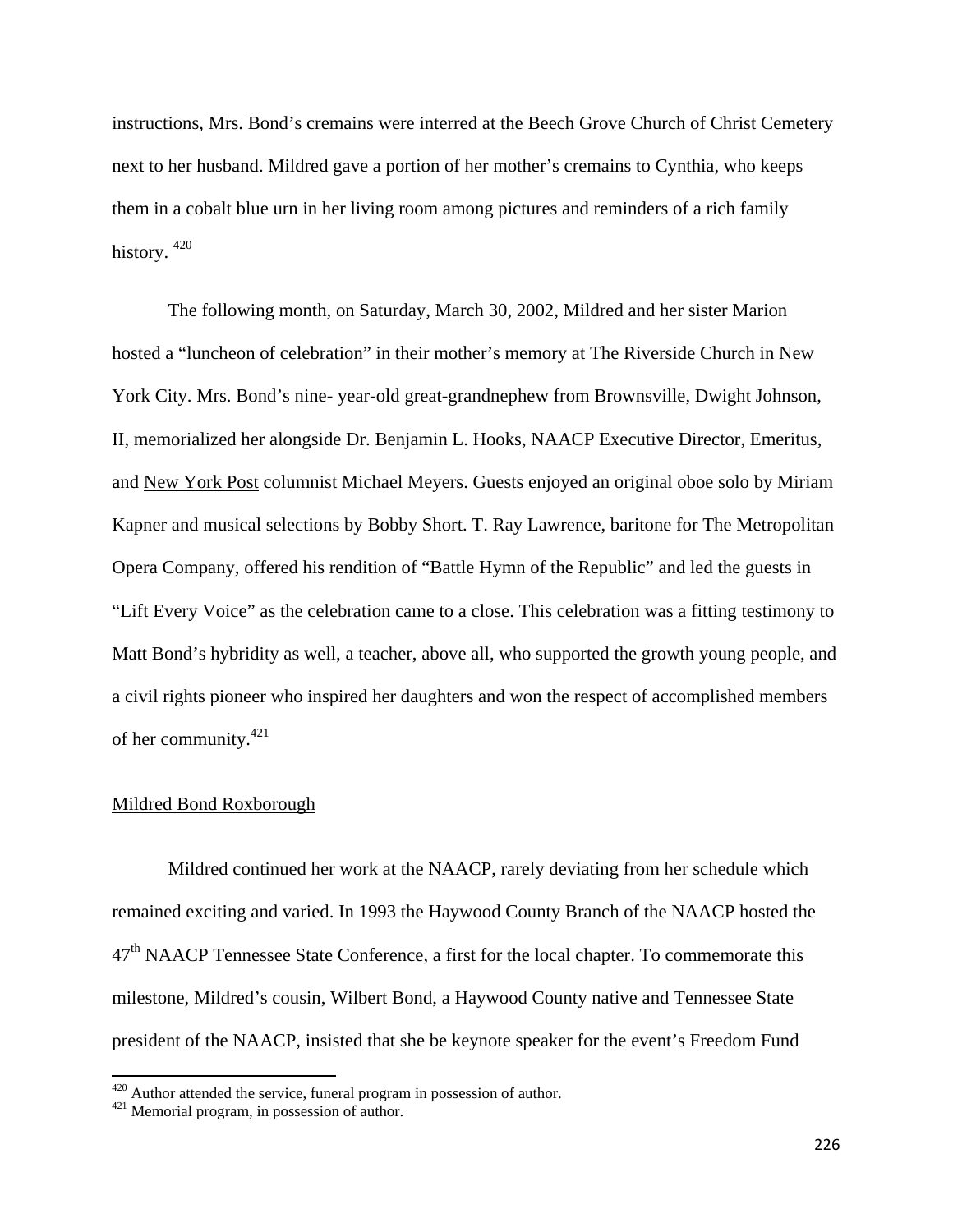instructions, Mrs. Bond's cremains were interred at the Beech Grove Church of Christ Cemetery next to her husband. Mildred gave a portion of her mother's cremains to Cynthia, who keeps them in a cobalt blue urn in her living room among pictures and reminders of a rich family history. [420]

The following month, on Saturday, March 30, 2002, Mildred and her sister Marion hosted a "luncheon of celebration" in their mother's memory at The Riverside Church in New York City. Mrs. Bond's nine- year-old great-grandnephew from Brownsville, Dwight Johnson, II, memorialized her alongside Dr. Benjamin L. Hooks, NAACP Executive Director, Emeritus, and New York Post columnist Michael Meyers. Guests enjoyed an original oboe solo by Miriam Kapner and musical selections by Bobby Short. T. Ray Lawrence, baritone for The Metropolitan Opera Company, offered his rendition of "Battle Hymn of the Republic" and led the guests in "Lift Every Voice" as the celebration came to a close. This celebration was a fitting testimony to Matt Bond's hybridity as well, a teacher, above all, who supported the growth young people, and a civil rights pioneer who inspired her daughters and won the respect of accomplished members of her community.[421]

## Mildred Bond Roxborough

Mildred continued her work at the NAACP, rarely deviating from her schedule which remained exciting and varied. In 1993 the Haywood County Branch of the NAACP hosted the 47th NAACP Tennessee State Conference, a first for the local chapter. To commemorate this milestone, Mildred's cousin, Wilbert Bond, a Haywood County native and Tennessee State president of the NAACP, insisted that she be keynote speaker for the event's Freedom Fund

---

[420] Author attended the service, funeral program in possession of author.

[421] Memorial program, in possession of author.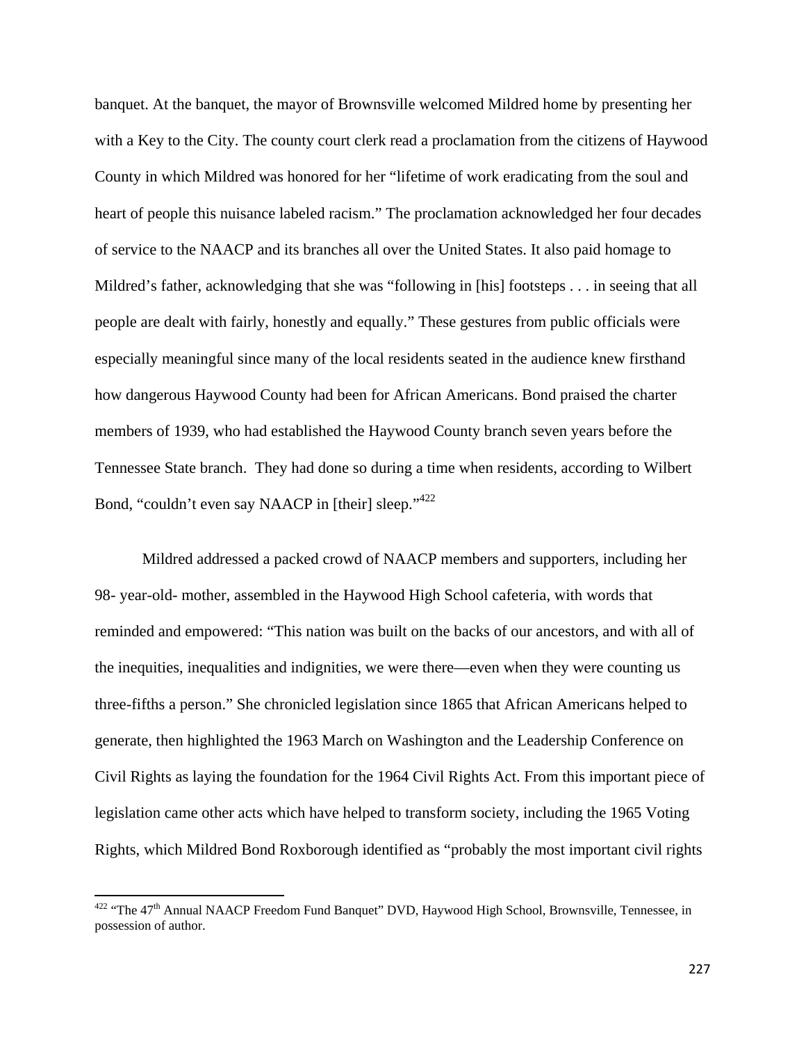banquet. At the banquet, the mayor of Brownsville welcomed Mildred home by presenting her with a Key to the City. The county court clerk read a proclamation from the citizens of Haywood County in which Mildred was honored for her "lifetime of work eradicating from the soul and heart of people this nuisance labeled racism." The proclamation acknowledged her four decades of service to the NAACP and its branches all over the United States. It also paid homage to Mildred's father, acknowledging that she was "following in [his] footsteps . . . in seeing that all people are dealt with fairly, honestly and equally." These gestures from public officials were especially meaningful since many of the local residents seated in the audience knew firsthand how dangerous Haywood County had been for African Americans. Bond praised the charter members of 1939, who had established the Haywood County branch seven years before the Tennessee State branch. They had done so during a time when residents, according to Wilbert Bond, "couldn't even say NAACP in [their] sleep."[422]

Mildred addressed a packed crowd of NAACP members and supporters, including her 98- year-old- mother, assembled in the Haywood High School cafeteria, with words that reminded and empowered: "This nation was built on the backs of our ancestors, and with all of the inequities, inequalities and indignities, we were there—even when they were counting us three-fifths a person." She chronicled legislation since 1865 that African Americans helped to generate, then highlighted the 1963 March on Washington and the Leadership Conference on Civil Rights as laying the foundation for the 1964 Civil Rights Act. From this important piece of legislation came other acts which have helped to transform society, including the 1965 Voting Rights, which Mildred Bond Roxborough identified as "probably the most important civil rights

---

[422] "The 47th Annual NAACP Freedom Fund Banquet" DVD, Haywood High School, Brownsville, Tennessee, in possession of author.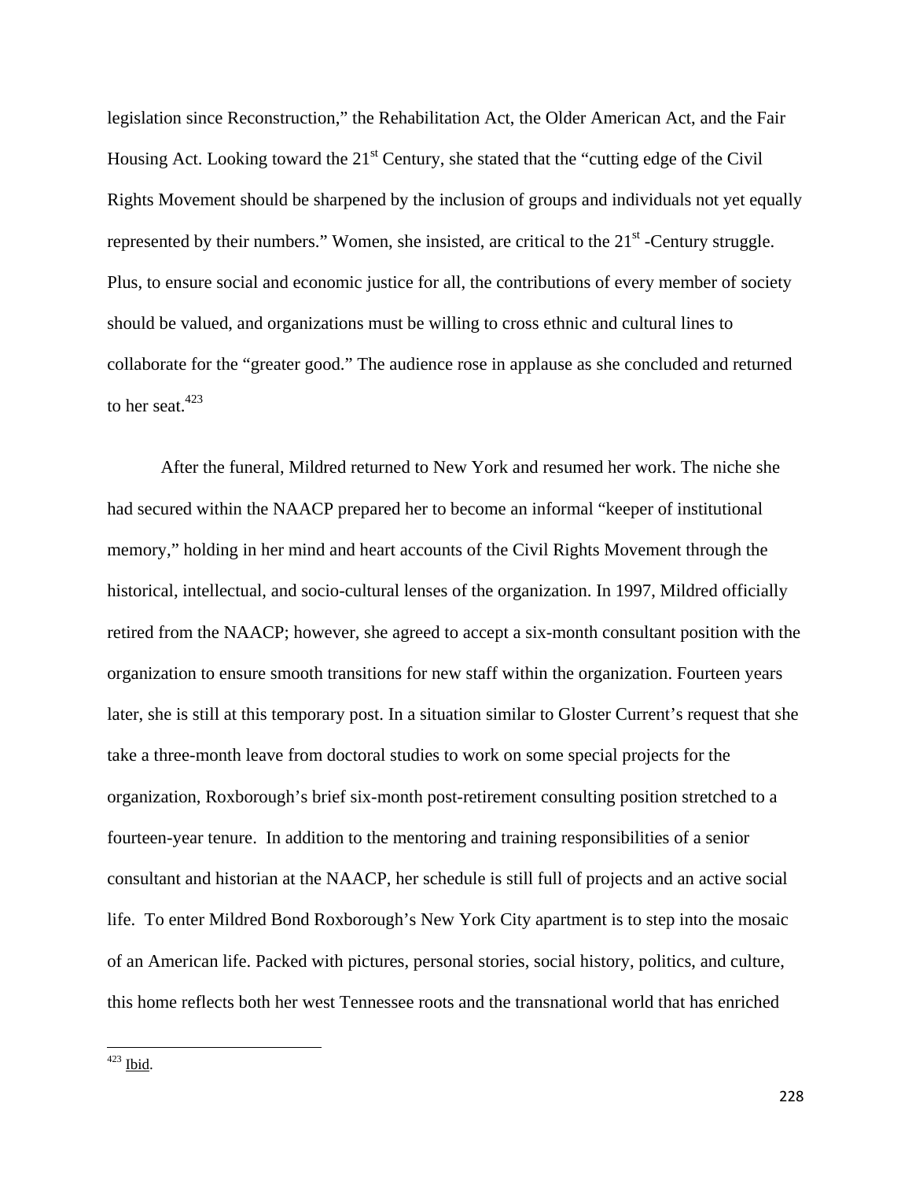legislation since Reconstruction," the Rehabilitation Act, the Older American Act, and the Fair Housing Act. Looking toward the 21st Century, she stated that the "cutting edge of the Civil Rights Movement should be sharpened by the inclusion of groups and individuals not yet equally represented by their numbers." Women, she insisted, are critical to the 21st -Century struggle. Plus, to ensure social and economic justice for all, the contributions of every member of society should be valued, and organizations must be willing to cross ethnic and cultural lines to collaborate for the "greater good." The audience rose in applause as she concluded and returned to her seat.[423]

After the funeral, Mildred returned to New York and resumed her work. The niche she had secured within the NAACP prepared her to become an informal "keeper of institutional memory," holding in her mind and heart accounts of the Civil Rights Movement through the historical, intellectual, and socio-cultural lenses of the organization. In 1997, Mildred officially retired from the NAACP; however, she agreed to accept a six-month consultant position with the organization to ensure smooth transitions for new staff within the organization. Fourteen years later, she is still at this temporary post. In a situation similar to Gloster Current's request that she take a three-month leave from doctoral studies to work on some special projects for the organization, Roxborough's brief six-month post-retirement consulting position stretched to a fourteen-year tenure. In addition to the mentoring and training responsibilities of a senior consultant and historian at the NAACP, her schedule is still full of projects and an active social life. To enter Mildred Bond Roxborough's New York City apartment is to step into the mosaic of an American life. Packed with pictures, personal stories, social history, politics, and culture, this home reflects both her west Tennessee roots and the transnational world that has enriched

---

[423] Ibid.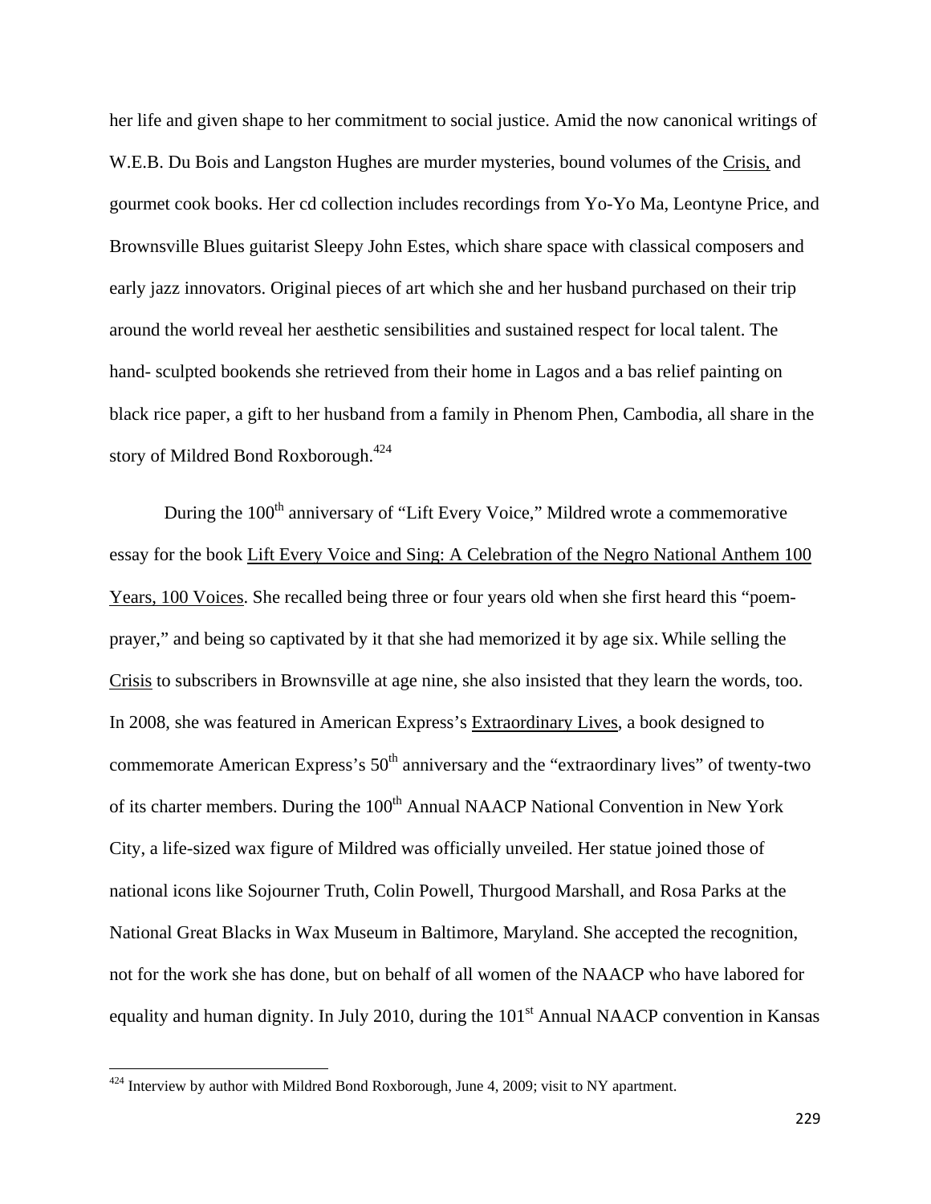her life and given shape to her commitment to social justice. Amid the now canonical writings of W.E.B. Du Bois and Langston Hughes are murder mysteries, bound volumes of the Crisis, and gourmet cook books. Her cd collection includes recordings from Yo-Yo Ma, Leontyne Price, and Brownsville Blues guitarist Sleepy John Estes, which share space with classical composers and early jazz innovators. Original pieces of art which she and her husband purchased on their trip around the world reveal her aesthetic sensibilities and sustained respect for local talent. The hand- sculpted bookends she retrieved from their home in Lagos and a bas relief painting on black rice paper, a gift to her husband from a family in Phenom Phen, Cambodia, all share in the story of Mildred Bond Roxborough.[424]

During the 100th anniversary of "Lift Every Voice," Mildred wrote a commemorative essay for the book Lift Every Voice and Sing: A Celebration of the Negro National Anthem 100 Years, 100 Voices. She recalled being three or four years old when she first heard this "poem-prayer," and being so captivated by it that she had memorized it by age six. While selling the Crisis to subscribers in Brownsville at age nine, she also insisted that they learn the words, too. In 2008, she was featured in American Express's Extraordinary Lives, a book designed to commemorate American Express's 50th anniversary and the "extraordinary lives" of twenty-two of its charter members. During the 100th Annual NAACP National Convention in New York City, a life-sized wax figure of Mildred was officially unveiled. Her statue joined those of national icons like Sojourner Truth, Colin Powell, Thurgood Marshall, and Rosa Parks at the National Great Blacks in Wax Museum in Baltimore, Maryland. She accepted the recognition, not for the work she has done, but on behalf of all women of the NAACP who have labored for equality and human dignity. In July 2010, during the 101st Annual NAACP convention in Kansas

---

[424] Interview by author with Mildred Bond Roxborough, June 4, 2009; visit to NY apartment.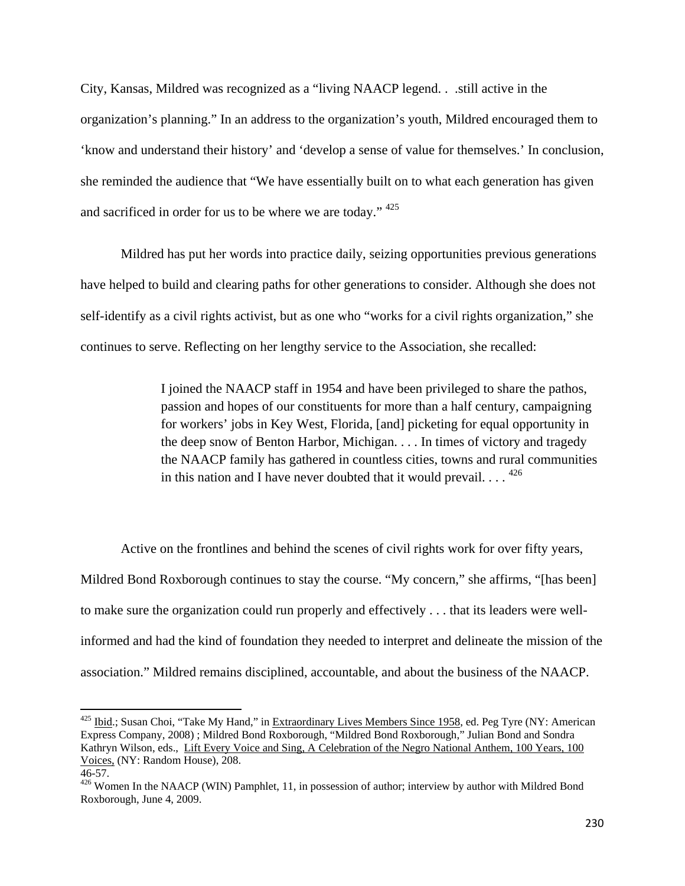City, Kansas, Mildred was recognized as a "living NAACP legend. . .still active in the organization's planning." In an address to the organization's youth, Mildred encouraged them to 'know and understand their history' and 'develop a sense of value for themselves.' In conclusion, she reminded the audience that "We have essentially built on to what each generation has given and sacrificed in order for us to be where we are today." [425]

Mildred has put her words into practice daily, seizing opportunities previous generations have helped to build and clearing paths for other generations to consider. Although she does not self-identify as a civil rights activist, but as one who "works for a civil rights organization," she continues to serve. Reflecting on her lengthy service to the Association, she recalled:

> I joined the NAACP staff in 1954 and have been privileged to share the pathos, passion and hopes of our constituents for more than a half century, campaigning for workers' jobs in Key West, Florida, [and] picketing for equal opportunity in the deep snow of Benton Harbor, Michigan. . . . In times of victory and tragedy the NAACP family has gathered in countless cities, towns and rural communities in this nation and I have never doubted that it would prevail. . . . [426]

Active on the frontlines and behind the scenes of civil rights work for over fifty years, Mildred Bond Roxborough continues to stay the course. "My concern," she affirms, "[has been] to make sure the organization could run properly and effectively . . . that its leaders were well-informed and had the kind of foundation they needed to interpret and delineate the mission of the association." Mildred remains disciplined, accountable, and about the business of the NAACP.

---

[425] Ibid.; Susan Choi, "Take My Hand," in Extraordinary Lives Members Since 1958, ed. Peg Tyre (NY: American Express Company, 2008) ; Mildred Bond Roxborough, "Mildred Bond Roxborough," Julian Bond and Sondra Kathryn Wilson, eds., Lift Every Voice and Sing, A Celebration of the Negro National Anthem, 100 Years, 100 Voices, (NY: Random House), 208.
46-57.

[426] Women In the NAACP (WIN) Pamphlet, 11, in possession of author; interview by author with Mildred Bond Roxborough, June 4, 2009.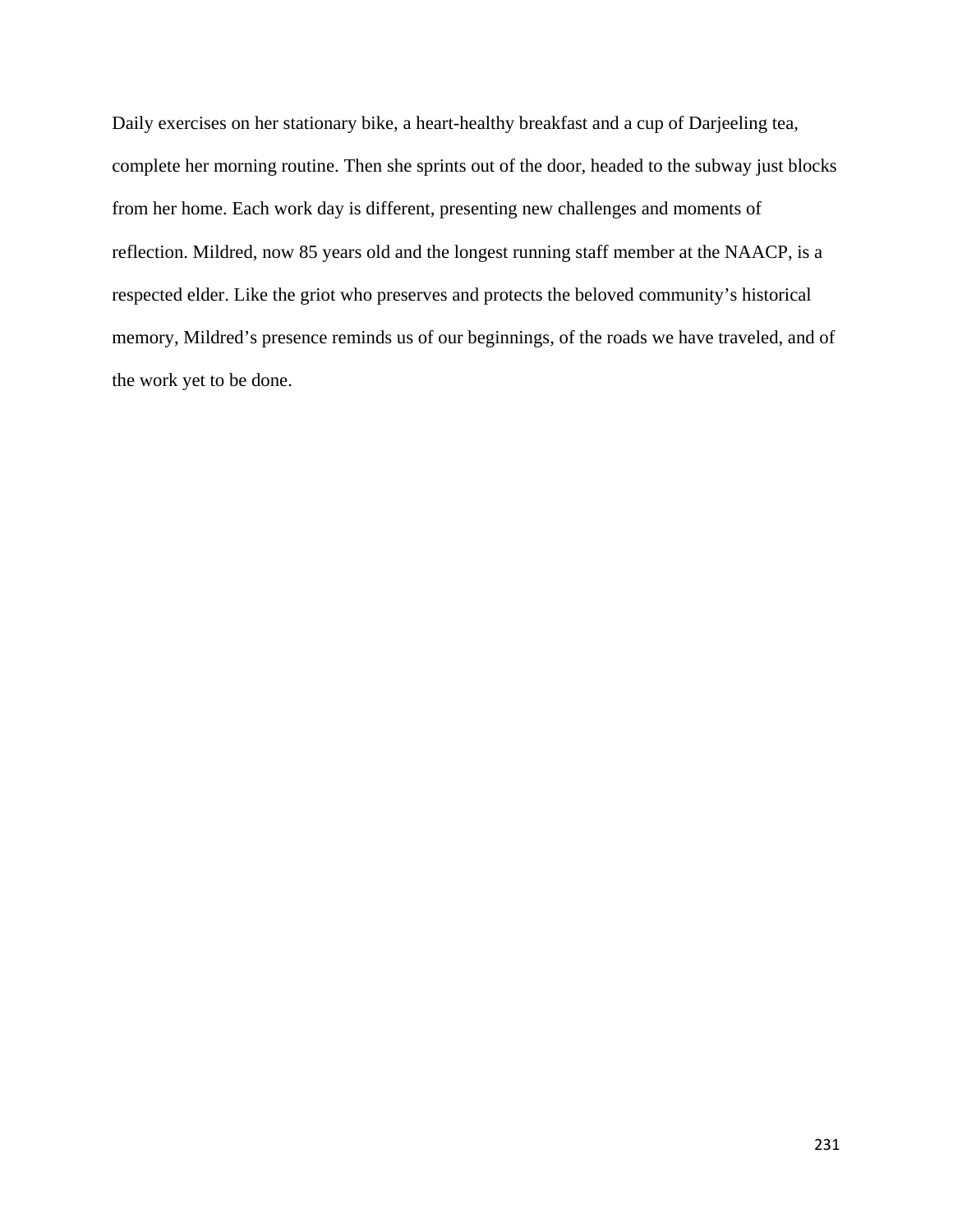Daily exercises on her stationary bike, a heart-healthy breakfast and a cup of Darjeeling tea, complete her morning routine. Then she sprints out of the door, headed to the subway just blocks from her home. Each work day is different, presenting new challenges and moments of reflection. Mildred, now 85 years old and the longest running staff member at the NAACP, is a respected elder. Like the griot who preserves and protects the beloved community's historical memory, Mildred's presence reminds us of our beginnings, of the roads we have traveled, and of the work yet to be done.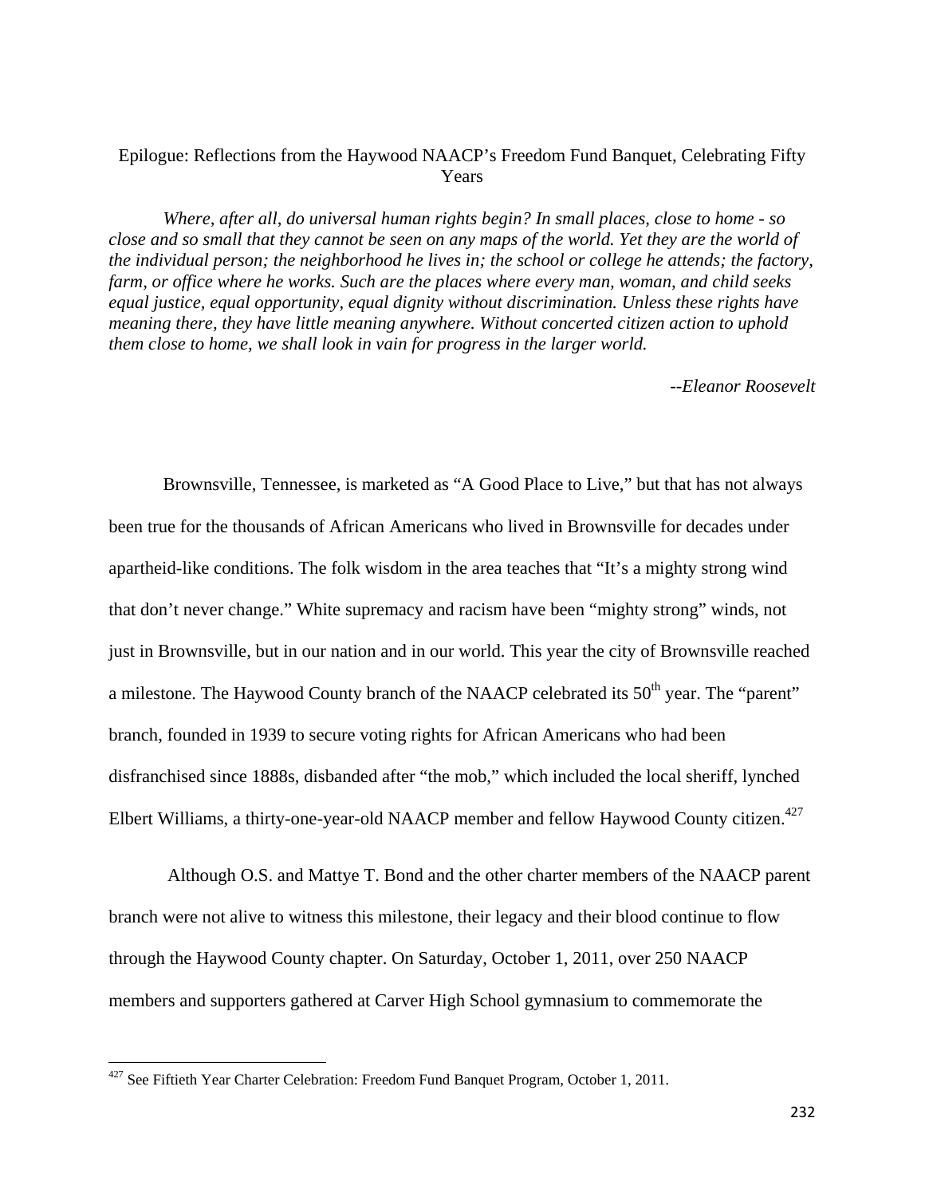## Epilogue: Reflections from the Haywood NAACP's Freedom Fund Banquet, Celebrating Fifty Years

*Where, after all, do universal human rights begin? In small places, close to home - so close and so small that they cannot be seen on any maps of the world. Yet they are the world of the individual person; the neighborhood he lives in; the school or college he attends; the factory, farm, or office where he works. Such are the places where every man, woman, and child seeks equal justice, equal opportunity, equal dignity without discrimination. Unless these rights have meaning there, they have little meaning anywhere. Without concerted citizen action to uphold them close to home, we shall look in vain for progress in the larger world.*

*--Eleanor Roosevelt*

Brownsville, Tennessee, is marketed as "A Good Place to Live," but that has not always been true for the thousands of African Americans who lived in Brownsville for decades under apartheid-like conditions. The folk wisdom in the area teaches that "It's a mighty strong wind that don't never change." White supremacy and racism have been "mighty strong" winds, not just in Brownsville, but in our nation and in our world. This year the city of Brownsville reached a milestone. The Haywood County branch of the NAACP celebrated its 50th year. The "parent" branch, founded in 1939 to secure voting rights for African Americans who had been disfranchised since 1888s, disbanded after "the mob," which included the local sheriff, lynched Elbert Williams, a thirty-one-year-old NAACP member and fellow Haywood County citizen.[427]

Although O.S. and Mattye T. Bond and the other charter members of the NAACP parent branch were not alive to witness this milestone, their legacy and their blood continue to flow through the Haywood County chapter. On Saturday, October 1, 2011, over 250 NAACP members and supporters gathered at Carver High School gymnasium to commemorate the

[427] See Fiftieth Year Charter Celebration: Freedom Fund Banquet Program, October 1, 2011.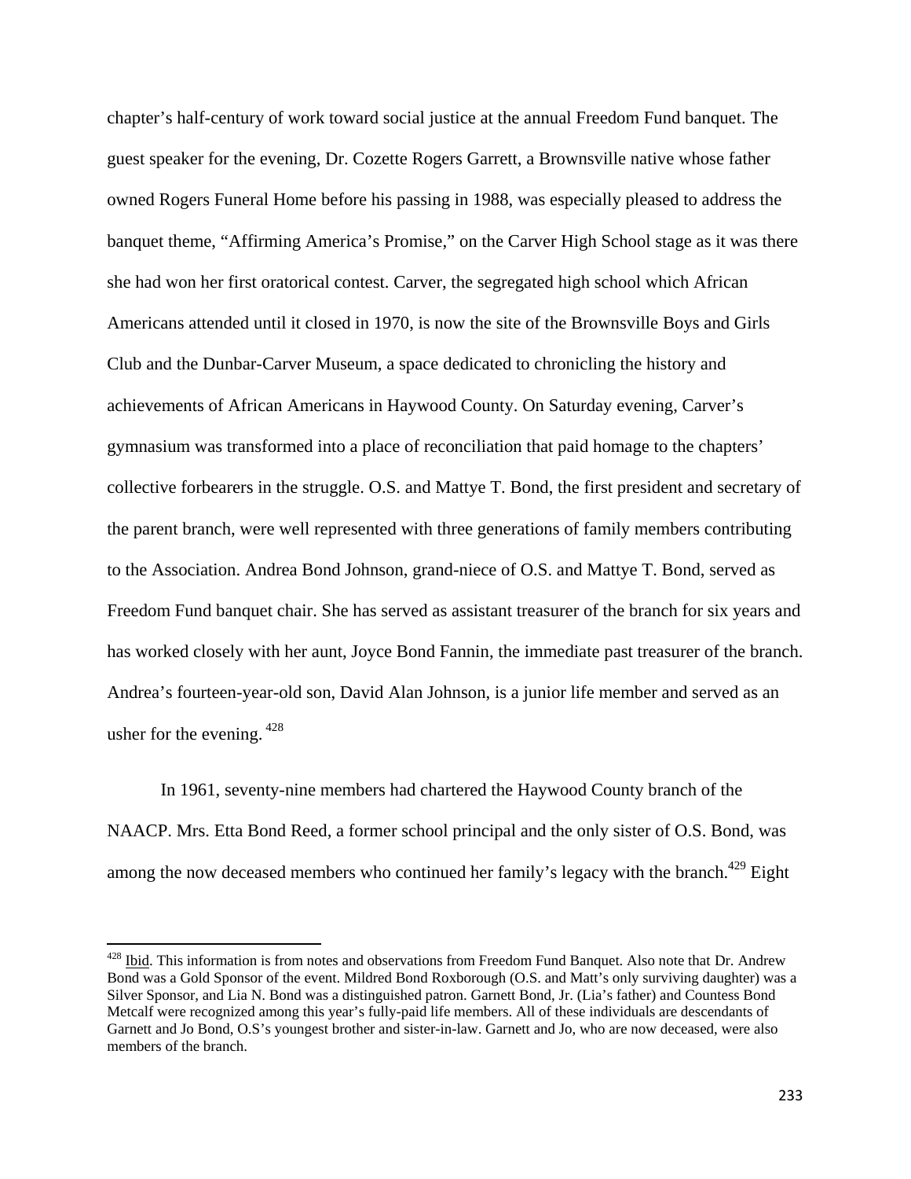chapter's half-century of work toward social justice at the annual Freedom Fund banquet. The guest speaker for the evening, Dr. Cozette Rogers Garrett, a Brownsville native whose father owned Rogers Funeral Home before his passing in 1988, was especially pleased to address the banquet theme, "Affirming America's Promise," on the Carver High School stage as it was there she had won her first oratorical contest. Carver, the segregated high school which African Americans attended until it closed in 1970, is now the site of the Brownsville Boys and Girls Club and the Dunbar-Carver Museum, a space dedicated to chronicling the history and achievements of African Americans in Haywood County. On Saturday evening, Carver's gymnasium was transformed into a place of reconciliation that paid homage to the chapters' collective forbearers in the struggle. O.S. and Mattye T. Bond, the first president and secretary of the parent branch, were well represented with three generations of family members contributing to the Association. Andrea Bond Johnson, grand-niece of O.S. and Mattye T. Bond, served as Freedom Fund banquet chair. She has served as assistant treasurer of the branch for six years and has worked closely with her aunt, Joyce Bond Fannin, the immediate past treasurer of the branch. Andrea's fourteen-year-old son, David Alan Johnson, is a junior life member and served as an usher for the evening. [428]

In 1961, seventy-nine members had chartered the Haywood County branch of the NAACP. Mrs. Etta Bond Reed, a former school principal and the only sister of O.S. Bond, was among the now deceased members who continued her family's legacy with the branch.[429] Eight

---

[428] Ibid. This information is from notes and observations from Freedom Fund Banquet. Also note that Dr. Andrew Bond was a Gold Sponsor of the event. Mildred Bond Roxborough (O.S. and Matt's only surviving daughter) was a Silver Sponsor, and Lia N. Bond was a distinguished patron. Garnett Bond, Jr. (Lia's father) and Countess Bond Metcalf were recognized among this year's fully-paid life members. All of these individuals are descendants of Garnett and Jo Bond, O.S's youngest brother and sister-in-law. Garnett and Jo, who are now deceased, were also members of the branch.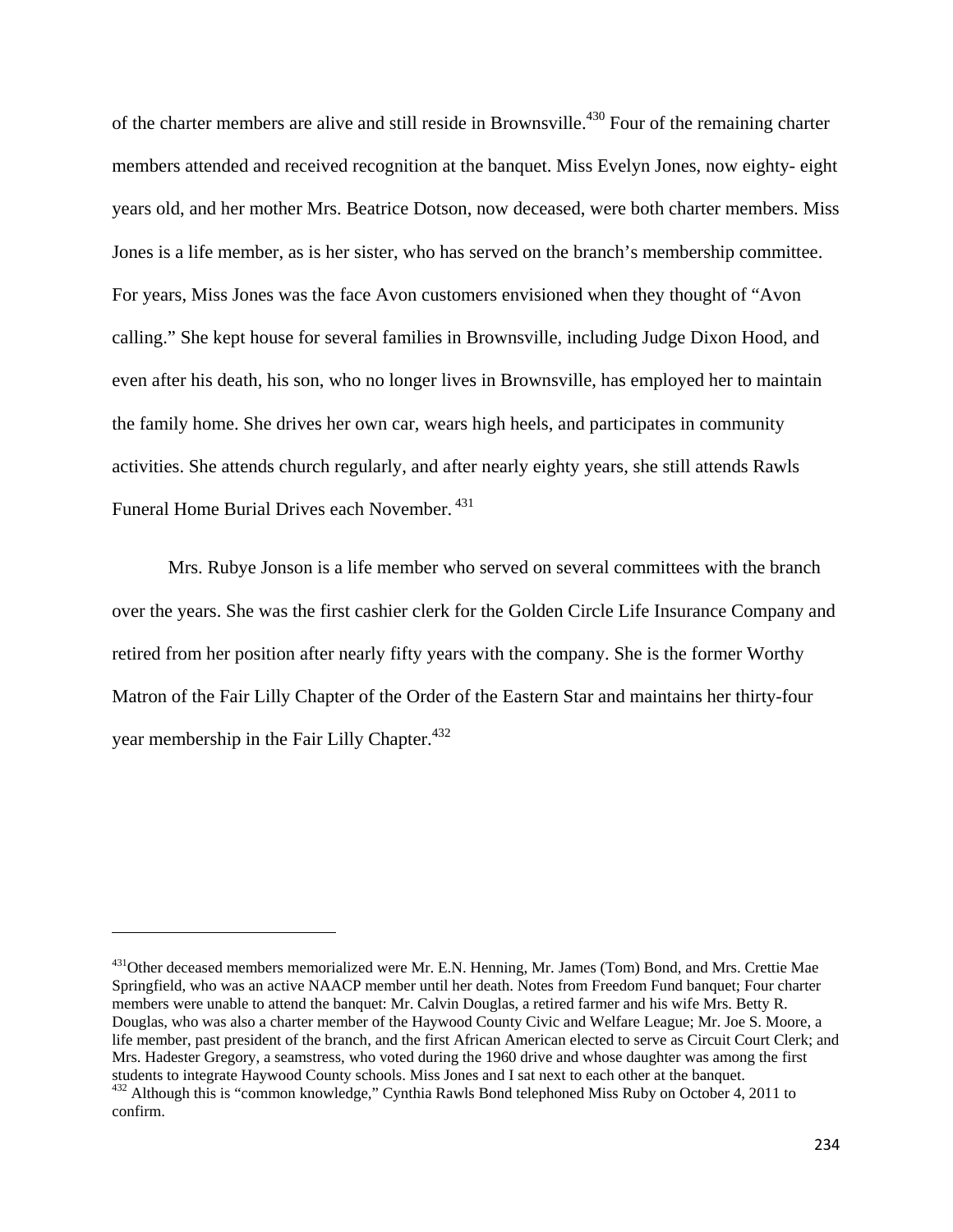of the charter members are alive and still reside in Brownsville.[430] Four of the remaining charter members attended and received recognition at the banquet. Miss Evelyn Jones, now eighty- eight years old, and her mother Mrs. Beatrice Dotson, now deceased, were both charter members. Miss Jones is a life member, as is her sister, who has served on the branch's membership committee. For years, Miss Jones was the face Avon customers envisioned when they thought of "Avon calling." She kept house for several families in Brownsville, including Judge Dixon Hood, and even after his death, his son, who no longer lives in Brownsville, has employed her to maintain the family home. She drives her own car, wears high heels, and participates in community activities. She attends church regularly, and after nearly eighty years, she still attends Rawls Funeral Home Burial Drives each November.[431]

Mrs. Rubye Jonson is a life member who served on several committees with the branch over the years. She was the first cashier clerk for the Golden Circle Life Insurance Company and retired from her position after nearly fifty years with the company. She is the former Worthy Matron of the Fair Lilly Chapter of the Order of the Eastern Star and maintains her thirty-four year membership in the Fair Lilly Chapter.[432]

---

[431]Other deceased members memorialized were Mr. E.N. Henning, Mr. James (Tom) Bond, and Mrs. Crettie Mae Springfield, who was an active NAACP member until her death. Notes from Freedom Fund banquet; Four charter members were unable to attend the banquet: Mr. Calvin Douglas, a retired farmer and his wife Mrs. Betty R. Douglas, who was also a charter member of the Haywood County Civic and Welfare League; Mr. Joe S. Moore, a life member, past president of the branch, and the first African American elected to serve as Circuit Court Clerk; and Mrs. Hadester Gregory, a seamstress, who voted during the 1960 drive and whose daughter was among the first students to integrate Haywood County schools. Miss Jones and I sat next to each other at the banquet.

[432] Although this is "common knowledge," Cynthia Rawls Bond telephoned Miss Ruby on October 4, 2011 to confirm.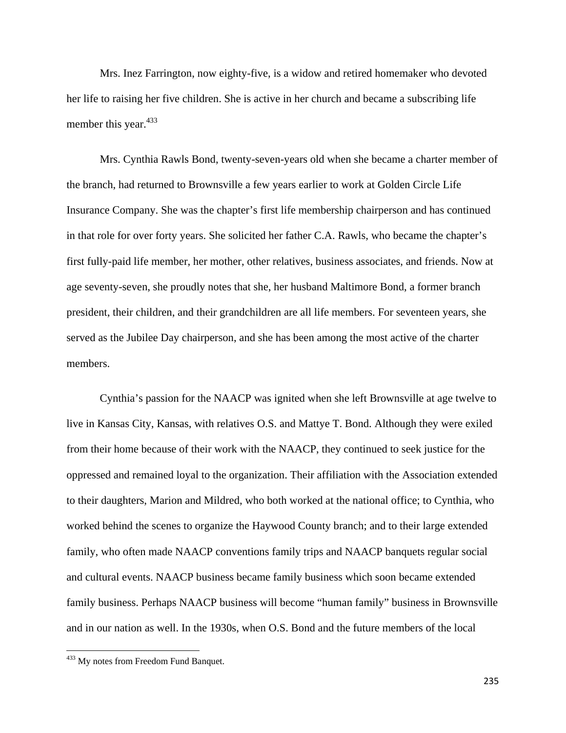Mrs. Inez Farrington, now eighty-five, is a widow and retired homemaker who devoted her life to raising her five children. She is active in her church and became a subscribing life member this year.[433]

Mrs. Cynthia Rawls Bond, twenty-seven-years old when she became a charter member of the branch, had returned to Brownsville a few years earlier to work at Golden Circle Life Insurance Company. She was the chapter's first life membership chairperson and has continued in that role for over forty years. She solicited her father C.A. Rawls, who became the chapter's first fully-paid life member, her mother, other relatives, business associates, and friends. Now at age seventy-seven, she proudly notes that she, her husband Maltimore Bond, a former branch president, their children, and their grandchildren are all life members. For seventeen years, she served as the Jubilee Day chairperson, and she has been among the most active of the charter members.

Cynthia's passion for the NAACP was ignited when she left Brownsville at age twelve to live in Kansas City, Kansas, with relatives O.S. and Mattye T. Bond. Although they were exiled from their home because of their work with the NAACP, they continued to seek justice for the oppressed and remained loyal to the organization. Their affiliation with the Association extended to their daughters, Marion and Mildred, who both worked at the national office; to Cynthia, who worked behind the scenes to organize the Haywood County branch; and to their large extended family, who often made NAACP conventions family trips and NAACP banquets regular social and cultural events. NAACP business became family business which soon became extended family business. Perhaps NAACP business will become "human family" business in Brownsville and in our nation as well. In the 1930s, when O.S. Bond and the future members of the local

---

[433] My notes from Freedom Fund Banquet.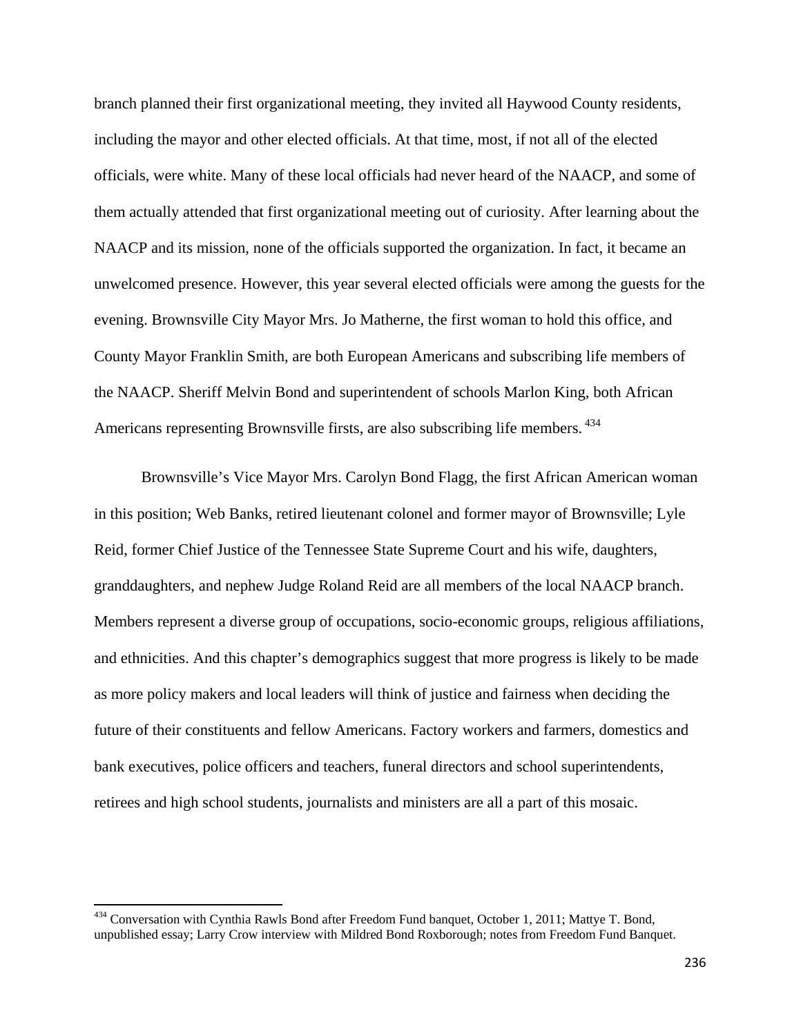branch planned their first organizational meeting, they invited all Haywood County residents, including the mayor and other elected officials. At that time, most, if not all of the elected officials, were white. Many of these local officials had never heard of the NAACP, and some of them actually attended that first organizational meeting out of curiosity. After learning about the NAACP and its mission, none of the officials supported the organization. In fact, it became an unwelcomed presence. However, this year several elected officials were among the guests for the evening. Brownsville City Mayor Mrs. Jo Matherne, the first woman to hold this office, and County Mayor Franklin Smith, are both European Americans and subscribing life members of the NAACP. Sheriff Melvin Bond and superintendent of schools Marlon King, both African Americans representing Brownsville firsts, are also subscribing life members.[434]

Brownsville's Vice Mayor Mrs. Carolyn Bond Flagg, the first African American woman in this position; Web Banks, retired lieutenant colonel and former mayor of Brownsville; Lyle Reid, former Chief Justice of the Tennessee State Supreme Court and his wife, daughters, granddaughters, and nephew Judge Roland Reid are all members of the local NAACP branch. Members represent a diverse group of occupations, socio-economic groups, religious affiliations, and ethnicities. And this chapter's demographics suggest that more progress is likely to be made as more policy makers and local leaders will think of justice and fairness when deciding the future of their constituents and fellow Americans. Factory workers and farmers, domestics and bank executives, police officers and teachers, funeral directors and school superintendents, retirees and high school students, journalists and ministers are all a part of this mosaic.

---

[434] Conversation with Cynthia Rawls Bond after Freedom Fund banquet, October 1, 2011; Mattye T. Bond, unpublished essay; Larry Crow interview with Mildred Bond Roxborough; notes from Freedom Fund Banquet.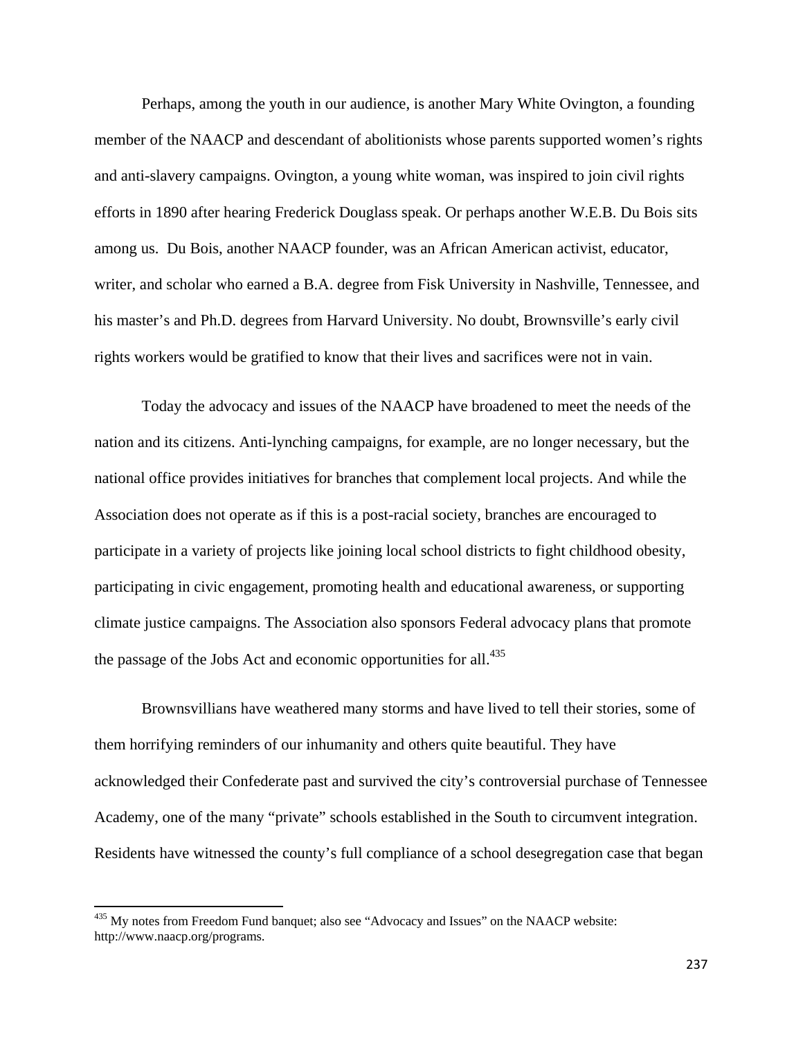Perhaps, among the youth in our audience, is another Mary White Ovington, a founding member of the NAACP and descendant of abolitionists whose parents supported women's rights and anti-slavery campaigns. Ovington, a young white woman, was inspired to join civil rights efforts in 1890 after hearing Frederick Douglass speak. Or perhaps another W.E.B. Du Bois sits among us. Du Bois, another NAACP founder, was an African American activist, educator, writer, and scholar who earned a B.A. degree from Fisk University in Nashville, Tennessee, and his master's and Ph.D. degrees from Harvard University. No doubt, Brownsville's early civil rights workers would be gratified to know that their lives and sacrifices were not in vain.

Today the advocacy and issues of the NAACP have broadened to meet the needs of the nation and its citizens. Anti-lynching campaigns, for example, are no longer necessary, but the national office provides initiatives for branches that complement local projects. And while the Association does not operate as if this is a post-racial society, branches are encouraged to participate in a variety of projects like joining local school districts to fight childhood obesity, participating in civic engagement, promoting health and educational awareness, or supporting climate justice campaigns. The Association also sponsors Federal advocacy plans that promote the passage of the Jobs Act and economic opportunities for all.[435]

Brownsvillians have weathered many storms and have lived to tell their stories, some of them horrifying reminders of our inhumanity and others quite beautiful. They have acknowledged their Confederate past and survived the city's controversial purchase of Tennessee Academy, one of the many "private" schools established in the South to circumvent integration. Residents have witnessed the county's full compliance of a school desegregation case that began

[435] My notes from Freedom Fund banquet; also see "Advocacy and Issues" on the NAACP website: http://www.naacp.org/programs.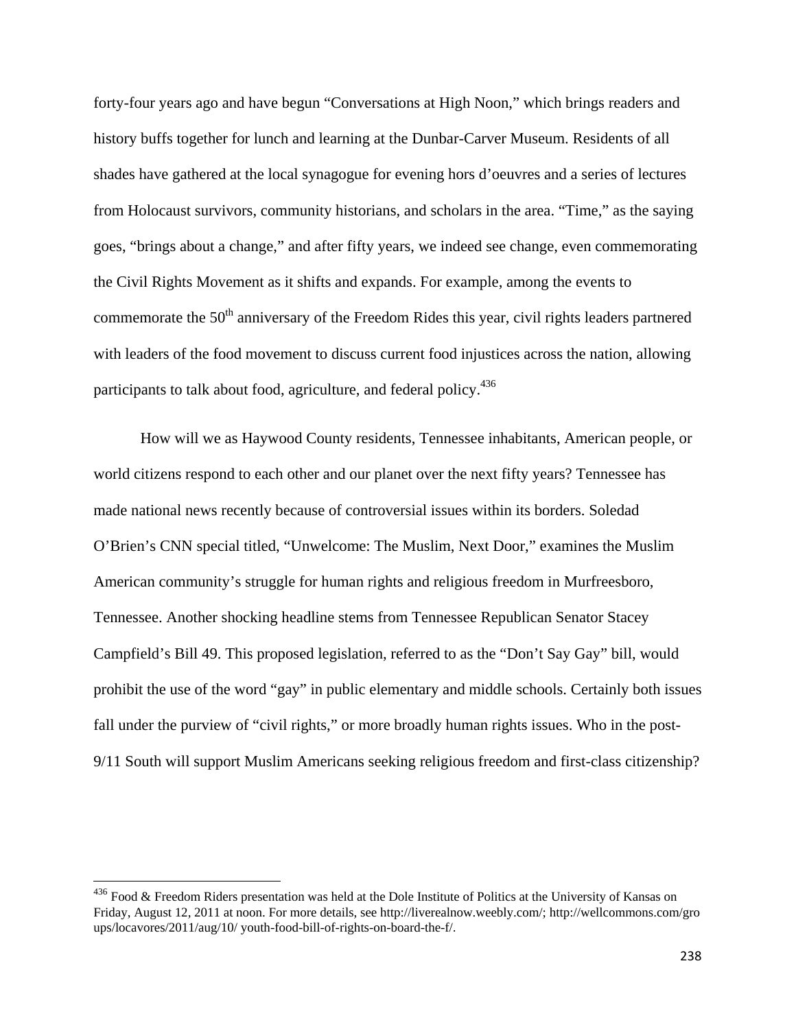forty-four years ago and have begun "Conversations at High Noon," which brings readers and history buffs together for lunch and learning at the Dunbar-Carver Museum. Residents of all shades have gathered at the local synagogue for evening hors d'oeuvres and a series of lectures from Holocaust survivors, community historians, and scholars in the area. "Time," as the saying goes, "brings about a change," and after fifty years, we indeed see change, even commemorating the Civil Rights Movement as it shifts and expands. For example, among the events to commemorate the 50th anniversary of the Freedom Rides this year, civil rights leaders partnered with leaders of the food movement to discuss current food injustices across the nation, allowing participants to talk about food, agriculture, and federal policy.[436]

How will we as Haywood County residents, Tennessee inhabitants, American people, or world citizens respond to each other and our planet over the next fifty years? Tennessee has made national news recently because of controversial issues within its borders. Soledad O'Brien's CNN special titled, "Unwelcome: The Muslim, Next Door," examines the Muslim American community's struggle for human rights and religious freedom in Murfreesboro, Tennessee. Another shocking headline stems from Tennessee Republican Senator Stacey Campfield's Bill 49. This proposed legislation, referred to as the "Don't Say Gay" bill, would prohibit the use of the word "gay" in public elementary and middle schools. Certainly both issues fall under the purview of "civil rights," or more broadly human rights issues. Who in the post-9/11 South will support Muslim Americans seeking religious freedom and first-class citizenship?

---

[436] Food & Freedom Riders presentation was held at the Dole Institute of Politics at the University of Kansas on Friday, August 12, 2011 at noon. For more details, see http://liverealnow.weebly.com/; http://wellcommons.com/groups/locavores/2011/aug/10/ youth-food-bill-of-rights-on-board-the-f/.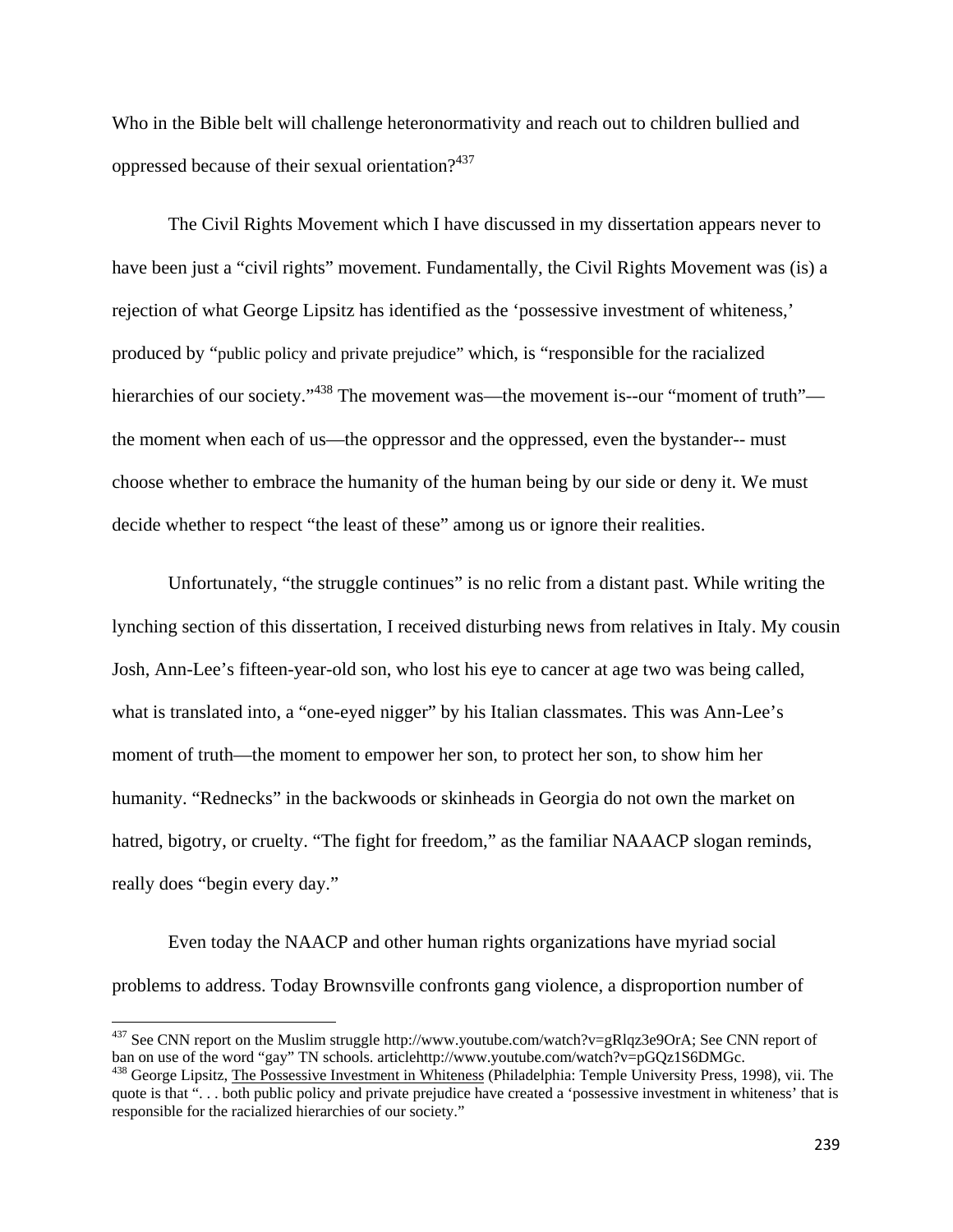Who in the Bible belt will challenge heteronormativity and reach out to children bullied and oppressed because of their sexual orientation?[437]

The Civil Rights Movement which I have discussed in my dissertation appears never to have been just a "civil rights" movement. Fundamentally, the Civil Rights Movement was (is) a rejection of what George Lipsitz has identified as the 'possessive investment of whiteness,' produced by "public policy and private prejudice" which, is "responsible for the racialized hierarchies of our society."[438] The movement was—the movement is--our "moment of truth"—the moment when each of us—the oppressor and the oppressed, even the bystander-- must choose whether to embrace the humanity of the human being by our side or deny it. We must decide whether to respect "the least of these" among us or ignore their realities.

Unfortunately, "the struggle continues" is no relic from a distant past. While writing the lynching section of this dissertation, I received disturbing news from relatives in Italy. My cousin Josh, Ann-Lee's fifteen-year-old son, who lost his eye to cancer at age two was being called, what is translated into, a "one-eyed nigger" by his Italian classmates. This was Ann-Lee's moment of truth—the moment to empower her son, to protect her son, to show him her humanity. "Rednecks" in the backwoods or skinheads in Georgia do not own the market on hatred, bigotry, or cruelty. "The fight for freedom," as the familiar NAAACP slogan reminds, really does "begin every day."

Even today the NAACP and other human rights organizations have myriad social problems to address. Today Brownsville confronts gang violence, a disproportion number of

---

[437] See CNN report on the Muslim struggle http://www.youtube.com/watch?v=gRlqz3e9OrA; See CNN report of ban on use of the word "gay" TN schools. articlehttp://www.youtube.com/watch?v=pGQz1S6DMGc.

[438] George Lipsitz, The Possessive Investment in Whiteness (Philadelphia: Temple University Press, 1998), vii. The quote is that ". . . both public policy and private prejudice have created a 'possessive investment in whiteness' that is responsible for the racialized hierarchies of our society."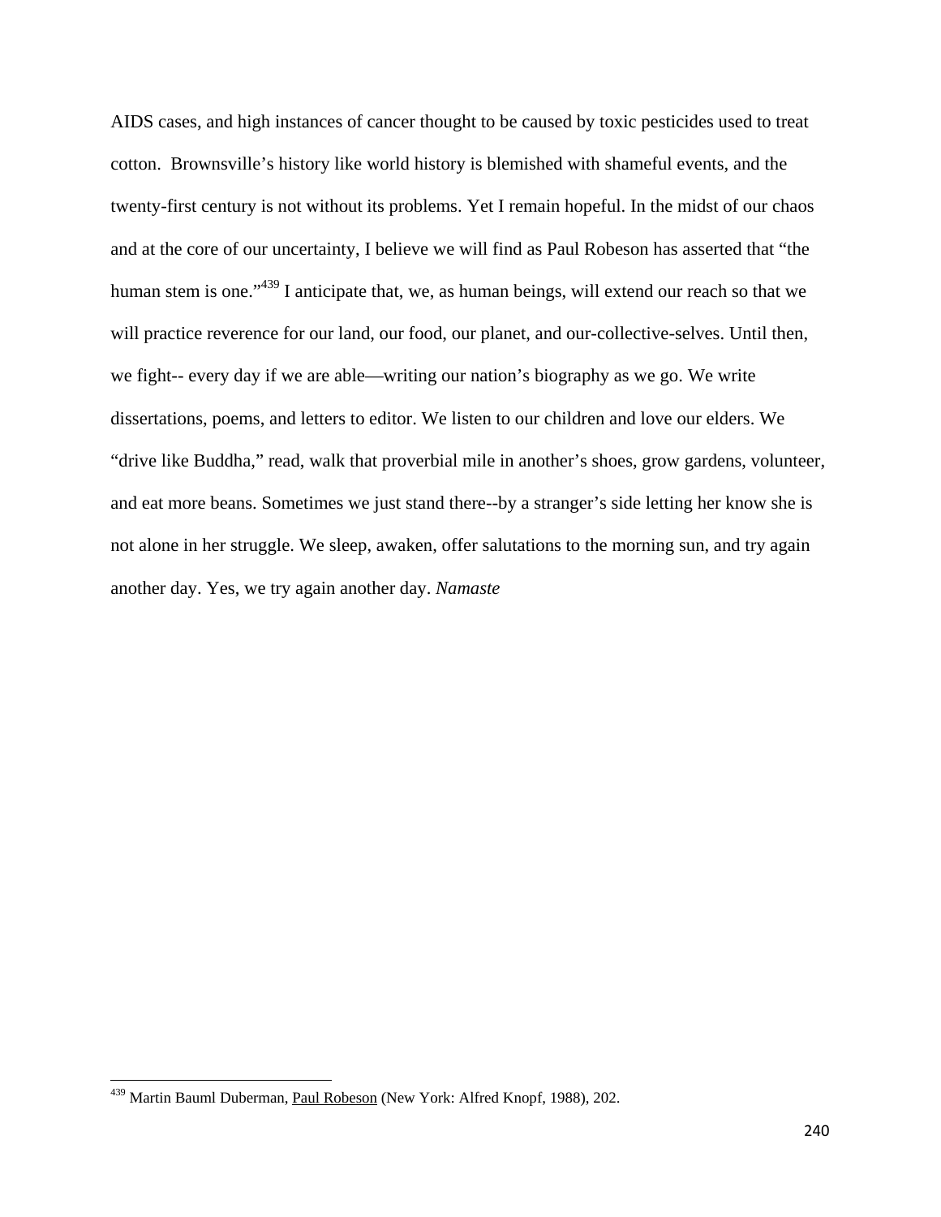AIDS cases, and high instances of cancer thought to be caused by toxic pesticides used to treat cotton. Brownsville's history like world history is blemished with shameful events, and the twenty-first century is not without its problems. Yet I remain hopeful. In the midst of our chaos and at the core of our uncertainty, I believe we will find as Paul Robeson has asserted that "the human stem is one."[439] I anticipate that, we, as human beings, will extend our reach so that we will practice reverence for our land, our food, our planet, and our-collective-selves. Until then, we fight-- every day if we are able—writing our nation's biography as we go. We write dissertations, poems, and letters to editor. We listen to our children and love our elders. We "drive like Buddha," read, walk that proverbial mile in another's shoes, grow gardens, volunteer, and eat more beans. Sometimes we just stand there--by a stranger's side letting her know she is not alone in her struggle. We sleep, awaken, offer salutations to the morning sun, and try again another day. Yes, we try again another day. *Namaste*

---

[439] Martin Bauml Duberman, Paul Robeson (New York: Alfred Knopf, 1988), 202.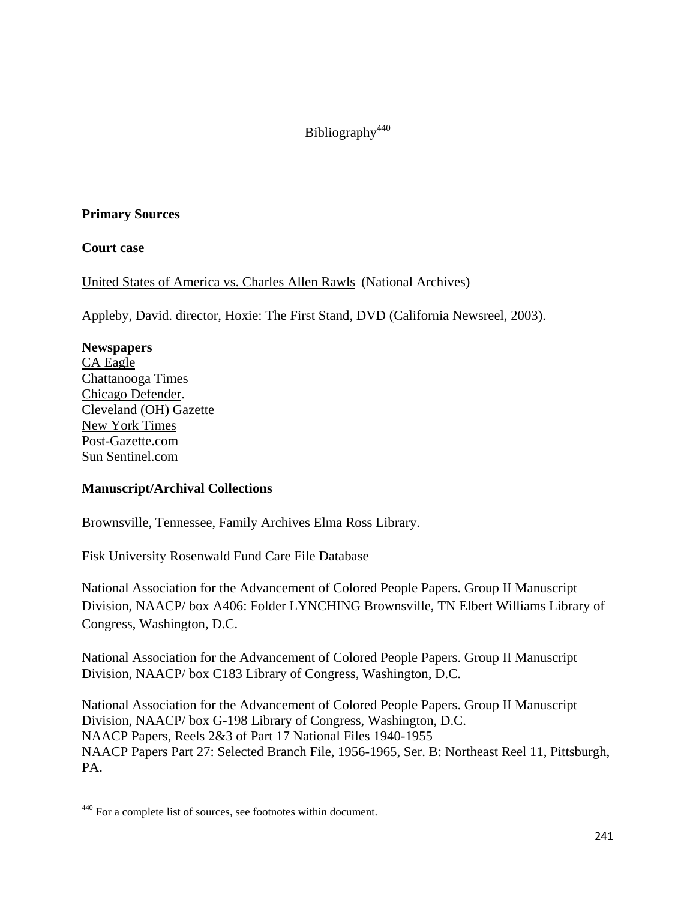# Bibliography[440]

## Primary Sources

### Court case

United States of America vs. Charles Allen Rawls (National Archives)

Appleby, David. director, Hoxie: The First Stand, DVD (California Newsreel, 2003).

**Newspapers**
CA Eagle
Chattanooga Times
Chicago Defender.
Cleveland (OH) Gazette
New York Times
Post-Gazette.com
Sun Sentinel.com

### Manuscript/Archival Collections

Brownsville, Tennessee, Family Archives Elma Ross Library.

Fisk University Rosenwald Fund Care File Database

National Association for the Advancement of Colored People Papers. Group II Manuscript Division, NAACP/ box A406: Folder LYNCHING Brownsville, TN Elbert Williams Library of Congress, Washington, D.C.

National Association for the Advancement of Colored People Papers. Group II Manuscript Division, NAACP/ box C183 Library of Congress, Washington, D.C.

National Association for the Advancement of Colored People Papers. Group II Manuscript Division, NAACP/ box G-198 Library of Congress, Washington, D.C.
NAACP Papers, Reels 2&3 of Part 17 National Files 1940-1955
NAACP Papers Part 27: Selected Branch File, 1956-1965, Ser. B: Northeast Reel 11, Pittsburgh, PA.

---

[440] For a complete list of sources, see footnotes within document.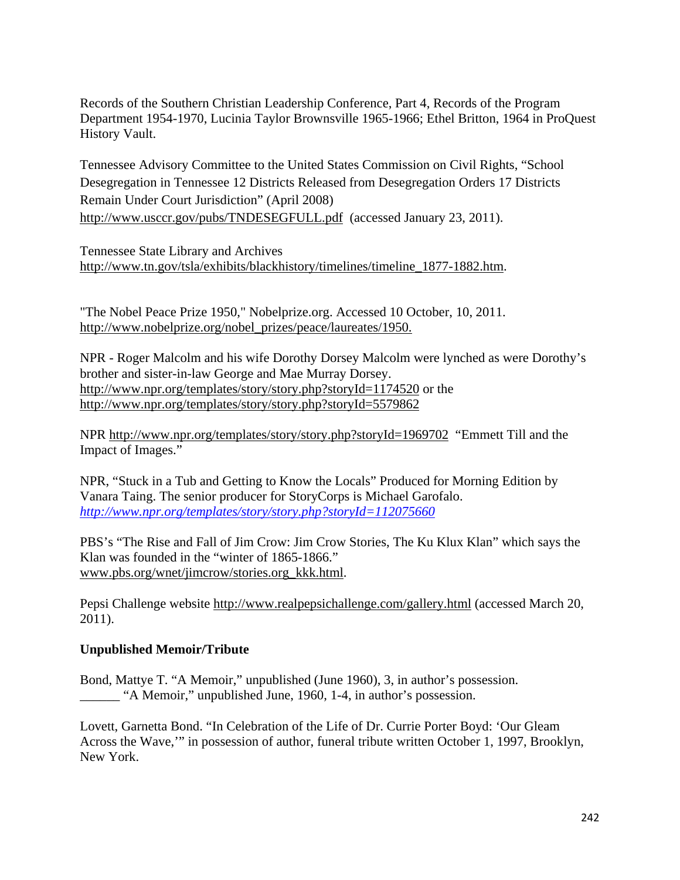Records of the Southern Christian Leadership Conference, Part 4, Records of the Program Department 1954-1970, Lucinia Taylor Brownsville 1965-1966; Ethel Britton, 1964 in ProQuest History Vault.

Tennessee Advisory Committee to the United States Commission on Civil Rights, "School Desegregation in Tennessee 12 Districts Released from Desegregation Orders 17 Districts Remain Under Court Jurisdiction" (April 2008) http://www.usccr.gov/pubs/TNDESEGFULL.pdf (accessed January 23, 2011).

Tennessee State Library and Archives http://www.tn.gov/tsla/exhibits/blackhistory/timelines/timeline_1877-1882.htm.

"The Nobel Peace Prize 1950," Nobelprize.org. Accessed 10 October, 10, 2011. http://www.nobelprize.org/nobel_prizes/peace/laureates/1950.

NPR - Roger Malcolm and his wife Dorothy Dorsey Malcolm were lynched as were Dorothy's brother and sister-in-law George and Mae Murray Dorsey. http://www.npr.org/templates/story/story.php?storyId=1174520 or the http://www.npr.org/templates/story/story.php?storyId=5579862

NPR http://www.npr.org/templates/story/story.php?storyId=1969702 "Emmett Till and the Impact of Images."

NPR, "Stuck in a Tub and Getting to Know the Locals" Produced for Morning Edition by Vanara Taing. The senior producer for StoryCorps is Michael Garofalo. *http://www.npr.org/templates/story/story.php?storyId=112075660*

PBS's "The Rise and Fall of Jim Crow: Jim Crow Stories, The Ku Klux Klan" which says the Klan was founded in the "winter of 1865-1866." www.pbs.org/wnet/jimcrow/stories.org_kkk.html.

Pepsi Challenge website http://www.realpepsichallenge.com/gallery.html (accessed March 20, 2011).

**Unpublished Memoir/Tribute**

Bond, Mattye T. "A Memoir," unpublished (June 1960), 3, in author's possession.
______ "A Memoir," unpublished June, 1960, 1-4, in author's possession.

Lovett, Garnetta Bond. "In Celebration of the Life of Dr. Currie Porter Boyd: 'Our Gleam Across the Wave,'" in possession of author, funeral tribute written October 1, 1997, Brooklyn, New York.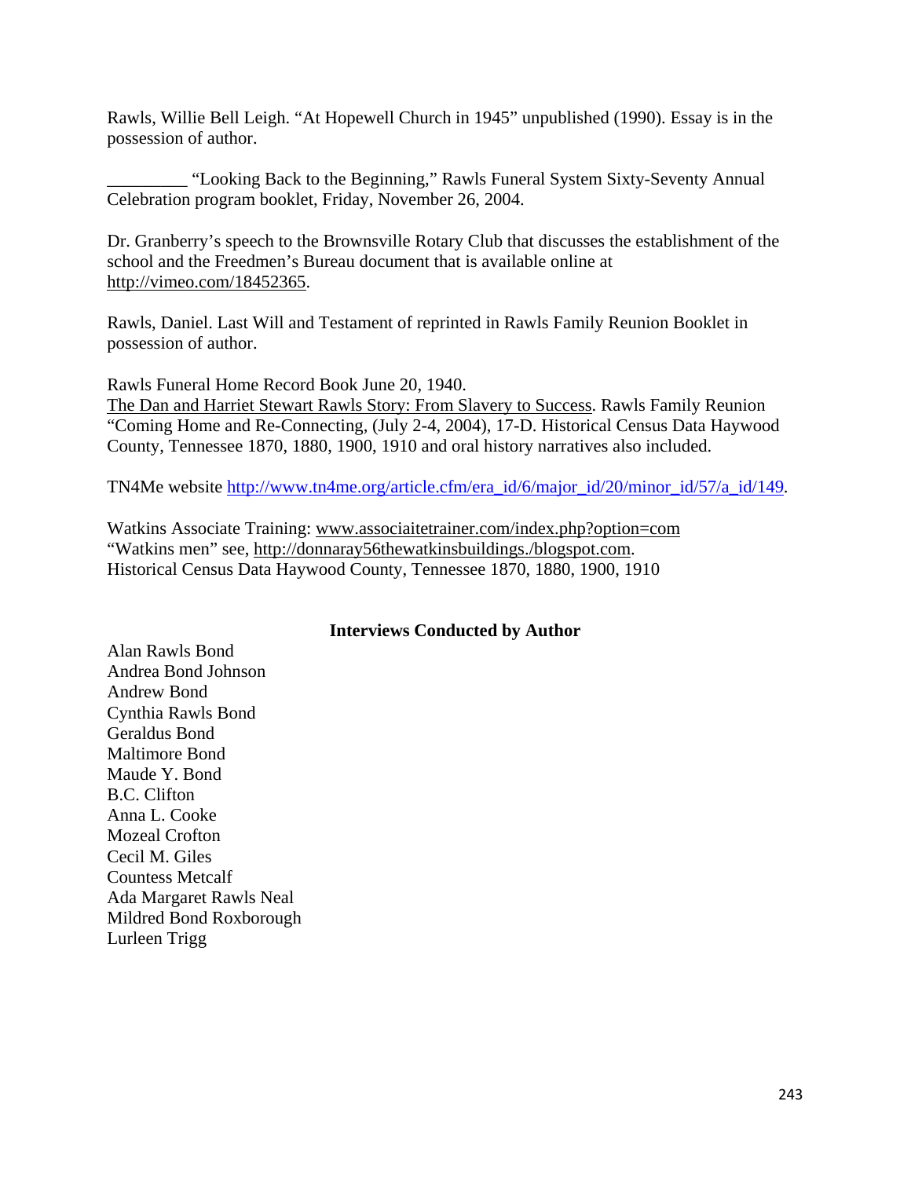Rawls, Willie Bell Leigh. "At Hopewell Church in 1945" unpublished (1990). Essay is in the possession of author.

_________ "Looking Back to the Beginning," Rawls Funeral System Sixty-Seventy Annual Celebration program booklet, Friday, November 26, 2004.

Dr. Granberry's speech to the Brownsville Rotary Club that discusses the establishment of the school and the Freedmen's Bureau document that is available online at http://vimeo.com/18452365.

Rawls, Daniel. Last Will and Testament of reprinted in Rawls Family Reunion Booklet in possession of author.

Rawls Funeral Home Record Book June 20, 1940.
The Dan and Harriet Stewart Rawls Story: From Slavery to Success. Rawls Family Reunion "Coming Home and Re-Connecting, (July 2-4, 2004), 17-D. Historical Census Data Haywood County, Tennessee 1870, 1880, 1900, 1910 and oral history narratives also included.

TN4Me website http://www.tn4me.org/article.cfm/era_id/6/major_id/20/minor_id/57/a_id/149.

Watkins Associate Training: www.associaitetrainer.com/index.php?option=com
"Watkins men" see, http://donnaray56thewatkinsbuildings./blogspot.com.
Historical Census Data Haywood County, Tennessee 1870, 1880, 1900, 1910

**Interviews Conducted by Author**

Alan Rawls Bond
Andrea Bond Johnson
Andrew Bond
Cynthia Rawls Bond
Geraldus Bond
Maltimore Bond
Maude Y. Bond
B.C. Clifton
Anna L. Cooke
Mozeal Crofton
Cecil M. Giles
Countess Metcalf
Ada Margaret Rawls Neal
Mildred Bond Roxborough
Lurleen Trigg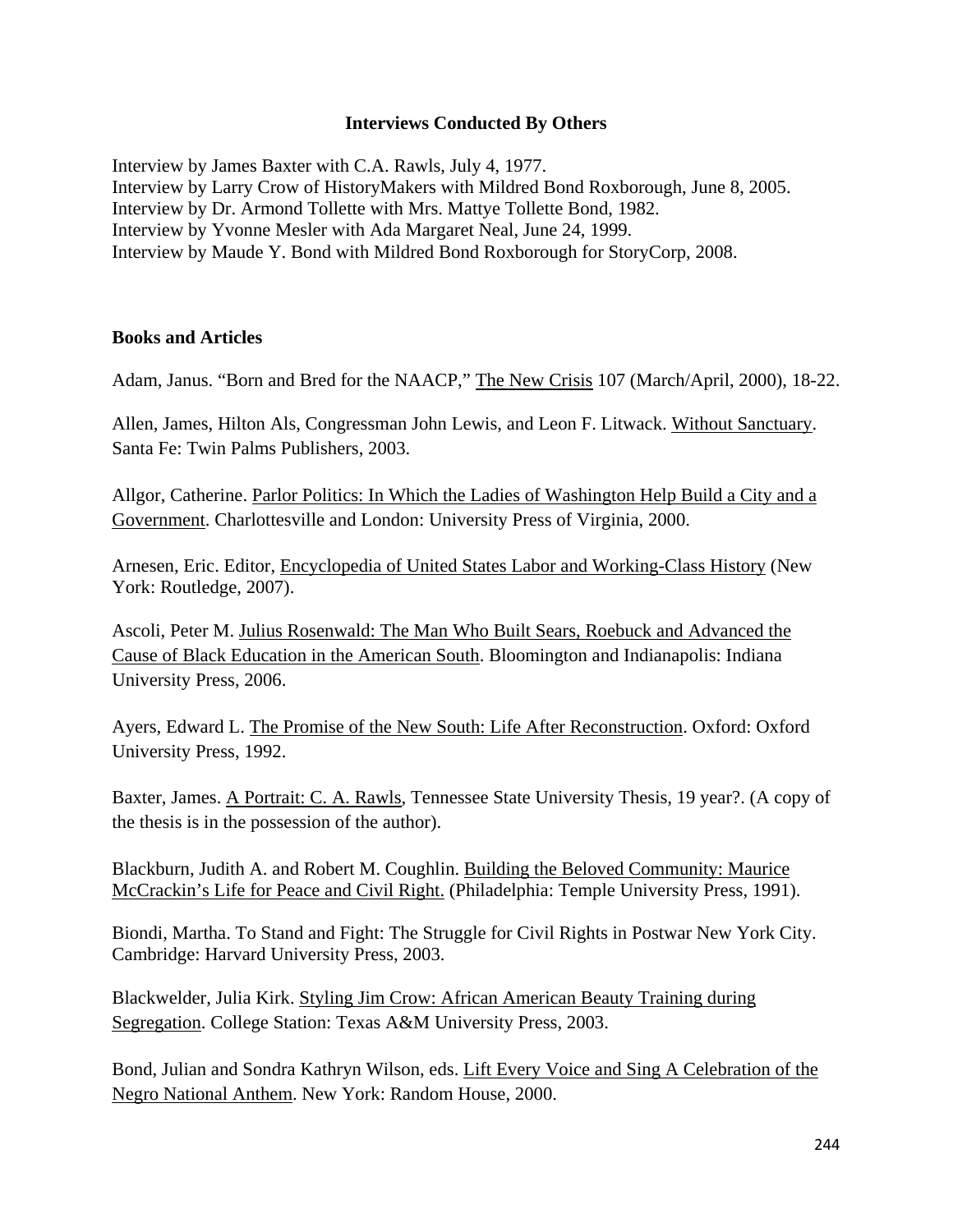### Interviews Conducted By Others

Interview by James Baxter with C.A. Rawls, July 4, 1977.
Interview by Larry Crow of HistoryMakers with Mildred Bond Roxborough, June 8, 2005.
Interview by Dr. Armond Tollette with Mrs. Mattye Tollette Bond, 1982.
Interview by Yvonne Mesler with Ada Margaret Neal, June 24, 1999.
Interview by Maude Y. Bond with Mildred Bond Roxborough for StoryCorp, 2008.

### Books and Articles

Adam, Janus. "Born and Bred for the NAACP," The New Crisis 107 (March/April, 2000), 18-22.

Allen, James, Hilton Als, Congressman John Lewis, and Leon F. Litwack. Without Sanctuary. Santa Fe: Twin Palms Publishers, 2003.

Allgor, Catherine. Parlor Politics: In Which the Ladies of Washington Help Build a City and a Government. Charlottesville and London: University Press of Virginia, 2000.

Arnesen, Eric. Editor, Encyclopedia of United States Labor and Working-Class History (New York: Routledge, 2007).

Ascoli, Peter M. Julius Rosenwald: The Man Who Built Sears, Roebuck and Advanced the Cause of Black Education in the American South. Bloomington and Indianapolis: Indiana University Press, 2006.

Ayers, Edward L. The Promise of the New South: Life After Reconstruction. Oxford: Oxford University Press, 1992.

Baxter, James. A Portrait: C. A. Rawls, Tennessee State University Thesis, 19 year?. (A copy of the thesis is in the possession of the author).

Blackburn, Judith A. and Robert M. Coughlin. Building the Beloved Community: Maurice McCrackin's Life for Peace and Civil Right. (Philadelphia: Temple University Press, 1991).

Biondi, Martha. To Stand and Fight: The Struggle for Civil Rights in Postwar New York City. Cambridge: Harvard University Press, 2003.

Blackwelder, Julia Kirk. Styling Jim Crow: African American Beauty Training during Segregation. College Station: Texas A&M University Press, 2003.

Bond, Julian and Sondra Kathryn Wilson, eds. Lift Every Voice and Sing A Celebration of the Negro National Anthem. New York: Random House, 2000.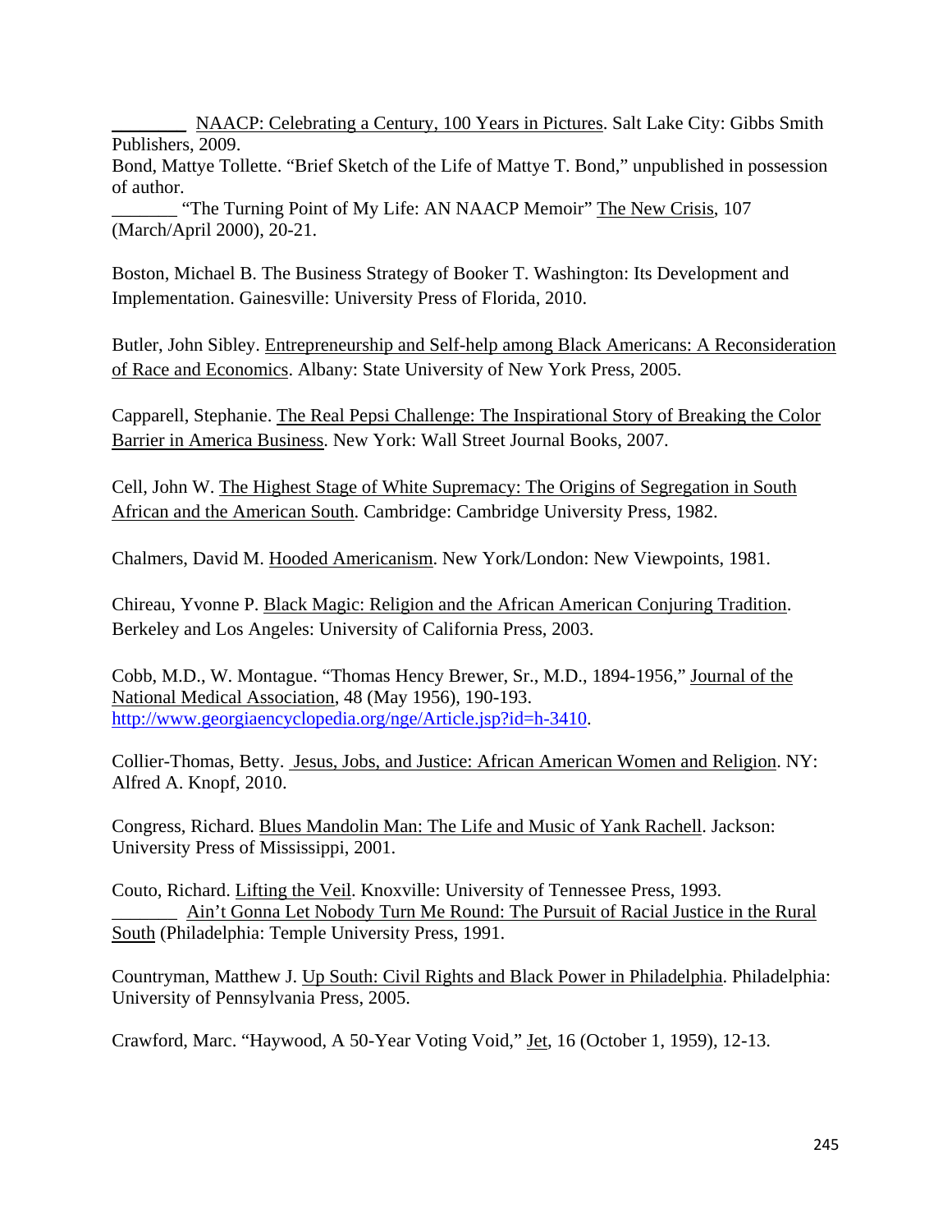________ NAACP: Celebrating a Century, 100 Years in Pictures. Salt Lake City: Gibbs Smith Publishers, 2009.

Bond, Mattye Tollette. "Brief Sketch of the Life of Mattye T. Bond," unpublished in possession of author.

_______ "The Turning Point of My Life: AN NAACP Memoir" The New Crisis, 107 (March/April 2000), 20-21.

Boston, Michael B. The Business Strategy of Booker T. Washington: Its Development and Implementation. Gainesville: University Press of Florida, 2010.

Butler, John Sibley. Entrepreneurship and Self-help among Black Americans: A Reconsideration of Race and Economics. Albany: State University of New York Press, 2005.

Capparell, Stephanie. The Real Pepsi Challenge: The Inspirational Story of Breaking the Color Barrier in America Business. New York: Wall Street Journal Books, 2007.

Cell, John W. The Highest Stage of White Supremacy: The Origins of Segregation in South African and the American South. Cambridge: Cambridge University Press, 1982.

Chalmers, David M. Hooded Americanism. New York/London: New Viewpoints, 1981.

Chireau, Yvonne P. Black Magic: Religion and the African American Conjuring Tradition. Berkeley and Los Angeles: University of California Press, 2003.

Cobb, M.D., W. Montague. "Thomas Hency Brewer, Sr., M.D., 1894-1956," Journal of the National Medical Association, 48 (May 1956), 190-193. http://www.georgiaencyclopedia.org/nge/Article.jsp?id=h-3410.

Collier-Thomas, Betty. Jesus, Jobs, and Justice: African American Women and Religion. NY: Alfred A. Knopf, 2010.

Congress, Richard. Blues Mandolin Man: The Life and Music of Yank Rachell. Jackson: University Press of Mississippi, 2001.

Couto, Richard. Lifting the Veil. Knoxville: University of Tennessee Press, 1993.

_______ Ain't Gonna Let Nobody Turn Me Round: The Pursuit of Racial Justice in the Rural South (Philadelphia: Temple University Press, 1991.

Countryman, Matthew J. Up South: Civil Rights and Black Power in Philadelphia. Philadelphia: University of Pennsylvania Press, 2005.

Crawford, Marc. "Haywood, A 50-Year Voting Void," Jet, 16 (October 1, 1959), 12-13.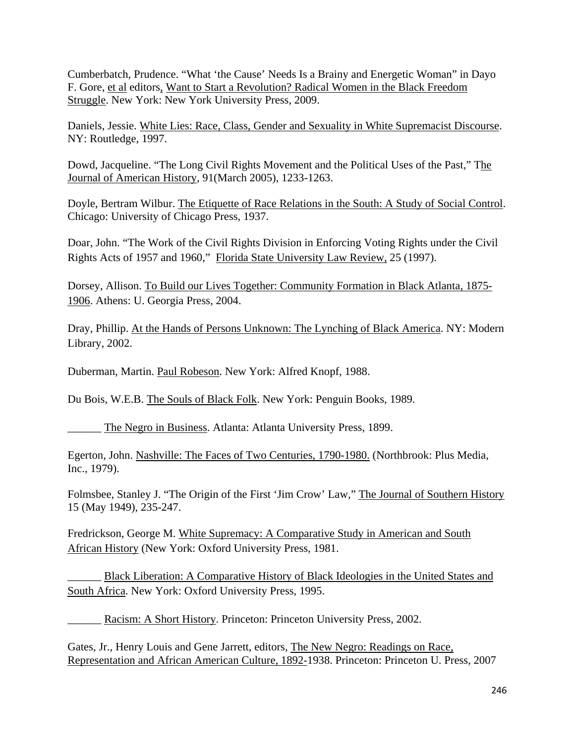Cumberbatch, Prudence. "What 'the Cause' Needs Is a Brainy and Energetic Woman" in Dayo F. Gore, <u>et al</u> editors, <u>Want to Start a Revolution? Radical Women in the Black Freedom Struggle</u>. New York: New York University Press, 2009.

Daniels, Jessie. <u>White Lies: Race, Class, Gender and Sexuality in White Supremacist Discourse</u>. NY: Routledge, 1997.

Dowd, Jacqueline. "The Long Civil Rights Movement and the Political Uses of the Past," <u>The Journal of American History</u>, 91(March 2005), 1233-1263.

Doyle, Bertram Wilbur. <u>The Etiquette of Race Relations in the South: A Study of Social Control</u>. Chicago: University of Chicago Press, 1937.

Doar, John. "The Work of the Civil Rights Division in Enforcing Voting Rights under the Civil Rights Acts of 1957 and 1960," <u>Florida State University Law Review,</u> 25 (1997).

Dorsey, Allison. <u>To Build our Lives Together: Community Formation in Black Atlanta, 1875-1906</u>. Athens: U. Georgia Press, 2004.

Dray, Phillip. <u>At the Hands of Persons Unknown: The Lynching of Black America</u>. NY: Modern Library, 2002.

Duberman, Martin. <u>Paul Robeson</u>. New York: Alfred Knopf, 1988.

Du Bois, W.E.B. <u>The Souls of Black Folk</u>. New York: Penguin Books, 1989.

______ <u>The Negro in Business</u>. Atlanta: Atlanta University Press, 1899.

Egerton, John. <u>Nashville: The Faces of Two Centuries, 1790-1980.</u> (Northbrook: Plus Media, Inc., 1979).

Folmsbee, Stanley J. "The Origin of the First 'Jim Crow' Law," <u>The Journal of Southern History</u> 15 (May 1949), 235-247.

Fredrickson, George M. <u>White Supremacy: A Comparative Study in American and South African History</u> (New York: Oxford University Press, 1981.

______ <u>Black Liberation: A Comparative History of Black Ideologies in the United States and South Africa</u>. New York: Oxford University Press, 1995.

______ <u>Racism: A Short History</u>. Princeton: Princeton University Press, 2002.

Gates, Jr., Henry Louis and Gene Jarrett, editors, <u>The New Negro: Readings on Race, Representation and African American Culture, 1892-</u>1938. Princeton: Princeton U. Press, 2007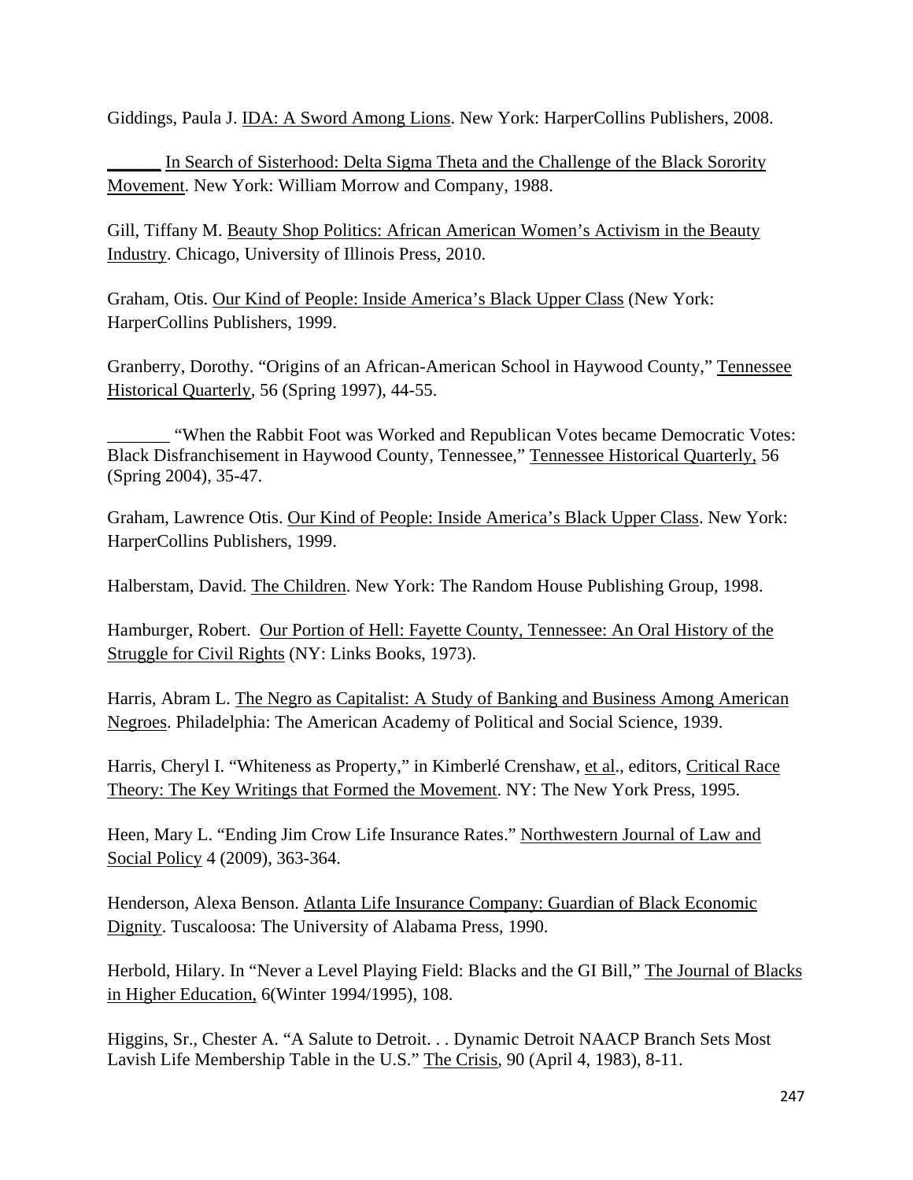Giddings, Paula J. IDA: A Sword Among Lions. New York: HarperCollins Publishers, 2008.

______ In Search of Sisterhood: Delta Sigma Theta and the Challenge of the Black Sorority Movement. New York: William Morrow and Company, 1988.

Gill, Tiffany M. Beauty Shop Politics: African American Women's Activism in the Beauty Industry. Chicago, University of Illinois Press, 2010.

Graham, Otis. Our Kind of People: Inside America's Black Upper Class (New York: HarperCollins Publishers, 1999.

Granberry, Dorothy. "Origins of an African-American School in Haywood County," Tennessee Historical Quarterly, 56 (Spring 1997), 44-55.

_______ "When the Rabbit Foot was Worked and Republican Votes became Democratic Votes: Black Disfranchisement in Haywood County, Tennessee," Tennessee Historical Quarterly, 56 (Spring 2004), 35-47.

Graham, Lawrence Otis. Our Kind of People: Inside America's Black Upper Class. New York: HarperCollins Publishers, 1999.

Halberstam, David. The Children. New York: The Random House Publishing Group, 1998.

Hamburger, Robert. Our Portion of Hell: Fayette County, Tennessee: An Oral History of the Struggle for Civil Rights (NY: Links Books, 1973).

Harris, Abram L. The Negro as Capitalist: A Study of Banking and Business Among American Negroes. Philadelphia: The American Academy of Political and Social Science, 1939.

Harris, Cheryl I. "Whiteness as Property," in Kimberlé Crenshaw, et al., editors, Critical Race Theory: The Key Writings that Formed the Movement. NY: The New York Press, 1995.

Heen, Mary L. "Ending Jim Crow Life Insurance Rates." Northwestern Journal of Law and Social Policy 4 (2009), 363-364.

Henderson, Alexa Benson. Atlanta Life Insurance Company: Guardian of Black Economic Dignity. Tuscaloosa: The University of Alabama Press, 1990.

Herbold, Hilary. In "Never a Level Playing Field: Blacks and the GI Bill," The Journal of Blacks in Higher Education, 6(Winter 1994/1995), 108.

Higgins, Sr., Chester A. "A Salute to Detroit. . . Dynamic Detroit NAACP Branch Sets Most Lavish Life Membership Table in the U.S." The Crisis, 90 (April 4, 1983), 8-11.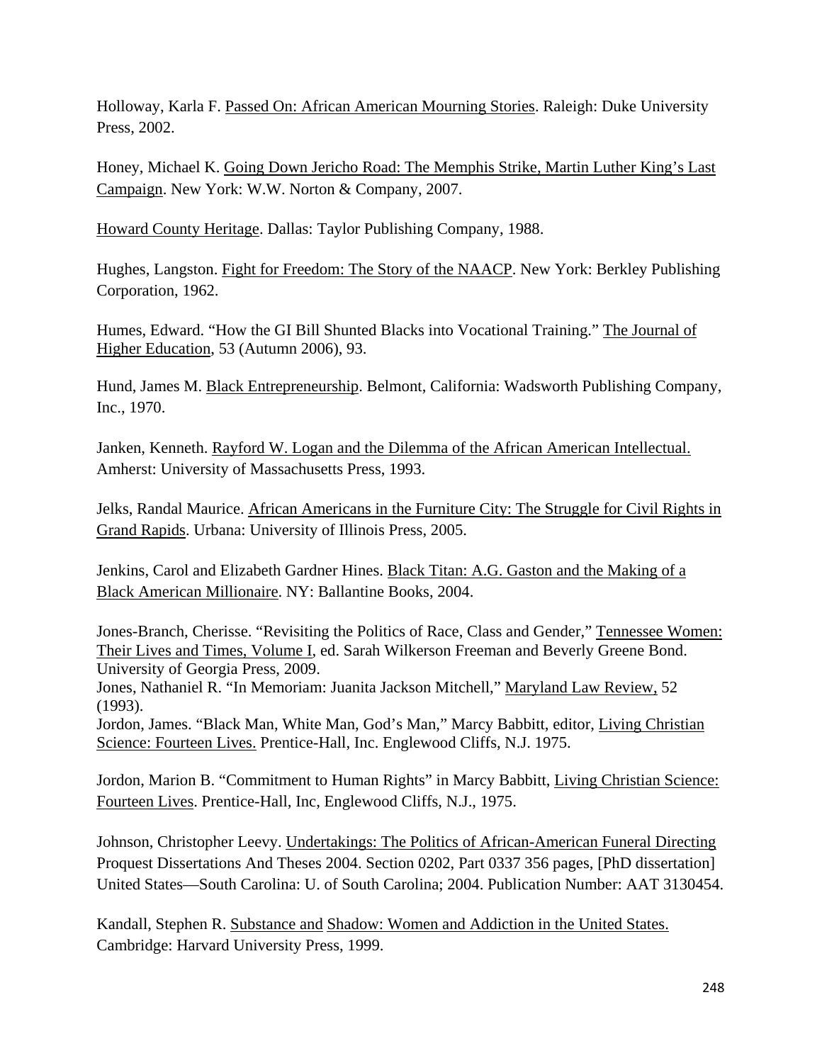Holloway, Karla F. Passed On: African American Mourning Stories. Raleigh: Duke University Press, 2002.

Honey, Michael K. Going Down Jericho Road: The Memphis Strike, Martin Luther King's Last Campaign. New York: W.W. Norton & Company, 2007.

Howard County Heritage. Dallas: Taylor Publishing Company, 1988.

Hughes, Langston. Fight for Freedom: The Story of the NAACP. New York: Berkley Publishing Corporation, 1962.

Humes, Edward. "How the GI Bill Shunted Blacks into Vocational Training." The Journal of Higher Education, 53 (Autumn 2006), 93.

Hund, James M. Black Entrepreneurship. Belmont, California: Wadsworth Publishing Company, Inc., 1970.

Janken, Kenneth. Rayford W. Logan and the Dilemma of the African American Intellectual. Amherst: University of Massachusetts Press, 1993.

Jelks, Randal Maurice. African Americans in the Furniture City: The Struggle for Civil Rights in Grand Rapids. Urbana: University of Illinois Press, 2005.

Jenkins, Carol and Elizabeth Gardner Hines. Black Titan: A.G. Gaston and the Making of a Black American Millionaire. NY: Ballantine Books, 2004.

Jones-Branch, Cherisse. "Revisiting the Politics of Race, Class and Gender," Tennessee Women: Their Lives and Times, Volume I, ed. Sarah Wilkerson Freeman and Beverly Greene Bond. University of Georgia Press, 2009.

Jones, Nathaniel R. "In Memoriam: Juanita Jackson Mitchell," Maryland Law Review, 52 (1993).

Jordon, James. "Black Man, White Man, God's Man," Marcy Babbitt, editor, Living Christian Science: Fourteen Lives. Prentice-Hall, Inc. Englewood Cliffs, N.J. 1975.

Jordon, Marion B. "Commitment to Human Rights" in Marcy Babbitt, Living Christian Science: Fourteen Lives. Prentice-Hall, Inc, Englewood Cliffs, N.J., 1975.

Johnson, Christopher Leevy. Undertakings: The Politics of African-American Funeral Directing Proquest Dissertations And Theses 2004. Section 0202, Part 0337 356 pages, [PhD dissertation] United States—South Carolina: U. of South Carolina; 2004. Publication Number: AAT 3130454.

Kandall, Stephen R. Substance and Shadow: Women and Addiction in the United States. Cambridge: Harvard University Press, 1999.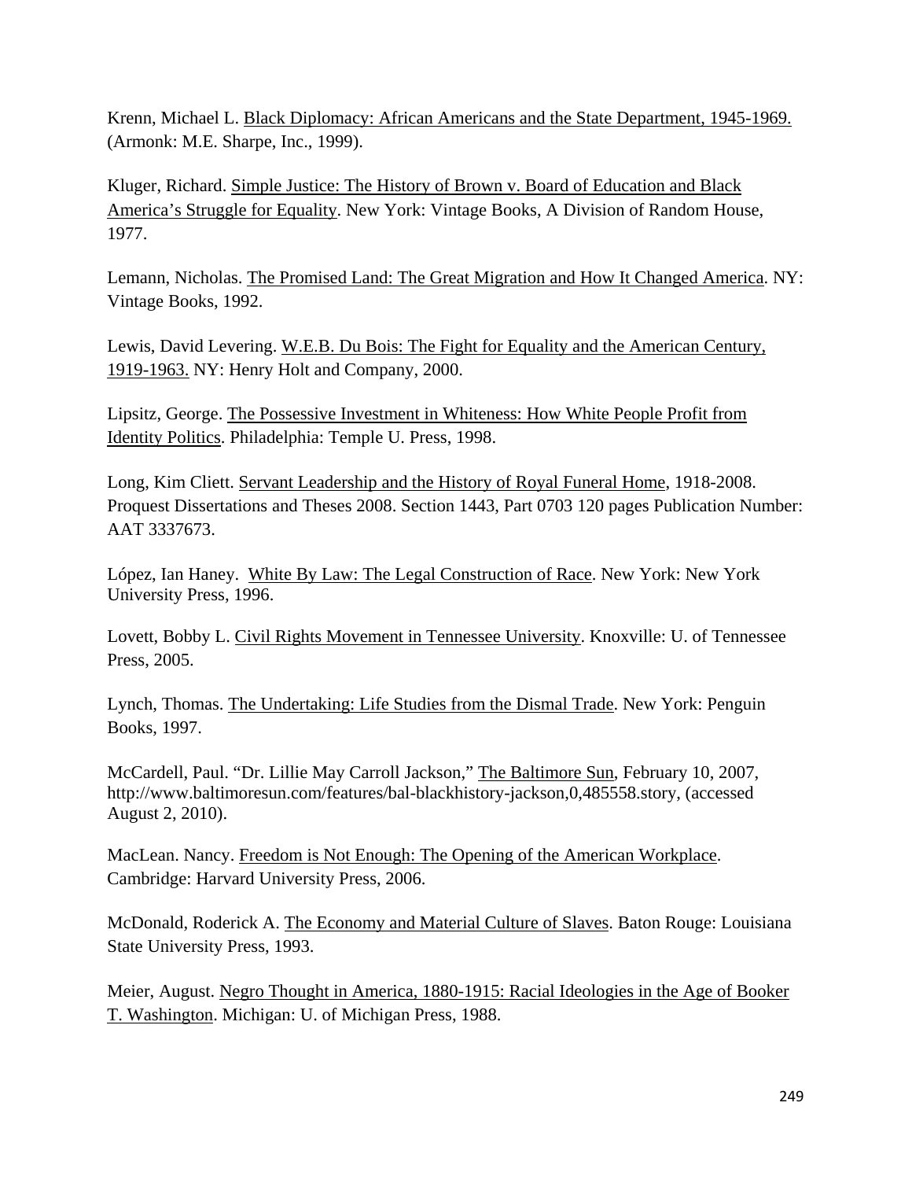Krenn, Michael L. Black Diplomacy: African Americans and the State Department, 1945-1969. (Armonk: M.E. Sharpe, Inc., 1999).

Kluger, Richard. Simple Justice: The History of Brown v. Board of Education and Black America's Struggle for Equality. New York: Vintage Books, A Division of Random House, 1977.

Lemann, Nicholas. The Promised Land: The Great Migration and How It Changed America. NY: Vintage Books, 1992.

Lewis, David Levering. W.E.B. Du Bois: The Fight for Equality and the American Century, 1919-1963. NY: Henry Holt and Company, 2000.

Lipsitz, George. The Possessive Investment in Whiteness: How White People Profit from Identity Politics. Philadelphia: Temple U. Press, 1998.

Long, Kim Cliett. Servant Leadership and the History of Royal Funeral Home, 1918-2008. Proquest Dissertations and Theses 2008. Section 1443, Part 0703 120 pages Publication Number: AAT 3337673.

López, Ian Haney. White By Law: The Legal Construction of Race. New York: New York University Press, 1996.

Lovett, Bobby L. Civil Rights Movement in Tennessee University. Knoxville: U. of Tennessee Press, 2005.

Lynch, Thomas. The Undertaking: Life Studies from the Dismal Trade. New York: Penguin Books, 1997.

McCardell, Paul. "Dr. Lillie May Carroll Jackson," The Baltimore Sun, February 10, 2007, http://www.baltimoresun.com/features/bal-blackhistory-jackson,0,485558.story, (accessed August 2, 2010).

MacLean. Nancy. Freedom is Not Enough: The Opening of the American Workplace. Cambridge: Harvard University Press, 2006.

McDonald, Roderick A. The Economy and Material Culture of Slaves. Baton Rouge: Louisiana State University Press, 1993.

Meier, August. Negro Thought in America, 1880-1915: Racial Ideologies in the Age of Booker T. Washington. Michigan: U. of Michigan Press, 1988.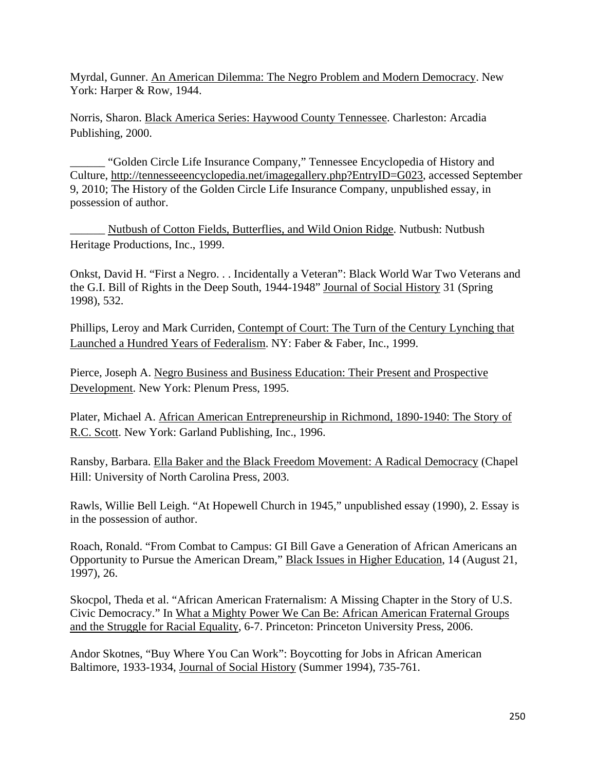Myrdal, Gunner. An American Dilemma: The Negro Problem and Modern Democracy. New York: Harper & Row, 1944.

Norris, Sharon. Black America Series: Haywood County Tennessee. Charleston: Arcadia Publishing, 2000.

______ "Golden Circle Life Insurance Company," Tennessee Encyclopedia of History and Culture, http://tennesseeencyclopedia.net/imagegallery.php?EntryID=G023, accessed September 9, 2010; The History of the Golden Circle Life Insurance Company, unpublished essay, in possession of author.

______ Nutbush of Cotton Fields, Butterflies, and Wild Onion Ridge. Nutbush: Nutbush Heritage Productions, Inc., 1999.

Onkst, David H. "First a Negro. . . Incidentally a Veteran": Black World War Two Veterans and the G.I. Bill of Rights in the Deep South, 1944-1948" Journal of Social History 31 (Spring 1998), 532.

Phillips, Leroy and Mark Curriden, Contempt of Court: The Turn of the Century Lynching that Launched a Hundred Years of Federalism. NY: Faber & Faber, Inc., 1999.

Pierce, Joseph A. Negro Business and Business Education: Their Present and Prospective Development. New York: Plenum Press, 1995.

Plater, Michael A. African American Entrepreneurship in Richmond, 1890-1940: The Story of R.C. Scott. New York: Garland Publishing, Inc., 1996.

Ransby, Barbara. Ella Baker and the Black Freedom Movement: A Radical Democracy (Chapel Hill: University of North Carolina Press, 2003.

Rawls, Willie Bell Leigh. "At Hopewell Church in 1945," unpublished essay (1990), 2. Essay is in the possession of author.

Roach, Ronald. "From Combat to Campus: GI Bill Gave a Generation of African Americans an Opportunity to Pursue the American Dream," Black Issues in Higher Education, 14 (August 21, 1997), 26.

Skocpol, Theda et al. "African American Fraternalism: A Missing Chapter in the Story of U.S. Civic Democracy." In What a Mighty Power We Can Be: African American Fraternal Groups and the Struggle for Racial Equality, 6-7. Princeton: Princeton University Press, 2006.

Andor Skotnes, "Buy Where You Can Work": Boycotting for Jobs in African American Baltimore, 1933-1934, Journal of Social History (Summer 1994), 735-761.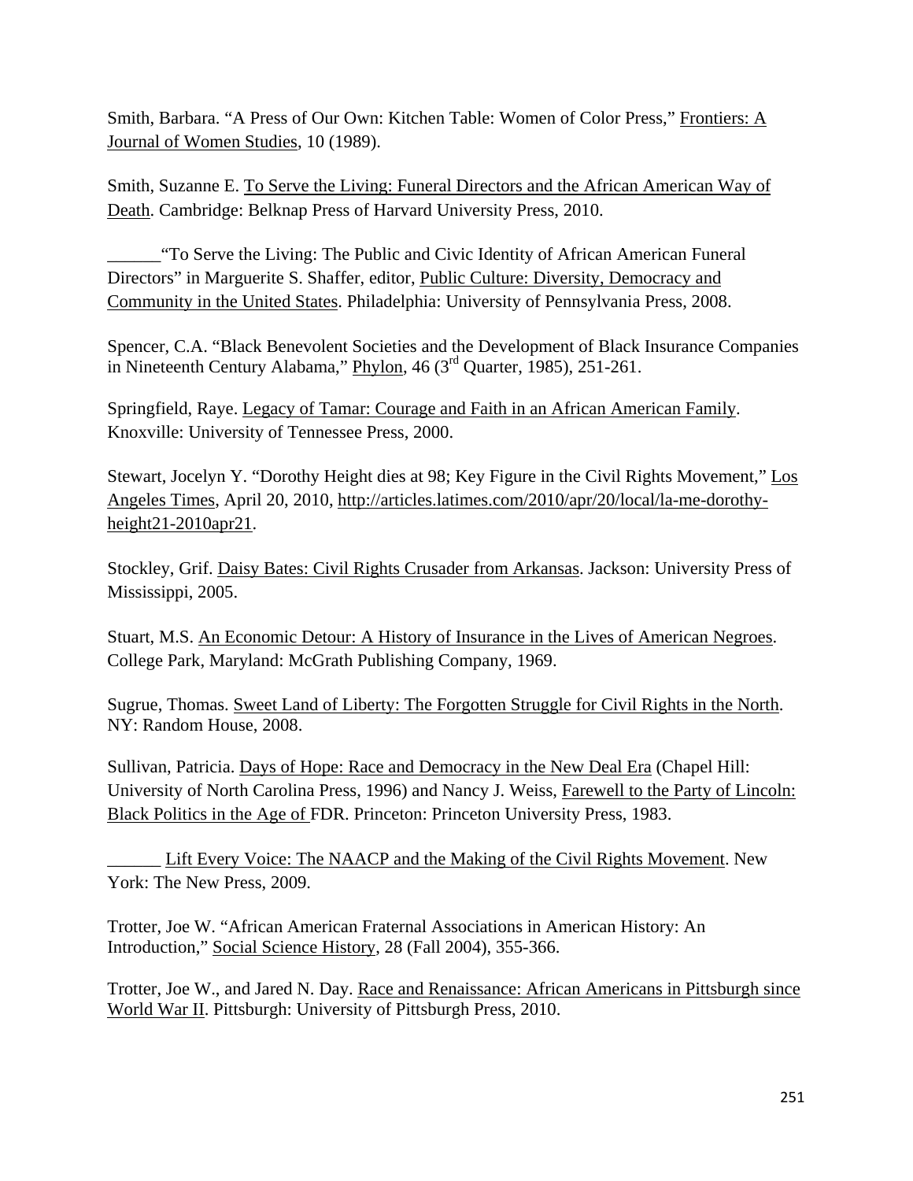Smith, Barbara. "A Press of Our Own: Kitchen Table: Women of Color Press," Frontiers: A Journal of Women Studies, 10 (1989).

Smith, Suzanne E. To Serve the Living: Funeral Directors and the African American Way of Death. Cambridge: Belknap Press of Harvard University Press, 2010.

______"To Serve the Living: The Public and Civic Identity of African American Funeral Directors" in Marguerite S. Shaffer, editor, Public Culture: Diversity, Democracy and Community in the United States. Philadelphia: University of Pennsylvania Press, 2008.

Spencer, C.A. "Black Benevolent Societies and the Development of Black Insurance Companies in Nineteenth Century Alabama," Phylon, 46 (3rd Quarter, 1985), 251-261.

Springfield, Raye. Legacy of Tamar: Courage and Faith in an African American Family. Knoxville: University of Tennessee Press, 2000.

Stewart, Jocelyn Y. "Dorothy Height dies at 98; Key Figure in the Civil Rights Movement," Los Angeles Times, April 20, 2010, http://articles.latimes.com/2010/apr/20/local/la-me-dorothy-height21-2010apr21.

Stockley, Grif. Daisy Bates: Civil Rights Crusader from Arkansas. Jackson: University Press of Mississippi, 2005.

Stuart, M.S. An Economic Detour: A History of Insurance in the Lives of American Negroes. College Park, Maryland: McGrath Publishing Company, 1969.

Sugrue, Thomas. Sweet Land of Liberty: The Forgotten Struggle for Civil Rights in the North. NY: Random House, 2008.

Sullivan, Patricia. Days of Hope: Race and Democracy in the New Deal Era (Chapel Hill: University of North Carolina Press, 1996) and Nancy J. Weiss, Farewell to the Party of Lincoln: Black Politics in the Age of FDR. Princeton: Princeton University Press, 1983.

______ Lift Every Voice: The NAACP and the Making of the Civil Rights Movement. New York: The New Press, 2009.

Trotter, Joe W. "African American Fraternal Associations in American History: An Introduction," Social Science History, 28 (Fall 2004), 355-366.

Trotter, Joe W., and Jared N. Day. Race and Renaissance: African Americans in Pittsburgh since World War II. Pittsburgh: University of Pittsburgh Press, 2010.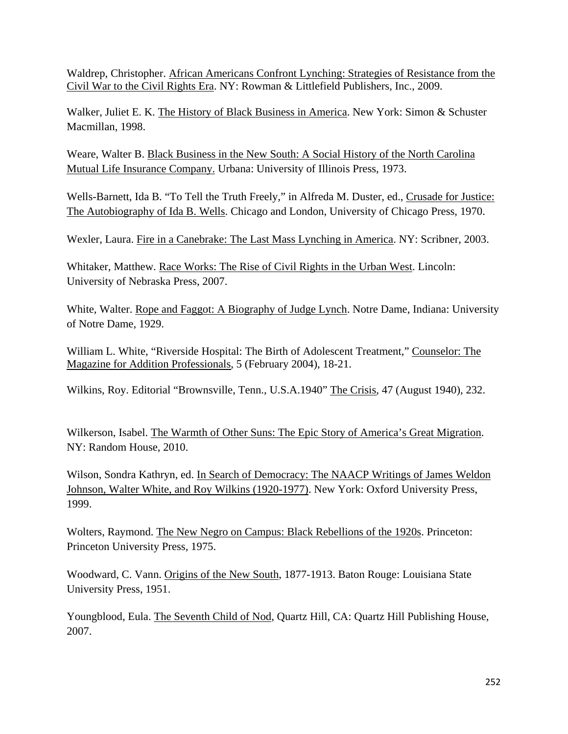Waldrep, Christopher. African Americans Confront Lynching: Strategies of Resistance from the Civil War to the Civil Rights Era. NY: Rowman & Littlefield Publishers, Inc., 2009.

Walker, Juliet E. K. The History of Black Business in America. New York: Simon & Schuster Macmillan, 1998.

Weare, Walter B. Black Business in the New South: A Social History of the North Carolina Mutual Life Insurance Company. Urbana: University of Illinois Press, 1973.

Wells-Barnett, Ida B. "To Tell the Truth Freely," in Alfreda M. Duster, ed., Crusade for Justice: The Autobiography of Ida B. Wells. Chicago and London, University of Chicago Press, 1970.

Wexler, Laura. Fire in a Canebrake: The Last Mass Lynching in America. NY: Scribner, 2003.

Whitaker, Matthew. Race Works: The Rise of Civil Rights in the Urban West. Lincoln: University of Nebraska Press, 2007.

White, Walter. Rope and Faggot: A Biography of Judge Lynch. Notre Dame, Indiana: University of Notre Dame, 1929.

William L. White, "Riverside Hospital: The Birth of Adolescent Treatment," Counselor: The Magazine for Addition Professionals, 5 (February 2004), 18-21.

Wilkins, Roy. Editorial "Brownsville, Tenn., U.S.A.1940" The Crisis, 47 (August 1940), 232.

Wilkerson, Isabel. The Warmth of Other Suns: The Epic Story of America's Great Migration. NY: Random House, 2010.

Wilson, Sondra Kathryn, ed. In Search of Democracy: The NAACP Writings of James Weldon Johnson, Walter White, and Roy Wilkins (1920-1977). New York: Oxford University Press, 1999.

Wolters, Raymond. The New Negro on Campus: Black Rebellions of the 1920s. Princeton: Princeton University Press, 1975.

Woodward, C. Vann. Origins of the New South, 1877-1913. Baton Rouge: Louisiana State University Press, 1951.

Youngblood, Eula. The Seventh Child of Nod, Quartz Hill, CA: Quartz Hill Publishing House, 2007.